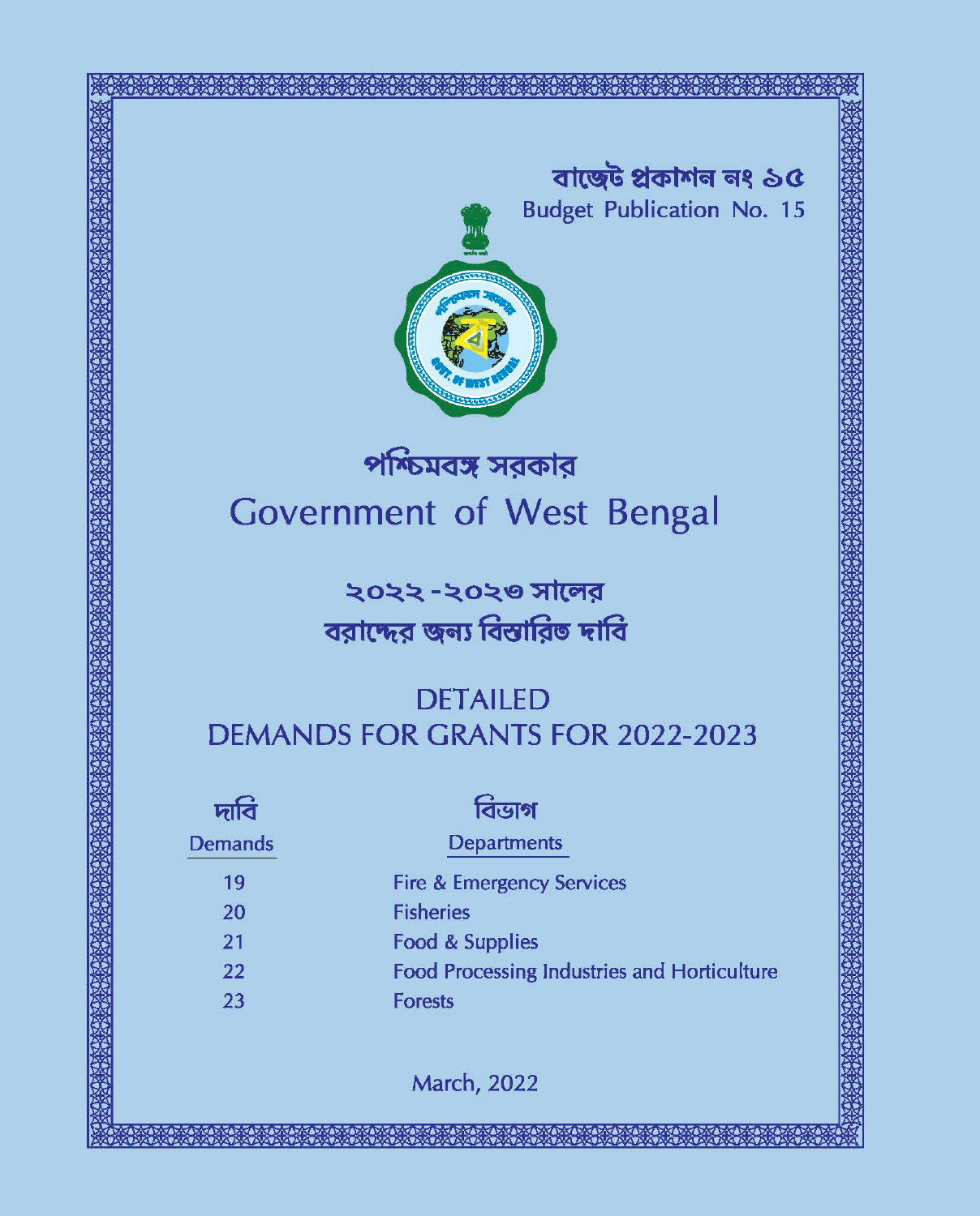বাজেট প্রকাশন নং ১৫

Budget Publication No. 15

# পশ্চিমবঙ্গ সরকার

# Government of West Bengal

## ২০২২-২০২৩ সালের বরাদ্দের জন্য বিস্তারিত দাবি

## DETAILED DEMANDS FOR GRANTS FOR 2022-2023

| দাবি Demands | বিভাগ Departments |
|---|---|
| 19 | Fire & Emergency Services |
| 20 | Fisheries |
| 21 | Food & Supplies |
| 22 | Food Processing Industries and Horticulture |
| 23 | Forests |

March, 2022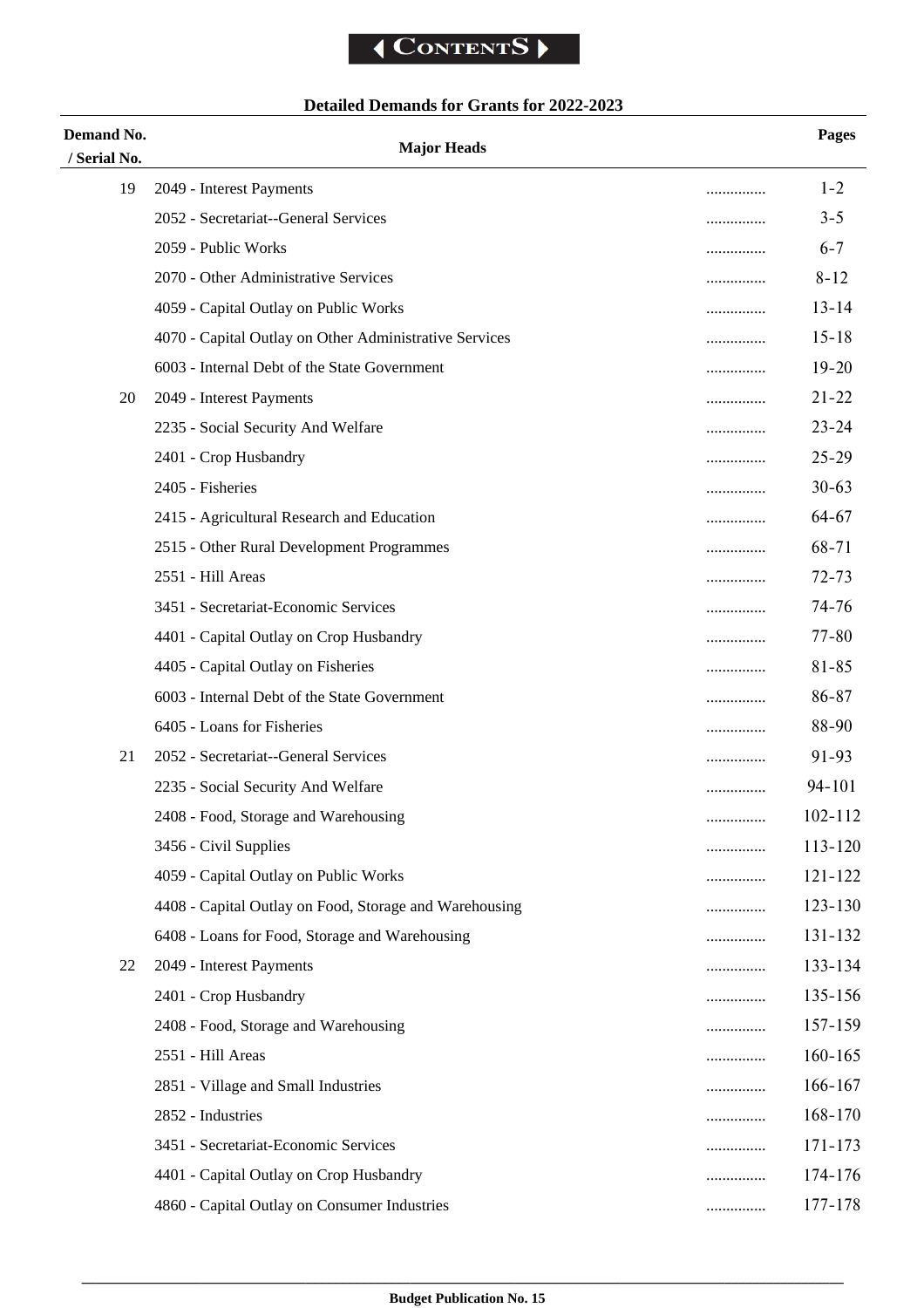# CONTENTS

## Detailed Demands for Grants for 2022-2023

| Demand No. / Serial No. | Major Heads | | Pages |
|---|---|---|---|
| 19 | 2049 - Interest Payments | ............... | 1-2 |
| | 2052 - Secretariat--General Services | ............... | 3-5 |
| | 2059 - Public Works | ............... | 6-7 |
| | 2070 - Other Administrative Services | ............... | 8-12 |
| | 4059 - Capital Outlay on Public Works | ............... | 13-14 |
| | 4070 - Capital Outlay on Other Administrative Services | ............... | 15-18 |
| | 6003 - Internal Debt of the State Government | ............... | 19-20 |
| 20 | 2049 - Interest Payments | ............... | 21-22 |
| | 2235 - Social Security And Welfare | ............... | 23-24 |
| | 2401 - Crop Husbandry | ............... | 25-29 |
| | 2405 - Fisheries | ............... | 30-63 |
| | 2415 - Agricultural Research and Education | ............... | 64-67 |
| | 2515 - Other Rural Development Programmes | ............... | 68-71 |
| | 2551 - Hill Areas | ............... | 72-73 |
| | 3451 - Secretariat-Economic Services | ............... | 74-76 |
| | 4401 - Capital Outlay on Crop Husbandry | ............... | 77-80 |
| | 4405 - Capital Outlay on Fisheries | ............... | 81-85 |
| | 6003 - Internal Debt of the State Government | ............... | 86-87 |
| | 6405 - Loans for Fisheries | ............... | 88-90 |
| 21 | 2052 - Secretariat--General Services | ............... | 91-93 |
| | 2235 - Social Security And Welfare | ............... | 94-101 |
| | 2408 - Food, Storage and Warehousing | ............... | 102-112 |
| | 3456 - Civil Supplies | ............... | 113-120 |
| | 4059 - Capital Outlay on Public Works | ............... | 121-122 |
| | 4408 - Capital Outlay on Food, Storage and Warehousing | ............... | 123-130 |
| | 6408 - Loans for Food, Storage and Warehousing | ............... | 131-132 |
| 22 | 2049 - Interest Payments | ............... | 133-134 |
| | 2401 - Crop Husbandry | ............... | 135-156 |
| | 2408 - Food, Storage and Warehousing | ............... | 157-159 |
| | 2551 - Hill Areas | ............... | 160-165 |
| | 2851 - Village and Small Industries | ............... | 166-167 |
| | 2852 - Industries | ............... | 168-170 |
| | 3451 - Secretariat-Economic Services | ............... | 171-173 |
| | 4401 - Capital Outlay on Crop Husbandry | ............... | 174-176 |
| | 4860 - Capital Outlay on Consumer Industries | ............... | 177-178 |

**Budget Publication No. 15**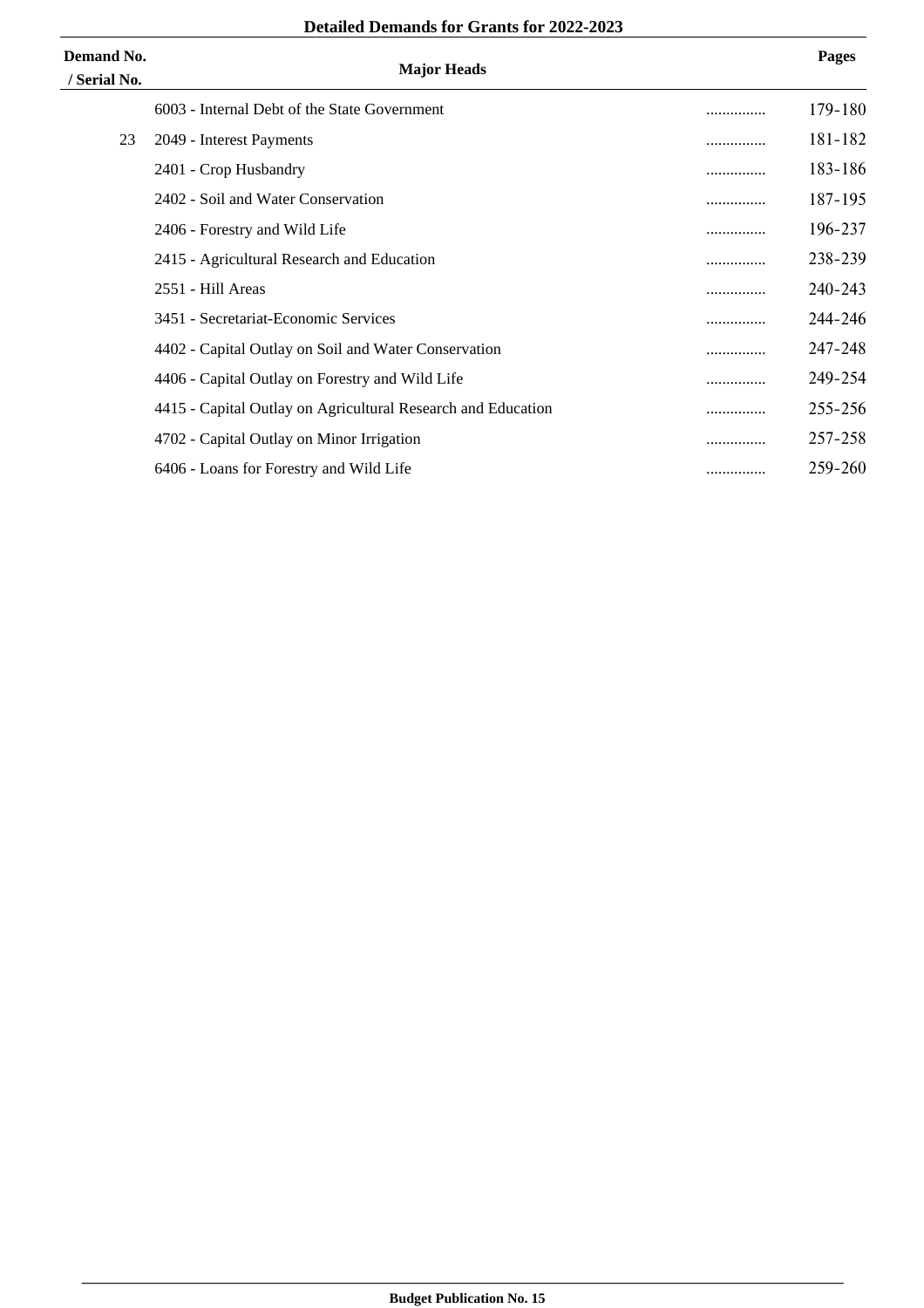## Detailed Demands for Grants for 2022-2023

| Demand No. / Serial No. | Major Heads | | Pages |
|---|---|---|---|
| | 6003 - Internal Debt of the State Government | ............... | 179-180 |
| 23 | 2049 - Interest Payments | ............... | 181-182 |
| | 2401 - Crop Husbandry | ............... | 183-186 |
| | 2402 - Soil and Water Conservation | ............... | 187-195 |
| | 2406 - Forestry and Wild Life | ............... | 196-237 |
| | 2415 - Agricultural Research and Education | ............... | 238-239 |
| | 2551 - Hill Areas | ............... | 240-243 |
| | 3451 - Secretariat-Economic Services | ............... | 244-246 |
| | 4402 - Capital Outlay on Soil and Water Conservation | ............... | 247-248 |
| | 4406 - Capital Outlay on Forestry and Wild Life | ............... | 249-254 |
| | 4415 - Capital Outlay on Agricultural Research and Education | ............... | 255-256 |
| | 4702 - Capital Outlay on Minor Irrigation | ............... | 257-258 |
| | 6406 - Loans for Forestry and Wild Life | ............... | 259-260 |

Budget Publication No. 15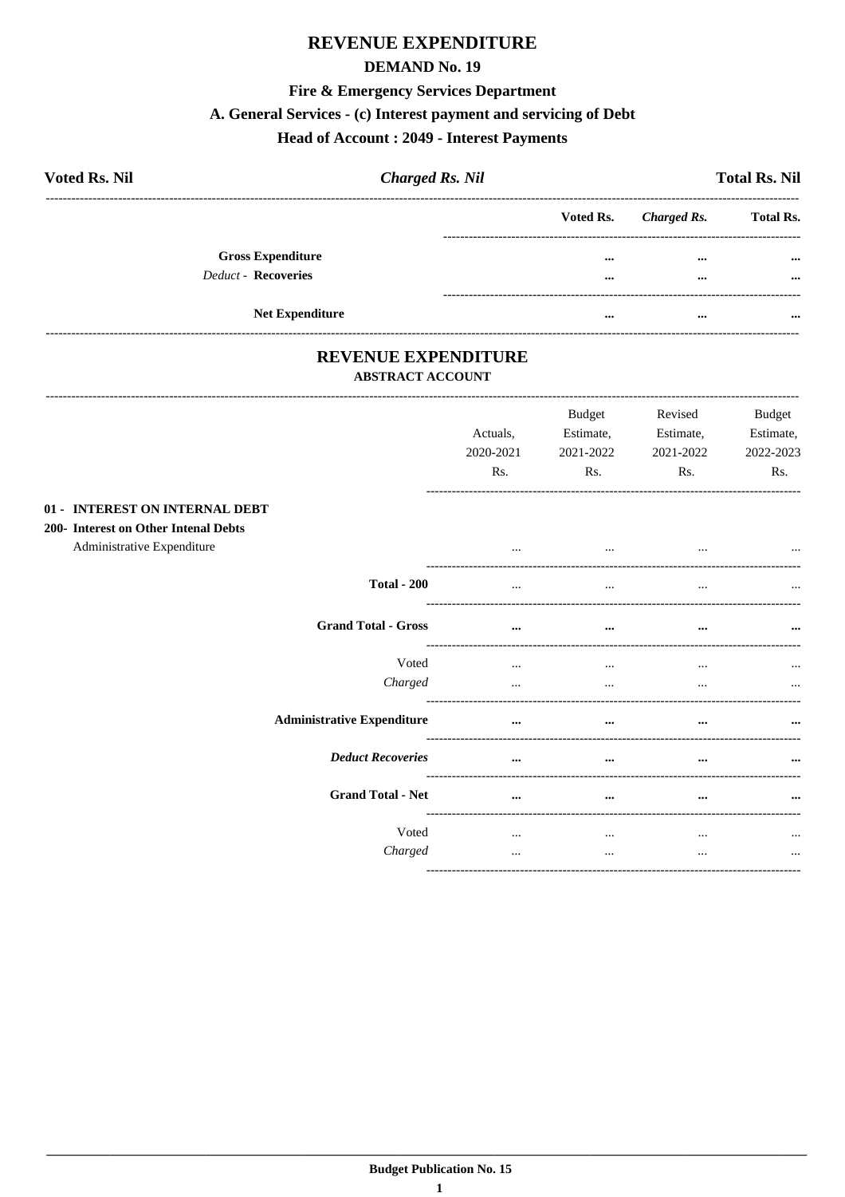# REVENUE EXPENDITURE

## DEMAND No. 19

### Fire & Emergency Services Department

### A. General Services - (c) Interest payment and servicing of Debt

### Head of Account : 2049 - Interest Payments

**Voted Rs. Nil** | ***Charged Rs. Nil*** | **Total Rs. Nil**

| | Voted Rs. | *Charged Rs.* | Total Rs. |
|---|---|---|---|
| **Gross Expenditure** | ... | ... | ... |
| *Deduct* - **Recoveries** | ... | ... | ... |
| **Net Expenditure** | ... | ... | ... |

## REVENUE EXPENDITURE

### ABSTRACT ACCOUNT

| | Actuals, 2020-2021 Rs. | Budget Estimate, 2021-2022 Rs. | Revised Estimate, 2021-2022 Rs. | Budget Estimate, 2022-2023 Rs. |
|---|---|---|---|---|
| **01 - INTEREST ON INTERNAL DEBT** | | | | |
| **200- Interest on Other Intenal Debts** | | | | |
| Administrative Expenditure | ... | ... | ... | ... |
| **Total - 200** | ... | ... | ... | ... |
| **Grand Total - Gross** | ... | ... | ... | ... |
| Voted | ... | ... | ... | ... |
| *Charged* | ... | ... | ... | ... |
| **Administrative Expenditure** | ... | ... | ... | ... |
| ***Deduct Recoveries*** | ... | ... | ... | ... |
| **Grand Total - Net** | ... | ... | ... | ... |
| Voted | ... | ... | ... | ... |
| *Charged* | ... | ... | ... | ... |

**Budget Publication No. 15**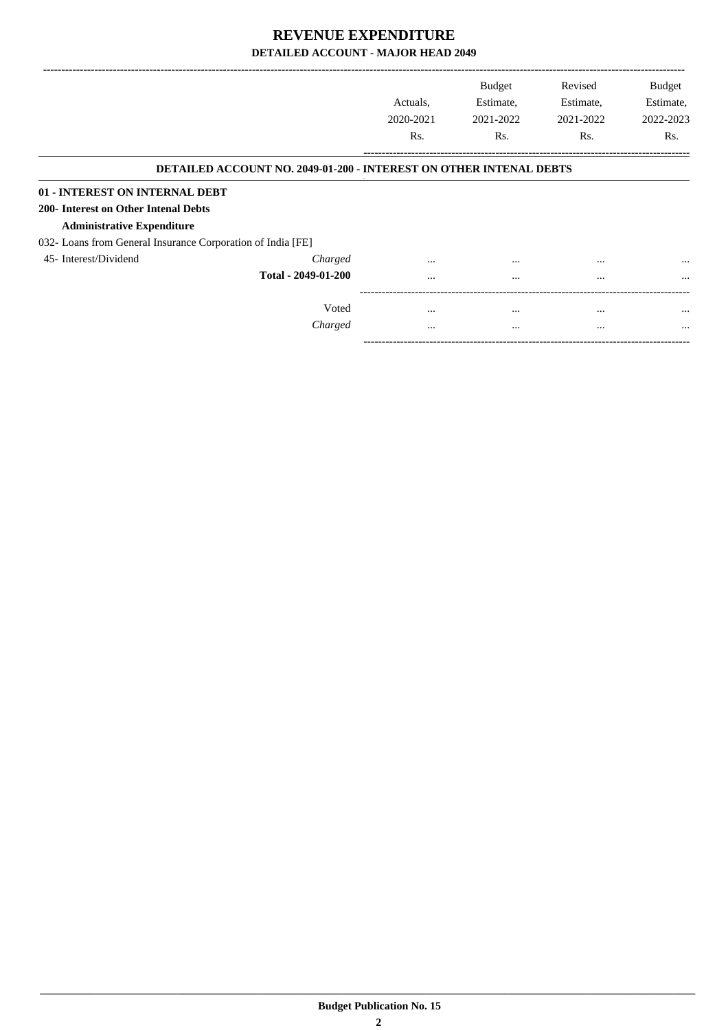# REVENUE EXPENDITURE

## DETAILED ACCOUNT - MAJOR HEAD 2049

| | | Actuals, 2020-2021 Rs. | Budget Estimate, 2021-2022 Rs. | Revised Estimate, 2021-2022 Rs. | Budget Estimate, 2022-2023 Rs. |
|---|---|---|---|---|---|

**DETAILED ACCOUNT NO. 2049-01-200 - INTEREST ON OTHER INTENAL DEBTS**

**01 - INTEREST ON INTERNAL DEBT**

**200- Interest on Other Intenal Debts**

**Administrative Expenditure**

032- Loans from General Insurance Corporation of India [FE]

| | | Actuals, 2020-2021 Rs. | Budget Estimate, 2021-2022 Rs. | Revised Estimate, 2021-2022 Rs. | Budget Estimate, 2022-2023 Rs. |
|---|---|---|---|---|---|
| 45- Interest/Dividend | *Charged* | ... | ... | ... | ... |
| | **Total - 2049-01-200** | ... | ... | ... | ... |
| | Voted | ... | ... | ... | ... |
| | *Charged* | ... | ... | ... | ... |

**Budget Publication No. 15**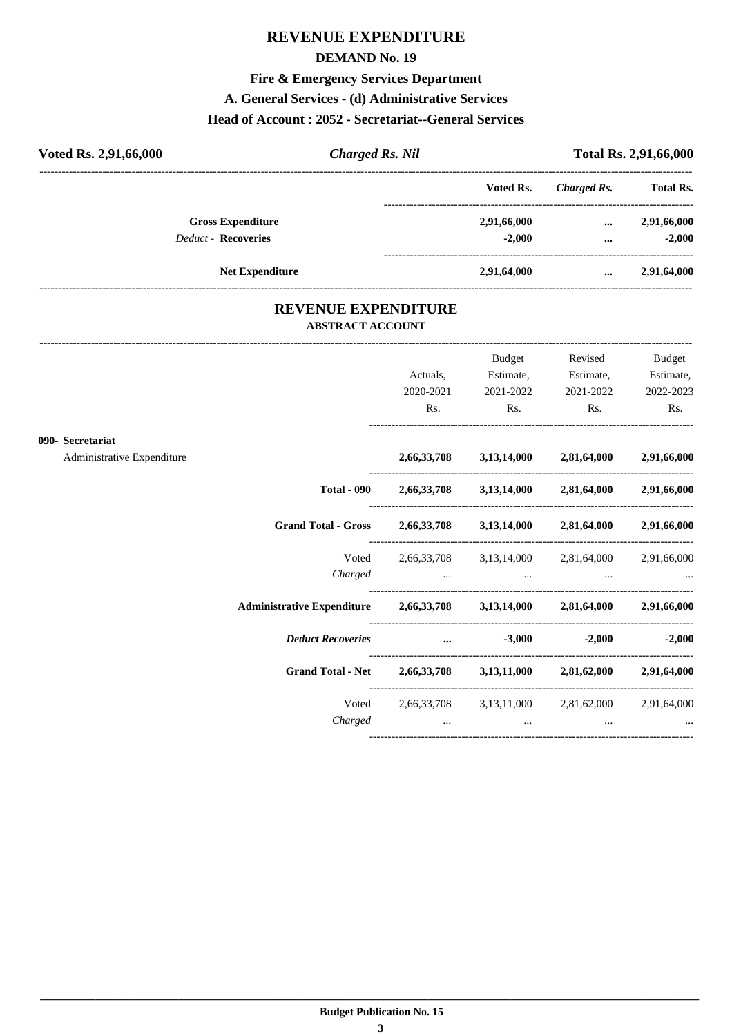# REVENUE EXPENDITURE

## DEMAND No. 19

### Fire & Emergency Services Department

### A. General Services - (d) Administrative Services

### Head of Account : 2052 - Secretariat--General Services

| **Voted Rs. 2,91,66,000** | ***Charged Rs. Nil*** | **Total Rs. 2,91,66,000** |
|---|---|---|

| | Voted Rs. | *Charged Rs.* | Total Rs. |
|---|---|---|---|
| **Gross Expenditure** | **2,91,66,000** | **...** | **2,91,66,000** |
| *Deduct* - **Recoveries** | **-2,000** | **...** | **-2,000** |
| **Net Expenditure** | **2,91,64,000** | **...** | **2,91,64,000** |

# REVENUE EXPENDITURE

## ABSTRACT ACCOUNT

| | Actuals, 2020-2021 Rs. | Budget Estimate, 2021-2022 Rs. | Revised Estimate, 2021-2022 Rs. | Budget Estimate, 2022-2023 Rs. |
|---|---|---|---|---|
| **090- Secretariat** | | | | |
| Administrative Expenditure | **2,66,33,708** | **3,13,14,000** | **2,81,64,000** | **2,91,66,000** |
| **Total - 090** | **2,66,33,708** | **3,13,14,000** | **2,81,64,000** | **2,91,66,000** |
| **Grand Total - Gross** | **2,66,33,708** | **3,13,14,000** | **2,81,64,000** | **2,91,66,000** |
| Voted | 2,66,33,708 | 3,13,14,000 | 2,81,64,000 | 2,91,66,000 |
| *Charged* | ... | ... | ... | ... |
| **Administrative Expenditure** | **2,66,33,708** | **3,13,14,000** | **2,81,64,000** | **2,91,66,000** |
| ***Deduct Recoveries*** | **...** | **-3,000** | **-2,000** | **-2,000** |
| **Grand Total - Net** | **2,66,33,708** | **3,13,11,000** | **2,81,62,000** | **2,91,64,000** |
| Voted | 2,66,33,708 | 3,13,11,000 | 2,81,62,000 | 2,91,64,000 |
| *Charged* | ... | ... | ... | ... |

**Budget Publication No. 15**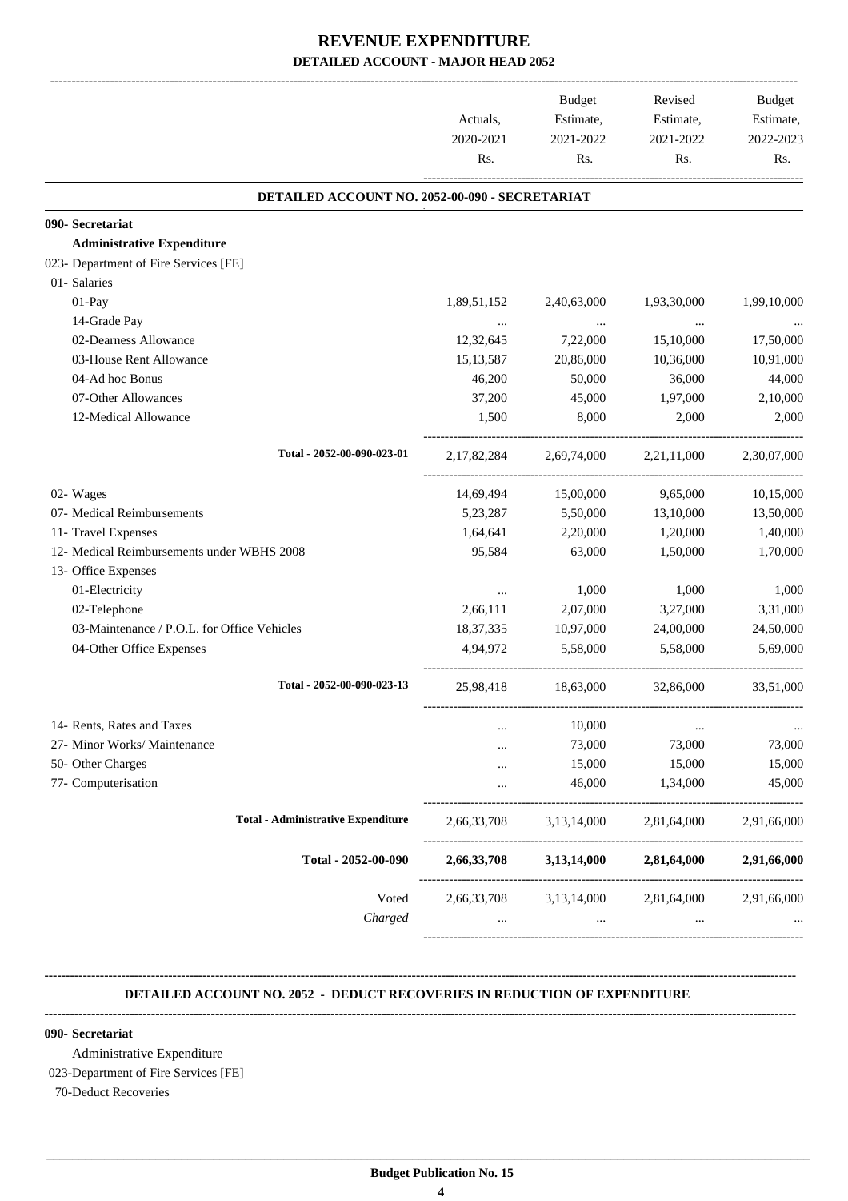# REVENUE EXPENDITURE

## DETAILED ACCOUNT - MAJOR HEAD 2052

| | Actuals, 2020-2021 Rs. | Budget Estimate, 2021-2022 Rs. | Revised Estimate, 2021-2022 Rs. | Budget Estimate, 2022-2023 Rs. |
|---|---|---|---|---|
| **DETAILED ACCOUNT NO. 2052-00-090 - SECRETARIAT** | | | | |
| **090- Secretariat** | | | | |
| **Administrative Expenditure** | | | | |
| 023- Department of Fire Services [FE] | | | | |
| 01- Salaries | | | | |
| 01-Pay | 1,89,51,152 | 2,40,63,000 | 1,93,30,000 | 1,99,10,000 |
| 14-Grade Pay | ... | ... | ... | ... |
| 02-Dearness Allowance | 12,32,645 | 7,22,000 | 15,10,000 | 17,50,000 |
| 03-House Rent Allowance | 15,13,587 | 20,86,000 | 10,36,000 | 10,91,000 |
| 04-Ad hoc Bonus | 46,200 | 50,000 | 36,000 | 44,000 |
| 07-Other Allowances | 37,200 | 45,000 | 1,97,000 | 2,10,000 |
| 12-Medical Allowance | 1,500 | 8,000 | 2,000 | 2,000 |
| Total - 2052-00-090-023-01 | 2,17,82,284 | 2,69,74,000 | 2,21,11,000 | 2,30,07,000 |
| 02- Wages | 14,69,494 | 15,00,000 | 9,65,000 | 10,15,000 |
| 07- Medical Reimbursements | 5,23,287 | 5,50,000 | 13,10,000 | 13,50,000 |
| 11- Travel Expenses | 1,64,641 | 2,20,000 | 1,20,000 | 1,40,000 |
| 12- Medical Reimbursements under WBHS 2008 | 95,584 | 63,000 | 1,50,000 | 1,70,000 |
| 13- Office Expenses | | | | |
| 01-Electricity | ... | 1,000 | 1,000 | 1,000 |
| 02-Telephone | 2,66,111 | 2,07,000 | 3,27,000 | 3,31,000 |
| 03-Maintenance / P.O.L. for Office Vehicles | 18,37,335 | 10,97,000 | 24,00,000 | 24,50,000 |
| 04-Other Office Expenses | 4,94,972 | 5,58,000 | 5,58,000 | 5,69,000 |
| Total - 2052-00-090-023-13 | 25,98,418 | 18,63,000 | 32,86,000 | 33,51,000 |
| 14- Rents, Rates and Taxes | ... | 10,000 | ... | ... |
| 27- Minor Works/ Maintenance | ... | 73,000 | 73,000 | 73,000 |
| 50- Other Charges | ... | 15,000 | 15,000 | 15,000 |
| 77- Computerisation | ... | 46,000 | 1,34,000 | 45,000 |
| **Total - Administrative Expenditure** | 2,66,33,708 | 3,13,14,000 | 2,81,64,000 | 2,91,66,000 |
| **Total - 2052-00-090** | **2,66,33,708** | **3,13,14,000** | **2,81,64,000** | **2,91,66,000** |
| Voted | 2,66,33,708 | 3,13,14,000 | 2,81,64,000 | 2,91,66,000 |
| *Charged* | ... | ... | ... | ... |

**DETAILED ACCOUNT NO. 2052 - DEDUCT RECOVERIES IN REDUCTION OF EXPENDITURE**

**090- Secretariat**

Administrative Expenditure

023-Department of Fire Services [FE]

70-Deduct Recoveries

**Budget Publication No. 15**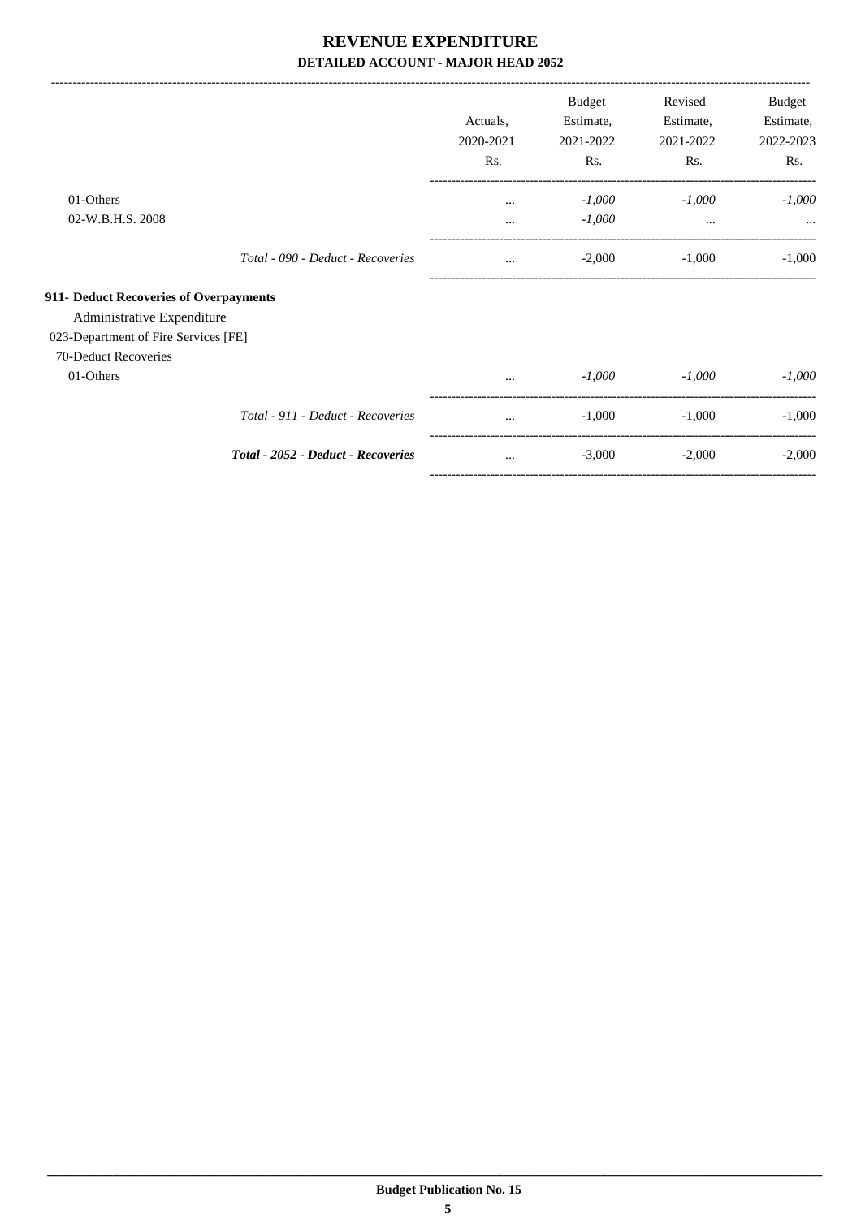# REVENUE EXPENDITURE

## DETAILED ACCOUNT - MAJOR HEAD 2052

| | Actuals, 2020-2021 Rs. | Budget Estimate, 2021-2022 Rs. | Revised Estimate, 2021-2022 Rs. | Budget Estimate, 2022-2023 Rs. |
|---|---|---|---|---|
| 01-Others | ... | *-1,000* | *-1,000* | *-1,000* |
| 02-W.B.H.S. 2008 | ... | *-1,000* | ... | ... |
| *Total - 090 - Deduct - Recoveries* | ... | -2,000 | -1,000 | -1,000 |
| **911- Deduct Recoveries of Overpayments** | | | | |
| Administrative Expenditure | | | | |
| 023-Department of Fire Services [FE] | | | | |
| 70-Deduct Recoveries | | | | |
| 01-Others | ... | *-1,000* | *-1,000* | *-1,000* |
| *Total - 911 - Deduct - Recoveries* | ... | -1,000 | -1,000 | -1,000 |
| ***Total - 2052 - Deduct - Recoveries*** | ... | -3,000 | -2,000 | -2,000 |

**Budget Publication No. 15**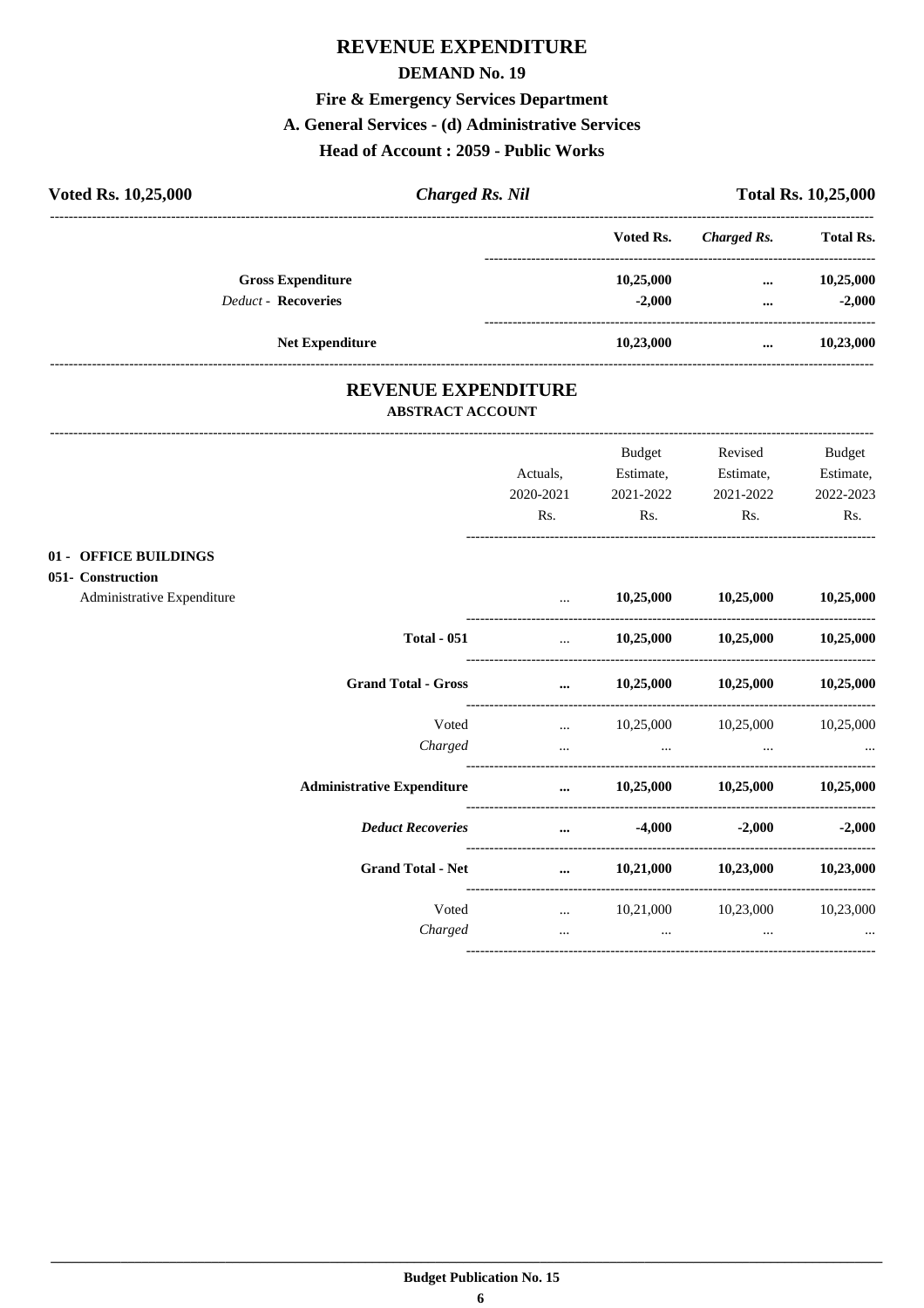# REVENUE EXPENDITURE

## DEMAND No. 19

## Fire & Emergency Services Department

## A. General Services - (d) Administrative Services

## Head of Account : 2059 - Public Works

| **Voted Rs. 10,25,000** | ***Charged Rs. Nil*** | **Total Rs. 10,25,000** |
|---|---|---|

| | Voted Rs. | *Charged Rs.* | Total Rs. |
|---|---|---|---|
| **Gross Expenditure** | **10,25,000** | **...** | **10,25,000** |
| *Deduct* - **Recoveries** | **-2,000** | **...** | **-2,000** |
| **Net Expenditure** | **10,23,000** | **...** | **10,23,000** |

# REVENUE EXPENDITURE

### ABSTRACT ACCOUNT

| | Actuals, 2020-2021 Rs. | Budget Estimate, 2021-2022 Rs. | Revised Estimate, 2021-2022 Rs. | Budget Estimate, 2022-2023 Rs. |
|---|---|---|---|---|
| **01 - OFFICE BUILDINGS** | | | | |
| **051- Construction** | | | | |
| Administrative Expenditure | ... | **10,25,000** | **10,25,000** | **10,25,000** |
| **Total - 051** | ... | **10,25,000** | **10,25,000** | **10,25,000** |
| **Grand Total - Gross** | **...** | **10,25,000** | **10,25,000** | **10,25,000** |
| Voted | ... | 10,25,000 | 10,25,000 | 10,25,000 |
| *Charged* | ... | ... | ... | ... |
| **Administrative Expenditure** | **...** | **10,25,000** | **10,25,000** | **10,25,000** |
| ***Deduct Recoveries*** | **...** | **-4,000** | **-2,000** | **-2,000** |
| **Grand Total - Net** | **...** | **10,21,000** | **10,23,000** | **10,23,000** |
| Voted | ... | 10,21,000 | 10,23,000 | 10,23,000 |
| *Charged* | ... | ... | ... | ... |

**Budget Publication No. 15**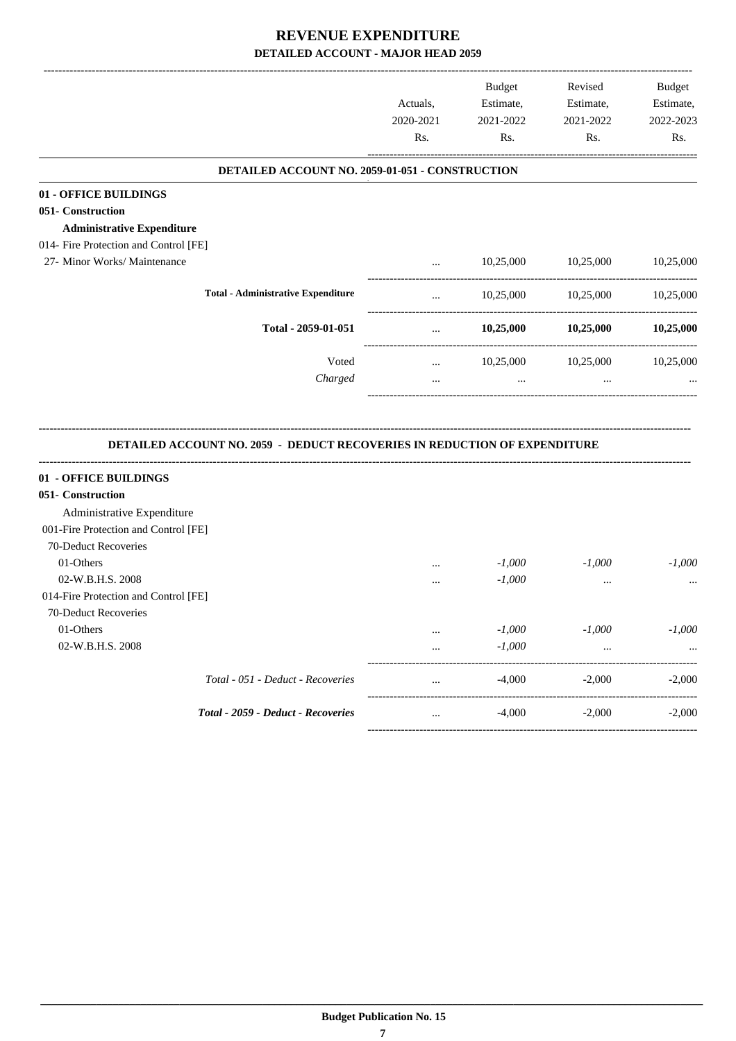# REVENUE EXPENDITURE

## DETAILED ACCOUNT - MAJOR HEAD 2059

| | Actuals, 2020-2021 Rs. | Budget Estimate, 2021-2022 Rs. | Revised Estimate, 2021-2022 Rs. | Budget Estimate, 2022-2023 Rs. |
|---|---|---|---|---|
| **DETAILED ACCOUNT NO. 2059-01-051 - CONSTRUCTION** | | | | |
| **01 - OFFICE BUILDINGS** | | | | |
| **051- Construction** | | | | |
| **Administrative Expenditure** | | | | |
| 014- Fire Protection and Control [FE] | | | | |
| 27- Minor Works/ Maintenance | ... | 10,25,000 | 10,25,000 | 10,25,000 |
| **Total - Administrative Expenditure** | ... | 10,25,000 | 10,25,000 | 10,25,000 |
| **Total - 2059-01-051** | ... | **10,25,000** | **10,25,000** | **10,25,000** |
| Voted | ... | 10,25,000 | 10,25,000 | 10,25,000 |
| *Charged* | ... | ... | ... | ... |

| | Actuals, 2020-2021 Rs. | Budget Estimate, 2021-2022 Rs. | Revised Estimate, 2021-2022 Rs. | Budget Estimate, 2022-2023 Rs. |
|---|---|---|---|---|
| **DETAILED ACCOUNT NO. 2059 - DEDUCT RECOVERIES IN REDUCTION OF EXPENDITURE** | | | | |
| **01 - OFFICE BUILDINGS** | | | | |
| **051- Construction** | | | | |
| Administrative Expenditure | | | | |
| 001-Fire Protection and Control [FE] | | | | |
| 70-Deduct Recoveries | | | | |
| 01-Others | ... | *-1,000* | *-1,000* | *-1,000* |
| 02-W.B.H.S. 2008 | ... | *-1,000* | ... | ... |
| 014-Fire Protection and Control [FE] | | | | |
| 70-Deduct Recoveries | | | | |
| 01-Others | ... | *-1,000* | *-1,000* | *-1,000* |
| 02-W.B.H.S. 2008 | ... | *-1,000* | ... | ... |
| *Total - 051 - Deduct - Recoveries* | ... | -4,000 | -2,000 | -2,000 |
| ***Total - 2059 - Deduct - Recoveries*** | ... | -4,000 | -2,000 | -2,000 |

**Budget Publication No. 15**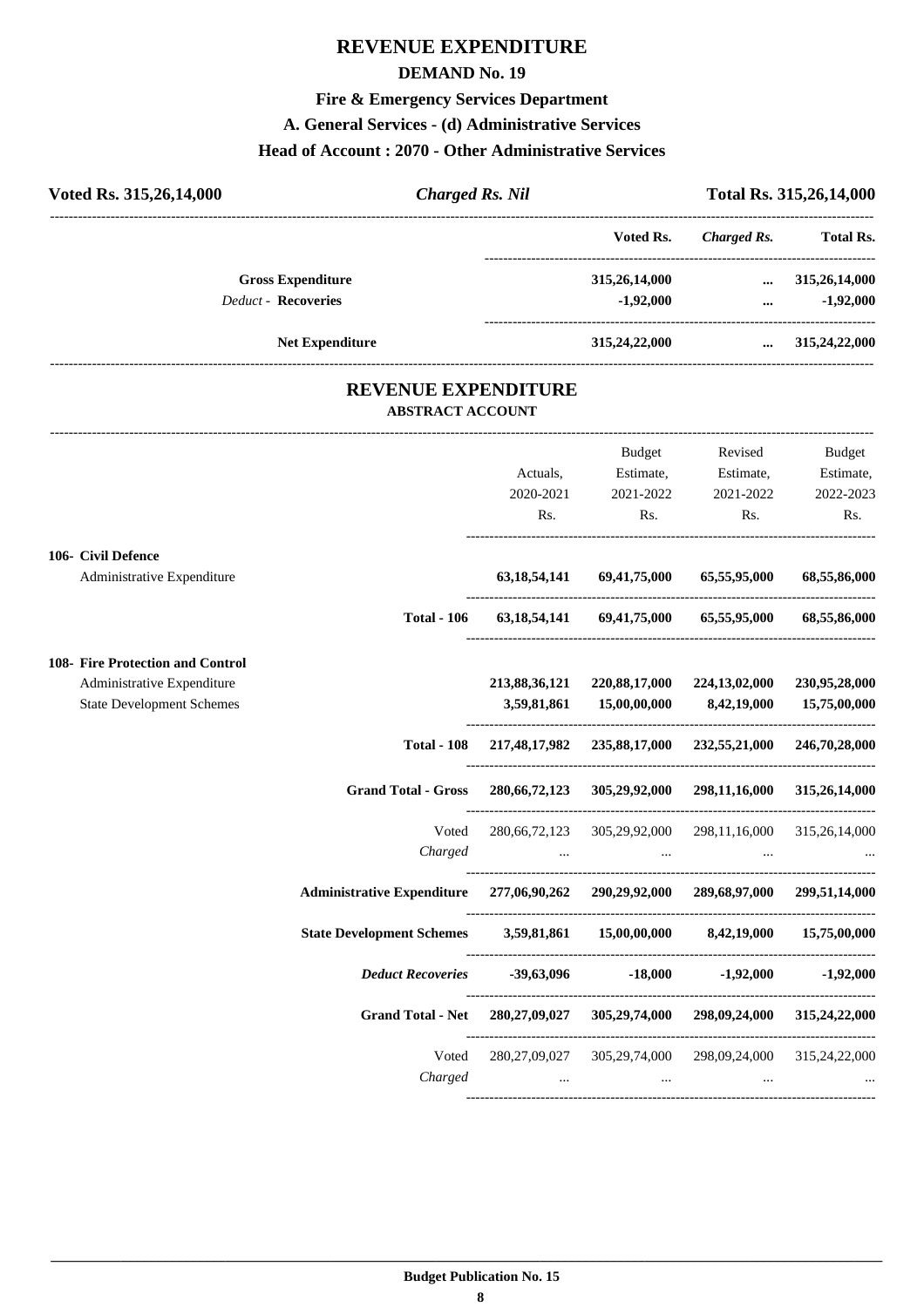# REVENUE EXPENDITURE

## DEMAND No. 19

### Fire & Emergency Services Department

### A. General Services - (d) Administrative Services

### Head of Account : 2070 - Other Administrative Services

| **Voted Rs. 315,26,14,000** | ***Charged Rs. Nil*** | **Total Rs. 315,26,14,000** |
|---|---|---|

| | Voted Rs. | *Charged Rs.* | Total Rs. |
|---|---|---|---|
| **Gross Expenditure** | 315,26,14,000 | ... | 315,26,14,000 |
| *Deduct* - **Recoveries** | -1,92,000 | ... | -1,92,000 |
| **Net Expenditure** | 315,24,22,000 | ... | 315,24,22,000 |

## REVENUE EXPENDITURE

### ABSTRACT ACCOUNT

| | Actuals, 2020-2021 Rs. | Budget Estimate, 2021-2022 Rs. | Revised Estimate, 2021-2022 Rs. | Budget Estimate, 2022-2023 Rs. |
|---|---|---|---|---|
| **106- Civil Defence** | | | | |
| Administrative Expenditure | **63,18,54,141** | **69,41,75,000** | **65,55,95,000** | **68,55,86,000** |
| **Total - 106** | **63,18,54,141** | **69,41,75,000** | **65,55,95,000** | **68,55,86,000** |
| **108- Fire Protection and Control** | | | | |
| Administrative Expenditure | **213,88,36,121** | **220,88,17,000** | **224,13,02,000** | **230,95,28,000** |
| State Development Schemes | **3,59,81,861** | **15,00,00,000** | **8,42,19,000** | **15,75,00,000** |
| **Total - 108** | **217,48,17,982** | **235,88,17,000** | **232,55,21,000** | **246,70,28,000** |
| **Grand Total - Gross** | **280,66,72,123** | **305,29,92,000** | **298,11,16,000** | **315,26,14,000** |
| Voted | 280,66,72,123 | 305,29,92,000 | 298,11,16,000 | 315,26,14,000 |
| *Charged* | ... | ... | ... | ... |
| **Administrative Expenditure** | **277,06,90,262** | **290,29,92,000** | **289,68,97,000** | **299,51,14,000** |
| **State Development Schemes** | **3,59,81,861** | **15,00,00,000** | **8,42,19,000** | **15,75,00,000** |
| ***Deduct Recoveries*** | **-39,63,096** | **-18,000** | **-1,92,000** | **-1,92,000** |
| **Grand Total - Net** | **280,27,09,027** | **305,29,74,000** | **298,09,24,000** | **315,24,22,000** |
| Voted | 280,27,09,027 | 305,29,74,000 | 298,09,24,000 | 315,24,22,000 |
| *Charged* | ... | ... | ... | ... |

**Budget Publication No. 15**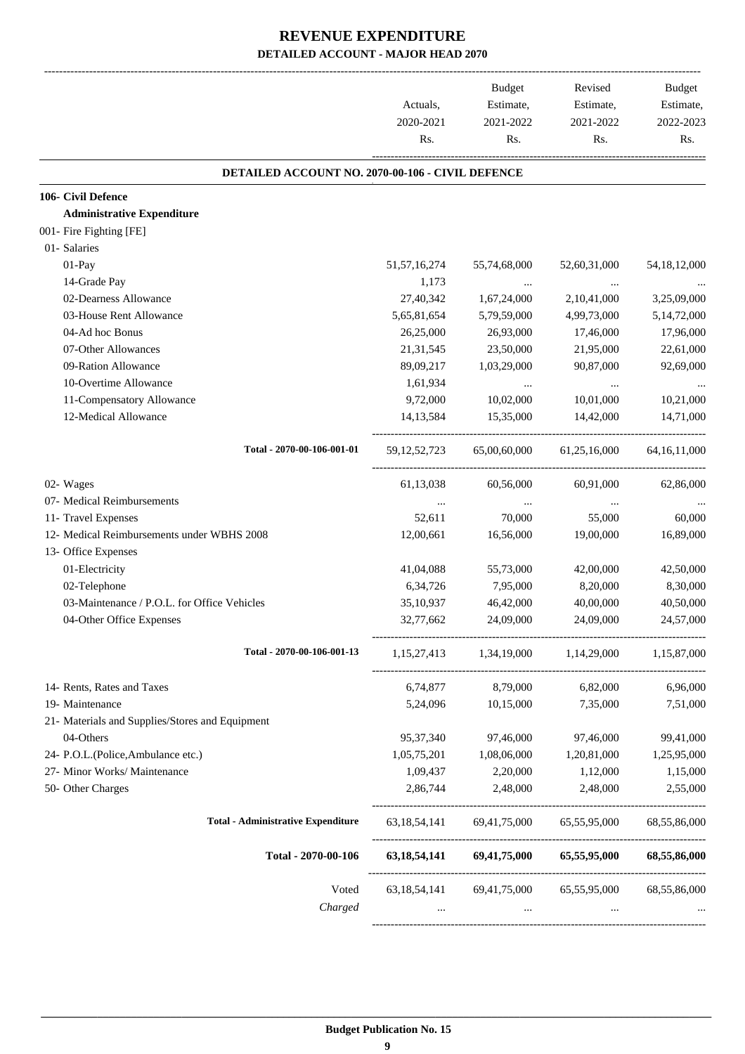# REVENUE EXPENDITURE

## DETAILED ACCOUNT - MAJOR HEAD 2070

| | Actuals, 2020-2021 Rs. | Budget Estimate, 2021-2022 Rs. | Revised Estimate, 2021-2022 Rs. | Budget Estimate, 2022-2023 Rs. |
|---|---|---|---|---|
| **DETAILED ACCOUNT NO. 2070-00-106 - CIVIL DEFENCE** | | | | |
| **106- Civil Defence** | | | | |
| **Administrative Expenditure** | | | | |
| 001- Fire Fighting [FE] | | | | |
| 01- Salaries | | | | |
| 01-Pay | 51,57,16,274 | 55,74,68,000 | 52,60,31,000 | 54,18,12,000 |
| 14-Grade Pay | 1,173 | ... | ... | ... |
| 02-Dearness Allowance | 27,40,342 | 1,67,24,000 | 2,10,41,000 | 3,25,09,000 |
| 03-House Rent Allowance | 5,65,81,654 | 5,79,59,000 | 4,99,73,000 | 5,14,72,000 |
| 04-Ad hoc Bonus | 26,25,000 | 26,93,000 | 17,46,000 | 17,96,000 |
| 07-Other Allowances | 21,31,545 | 23,50,000 | 21,95,000 | 22,61,000 |
| 09-Ration Allowance | 89,09,217 | 1,03,29,000 | 90,87,000 | 92,69,000 |
| 10-Overtime Allowance | 1,61,934 | ... | ... | ... |
| 11-Compensatory Allowance | 9,72,000 | 10,02,000 | 10,01,000 | 10,21,000 |
| 12-Medical Allowance | 14,13,584 | 15,35,000 | 14,42,000 | 14,71,000 |
| Total - 2070-00-106-001-01 | 59,12,52,723 | 65,00,60,000 | 61,25,16,000 | 64,16,11,000 |
| 02- Wages | 61,13,038 | 60,56,000 | 60,91,000 | 62,86,000 |
| 07- Medical Reimbursements | ... | ... | ... | ... |
| 11- Travel Expenses | 52,611 | 70,000 | 55,000 | 60,000 |
| 12- Medical Reimbursements under WBHS 2008 | 12,00,661 | 16,56,000 | 19,00,000 | 16,89,000 |
| 13- Office Expenses | | | | |
| 01-Electricity | 41,04,088 | 55,73,000 | 42,00,000 | 42,50,000 |
| 02-Telephone | 6,34,726 | 7,95,000 | 8,20,000 | 8,30,000 |
| 03-Maintenance / P.O.L. for Office Vehicles | 35,10,937 | 46,42,000 | 40,00,000 | 40,50,000 |
| 04-Other Office Expenses | 32,77,662 | 24,09,000 | 24,09,000 | 24,57,000 |
| Total - 2070-00-106-001-13 | 1,15,27,413 | 1,34,19,000 | 1,14,29,000 | 1,15,87,000 |
| 14- Rents, Rates and Taxes | 6,74,877 | 8,79,000 | 6,82,000 | 6,96,000 |
| 19- Maintenance | 5,24,096 | 10,15,000 | 7,35,000 | 7,51,000 |
| 21- Materials and Supplies/Stores and Equipment | | | | |
| 04-Others | 95,37,340 | 97,46,000 | 97,46,000 | 99,41,000 |
| 24- P.O.L.(Police,Ambulance etc.) | 1,05,75,201 | 1,08,06,000 | 1,20,81,000 | 1,25,95,000 |
| 27- Minor Works/ Maintenance | 1,09,437 | 2,20,000 | 1,12,000 | 1,15,000 |
| 50- Other Charges | 2,86,744 | 2,48,000 | 2,48,000 | 2,55,000 |
| **Total - Administrative Expenditure** | 63,18,54,141 | 69,41,75,000 | 65,55,95,000 | 68,55,86,000 |
| **Total - 2070-00-106** | **63,18,54,141** | **69,41,75,000** | **65,55,95,000** | **68,55,86,000** |
| Voted | 63,18,54,141 | 69,41,75,000 | 65,55,95,000 | 68,55,86,000 |
| *Charged* | ... | ... | ... | ... |

**Budget Publication No. 15**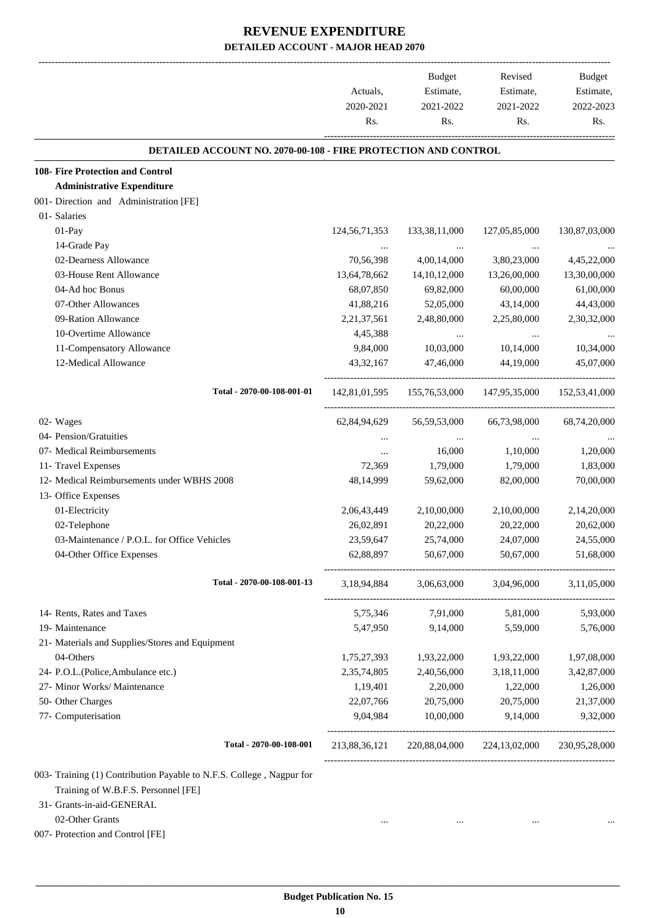# REVENUE EXPENDITURE

## DETAILED ACCOUNT - MAJOR HEAD 2070

| | Actuals, 2020-2021 Rs. | Budget Estimate, 2021-2022 Rs. | Revised Estimate, 2021-2022 Rs. | Budget Estimate, 2022-2023 Rs. |
|---|---|---|---|---|
| **DETAILED ACCOUNT NO. 2070-00-108 - FIRE PROTECTION AND CONTROL** | | | | |
| **108- Fire Protection and Control** | | | | |
| **Administrative Expenditure** | | | | |
| 001- Direction and Administration [FE] | | | | |
| 01- Salaries | | | | |
| 01-Pay | 124,56,71,353 | 133,38,11,000 | 127,05,85,000 | 130,87,03,000 |
| 14-Grade Pay | ... | ... | ... | ... |
| 02-Dearness Allowance | 70,56,398 | 4,00,14,000 | 3,80,23,000 | 4,45,22,000 |
| 03-House Rent Allowance | 13,64,78,662 | 14,10,12,000 | 13,26,00,000 | 13,30,00,000 |
| 04-Ad hoc Bonus | 68,07,850 | 69,82,000 | 60,00,000 | 61,00,000 |
| 07-Other Allowances | 41,88,216 | 52,05,000 | 43,14,000 | 44,43,000 |
| 09-Ration Allowance | 2,21,37,561 | 2,48,80,000 | 2,25,80,000 | 2,30,32,000 |
| 10-Overtime Allowance | 4,45,388 | ... | ... | ... |
| 11-Compensatory Allowance | 9,84,000 | 10,03,000 | 10,14,000 | 10,34,000 |
| 12-Medical Allowance | 43,32,167 | 47,46,000 | 44,19,000 | 45,07,000 |
| Total - 2070-00-108-001-01 | 142,81,01,595 | 155,76,53,000 | 147,95,35,000 | 152,53,41,000 |
| 02- Wages | 62,84,94,629 | 56,59,53,000 | 66,73,98,000 | 68,74,20,000 |
| 04- Pension/Gratuities | ... | ... | ... | ... |
| 07- Medical Reimbursements | ... | 16,000 | 1,10,000 | 1,20,000 |
| 11- Travel Expenses | 72,369 | 1,79,000 | 1,79,000 | 1,83,000 |
| 12- Medical Reimbursements under WBHS 2008 | 48,14,999 | 59,62,000 | 82,00,000 | 70,00,000 |
| 13- Office Expenses | | | | |
| 01-Electricity | 2,06,43,449 | 2,10,00,000 | 2,10,00,000 | 2,14,20,000 |
| 02-Telephone | 26,02,891 | 20,22,000 | 20,22,000 | 20,62,000 |
| 03-Maintenance / P.O.L. for Office Vehicles | 23,59,647 | 25,74,000 | 24,07,000 | 24,55,000 |
| 04-Other Office Expenses | 62,88,897 | 50,67,000 | 50,67,000 | 51,68,000 |
| Total - 2070-00-108-001-13 | 3,18,94,884 | 3,06,63,000 | 3,04,96,000 | 3,11,05,000 |
| 14- Rents, Rates and Taxes | 5,75,346 | 7,91,000 | 5,81,000 | 5,93,000 |
| 19- Maintenance | 5,47,950 | 9,14,000 | 5,59,000 | 5,76,000 |
| 21- Materials and Supplies/Stores and Equipment | | | | |
| 04-Others | 1,75,27,393 | 1,93,22,000 | 1,93,22,000 | 1,97,08,000 |
| 24- P.O.L.(Police,Ambulance etc.) | 2,35,74,805 | 2,40,56,000 | 3,18,11,000 | 3,42,87,000 |
| 27- Minor Works/ Maintenance | 1,19,401 | 2,20,000 | 1,22,000 | 1,26,000 |
| 50- Other Charges | 22,07,766 | 20,75,000 | 20,75,000 | 21,37,000 |
| 77- Computerisation | 9,04,984 | 10,00,000 | 9,14,000 | 9,32,000 |
| Total - 2070-00-108-001 | 213,88,36,121 | 220,88,04,000 | 224,13,02,000 | 230,95,28,000 |
| 003- Training (1) Contribution Payable to N.F.S. College , Nagpur for Training of W.B.F.S. Personnel [FE] | | | | |
| 31- Grants-in-aid-GENERAL | | | | |
| 02-Other Grants | ... | ... | ... | ... |
| 007- Protection and Control [FE] | | | | |

Budget Publication No. 15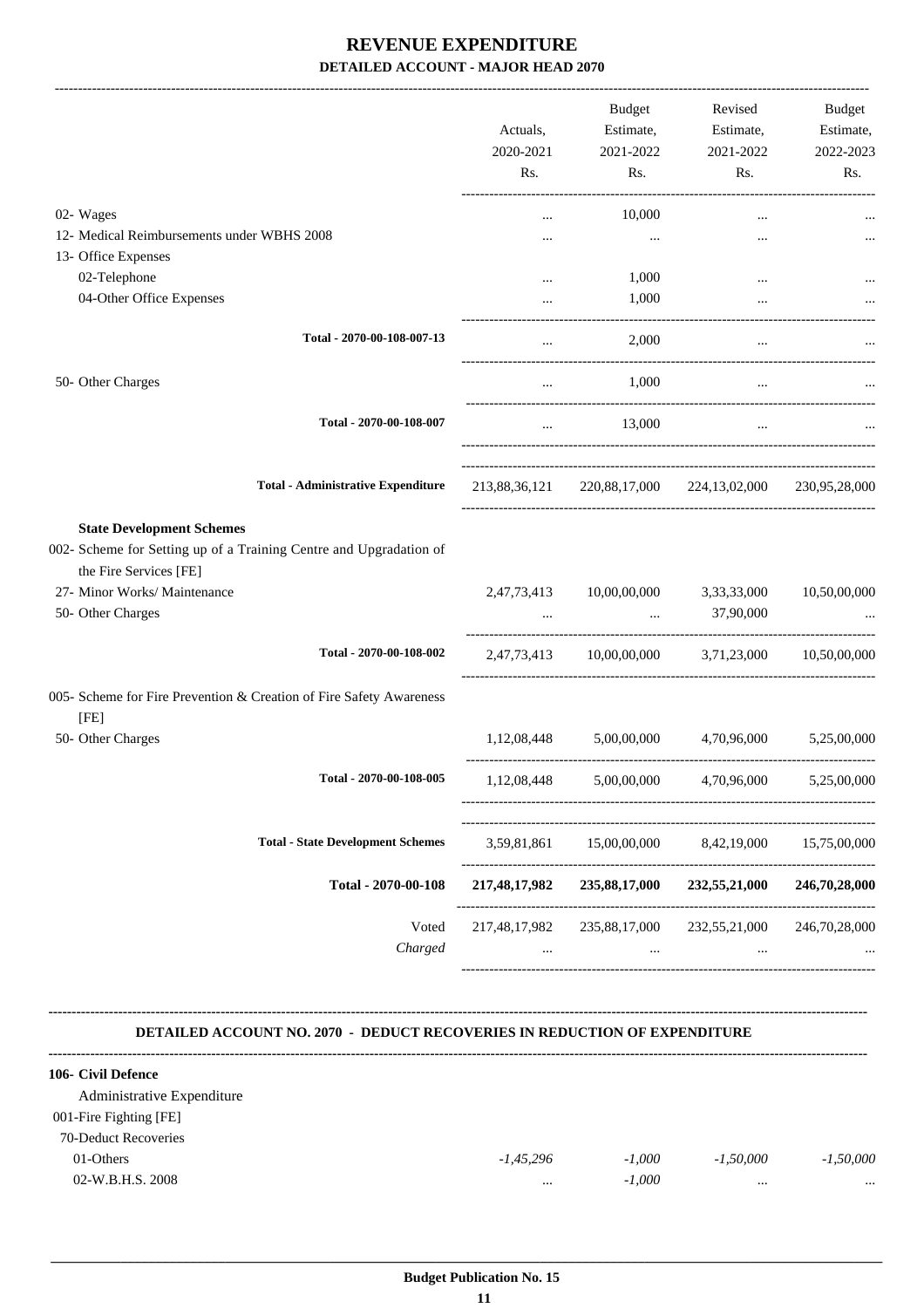# REVENUE EXPENDITURE

### DETAILED ACCOUNT - MAJOR HEAD 2070

| | Actuals, 2020-2021 Rs. | Budget Estimate, 2021-2022 Rs. | Revised Estimate, 2021-2022 Rs. | Budget Estimate, 2022-2023 Rs. |
|---|---|---|---|---|
| 02- Wages | ... | 10,000 | ... | ... |
| 12- Medical Reimbursements under WBHS 2008 | ... | ... | ... | ... |
| 13- Office Expenses | | | | |
| 02-Telephone | ... | 1,000 | ... | ... |
| 04-Other Office Expenses | ... | 1,000 | ... | ... |
| **Total - 2070-00-108-007-13** | ... | 2,000 | ... | ... |
| 50- Other Charges | ... | 1,000 | ... | ... |
| **Total - 2070-00-108-007** | ... | 13,000 | ... | ... |
| **Total - Administrative Expenditure** | 213,88,36,121 | 220,88,17,000 | 224,13,02,000 | 230,95,28,000 |
| **State Development Schemes** | | | | |
| 002- Scheme for Setting up of a Training Centre and Upgradation of the Fire Services [FE] | | | | |
| 27- Minor Works/ Maintenance | 2,47,73,413 | 10,00,00,000 | 3,33,33,000 | 10,50,00,000 |
| 50- Other Charges | ... | ... | 37,90,000 | ... |
| **Total - 2070-00-108-002** | 2,47,73,413 | 10,00,00,000 | 3,71,23,000 | 10,50,00,000 |
| 005- Scheme for Fire Prevention & Creation of Fire Safety Awareness [FE] | | | | |
| 50- Other Charges | 1,12,08,448 | 5,00,00,000 | 4,70,96,000 | 5,25,00,000 |
| **Total - 2070-00-108-005** | 1,12,08,448 | 5,00,00,000 | 4,70,96,000 | 5,25,00,000 |
| **Total - State Development Schemes** | 3,59,81,861 | 15,00,00,000 | 8,42,19,000 | 15,75,00,000 |
| **Total - 2070-00-108** | **217,48,17,982** | **235,88,17,000** | **232,55,21,000** | **246,70,28,000** |
| Voted | 217,48,17,982 | 235,88,17,000 | 232,55,21,000 | 246,70,28,000 |
| *Charged* | ... | ... | ... | ... |

### DETAILED ACCOUNT NO. 2070 - DEDUCT RECOVERIES IN REDUCTION OF EXPENDITURE

| | Actuals, 2020-2021 Rs. | Budget Estimate, 2021-2022 Rs. | Revised Estimate, 2021-2022 Rs. | Budget Estimate, 2022-2023 Rs. |
|---|---|---|---|---|
| **106- Civil Defence** | | | | |
| Administrative Expenditure | | | | |
| 001-Fire Fighting [FE] | | | | |
| 70-Deduct Recoveries | | | | |
| 01-Others | *-1,45,296* | *-1,000* | *-1,50,000* | *-1,50,000* |
| 02-W.B.H.S. 2008 | ... | *-1,000* | ... | ... |

**Budget Publication No. 15**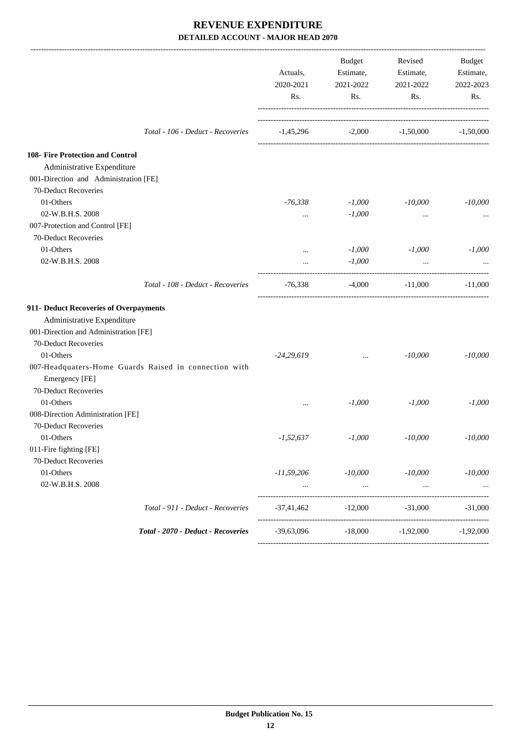# REVENUE EXPENDITURE

## DETAILED ACCOUNT - MAJOR HEAD 2070

| | Actuals, 2020-2021 Rs. | Budget Estimate, 2021-2022 Rs. | Revised Estimate, 2021-2022 Rs. | Budget Estimate, 2022-2023 Rs. |
|---|---|---|---|---|
| *Total - 106 - Deduct - Recoveries* | -1,45,296 | -2,000 | -1,50,000 | -1,50,000 |
| **108- Fire Protection and Control** | | | | |
| Administrative Expenditure | | | | |
| 001-Direction and Administration [FE] | | | | |
| 70-Deduct Recoveries | | | | |
| 01-Others | *-76,338* | *-1,000* | *-10,000* | *-10,000* |
| 02-W.B.H.S. 2008 | ... | *-1,000* | ... | ... |
| 007-Protection and Control [FE] | | | | |
| 70-Deduct Recoveries | | | | |
| 01-Others | ... | *-1,000* | *-1,000* | *-1,000* |
| 02-W.B.H.S. 2008 | ... | *-1,000* | ... | ... |
| *Total - 108 - Deduct - Recoveries* | -76,338 | -4,000 | -11,000 | -11,000 |
| **911- Deduct Recoveries of Overpayments** | | | | |
| Administrative Expenditure | | | | |
| 001-Direction and Administration [FE] | | | | |
| 70-Deduct Recoveries | | | | |
| 01-Others | *-24,29,619* | ... | *-10,000* | *-10,000* |
| 007-Headquaters-Home Guards Raised in connection with Emergency [FE] | | | | |
| 70-Deduct Recoveries | | | | |
| 01-Others | ... | *-1,000* | *-1,000* | *-1,000* |
| 008-Direction Administration [FE] | | | | |
| 70-Deduct Recoveries | | | | |
| 01-Others | *-1,52,637* | *-1,000* | *-10,000* | *-10,000* |
| 011-Fire fighting [FE] | | | | |
| 70-Deduct Recoveries | | | | |
| 01-Others | *-11,59,206* | *-10,000* | *-10,000* | *-10,000* |
| 02-W.B.H.S. 2008 | ... | ... | ... | ... |
| *Total - 911 - Deduct - Recoveries* | -37,41,462 | -12,000 | -31,000 | -31,000 |
| ***Total - 2070 - Deduct - Recoveries*** | -39,63,096 | -18,000 | -1,92,000 | -1,92,000 |

**Budget Publication No. 15**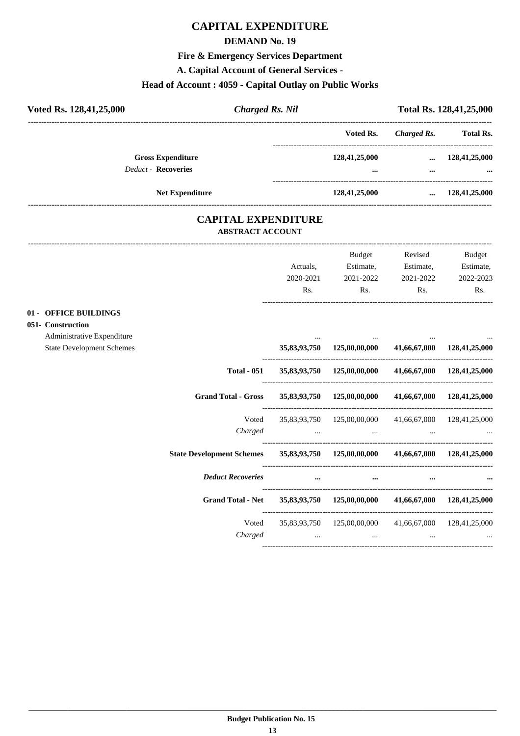# CAPITAL EXPENDITURE

## DEMAND No. 19

### Fire & Emergency Services Department

### A. Capital Account of General Services -

### Head of Account : 4059 - Capital Outlay on Public Works

**Voted Rs. 128,41,25,000** | ***Charged Rs. Nil*** | **Total Rs. 128,41,25,000**

| | Voted Rs. | *Charged Rs.* | Total Rs. |
|---|---|---|---|
| **Gross Expenditure** | **128,41,25,000** | **...** | **128,41,25,000** |
| *Deduct* - **Recoveries** | **...** | **...** | **...** |
| **Net Expenditure** | **128,41,25,000** | **...** | **128,41,25,000** |

## CAPITAL EXPENDITURE

### ABSTRACT ACCOUNT

| | Actuals, 2020-2021 Rs. | Budget Estimate, 2021-2022 Rs. | Revised Estimate, 2021-2022 Rs. | Budget Estimate, 2022-2023 Rs. |
|---|---|---|---|---|
| **01 - OFFICE BUILDINGS** | | | | |
| **051- Construction** | | | | |
| Administrative Expenditure | ... | ... | ... | ... |
| State Development Schemes | **35,83,93,750** | **125,00,00,000** | **41,66,67,000** | **128,41,25,000** |
| **Total - 051** | **35,83,93,750** | **125,00,00,000** | **41,66,67,000** | **128,41,25,000** |
| **Grand Total - Gross** | **35,83,93,750** | **125,00,00,000** | **41,66,67,000** | **128,41,25,000** |
| Voted | 35,83,93,750 | 125,00,00,000 | 41,66,67,000 | 128,41,25,000 |
| *Charged* | ... | ... | ... | ... |
| **State Development Schemes** | **35,83,93,750** | **125,00,00,000** | **41,66,67,000** | **128,41,25,000** |
| ***Deduct Recoveries*** | **...** | **...** | **...** | **...** |
| **Grand Total - Net** | **35,83,93,750** | **125,00,00,000** | **41,66,67,000** | **128,41,25,000** |
| Voted | 35,83,93,750 | 125,00,00,000 | 41,66,67,000 | 128,41,25,000 |
| *Charged* | ... | ... | ... | ... |

**Budget Publication No. 15**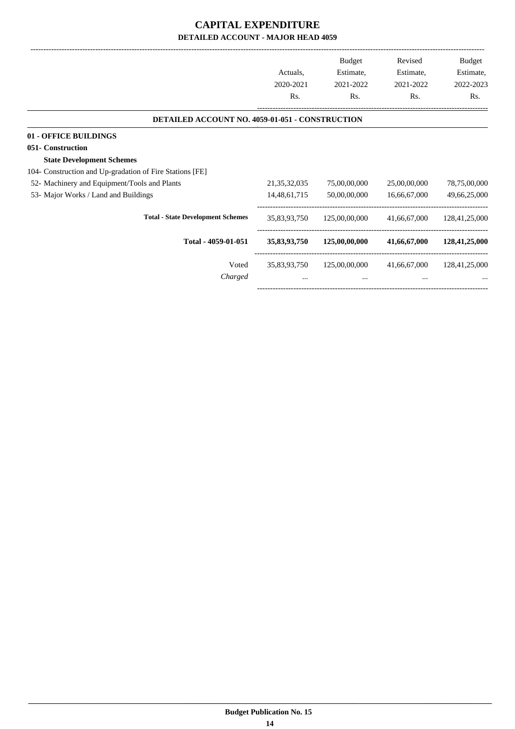# CAPITAL EXPENDITURE

## DETAILED ACCOUNT - MAJOR HEAD 4059

| | Actuals, 2020-2021 Rs. | Budget Estimate, 2021-2022 Rs. | Revised Estimate, 2021-2022 Rs. | Budget Estimate, 2022-2023 Rs. |
|---|---|---|---|---|
| **DETAILED ACCOUNT NO. 4059-01-051 - CONSTRUCTION** | | | | |
| **01 - OFFICE BUILDINGS** | | | | |
| **051- Construction** | | | | |
| **State Development Schemes** | | | | |
| 104- Construction and Up-gradation of Fire Stations [FE] | | | | |
| 52- Machinery and Equipment/Tools and Plants | 21,35,32,035 | 75,00,00,000 | 25,00,00,000 | 78,75,00,000 |
| 53- Major Works / Land and Buildings | 14,48,61,715 | 50,00,00,000 | 16,66,67,000 | 49,66,25,000 |
| **Total - State Development Schemes** | 35,83,93,750 | 125,00,00,000 | 41,66,67,000 | 128,41,25,000 |
| **Total - 4059-01-051** | **35,83,93,750** | **125,00,00,000** | **41,66,67,000** | **128,41,25,000** |
| Voted | 35,83,93,750 | 125,00,00,000 | 41,66,67,000 | 128,41,25,000 |
| *Charged* | ... | ... | ... | ... |

**Budget Publication No. 15**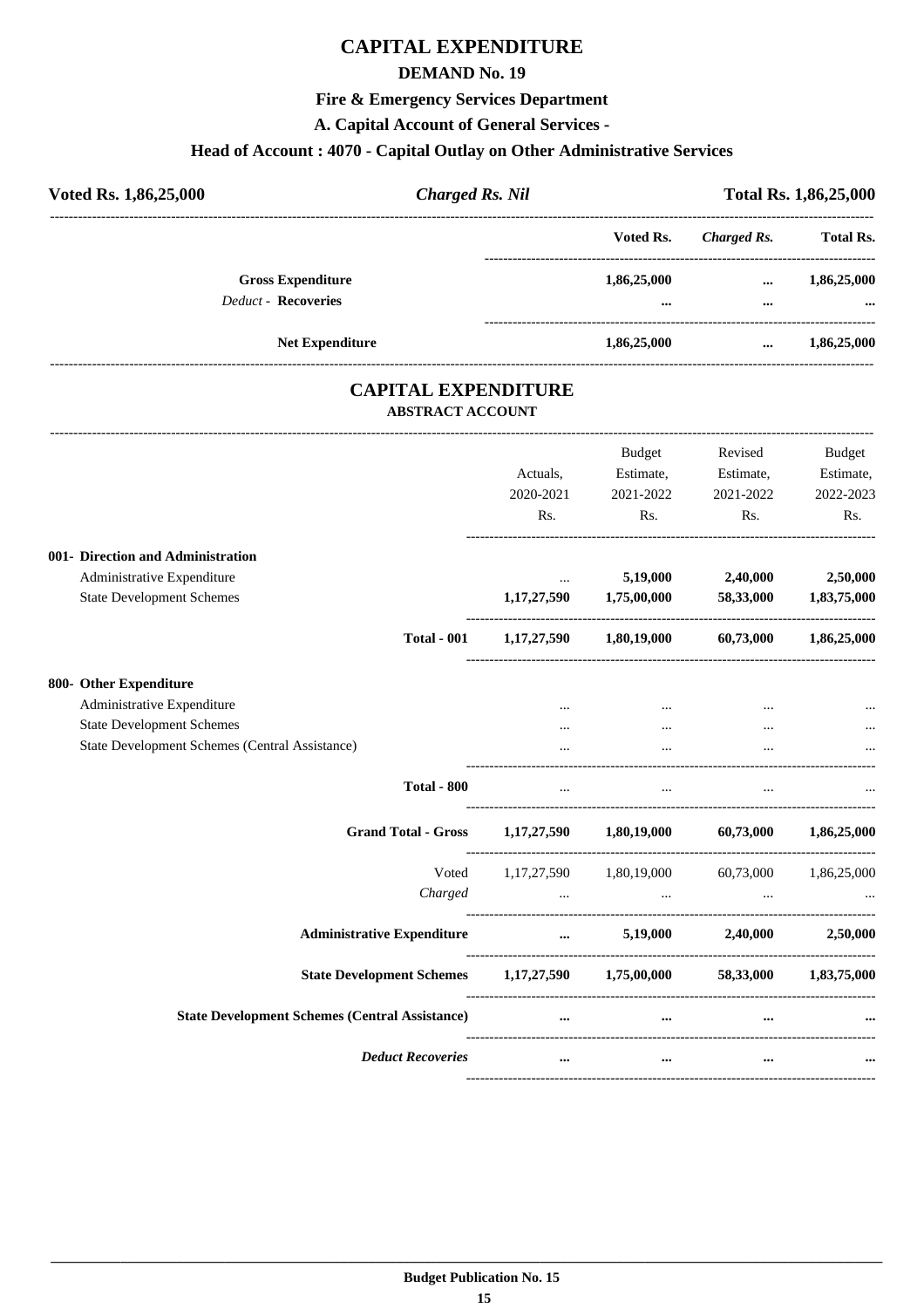# CAPITAL EXPENDITURE

## DEMAND No. 19

### Fire & Emergency Services Department

### A. Capital Account of General Services -

### Head of Account : 4070 - Capital Outlay on Other Administrative Services

**Voted Rs. 1,86,25,000** | ***Charged Rs. Nil*** | **Total Rs. 1,86,25,000**

| | Voted Rs. | *Charged Rs.* | Total Rs. |
|---|---|---|---|
| **Gross Expenditure** | **1,86,25,000** | **...** | **1,86,25,000** |
| *Deduct* - **Recoveries** | **...** | **...** | **...** |
| **Net Expenditure** | **1,86,25,000** | **...** | **1,86,25,000** |

# CAPITAL EXPENDITURE

**ABSTRACT ACCOUNT**

| | Actuals, 2020-2021 Rs. | Budget Estimate, 2021-2022 Rs. | Revised Estimate, 2021-2022 Rs. | Budget Estimate, 2022-2023 Rs. |
|---|---|---|---|---|
| **001- Direction and Administration** | | | | |
| Administrative Expenditure | ... | **5,19,000** | **2,40,000** | **2,50,000** |
| State Development Schemes | **1,17,27,590** | **1,75,00,000** | **58,33,000** | **1,83,75,000** |
| **Total - 001** | **1,17,27,590** | **1,80,19,000** | **60,73,000** | **1,86,25,000** |
| **800- Other Expenditure** | | | | |
| Administrative Expenditure | ... | ... | ... | ... |
| State Development Schemes | ... | ... | ... | ... |
| State Development Schemes (Central Assistance) | ... | ... | ... | ... |
| **Total - 800** | ... | ... | ... | ... |
| **Grand Total - Gross** | **1,17,27,590** | **1,80,19,000** | **60,73,000** | **1,86,25,000** |
| Voted | 1,17,27,590 | 1,80,19,000 | 60,73,000 | 1,86,25,000 |
| *Charged* | ... | ... | ... | ... |
| **Administrative Expenditure** | **...** | **5,19,000** | **2,40,000** | **2,50,000** |
| **State Development Schemes** | **1,17,27,590** | **1,75,00,000** | **58,33,000** | **1,83,75,000** |
| **State Development Schemes (Central Assistance)** | **...** | **...** | **...** | **...** |
| ***Deduct Recoveries*** | **...** | **...** | **...** | **...** |

**Budget Publication No. 15**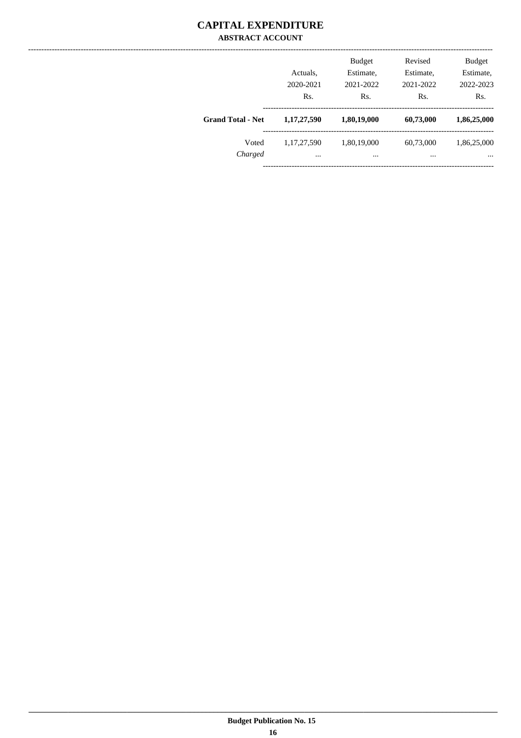# CAPITAL EXPENDITURE

## ABSTRACT ACCOUNT

| | Actuals, 2020-2021 Rs. | Budget Estimate, 2021-2022 Rs. | Revised Estimate, 2021-2022 Rs. | Budget Estimate, 2022-2023 Rs. |
|---|---|---|---|---|
| **Grand Total - Net** | **1,17,27,590** | **1,80,19,000** | **60,73,000** | **1,86,25,000** |
| Voted | 1,17,27,590 | 1,80,19,000 | 60,73,000 | 1,86,25,000 |
| *Charged* | ... | ... | ... | ... |

**Budget Publication No. 15**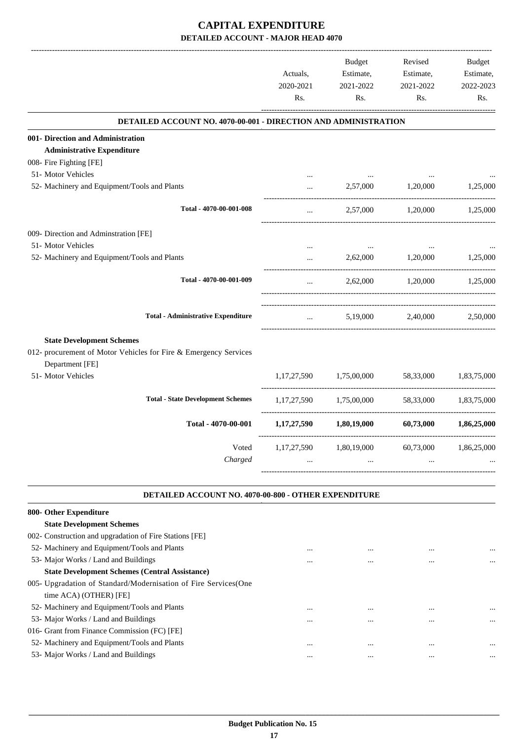# CAPITAL EXPENDITURE

## DETAILED ACCOUNT - MAJOR HEAD 4070

| | Actuals, 2020-2021 Rs. | Budget Estimate, 2021-2022 Rs. | Revised Estimate, 2021-2022 Rs. | Budget Estimate, 2022-2023 Rs. |
|---|---|---|---|---|
| **DETAILED ACCOUNT NO. 4070-00-001 - DIRECTION AND ADMINISTRATION** | | | | |
| **001- Direction and Administration** | | | | |
| **Administrative Expenditure** | | | | |
| 008- Fire Fighting [FE] | | | | |
| 51- Motor Vehicles | ... | ... | ... | ... |
| 52- Machinery and Equipment/Tools and Plants | ... | 2,57,000 | 1,20,000 | 1,25,000 |
| **Total - 4070-00-001-008** | ... | 2,57,000 | 1,20,000 | 1,25,000 |
| 009- Direction and Adminstration [FE] | | | | |
| 51- Motor Vehicles | ... | ... | ... | ... |
| 52- Machinery and Equipment/Tools and Plants | ... | 2,62,000 | 1,20,000 | 1,25,000 |
| **Total - 4070-00-001-009** | ... | 2,62,000 | 1,20,000 | 1,25,000 |
| **Total - Administrative Expenditure** | ... | 5,19,000 | 2,40,000 | 2,50,000 |
| **State Development Schemes** | | | | |
| 012- procurement of Motor Vehicles for Fire & Emergency Services Department [FE] | | | | |
| 51- Motor Vehicles | 1,17,27,590 | 1,75,00,000 | 58,33,000 | 1,83,75,000 |
| **Total - State Development Schemes** | 1,17,27,590 | 1,75,00,000 | 58,33,000 | 1,83,75,000 |
| **Total - 4070-00-001** | **1,17,27,590** | **1,80,19,000** | **60,73,000** | **1,86,25,000** |
| Voted | 1,17,27,590 | 1,80,19,000 | 60,73,000 | 1,86,25,000 |
| *Charged* | ... | ... | ... | ... |
| **DETAILED ACCOUNT NO. 4070-00-800 - OTHER EXPENDITURE** | | | | |
| **800- Other Expenditure** | | | | |
| **State Development Schemes** | | | | |
| 002- Construction and upgradation of Fire Stations [FE] | | | | |
| 52- Machinery and Equipment/Tools and Plants | ... | ... | ... | ... |
| 53- Major Works / Land and Buildings | ... | ... | ... | ... |
| **State Development Schemes (Central Assistance)** | | | | |
| 005- Upgradation of Standard/Modernisation of Fire Services(One time ACA) (OTHER) [FE] | | | | |
| 52- Machinery and Equipment/Tools and Plants | ... | ... | ... | ... |
| 53- Major Works / Land and Buildings | ... | ... | ... | ... |
| 016- Grant from Finance Commission (FC) [FE] | | | | |
| 52- Machinery and Equipment/Tools and Plants | ... | ... | ... | ... |
| 53- Major Works / Land and Buildings | ... | ... | ... | ... |

**Budget Publication No. 15**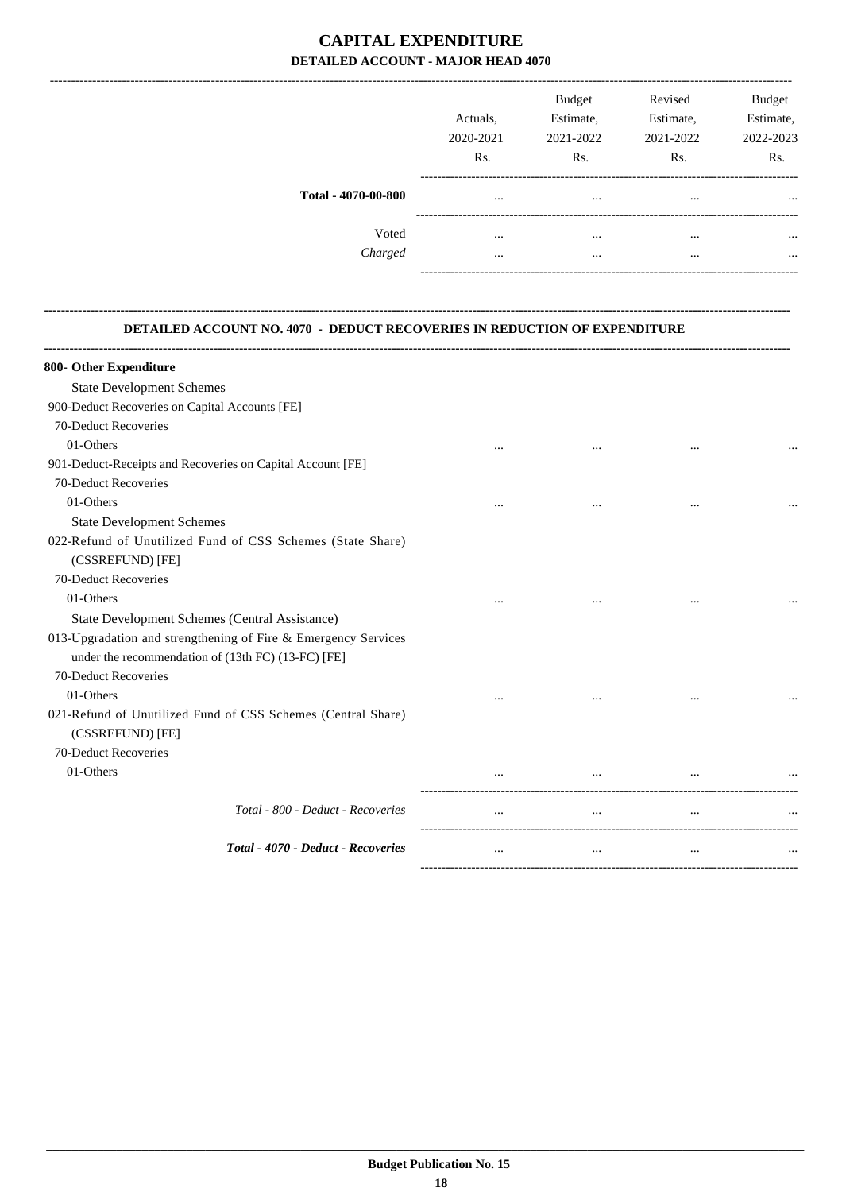# CAPITAL EXPENDITURE

## DETAILED ACCOUNT - MAJOR HEAD 4070

| | Actuals, 2020-2021 Rs. | Budget Estimate, 2021-2022 Rs. | Revised Estimate, 2021-2022 Rs. | Budget Estimate, 2022-2023 Rs. |
|---|---|---|---|---|
| **Total - 4070-00-800** | ... | ... | ... | ... |
| Voted | ... | ... | ... | ... |
| *Charged* | ... | ... | ... | ... |

### DETAILED ACCOUNT NO. 4070 - DEDUCT RECOVERIES IN REDUCTION OF EXPENDITURE

| | Actuals, 2020-2021 Rs. | Budget Estimate, 2021-2022 Rs. | Revised Estimate, 2021-2022 Rs. | Budget Estimate, 2022-2023 Rs. |
|---|---|---|---|---|
| **800- Other Expenditure** | | | | |
| State Development Schemes | | | | |
| 900-Deduct Recoveries on Capital Accounts [FE] | | | | |
| 70-Deduct Recoveries | | | | |
| 01-Others | ... | ... | ... | ... |
| 901-Deduct-Receipts and Recoveries on Capital Account [FE] | | | | |
| 70-Deduct Recoveries | | | | |
| 01-Others | ... | ... | ... | ... |
| State Development Schemes | | | | |
| 022-Refund of Unutilized Fund of CSS Schemes (State Share) (CSSREFUND) [FE] | | | | |
| 70-Deduct Recoveries | | | | |
| 01-Others | ... | ... | ... | ... |
| State Development Schemes (Central Assistance) | | | | |
| 013-Upgradation and strengthening of Fire & Emergency Services under the recommendation of (13th FC) (13-FC) [FE] | | | | |
| 70-Deduct Recoveries | | | | |
| 01-Others | ... | ... | ... | ... |
| 021-Refund of Unutilized Fund of CSS Schemes (Central Share) (CSSREFUND) [FE] | | | | |
| 70-Deduct Recoveries | | | | |
| 01-Others | ... | ... | ... | ... |
| *Total - 800 - Deduct - Recoveries* | ... | ... | ... | ... |
| ***Total - 4070 - Deduct - Recoveries*** | ... | ... | ... | ... |

**Budget Publication No. 15**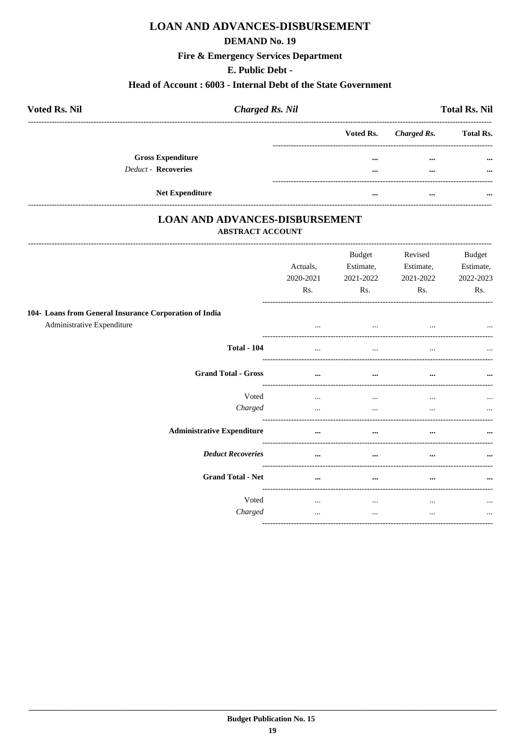# LOAN AND ADVANCES-DISBURSEMENT

## DEMAND No. 19

### Fire & Emergency Services Department

### E. Public Debt -

### Head of Account : 6003 - Internal Debt of the State Government

**Voted Rs. Nil** *Charged Rs. Nil* **Total Rs. Nil**

| | Voted Rs. | *Charged Rs.* | Total Rs. |
|---|---|---|---|
| **Gross Expenditure** | ... | ... | ... |
| *Deduct -* **Recoveries** | ... | ... | ... |
| **Net Expenditure** | ... | ... | ... |

## LOAN AND ADVANCES-DISBURSEMENT

### ABSTRACT ACCOUNT

| | Actuals, 2020-2021 Rs. | Budget Estimate, 2021-2022 Rs. | Revised Estimate, 2021-2022 Rs. | Budget Estimate, 2022-2023 Rs. |
|---|---|---|---|---|
| **104- Loans from General Insurance Corporation of India** | | | | |
| Administrative Expenditure | ... | ... | ... | ... |
| **Total - 104** | ... | ... | ... | ... |
| **Grand Total - Gross** | ... | ... | ... | ... |
| Voted | ... | ... | ... | ... |
| *Charged* | ... | ... | ... | ... |
| **Administrative Expenditure** | ... | ... | ... | ... |
| ***Deduct Recoveries*** | ... | ... | ... | ... |
| **Grand Total - Net** | ... | ... | ... | ... |
| Voted | ... | ... | ... | ... |
| *Charged* | ... | ... | ... | ... |

**Budget Publication No. 15**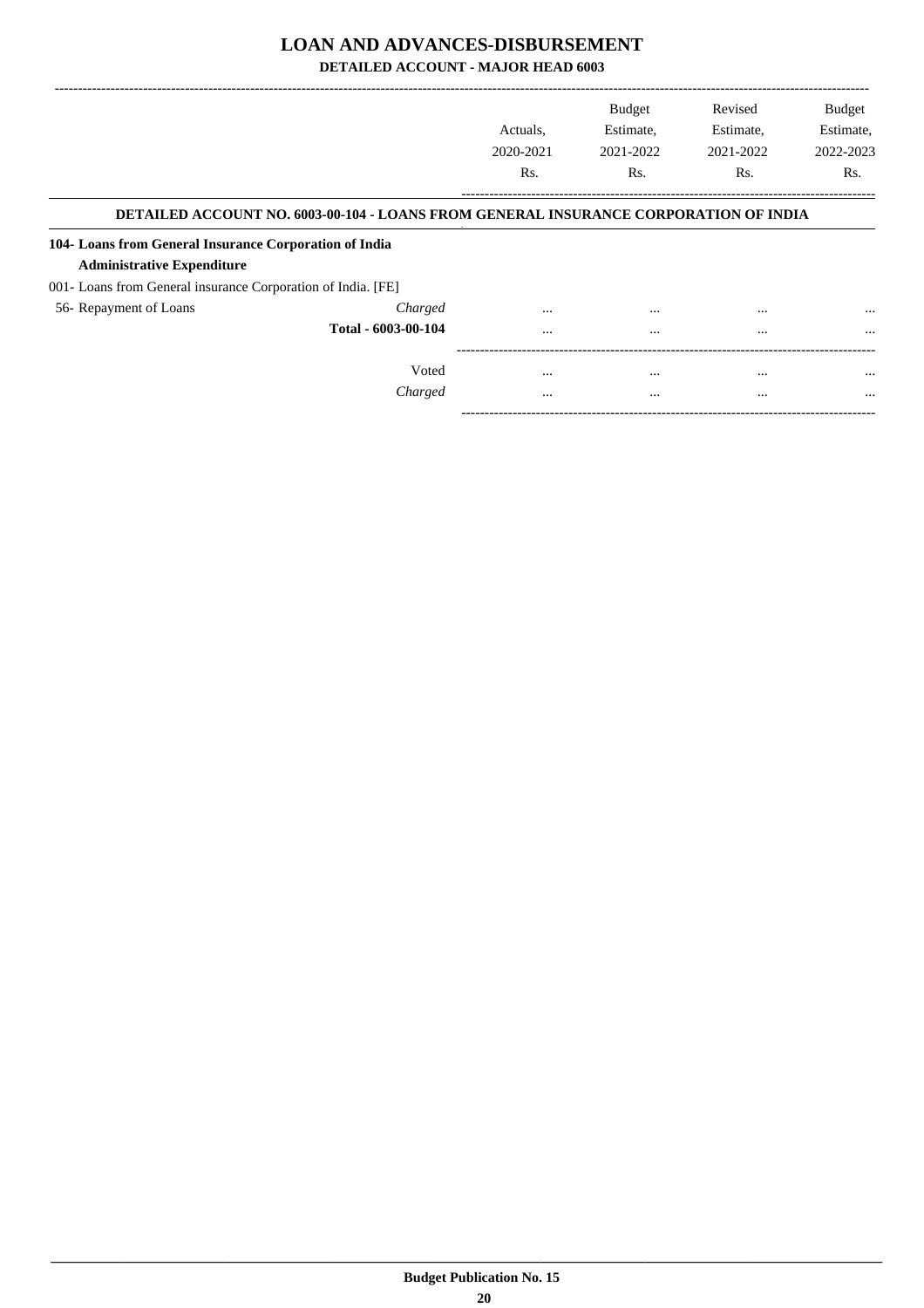# LOAN AND ADVANCES-DISBURSEMENT

## DETAILED ACCOUNT - MAJOR HEAD 6003

| | | Actuals, 2020-2021 Rs. | Budget Estimate, 2021-2022 Rs. | Revised Estimate, 2021-2022 Rs. | Budget Estimate, 2022-2023 Rs. |
|---|---|---|---|---|---|
| **DETAILED ACCOUNT NO. 6003-00-104 - LOANS FROM GENERAL INSURANCE CORPORATION OF INDIA** | | | | | |
| **104- Loans from General Insurance Corporation of India** | | | | | |
| **Administrative Expenditure** | | | | | |
| 001- Loans from General insurance Corporation of India. [FE] | | | | | |
| 56- Repayment of Loans | *Charged* | ... | ... | ... | ... |
| | **Total - 6003-00-104** | ... | ... | ... | ... |
| | Voted | ... | ... | ... | ... |
| | *Charged* | ... | ... | ... | ... |

**Budget Publication No. 15**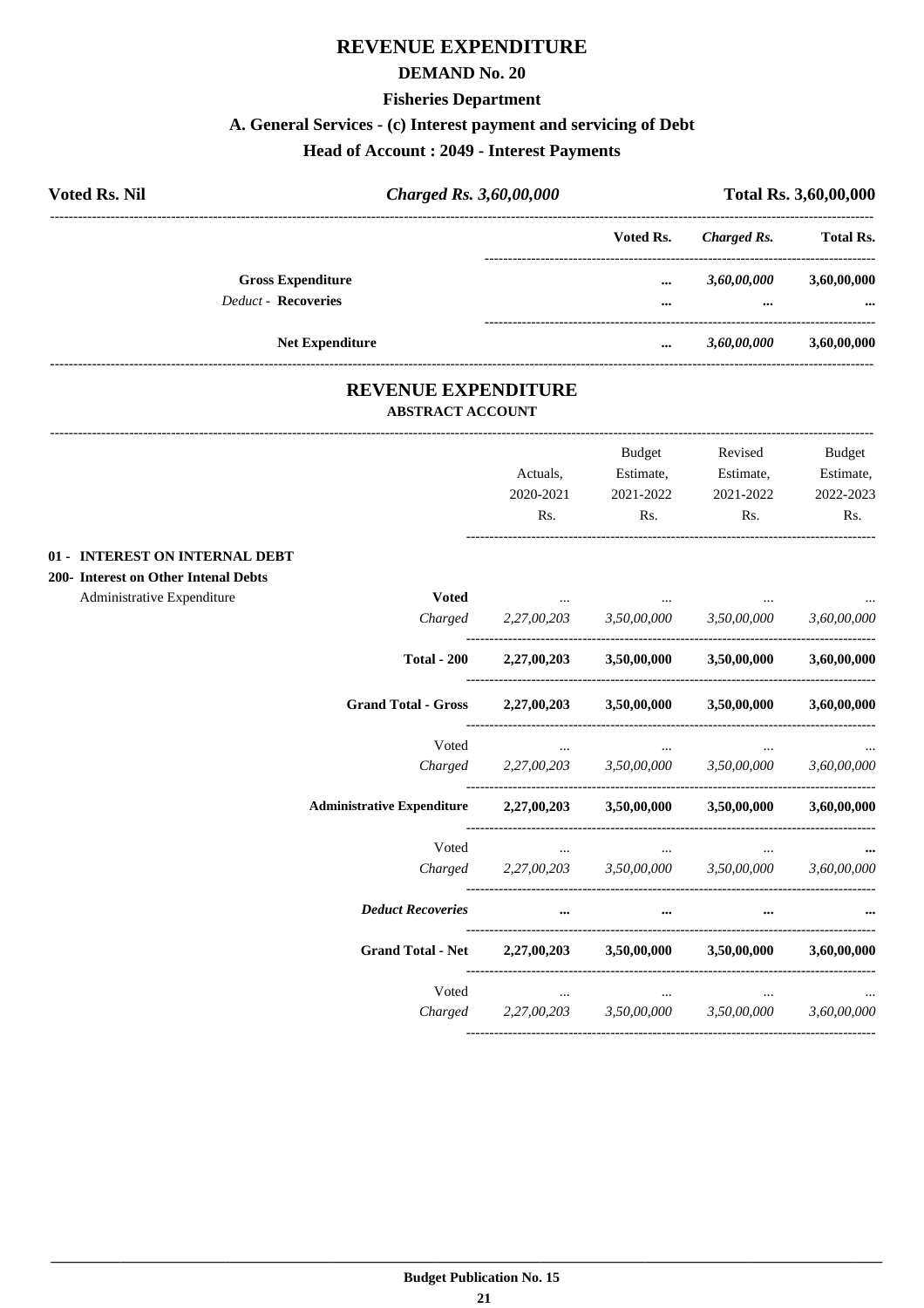# REVENUE EXPENDITURE

## DEMAND No. 20

### Fisheries Department

### A. General Services - (c) Interest payment and servicing of Debt

### Head of Account : 2049 - Interest Payments

| Voted Rs. Nil | *Charged Rs. 3,60,00,000* | Total Rs. 3,60,00,000 |
|---|---|---|

| | Voted Rs. | *Charged Rs.* | Total Rs. |
|---|---|---|---|
| **Gross Expenditure** | ... | *3,60,00,000* | 3,60,00,000 |
| *Deduct* - **Recoveries** | ... | ... | ... |
| **Net Expenditure** | ... | *3,60,00,000* | 3,60,00,000 |

# REVENUE EXPENDITURE

### ABSTRACT ACCOUNT

| | | Actuals, 2020-2021 Rs. | Budget Estimate, 2021-2022 Rs. | Revised Estimate, 2021-2022 Rs. | Budget Estimate, 2022-2023 Rs. |
|---|---|---|---|---|---|
| **01 - INTEREST ON INTERNAL DEBT** | | | | | |
| **200- Interest on Other Intenal Debts** | | | | | |
| Administrative Expenditure | **Voted** | ... | ... | ... | ... |
| | *Charged* | *2,27,00,203* | *3,50,00,000* | *3,50,00,000* | *3,60,00,000* |
| | **Total - 200** | **2,27,00,203** | **3,50,00,000** | **3,50,00,000** | **3,60,00,000** |
| | **Grand Total - Gross** | **2,27,00,203** | **3,50,00,000** | **3,50,00,000** | **3,60,00,000** |
| | Voted | ... | ... | ... | ... |
| | *Charged* | *2,27,00,203* | *3,50,00,000* | *3,50,00,000* | *3,60,00,000* |
| | **Administrative Expenditure** | **2,27,00,203** | **3,50,00,000** | **3,50,00,000** | **3,60,00,000** |
| | Voted | ... | ... | ... | ... |
| | *Charged* | *2,27,00,203* | *3,50,00,000* | *3,50,00,000* | *3,60,00,000* |
| | ***Deduct Recoveries*** | ... | ... | ... | ... |
| | **Grand Total - Net** | **2,27,00,203** | **3,50,00,000** | **3,50,00,000** | **3,60,00,000** |
| | Voted | ... | ... | ... | ... |
| | *Charged* | *2,27,00,203* | *3,50,00,000* | *3,50,00,000* | *3,60,00,000* |

**Budget Publication No. 15**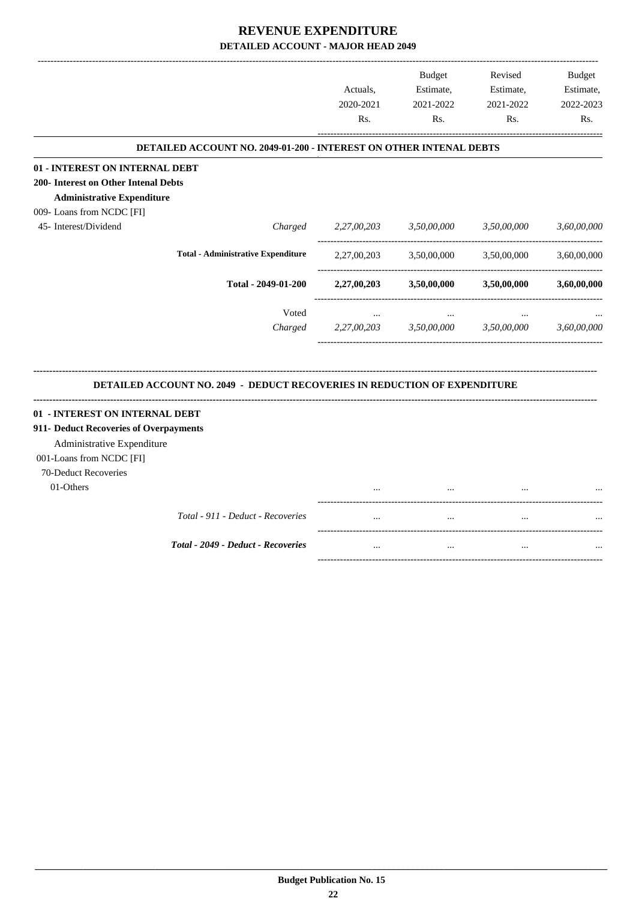# REVENUE EXPENDITURE
## DETAILED ACCOUNT - MAJOR HEAD 2049

| | | Actuals, 2020-2021 Rs. | Budget Estimate, 2021-2022 Rs. | Revised Estimate, 2021-2022 Rs. | Budget Estimate, 2022-2023 Rs. |
|---|---|---|---|---|---|
| **DETAILED ACCOUNT NO. 2049-01-200 - INTEREST ON OTHER INTENAL DEBTS** | | | | | |
| **01 - INTEREST ON INTERNAL DEBT** | | | | | |
| **200- Interest on Other Intenal Debts** | | | | | |
| **Administrative Expenditure** | | | | | |
| 009- Loans from NCDC [FI] | | | | | |
| 45- Interest/Dividend | *Charged* | *2,27,00,203* | *3,50,00,000* | *3,50,00,000* | *3,60,00,000* |
| | **Total - Administrative Expenditure** | 2,27,00,203 | 3,50,00,000 | 3,50,00,000 | 3,60,00,000 |
| | **Total - 2049-01-200** | **2,27,00,203** | **3,50,00,000** | **3,50,00,000** | **3,60,00,000** |
| | Voted | ... | ... | ... | ... |
| | *Charged* | *2,27,00,203* | *3,50,00,000* | *3,50,00,000* | *3,60,00,000* |

**DETAILED ACCOUNT NO. 2049 - DEDUCT RECOVERIES IN REDUCTION OF EXPENDITURE**

| | | Actuals, 2020-2021 Rs. | Budget Estimate, 2021-2022 Rs. | Revised Estimate, 2021-2022 Rs. | Budget Estimate, 2022-2023 Rs. |
|---|---|---|---|---|---|
| **01 - INTEREST ON INTERNAL DEBT** | | | | | |
| **911- Deduct Recoveries of Overpayments** | | | | | |
| Administrative Expenditure | | | | | |
| 001-Loans from NCDC [FI] | | | | | |
| 70-Deduct Recoveries | | | | | |
| 01-Others | | ... | ... | ... | ... |
| | *Total - 911 - Deduct - Recoveries* | ... | ... | ... | ... |
| | ***Total - 2049 - Deduct - Recoveries*** | ... | ... | ... | ... |

Budget Publication No. 15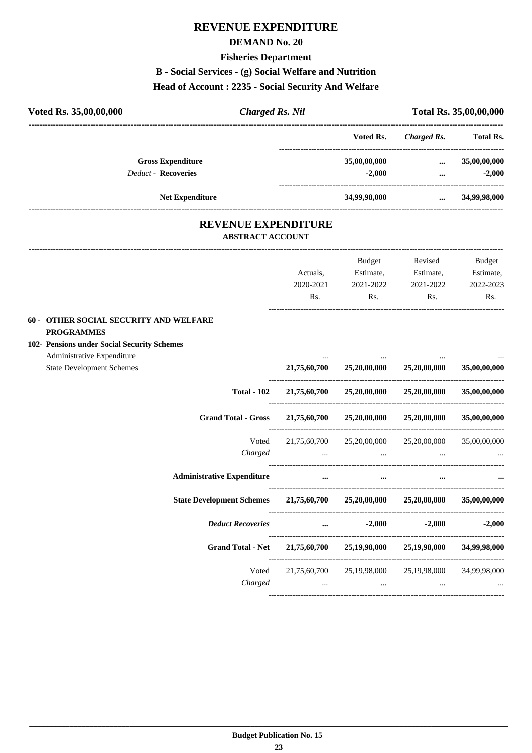# REVENUE EXPENDITURE

## DEMAND No. 20

### Fisheries Department

### B - Social Services - (g) Social Welfare and Nutrition

### Head of Account : 2235 - Social Security And Welfare

| Voted Rs. 35,00,00,000 | *Charged Rs. Nil* | Total Rs. 35,00,00,000 |
|---|---|---|

| | Voted Rs. | *Charged Rs.* | Total Rs. |
|---|---|---|---|
| **Gross Expenditure** | 35,00,00,000 | ... | 35,00,00,000 |
| *Deduct* - **Recoveries** | -2,000 | ... | -2,000 |
| **Net Expenditure** | 34,99,98,000 | ... | 34,99,98,000 |

## REVENUE EXPENDITURE

### ABSTRACT ACCOUNT

| | Actuals, 2020-2021 Rs. | Budget Estimate, 2021-2022 Rs. | Revised Estimate, 2021-2022 Rs. | Budget Estimate, 2022-2023 Rs. |
|---|---|---|---|---|
| **60 - OTHER SOCIAL SECURITY AND WELFARE PROGRAMMES** | | | | |
| **102- Pensions under Social Security Schemes** | | | | |
| Administrative Expenditure | ... | ... | ... | ... |
| State Development Schemes | **21,75,60,700** | **25,20,00,000** | **25,20,00,000** | **35,00,00,000** |
| **Total - 102** | **21,75,60,700** | **25,20,00,000** | **25,20,00,000** | **35,00,00,000** |
| **Grand Total - Gross** | **21,75,60,700** | **25,20,00,000** | **25,20,00,000** | **35,00,00,000** |
| Voted | 21,75,60,700 | 25,20,00,000 | 25,20,00,000 | 35,00,00,000 |
| *Charged* | ... | ... | ... | ... |
| **Administrative Expenditure** | **...** | **...** | **...** | **...** |
| **State Development Schemes** | **21,75,60,700** | **25,20,00,000** | **25,20,00,000** | **35,00,00,000** |
| ***Deduct Recoveries*** | **...** | **-2,000** | **-2,000** | **-2,000** |
| **Grand Total - Net** | **21,75,60,700** | **25,19,98,000** | **25,19,98,000** | **34,99,98,000** |
| Voted | 21,75,60,700 | 25,19,98,000 | 25,19,98,000 | 34,99,98,000 |
| *Charged* | ... | ... | ... | ... |

**Budget Publication No. 15**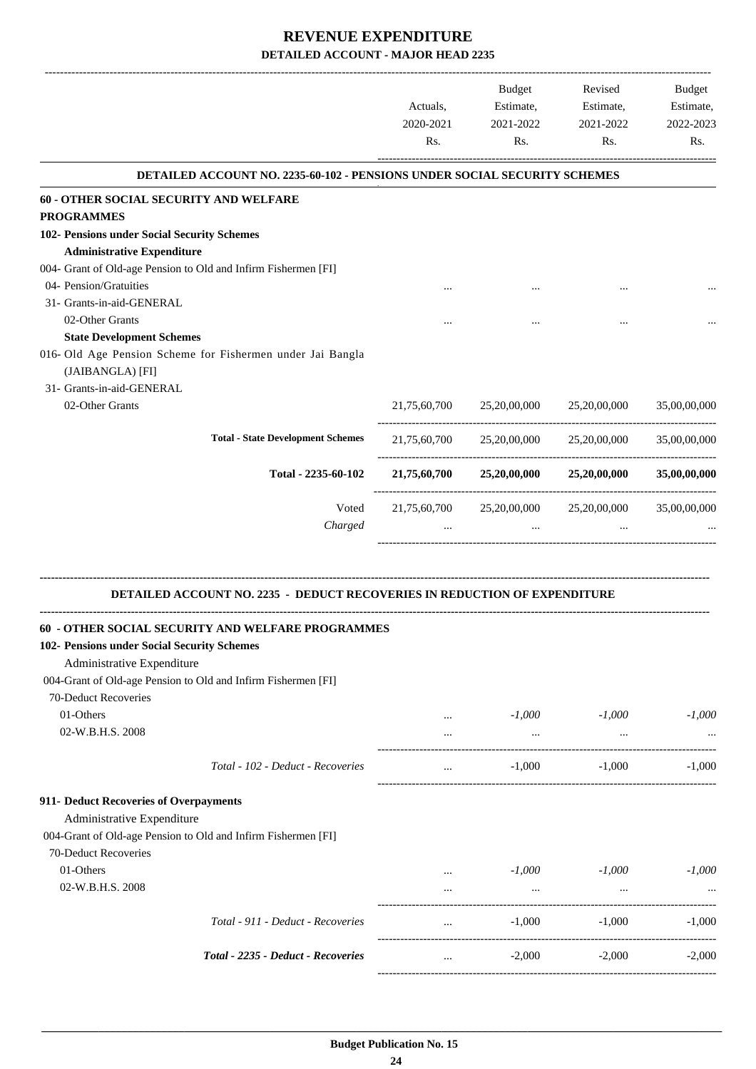# REVENUE EXPENDITURE

## DETAILED ACCOUNT - MAJOR HEAD 2235

| | Actuals, 2020-2021 Rs. | Budget Estimate, 2021-2022 Rs. | Revised Estimate, 2021-2022 Rs. | Budget Estimate, 2022-2023 Rs. |
|---|---|---|---|---|
| **DETAILED ACCOUNT NO. 2235-60-102 - PENSIONS UNDER SOCIAL SECURITY SCHEMES** | | | | |
| **60 - OTHER SOCIAL SECURITY AND WELFARE PROGRAMMES** | | | | |
| **102- Pensions under Social Security Schemes** | | | | |
| **Administrative Expenditure** | | | | |
| 004- Grant of Old-age Pension to Old and Infirm Fishermen [FI] | | | | |
| 04- Pension/Gratuities | ... | ... | ... | ... |
| 31- Grants-in-aid-GENERAL | | | | |
| 02-Other Grants | ... | ... | ... | ... |
| **State Development Schemes** | | | | |
| 016- Old Age Pension Scheme for Fishermen under Jai Bangla (JAIBANGLA) [FI] | | | | |
| 31- Grants-in-aid-GENERAL | | | | |
| 02-Other Grants | 21,75,60,700 | 25,20,00,000 | 25,20,00,000 | 35,00,00,000 |
| **Total - State Development Schemes** | 21,75,60,700 | 25,20,00,000 | 25,20,00,000 | 35,00,00,000 |
| **Total - 2235-60-102** | **21,75,60,700** | **25,20,00,000** | **25,20,00,000** | **35,00,00,000** |
| Voted | 21,75,60,700 | 25,20,00,000 | 25,20,00,000 | 35,00,00,000 |
| *Charged* | ... | ... | ... | ... |

| | Actuals, 2020-2021 Rs. | Budget Estimate, 2021-2022 Rs. | Revised Estimate, 2021-2022 Rs. | Budget Estimate, 2022-2023 Rs. |
|---|---|---|---|---|
| **DETAILED ACCOUNT NO. 2235 - DEDUCT RECOVERIES IN REDUCTION OF EXPENDITURE** | | | | |
| **60 - OTHER SOCIAL SECURITY AND WELFARE PROGRAMMES** | | | | |
| **102- Pensions under Social Security Schemes** | | | | |
| Administrative Expenditure | | | | |
| 004-Grant of Old-age Pension to Old and Infirm Fishermen [FI] | | | | |
| 70-Deduct Recoveries | | | | |
| 01-Others | ... | *-1,000* | *-1,000* | *-1,000* |
| 02-W.B.H.S. 2008 | ... | ... | ... | ... |
| *Total - 102 - Deduct - Recoveries* | ... | -1,000 | -1,000 | -1,000 |
| **911- Deduct Recoveries of Overpayments** | | | | |
| Administrative Expenditure | | | | |
| 004-Grant of Old-age Pension to Old and Infirm Fishermen [FI] | | | | |
| 70-Deduct Recoveries | | | | |
| 01-Others | ... | *-1,000* | *-1,000* | *-1,000* |
| 02-W.B.H.S. 2008 | ... | ... | ... | ... |
| *Total - 911 - Deduct - Recoveries* | ... | -1,000 | -1,000 | -1,000 |
| ***Total - 2235 - Deduct - Recoveries*** | ... | -2,000 | -2,000 | -2,000 |

**Budget Publication No. 15**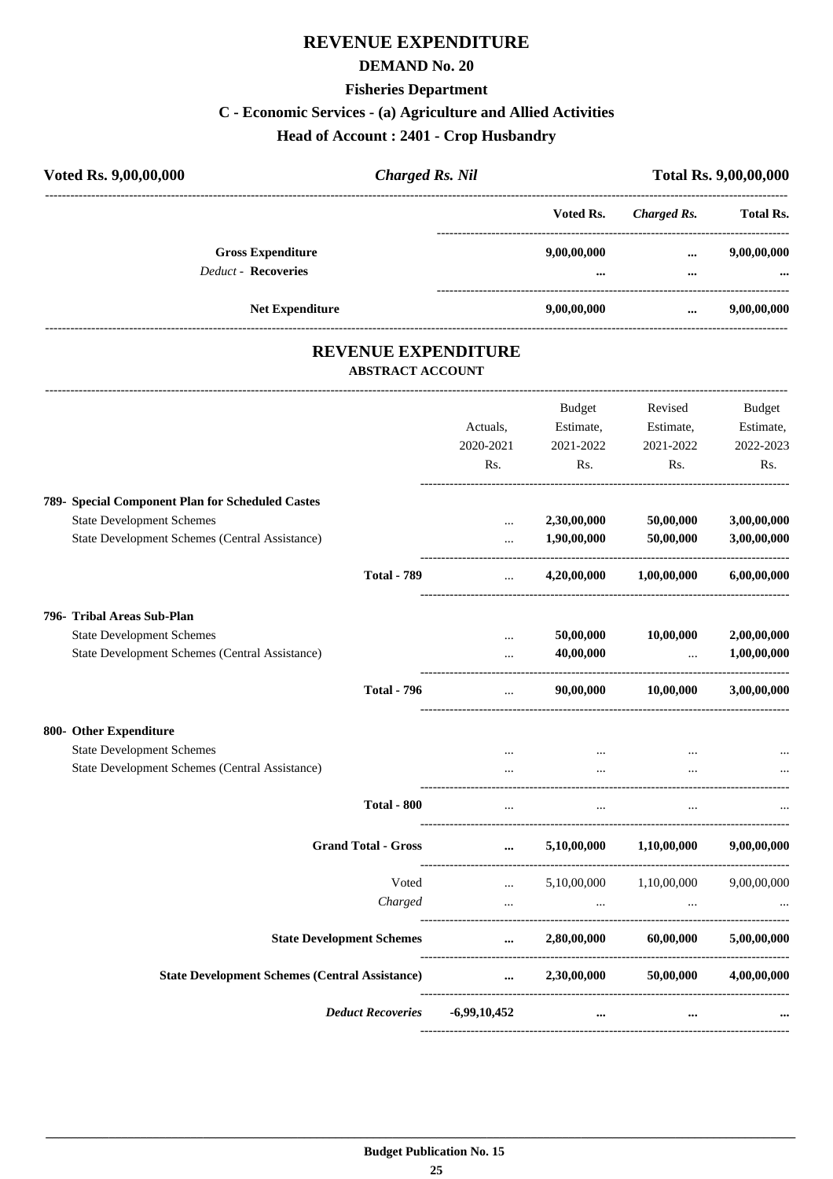# REVENUE EXPENDITURE

## DEMAND No. 20

### Fisheries Department

### C - Economic Services - (a) Agriculture and Allied Activities

### Head of Account : 2401 - Crop Husbandry

| Voted Rs. 9,00,00,000 | *Charged Rs. Nil* | | Total Rs. 9,00,00,000 |
|---|---|---|---|

| | Voted Rs. | *Charged Rs.* | Total Rs. |
|---|---|---|---|
| **Gross Expenditure** | **9,00,00,000** | **...** | **9,00,00,000** |
| *Deduct* - **Recoveries** | **...** | **...** | **...** |
| **Net Expenditure** | **9,00,00,000** | **...** | **9,00,00,000** |

## REVENUE EXPENDITURE

### ABSTRACT ACCOUNT

| | Actuals, 2020-2021 Rs. | Budget Estimate, 2021-2022 Rs. | Revised Estimate, 2021-2022 Rs. | Budget Estimate, 2022-2023 Rs. |
|---|---|---|---|---|
| **789- Special Component Plan for Scheduled Castes** | | | | |
| State Development Schemes | ... | **2,30,00,000** | **50,00,000** | **3,00,00,000** |
| State Development Schemes (Central Assistance) | ... | **1,90,00,000** | **50,00,000** | **3,00,00,000** |
| **Total - 789** | ... | **4,20,00,000** | **1,00,00,000** | **6,00,00,000** |
| **796- Tribal Areas Sub-Plan** | | | | |
| State Development Schemes | ... | **50,00,000** | **10,00,000** | **2,00,00,000** |
| State Development Schemes (Central Assistance) | ... | **40,00,000** | ... | **1,00,00,000** |
| **Total - 796** | ... | **90,00,000** | **10,00,000** | **3,00,00,000** |
| **800- Other Expenditure** | | | | |
| State Development Schemes | ... | ... | ... | ... |
| State Development Schemes (Central Assistance) | ... | ... | ... | ... |
| **Total - 800** | ... | ... | ... | ... |
| **Grand Total - Gross** | **...** | **5,10,00,000** | **1,10,00,000** | **9,00,00,000** |
| Voted | ... | 5,10,00,000 | 1,10,00,000 | 9,00,00,000 |
| *Charged* | ... | ... | ... | ... |
| **State Development Schemes** | **...** | **2,80,00,000** | **60,00,000** | **5,00,00,000** |
| **State Development Schemes (Central Assistance)** | **...** | **2,30,00,000** | **50,00,000** | **4,00,00,000** |
| ***Deduct Recoveries*** | **-6,99,10,452** | **...** | **...** | **...** |

**Budget Publication No. 15**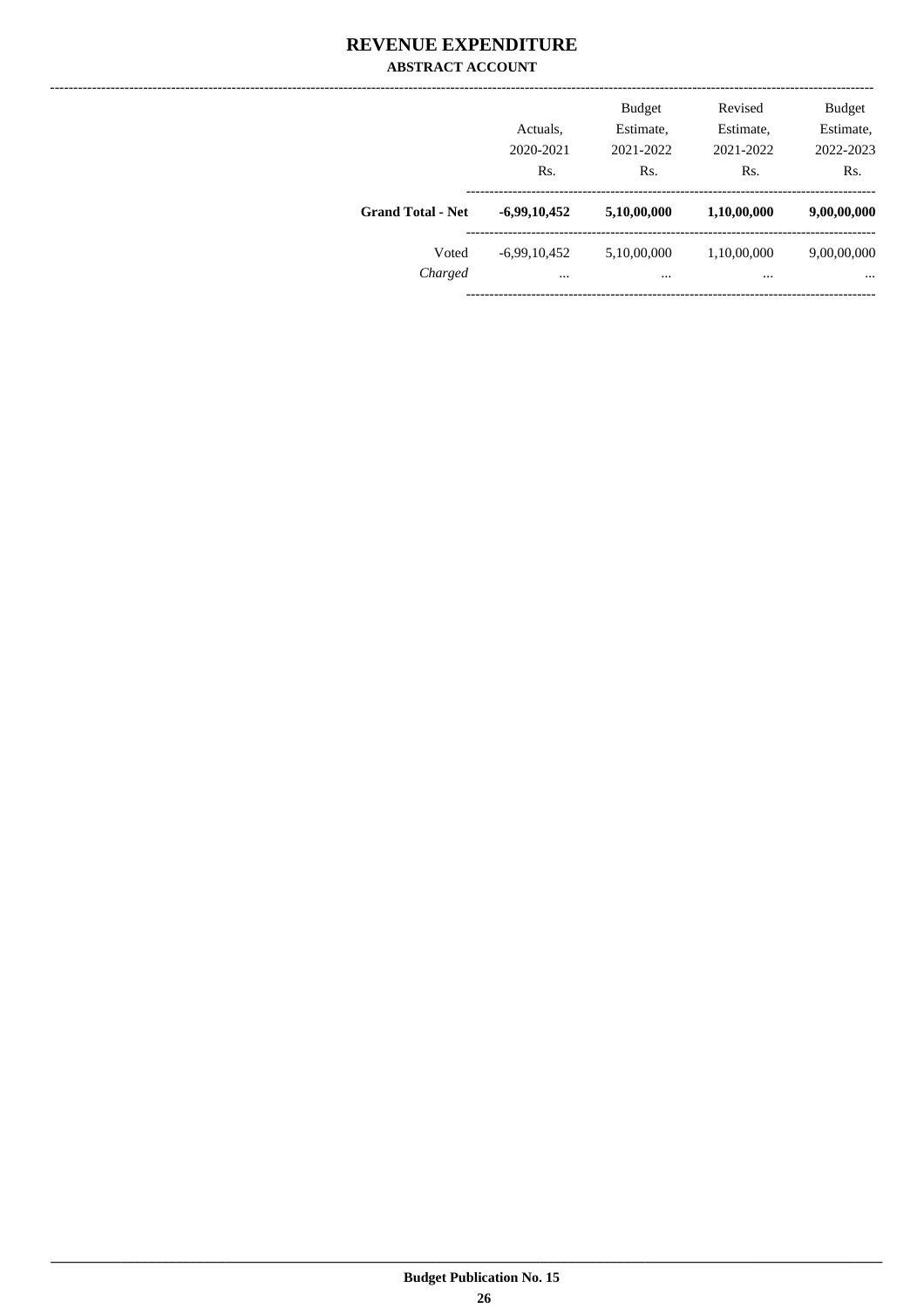# REVENUE EXPENDITURE

## ABSTRACT ACCOUNT

| | Actuals, 2020-2021 Rs. | Budget Estimate, 2021-2022 Rs. | Revised Estimate, 2021-2022 Rs. | Budget Estimate, 2022-2023 Rs. |
|---|---|---|---|---|
| **Grand Total - Net** | **-6,99,10,452** | **5,10,00,000** | **1,10,00,000** | **9,00,00,000** |
| Voted | -6,99,10,452 | 5,10,00,000 | 1,10,00,000 | 9,00,00,000 |
| *Charged* | ... | ... | ... | ... |

Budget Publication No. 15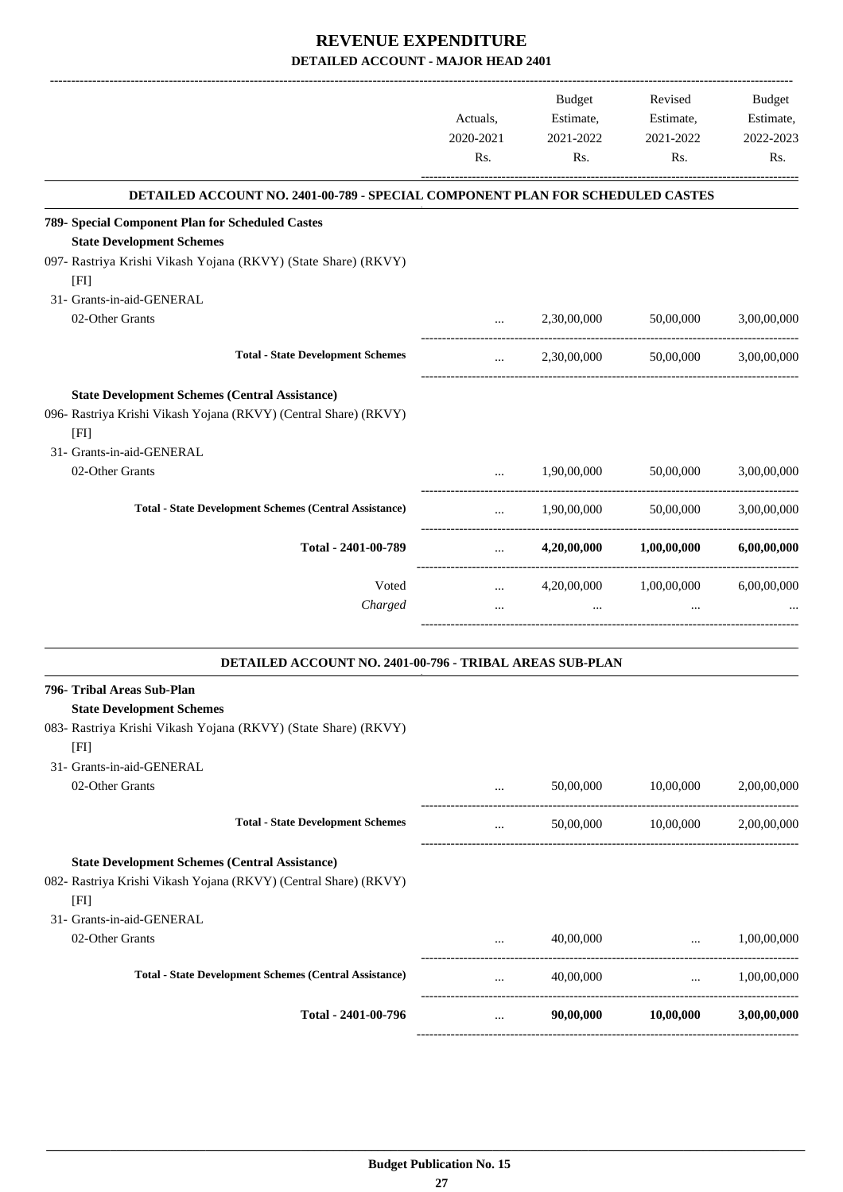# REVENUE EXPENDITURE

## DETAILED ACCOUNT - MAJOR HEAD 2401

| | Actuals, 2020-2021 Rs. | Budget Estimate, 2021-2022 Rs. | Revised Estimate, 2021-2022 Rs. | Budget Estimate, 2022-2023 Rs. |
|---|---|---|---|---|
| **DETAILED ACCOUNT NO. 2401-00-789 - SPECIAL COMPONENT PLAN FOR SCHEDULED CASTES** | | | | |
| **789- Special Component Plan for Scheduled Castes** | | | | |
| **State Development Schemes** | | | | |
| 097- Rastriya Krishi Vikash Yojana (RKVY) (State Share) (RKVY) [FI] | | | | |
| 31- Grants-in-aid-GENERAL | | | | |
| 02-Other Grants | ... | 2,30,00,000 | 50,00,000 | 3,00,00,000 |
| **Total - State Development Schemes** | ... | 2,30,00,000 | 50,00,000 | 3,00,00,000 |
| **State Development Schemes (Central Assistance)** | | | | |
| 096- Rastriya Krishi Vikash Yojana (RKVY) (Central Share) (RKVY) [FI] | | | | |
| 31- Grants-in-aid-GENERAL | | | | |
| 02-Other Grants | ... | 1,90,00,000 | 50,00,000 | 3,00,00,000 |
| **Total - State Development Schemes (Central Assistance)** | ... | 1,90,00,000 | 50,00,000 | 3,00,00,000 |
| **Total - 2401-00-789** | ... | **4,20,00,000** | **1,00,00,000** | **6,00,00,000** |
| Voted | ... | 4,20,00,000 | 1,00,00,000 | 6,00,00,000 |
| *Charged* | ... | ... | ... | ... |
| **DETAILED ACCOUNT NO. 2401-00-796 - TRIBAL AREAS SUB-PLAN** | | | | |
| **796- Tribal Areas Sub-Plan** | | | | |
| **State Development Schemes** | | | | |
| 083- Rastriya Krishi Vikash Yojana (RKVY) (State Share) (RKVY) [FI] | | | | |
| 31- Grants-in-aid-GENERAL | | | | |
| 02-Other Grants | ... | 50,00,000 | 10,00,000 | 2,00,00,000 |
| **Total - State Development Schemes** | ... | 50,00,000 | 10,00,000 | 2,00,00,000 |
| **State Development Schemes (Central Assistance)** | | | | |
| 082- Rastriya Krishi Vikash Yojana (RKVY) (Central Share) (RKVY) [FI] | | | | |
| 31- Grants-in-aid-GENERAL | | | | |
| 02-Other Grants | ... | 40,00,000 | ... | 1,00,00,000 |
| **Total - State Development Schemes (Central Assistance)** | ... | 40,00,000 | ... | 1,00,00,000 |
| **Total - 2401-00-796** | ... | **90,00,000** | **10,00,000** | **3,00,00,000** |

**Budget Publication No. 15**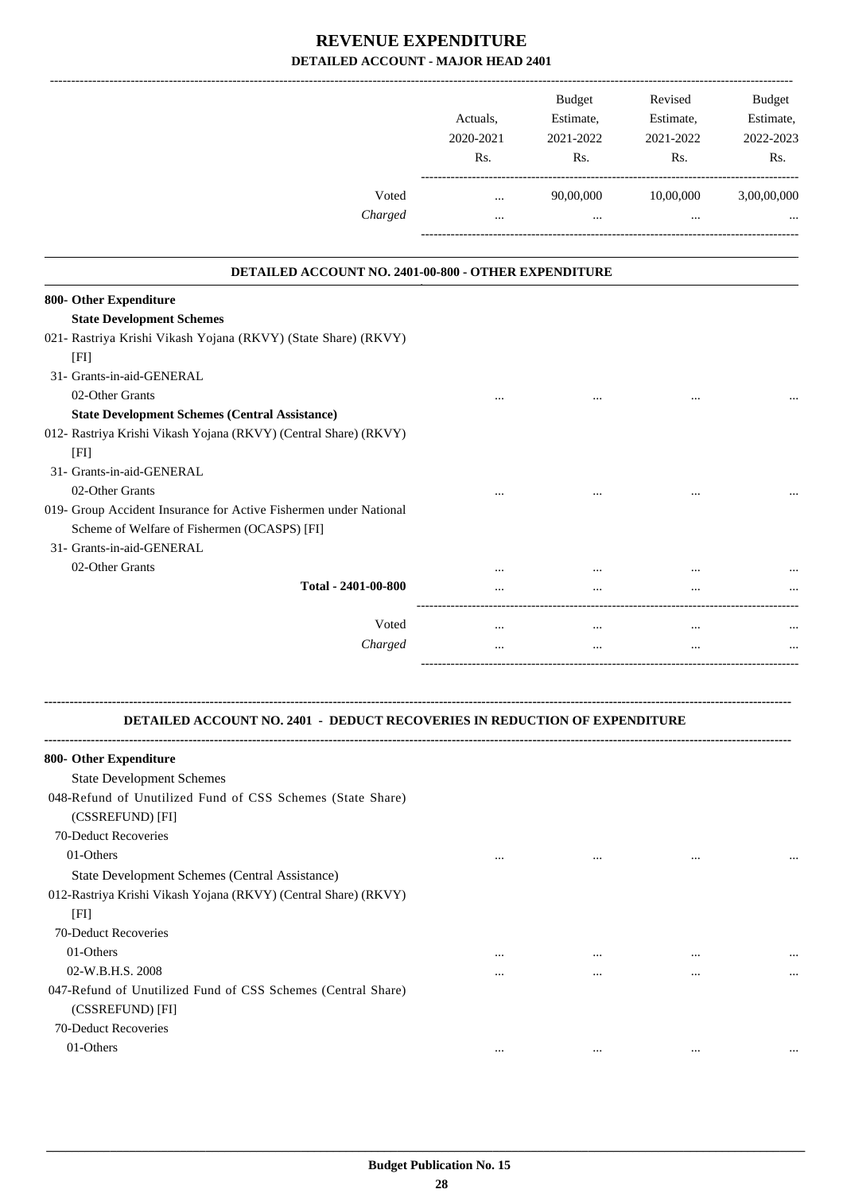# REVENUE EXPENDITURE

## DETAILED ACCOUNT - MAJOR HEAD 2401

| | Actuals, 2020-2021 Rs. | Budget Estimate, 2021-2022 Rs. | Revised Estimate, 2021-2022 Rs. | Budget Estimate, 2022-2023 Rs. |
|---|---|---|---|---|
| Voted | ... | 90,00,000 | 10,00,000 | 3,00,00,000 |
| *Charged* | ... | ... | ... | ... |

### DETAILED ACCOUNT NO. 2401-00-800 - OTHER EXPENDITURE

| | Actuals, 2020-2021 Rs. | Budget Estimate, 2021-2022 Rs. | Revised Estimate, 2021-2022 Rs. | Budget Estimate, 2022-2023 Rs. |
|---|---|---|---|---|
| **800- Other Expenditure** | | | | |
| **State Development Schemes** | | | | |
| 021- Rastriya Krishi Vikash Yojana (RKVY) (State Share) (RKVY) [FI] | | | | |
| 31- Grants-in-aid-GENERAL | | | | |
| 02-Other Grants | ... | ... | ... | ... |
| **State Development Schemes (Central Assistance)** | | | | |
| 012- Rastriya Krishi Vikash Yojana (RKVY) (Central Share) (RKVY) [FI] | | | | |
| 31- Grants-in-aid-GENERAL | | | | |
| 02-Other Grants | ... | ... | ... | ... |
| 019- Group Accident Insurance for Active Fishermen under National Scheme of Welfare of Fishermen (OCASPS) [FI] | | | | |
| 31- Grants-in-aid-GENERAL | | | | |
| 02-Other Grants | ... | ... | ... | ... |
| **Total - 2401-00-800** | ... | ... | ... | ... |
| Voted | ... | ... | ... | ... |
| *Charged* | ... | ... | ... | ... |

### DETAILED ACCOUNT NO. 2401 - DEDUCT RECOVERIES IN REDUCTION OF EXPENDITURE

| | Actuals, 2020-2021 Rs. | Budget Estimate, 2021-2022 Rs. | Revised Estimate, 2021-2022 Rs. | Budget Estimate, 2022-2023 Rs. |
|---|---|---|---|---|
| **800- Other Expenditure** | | | | |
| State Development Schemes | | | | |
| 048-Refund of Unutilized Fund of CSS Schemes (State Share) (CSSREFUND) [FI] | | | | |
| 70-Deduct Recoveries | | | | |
| 01-Others | ... | ... | ... | ... |
| State Development Schemes (Central Assistance) | | | | |
| 012-Rastriya Krishi Vikash Yojana (RKVY) (Central Share) (RKVY) [FI] | | | | |
| 70-Deduct Recoveries | | | | |
| 01-Others | ... | ... | ... | ... |
| 02-W.B.H.S. 2008 | ... | ... | ... | ... |
| 047-Refund of Unutilized Fund of CSS Schemes (Central Share) (CSSREFUND) [FI] | | | | |
| 70-Deduct Recoveries | | | | |
| 01-Others | ... | ... | ... | ... |

Budget Publication No. 15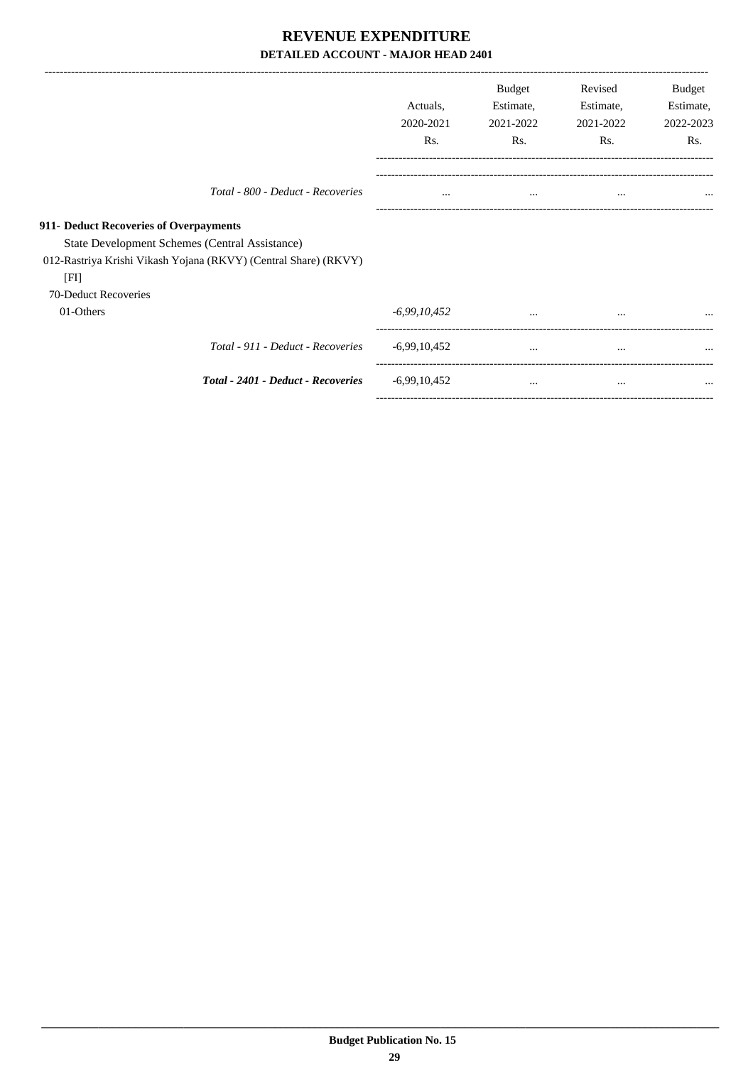# REVENUE EXPENDITURE

**DETAILED ACCOUNT - MAJOR HEAD 2401**

| | Actuals, 2020-2021 Rs. | Budget Estimate, 2021-2022 Rs. | Revised Estimate, 2021-2022 Rs. | Budget Estimate, 2022-2023 Rs. |
|---|---|---|---|---|
| *Total - 800 - Deduct - Recoveries* | ... | ... | ... | ... |
| **911- Deduct Recoveries of Overpayments** | | | | |
| State Development Schemes (Central Assistance) | | | | |
| 012-Rastriya Krishi Vikash Yojana (RKVY) (Central Share) (RKVY) [FI] | | | | |
| 70-Deduct Recoveries | | | | |
| 01-Others | *-6,99,10,452* | ... | ... | ... |
| *Total - 911 - Deduct - Recoveries* | -6,99,10,452 | ... | ... | ... |
| ***Total - 2401 - Deduct - Recoveries*** | -6,99,10,452 | ... | ... | ... |

**Budget Publication No. 15**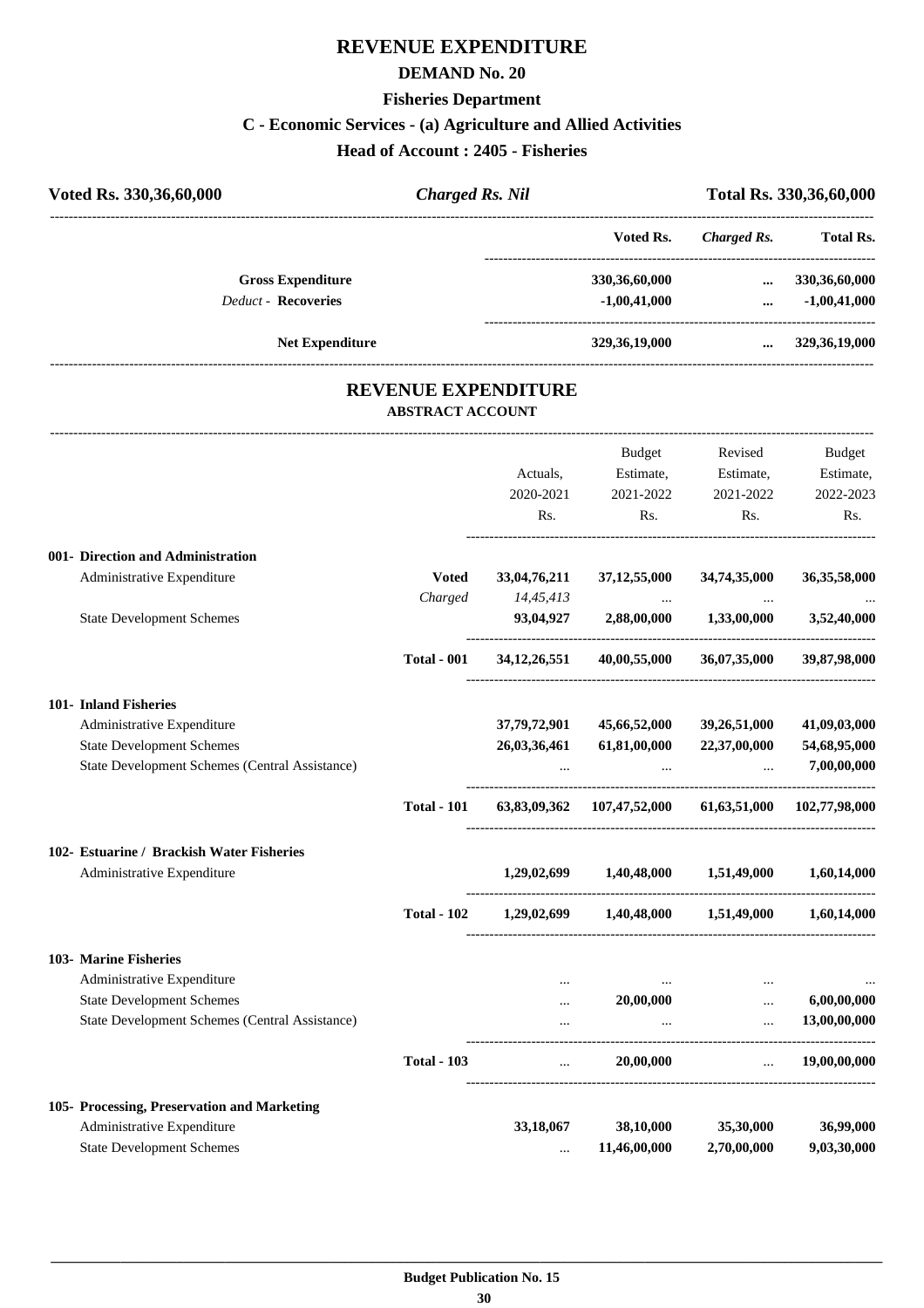# REVENUE EXPENDITURE

## DEMAND No. 20

### Fisheries Department

### C - Economic Services - (a) Agriculture and Allied Activities

### Head of Account : 2405 - Fisheries

| Voted Rs. 330,36,60,000 | *Charged Rs. Nil* | Total Rs. 330,36,60,000 |
|---|---|---|

| | Voted Rs. | *Charged Rs.* | Total Rs. |
|---|---|---|---|
| **Gross Expenditure** | 330,36,60,000 | ... | 330,36,60,000 |
| *Deduct* - **Recoveries** | -1,00,41,000 | ... | -1,00,41,000 |
| **Net Expenditure** | 329,36,19,000 | ... | 329,36,19,000 |

## REVENUE EXPENDITURE

### ABSTRACT ACCOUNT

| | | Actuals, 2020-2021 Rs. | Budget Estimate, 2021-2022 Rs. | Revised Estimate, 2021-2022 Rs. | Budget Estimate, 2022-2023 Rs. |
|---|---|---|---|---|---|
| **001- Direction and Administration** | | | | | |
| Administrative Expenditure | **Voted** | 33,04,76,211 | 37,12,55,000 | 34,74,35,000 | 36,35,58,000 |
| | *Charged* | *14,45,413* | ... | ... | ... |
| State Development Schemes | | 93,04,927 | 2,88,00,000 | 1,33,00,000 | 3,52,40,000 |
| | **Total - 001** | 34,12,26,551 | 40,00,55,000 | 36,07,35,000 | 39,87,98,000 |
| **101- Inland Fisheries** | | | | | |
| Administrative Expenditure | | 37,79,72,901 | 45,66,52,000 | 39,26,51,000 | 41,09,03,000 |
| State Development Schemes | | 26,03,36,461 | 61,81,00,000 | 22,37,00,000 | 54,68,95,000 |
| State Development Schemes (Central Assistance) | | ... | ... | ... | 7,00,00,000 |
| | **Total - 101** | 63,83,09,362 | 107,47,52,000 | 61,63,51,000 | 102,77,98,000 |
| **102- Estuarine / Brackish Water Fisheries** | | | | | |
| Administrative Expenditure | | 1,29,02,699 | 1,40,48,000 | 1,51,49,000 | 1,60,14,000 |
| | **Total - 102** | 1,29,02,699 | 1,40,48,000 | 1,51,49,000 | 1,60,14,000 |
| **103- Marine Fisheries** | | | | | |
| Administrative Expenditure | | ... | ... | ... | ... |
| State Development Schemes | | ... | 20,00,000 | ... | 6,00,00,000 |
| State Development Schemes (Central Assistance) | | ... | ... | ... | 13,00,00,000 |
| | **Total - 103** | ... | 20,00,000 | ... | 19,00,00,000 |
| **105- Processing, Preservation and Marketing** | | | | | |
| Administrative Expenditure | | 33,18,067 | 38,10,000 | 35,30,000 | 36,99,000 |
| State Development Schemes | | ... | 11,46,00,000 | 2,70,00,000 | 9,03,30,000 |

**Budget Publication No. 15**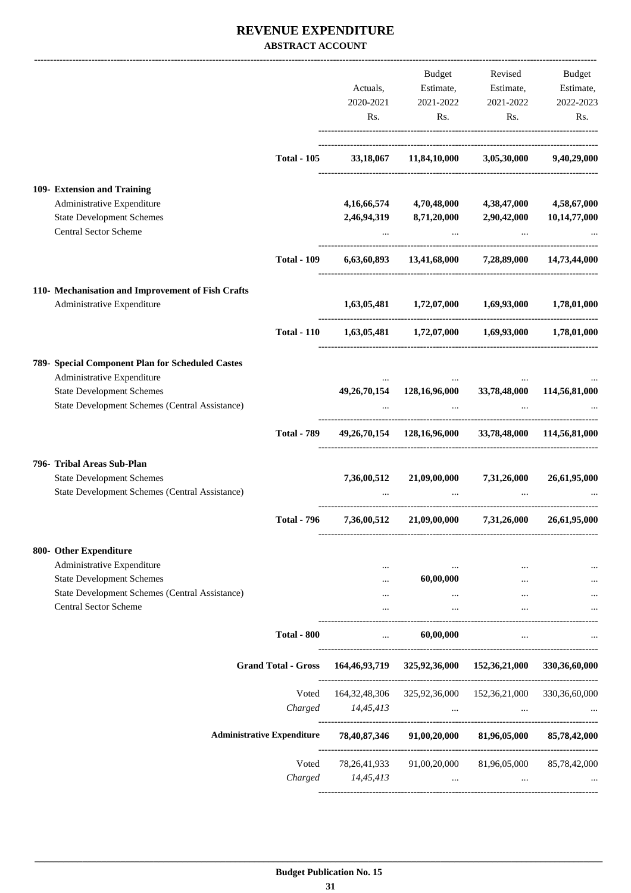# REVENUE EXPENDITURE

## ABSTRACT ACCOUNT

| | Actuals, 2020-2021 Rs. | Budget Estimate, 2021-2022 Rs. | Revised Estimate, 2021-2022 Rs. | Budget Estimate, 2022-2023 Rs. |
|---|---|---|---|---|
| **Total - 105** | **33,18,067** | **11,84,10,000** | **3,05,30,000** | **9,40,29,000** |
| **109- Extension and Training** | | | | |
| Administrative Expenditure | **4,16,66,574** | **4,70,48,000** | **4,38,47,000** | **4,58,67,000** |
| State Development Schemes | **2,46,94,319** | **8,71,20,000** | **2,90,42,000** | **10,14,77,000** |
| Central Sector Scheme | ... | ... | ... | ... |
| **Total - 109** | **6,63,60,893** | **13,41,68,000** | **7,28,89,000** | **14,73,44,000** |
| **110- Mechanisation and Improvement of Fish Crafts** | | | | |
| Administrative Expenditure | **1,63,05,481** | **1,72,07,000** | **1,69,93,000** | **1,78,01,000** |
| **Total - 110** | **1,63,05,481** | **1,72,07,000** | **1,69,93,000** | **1,78,01,000** |
| **789- Special Component Plan for Scheduled Castes** | | | | |
| Administrative Expenditure | ... | ... | ... | ... |
| State Development Schemes | **49,26,70,154** | **128,16,96,000** | **33,78,48,000** | **114,56,81,000** |
| State Development Schemes (Central Assistance) | ... | ... | ... | ... |
| **Total - 789** | **49,26,70,154** | **128,16,96,000** | **33,78,48,000** | **114,56,81,000** |
| **796- Tribal Areas Sub-Plan** | | | | |
| State Development Schemes | **7,36,00,512** | **21,09,00,000** | **7,31,26,000** | **26,61,95,000** |
| State Development Schemes (Central Assistance) | ... | ... | ... | ... |
| **Total - 796** | **7,36,00,512** | **21,09,00,000** | **7,31,26,000** | **26,61,95,000** |
| **800- Other Expenditure** | | | | |
| Administrative Expenditure | ... | ... | ... | ... |
| State Development Schemes | ... | **60,00,000** | ... | ... |
| State Development Schemes (Central Assistance) | ... | ... | ... | ... |
| Central Sector Scheme | ... | ... | ... | ... |
| **Total - 800** | ... | **60,00,000** | ... | ... |
| **Grand Total - Gross** | **164,46,93,719** | **325,92,36,000** | **152,36,21,000** | **330,36,60,000** |
| Voted | 164,32,48,306 | 325,92,36,000 | 152,36,21,000 | 330,36,60,000 |
| *Charged* | *14,45,413* | ... | ... | ... |
| **Administrative Expenditure** | **78,40,87,346** | **91,00,20,000** | **81,96,05,000** | **85,78,42,000** |
| Voted | 78,26,41,933 | 91,00,20,000 | 81,96,05,000 | 85,78,42,000 |
| *Charged* | *14,45,413* | ... | ... | ... |

**Budget Publication No. 15**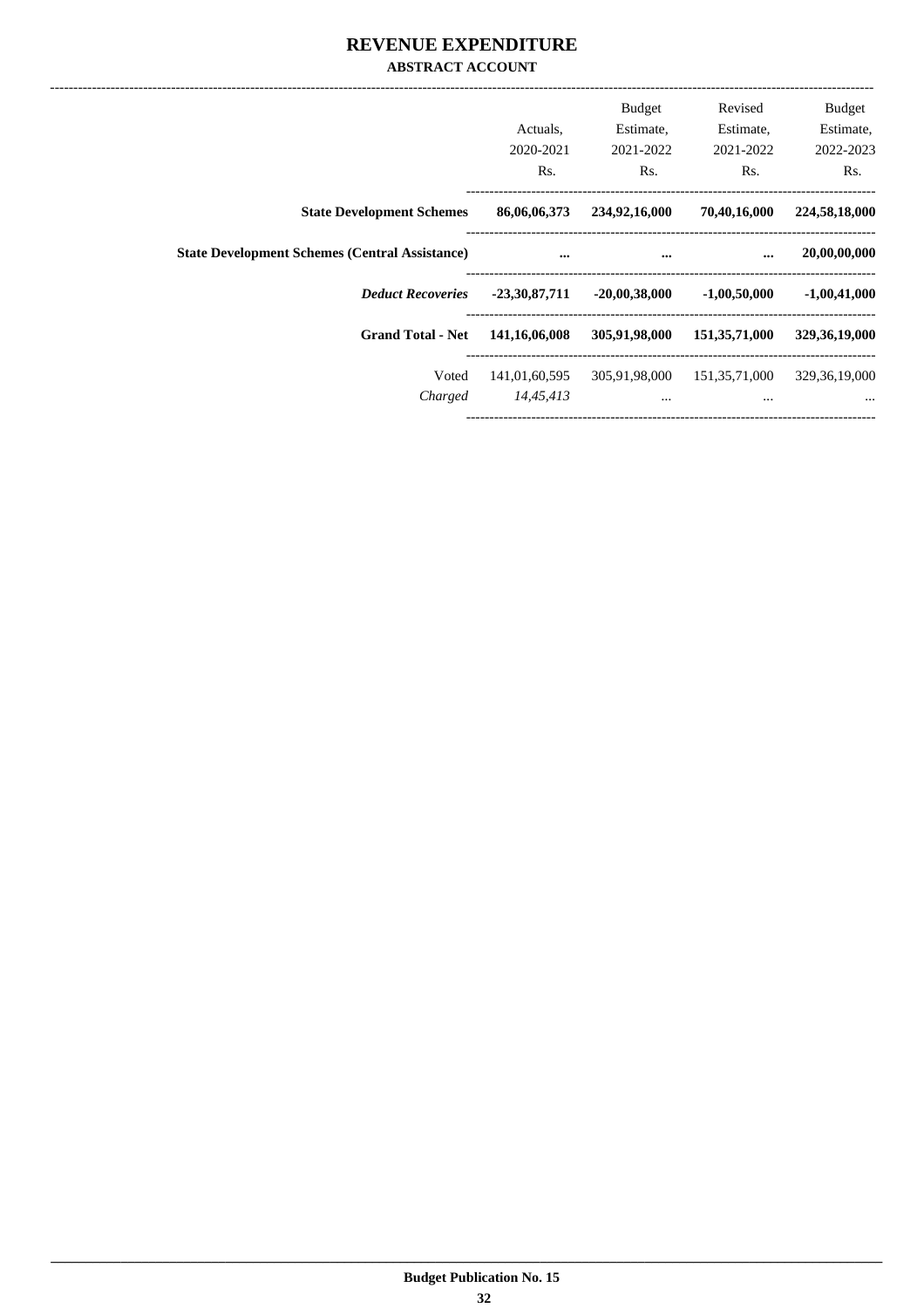# REVENUE EXPENDITURE

## ABSTRACT ACCOUNT

| | Actuals, 2020-2021 Rs. | Budget Estimate, 2021-2022 Rs. | Revised Estimate, 2021-2022 Rs. | Budget Estimate, 2022-2023 Rs. |
|---|---|---|---|---|
| **State Development Schemes** | **86,06,06,373** | **234,92,16,000** | **70,40,16,000** | **224,58,18,000** |
| **State Development Schemes (Central Assistance)** | **...** | **...** | **...** | **20,00,00,000** |
| ***Deduct Recoveries*** | **-23,30,87,711** | **-20,00,38,000** | **-1,00,50,000** | **-1,00,41,000** |
| **Grand Total - Net** | **141,16,06,008** | **305,91,98,000** | **151,35,71,000** | **329,36,19,000** |
| Voted | 141,01,60,595 | 305,91,98,000 | 151,35,71,000 | 329,36,19,000 |
| *Charged* | *14,45,413* | ... | ... | ... |

**Budget Publication No. 15**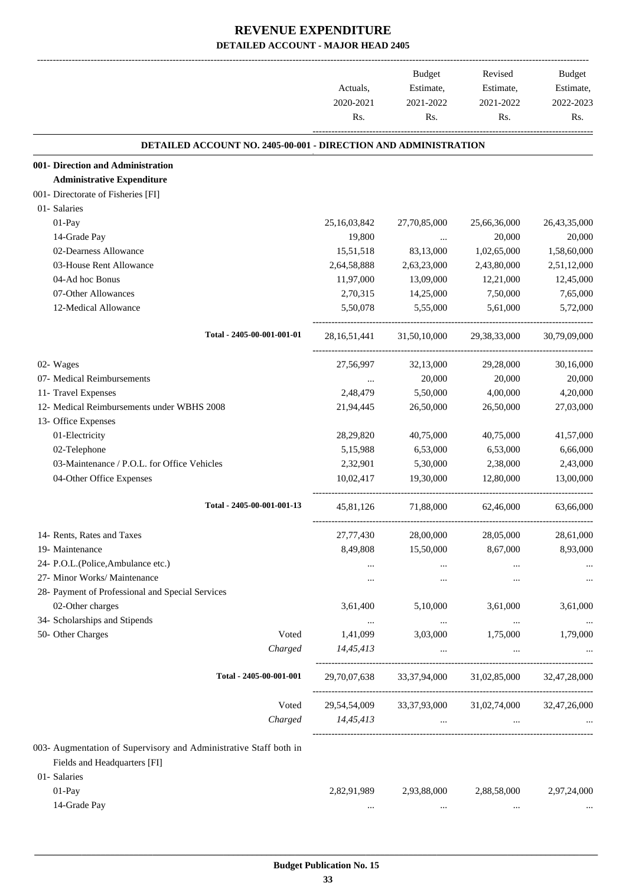# REVENUE EXPENDITURE

## DETAILED ACCOUNT - MAJOR HEAD 2405

| | | Actuals, 2020-2021 Rs. | Budget Estimate, 2021-2022 Rs. | Revised Estimate, 2021-2022 Rs. | Budget Estimate, 2022-2023 Rs. |
|---|---|---|---|---|---|
| **DETAILED ACCOUNT NO. 2405-00-001 - DIRECTION AND ADMINISTRATION** | | | | | |
| **001- Direction and Administration** | | | | | |
| **Administrative Expenditure** | | | | | |
| 001- Directorate of Fisheries [FI] | | | | | |
| 01- Salaries | | | | | |
| 01-Pay | | 25,16,03,842 | 27,70,85,000 | 25,66,36,000 | 26,43,35,000 |
| 14-Grade Pay | | 19,800 | ... | 20,000 | 20,000 |
| 02-Dearness Allowance | | 15,51,518 | 83,13,000 | 1,02,65,000 | 1,58,60,000 |
| 03-House Rent Allowance | | 2,64,58,888 | 2,63,23,000 | 2,43,80,000 | 2,51,12,000 |
| 04-Ad hoc Bonus | | 11,97,000 | 13,09,000 | 12,21,000 | 12,45,000 |
| 07-Other Allowances | | 2,70,315 | 14,25,000 | 7,50,000 | 7,65,000 |
| 12-Medical Allowance | | 5,50,078 | 5,55,000 | 5,61,000 | 5,72,000 |
| Total - 2405-00-001-001-01 | | 28,16,51,441 | 31,50,10,000 | 29,38,33,000 | 30,79,09,000 |
| 02- Wages | | 27,56,997 | 32,13,000 | 29,28,000 | 30,16,000 |
| 07- Medical Reimbursements | | ... | 20,000 | 20,000 | 20,000 |
| 11- Travel Expenses | | 2,48,479 | 5,50,000 | 4,00,000 | 4,20,000 |
| 12- Medical Reimbursements under WBHS 2008 | | 21,94,445 | 26,50,000 | 26,50,000 | 27,03,000 |
| 13- Office Expenses | | | | | |
| 01-Electricity | | 28,29,820 | 40,75,000 | 40,75,000 | 41,57,000 |
| 02-Telephone | | 5,15,988 | 6,53,000 | 6,53,000 | 6,66,000 |
| 03-Maintenance / P.O.L. for Office Vehicles | | 2,32,901 | 5,30,000 | 2,38,000 | 2,43,000 |
| 04-Other Office Expenses | | 10,02,417 | 19,30,000 | 12,80,000 | 13,00,000 |
| Total - 2405-00-001-001-13 | | 45,81,126 | 71,88,000 | 62,46,000 | 63,66,000 |
| 14- Rents, Rates and Taxes | | 27,77,430 | 28,00,000 | 28,05,000 | 28,61,000 |
| 19- Maintenance | | 8,49,808 | 15,50,000 | 8,67,000 | 8,93,000 |
| 24- P.O.L.(Police,Ambulance etc.) | | ... | ... | ... | ... |
| 27- Minor Works/ Maintenance | | ... | ... | ... | ... |
| 28- Payment of Professional and Special Services | | | | | |
| 02-Other charges | | 3,61,400 | 5,10,000 | 3,61,000 | 3,61,000 |
| 34- Scholarships and Stipends | | ... | ... | ... | ... |
| 50- Other Charges | Voted | 1,41,099 | 3,03,000 | 1,75,000 | 1,79,000 |
| | *Charged* | *14,45,413* | ... | ... | ... |
| Total - 2405-00-001-001 | | 29,70,07,638 | 33,37,94,000 | 31,02,85,000 | 32,47,28,000 |
| | Voted | 29,54,54,009 | 33,37,93,000 | 31,02,74,000 | 32,47,26,000 |
| | *Charged* | *14,45,413* | ... | ... | ... |
| 003- Augmentation of Supervisory and Administrative Staff both in Fields and Headquarters [FI] | | | | | |
| 01- Salaries | | | | | |
| 01-Pay | | 2,82,91,989 | 2,93,88,000 | 2,88,58,000 | 2,97,24,000 |
| 14-Grade Pay | | ... | ... | ... | ... |

**Budget Publication No. 15**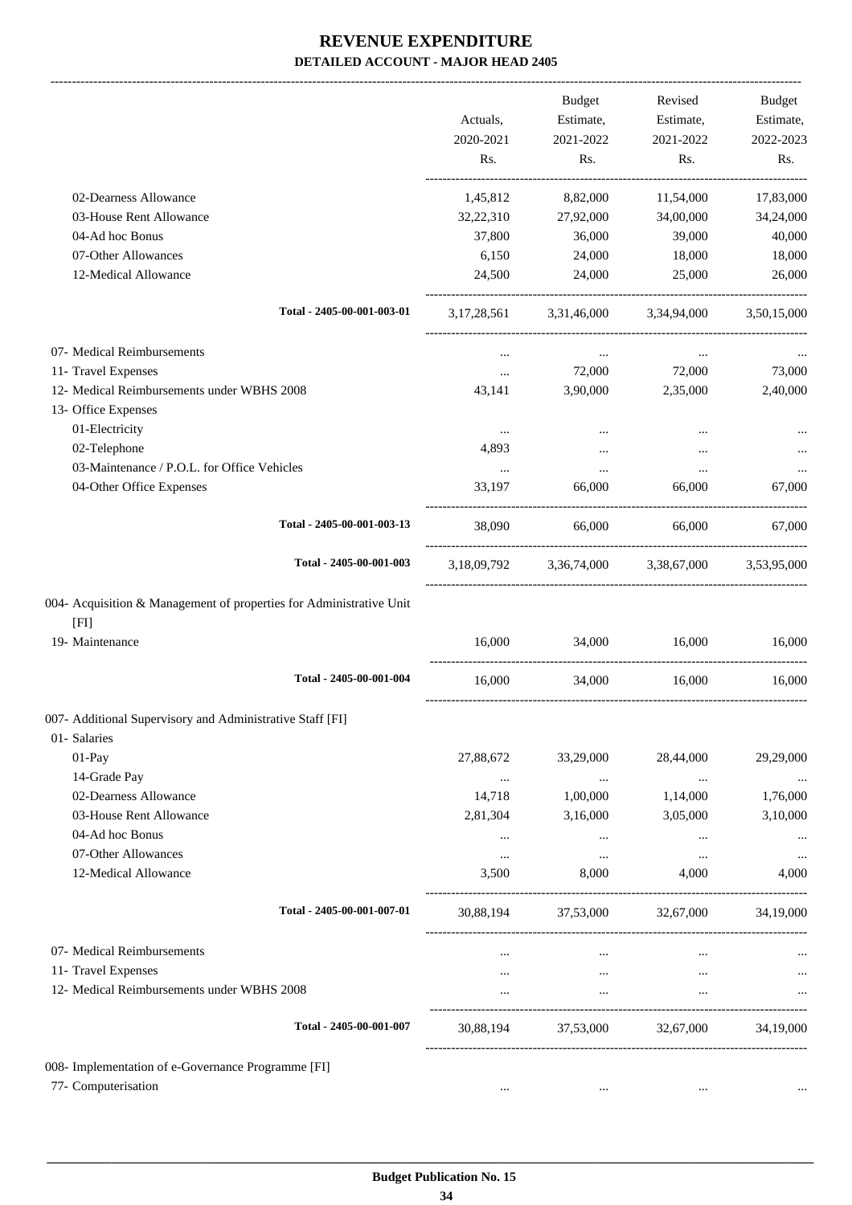# REVENUE EXPENDITURE

## DETAILED ACCOUNT - MAJOR HEAD 2405

| | Actuals, 2020-2021 Rs. | Budget Estimate, 2021-2022 Rs. | Revised Estimate, 2021-2022 Rs. | Budget Estimate, 2022-2023 Rs. |
|---|---|---|---|---|
| 02-Dearness Allowance | 1,45,812 | 8,82,000 | 11,54,000 | 17,83,000 |
| 03-House Rent Allowance | 32,22,310 | 27,92,000 | 34,00,000 | 34,24,000 |
| 04-Ad hoc Bonus | 37,800 | 36,000 | 39,000 | 40,000 |
| 07-Other Allowances | 6,150 | 24,000 | 18,000 | 18,000 |
| 12-Medical Allowance | 24,500 | 24,000 | 25,000 | 26,000 |
| Total - 2405-00-001-003-01 | 3,17,28,561 | 3,31,46,000 | 3,34,94,000 | 3,50,15,000 |
| 07- Medical Reimbursements | ... | ... | ... | ... |
| 11- Travel Expenses | ... | 72,000 | 72,000 | 73,000 |
| 12- Medical Reimbursements under WBHS 2008 | 43,141 | 3,90,000 | 2,35,000 | 2,40,000 |
| 13- Office Expenses | | | | |
| 01-Electricity | ... | ... | ... | ... |
| 02-Telephone | 4,893 | ... | ... | ... |
| 03-Maintenance / P.O.L. for Office Vehicles | ... | ... | ... | ... |
| 04-Other Office Expenses | 33,197 | 66,000 | 66,000 | 67,000 |
| Total - 2405-00-001-003-13 | 38,090 | 66,000 | 66,000 | 67,000 |
| Total - 2405-00-001-003 | 3,18,09,792 | 3,36,74,000 | 3,38,67,000 | 3,53,95,000 |
| 004- Acquisition & Management of properties for Administrative Unit [FI] | | | | |
| 19- Maintenance | 16,000 | 34,000 | 16,000 | 16,000 |
| Total - 2405-00-001-004 | 16,000 | 34,000 | 16,000 | 16,000 |
| 007- Additional Supervisory and Administrative Staff [FI] | | | | |
| 01- Salaries | | | | |
| 01-Pay | 27,88,672 | 33,29,000 | 28,44,000 | 29,29,000 |
| 14-Grade Pay | ... | ... | ... | ... |
| 02-Dearness Allowance | 14,718 | 1,00,000 | 1,14,000 | 1,76,000 |
| 03-House Rent Allowance | 2,81,304 | 3,16,000 | 3,05,000 | 3,10,000 |
| 04-Ad hoc Bonus | ... | ... | ... | ... |
| 07-Other Allowances | ... | ... | ... | ... |
| 12-Medical Allowance | 3,500 | 8,000 | 4,000 | 4,000 |
| Total - 2405-00-001-007-01 | 30,88,194 | 37,53,000 | 32,67,000 | 34,19,000 |
| 07- Medical Reimbursements | ... | ... | ... | ... |
| 11- Travel Expenses | ... | ... | ... | ... |
| 12- Medical Reimbursements under WBHS 2008 | ... | ... | ... | ... |
| Total - 2405-00-001-007 | 30,88,194 | 37,53,000 | 32,67,000 | 34,19,000 |
| 008- Implementation of e-Governance Programme [FI] | | | | |
| 77- Computerisation | ... | ... | ... | ... |

**Budget Publication No. 15**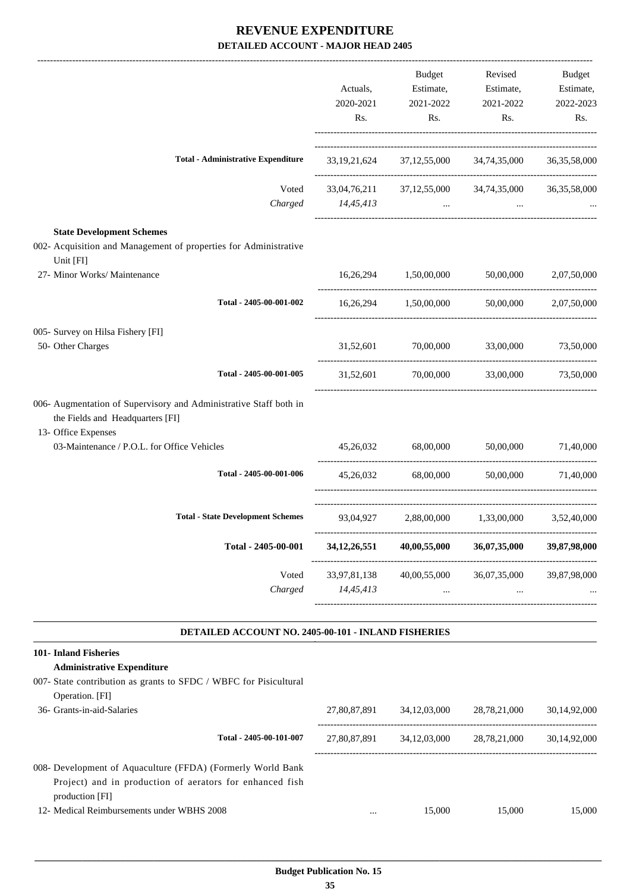# REVENUE EXPENDITURE

## DETAILED ACCOUNT - MAJOR HEAD 2405

| | Actuals, 2020-2021 Rs. | Budget Estimate, 2021-2022 Rs. | Revised Estimate, 2021-2022 Rs. | Budget Estimate, 2022-2023 Rs. |
|---|---|---|---|---|
| **Total - Administrative Expenditure** | 33,19,21,624 | 37,12,55,000 | 34,74,35,000 | 36,35,58,000 |
| Voted | 33,04,76,211 | 37,12,55,000 | 34,74,35,000 | 36,35,58,000 |
| *Charged* | *14,45,413* | ... | ... | ... |
| **State Development Schemes** | | | | |
| 002- Acquisition and Management of properties for Administrative Unit [FI] | | | | |
| 27- Minor Works/ Maintenance | 16,26,294 | 1,50,00,000 | 50,00,000 | 2,07,50,000 |
| **Total - 2405-00-001-002** | 16,26,294 | 1,50,00,000 | 50,00,000 | 2,07,50,000 |
| 005- Survey on Hilsa Fishery [FI] | | | | |
| 50- Other Charges | 31,52,601 | 70,00,000 | 33,00,000 | 73,50,000 |
| **Total - 2405-00-001-005** | 31,52,601 | 70,00,000 | 33,00,000 | 73,50,000 |
| 006- Augmentation of Supervisory and Administrative Staff both in the Fields and Headquarters [FI] | | | | |
| 13- Office Expenses | | | | |
| 03-Maintenance / P.O.L. for Office Vehicles | 45,26,032 | 68,00,000 | 50,00,000 | 71,40,000 |
| **Total - 2405-00-001-006** | 45,26,032 | 68,00,000 | 50,00,000 | 71,40,000 |
| **Total - State Development Schemes** | 93,04,927 | 2,88,00,000 | 1,33,00,000 | 3,52,40,000 |
| **Total - 2405-00-001** | **34,12,26,551** | **40,00,55,000** | **36,07,35,000** | **39,87,98,000** |
| Voted | 33,97,81,138 | 40,00,55,000 | 36,07,35,000 | 39,87,98,000 |
| *Charged* | *14,45,413* | ... | ... | ... |

### DETAILED ACCOUNT NO. 2405-00-101 - INLAND FISHERIES

| | Actuals, 2020-2021 Rs. | Budget Estimate, 2021-2022 Rs. | Revised Estimate, 2021-2022 Rs. | Budget Estimate, 2022-2023 Rs. |
|---|---|---|---|---|
| **101- Inland Fisheries** | | | | |
| **Administrative Expenditure** | | | | |
| 007- State contribution as grants to SFDC / WBFC for Pisicultural Operation. [FI] | | | | |
| 36- Grants-in-aid-Salaries | 27,80,87,891 | 34,12,03,000 | 28,78,21,000 | 30,14,92,000 |
| **Total - 2405-00-101-007** | 27,80,87,891 | 34,12,03,000 | 28,78,21,000 | 30,14,92,000 |
| 008- Development of Aquaculture (FFDA) (Formerly World Bank Project) and in production of aerators for enhanced fish production [FI] | | | | |
| 12- Medical Reimbursements under WBHS 2008 | ... | 15,000 | 15,000 | 15,000 |

**Budget Publication No. 15**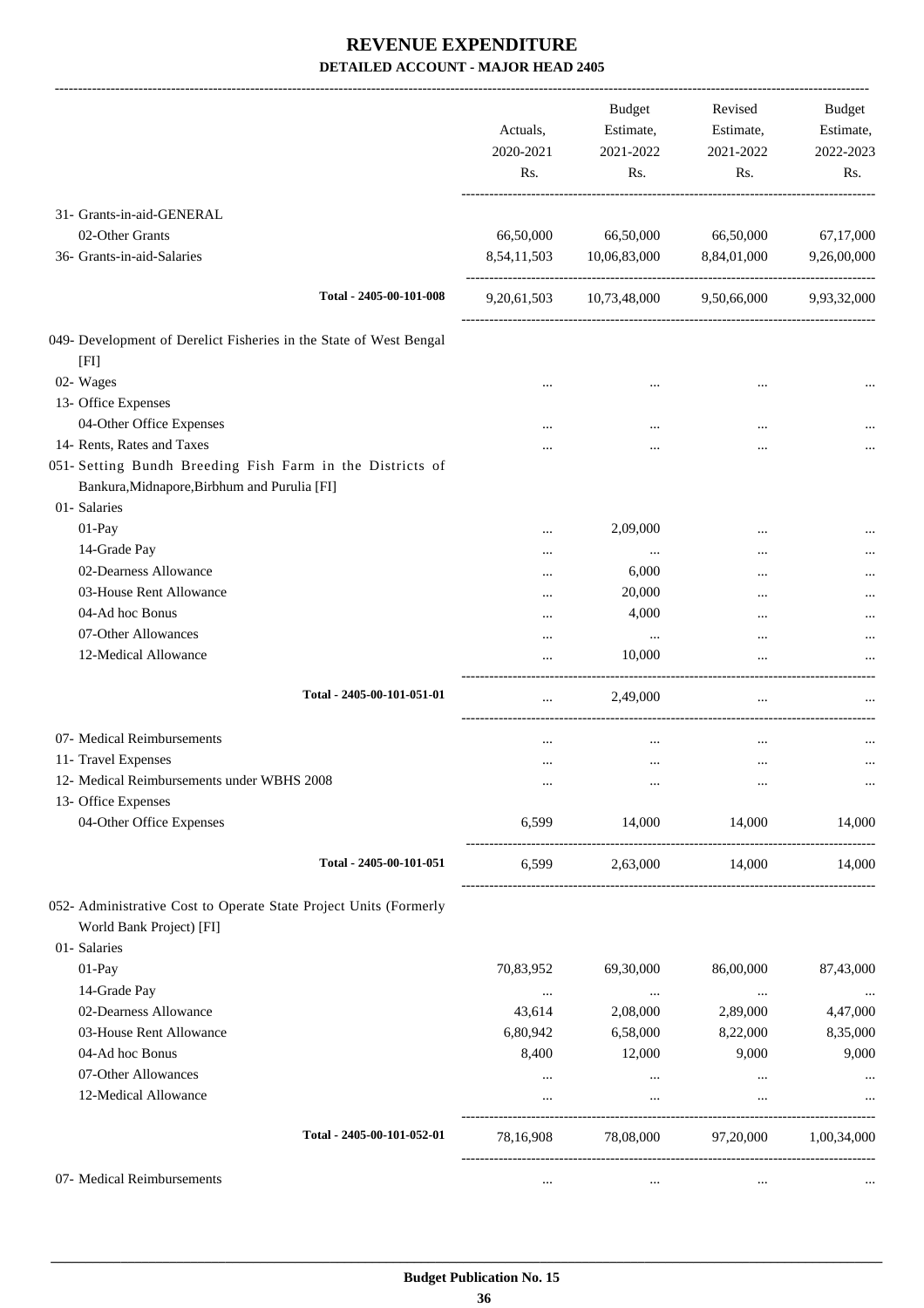# REVENUE EXPENDITURE

## DETAILED ACCOUNT - MAJOR HEAD 2405

| | Actuals, 2020-2021 Rs. | Budget Estimate, 2021-2022 Rs. | Revised Estimate, 2021-2022 Rs. | Budget Estimate, 2022-2023 Rs. |
|---|---|---|---|---|
| 31- Grants-in-aid-GENERAL | | | | |
| 02-Other Grants | 66,50,000 | 66,50,000 | 66,50,000 | 67,17,000 |
| 36- Grants-in-aid-Salaries | 8,54,11,503 | 10,06,83,000 | 8,84,01,000 | 9,26,00,000 |
| Total - 2405-00-101-008 | 9,20,61,503 | 10,73,48,000 | 9,50,66,000 | 9,93,32,000 |
| 049- Development of Derelict Fisheries in the State of West Bengal [FI] | | | | |
| 02- Wages | ... | ... | ... | ... |
| 13- Office Expenses | | | | |
| 04-Other Office Expenses | ... | ... | ... | ... |
| 14- Rents, Rates and Taxes | ... | ... | ... | ... |
| 051- Setting Bundh Breeding Fish Farm in the Districts of Bankura,Midnapore,Birbhum and Purulia [FI] | | | | |
| 01- Salaries | | | | |
| 01-Pay | ... | 2,09,000 | ... | ... |
| 14-Grade Pay | ... | ... | ... | ... |
| 02-Dearness Allowance | ... | 6,000 | ... | ... |
| 03-House Rent Allowance | ... | 20,000 | ... | ... |
| 04-Ad hoc Bonus | ... | 4,000 | ... | ... |
| 07-Other Allowances | ... | ... | ... | ... |
| 12-Medical Allowance | ... | 10,000 | ... | ... |
| Total - 2405-00-101-051-01 | ... | 2,49,000 | ... | ... |
| 07- Medical Reimbursements | ... | ... | ... | ... |
| 11- Travel Expenses | ... | ... | ... | ... |
| 12- Medical Reimbursements under WBHS 2008 | ... | ... | ... | ... |
| 13- Office Expenses | | | | |
| 04-Other Office Expenses | 6,599 | 14,000 | 14,000 | 14,000 |
| Total - 2405-00-101-051 | 6,599 | 2,63,000 | 14,000 | 14,000 |
| 052- Administrative Cost to Operate State Project Units (Formerly World Bank Project) [FI] | | | | |
| 01- Salaries | | | | |
| 01-Pay | 70,83,952 | 69,30,000 | 86,00,000 | 87,43,000 |
| 14-Grade Pay | ... | ... | ... | ... |
| 02-Dearness Allowance | 43,614 | 2,08,000 | 2,89,000 | 4,47,000 |
| 03-House Rent Allowance | 6,80,942 | 6,58,000 | 8,22,000 | 8,35,000 |
| 04-Ad hoc Bonus | 8,400 | 12,000 | 9,000 | 9,000 |
| 07-Other Allowances | ... | ... | ... | ... |
| 12-Medical Allowance | ... | ... | ... | ... |
| Total - 2405-00-101-052-01 | 78,16,908 | 78,08,000 | 97,20,000 | 1,00,34,000 |
| 07- Medical Reimbursements | ... | ... | ... | ... |

Budget Publication No. 15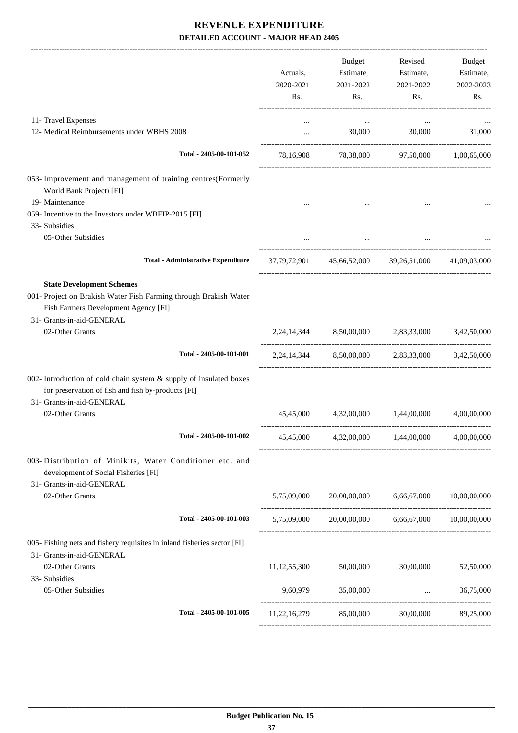# REVENUE EXPENDITURE

**DETAILED ACCOUNT - MAJOR HEAD 2405**

| | Actuals, 2020-2021 Rs. | Budget Estimate, 2021-2022 Rs. | Revised Estimate, 2021-2022 Rs. | Budget Estimate, 2022-2023 Rs. |
|---|---|---|---|---|
| 11- Travel Expenses | ... | ... | ... | ... |
| 12- Medical Reimbursements under WBHS 2008 | ... | 30,000 | 30,000 | 31,000 |
| **Total - 2405-00-101-052** | 78,16,908 | 78,38,000 | 97,50,000 | 1,00,65,000 |
| 053- Improvement and management of training centres(Formerly World Bank Project) [FI] | | | | |
| 19- Maintenance | ... | ... | ... | ... |
| 059- Incentive to the Investors under WBFIP-2015 [FI] | | | | |
| 33- Subsidies | | | | |
| 05-Other Subsidies | ... | ... | ... | ... |
| **Total - Administrative Expenditure** | 37,79,72,901 | 45,66,52,000 | 39,26,51,000 | 41,09,03,000 |
| **State Development Schemes** | | | | |
| 001- Project on Brakish Water Fish Farming through Brakish Water Fish Farmers Development Agency [FI] | | | | |
| 31- Grants-in-aid-GENERAL | | | | |
| 02-Other Grants | 2,24,14,344 | 8,50,00,000 | 2,83,33,000 | 3,42,50,000 |
| **Total - 2405-00-101-001** | 2,24,14,344 | 8,50,00,000 | 2,83,33,000 | 3,42,50,000 |
| 002- Introduction of cold chain system & supply of insulated boxes for preservation of fish and fish by-products [FI] | | | | |
| 31- Grants-in-aid-GENERAL | | | | |
| 02-Other Grants | 45,45,000 | 4,32,00,000 | 1,44,00,000 | 4,00,00,000 |
| **Total - 2405-00-101-002** | 45,45,000 | 4,32,00,000 | 1,44,00,000 | 4,00,00,000 |
| 003- Distribution of Minikits, Water Conditioner etc. and development of Social Fisheries [FI] | | | | |
| 31- Grants-in-aid-GENERAL | | | | |
| 02-Other Grants | 5,75,09,000 | 20,00,00,000 | 6,66,67,000 | 10,00,00,000 |
| **Total - 2405-00-101-003** | 5,75,09,000 | 20,00,00,000 | 6,66,67,000 | 10,00,00,000 |
| 005- Fishing nets and fishery requisites in inland fisheries sector [FI] | | | | |
| 31- Grants-in-aid-GENERAL | | | | |
| 02-Other Grants | 11,12,55,300 | 50,00,000 | 30,00,000 | 52,50,000 |
| 33- Subsidies | | | | |
| 05-Other Subsidies | 9,60,979 | 35,00,000 | ... | 36,75,000 |
| **Total - 2405-00-101-005** | 11,22,16,279 | 85,00,000 | 30,00,000 | 89,25,000 |

**Budget Publication No. 15**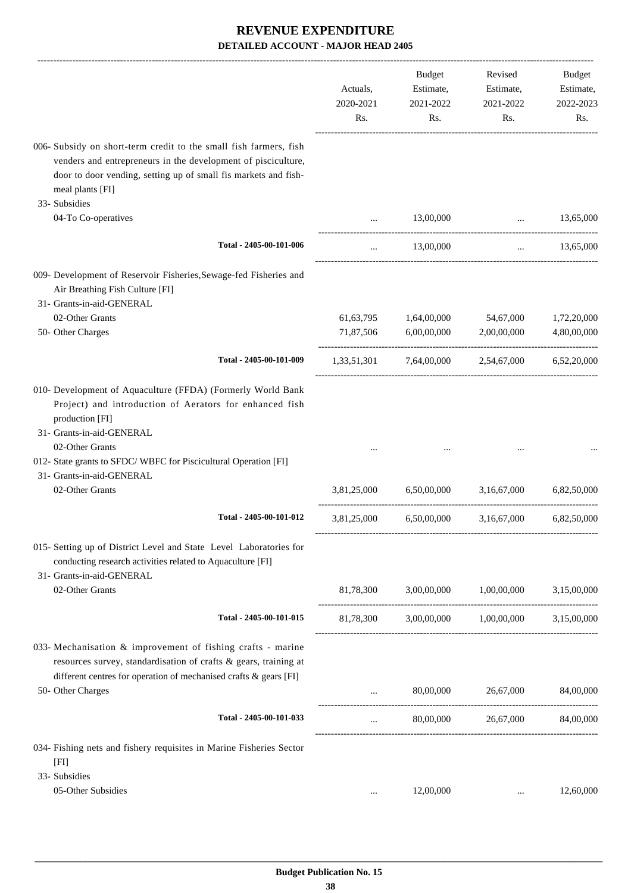# REVENUE EXPENDITURE

## DETAILED ACCOUNT - MAJOR HEAD 2405

| | Actuals, 2020-2021 Rs. | Budget Estimate, 2021-2022 Rs. | Revised Estimate, 2021-2022 Rs. | Budget Estimate, 2022-2023 Rs. |
|---|---|---|---|---|
| 006- Subsidy on short-term credit to the small fish farmers, fish venders and entrepreneurs in the development of pisciculture, door to door vending, setting up of small fis markets and fish-meal plants [FI] | | | | |
| 33- Subsidies | | | | |
| 04-To Co-operatives | ... | 13,00,000 | ... | 13,65,000 |
| Total - 2405-00-101-006 | ... | 13,00,000 | ... | 13,65,000 |
| 009- Development of Reservoir Fisheries,Sewage-fed Fisheries and Air Breathing Fish Culture [FI] | | | | |
| 31- Grants-in-aid-GENERAL | | | | |
| 02-Other Grants | 61,63,795 | 1,64,00,000 | 54,67,000 | 1,72,20,000 |
| 50- Other Charges | 71,87,506 | 6,00,00,000 | 2,00,00,000 | 4,80,00,000 |
| Total - 2405-00-101-009 | 1,33,51,301 | 7,64,00,000 | 2,54,67,000 | 6,52,20,000 |
| 010- Development of Aquaculture (FFDA) (Formerly World Bank Project) and introduction of Aerators for enhanced fish production [FI] | | | | |
| 31- Grants-in-aid-GENERAL | | | | |
| 02-Other Grants | ... | ... | ... | ... |
| 012- State grants to SFDC/ WBFC for Piscicultural Operation [FI] | | | | |
| 31- Grants-in-aid-GENERAL | | | | |
| 02-Other Grants | 3,81,25,000 | 6,50,00,000 | 3,16,67,000 | 6,82,50,000 |
| Total - 2405-00-101-012 | 3,81,25,000 | 6,50,00,000 | 3,16,67,000 | 6,82,50,000 |
| 015- Setting up of District Level and State Level Laboratories for conducting research activities related to Aquaculture [FI] | | | | |
| 31- Grants-in-aid-GENERAL | | | | |
| 02-Other Grants | 81,78,300 | 3,00,00,000 | 1,00,00,000 | 3,15,00,000 |
| Total - 2405-00-101-015 | 81,78,300 | 3,00,00,000 | 1,00,00,000 | 3,15,00,000 |
| 033- Mechanisation & improvement of fishing crafts - marine resources survey, standardisation of crafts & gears, training at different centres for operation of mechanised crafts & gears [FI] | | | | |
| 50- Other Charges | ... | 80,00,000 | 26,67,000 | 84,00,000 |
| Total - 2405-00-101-033 | ... | 80,00,000 | 26,67,000 | 84,00,000 |
| 034- Fishing nets and fishery requisites in Marine Fisheries Sector [FI] | | | | |
| 33- Subsidies | | | | |
| 05-Other Subsidies | ... | 12,00,000 | ... | 12,60,000 |

Budget Publication No. 15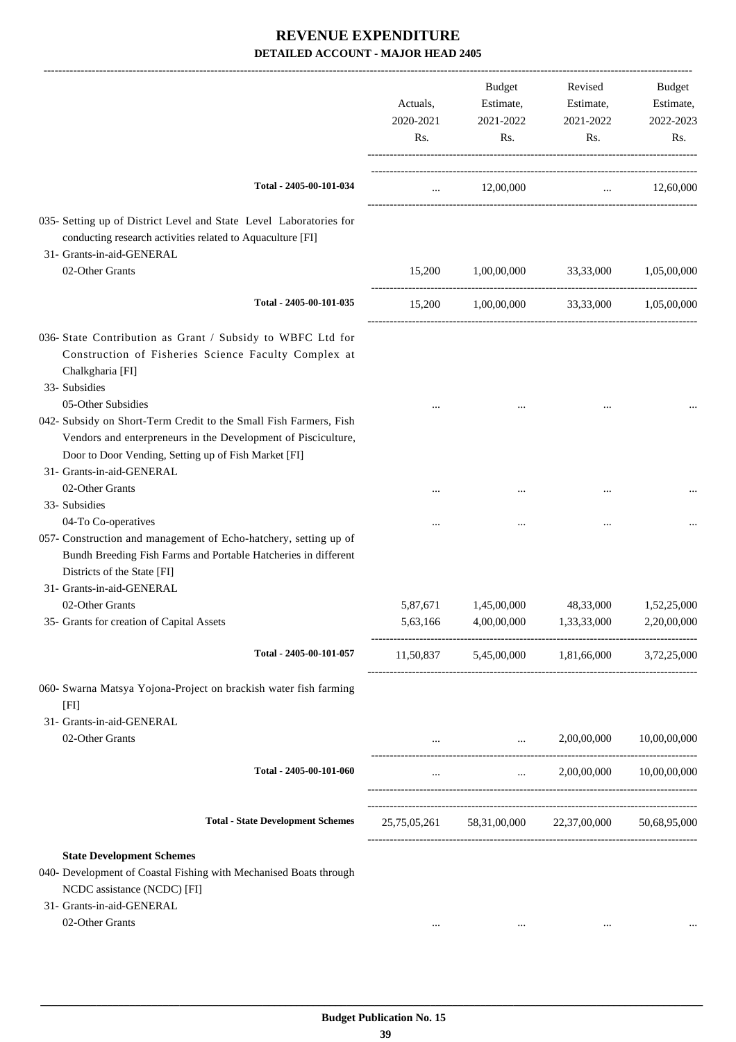# REVENUE EXPENDITURE

## DETAILED ACCOUNT - MAJOR HEAD 2405

| | Actuals, 2020-2021 Rs. | Budget Estimate, 2021-2022 Rs. | Revised Estimate, 2021-2022 Rs. | Budget Estimate, 2022-2023 Rs. |
|---|---|---|---|---|
| **Total - 2405-00-101-034** | ... | 12,00,000 | ... | 12,60,000 |
| 035- Setting up of District Level and State Level Laboratories for conducting research activities related to Aquaculture [FI] | | | | |
| 31- Grants-in-aid-GENERAL | | | | |
| 02-Other Grants | 15,200 | 1,00,00,000 | 33,33,000 | 1,05,00,000 |
| **Total - 2405-00-101-035** | 15,200 | 1,00,00,000 | 33,33,000 | 1,05,00,000 |
| 036- State Contribution as Grant / Subsidy to WBFC Ltd for Construction of Fisheries Science Faculty Complex at Chalkgharia [FI] | | | | |
| 33- Subsidies | | | | |
| 05-Other Subsidies | ... | ... | ... | ... |
| 042- Subsidy on Short-Term Credit to the Small Fish Farmers, Fish Vendors and enterpreneurs in the Development of Pisciculture, Door to Door Vending, Setting up of Fish Market [FI] | | | | |
| 31- Grants-in-aid-GENERAL | | | | |
| 02-Other Grants | ... | ... | ... | ... |
| 33- Subsidies | | | | |
| 04-To Co-operatives | ... | ... | ... | ... |
| 057- Construction and management of Echo-hatchery, setting up of Bundh Breeding Fish Farms and Portable Hatcheries in different Districts of the State [FI] | | | | |
| 31- Grants-in-aid-GENERAL | | | | |
| 02-Other Grants | 5,87,671 | 1,45,00,000 | 48,33,000 | 1,52,25,000 |
| 35- Grants for creation of Capital Assets | 5,63,166 | 4,00,00,000 | 1,33,33,000 | 2,20,00,000 |
| **Total - 2405-00-101-057** | 11,50,837 | 5,45,00,000 | 1,81,66,000 | 3,72,25,000 |
| 060- Swarna Matsya Yojona-Project on brackish water fish farming [FI] | | | | |
| 31- Grants-in-aid-GENERAL | | | | |
| 02-Other Grants | ... | ... | 2,00,00,000 | 10,00,00,000 |
| **Total - 2405-00-101-060** | ... | ... | 2,00,00,000 | 10,00,00,000 |
| **Total - State Development Schemes** | 25,75,05,261 | 58,31,00,000 | 22,37,00,000 | 50,68,95,000 |
| **State Development Schemes** | | | | |
| 040- Development of Coastal Fishing with Mechanised Boats through NCDC assistance (NCDC) [FI] | | | | |
| 31- Grants-in-aid-GENERAL | | | | |
| 02-Other Grants | ... | ... | ... | ... |

Budget Publication No. 15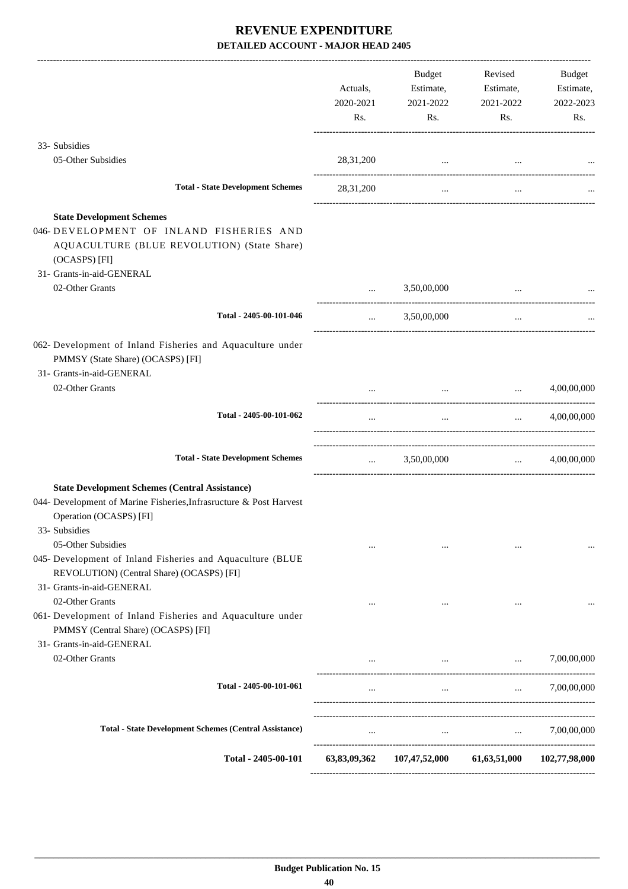# REVENUE EXPENDITURE

## DETAILED ACCOUNT - MAJOR HEAD 2405

| | Actuals, 2020-2021 Rs. | Budget Estimate, 2021-2022 Rs. | Revised Estimate, 2021-2022 Rs. | Budget Estimate, 2022-2023 Rs. |
|---|---|---|---|---|
| 33- Subsidies | | | | |
| 05-Other Subsidies | 28,31,200 | ... | ... | ... |
| **Total - State Development Schemes** | 28,31,200 | ... | ... | ... |
| **State Development Schemes** | | | | |
| 046- DEVELOPMENT OF INLAND FISHERIES AND AQUACULTURE (BLUE REVOLUTION) (State Share) (OCASPS) [FI] | | | | |
| 31- Grants-in-aid-GENERAL | | | | |
| 02-Other Grants | ... | 3,50,00,000 | ... | ... |
| Total - 2405-00-101-046 | ... | 3,50,00,000 | ... | ... |
| 062- Development of Inland Fisheries and Aquaculture under PMMSY (State Share) (OCASPS) [FI] | | | | |
| 31- Grants-in-aid-GENERAL | | | | |
| 02-Other Grants | ... | ... | ... | 4,00,00,000 |
| Total - 2405-00-101-062 | ... | ... | ... | 4,00,00,000 |
| **Total - State Development Schemes** | ... | 3,50,00,000 | ... | 4,00,00,000 |
| **State Development Schemes (Central Assistance)** | | | | |
| 044- Development of Marine Fisheries,Infrasructure & Post Harvest Operation (OCASPS) [FI] | | | | |
| 33- Subsidies | | | | |
| 05-Other Subsidies | ... | ... | ... | ... |
| 045- Development of Inland Fisheries and Aquaculture (BLUE REVOLUTION) (Central Share) (OCASPS) [FI] | | | | |
| 31- Grants-in-aid-GENERAL | | | | |
| 02-Other Grants | ... | ... | ... | ... |
| 061- Development of Inland Fisheries and Aquaculture under PMMSY (Central Share) (OCASPS) [FI] | | | | |
| 31- Grants-in-aid-GENERAL | | | | |
| 02-Other Grants | ... | ... | ... | 7,00,00,000 |
| Total - 2405-00-101-061 | ... | ... | ... | 7,00,00,000 |
| **Total - State Development Schemes (Central Assistance)** | ... | ... | ... | 7,00,00,000 |
| **Total - 2405-00-101** | **63,83,09,362** | **107,47,52,000** | **61,63,51,000** | **102,77,98,000** |

**Budget Publication No. 15**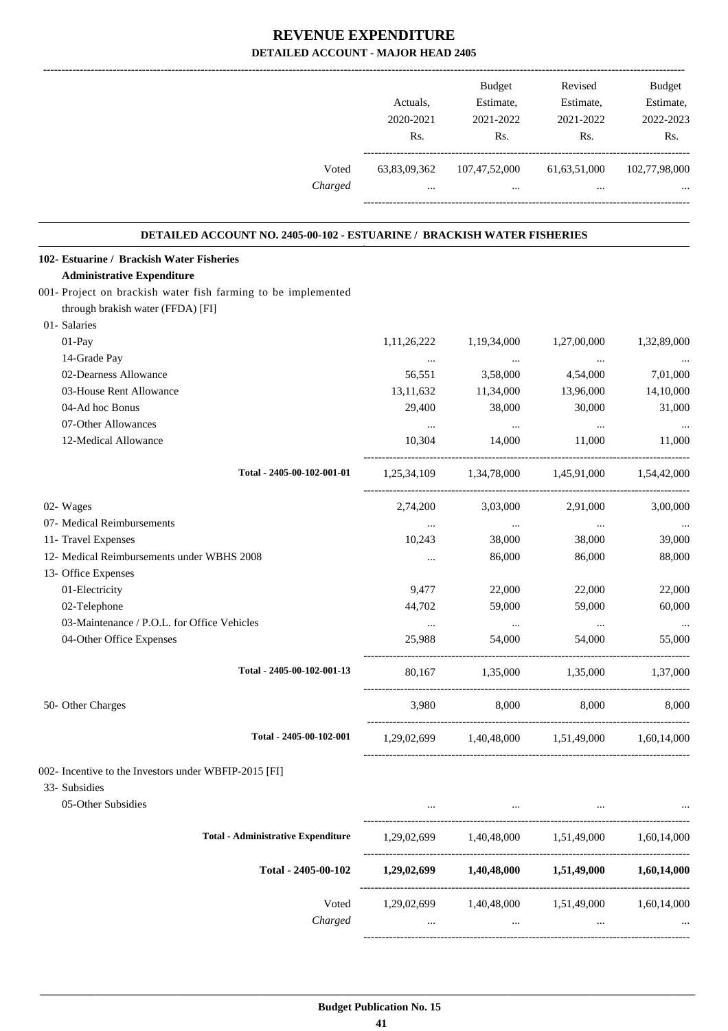# REVENUE EXPENDITURE

## DETAILED ACCOUNT - MAJOR HEAD 2405

| | Actuals, 2020-2021 Rs. | Budget Estimate, 2021-2022 Rs. | Revised Estimate, 2021-2022 Rs. | Budget Estimate, 2022-2023 Rs. |
|---|---|---|---|---|
| Voted | 63,83,09,362 | 107,47,52,000 | 61,63,51,000 | 102,77,98,000 |
| *Charged* | ... | ... | ... | ... |

### DETAILED ACCOUNT NO. 2405-00-102 - ESTUARINE / BRACKISH WATER FISHERIES

| | Actuals, 2020-2021 Rs. | Budget Estimate, 2021-2022 Rs. | Revised Estimate, 2021-2022 Rs. | Budget Estimate, 2022-2023 Rs. |
|---|---|---|---|---|
| **102- Estuarine / Brackish Water Fisheries** | | | | |
| **Administrative Expenditure** | | | | |
| 001- Project on brackish water fish farming to be implemented through brakish water (FFDA) [FI] | | | | |
| 01- Salaries | | | | |
| 01-Pay | 1,11,26,222 | 1,19,34,000 | 1,27,00,000 | 1,32,89,000 |
| 14-Grade Pay | ... | ... | ... | ... |
| 02-Dearness Allowance | 56,551 | 3,58,000 | 4,54,000 | 7,01,000 |
| 03-House Rent Allowance | 13,11,632 | 11,34,000 | 13,96,000 | 14,10,000 |
| 04-Ad hoc Bonus | 29,400 | 38,000 | 30,000 | 31,000 |
| 07-Other Allowances | ... | ... | ... | ... |
| 12-Medical Allowance | 10,304 | 14,000 | 11,000 | 11,000 |
| **Total - 2405-00-102-001-01** | 1,25,34,109 | 1,34,78,000 | 1,45,91,000 | 1,54,42,000 |
| 02- Wages | 2,74,200 | 3,03,000 | 2,91,000 | 3,00,000 |
| 07- Medical Reimbursements | ... | ... | ... | ... |
| 11- Travel Expenses | 10,243 | 38,000 | 38,000 | 39,000 |
| 12- Medical Reimbursements under WBHS 2008 | ... | 86,000 | 86,000 | 88,000 |
| 13- Office Expenses | | | | |
| 01-Electricity | 9,477 | 22,000 | 22,000 | 22,000 |
| 02-Telephone | 44,702 | 59,000 | 59,000 | 60,000 |
| 03-Maintenance / P.O.L. for Office Vehicles | ... | ... | ... | ... |
| 04-Other Office Expenses | 25,988 | 54,000 | 54,000 | 55,000 |
| **Total - 2405-00-102-001-13** | 80,167 | 1,35,000 | 1,35,000 | 1,37,000 |
| 50- Other Charges | 3,980 | 8,000 | 8,000 | 8,000 |
| **Total - 2405-00-102-001** | 1,29,02,699 | 1,40,48,000 | 1,51,49,000 | 1,60,14,000 |
| 002- Incentive to the Investors under WBFIP-2015 [FI] | | | | |
| 33- Subsidies | | | | |
| 05-Other Subsidies | ... | ... | ... | ... |
| **Total - Administrative Expenditure** | 1,29,02,699 | 1,40,48,000 | 1,51,49,000 | 1,60,14,000 |
| **Total - 2405-00-102** | **1,29,02,699** | **1,40,48,000** | **1,51,49,000** | **1,60,14,000** |
| Voted | 1,29,02,699 | 1,40,48,000 | 1,51,49,000 | 1,60,14,000 |
| *Charged* | ... | ... | ... | ... |

**Budget Publication No. 15**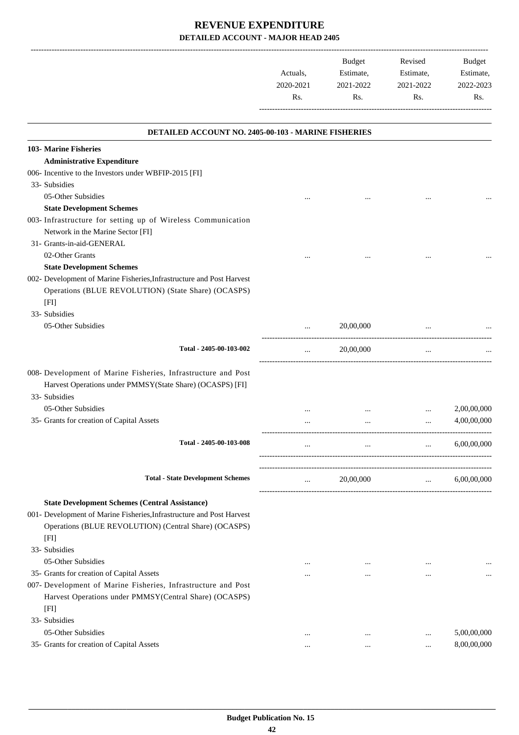# REVENUE EXPENDITURE

## DETAILED ACCOUNT - MAJOR HEAD 2405

| | Actuals, 2020-2021 Rs. | Budget Estimate, 2021-2022 Rs. | Revised Estimate, 2021-2022 Rs. | Budget Estimate, 2022-2023 Rs. |
|---|---|---|---|---|
| **DETAILED ACCOUNT NO. 2405-00-103 - MARINE FISHERIES** | | | | |
| **103- Marine Fisheries** | | | | |
| **Administrative Expenditure** | | | | |
| 006- Incentive to the Investors under WBFIP-2015 [FI] | | | | |
| 33- Subsidies | | | | |
| 05-Other Subsidies | ... | ... | ... | ... |
| **State Development Schemes** | | | | |
| 003- Infrastructure for setting up of Wireless Communication Network in the Marine Sector [FI] | | | | |
| 31- Grants-in-aid-GENERAL | | | | |
| 02-Other Grants | ... | ... | ... | ... |
| **State Development Schemes** | | | | |
| 002- Development of Marine Fisheries,Infrastructure and Post Harvest Operations (BLUE REVOLUTION) (State Share) (OCASPS) [FI] | | | | |
| 33- Subsidies | | | | |
| 05-Other Subsidies | ... | 20,00,000 | ... | ... |
| Total - 2405-00-103-002 | ... | 20,00,000 | ... | ... |
| 008- Development of Marine Fisheries, Infrastructure and Post Harvest Operations under PMMSY(State Share) (OCASPS) [FI] | | | | |
| 33- Subsidies | | | | |
| 05-Other Subsidies | ... | ... | ... | 2,00,00,000 |
| 35- Grants for creation of Capital Assets | ... | ... | ... | 4,00,00,000 |
| Total - 2405-00-103-008 | ... | ... | ... | 6,00,00,000 |
| Total - State Development Schemes | ... | 20,00,000 | ... | 6,00,00,000 |
| **State Development Schemes (Central Assistance)** | | | | |
| 001- Development of Marine Fisheries,Infrastructure and Post Harvest Operations (BLUE REVOLUTION) (Central Share) (OCASPS) [FI] | | | | |
| 33- Subsidies | | | | |
| 05-Other Subsidies | ... | ... | ... | ... |
| 35- Grants for creation of Capital Assets | ... | ... | ... | ... |
| 007- Development of Marine Fisheries, Infrastructure and Post Harvest Operations under PMMSY(Central Share) (OCASPS) [FI] | | | | |
| 33- Subsidies | | | | |
| 05-Other Subsidies | ... | ... | ... | 5,00,00,000 |
| 35- Grants for creation of Capital Assets | ... | ... | ... | 8,00,00,000 |

Budget Publication No. 15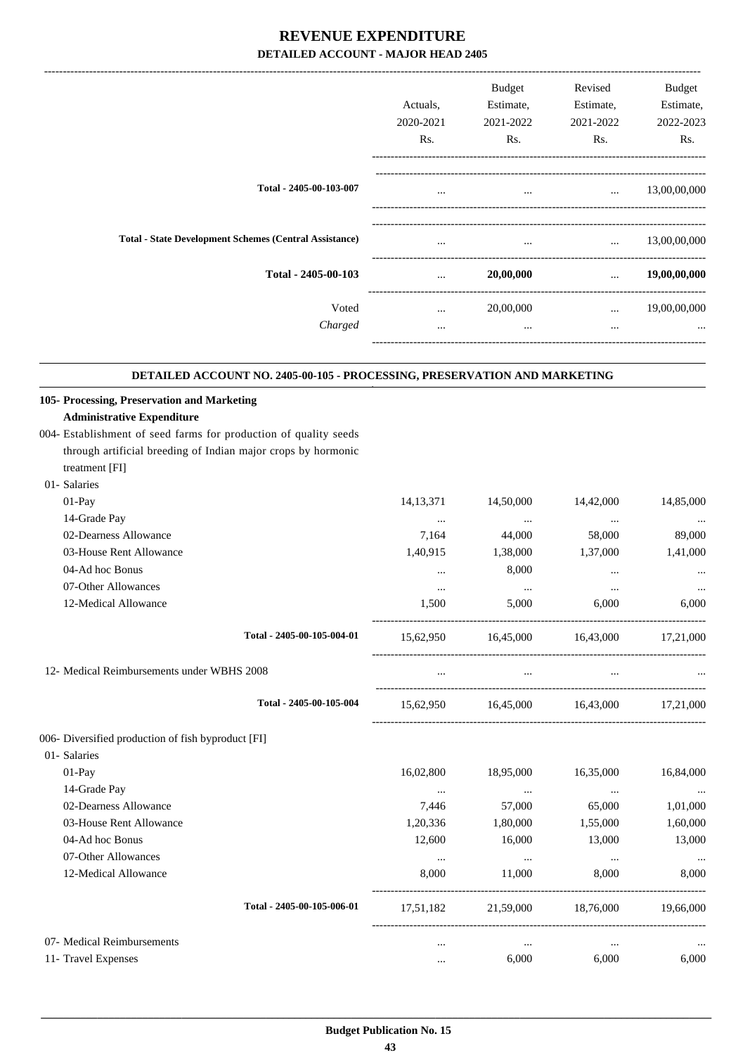# REVENUE EXPENDITURE

## DETAILED ACCOUNT - MAJOR HEAD 2405

| | Actuals, 2020-2021 Rs. | Budget Estimate, 2021-2022 Rs. | Revised Estimate, 2021-2022 Rs. | Budget Estimate, 2022-2023 Rs. |
|---|---|---|---|---|
| Total - 2405-00-103-007 | ... | ... | ... | 13,00,00,000 |
| Total - State Development Schemes (Central Assistance) | ... | ... | ... | 13,00,00,000 |
| **Total - 2405-00-103** | ... | **20,00,000** | ... | **19,00,00,000** |
| Voted | ... | 20,00,000 | ... | 19,00,00,000 |
| *Charged* | ... | ... | ... | ... |

### DETAILED ACCOUNT NO. 2405-00-105 - PROCESSING, PRESERVATION AND MARKETING

| | Actuals, 2020-2021 Rs. | Budget Estimate, 2021-2022 Rs. | Revised Estimate, 2021-2022 Rs. | Budget Estimate, 2022-2023 Rs. |
|---|---|---|---|---|
| **105- Processing, Preservation and Marketing** | | | | |
| **Administrative Expenditure** | | | | |
| 004- Establishment of seed farms for production of quality seeds through artificial breeding of Indian major crops by hormonic treatment [FI] | | | | |
| 01- Salaries | | | | |
| 01-Pay | 14,13,371 | 14,50,000 | 14,42,000 | 14,85,000 |
| 14-Grade Pay | ... | ... | ... | ... |
| 02-Dearness Allowance | 7,164 | 44,000 | 58,000 | 89,000 |
| 03-House Rent Allowance | 1,40,915 | 1,38,000 | 1,37,000 | 1,41,000 |
| 04-Ad hoc Bonus | ... | 8,000 | ... | ... |
| 07-Other Allowances | ... | ... | ... | ... |
| 12-Medical Allowance | 1,500 | 5,000 | 6,000 | 6,000 |
| Total - 2405-00-105-004-01 | 15,62,950 | 16,45,000 | 16,43,000 | 17,21,000 |
| 12- Medical Reimbursements under WBHS 2008 | ... | ... | ... | ... |
| Total - 2405-00-105-004 | 15,62,950 | 16,45,000 | 16,43,000 | 17,21,000 |
| 006- Diversified production of fish byproduct [FI] | | | | |
| 01- Salaries | | | | |
| 01-Pay | 16,02,800 | 18,95,000 | 16,35,000 | 16,84,000 |
| 14-Grade Pay | ... | ... | ... | ... |
| 02-Dearness Allowance | 7,446 | 57,000 | 65,000 | 1,01,000 |
| 03-House Rent Allowance | 1,20,336 | 1,80,000 | 1,55,000 | 1,60,000 |
| 04-Ad hoc Bonus | 12,600 | 16,000 | 13,000 | 13,000 |
| 07-Other Allowances | ... | ... | ... | ... |
| 12-Medical Allowance | 8,000 | 11,000 | 8,000 | 8,000 |
| Total - 2405-00-105-006-01 | 17,51,182 | 21,59,000 | 18,76,000 | 19,66,000 |
| 07- Medical Reimbursements | ... | ... | ... | ... |
| 11- Travel Expenses | ... | 6,000 | 6,000 | 6,000 |

Budget Publication No. 15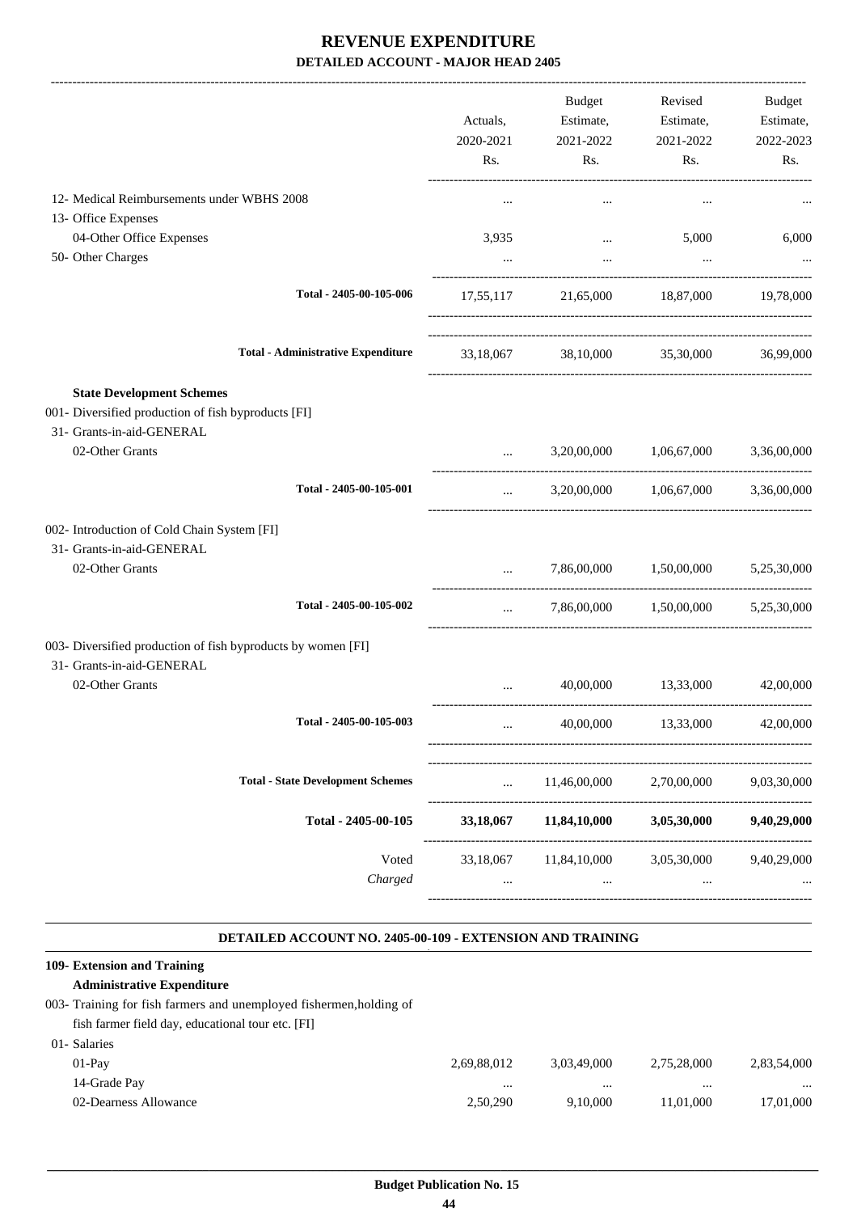# REVENUE EXPENDITURE

## DETAILED ACCOUNT - MAJOR HEAD 2405

| | Actuals, 2020-2021 Rs. | Budget Estimate, 2021-2022 Rs. | Revised Estimate, 2021-2022 Rs. | Budget Estimate, 2022-2023 Rs. |
|---|---|---|---|---|
| 12- Medical Reimbursements under WBHS 2008 | ... | ... | ... | ... |
| 13- Office Expenses | | | | |
| 04-Other Office Expenses | 3,935 | ... | 5,000 | 6,000 |
| 50- Other Charges | ... | ... | ... | ... |
| Total - 2405-00-105-006 | 17,55,117 | 21,65,000 | 18,87,000 | 19,78,000 |
| **Total - Administrative Expenditure** | 33,18,067 | 38,10,000 | 35,30,000 | 36,99,000 |
| **State Development Schemes** | | | | |
| 001- Diversified production of fish byproducts [FI] | | | | |
| 31- Grants-in-aid-GENERAL | | | | |
| 02-Other Grants | ... | 3,20,00,000 | 1,06,67,000 | 3,36,00,000 |
| Total - 2405-00-105-001 | ... | 3,20,00,000 | 1,06,67,000 | 3,36,00,000 |
| 002- Introduction of Cold Chain System [FI] | | | | |
| 31- Grants-in-aid-GENERAL | | | | |
| 02-Other Grants | ... | 7,86,00,000 | 1,50,00,000 | 5,25,30,000 |
| Total - 2405-00-105-002 | ... | 7,86,00,000 | 1,50,00,000 | 5,25,30,000 |
| 003- Diversified production of fish byproducts by women [FI] | | | | |
| 31- Grants-in-aid-GENERAL | | | | |
| 02-Other Grants | ... | 40,00,000 | 13,33,000 | 42,00,000 |
| Total - 2405-00-105-003 | ... | 40,00,000 | 13,33,000 | 42,00,000 |
| **Total - State Development Schemes** | ... | 11,46,00,000 | 2,70,00,000 | 9,03,30,000 |
| **Total - 2405-00-105** | **33,18,067** | **11,84,10,000** | **3,05,30,000** | **9,40,29,000** |
| Voted | 33,18,067 | 11,84,10,000 | 3,05,30,000 | 9,40,29,000 |
| *Charged* | ... | ... | ... | ... |

### DETAILED ACCOUNT NO. 2405-00-109 - EXTENSION AND TRAINING

| | Actuals, 2020-2021 Rs. | Budget Estimate, 2021-2022 Rs. | Revised Estimate, 2021-2022 Rs. | Budget Estimate, 2022-2023 Rs. |
|---|---|---|---|---|
| **109- Extension and Training** | | | | |
| **Administrative Expenditure** | | | | |
| 003- Training for fish farmers and unemployed fishermen,holding of fish farmer field day, educational tour etc. [FI] | | | | |
| 01- Salaries | | | | |
| 01-Pay | 2,69,88,012 | 3,03,49,000 | 2,75,28,000 | 2,83,54,000 |
| 14-Grade Pay | ... | ... | ... | ... |
| 02-Dearness Allowance | 2,50,290 | 9,10,000 | 11,01,000 | 17,01,000 |

**Budget Publication No. 15**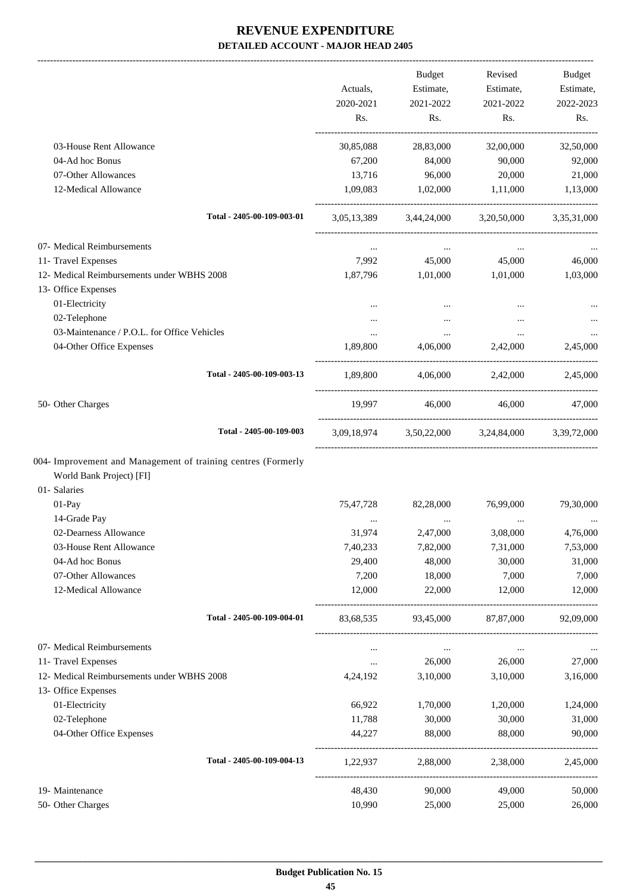# REVENUE EXPENDITURE

**DETAILED ACCOUNT - MAJOR HEAD 2405**

| | Actuals, 2020-2021 Rs. | Budget Estimate, 2021-2022 Rs. | Revised Estimate, 2021-2022 Rs. | Budget Estimate, 2022-2023 Rs. |
|---|---|---|---|---|
| 03-House Rent Allowance | 30,85,088 | 28,83,000 | 32,00,000 | 32,50,000 |
| 04-Ad hoc Bonus | 67,200 | 84,000 | 90,000 | 92,000 |
| 07-Other Allowances | 13,716 | 96,000 | 20,000 | 21,000 |
| 12-Medical Allowance | 1,09,083 | 1,02,000 | 1,11,000 | 1,13,000 |
| **Total - 2405-00-109-003-01** | 3,05,13,389 | 3,44,24,000 | 3,20,50,000 | 3,35,31,000 |
| 07- Medical Reimbursements | ... | ... | ... | ... |
| 11- Travel Expenses | 7,992 | 45,000 | 45,000 | 46,000 |
| 12- Medical Reimbursements under WBHS 2008 | 1,87,796 | 1,01,000 | 1,01,000 | 1,03,000 |
| 13- Office Expenses | | | | |
| 01-Electricity | ... | ... | ... | ... |
| 02-Telephone | ... | ... | ... | ... |
| 03-Maintenance / P.O.L. for Office Vehicles | ... | ... | ... | ... |
| 04-Other Office Expenses | 1,89,800 | 4,06,000 | 2,42,000 | 2,45,000 |
| **Total - 2405-00-109-003-13** | 1,89,800 | 4,06,000 | 2,42,000 | 2,45,000 |
| 50- Other Charges | 19,997 | 46,000 | 46,000 | 47,000 |
| **Total - 2405-00-109-003** | 3,09,18,974 | 3,50,22,000 | 3,24,84,000 | 3,39,72,000 |
| 004- Improvement and Management of training centres (Formerly World Bank Project) [FI] | | | | |
| 01- Salaries | | | | |
| 01-Pay | 75,47,728 | 82,28,000 | 76,99,000 | 79,30,000 |
| 14-Grade Pay | ... | ... | ... | ... |
| 02-Dearness Allowance | 31,974 | 2,47,000 | 3,08,000 | 4,76,000 |
| 03-House Rent Allowance | 7,40,233 | 7,82,000 | 7,31,000 | 7,53,000 |
| 04-Ad hoc Bonus | 29,400 | 48,000 | 30,000 | 31,000 |
| 07-Other Allowances | 7,200 | 18,000 | 7,000 | 7,000 |
| 12-Medical Allowance | 12,000 | 22,000 | 12,000 | 12,000 |
| **Total - 2405-00-109-004-01** | 83,68,535 | 93,45,000 | 87,87,000 | 92,09,000 |
| 07- Medical Reimbursements | ... | ... | ... | ... |
| 11- Travel Expenses | ... | 26,000 | 26,000 | 27,000 |
| 12- Medical Reimbursements under WBHS 2008 | 4,24,192 | 3,10,000 | 3,10,000 | 3,16,000 |
| 13- Office Expenses | | | | |
| 01-Electricity | 66,922 | 1,70,000 | 1,20,000 | 1,24,000 |
| 02-Telephone | 11,788 | 30,000 | 30,000 | 31,000 |
| 04-Other Office Expenses | 44,227 | 88,000 | 88,000 | 90,000 |
| **Total - 2405-00-109-004-13** | 1,22,937 | 2,88,000 | 2,38,000 | 2,45,000 |
| 19- Maintenance | 48,430 | 90,000 | 49,000 | 50,000 |
| 50- Other Charges | 10,990 | 25,000 | 25,000 | 26,000 |

**Budget Publication No. 15**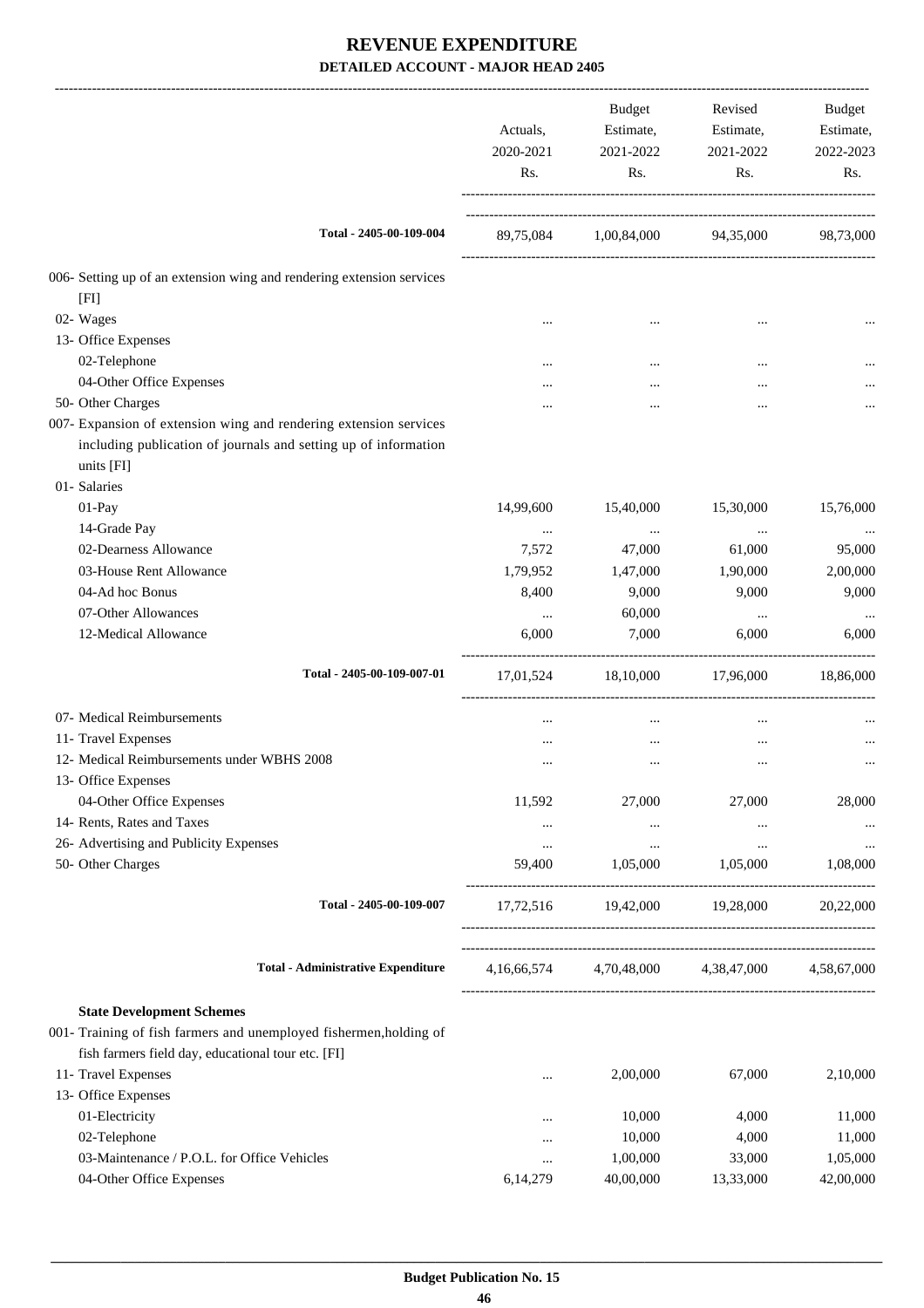# REVENUE EXPENDITURE

**DETAILED ACCOUNT - MAJOR HEAD 2405**

| | Actuals, 2020-2021 Rs. | Budget Estimate, 2021-2022 Rs. | Revised Estimate, 2021-2022 Rs. | Budget Estimate, 2022-2023 Rs. |
|---|---|---|---|---|
| **Total - 2405-00-109-004** | 89,75,084 | 1,00,84,000 | 94,35,000 | 98,73,000 |
| 006- Setting up of an extension wing and rendering extension services [FI] | | | | |
| 02- Wages | ... | ... | ... | ... |
| 13- Office Expenses | | | | |
| 02-Telephone | ... | ... | ... | ... |
| 04-Other Office Expenses | ... | ... | ... | ... |
| 50- Other Charges | ... | ... | ... | ... |
| 007- Expansion of extension wing and rendering extension services including publication of journals and setting up of information units [FI] | | | | |
| 01- Salaries | | | | |
| 01-Pay | 14,99,600 | 15,40,000 | 15,30,000 | 15,76,000 |
| 14-Grade Pay | ... | ... | ... | ... |
| 02-Dearness Allowance | 7,572 | 47,000 | 61,000 | 95,000 |
| 03-House Rent Allowance | 1,79,952 | 1,47,000 | 1,90,000 | 2,00,000 |
| 04-Ad hoc Bonus | 8,400 | 9,000 | 9,000 | 9,000 |
| 07-Other Allowances | ... | 60,000 | ... | ... |
| 12-Medical Allowance | 6,000 | 7,000 | 6,000 | 6,000 |
| **Total - 2405-00-109-007-01** | 17,01,524 | 18,10,000 | 17,96,000 | 18,86,000 |
| 07- Medical Reimbursements | ... | ... | ... | ... |
| 11- Travel Expenses | ... | ... | ... | ... |
| 12- Medical Reimbursements under WBHS 2008 | ... | ... | ... | ... |
| 13- Office Expenses | | | | |
| 04-Other Office Expenses | 11,592 | 27,000 | 27,000 | 28,000 |
| 14- Rents, Rates and Taxes | ... | ... | ... | ... |
| 26- Advertising and Publicity Expenses | ... | ... | ... | ... |
| 50- Other Charges | 59,400 | 1,05,000 | 1,05,000 | 1,08,000 |
| **Total - 2405-00-109-007** | 17,72,516 | 19,42,000 | 19,28,000 | 20,22,000 |
| **Total - Administrative Expenditure** | 4,16,66,574 | 4,70,48,000 | 4,38,47,000 | 4,58,67,000 |
| **State Development Schemes** | | | | |
| 001- Training of fish farmers and unemployed fishermen,holding of fish farmers field day, educational tour etc. [FI] | | | | |
| 11- Travel Expenses | ... | 2,00,000 | 67,000 | 2,10,000 |
| 13- Office Expenses | | | | |
| 01-Electricity | ... | 10,000 | 4,000 | 11,000 |
| 02-Telephone | ... | 10,000 | 4,000 | 11,000 |
| 03-Maintenance / P.O.L. for Office Vehicles | ... | 1,00,000 | 33,000 | 1,05,000 |
| 04-Other Office Expenses | 6,14,279 | 40,00,000 | 13,33,000 | 42,00,000 |

Budget Publication No. 15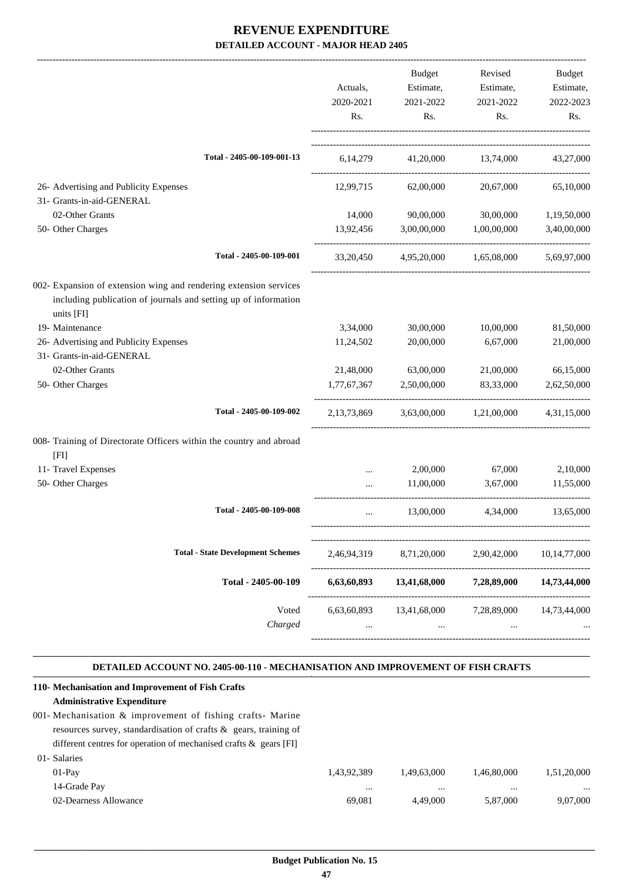# REVENUE EXPENDITURE

## DETAILED ACCOUNT - MAJOR HEAD 2405

| | Actuals, 2020-2021 Rs. | Budget Estimate, 2021-2022 Rs. | Revised Estimate, 2021-2022 Rs. | Budget Estimate, 2022-2023 Rs. |
|---|---|---|---|---|
| Total - 2405-00-109-001-13 | 6,14,279 | 41,20,000 | 13,74,000 | 43,27,000 |
| 26- Advertising and Publicity Expenses | 12,99,715 | 62,00,000 | 20,67,000 | 65,10,000 |
| 31- Grants-in-aid-GENERAL | | | | |
| 02-Other Grants | 14,000 | 90,00,000 | 30,00,000 | 1,19,50,000 |
| 50- Other Charges | 13,92,456 | 3,00,00,000 | 1,00,00,000 | 3,40,00,000 |
| Total - 2405-00-109-001 | 33,20,450 | 4,95,20,000 | 1,65,08,000 | 5,69,97,000 |
| 002- Expansion of extension wing and rendering extension services including publication of journals and setting up of information units [FI] | | | | |
| 19- Maintenance | 3,34,000 | 30,00,000 | 10,00,000 | 81,50,000 |
| 26- Advertising and Publicity Expenses | 11,24,502 | 20,00,000 | 6,67,000 | 21,00,000 |
| 31- Grants-in-aid-GENERAL | | | | |
| 02-Other Grants | 21,48,000 | 63,00,000 | 21,00,000 | 66,15,000 |
| 50- Other Charges | 1,77,67,367 | 2,50,00,000 | 83,33,000 | 2,62,50,000 |
| Total - 2405-00-109-002 | 2,13,73,869 | 3,63,00,000 | 1,21,00,000 | 4,31,15,000 |
| 008- Training of Directorate Officers within the country and abroad [FI] | | | | |
| 11- Travel Expenses | ... | 2,00,000 | 67,000 | 2,10,000 |
| 50- Other Charges | ... | 11,00,000 | 3,67,000 | 11,55,000 |
| Total - 2405-00-109-008 | ... | 13,00,000 | 4,34,000 | 13,65,000 |
| Total - State Development Schemes | 2,46,94,319 | 8,71,20,000 | 2,90,42,000 | 10,14,77,000 |
| **Total - 2405-00-109** | **6,63,60,893** | **13,41,68,000** | **7,28,89,000** | **14,73,44,000** |
| Voted | 6,63,60,893 | 13,41,68,000 | 7,28,89,000 | 14,73,44,000 |
| *Charged* | ... | ... | ... | ... |

### DETAILED ACCOUNT NO. 2405-00-110 - MECHANISATION AND IMPROVEMENT OF FISH CRAFTS

| | Actuals, 2020-2021 Rs. | Budget Estimate, 2021-2022 Rs. | Revised Estimate, 2021-2022 Rs. | Budget Estimate, 2022-2023 Rs. |
|---|---|---|---|---|
| **110- Mechanisation and Improvement of Fish Crafts** | | | | |
| **Administrative Expenditure** | | | | |
| 001- Mechanisation & improvement of fishing crafts- Marine resources survey, standardisation of crafts & gears, training of different centres for operation of mechanised crafts & gears [FI] | | | | |
| 01- Salaries | | | | |
| 01-Pay | 1,43,92,389 | 1,49,63,000 | 1,46,80,000 | 1,51,20,000 |
| 14-Grade Pay | ... | ... | ... | ... |
| 02-Dearness Allowance | 69,081 | 4,49,000 | 5,87,000 | 9,07,000 |

Budget Publication No. 15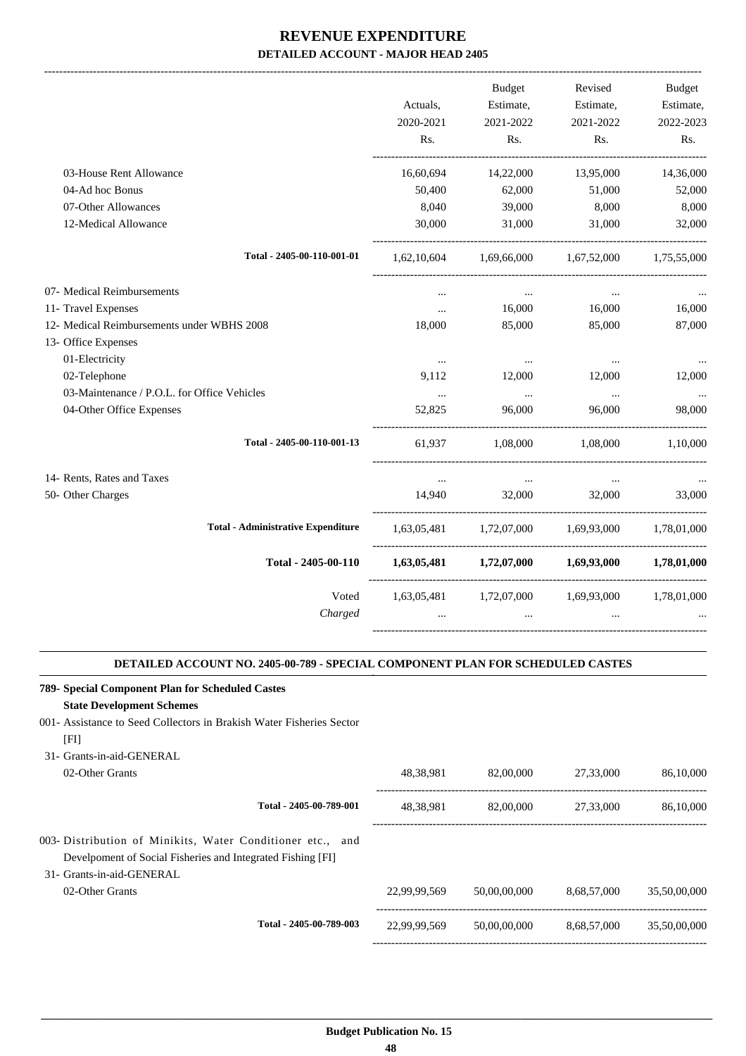# REVENUE EXPENDITURE

## DETAILED ACCOUNT - MAJOR HEAD 2405

| | Actuals, 2020-2021 Rs. | Budget Estimate, 2021-2022 Rs. | Revised Estimate, 2021-2022 Rs. | Budget Estimate, 2022-2023 Rs. |
|---|---|---|---|---|
| 03-House Rent Allowance | 16,60,694 | 14,22,000 | 13,95,000 | 14,36,000 |
| 04-Ad hoc Bonus | 50,400 | 62,000 | 51,000 | 52,000 |
| 07-Other Allowances | 8,040 | 39,000 | 8,000 | 8,000 |
| 12-Medical Allowance | 30,000 | 31,000 | 31,000 | 32,000 |
| **Total - 2405-00-110-001-01** | 1,62,10,604 | 1,69,66,000 | 1,67,52,000 | 1,75,55,000 |
| 07- Medical Reimbursements | ... | ... | ... | ... |
| 11- Travel Expenses | ... | 16,000 | 16,000 | 16,000 |
| 12- Medical Reimbursements under WBHS 2008 | 18,000 | 85,000 | 85,000 | 87,000 |
| 13- Office Expenses | | | | |
| 01-Electricity | ... | ... | ... | ... |
| 02-Telephone | 9,112 | 12,000 | 12,000 | 12,000 |
| 03-Maintenance / P.O.L. for Office Vehicles | ... | ... | ... | ... |
| 04-Other Office Expenses | 52,825 | 96,000 | 96,000 | 98,000 |
| **Total - 2405-00-110-001-13** | 61,937 | 1,08,000 | 1,08,000 | 1,10,000 |
| 14- Rents, Rates and Taxes | ... | ... | ... | ... |
| 50- Other Charges | 14,940 | 32,000 | 32,000 | 33,000 |
| **Total - Administrative Expenditure** | 1,63,05,481 | 1,72,07,000 | 1,69,93,000 | 1,78,01,000 |
| **Total - 2405-00-110** | **1,63,05,481** | **1,72,07,000** | **1,69,93,000** | **1,78,01,000** |
| Voted | 1,63,05,481 | 1,72,07,000 | 1,69,93,000 | 1,78,01,000 |
| *Charged* | ... | ... | ... | ... |

### DETAILED ACCOUNT NO. 2405-00-789 - SPECIAL COMPONENT PLAN FOR SCHEDULED CASTES

| | Actuals, 2020-2021 Rs. | Budget Estimate, 2021-2022 Rs. | Revised Estimate, 2021-2022 Rs. | Budget Estimate, 2022-2023 Rs. |
|---|---|---|---|---|
| **789- Special Component Plan for Scheduled Castes** | | | | |
| **State Development Schemes** | | | | |
| 001- Assistance to Seed Collectors in Brakish Water Fisheries Sector [FI] | | | | |
| 31- Grants-in-aid-GENERAL | | | | |
| 02-Other Grants | 48,38,981 | 82,00,000 | 27,33,000 | 86,10,000 |
| **Total - 2405-00-789-001** | 48,38,981 | 82,00,000 | 27,33,000 | 86,10,000 |
| 003- Distribution of Minikits, Water Conditioner etc., and Develpoment of Social Fisheries and Integrated Fishing [FI] | | | | |
| 31- Grants-in-aid-GENERAL | | | | |
| 02-Other Grants | 22,99,99,569 | 50,00,00,000 | 8,68,57,000 | 35,50,00,000 |
| **Total - 2405-00-789-003** | 22,99,99,569 | 50,00,00,000 | 8,68,57,000 | 35,50,00,000 |

**Budget Publication No. 15**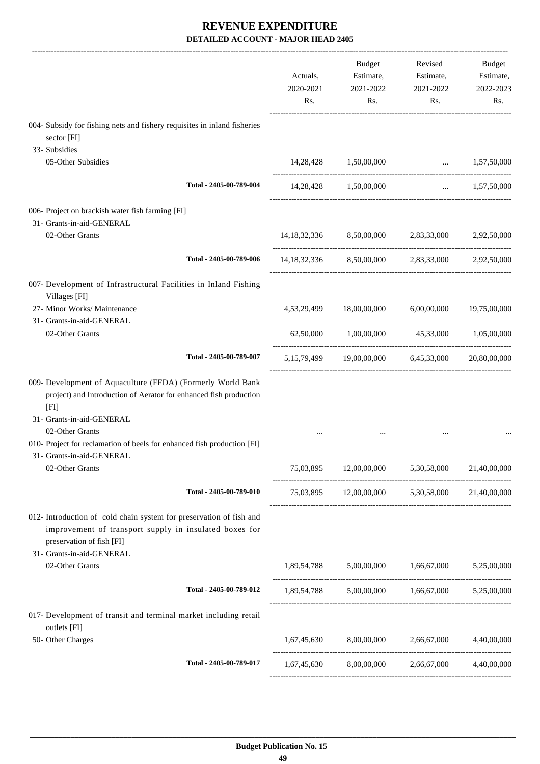# REVENUE EXPENDITURE

## DETAILED ACCOUNT - MAJOR HEAD 2405

| | Actuals, 2020-2021 Rs. | Budget Estimate, 2021-2022 Rs. | Revised Estimate, 2021-2022 Rs. | Budget Estimate, 2022-2023 Rs. |
|---|---|---|---|---|
| 004- Subsidy for fishing nets and fishery requisites in inland fisheries sector [FI] | | | | |
| 33- Subsidies | | | | |
| 05-Other Subsidies | 14,28,428 | 1,50,00,000 | ... | 1,57,50,000 |
| Total - 2405-00-789-004 | 14,28,428 | 1,50,00,000 | ... | 1,57,50,000 |
| 006- Project on brackish water fish farming [FI] | | | | |
| 31- Grants-in-aid-GENERAL | | | | |
| 02-Other Grants | 14,18,32,336 | 8,50,00,000 | 2,83,33,000 | 2,92,50,000 |
| Total - 2405-00-789-006 | 14,18,32,336 | 8,50,00,000 | 2,83,33,000 | 2,92,50,000 |
| 007- Development of Infrastructural Facilities in Inland Fishing Villages [FI] | | | | |
| 27- Minor Works/ Maintenance | 4,53,29,499 | 18,00,00,000 | 6,00,00,000 | 19,75,00,000 |
| 31- Grants-in-aid-GENERAL | | | | |
| 02-Other Grants | 62,50,000 | 1,00,00,000 | 45,33,000 | 1,05,00,000 |
| Total - 2405-00-789-007 | 5,15,79,499 | 19,00,00,000 | 6,45,33,000 | 20,80,00,000 |
| 009- Development of Aquaculture (FFDA) (Formerly World Bank project) and Introduction of Aerator for enhanced fish production [FI] | | | | |
| 31- Grants-in-aid-GENERAL | | | | |
| 02-Other Grants | ... | ... | ... | ... |
| 010- Project for reclamation of beels for enhanced fish production [FI] | | | | |
| 31- Grants-in-aid-GENERAL | | | | |
| 02-Other Grants | 75,03,895 | 12,00,00,000 | 5,30,58,000 | 21,40,00,000 |
| Total - 2405-00-789-010 | 75,03,895 | 12,00,00,000 | 5,30,58,000 | 21,40,00,000 |
| 012- Introduction of cold chain system for preservation of fish and improvement of transport supply in insulated boxes for preservation of fish [FI] | | | | |
| 31- Grants-in-aid-GENERAL | | | | |
| 02-Other Grants | 1,89,54,788 | 5,00,00,000 | 1,66,67,000 | 5,25,00,000 |
| Total - 2405-00-789-012 | 1,89,54,788 | 5,00,00,000 | 1,66,67,000 | 5,25,00,000 |
| 017- Development of transit and terminal market including retail outlets [FI] | | | | |
| 50- Other Charges | 1,67,45,630 | 8,00,00,000 | 2,66,67,000 | 4,40,00,000 |
| Total - 2405-00-789-017 | 1,67,45,630 | 8,00,00,000 | 2,66,67,000 | 4,40,00,000 |

**Budget Publication No. 15**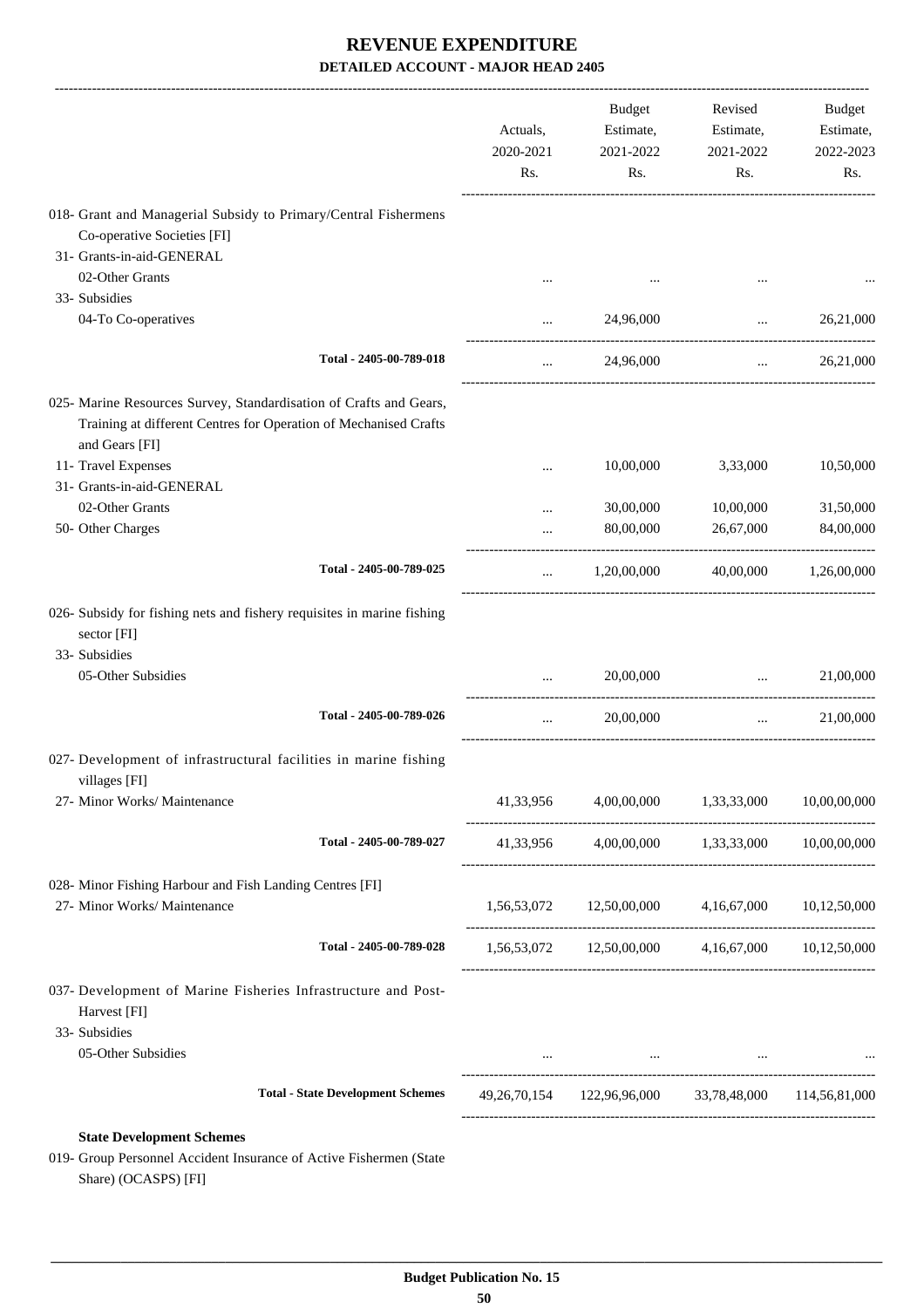# REVENUE EXPENDITURE

## DETAILED ACCOUNT - MAJOR HEAD 2405

| | Actuals, 2020-2021 Rs. | Budget Estimate, 2021-2022 Rs. | Revised Estimate, 2021-2022 Rs. | Budget Estimate, 2022-2023 Rs. |
|---|---|---|---|---|
| 018- Grant and Managerial Subsidy to Primary/Central Fishermens Co-operative Societies [FI] | | | | |
| 31- Grants-in-aid-GENERAL | | | | |
| 02-Other Grants | ... | ... | ... | ... |
| 33- Subsidies | | | | |
| 04-To Co-operatives | ... | 24,96,000 | ... | 26,21,000 |
| **Total - 2405-00-789-018** | ... | 24,96,000 | ... | 26,21,000 |
| 025- Marine Resources Survey, Standardisation of Crafts and Gears, Training at different Centres for Operation of Mechanised Crafts and Gears [FI] | | | | |
| 11- Travel Expenses | ... | 10,00,000 | 3,33,000 | 10,50,000 |
| 31- Grants-in-aid-GENERAL | | | | |
| 02-Other Grants | ... | 30,00,000 | 10,00,000 | 31,50,000 |
| 50- Other Charges | ... | 80,00,000 | 26,67,000 | 84,00,000 |
| **Total - 2405-00-789-025** | ... | 1,20,00,000 | 40,00,000 | 1,26,00,000 |
| 026- Subsidy for fishing nets and fishery requisites in marine fishing sector [FI] | | | | |
| 33- Subsidies | | | | |
| 05-Other Subsidies | ... | 20,00,000 | ... | 21,00,000 |
| **Total - 2405-00-789-026** | ... | 20,00,000 | ... | 21,00,000 |
| 027- Development of infrastructural facilities in marine fishing villages [FI] | | | | |
| 27- Minor Works/ Maintenance | 41,33,956 | 4,00,00,000 | 1,33,33,000 | 10,00,00,000 |
| **Total - 2405-00-789-027** | 41,33,956 | 4,00,00,000 | 1,33,33,000 | 10,00,00,000 |
| 028- Minor Fishing Harbour and Fish Landing Centres [FI] | | | | |
| 27- Minor Works/ Maintenance | 1,56,53,072 | 12,50,00,000 | 4,16,67,000 | 10,12,50,000 |
| **Total - 2405-00-789-028** | 1,56,53,072 | 12,50,00,000 | 4,16,67,000 | 10,12,50,000 |
| 037- Development of Marine Fisheries Infrastructure and Post-Harvest [FI] | | | | |
| 33- Subsidies | | | | |
| 05-Other Subsidies | ... | ... | ... | ... |
| **Total - State Development Schemes** | 49,26,70,154 | 122,96,96,000 | 33,78,48,000 | 114,56,81,000 |

**State Development Schemes**

019- Group Personnel Accident Insurance of Active Fishermen (State Share) (OCASPS) [FI]

**Budget Publication No. 15**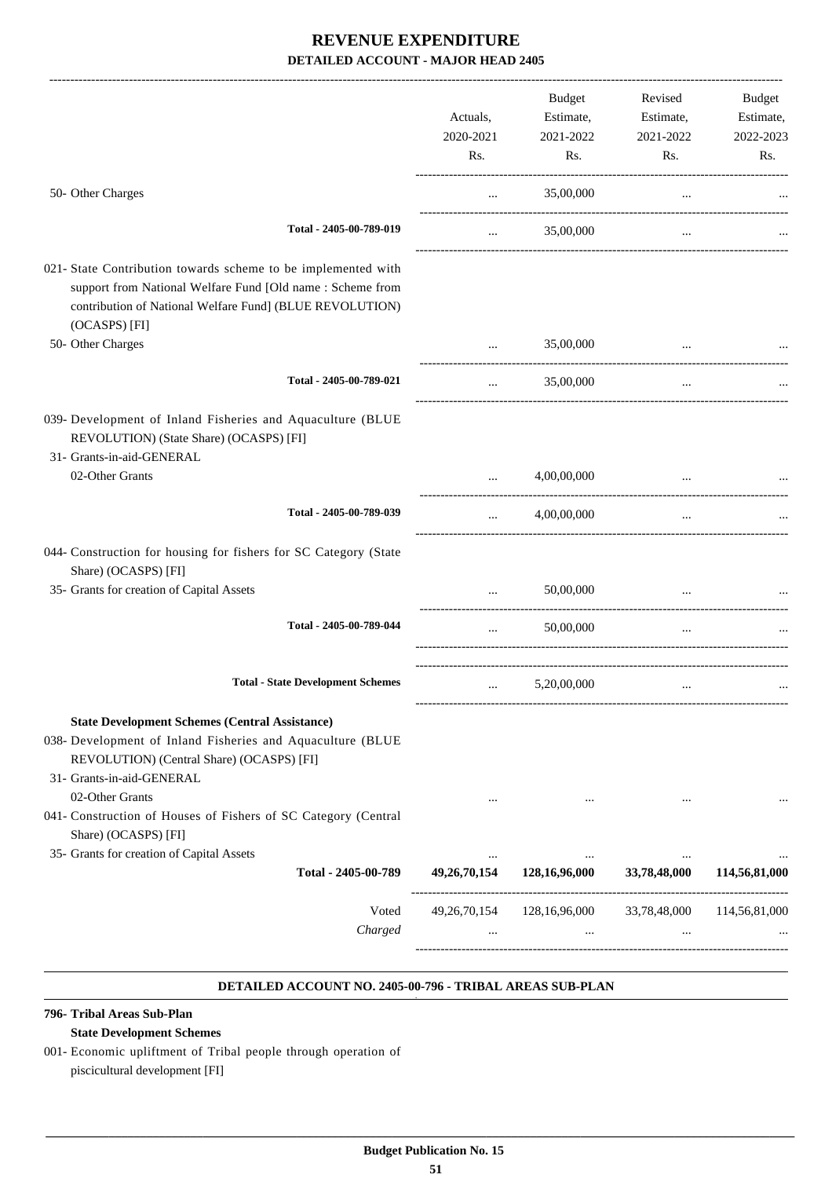# REVENUE EXPENDITURE

## DETAILED ACCOUNT - MAJOR HEAD 2405

| | Actuals, 2020-2021 Rs. | Budget Estimate, 2021-2022 Rs. | Revised Estimate, 2021-2022 Rs. | Budget Estimate, 2022-2023 Rs. |
|---|---|---|---|---|
| 50- Other Charges | ... | 35,00,000 | ... | ... |
| Total - 2405-00-789-019 | ... | 35,00,000 | ... | ... |
| 021- State Contribution towards scheme to be implemented with support from National Welfare Fund [Old name : Scheme from contribution of National Welfare Fund] (BLUE REVOLUTION) (OCASPS) [FI] | | | | |
| 50- Other Charges | ... | 35,00,000 | ... | ... |
| Total - 2405-00-789-021 | ... | 35,00,000 | ... | ... |
| 039- Development of Inland Fisheries and Aquaculture (BLUE REVOLUTION) (State Share) (OCASPS) [FI] | | | | |
| 31- Grants-in-aid-GENERAL | | | | |
| 02-Other Grants | ... | 4,00,00,000 | ... | ... |
| Total - 2405-00-789-039 | ... | 4,00,00,000 | ... | ... |
| 044- Construction for housing for fishers for SC Category (State Share) (OCASPS) [FI] | | | | |
| 35- Grants for creation of Capital Assets | ... | 50,00,000 | ... | ... |
| Total - 2405-00-789-044 | ... | 50,00,000 | ... | ... |
| **Total - State Development Schemes** | ... | 5,20,00,000 | ... | ... |
| **State Development Schemes (Central Assistance)** | | | | |
| 038- Development of Inland Fisheries and Aquaculture (BLUE REVOLUTION) (Central Share) (OCASPS) [FI] | | | | |
| 31- Grants-in-aid-GENERAL | | | | |
| 02-Other Grants | ... | ... | ... | ... |
| 041- Construction of Houses of Fishers of SC Category (Central Share) (OCASPS) [FI] | | | | |
| 35- Grants for creation of Capital Assets | ... | ... | ... | ... |
| **Total - 2405-00-789** | **49,26,70,154** | **128,16,96,000** | **33,78,48,000** | **114,56,81,000** |
| Voted | 49,26,70,154 | 128,16,96,000 | 33,78,48,000 | 114,56,81,000 |
| *Charged* | ... | ... | ... | ... |

### DETAILED ACCOUNT NO. 2405-00-796 - TRIBAL AREAS SUB-PLAN

**796- Tribal Areas Sub-Plan**

**State Development Schemes**

001- Economic upliftment of Tribal people through operation of piscicultural development [FI]

Budget Publication No. 15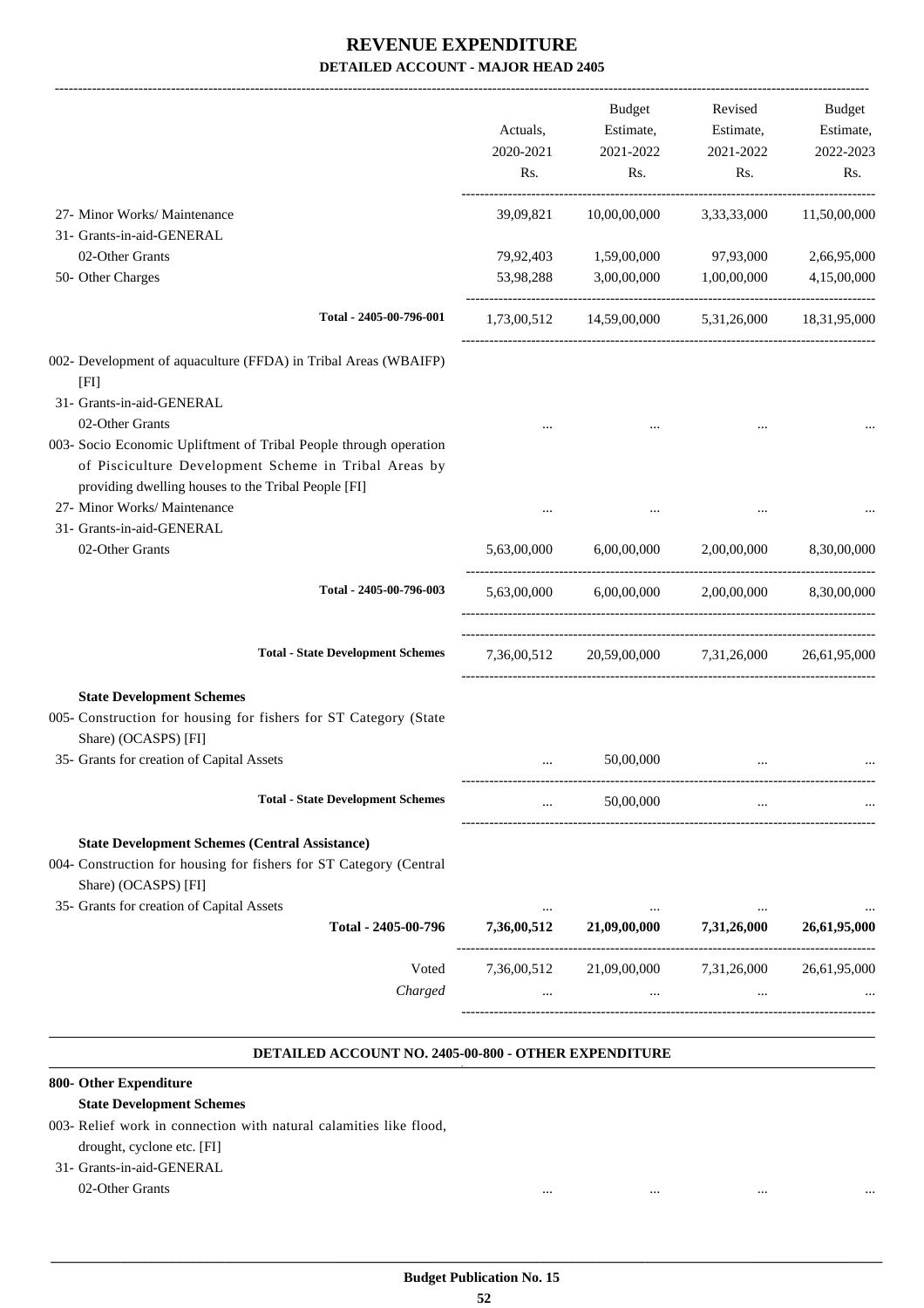# REVENUE EXPENDITURE

## DETAILED ACCOUNT - MAJOR HEAD 2405

| | Actuals, 2020-2021 Rs. | Budget Estimate, 2021-2022 Rs. | Revised Estimate, 2021-2022 Rs. | Budget Estimate, 2022-2023 Rs. |
|---|---|---|---|---|
| 27- Minor Works/ Maintenance | 39,09,821 | 10,00,00,000 | 3,33,33,000 | 11,50,00,000 |
| 31- Grants-in-aid-GENERAL | | | | |
| 02-Other Grants | 79,92,403 | 1,59,00,000 | 97,93,000 | 2,66,95,000 |
| 50- Other Charges | 53,98,288 | 3,00,00,000 | 1,00,00,000 | 4,15,00,000 |
| Total - 2405-00-796-001 | 1,73,00,512 | 14,59,00,000 | 5,31,26,000 | 18,31,95,000 |
| 002- Development of aquaculture (FFDA) in Tribal Areas (WBAIFP) [FI] | | | | |
| 31- Grants-in-aid-GENERAL | | | | |
| 02-Other Grants | ... | ... | ... | ... |
| 003- Socio Economic Upliftment of Tribal People through operation of Pisciculture Development Scheme in Tribal Areas by providing dwelling houses to the Tribal People [FI] | | | | |
| 27- Minor Works/ Maintenance | ... | ... | ... | ... |
| 31- Grants-in-aid-GENERAL | | | | |
| 02-Other Grants | 5,63,00,000 | 6,00,00,000 | 2,00,00,000 | 8,30,00,000 |
| Total - 2405-00-796-003 | 5,63,00,000 | 6,00,00,000 | 2,00,00,000 | 8,30,00,000 |
| Total - State Development Schemes | 7,36,00,512 | 20,59,00,000 | 7,31,26,000 | 26,61,95,000 |
| **State Development Schemes** | | | | |
| 005- Construction for housing for fishers for ST Category (State Share) (OCASPS) [FI] | | | | |
| 35- Grants for creation of Capital Assets | ... | 50,00,000 | ... | ... |
| Total - State Development Schemes | ... | 50,00,000 | ... | ... |
| **State Development Schemes (Central Assistance)** | | | | |
| 004- Construction for housing for fishers for ST Category (Central Share) (OCASPS) [FI] | | | | |
| 35- Grants for creation of Capital Assets | ... | ... | ... | ... |
| **Total - 2405-00-796** | **7,36,00,512** | **21,09,00,000** | **7,31,26,000** | **26,61,95,000** |
| Voted | 7,36,00,512 | 21,09,00,000 | 7,31,26,000 | 26,61,95,000 |
| *Charged* | ... | ... | ... | ... |

### DETAILED ACCOUNT NO. 2405-00-800 - OTHER EXPENDITURE

| | | | | |
|---|---|---|---|---|
| **800- Other Expenditure** | | | | |
| **State Development Schemes** | | | | |
| 003- Relief work in connection with natural calamities like flood, drought, cyclone etc. [FI] | | | | |
| 31- Grants-in-aid-GENERAL | | | | |
| 02-Other Grants | ... | ... | ... | ... |

**Budget Publication No. 15**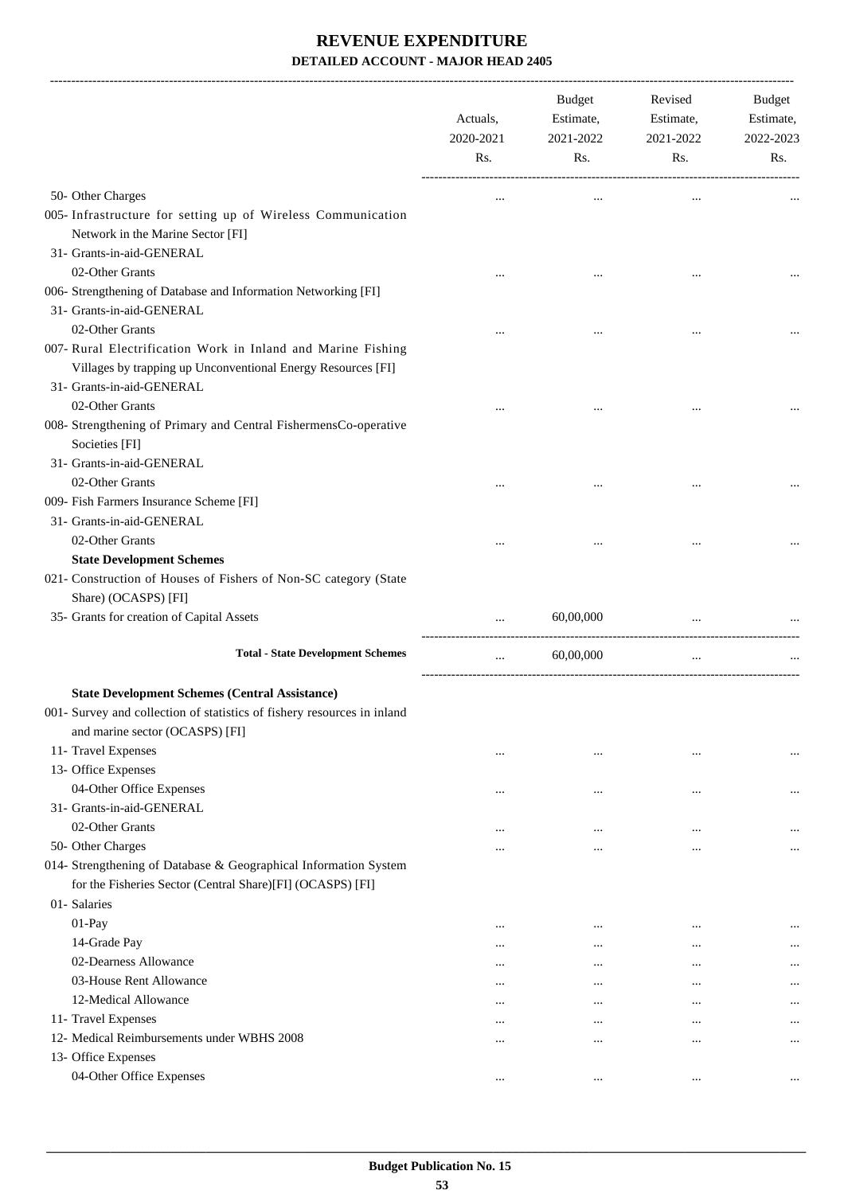# REVENUE EXPENDITURE

## DETAILED ACCOUNT - MAJOR HEAD 2405

| | Actuals, 2020-2021 Rs. | Budget Estimate, 2021-2022 Rs. | Revised Estimate, 2021-2022 Rs. | Budget Estimate, 2022-2023 Rs. |
|---|---|---|---|---|
| 50- Other Charges | ... | ... | ... | ... |
| 005- Infrastructure for setting up of Wireless Communication Network in the Marine Sector [FI] | | | | |
| 31- Grants-in-aid-GENERAL | | | | |
| 02-Other Grants | ... | ... | ... | ... |
| 006- Strengthening of Database and Information Networking [FI] | | | | |
| 31- Grants-in-aid-GENERAL | | | | |
| 02-Other Grants | ... | ... | ... | ... |
| 007- Rural Electrification Work in Inland and Marine Fishing Villages by trapping up Unconventional Energy Resources [FI] | | | | |
| 31- Grants-in-aid-GENERAL | | | | |
| 02-Other Grants | ... | ... | ... | ... |
| 008- Strengthening of Primary and Central FishermensCo-operative Societies [FI] | | | | |
| 31- Grants-in-aid-GENERAL | | | | |
| 02-Other Grants | ... | ... | ... | ... |
| 009- Fish Farmers Insurance Scheme [FI] | | | | |
| 31- Grants-in-aid-GENERAL | | | | |
| 02-Other Grants | ... | ... | ... | ... |
| **State Development Schemes** | | | | |
| 021- Construction of Houses of Fishers of Non-SC category (State Share) (OCASPS) [FI] | | | | |
| 35- Grants for creation of Capital Assets | ... | 60,00,000 | ... | ... |
| **Total - State Development Schemes** | ... | 60,00,000 | ... | ... |
| **State Development Schemes (Central Assistance)** | | | | |
| 001- Survey and collection of statistics of fishery resources in inland and marine sector (OCASPS) [FI] | | | | |
| 11- Travel Expenses | ... | ... | ... | ... |
| 13- Office Expenses | | | | |
| 04-Other Office Expenses | ... | ... | ... | ... |
| 31- Grants-in-aid-GENERAL | | | | |
| 02-Other Grants | ... | ... | ... | ... |
| 50- Other Charges | ... | ... | ... | ... |
| 014- Strengthening of Database & Geographical Information System for the Fisheries Sector (Central Share)[FI] (OCASPS) [FI] | | | | |
| 01- Salaries | | | | |
| 01-Pay | ... | ... | ... | ... |
| 14-Grade Pay | ... | ... | ... | ... |
| 02-Dearness Allowance | ... | ... | ... | ... |
| 03-House Rent Allowance | ... | ... | ... | ... |
| 12-Medical Allowance | ... | ... | ... | ... |
| 11- Travel Expenses | ... | ... | ... | ... |
| 12- Medical Reimbursements under WBHS 2008 | ... | ... | ... | ... |
| 13- Office Expenses | | | | |
| 04-Other Office Expenses | ... | ... | ... | ... |

**Budget Publication No. 15**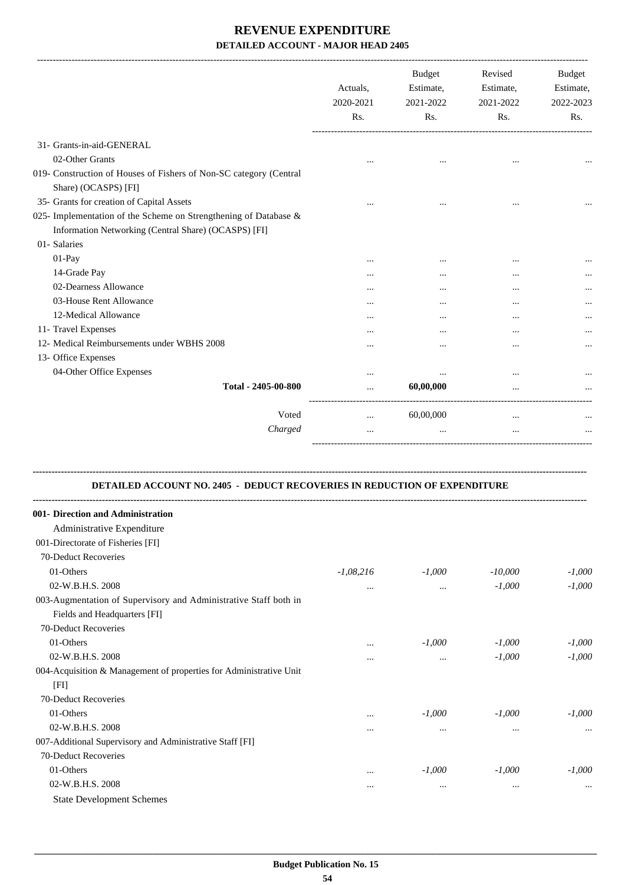# REVENUE EXPENDITURE

## DETAILED ACCOUNT - MAJOR HEAD 2405

| | Actuals, 2020-2021 Rs. | Budget Estimate, 2021-2022 Rs. | Revised Estimate, 2021-2022 Rs. | Budget Estimate, 2022-2023 Rs. |
|---|---|---|---|---|
| 31- Grants-in-aid-GENERAL | | | | |
| 02-Other Grants | ... | ... | ... | ... |
| 019- Construction of Houses of Fishers of Non-SC category (Central Share) (OCASPS) [FI] | | | | |
| 35- Grants for creation of Capital Assets | ... | ... | ... | ... |
| 025- Implementation of the Scheme on Strengthening of Database & Information Networking (Central Share) (OCASPS) [FI] | | | | |
| 01- Salaries | | | | |
| 01-Pay | ... | ... | ... | ... |
| 14-Grade Pay | ... | ... | ... | ... |
| 02-Dearness Allowance | ... | ... | ... | ... |
| 03-House Rent Allowance | ... | ... | ... | ... |
| 12-Medical Allowance | ... | ... | ... | ... |
| 11- Travel Expenses | ... | ... | ... | ... |
| 12- Medical Reimbursements under WBHS 2008 | ... | ... | ... | ... |
| 13- Office Expenses | | | | |
| 04-Other Office Expenses | ... | ... | ... | ... |
| **Total - 2405-00-800** | ... | **60,00,000** | ... | ... |
| Voted | ... | 60,00,000 | ... | ... |
| *Charged* | ... | ... | ... | ... |

### DETAILED ACCOUNT NO. 2405 - DEDUCT RECOVERIES IN REDUCTION OF EXPENDITURE

| | Actuals, 2020-2021 Rs. | Budget Estimate, 2021-2022 Rs. | Revised Estimate, 2021-2022 Rs. | Budget Estimate, 2022-2023 Rs. |
|---|---|---|---|---|
| **001- Direction and Administration** | | | | |
| Administrative Expenditure | | | | |
| 001-Directorate of Fisheries [FI] | | | | |
| 70-Deduct Recoveries | | | | |
| 01-Others | *-1,08,216* | *-1,000* | *-10,000* | *-1,000* |
| 02-W.B.H.S. 2008 | ... | ... | *-1,000* | *-1,000* |
| 003-Augmentation of Supervisory and Administrative Staff both in Fields and Headquarters [FI] | | | | |
| 70-Deduct Recoveries | | | | |
| 01-Others | ... | *-1,000* | *-1,000* | *-1,000* |
| 02-W.B.H.S. 2008 | ... | ... | *-1,000* | *-1,000* |
| 004-Acquisition & Management of properties for Administrative Unit [FI] | | | | |
| 70-Deduct Recoveries | | | | |
| 01-Others | ... | *-1,000* | *-1,000* | *-1,000* |
| 02-W.B.H.S. 2008 | ... | ... | ... | ... |
| 007-Additional Supervisory and Administrative Staff [FI] | | | | |
| 70-Deduct Recoveries | | | | |
| 01-Others | ... | *-1,000* | *-1,000* | *-1,000* |
| 02-W.B.H.S. 2008 | ... | ... | ... | ... |
| State Development Schemes | | | | |

Budget Publication No. 15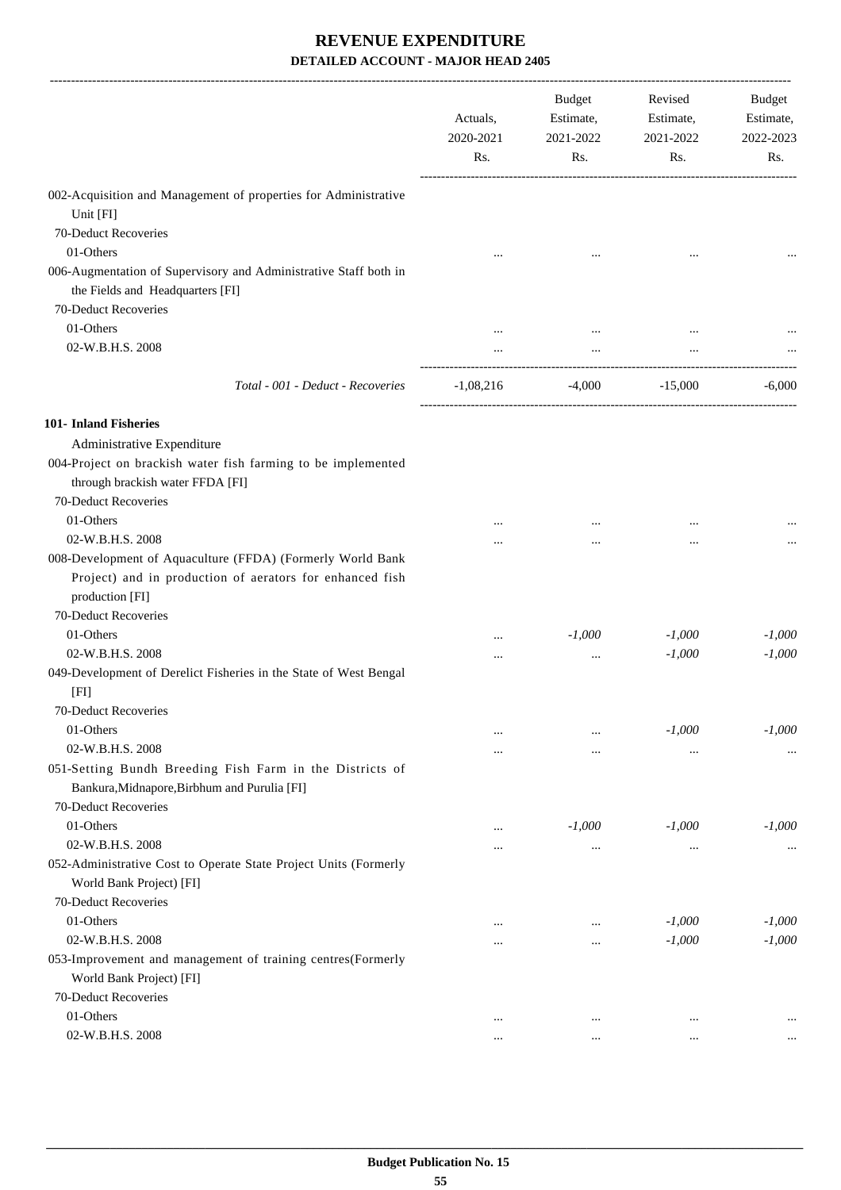# REVENUE EXPENDITURE

## DETAILED ACCOUNT - MAJOR HEAD 2405

| | Actuals, 2020-2021 Rs. | Budget Estimate, 2021-2022 Rs. | Revised Estimate, 2021-2022 Rs. | Budget Estimate, 2022-2023 Rs. |
|---|---|---|---|---|
| 002-Acquisition and Management of properties for Administrative Unit [FI] | | | | |
| 70-Deduct Recoveries | | | | |
| 01-Others | ... | ... | ... | ... |
| 006-Augmentation of Supervisory and Administrative Staff both in the Fields and Headquarters [FI] | | | | |
| 70-Deduct Recoveries | | | | |
| 01-Others | ... | ... | ... | ... |
| 02-W.B.H.S. 2008 | ... | ... | ... | ... |
| *Total - 001 - Deduct - Recoveries* | -1,08,216 | -4,000 | -15,000 | -6,000 |
| **101- Inland Fisheries** | | | | |
| Administrative Expenditure | | | | |
| 004-Project on brackish water fish farming to be implemented through brackish water FFDA [FI] | | | | |
| 70-Deduct Recoveries | | | | |
| 01-Others | ... | ... | ... | ... |
| 02-W.B.H.S. 2008 | ... | ... | ... | ... |
| 008-Development of Aquaculture (FFDA) (Formerly World Bank Project) and in production of aerators for enhanced fish production [FI] | | | | |
| 70-Deduct Recoveries | | | | |
| 01-Others | ... | -1,000 | -1,000 | -1,000 |
| 02-W.B.H.S. 2008 | ... | ... | -1,000 | -1,000 |
| 049-Development of Derelict Fisheries in the State of West Bengal [FI] | | | | |
| 70-Deduct Recoveries | | | | |
| 01-Others | ... | ... | -1,000 | -1,000 |
| 02-W.B.H.S. 2008 | ... | ... | ... | ... |
| 051-Setting Bundh Breeding Fish Farm in the Districts of Bankura,Midnapore,Birbhum and Purulia [FI] | | | | |
| 70-Deduct Recoveries | | | | |
| 01-Others | ... | -1,000 | -1,000 | -1,000 |
| 02-W.B.H.S. 2008 | ... | ... | ... | ... |
| 052-Administrative Cost to Operate State Project Units (Formerly World Bank Project) [FI] | | | | |
| 70-Deduct Recoveries | | | | |
| 01-Others | ... | ... | -1,000 | -1,000 |
| 02-W.B.H.S. 2008 | ... | ... | -1,000 | -1,000 |
| 053-Improvement and management of training centres(Formerly World Bank Project) [FI] | | | | |
| 70-Deduct Recoveries | | | | |
| 01-Others | ... | ... | ... | ... |
| 02-W.B.H.S. 2008 | ... | ... | ... | ... |

Budget Publication No. 15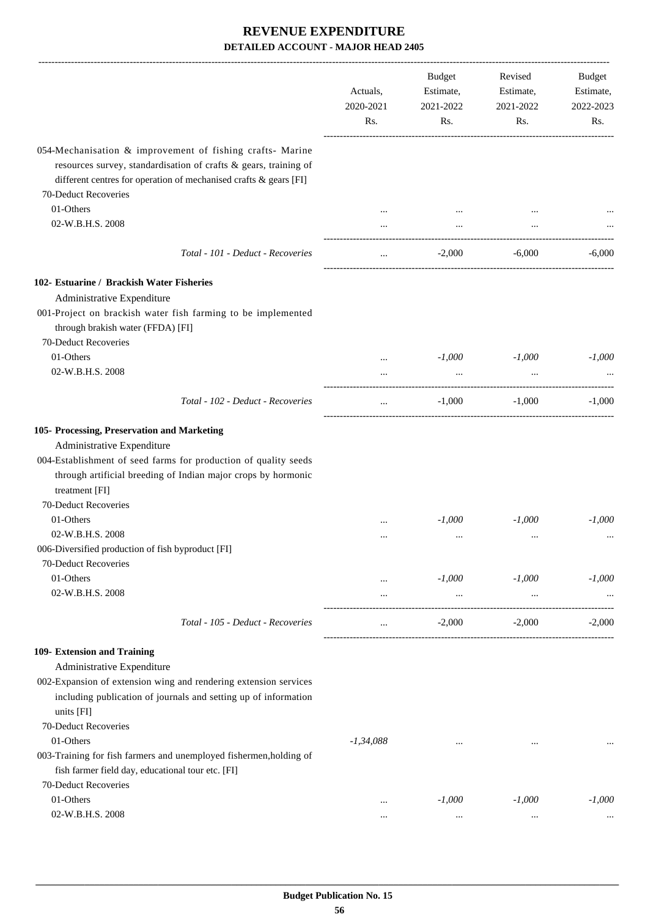# REVENUE EXPENDITURE

## DETAILED ACCOUNT - MAJOR HEAD 2405

| | Actuals, 2020-2021 Rs. | Budget Estimate, 2021-2022 Rs. | Revised Estimate, 2021-2022 Rs. | Budget Estimate, 2022-2023 Rs. |
|---|---|---|---|---|
| 054-Mechanisation & improvement of fishing crafts- Marine resources survey, standardisation of crafts & gears, training of different centres for operation of mechanised crafts & gears [FI] | | | | |
| 70-Deduct Recoveries | | | | |
| 01-Others | ... | ... | ... | ... |
| 02-W.B.H.S. 2008 | ... | ... | ... | ... |
| *Total - 101 - Deduct - Recoveries* | ... | -2,000 | -6,000 | -6,000 |
| **102- Estuarine / Brackish Water Fisheries** | | | | |
| Administrative Expenditure | | | | |
| 001-Project on brackish water fish farming to be implemented through brakish water (FFDA) [FI] | | | | |
| 70-Deduct Recoveries | | | | |
| 01-Others | ... | *-1,000* | *-1,000* | *-1,000* |
| 02-W.B.H.S. 2008 | ... | ... | ... | ... |
| *Total - 102 - Deduct - Recoveries* | ... | -1,000 | -1,000 | -1,000 |
| **105- Processing, Preservation and Marketing** | | | | |
| Administrative Expenditure | | | | |
| 004-Establishment of seed farms for production of quality seeds through artificial breeding of Indian major crops by hormonic treatment [FI] | | | | |
| 70-Deduct Recoveries | | | | |
| 01-Others | ... | *-1,000* | *-1,000* | *-1,000* |
| 02-W.B.H.S. 2008 | ... | ... | ... | ... |
| 006-Diversified production of fish byproduct [FI] | | | | |
| 70-Deduct Recoveries | | | | |
| 01-Others | ... | *-1,000* | *-1,000* | *-1,000* |
| 02-W.B.H.S. 2008 | ... | ... | ... | ... |
| *Total - 105 - Deduct - Recoveries* | ... | -2,000 | -2,000 | -2,000 |
| **109- Extension and Training** | | | | |
| Administrative Expenditure | | | | |
| 002-Expansion of extension wing and rendering extension services including publication of journals and setting up of information units [FI] | | | | |
| 70-Deduct Recoveries | | | | |
| 01-Others | *-1,34,088* | ... | ... | ... |
| 003-Training for fish farmers and unemployed fishermen,holding of fish farmer field day, educational tour etc. [FI] | | | | |
| 70-Deduct Recoveries | | | | |
| 01-Others | ... | *-1,000* | *-1,000* | *-1,000* |
| 02-W.B.H.S. 2008 | ... | ... | ... | ... |

**Budget Publication No. 15**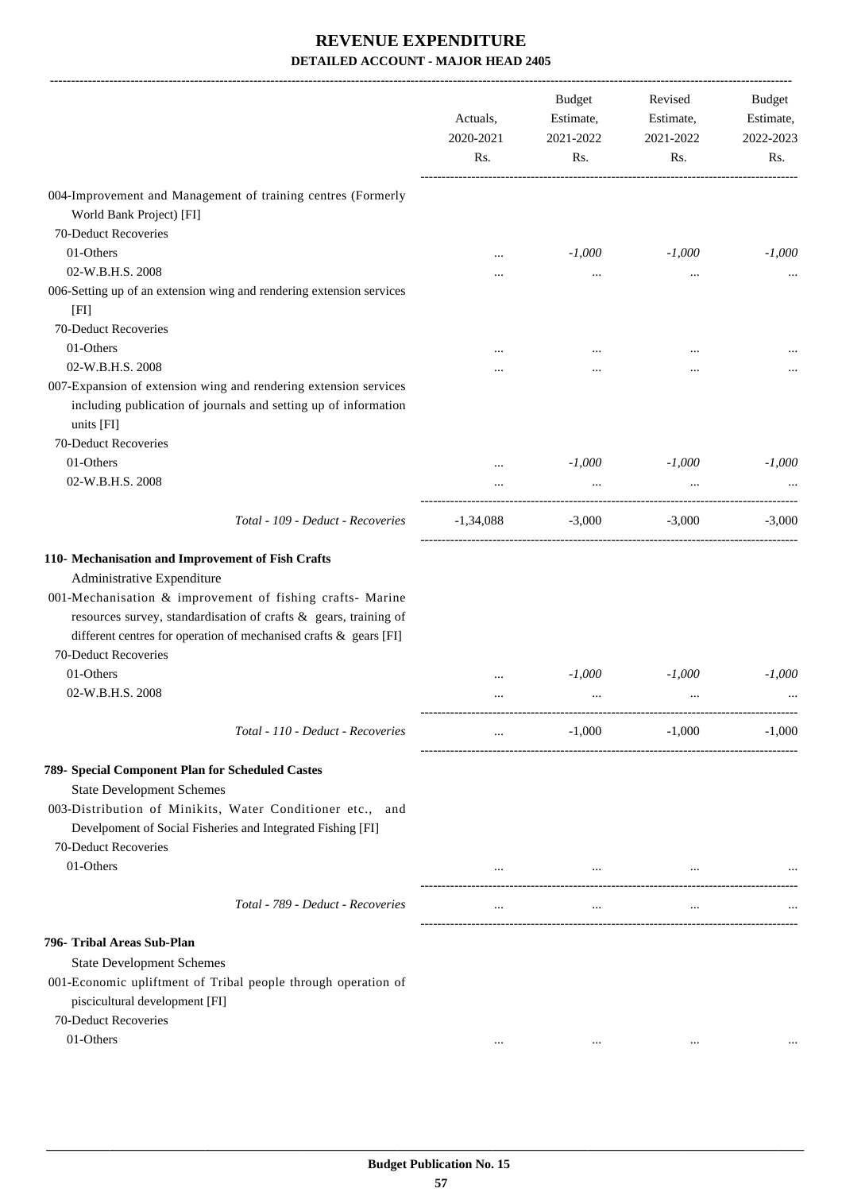# REVENUE EXPENDITURE

## DETAILED ACCOUNT - MAJOR HEAD 2405

| | Actuals, 2020-2021 Rs. | Budget Estimate, 2021-2022 Rs. | Revised Estimate, 2021-2022 Rs. | Budget Estimate, 2022-2023 Rs. |
|---|---|---|---|---|
| 004-Improvement and Management of training centres (Formerly World Bank Project) [FI] | | | | |
| 70-Deduct Recoveries | | | | |
| 01-Others | ... | *-1,000* | *-1,000* | *-1,000* |
| 02-W.B.H.S. 2008 | ... | ... | ... | ... |
| 006-Setting up of an extension wing and rendering extension services [FI] | | | | |
| 70-Deduct Recoveries | | | | |
| 01-Others | ... | ... | ... | ... |
| 02-W.B.H.S. 2008 | ... | ... | ... | ... |
| 007-Expansion of extension wing and rendering extension services including publication of journals and setting up of information units [FI] | | | | |
| 70-Deduct Recoveries | | | | |
| 01-Others | ... | *-1,000* | *-1,000* | *-1,000* |
| 02-W.B.H.S. 2008 | ... | ... | ... | ... |
| *Total - 109 - Deduct - Recoveries* | -1,34,088 | -3,000 | -3,000 | -3,000 |
| **110- Mechanisation and Improvement of Fish Crafts** | | | | |
| Administrative Expenditure | | | | |
| 001-Mechanisation & improvement of fishing crafts- Marine resources survey, standardisation of crafts & gears, training of different centres for operation of mechanised crafts & gears [FI] | | | | |
| 70-Deduct Recoveries | | | | |
| 01-Others | ... | *-1,000* | *-1,000* | *-1,000* |
| 02-W.B.H.S. 2008 | ... | ... | ... | ... |
| *Total - 110 - Deduct - Recoveries* | ... | -1,000 | -1,000 | -1,000 |
| **789- Special Component Plan for Scheduled Castes** | | | | |
| State Development Schemes | | | | |
| 003-Distribution of Minikits, Water Conditioner etc., and Develpoment of Social Fisheries and Integrated Fishing [FI] | | | | |
| 70-Deduct Recoveries | | | | |
| 01-Others | ... | ... | ... | ... |
| *Total - 789 - Deduct - Recoveries* | ... | ... | ... | ... |
| **796- Tribal Areas Sub-Plan** | | | | |
| State Development Schemes | | | | |
| 001-Economic upliftment of Tribal people through operation of piscicultural development [FI] | | | | |
| 70-Deduct Recoveries | | | | |
| 01-Others | ... | ... | ... | ... |

**Budget Publication No. 15**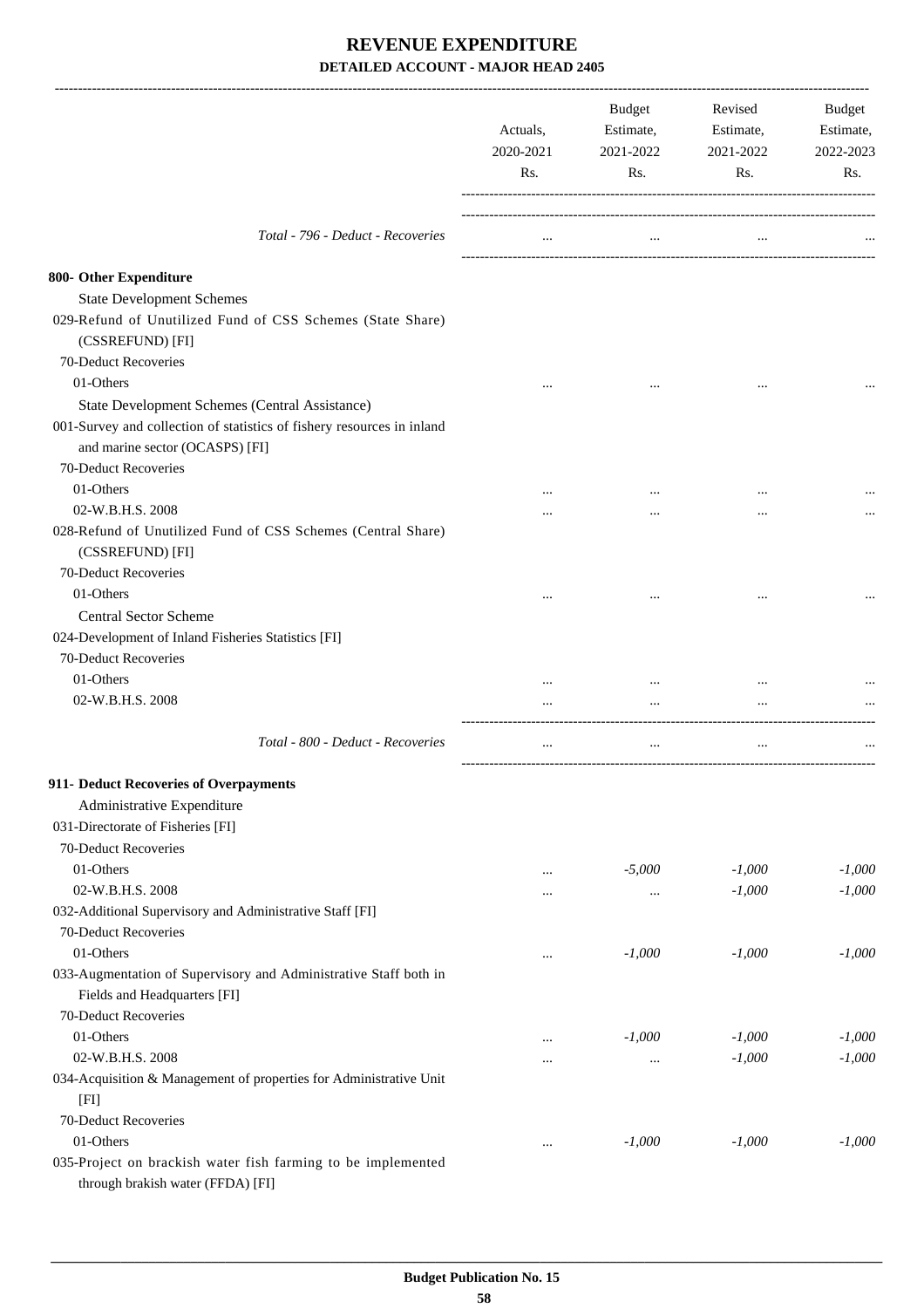# REVENUE EXPENDITURE

## DETAILED ACCOUNT - MAJOR HEAD 2405

| | Actuals, 2020-2021 Rs. | Budget Estimate, 2021-2022 Rs. | Revised Estimate, 2021-2022 Rs. | Budget Estimate, 2022-2023 Rs. |
|---|---|---|---|---|
| *Total - 796 - Deduct - Recoveries* | ... | ... | ... | ... |
| **800- Other Expenditure** | | | | |
| State Development Schemes | | | | |
| 029-Refund of Unutilized Fund of CSS Schemes (State Share) (CSSREFUND) [FI] | | | | |
| 70-Deduct Recoveries | | | | |
| 01-Others | ... | ... | ... | ... |
| State Development Schemes (Central Assistance) | | | | |
| 001-Survey and collection of statistics of fishery resources in inland and marine sector (OCASPS) [FI] | | | | |
| 70-Deduct Recoveries | | | | |
| 01-Others | ... | ... | ... | ... |
| 02-W.B.H.S. 2008 | ... | ... | ... | ... |
| 028-Refund of Unutilized Fund of CSS Schemes (Central Share) (CSSREFUND) [FI] | | | | |
| 70-Deduct Recoveries | | | | |
| 01-Others | ... | ... | ... | ... |
| Central Sector Scheme | | | | |
| 024-Development of Inland Fisheries Statistics [FI] | | | | |
| 70-Deduct Recoveries | | | | |
| 01-Others | ... | ... | ... | ... |
| 02-W.B.H.S. 2008 | ... | ... | ... | ... |
| *Total - 800 - Deduct - Recoveries* | ... | ... | ... | ... |
| **911- Deduct Recoveries of Overpayments** | | | | |
| Administrative Expenditure | | | | |
| 031-Directorate of Fisheries [FI] | | | | |
| 70-Deduct Recoveries | | | | |
| 01-Others | ... | *-5,000* | *-1,000* | *-1,000* |
| 02-W.B.H.S. 2008 | ... | ... | *-1,000* | *-1,000* |
| 032-Additional Supervisory and Administrative Staff [FI] | | | | |
| 70-Deduct Recoveries | | | | |
| 01-Others | ... | *-1,000* | *-1,000* | *-1,000* |
| 033-Augmentation of Supervisory and Administrative Staff both in Fields and Headquarters [FI] | | | | |
| 70-Deduct Recoveries | | | | |
| 01-Others | ... | *-1,000* | *-1,000* | *-1,000* |
| 02-W.B.H.S. 2008 | ... | ... | *-1,000* | *-1,000* |
| 034-Acquisition & Management of properties for Administrative Unit [FI] | | | | |
| 70-Deduct Recoveries | | | | |
| 01-Others | ... | *-1,000* | *-1,000* | *-1,000* |
| 035-Project on brackish water fish farming to be implemented through brakish water (FFDA) [FI] | | | | |

**Budget Publication No. 15**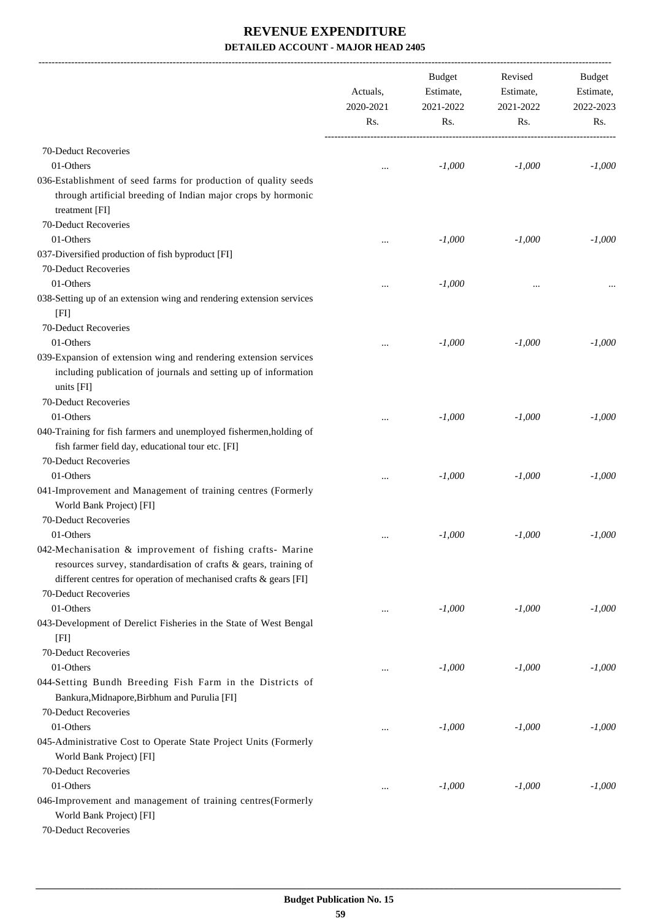# REVENUE EXPENDITURE

## DETAILED ACCOUNT - MAJOR HEAD 2405

| | Actuals, 2020-2021 Rs. | Budget Estimate, 2021-2022 Rs. | Revised Estimate, 2021-2022 Rs. | Budget Estimate, 2022-2023 Rs. |
|---|---|---|---|---|
| 70-Deduct Recoveries | | | | |
| 01-Others | ... | *-1,000* | *-1,000* | *-1,000* |
| 036-Establishment of seed farms for production of quality seeds through artificial breeding of Indian major crops by hormonic treatment [FI] | | | | |
| 70-Deduct Recoveries | | | | |
| 01-Others | ... | *-1,000* | *-1,000* | *-1,000* |
| 037-Diversified production of fish byproduct [FI] | | | | |
| 70-Deduct Recoveries | | | | |
| 01-Others | ... | *-1,000* | ... | ... |
| 038-Setting up of an extension wing and rendering extension services [FI] | | | | |
| 70-Deduct Recoveries | | | | |
| 01-Others | ... | *-1,000* | *-1,000* | *-1,000* |
| 039-Expansion of extension wing and rendering extension services including publication of journals and setting up of information units [FI] | | | | |
| 70-Deduct Recoveries | | | | |
| 01-Others | ... | *-1,000* | *-1,000* | *-1,000* |
| 040-Training for fish farmers and unemployed fishermen,holding of fish farmer field day, educational tour etc. [FI] | | | | |
| 70-Deduct Recoveries | | | | |
| 01-Others | ... | *-1,000* | *-1,000* | *-1,000* |
| 041-Improvement and Management of training centres (Formerly World Bank Project) [FI] | | | | |
| 70-Deduct Recoveries | | | | |
| 01-Others | ... | *-1,000* | *-1,000* | *-1,000* |
| 042-Mechanisation & improvement of fishing crafts- Marine resources survey, standardisation of crafts & gears, training of different centres for operation of mechanised crafts & gears [FI] | | | | |
| 70-Deduct Recoveries | | | | |
| 01-Others | ... | *-1,000* | *-1,000* | *-1,000* |
| 043-Development of Derelict Fisheries in the State of West Bengal [FI] | | | | |
| 70-Deduct Recoveries | | | | |
| 01-Others | ... | *-1,000* | *-1,000* | *-1,000* |
| 044-Setting Bundh Breeding Fish Farm in the Districts of Bankura,Midnapore,Birbhum and Purulia [FI] | | | | |
| 70-Deduct Recoveries | | | | |
| 01-Others | ... | *-1,000* | *-1,000* | *-1,000* |
| 045-Administrative Cost to Operate State Project Units (Formerly World Bank Project) [FI] | | | | |
| 70-Deduct Recoveries | | | | |
| 01-Others | ... | *-1,000* | *-1,000* | *-1,000* |
| 046-Improvement and management of training centres(Formerly World Bank Project) [FI] | | | | |
| 70-Deduct Recoveries | | | | |

Budget Publication No. 15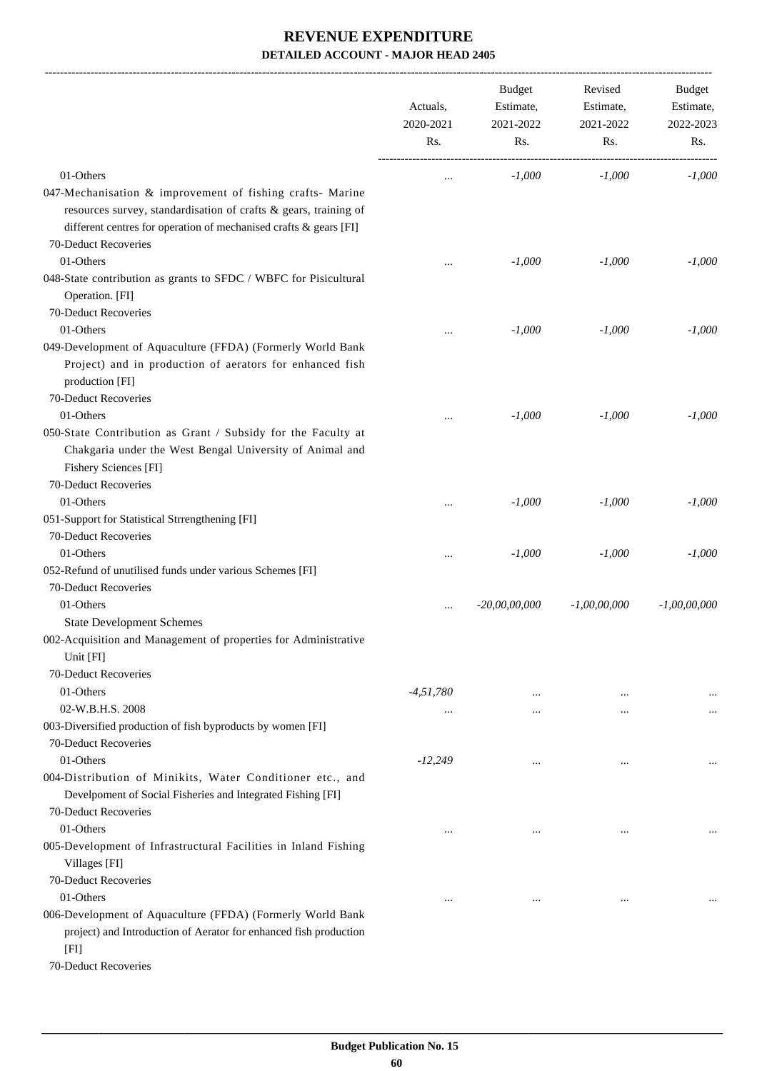# REVENUE EXPENDITURE

## DETAILED ACCOUNT - MAJOR HEAD 2405

| | Actuals, 2020-2021 Rs. | Budget Estimate, 2021-2022 Rs. | Revised Estimate, 2021-2022 Rs. | Budget Estimate, 2022-2023 Rs. |
|---|---|---|---|---|
| 01-Others | ... | -1,000 | -1,000 | -1,000 |
| 047-Mechanisation & improvement of fishing crafts- Marine resources survey, standardisation of crafts & gears, training of different centres for operation of mechanised crafts & gears [FI] | | | | |
| 70-Deduct Recoveries | | | | |
| 01-Others | ... | -1,000 | -1,000 | -1,000 |
| 048-State contribution as grants to SFDC / WBFC for Pisicultural Operation. [FI] | | | | |
| 70-Deduct Recoveries | | | | |
| 01-Others | ... | -1,000 | -1,000 | -1,000 |
| 049-Development of Aquaculture (FFDA) (Formerly World Bank Project) and in production of aerators for enhanced fish production [FI] | | | | |
| 70-Deduct Recoveries | | | | |
| 01-Others | ... | -1,000 | -1,000 | -1,000 |
| 050-State Contribution as Grant / Subsidy for the Faculty at Chakgaria under the West Bengal University of Animal and Fishery Sciences [FI] | | | | |
| 70-Deduct Recoveries | | | | |
| 01-Others | ... | -1,000 | -1,000 | -1,000 |
| 051-Support for Statistical Strrengthening [FI] | | | | |
| 70-Deduct Recoveries | | | | |
| 01-Others | ... | -1,000 | -1,000 | -1,000 |
| 052-Refund of unutilised funds under various Schemes [FI] | | | | |
| 70-Deduct Recoveries | | | | |
| 01-Others | ... | -20,00,00,000 | -1,00,00,000 | -1,00,00,000 |
| State Development Schemes | | | | |
| 002-Acquisition and Management of properties for Administrative Unit [FI] | | | | |
| 70-Deduct Recoveries | | | | |
| 01-Others | -4,51,780 | ... | ... | ... |
| 02-W.B.H.S. 2008 | ... | ... | ... | ... |
| 003-Diversified production of fish byproducts by women [FI] | | | | |
| 70-Deduct Recoveries | | | | |
| 01-Others | -12,249 | ... | ... | ... |
| 004-Distribution of Minikits, Water Conditioner etc., and Develpoment of Social Fisheries and Integrated Fishing [FI] | | | | |
| 70-Deduct Recoveries | | | | |
| 01-Others | ... | ... | ... | ... |
| 005-Development of Infrastructural Facilities in Inland Fishing Villages [FI] | | | | |
| 70-Deduct Recoveries | | | | |
| 01-Others | ... | ... | ... | ... |
| 006-Development of Aquaculture (FFDA) (Formerly World Bank project) and Introduction of Aerator for enhanced fish production [FI] | | | | |
| 70-Deduct Recoveries | | | | |

Budget Publication No. 15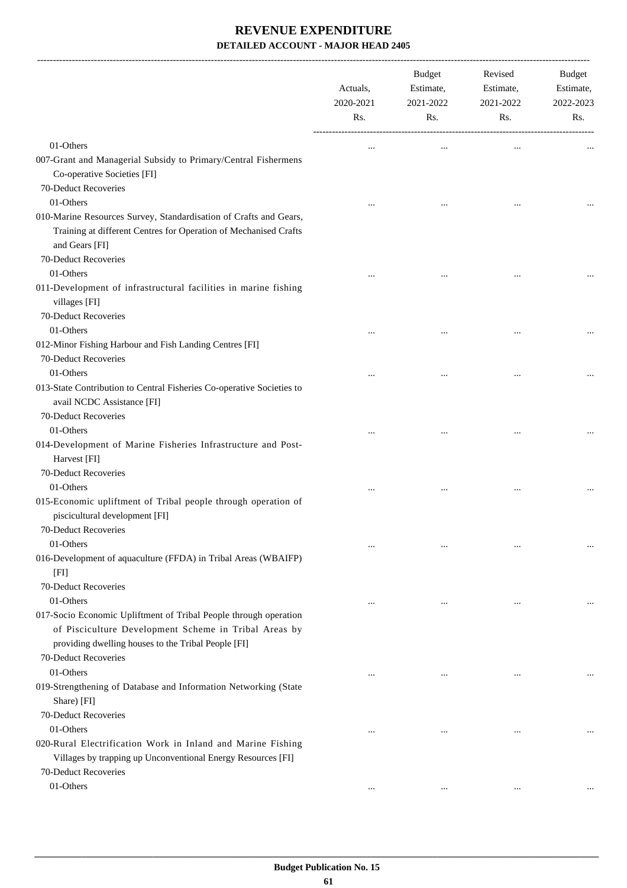# REVENUE EXPENDITURE

## DETAILED ACCOUNT - MAJOR HEAD 2405

| | Actuals, 2020-2021 Rs. | Budget Estimate, 2021-2022 Rs. | Revised Estimate, 2021-2022 Rs. | Budget Estimate, 2022-2023 Rs. |
|---|---|---|---|---|
| 01-Others | ... | ... | ... | ... |
| 007-Grant and Managerial Subsidy to Primary/Central Fishermens Co-operative Societies [FI] | | | | |
| 70-Deduct Recoveries | | | | |
| 01-Others | ... | ... | ... | ... |
| 010-Marine Resources Survey, Standardisation of Crafts and Gears, Training at different Centres for Operation of Mechanised Crafts and Gears [FI] | | | | |
| 70-Deduct Recoveries | | | | |
| 01-Others | ... | ... | ... | ... |
| 011-Development of infrastructural facilities in marine fishing villages [FI] | | | | |
| 70-Deduct Recoveries | | | | |
| 01-Others | ... | ... | ... | ... |
| 012-Minor Fishing Harbour and Fish Landing Centres [FI] | | | | |
| 70-Deduct Recoveries | | | | |
| 01-Others | ... | ... | ... | ... |
| 013-State Contribution to Central Fisheries Co-operative Societies to avail NCDC Assistance [FI] | | | | |
| 70-Deduct Recoveries | | | | |
| 01-Others | ... | ... | ... | ... |
| 014-Development of Marine Fisheries Infrastructure and Post-Harvest [FI] | | | | |
| 70-Deduct Recoveries | | | | |
| 01-Others | ... | ... | ... | ... |
| 015-Economic upliftment of Tribal people through operation of piscicultural development [FI] | | | | |
| 70-Deduct Recoveries | | | | |
| 01-Others | ... | ... | ... | ... |
| 016-Development of aquaculture (FFDA) in Tribal Areas (WBAIFP) [FI] | | | | |
| 70-Deduct Recoveries | | | | |
| 01-Others | ... | ... | ... | ... |
| 017-Socio Economic Upliftment of Tribal People through operation of Pisciculture Development Scheme in Tribal Areas by providing dwelling houses to the Tribal People [FI] | | | | |
| 70-Deduct Recoveries | | | | |
| 01-Others | ... | ... | ... | ... |
| 019-Strengthening of Database and Information Networking (State Share) [FI] | | | | |
| 70-Deduct Recoveries | | | | |
| 01-Others | ... | ... | ... | ... |
| 020-Rural Electrification Work in Inland and Marine Fishing Villages by trapping up Unconventional Energy Resources [FI] | | | | |
| 70-Deduct Recoveries | | | | |
| 01-Others | ... | ... | ... | ... |

Budget Publication No. 15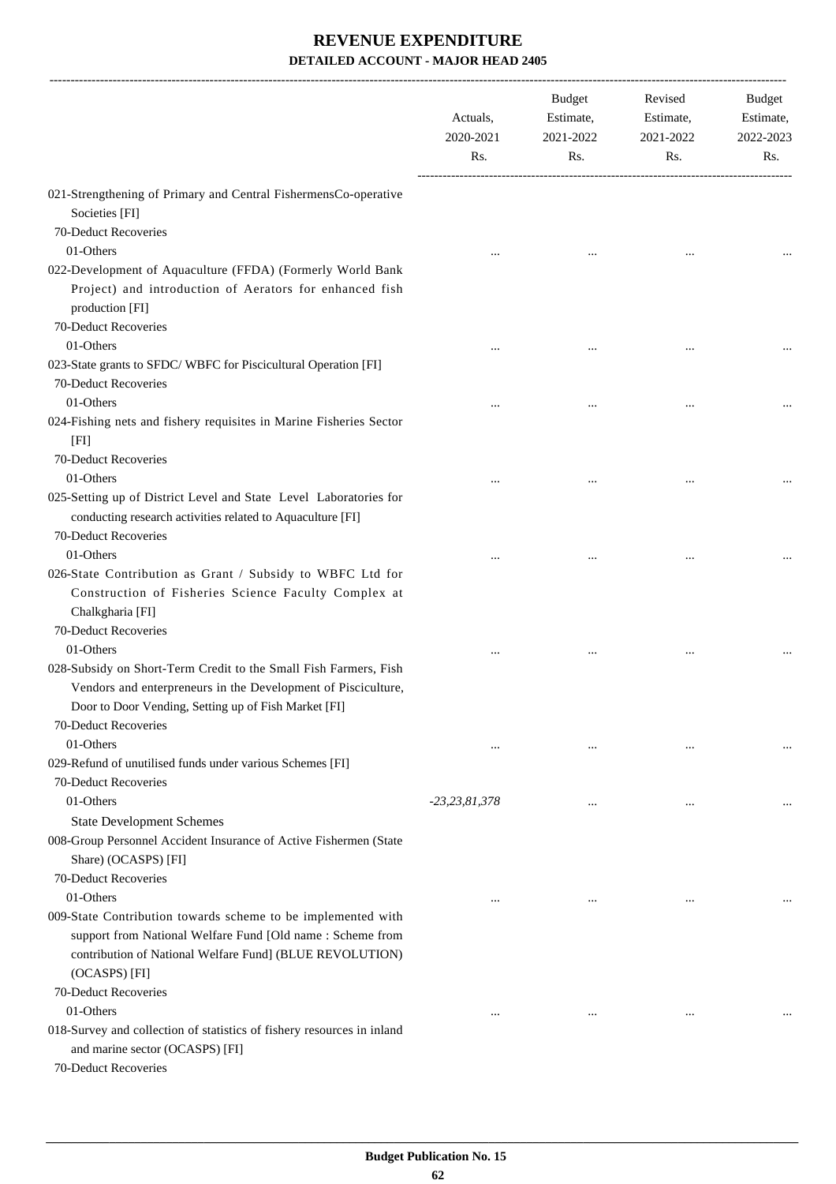# REVENUE EXPENDITURE

## DETAILED ACCOUNT - MAJOR HEAD 2405

| | Actuals, 2020-2021 Rs. | Budget Estimate, 2021-2022 Rs. | Revised Estimate, 2021-2022 Rs. | Budget Estimate, 2022-2023 Rs. |
|---|---|---|---|---|
| 021-Strengthening of Primary and Central FishermensCo-operative Societies [FI] | | | | |
| 70-Deduct Recoveries | | | | |
| 01-Others | ... | ... | ... | ... |
| 022-Development of Aquaculture (FFDA) (Formerly World Bank Project) and introduction of Aerators for enhanced fish production [FI] | | | | |
| 70-Deduct Recoveries | | | | |
| 01-Others | ... | ... | ... | ... |
| 023-State grants to SFDC/ WBFC for Piscicultural Operation [FI] | | | | |
| 70-Deduct Recoveries | | | | |
| 01-Others | ... | ... | ... | ... |
| 024-Fishing nets and fishery requisites in Marine Fisheries Sector [FI] | | | | |
| 70-Deduct Recoveries | | | | |
| 01-Others | ... | ... | ... | ... |
| 025-Setting up of District Level and State Level Laboratories for conducting research activities related to Aquaculture [FI] | | | | |
| 70-Deduct Recoveries | | | | |
| 01-Others | ... | ... | ... | ... |
| 026-State Contribution as Grant / Subsidy to WBFC Ltd for Construction of Fisheries Science Faculty Complex at Chalkgharia [FI] | | | | |
| 70-Deduct Recoveries | | | | |
| 01-Others | ... | ... | ... | ... |
| 028-Subsidy on Short-Term Credit to the Small Fish Farmers, Fish Vendors and enterpreneurs in the Development of Pisciculture, Door to Door Vending, Setting up of Fish Market [FI] | | | | |
| 70-Deduct Recoveries | | | | |
| 01-Others | ... | ... | ... | ... |
| 029-Refund of unutilised funds under various Schemes [FI] | | | | |
| 70-Deduct Recoveries | | | | |
| 01-Others | -23,23,81,378 | ... | ... | ... |
| State Development Schemes | | | | |
| 008-Group Personnel Accident Insurance of Active Fishermen (State Share) (OCASPS) [FI] | | | | |
| 70-Deduct Recoveries | | | | |
| 01-Others | ... | ... | ... | ... |
| 009-State Contribution towards scheme to be implemented with support from National Welfare Fund [Old name : Scheme from contribution of National Welfare Fund] (BLUE REVOLUTION) (OCASPS) [FI] | | | | |
| 70-Deduct Recoveries | | | | |
| 01-Others | ... | ... | ... | ... |
| 018-Survey and collection of statistics of fishery resources in inland and marine sector (OCASPS) [FI] | | | | |
| 70-Deduct Recoveries | | | | |

Budget Publication No. 15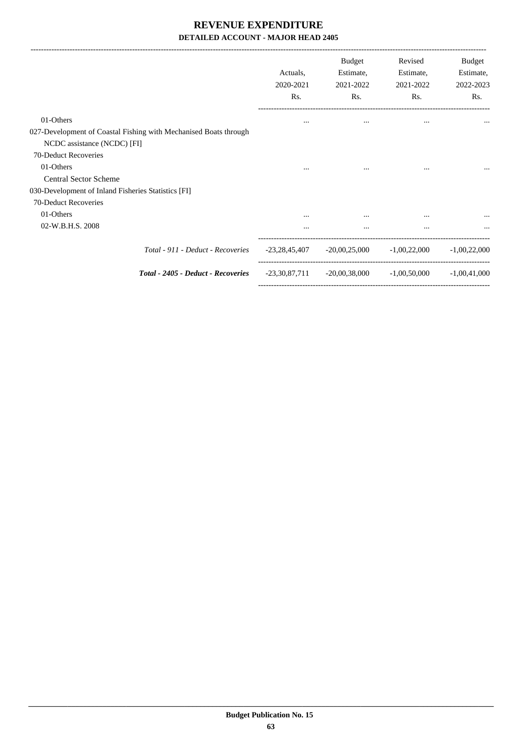# REVENUE EXPENDITURE

## DETAILED ACCOUNT - MAJOR HEAD 2405

| | Actuals, 2020-2021 Rs. | Budget Estimate, 2021-2022 Rs. | Revised Estimate, 2021-2022 Rs. | Budget Estimate, 2022-2023 Rs. |
|---|---|---|---|---|
| 01-Others | ... | ... | ... | ... |
| 027-Development of Coastal Fishing with Mechanised Boats through NCDC assistance (NCDC) [FI] | | | | |
| 70-Deduct Recoveries | | | | |
| 01-Others | ... | ... | ... | ... |
| Central Sector Scheme | | | | |
| 030-Development of Inland Fisheries Statistics [FI] | | | | |
| 70-Deduct Recoveries | | | | |
| 01-Others | ... | ... | ... | ... |
| 02-W.B.H.S. 2008 | ... | ... | ... | ... |
| *Total - 911 - Deduct - Recoveries* | -23,28,45,407 | -20,00,25,000 | -1,00,22,000 | -1,00,22,000 |
| ***Total - 2405 - Deduct - Recoveries*** | -23,30,87,711 | -20,00,38,000 | -1,00,50,000 | -1,00,41,000 |

**Budget Publication No. 15**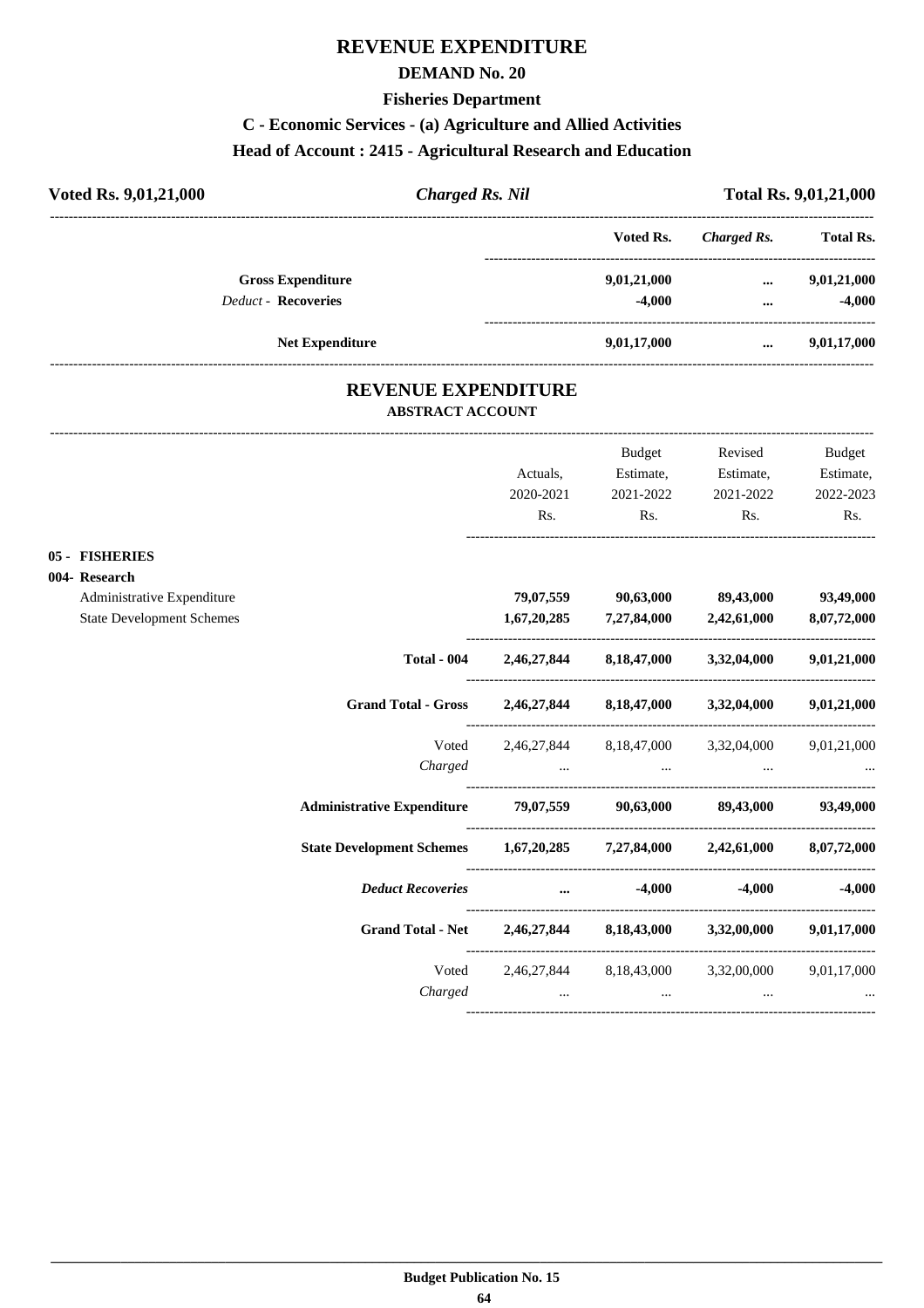# REVENUE EXPENDITURE

## DEMAND No. 20

### Fisheries Department

### C - Economic Services - (a) Agriculture and Allied Activities

### Head of Account : 2415 - Agricultural Research and Education

**Voted Rs. 9,01,21,000** | ***Charged Rs. Nil*** | **Total Rs. 9,01,21,000**

| | Voted Rs. | *Charged Rs.* | Total Rs. |
|---|---|---|---|
| **Gross Expenditure** | 9,01,21,000 | ... | 9,01,21,000 |
| *Deduct* - **Recoveries** | -4,000 | ... | -4,000 |
| **Net Expenditure** | 9,01,17,000 | ... | 9,01,17,000 |

## REVENUE EXPENDITURE

### ABSTRACT ACCOUNT

| | Actuals, 2020-2021 Rs. | Budget Estimate, 2021-2022 Rs. | Revised Estimate, 2021-2022 Rs. | Budget Estimate, 2022-2023 Rs. |
|---|---|---|---|---|
| **05 - FISHERIES** | | | | |
| **004- Research** | | | | |
| Administrative Expenditure | 79,07,559 | 90,63,000 | 89,43,000 | 93,49,000 |
| State Development Schemes | 1,67,20,285 | 7,27,84,000 | 2,42,61,000 | 8,07,72,000 |
| **Total - 004** | 2,46,27,844 | 8,18,47,000 | 3,32,04,000 | 9,01,21,000 |
| **Grand Total - Gross** | 2,46,27,844 | 8,18,47,000 | 3,32,04,000 | 9,01,21,000 |
| Voted | 2,46,27,844 | 8,18,47,000 | 3,32,04,000 | 9,01,21,000 |
| *Charged* | ... | ... | ... | ... |
| **Administrative Expenditure** | 79,07,559 | 90,63,000 | 89,43,000 | 93,49,000 |
| **State Development Schemes** | 1,67,20,285 | 7,27,84,000 | 2,42,61,000 | 8,07,72,000 |
| ***Deduct Recoveries*** | ... | -4,000 | -4,000 | -4,000 |
| **Grand Total - Net** | 2,46,27,844 | 8,18,43,000 | 3,32,00,000 | 9,01,17,000 |
| Voted | 2,46,27,844 | 8,18,43,000 | 3,32,00,000 | 9,01,17,000 |
| *Charged* | ... | ... | ... | ... |

Budget Publication No. 15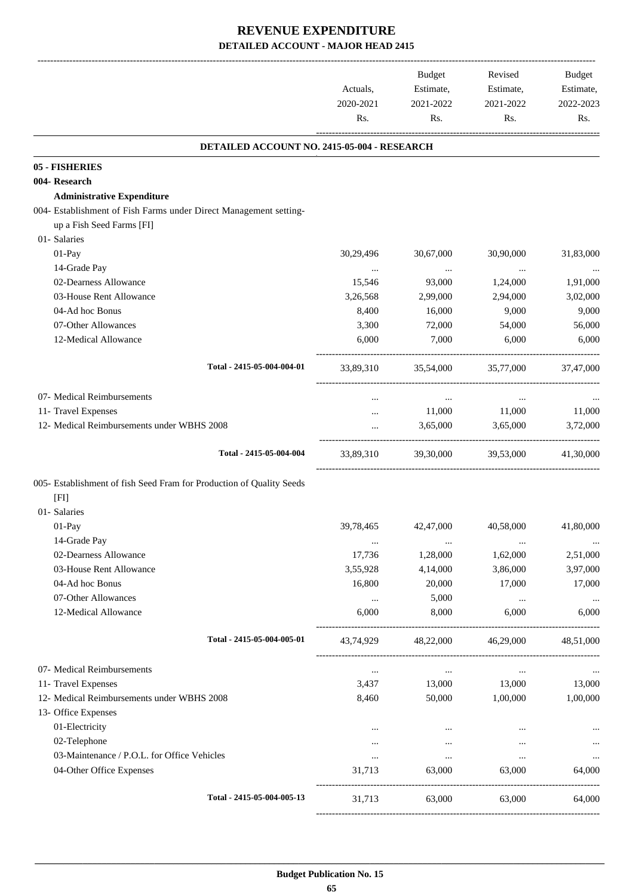# REVENUE EXPENDITURE

## DETAILED ACCOUNT - MAJOR HEAD 2415

| | Actuals, 2020-2021 Rs. | Budget Estimate, 2021-2022 Rs. | Revised Estimate, 2021-2022 Rs. | Budget Estimate, 2022-2023 Rs. |
|---|---|---|---|---|
| **DETAILED ACCOUNT NO. 2415-05-004 - RESEARCH** | | | | |
| **05 - FISHERIES** | | | | |
| **004- Research** | | | | |
| **Administrative Expenditure** | | | | |
| 004- Establishment of Fish Farms under Direct Management setting-up a Fish Seed Farms [FI] | | | | |
| 01- Salaries | | | | |
| 01-Pay | 30,29,496 | 30,67,000 | 30,90,000 | 31,83,000 |
| 14-Grade Pay | ... | ... | ... | ... |
| 02-Dearness Allowance | 15,546 | 93,000 | 1,24,000 | 1,91,000 |
| 03-House Rent Allowance | 3,26,568 | 2,99,000 | 2,94,000 | 3,02,000 |
| 04-Ad hoc Bonus | 8,400 | 16,000 | 9,000 | 9,000 |
| 07-Other Allowances | 3,300 | 72,000 | 54,000 | 56,000 |
| 12-Medical Allowance | 6,000 | 7,000 | 6,000 | 6,000 |
| Total - 2415-05-004-004-01 | 33,89,310 | 35,54,000 | 35,77,000 | 37,47,000 |
| 07- Medical Reimbursements | ... | ... | ... | ... |
| 11- Travel Expenses | ... | 11,000 | 11,000 | 11,000 |
| 12- Medical Reimbursements under WBHS 2008 | ... | 3,65,000 | 3,65,000 | 3,72,000 |
| Total - 2415-05-004-004 | 33,89,310 | 39,30,000 | 39,53,000 | 41,30,000 |
| 005- Establishment of fish Seed Fram for Production of Quality Seeds [FI] | | | | |
| 01- Salaries | | | | |
| 01-Pay | 39,78,465 | 42,47,000 | 40,58,000 | 41,80,000 |
| 14-Grade Pay | ... | ... | ... | ... |
| 02-Dearness Allowance | 17,736 | 1,28,000 | 1,62,000 | 2,51,000 |
| 03-House Rent Allowance | 3,55,928 | 4,14,000 | 3,86,000 | 3,97,000 |
| 04-Ad hoc Bonus | 16,800 | 20,000 | 17,000 | 17,000 |
| 07-Other Allowances | ... | 5,000 | ... | ... |
| 12-Medical Allowance | 6,000 | 8,000 | 6,000 | 6,000 |
| Total - 2415-05-004-005-01 | 43,74,929 | 48,22,000 | 46,29,000 | 48,51,000 |
| 07- Medical Reimbursements | ... | ... | ... | ... |
| 11- Travel Expenses | 3,437 | 13,000 | 13,000 | 13,000 |
| 12- Medical Reimbursements under WBHS 2008 | 8,460 | 50,000 | 1,00,000 | 1,00,000 |
| 13- Office Expenses | | | | |
| 01-Electricity | ... | ... | ... | ... |
| 02-Telephone | ... | ... | ... | ... |
| 03-Maintenance / P.O.L. for Office Vehicles | ... | ... | ... | ... |
| 04-Other Office Expenses | 31,713 | 63,000 | 63,000 | 64,000 |
| Total - 2415-05-004-005-13 | 31,713 | 63,000 | 63,000 | 64,000 |

**Budget Publication No. 15**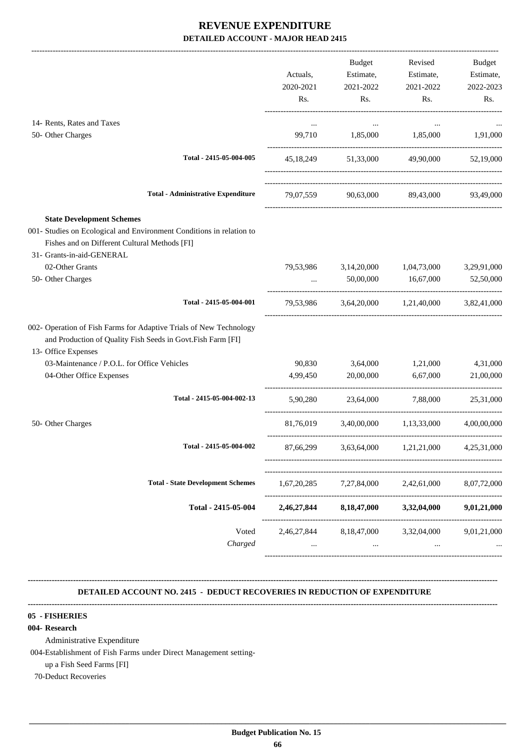# REVENUE EXPENDITURE

## DETAILED ACCOUNT - MAJOR HEAD 2415

| | Actuals, 2020-2021 Rs. | Budget Estimate, 2021-2022 Rs. | Revised Estimate, 2021-2022 Rs. | Budget Estimate, 2022-2023 Rs. |
|---|---|---|---|---|
| 14- Rents, Rates and Taxes | ... | ... | ... | ... |
| 50- Other Charges | 99,710 | 1,85,000 | 1,85,000 | 1,91,000 |
| Total - 2415-05-004-005 | 45,18,249 | 51,33,000 | 49,90,000 | 52,19,000 |
| Total - Administrative Expenditure | 79,07,559 | 90,63,000 | 89,43,000 | 93,49,000 |
| **State Development Schemes** | | | | |
| 001- Studies on Ecological and Environment Conditions in relation to Fishes and on Different Cultural Methods [FI] | | | | |
| 31- Grants-in-aid-GENERAL | | | | |
| 02-Other Grants | 79,53,986 | 3,14,20,000 | 1,04,73,000 | 3,29,91,000 |
| 50- Other Charges | ... | 50,00,000 | 16,67,000 | 52,50,000 |
| Total - 2415-05-004-001 | 79,53,986 | 3,64,20,000 | 1,21,40,000 | 3,82,41,000 |
| 002- Operation of Fish Farms for Adaptive Trials of New Technology and Production of Quality Fish Seeds in Govt.Fish Farm [FI] | | | | |
| 13- Office Expenses | | | | |
| 03-Maintenance / P.O.L. for Office Vehicles | 90,830 | 3,64,000 | 1,21,000 | 4,31,000 |
| 04-Other Office Expenses | 4,99,450 | 20,00,000 | 6,67,000 | 21,00,000 |
| Total - 2415-05-004-002-13 | 5,90,280 | 23,64,000 | 7,88,000 | 25,31,000 |
| 50- Other Charges | 81,76,019 | 3,40,00,000 | 1,13,33,000 | 4,00,00,000 |
| Total - 2415-05-004-002 | 87,66,299 | 3,63,64,000 | 1,21,21,000 | 4,25,31,000 |
| Total - State Development Schemes | 1,67,20,285 | 7,27,84,000 | 2,42,61,000 | 8,07,72,000 |
| **Total - 2415-05-004** | **2,46,27,844** | **8,18,47,000** | **3,32,04,000** | **9,01,21,000** |
| Voted | 2,46,27,844 | 8,18,47,000 | 3,32,04,000 | 9,01,21,000 |
| *Charged* | ... | ... | ... | ... |

### DETAILED ACCOUNT NO. 2415 - DEDUCT RECOVERIES IN REDUCTION OF EXPENDITURE

**05 - FISHERIES**

**004- Research**

Administrative Expenditure

004-Establishment of Fish Farms under Direct Management setting-up a Fish Seed Farms [FI]

70-Deduct Recoveries

**Budget Publication No. 15**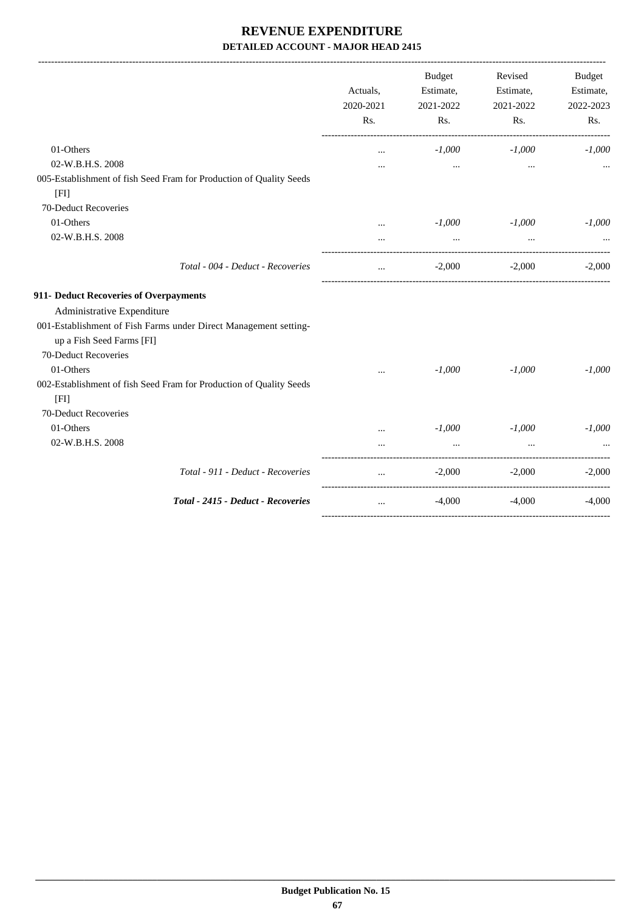# REVENUE EXPENDITURE

**DETAILED ACCOUNT - MAJOR HEAD 2415**

| | Actuals, 2020-2021 Rs. | Budget Estimate, 2021-2022 Rs. | Revised Estimate, 2021-2022 Rs. | Budget Estimate, 2022-2023 Rs. |
|---|---|---|---|---|
| 01-Others | ... | *-1,000* | *-1,000* | *-1,000* |
| 02-W.B.H.S. 2008 | ... | ... | ... | ... |
| 005-Establishment of fish Seed Fram for Production of Quality Seeds [FI] | | | | |
| 70-Deduct Recoveries | | | | |
| 01-Others | ... | *-1,000* | *-1,000* | *-1,000* |
| 02-W.B.H.S. 2008 | ... | ... | ... | ... |
| *Total - 004 - Deduct - Recoveries* | ... | -2,000 | -2,000 | -2,000 |
| **911- Deduct Recoveries of Overpayments** | | | | |
| Administrative Expenditure | | | | |
| 001-Establishment of Fish Farms under Direct Management setting-up a Fish Seed Farms [FI] | | | | |
| 70-Deduct Recoveries | | | | |
| 01-Others | ... | *-1,000* | *-1,000* | *-1,000* |
| 002-Establishment of fish Seed Fram for Production of Quality Seeds [FI] | | | | |
| 70-Deduct Recoveries | | | | |
| 01-Others | ... | *-1,000* | *-1,000* | *-1,000* |
| 02-W.B.H.S. 2008 | ... | ... | ... | ... |
| *Total - 911 - Deduct - Recoveries* | ... | -2,000 | -2,000 | -2,000 |
| ***Total - 2415 - Deduct - Recoveries*** | ... | -4,000 | -4,000 | -4,000 |

**Budget Publication No. 15**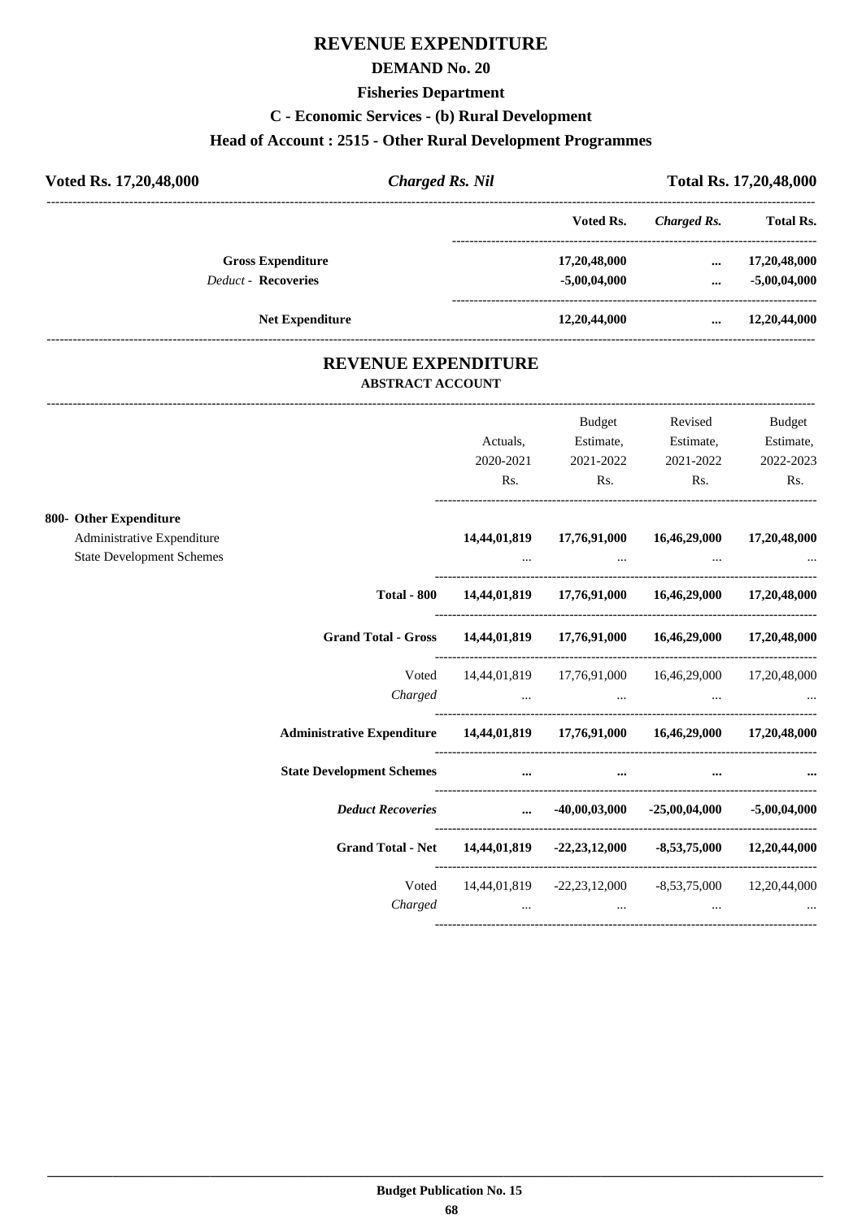# REVENUE EXPENDITURE

## DEMAND No. 20

### Fisheries Department

### C - Economic Services - (b) Rural Development

### Head of Account : 2515 - Other Rural Development Programmes

| Voted Rs. 17,20,48,000 | *Charged Rs. Nil* | Total Rs. 17,20,48,000 |
|---|---|---|

| | Voted Rs. | *Charged Rs.* | Total Rs. |
|---|---|---|---|
| **Gross Expenditure** | **17,20,48,000** | **...** | **17,20,48,000** |
| *Deduct* - **Recoveries** | **-5,00,04,000** | **...** | **-5,00,04,000** |
| **Net Expenditure** | **12,20,44,000** | **...** | **12,20,44,000** |

## REVENUE EXPENDITURE

### ABSTRACT ACCOUNT

| | Actuals, 2020-2021 Rs. | Budget Estimate, 2021-2022 Rs. | Revised Estimate, 2021-2022 Rs. | Budget Estimate, 2022-2023 Rs. |
|---|---|---|---|---|
| **800- Other Expenditure** | | | | |
| Administrative Expenditure | **14,44,01,819** | **17,76,91,000** | **16,46,29,000** | **17,20,48,000** |
| State Development Schemes | ... | ... | ... | ... |
| **Total - 800** | **14,44,01,819** | **17,76,91,000** | **16,46,29,000** | **17,20,48,000** |
| **Grand Total - Gross** | **14,44,01,819** | **17,76,91,000** | **16,46,29,000** | **17,20,48,000** |
| Voted | 14,44,01,819 | 17,76,91,000 | 16,46,29,000 | 17,20,48,000 |
| *Charged* | ... | ... | ... | ... |
| **Administrative Expenditure** | **14,44,01,819** | **17,76,91,000** | **16,46,29,000** | **17,20,48,000** |
| **State Development Schemes** | **...** | **...** | **...** | **...** |
| ***Deduct Recoveries*** | **...** | **-40,00,03,000** | **-25,00,04,000** | **-5,00,04,000** |
| **Grand Total - Net** | **14,44,01,819** | **-22,23,12,000** | **-8,53,75,000** | **12,20,44,000** |
| Voted | 14,44,01,819 | -22,23,12,000 | -8,53,75,000 | 12,20,44,000 |
| *Charged* | ... | ... | ... | ... |

**Budget Publication No. 15**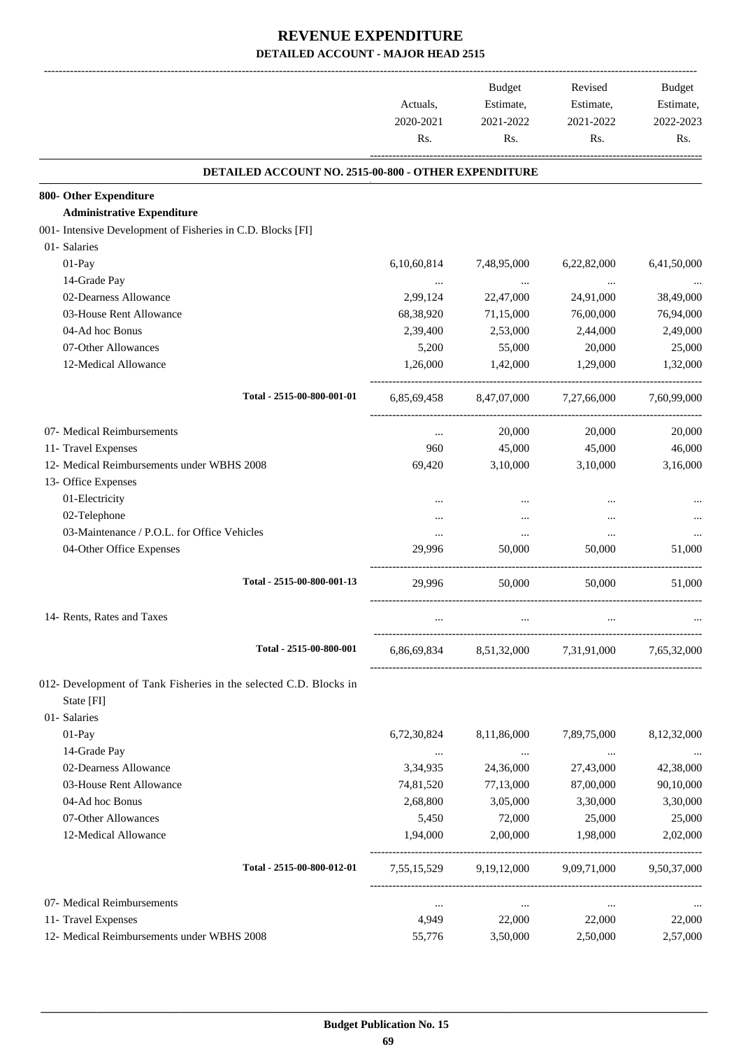# REVENUE EXPENDITURE

## DETAILED ACCOUNT - MAJOR HEAD 2515

| | Actuals, 2020-2021 Rs. | Budget Estimate, 2021-2022 Rs. | Revised Estimate, 2021-2022 Rs. | Budget Estimate, 2022-2023 Rs. |
|---|---|---|---|---|
| **DETAILED ACCOUNT NO. 2515-00-800 - OTHER EXPENDITURE** | | | | |
| **800- Other Expenditure** | | | | |
| **Administrative Expenditure** | | | | |
| 001- Intensive Development of Fisheries in C.D. Blocks [FI] | | | | |
| 01- Salaries | | | | |
| 01-Pay | 6,10,60,814 | 7,48,95,000 | 6,22,82,000 | 6,41,50,000 |
| 14-Grade Pay | ... | ... | ... | ... |
| 02-Dearness Allowance | 2,99,124 | 22,47,000 | 24,91,000 | 38,49,000 |
| 03-House Rent Allowance | 68,38,920 | 71,15,000 | 76,00,000 | 76,94,000 |
| 04-Ad hoc Bonus | 2,39,400 | 2,53,000 | 2,44,000 | 2,49,000 |
| 07-Other Allowances | 5,200 | 55,000 | 20,000 | 25,000 |
| 12-Medical Allowance | 1,26,000 | 1,42,000 | 1,29,000 | 1,32,000 |
| Total - 2515-00-800-001-01 | 6,85,69,458 | 8,47,07,000 | 7,27,66,000 | 7,60,99,000 |
| 07- Medical Reimbursements | ... | 20,000 | 20,000 | 20,000 |
| 11- Travel Expenses | 960 | 45,000 | 45,000 | 46,000 |
| 12- Medical Reimbursements under WBHS 2008 | 69,420 | 3,10,000 | 3,10,000 | 3,16,000 |
| 13- Office Expenses | | | | |
| 01-Electricity | ... | ... | ... | ... |
| 02-Telephone | ... | ... | ... | ... |
| 03-Maintenance / P.O.L. for Office Vehicles | ... | ... | ... | ... |
| 04-Other Office Expenses | 29,996 | 50,000 | 50,000 | 51,000 |
| Total - 2515-00-800-001-13 | 29,996 | 50,000 | 50,000 | 51,000 |
| 14- Rents, Rates and Taxes | ... | ... | ... | ... |
| Total - 2515-00-800-001 | 6,86,69,834 | 8,51,32,000 | 7,31,91,000 | 7,65,32,000 |
| 012- Development of Tank Fisheries in the selected C.D. Blocks in State [FI] | | | | |
| 01- Salaries | | | | |
| 01-Pay | 6,72,30,824 | 8,11,86,000 | 7,89,75,000 | 8,12,32,000 |
| 14-Grade Pay | ... | ... | ... | ... |
| 02-Dearness Allowance | 3,34,935 | 24,36,000 | 27,43,000 | 42,38,000 |
| 03-House Rent Allowance | 74,81,520 | 77,13,000 | 87,00,000 | 90,10,000 |
| 04-Ad hoc Bonus | 2,68,800 | 3,05,000 | 3,30,000 | 3,30,000 |
| 07-Other Allowances | 5,450 | 72,000 | 25,000 | 25,000 |
| 12-Medical Allowance | 1,94,000 | 2,00,000 | 1,98,000 | 2,02,000 |
| Total - 2515-00-800-012-01 | 7,55,15,529 | 9,19,12,000 | 9,09,71,000 | 9,50,37,000 |
| 07- Medical Reimbursements | ... | ... | ... | ... |
| 11- Travel Expenses | 4,949 | 22,000 | 22,000 | 22,000 |
| 12- Medical Reimbursements under WBHS 2008 | 55,776 | 3,50,000 | 2,50,000 | 2,57,000 |

Budget Publication No. 15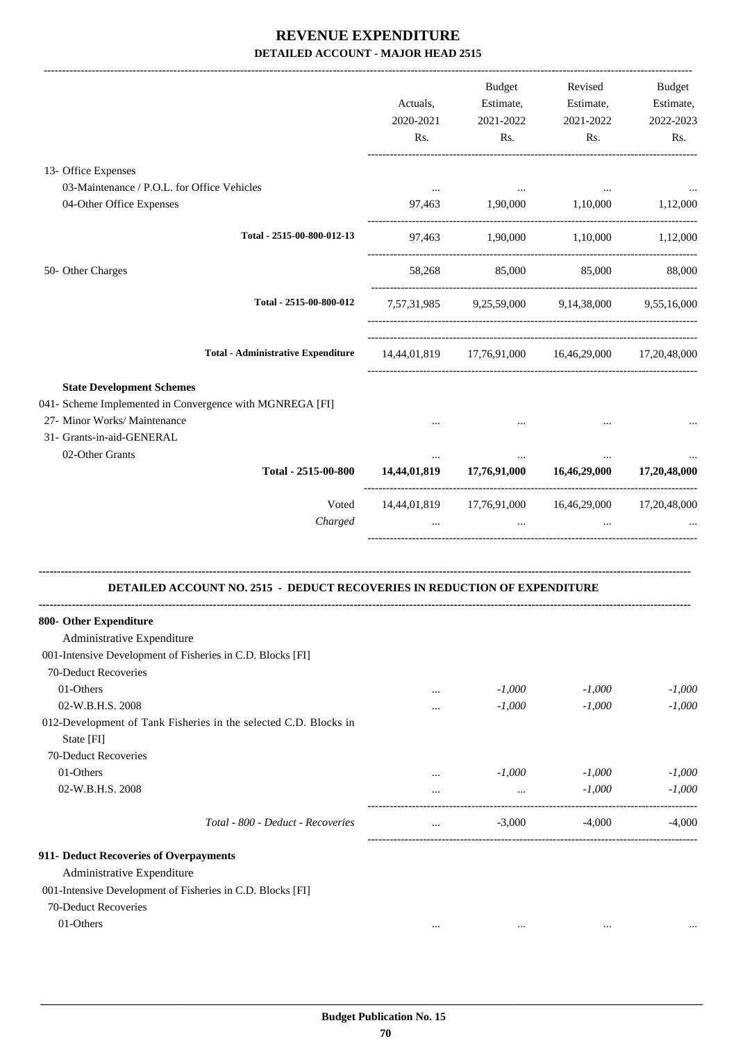# REVENUE EXPENDITURE

## DETAILED ACCOUNT - MAJOR HEAD 2515

| | Actuals, 2020-2021 Rs. | Budget Estimate, 2021-2022 Rs. | Revised Estimate, 2021-2022 Rs. | Budget Estimate, 2022-2023 Rs. |
|---|---|---|---|---|
| 13- Office Expenses | | | | |
| 03-Maintenance / P.O.L. for Office Vehicles | ... | ... | ... | ... |
| 04-Other Office Expenses | 97,463 | 1,90,000 | 1,10,000 | 1,12,000 |
| Total - 2515-00-800-012-13 | 97,463 | 1,90,000 | 1,10,000 | 1,12,000 |
| 50- Other Charges | 58,268 | 85,000 | 85,000 | 88,000 |
| Total - 2515-00-800-012 | 7,57,31,985 | 9,25,59,000 | 9,14,38,000 | 9,55,16,000 |
| Total - Administrative Expenditure | 14,44,01,819 | 17,76,91,000 | 16,46,29,000 | 17,20,48,000 |
| **State Development Schemes** | | | | |
| 041- Scheme Implemented in Convergence with MGNREGA [FI] | | | | |
| 27- Minor Works/ Maintenance | ... | ... | ... | ... |
| 31- Grants-in-aid-GENERAL | | | | |
| 02-Other Grants | ... | ... | ... | ... |
| **Total - 2515-00-800** | **14,44,01,819** | **17,76,91,000** | **16,46,29,000** | **17,20,48,000** |
| Voted | 14,44,01,819 | 17,76,91,000 | 16,46,29,000 | 17,20,48,000 |
| *Charged* | ... | ... | ... | ... |

### DETAILED ACCOUNT NO. 2515 - DEDUCT RECOVERIES IN REDUCTION OF EXPENDITURE

| | Actuals, 2020-2021 Rs. | Budget Estimate, 2021-2022 Rs. | Revised Estimate, 2021-2022 Rs. | Budget Estimate, 2022-2023 Rs. |
|---|---|---|---|---|
| **800- Other Expenditure** | | | | |
| Administrative Expenditure | | | | |
| 001-Intensive Development of Fisheries in C.D. Blocks [FI] | | | | |
| 70-Deduct Recoveries | | | | |
| 01-Others | ... | *-1,000* | *-1,000* | *-1,000* |
| 02-W.B.H.S. 2008 | ... | *-1,000* | *-1,000* | *-1,000* |
| 012-Development of Tank Fisheries in the selected C.D. Blocks in State [FI] | | | | |
| 70-Deduct Recoveries | | | | |
| 01-Others | ... | *-1,000* | *-1,000* | *-1,000* |
| 02-W.B.H.S. 2008 | ... | ... | *-1,000* | *-1,000* |
| *Total - 800 - Deduct - Recoveries* | ... | -3,000 | -4,000 | -4,000 |
| **911- Deduct Recoveries of Overpayments** | | | | |
| Administrative Expenditure | | | | |
| 001-Intensive Development of Fisheries in C.D. Blocks [FI] | | | | |
| 70-Deduct Recoveries | | | | |
| 01-Others | ... | ... | ... | ... |

**Budget Publication No. 15**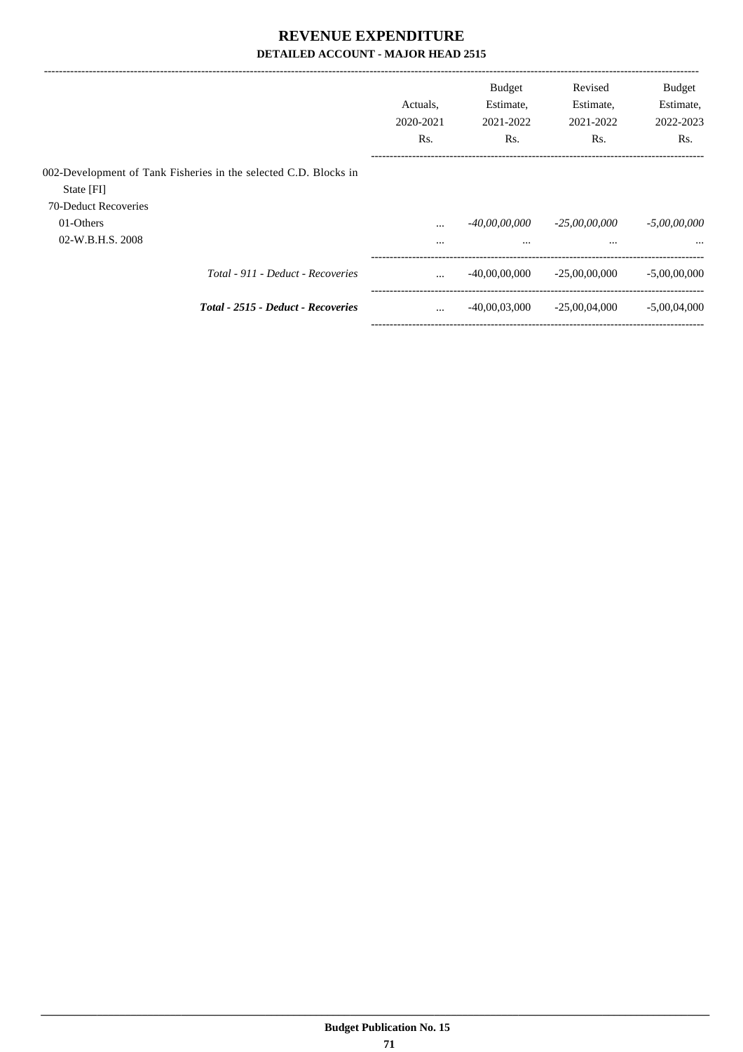# REVENUE EXPENDITURE

## DETAILED ACCOUNT - MAJOR HEAD 2515

| | Actuals, 2020-2021 Rs. | Budget Estimate, 2021-2022 Rs. | Revised Estimate, 2021-2022 Rs. | Budget Estimate, 2022-2023 Rs. |
|---|---|---|---|---|
| 002-Development of Tank Fisheries in the selected C.D. Blocks in State [FI] | | | | |
| 70-Deduct Recoveries | | | | |
| 01-Others | ... | *-40,00,00,000* | *-25,00,00,000* | *-5,00,00,000* |
| 02-W.B.H.S. 2008 | ... | ... | ... | ... |
| *Total - 911 - Deduct - Recoveries* | ... | -40,00,00,000 | -25,00,00,000 | -5,00,00,000 |
| ***Total - 2515 - Deduct - Recoveries*** | ... | -40,00,03,000 | -25,00,04,000 | -5,00,04,000 |

Budget Publication No. 15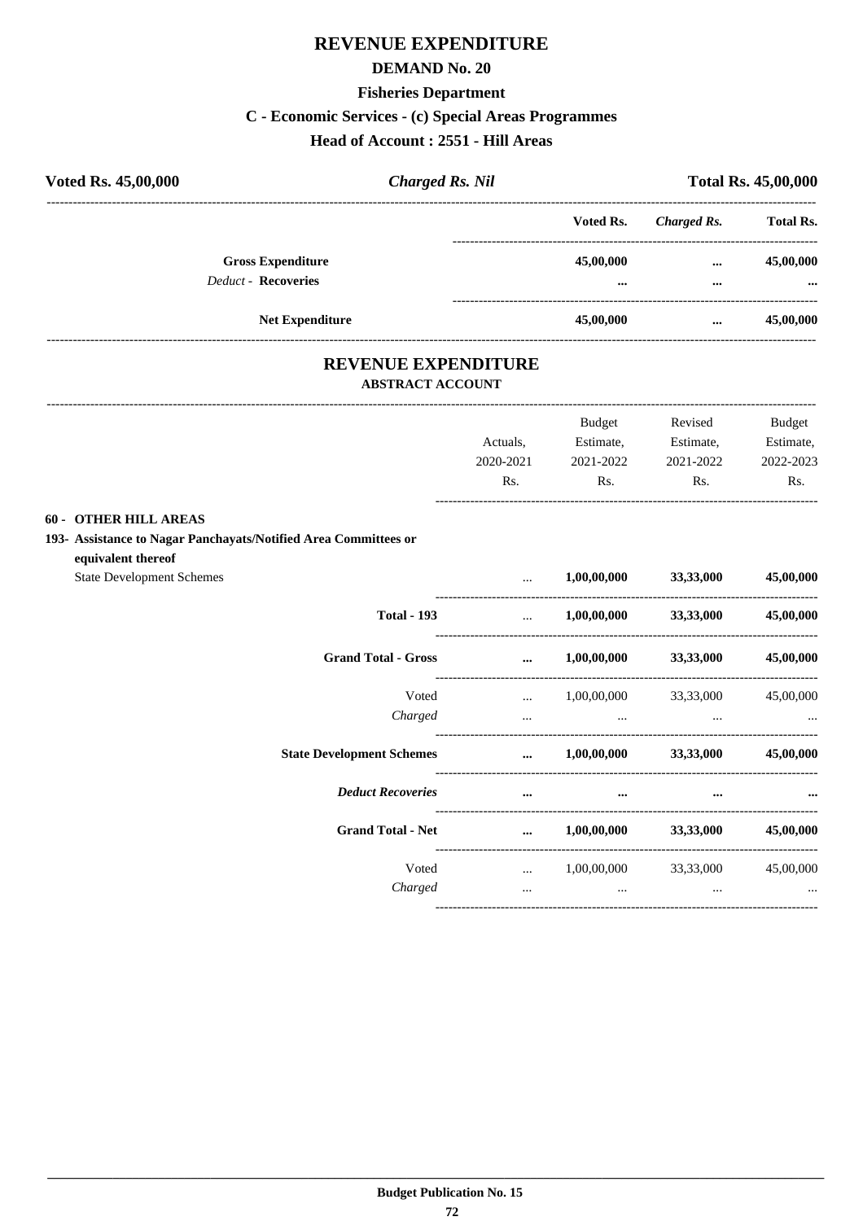# REVENUE EXPENDITURE

## DEMAND No. 20

### Fisheries Department

### C - Economic Services - (c) Special Areas Programmes

### Head of Account : 2551 - Hill Areas

| **Voted Rs. 45,00,000** | ***Charged Rs. Nil*** | **Total Rs. 45,00,000** |
|---|---|---|

| | Voted Rs. | *Charged Rs.* | Total Rs. |
|---|---|---|---|
| **Gross Expenditure** | **45,00,000** | **...** | **45,00,000** |
| *Deduct* - **Recoveries** | **...** | **...** | **...** |
| **Net Expenditure** | **45,00,000** | **...** | **45,00,000** |

## REVENUE EXPENDITURE

### ABSTRACT ACCOUNT

| | Actuals, 2020-2021 Rs. | Budget Estimate, 2021-2022 Rs. | Revised Estimate, 2021-2022 Rs. | Budget Estimate, 2022-2023 Rs. |
|---|---|---|---|---|
| **60 - OTHER HILL AREAS** | | | | |
| **193- Assistance to Nagar Panchayats/Notified Area Committees or equivalent thereof** | | | | |
| State Development Schemes | ... | **1,00,00,000** | **33,33,000** | **45,00,000** |
| **Total - 193** | ... | **1,00,00,000** | **33,33,000** | **45,00,000** |
| **Grand Total - Gross** | **...** | **1,00,00,000** | **33,33,000** | **45,00,000** |
| Voted | ... | 1,00,00,000 | 33,33,000 | 45,00,000 |
| *Charged* | ... | ... | ... | ... |
| **State Development Schemes** | **...** | **1,00,00,000** | **33,33,000** | **45,00,000** |
| ***Deduct Recoveries*** | **...** | **...** | **...** | **...** |
| **Grand Total - Net** | **...** | **1,00,00,000** | **33,33,000** | **45,00,000** |
| Voted | ... | 1,00,00,000 | 33,33,000 | 45,00,000 |
| *Charged* | ... | ... | ... | ... |

**Budget Publication No. 15**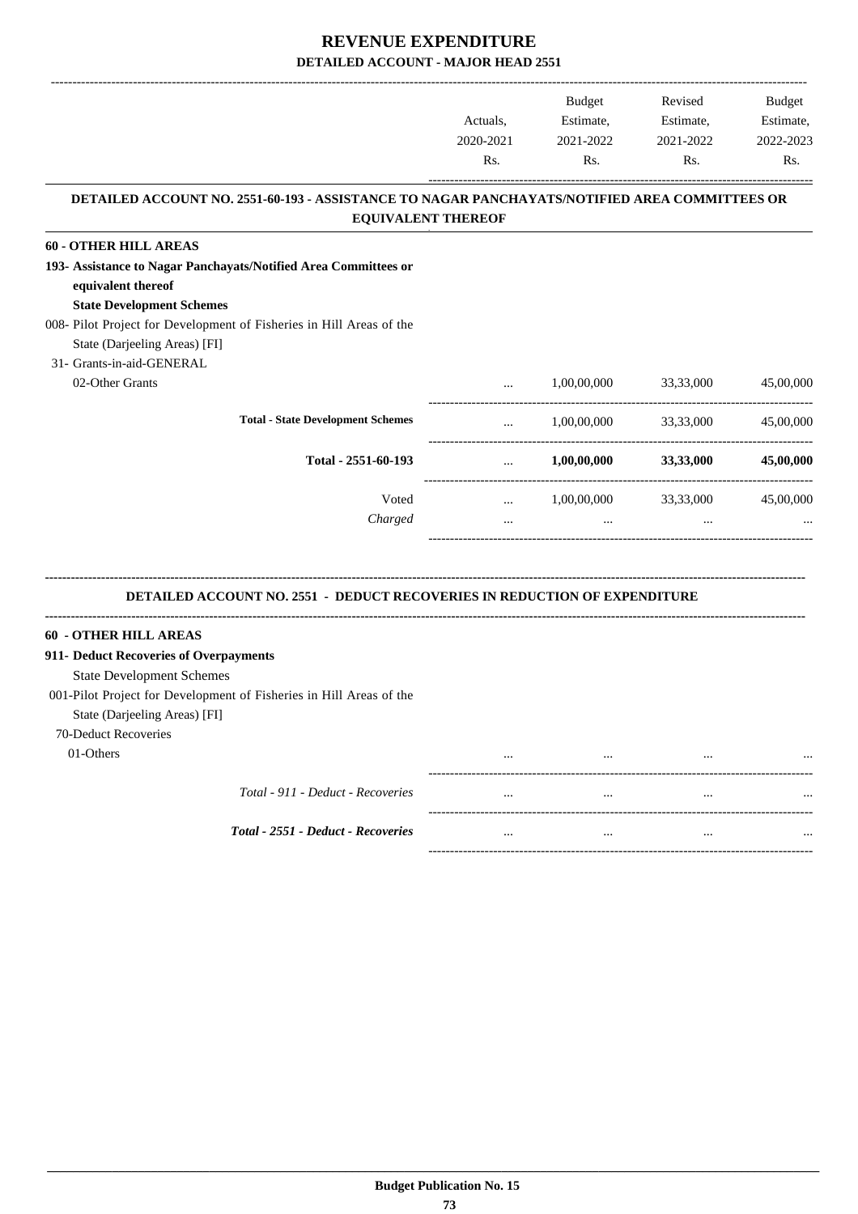# REVENUE EXPENDITURE

## DETAILED ACCOUNT - MAJOR HEAD 2551

| | Actuals, 2020-2021 Rs. | Budget Estimate, 2021-2022 Rs. | Revised Estimate, 2021-2022 Rs. | Budget Estimate, 2022-2023 Rs. |
|---|---|---|---|---|

### DETAILED ACCOUNT NO. 2551-60-193 - ASSISTANCE TO NAGAR PANCHAYATS/NOTIFIED AREA COMMITTEES OR EQUIVALENT THEREOF

| | Actuals, 2020-2021 Rs. | Budget Estimate, 2021-2022 Rs. | Revised Estimate, 2021-2022 Rs. | Budget Estimate, 2022-2023 Rs. |
|---|---|---|---|---|
| **60 - OTHER HILL AREAS** | | | | |
| **193- Assistance to Nagar Panchayats/Notified Area Committees or equivalent thereof** | | | | |
| **State Development Schemes** | | | | |
| 008- Pilot Project for Development of Fisheries in Hill Areas of the State (Darjeeling Areas) [FI] | | | | |
| 31- Grants-in-aid-GENERAL | | | | |
| 02-Other Grants | ... | 1,00,00,000 | 33,33,000 | 45,00,000 |
| **Total - State Development Schemes** | ... | 1,00,00,000 | 33,33,000 | 45,00,000 |
| **Total - 2551-60-193** | ... | **1,00,00,000** | **33,33,000** | **45,00,000** |
| Voted | ... | 1,00,00,000 | 33,33,000 | 45,00,000 |
| *Charged* | ... | ... | ... | ... |

### DETAILED ACCOUNT NO. 2551 - DEDUCT RECOVERIES IN REDUCTION OF EXPENDITURE

| | Actuals, 2020-2021 Rs. | Budget Estimate, 2021-2022 Rs. | Revised Estimate, 2021-2022 Rs. | Budget Estimate, 2022-2023 Rs. |
|---|---|---|---|---|
| **60 - OTHER HILL AREAS** | | | | |
| **911- Deduct Recoveries of Overpayments** | | | | |
| State Development Schemes | | | | |
| 001-Pilot Project for Development of Fisheries in Hill Areas of the State (Darjeeling Areas) [FI] | | | | |
| 70-Deduct Recoveries | | | | |
| 01-Others | ... | ... | ... | ... |
| *Total - 911 - Deduct - Recoveries* | ... | ... | ... | ... |
| ***Total - 2551 - Deduct - Recoveries*** | ... | ... | ... | ... |

**Budget Publication No. 15**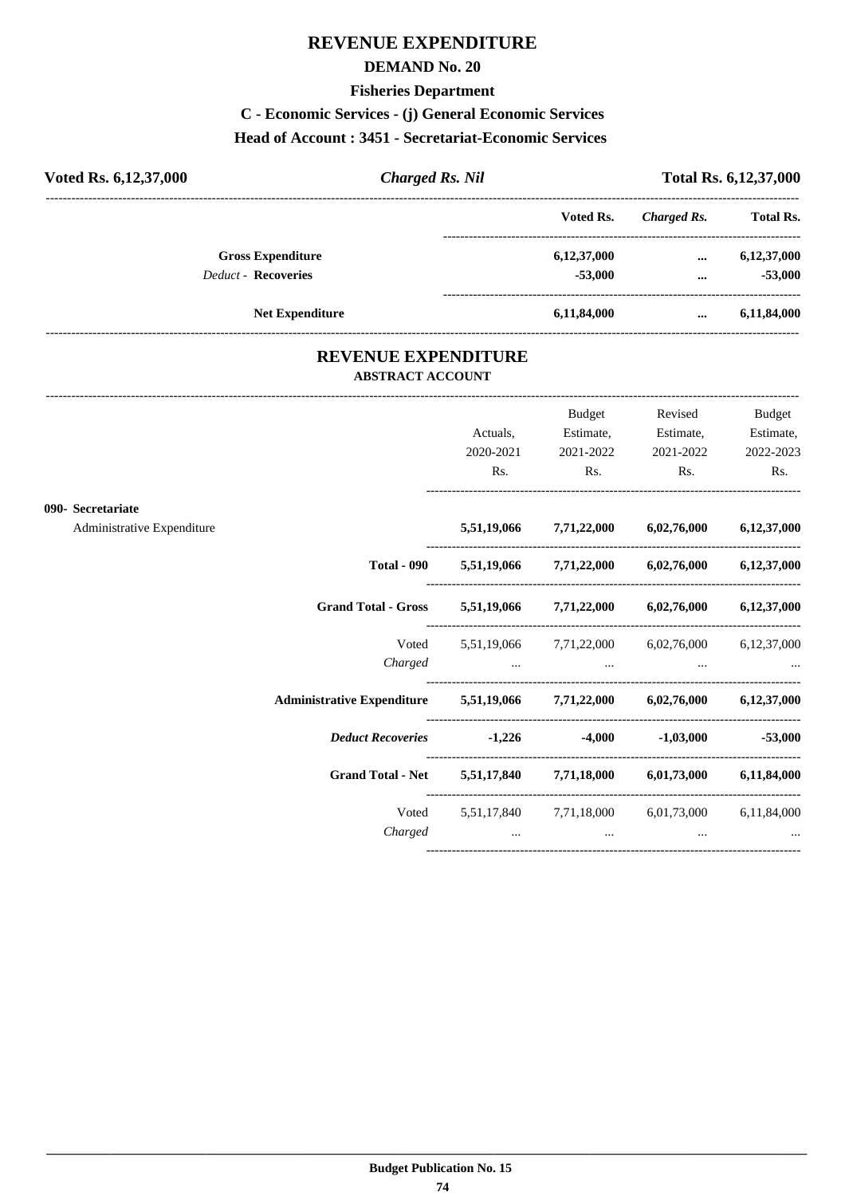# REVENUE EXPENDITURE

## DEMAND No. 20

### Fisheries Department

### C - Economic Services - (j) General Economic Services

### Head of Account : 3451 - Secretariat-Economic Services

| Voted Rs. 6,12,37,000 | *Charged Rs. Nil* | Total Rs. 6,12,37,000 |
|---|---|---|

| | Voted Rs. | *Charged Rs.* | Total Rs. |
|---|---|---|---|
| **Gross Expenditure** | **6,12,37,000** | **...** | **6,12,37,000** |
| *Deduct* - **Recoveries** | **-53,000** | **...** | **-53,000** |
| **Net Expenditure** | **6,11,84,000** | **...** | **6,11,84,000** |

## REVENUE EXPENDITURE

### ABSTRACT ACCOUNT

| | Actuals, 2020-2021 Rs. | Budget Estimate, 2021-2022 Rs. | Revised Estimate, 2021-2022 Rs. | Budget Estimate, 2022-2023 Rs. |
|---|---|---|---|---|
| **090- Secretariat** | | | | |
| Administrative Expenditure | **5,51,19,066** | **7,71,22,000** | **6,02,76,000** | **6,12,37,000** |
| **Total - 090** | **5,51,19,066** | **7,71,22,000** | **6,02,76,000** | **6,12,37,000** |
| **Grand Total - Gross** | **5,51,19,066** | **7,71,22,000** | **6,02,76,000** | **6,12,37,000** |
| Voted | 5,51,19,066 | 7,71,22,000 | 6,02,76,000 | 6,12,37,000 |
| *Charged* | ... | ... | ... | ... |
| **Administrative Expenditure** | **5,51,19,066** | **7,71,22,000** | **6,02,76,000** | **6,12,37,000** |
| ***Deduct Recoveries*** | **-1,226** | **-4,000** | **-1,03,000** | **-53,000** |
| **Grand Total - Net** | **5,51,17,840** | **7,71,18,000** | **6,01,73,000** | **6,11,84,000** |
| Voted | 5,51,17,840 | 7,71,18,000 | 6,01,73,000 | 6,11,84,000 |
| *Charged* | ... | ... | ... | ... |

**Budget Publication No. 15**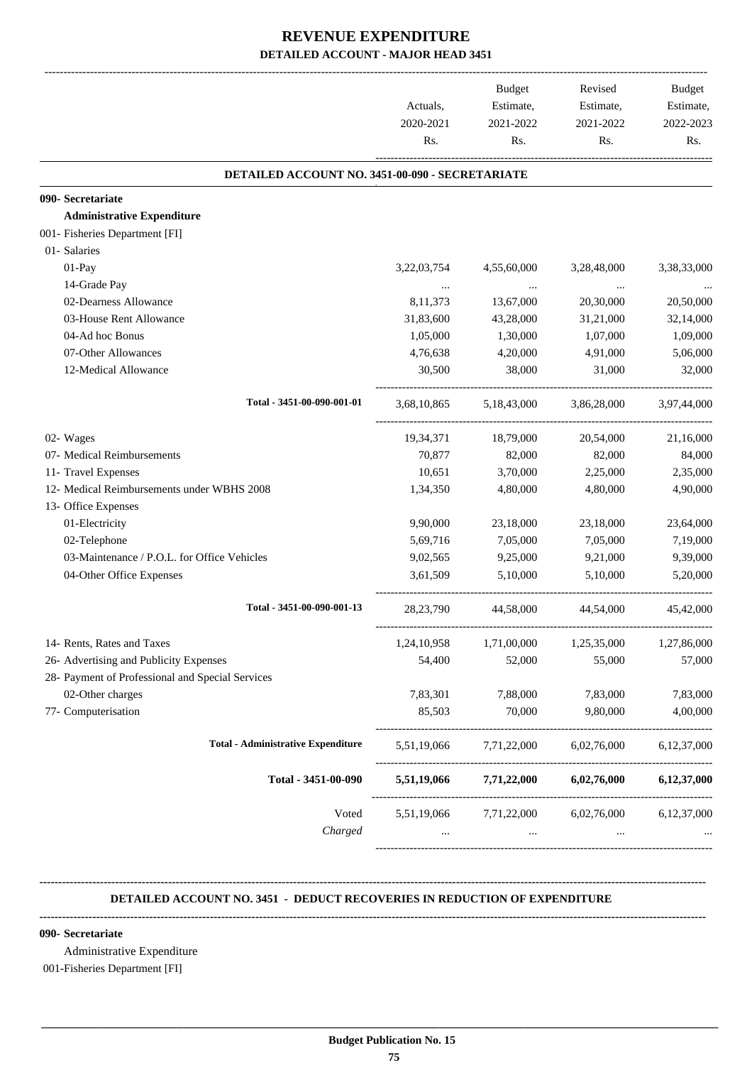# REVENUE EXPENDITURE

## DETAILED ACCOUNT - MAJOR HEAD 3451

| | Actuals, 2020-2021 Rs. | Budget Estimate, 2021-2022 Rs. | Revised Estimate, 2021-2022 Rs. | Budget Estimate, 2022-2023 Rs. |
|---|---|---|---|---|
| **DETAILED ACCOUNT NO. 3451-00-090 - SECRETARIATE** | | | | |
| **090- Secretariate** | | | | |
| **Administrative Expenditure** | | | | |
| 001- Fisheries Department [FI] | | | | |
| 01- Salaries | | | | |
| 01-Pay | 3,22,03,754 | 4,55,60,000 | 3,28,48,000 | 3,38,33,000 |
| 14-Grade Pay | ... | ... | ... | ... |
| 02-Dearness Allowance | 8,11,373 | 13,67,000 | 20,30,000 | 20,50,000 |
| 03-House Rent Allowance | 31,83,600 | 43,28,000 | 31,21,000 | 32,14,000 |
| 04-Ad hoc Bonus | 1,05,000 | 1,30,000 | 1,07,000 | 1,09,000 |
| 07-Other Allowances | 4,76,638 | 4,20,000 | 4,91,000 | 5,06,000 |
| 12-Medical Allowance | 30,500 | 38,000 | 31,000 | 32,000 |
| Total - 3451-00-090-001-01 | 3,68,10,865 | 5,18,43,000 | 3,86,28,000 | 3,97,44,000 |
| 02- Wages | 19,34,371 | 18,79,000 | 20,54,000 | 21,16,000 |
| 07- Medical Reimbursements | 70,877 | 82,000 | 82,000 | 84,000 |
| 11- Travel Expenses | 10,651 | 3,70,000 | 2,25,000 | 2,35,000 |
| 12- Medical Reimbursements under WBHS 2008 | 1,34,350 | 4,80,000 | 4,80,000 | 4,90,000 |
| 13- Office Expenses | | | | |
| 01-Electricity | 9,90,000 | 23,18,000 | 23,18,000 | 23,64,000 |
| 02-Telephone | 5,69,716 | 7,05,000 | 7,05,000 | 7,19,000 |
| 03-Maintenance / P.O.L. for Office Vehicles | 9,02,565 | 9,25,000 | 9,21,000 | 9,39,000 |
| 04-Other Office Expenses | 3,61,509 | 5,10,000 | 5,10,000 | 5,20,000 |
| Total - 3451-00-090-001-13 | 28,23,790 | 44,58,000 | 44,54,000 | 45,42,000 |
| 14- Rents, Rates and Taxes | 1,24,10,958 | 1,71,00,000 | 1,25,35,000 | 1,27,86,000 |
| 26- Advertising and Publicity Expenses | 54,400 | 52,000 | 55,000 | 57,000 |
| 28- Payment of Professional and Special Services | | | | |
| 02-Other charges | 7,83,301 | 7,88,000 | 7,83,000 | 7,83,000 |
| 77- Computerisation | 85,503 | 70,000 | 9,80,000 | 4,00,000 |
| **Total - Administrative Expenditure** | 5,51,19,066 | 7,71,22,000 | 6,02,76,000 | 6,12,37,000 |
| **Total - 3451-00-090** | **5,51,19,066** | **7,71,22,000** | **6,02,76,000** | **6,12,37,000** |
| Voted | 5,51,19,066 | 7,71,22,000 | 6,02,76,000 | 6,12,37,000 |
| *Charged* | ... | ... | ... | ... |

### DETAILED ACCOUNT NO. 3451 - DEDUCT RECOVERIES IN REDUCTION OF EXPENDITURE

**090- Secretariate**

Administrative Expenditure

001-Fisheries Department [FI]

**Budget Publication No. 15**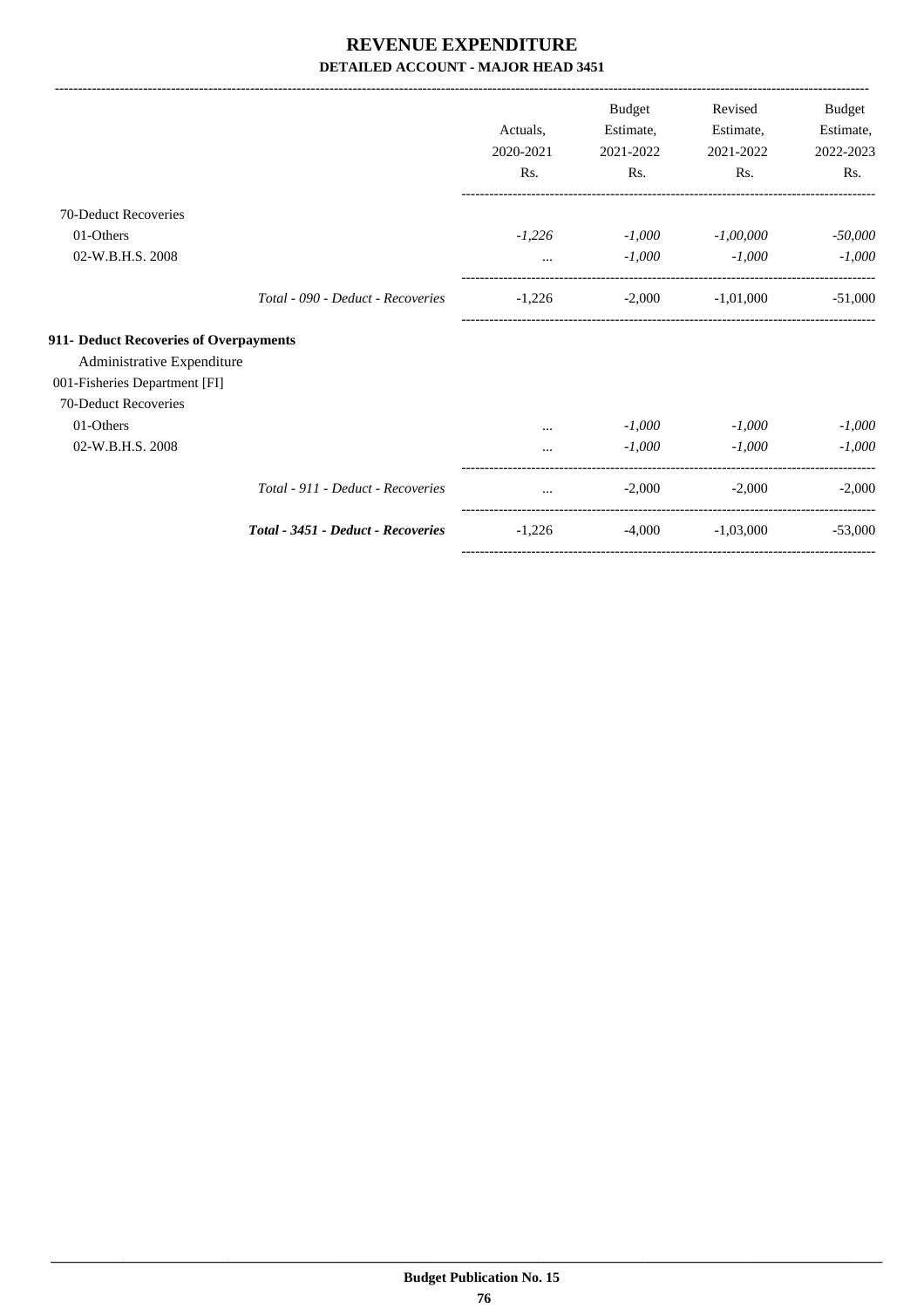# REVENUE EXPENDITURE

### DETAILED ACCOUNT - MAJOR HEAD 3451

| | Actuals, 2020-2021 Rs. | Budget Estimate, 2021-2022 Rs. | Revised Estimate, 2021-2022 Rs. | Budget Estimate, 2022-2023 Rs. |
|---|---|---|---|---|
| 70-Deduct Recoveries | | | | |
| 01-Others | *-1,226* | *-1,000* | *-1,00,000* | *-50,000* |
| 02-W.B.H.S. 2008 | ... | *-1,000* | *-1,000* | *-1,000* |
| *Total - 090 - Deduct - Recoveries* | -1,226 | -2,000 | -1,01,000 | -51,000 |
| **911- Deduct Recoveries of Overpayments** | | | | |
| Administrative Expenditure | | | | |
| 001-Fisheries Department [FI] | | | | |
| 70-Deduct Recoveries | | | | |
| 01-Others | ... | *-1,000* | *-1,000* | *-1,000* |
| 02-W.B.H.S. 2008 | ... | *-1,000* | *-1,000* | *-1,000* |
| *Total - 911 - Deduct - Recoveries* | ... | -2,000 | -2,000 | -2,000 |
| ***Total - 3451 - Deduct - Recoveries*** | -1,226 | -4,000 | -1,03,000 | -53,000 |

**Budget Publication No. 15**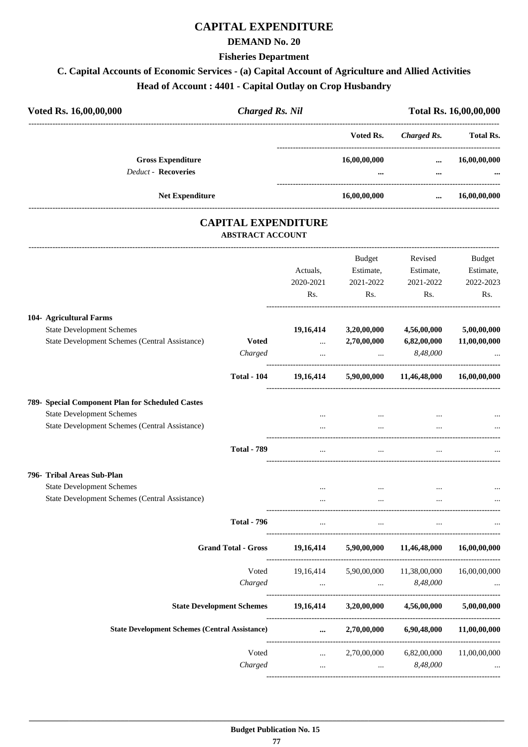# CAPITAL EXPENDITURE

## DEMAND No. 20

### Fisheries Department

### C. Capital Accounts of Economic Services - (a) Capital Account of Agriculture and Allied Activities

### Head of Account : 4401 - Capital Outlay on Crop Husbandry

**Voted Rs. 16,00,00,000** | ***Charged Rs. Nil*** | **Total Rs. 16,00,00,000**

| | Voted Rs. | *Charged Rs.* | Total Rs. |
|---|---|---|---|
| **Gross Expenditure** | **16,00,00,000** | **...** | **16,00,00,000** |
| *Deduct* - **Recoveries** | **...** | **...** | **...** |
| **Net Expenditure** | **16,00,00,000** | **...** | **16,00,00,000** |

## CAPITAL EXPENDITURE

### ABSTRACT ACCOUNT

| | | Actuals, 2020-2021 Rs. | Budget Estimate, 2021-2022 Rs. | Revised Estimate, 2021-2022 Rs. | Budget Estimate, 2022-2023 Rs. |
|---|---|---|---|---|---|
| **104- Agricultural Farms** | | | | | |
| State Development Schemes | | **19,16,414** | **3,20,00,000** | **4,56,00,000** | **5,00,00,000** |
| State Development Schemes (Central Assistance) | **Voted** | ... | **2,70,00,000** | **6,82,00,000** | **11,00,00,000** |
| | *Charged* | ... | ... | *8,48,000* | ... |
| | **Total - 104** | **19,16,414** | **5,90,00,000** | **11,46,48,000** | **16,00,00,000** |
| **789- Special Component Plan for Scheduled Castes** | | | | | |
| State Development Schemes | | ... | ... | ... | ... |
| State Development Schemes (Central Assistance) | | ... | ... | ... | ... |
| | **Total - 789** | ... | ... | ... | ... |
| **796- Tribal Areas Sub-Plan** | | | | | |
| State Development Schemes | | ... | ... | ... | ... |
| State Development Schemes (Central Assistance) | | ... | ... | ... | ... |
| | **Total - 796** | ... | ... | ... | ... |
| | **Grand Total - Gross** | **19,16,414** | **5,90,00,000** | **11,46,48,000** | **16,00,00,000** |
| | Voted | 19,16,414 | 5,90,00,000 | 11,38,00,000 | 16,00,00,000 |
| | *Charged* | ... | ... | *8,48,000* | ... |
| | **State Development Schemes** | **19,16,414** | **3,20,00,000** | **4,56,00,000** | **5,00,00,000** |
| | **State Development Schemes (Central Assistance)** | **...** | **2,70,00,000** | **6,90,48,000** | **11,00,00,000** |
| | Voted | ... | 2,70,00,000 | 6,82,00,000 | 11,00,00,000 |
| | *Charged* | ... | ... | *8,48,000* | ... |

**Budget Publication No. 15**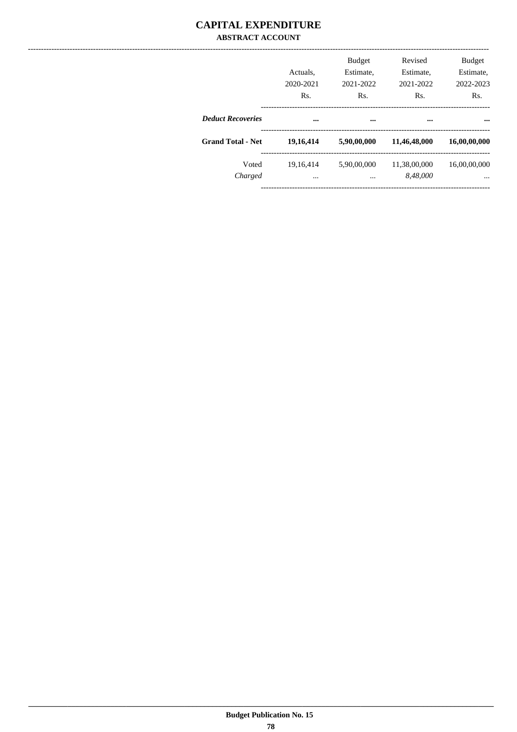# CAPITAL EXPENDITURE

## ABSTRACT ACCOUNT

| | Actuals, 2020-2021 Rs. | Budget Estimate, 2021-2022 Rs. | Revised Estimate, 2021-2022 Rs. | Budget Estimate, 2022-2023 Rs. |
|---|---|---|---|---|
| ***Deduct Recoveries*** | **...** | **...** | **...** | **...** |
| **Grand Total - Net** | **19,16,414** | **5,90,00,000** | **11,46,48,000** | **16,00,00,000** |
| Voted | 19,16,414 | 5,90,00,000 | 11,38,00,000 | 16,00,00,000 |
| *Charged* | ... | ... | *8,48,000* | ... |

**Budget Publication No. 15**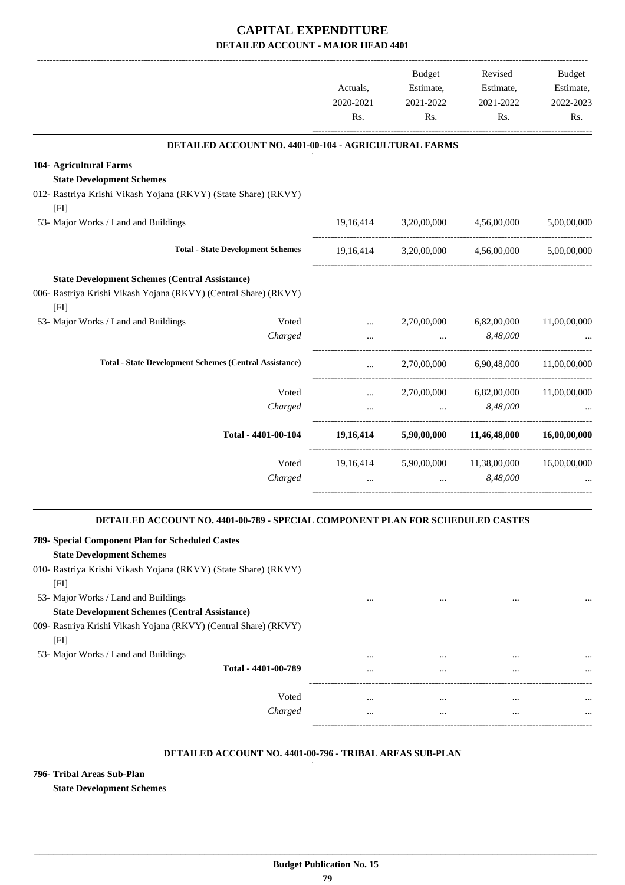# CAPITAL EXPENDITURE

## DETAILED ACCOUNT - MAJOR HEAD 4401

| | | Actuals, 2020-2021 Rs. | Budget Estimate, 2021-2022 Rs. | Revised Estimate, 2021-2022 Rs. | Budget Estimate, 2022-2023 Rs. |
|---|---|---|---|---|---|
| **DETAILED ACCOUNT NO. 4401-00-104 - AGRICULTURAL FARMS** | | | | | |
| **104- Agricultural Farms** | | | | | |
| **State Development Schemes** | | | | | |
| 012- Rastriya Krishi Vikash Yojana (RKVY) (State Share) (RKVY) [FI] | | | | | |
| 53- Major Works / Land and Buildings | | 19,16,414 | 3,20,00,000 | 4,56,00,000 | 5,00,00,000 |
| **Total - State Development Schemes** | | 19,16,414 | 3,20,00,000 | 4,56,00,000 | 5,00,00,000 |
| **State Development Schemes (Central Assistance)** | | | | | |
| 006- Rastriya Krishi Vikash Yojana (RKVY) (Central Share) (RKVY) [FI] | | | | | |
| 53- Major Works / Land and Buildings | Voted | ... | 2,70,00,000 | 6,82,00,000 | 11,00,00,000 |
| | *Charged* | ... | ... | *8,48,000* | ... |
| **Total - State Development Schemes (Central Assistance)** | | ... | 2,70,00,000 | 6,90,48,000 | 11,00,00,000 |
| | Voted | ... | 2,70,00,000 | 6,82,00,000 | 11,00,00,000 |
| | *Charged* | ... | ... | *8,48,000* | ... |
| **Total - 4401-00-104** | | **19,16,414** | **5,90,00,000** | **11,46,48,000** | **16,00,00,000** |
| | Voted | 19,16,414 | 5,90,00,000 | 11,38,00,000 | 16,00,00,000 |
| | *Charged* | ... | ... | *8,48,000* | ... |
| **DETAILED ACCOUNT NO. 4401-00-789 - SPECIAL COMPONENT PLAN FOR SCHEDULED CASTES** | | | | | |
| **789- Special Component Plan for Scheduled Castes** | | | | | |
| **State Development Schemes** | | | | | |
| 010- Rastriya Krishi Vikash Yojana (RKVY) (State Share) (RKVY) [FI] | | | | | |
| 53- Major Works / Land and Buildings | | ... | ... | ... | ... |
| **State Development Schemes (Central Assistance)** | | | | | |
| 009- Rastriya Krishi Vikash Yojana (RKVY) (Central Share) (RKVY) [FI] | | | | | |
| 53- Major Works / Land and Buildings | | ... | ... | ... | ... |
| **Total - 4401-00-789** | | ... | ... | ... | ... |
| | Voted | ... | ... | ... | ... |
| | *Charged* | ... | ... | ... | ... |

**DETAILED ACCOUNT NO. 4401-00-796 - TRIBAL AREAS SUB-PLAN**

**796- Tribal Areas Sub-Plan**

**State Development Schemes**

**Budget Publication No. 15**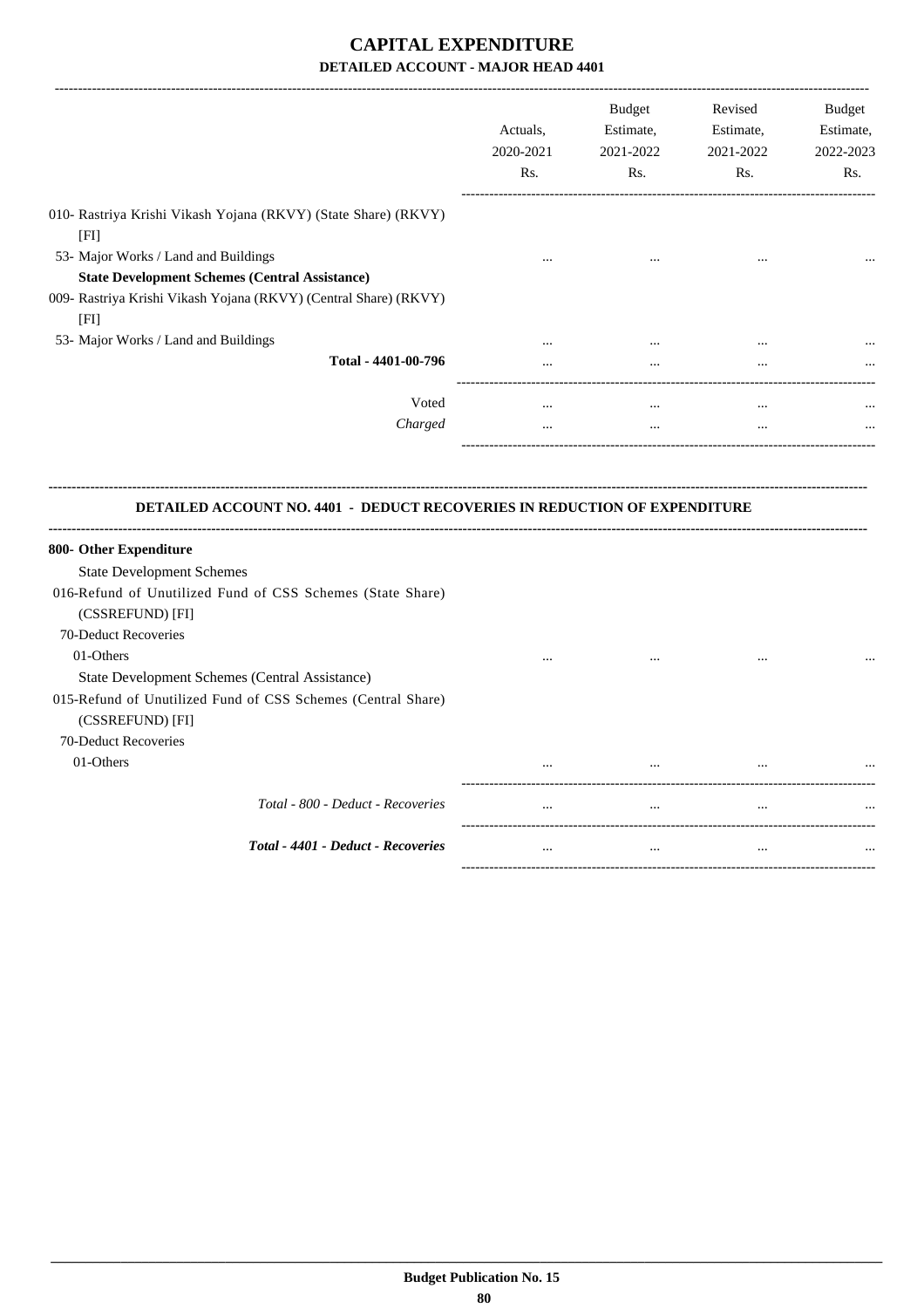# CAPITAL EXPENDITURE

## DETAILED ACCOUNT - MAJOR HEAD 4401

| | Actuals, 2020-2021 Rs. | Budget Estimate, 2021-2022 Rs. | Revised Estimate, 2021-2022 Rs. | Budget Estimate, 2022-2023 Rs. |
|---|---|---|---|---|
| 010- Rastriya Krishi Vikash Yojana (RKVY) (State Share) (RKVY) [FI] | | | | |
| 53- Major Works / Land and Buildings | ... | ... | ... | ... |
| **State Development Schemes (Central Assistance)** | | | | |
| 009- Rastriya Krishi Vikash Yojana (RKVY) (Central Share) (RKVY) [FI] | | | | |
| 53- Major Works / Land and Buildings | ... | ... | ... | ... |
| **Total - 4401-00-796** | ... | ... | ... | ... |
| Voted | ... | ... | ... | ... |
| *Charged* | ... | ... | ... | ... |

### DETAILED ACCOUNT NO. 4401 - DEDUCT RECOVERIES IN REDUCTION OF EXPENDITURE

| | Actuals, 2020-2021 Rs. | Budget Estimate, 2021-2022 Rs. | Revised Estimate, 2021-2022 Rs. | Budget Estimate, 2022-2023 Rs. |
|---|---|---|---|---|
| **800- Other Expenditure** | | | | |
| State Development Schemes | | | | |
| 016-Refund of Unutilized Fund of CSS Schemes (State Share) (CSSREFUND) [FI] | | | | |
| 70-Deduct Recoveries | | | | |
| 01-Others | ... | ... | ... | ... |
| State Development Schemes (Central Assistance) | | | | |
| 015-Refund of Unutilized Fund of CSS Schemes (Central Share) (CSSREFUND) [FI] | | | | |
| 70-Deduct Recoveries | | | | |
| 01-Others | ... | ... | ... | ... |
| *Total - 800 - Deduct - Recoveries* | ... | ... | ... | ... |
| ***Total - 4401 - Deduct - Recoveries*** | ... | ... | ... | ... |

**Budget Publication No. 15**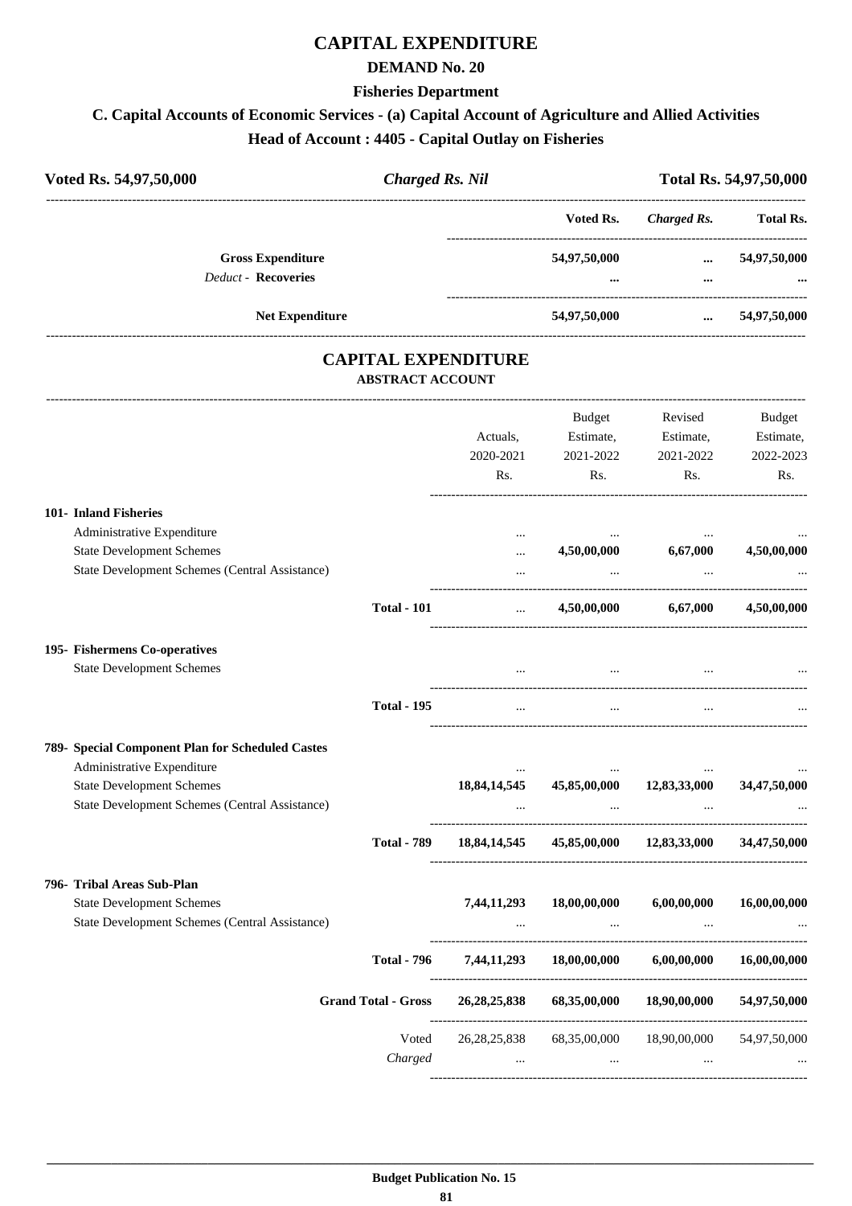# CAPITAL EXPENDITURE

## DEMAND No. 20

### Fisheries Department

### C. Capital Accounts of Economic Services - (a) Capital Account of Agriculture and Allied Activities

### Head of Account : 4405 - Capital Outlay on Fisheries

| **Voted Rs. 54,97,50,000** | ***Charged Rs. Nil*** | **Total Rs. 54,97,50,000** |
|---|---|---|

| | Voted Rs. | *Charged Rs.* | Total Rs. |
|---|---|---|---|
| **Gross Expenditure** | **54,97,50,000** | **...** | **54,97,50,000** |
| *Deduct* - **Recoveries** | **...** | **...** | **...** |
| **Net Expenditure** | **54,97,50,000** | **...** | **54,97,50,000** |

## CAPITAL EXPENDITURE

### ABSTRACT ACCOUNT

| | Actuals, 2020-2021 Rs. | Budget Estimate, 2021-2022 Rs. | Revised Estimate, 2021-2022 Rs. | Budget Estimate, 2022-2023 Rs. |
|---|---|---|---|---|
| **101- Inland Fisheries** | | | | |
| Administrative Expenditure | ... | ... | ... | ... |
| State Development Schemes | ... | **4,50,00,000** | **6,67,000** | **4,50,00,000** |
| State Development Schemes (Central Assistance) | ... | ... | ... | ... |
| **Total - 101** | ... | **4,50,00,000** | **6,67,000** | **4,50,00,000** |
| **195- Fishermens Co-operatives** | | | | |
| State Development Schemes | ... | ... | ... | ... |
| **Total - 195** | ... | ... | ... | ... |
| **789- Special Component Plan for Scheduled Castes** | | | | |
| Administrative Expenditure | ... | ... | ... | ... |
| State Development Schemes | **18,84,14,545** | **45,85,00,000** | **12,83,33,000** | **34,47,50,000** |
| State Development Schemes (Central Assistance) | ... | ... | ... | ... |
| **Total - 789** | **18,84,14,545** | **45,85,00,000** | **12,83,33,000** | **34,47,50,000** |
| **796- Tribal Areas Sub-Plan** | | | | |
| State Development Schemes | **7,44,11,293** | **18,00,00,000** | **6,00,00,000** | **16,00,00,000** |
| State Development Schemes (Central Assistance) | ... | ... | ... | ... |
| **Total - 796** | **7,44,11,293** | **18,00,00,000** | **6,00,00,000** | **16,00,00,000** |
| **Grand Total - Gross** | **26,28,25,838** | **68,35,00,000** | **18,90,00,000** | **54,97,50,000** |
| Voted | 26,28,25,838 | 68,35,00,000 | 18,90,00,000 | 54,97,50,000 |
| *Charged* | ... | ... | ... | ... |

**Budget Publication No. 15**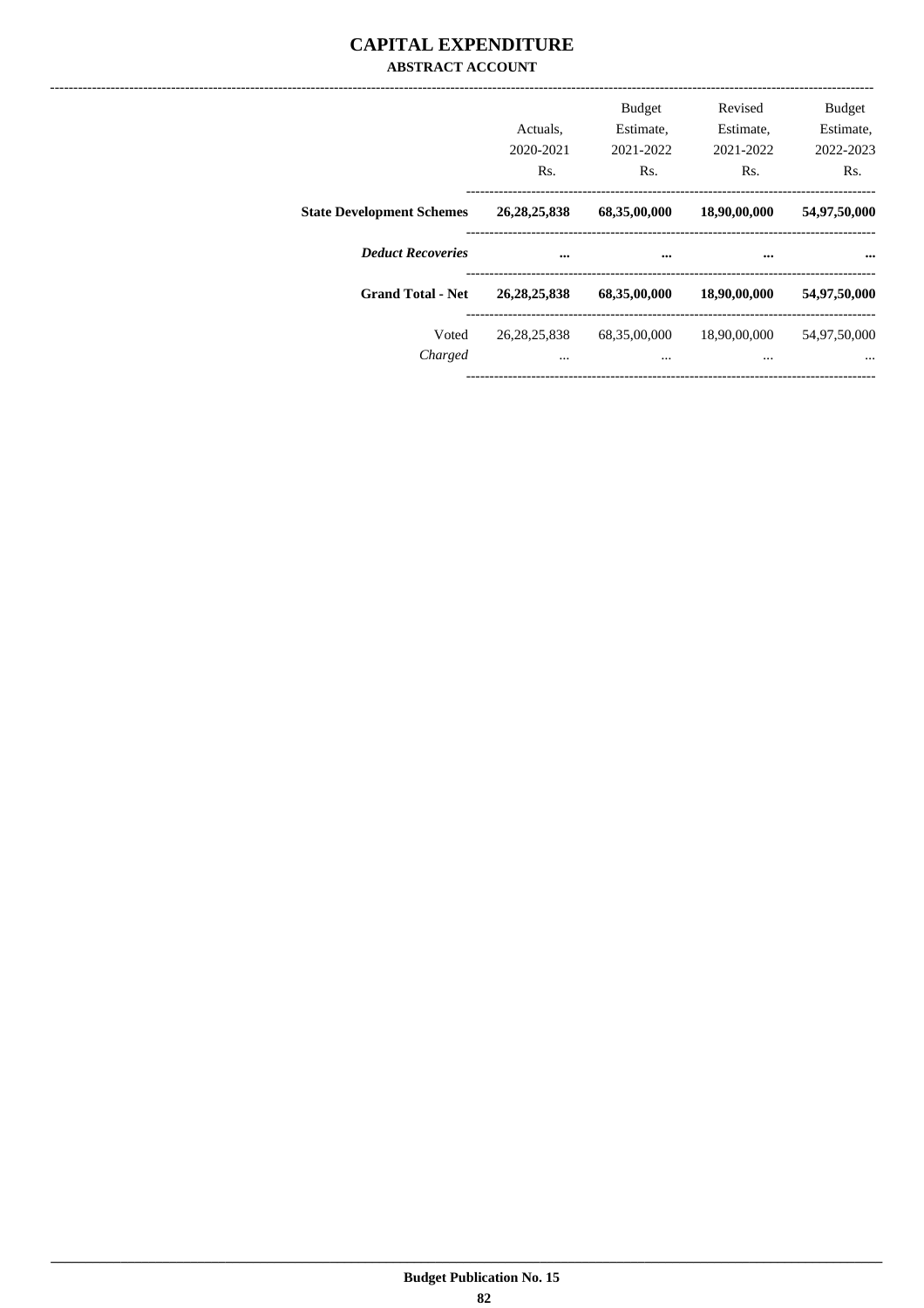# CAPITAL EXPENDITURE

## ABSTRACT ACCOUNT

| | Actuals, 2020-2021 Rs. | Budget Estimate, 2021-2022 Rs. | Revised Estimate, 2021-2022 Rs. | Budget Estimate, 2022-2023 Rs. |
|---|---|---|---|---|
| **State Development Schemes** | **26,28,25,838** | **68,35,00,000** | **18,90,00,000** | **54,97,50,000** |
| ***Deduct Recoveries*** | **...** | **...** | **...** | **...** |
| **Grand Total - Net** | **26,28,25,838** | **68,35,00,000** | **18,90,00,000** | **54,97,50,000** |
| Voted | 26,28,25,838 | 68,35,00,000 | 18,90,00,000 | 54,97,50,000 |
| *Charged* | ... | ... | ... | ... |

Budget Publication No. 15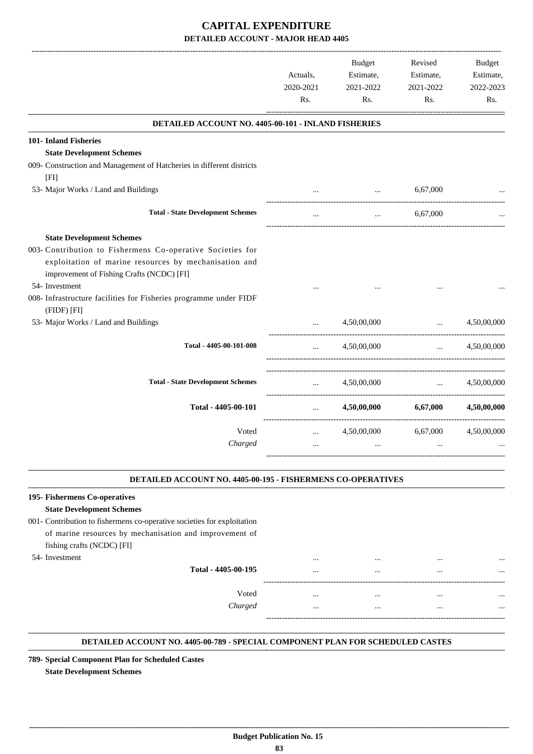# CAPITAL EXPENDITURE

## DETAILED ACCOUNT - MAJOR HEAD 4405

| | Actuals, 2020-2021 Rs. | Budget Estimate, 2021-2022 Rs. | Revised Estimate, 2021-2022 Rs. | Budget Estimate, 2022-2023 Rs. |
|---|---|---|---|---|
| **DETAILED ACCOUNT NO. 4405-00-101 - INLAND FISHERIES** | | | | |
| **101- Inland Fisheries** | | | | |
| **State Development Schemes** | | | | |
| 009- Construction and Management of Hatcheries in different districts [FI] | | | | |
| 53- Major Works / Land and Buildings | ... | ... | 6,67,000 | ... |
| **Total - State Development Schemes** | ... | ... | 6,67,000 | ... |
| **State Development Schemes** | | | | |
| 003- Contribution to Fishermens Co-operative Societies for exploitation of marine resources by mechanisation and improvement of Fishing Crafts (NCDC) [FI] | | | | |
| 54- Investment | ... | ... | ... | ... |
| 008- Infrastructure facilities for Fisheries programme under FIDF (FIDF) [FI] | | | | |
| 53- Major Works / Land and Buildings | ... | 4,50,00,000 | ... | 4,50,00,000 |
| Total - 4405-00-101-008 | ... | 4,50,00,000 | ... | 4,50,00,000 |
| **Total - State Development Schemes** | ... | 4,50,00,000 | ... | 4,50,00,000 |
| **Total - 4405-00-101** | ... | **4,50,00,000** | **6,67,000** | **4,50,00,000** |
| Voted | ... | 4,50,00,000 | 6,67,000 | 4,50,00,000 |
| *Charged* | ... | ... | ... | ... |
| **DETAILED ACCOUNT NO. 4405-00-195 - FISHERMENS CO-OPERATIVES** | | | | |
| **195- Fishermens Co-operatives** | | | | |
| **State Development Schemes** | | | | |
| 001- Contribution to fishermens co-operative societies for exploitation of marine resources by mechanisation and improvement of fishing crafts (NCDC) [FI] | | | | |
| 54- Investment | ... | ... | ... | ... |
| **Total - 4405-00-195** | ... | ... | ... | ... |
| Voted | ... | ... | ... | ... |
| *Charged* | ... | ... | ... | ... |
| **DETAILED ACCOUNT NO. 4405-00-789 - SPECIAL COMPONENT PLAN FOR SCHEDULED CASTES** | | | | |
| **789- Special Component Plan for Scheduled Castes** | | | | |
| **State Development Schemes** | | | | |

Budget Publication No. 15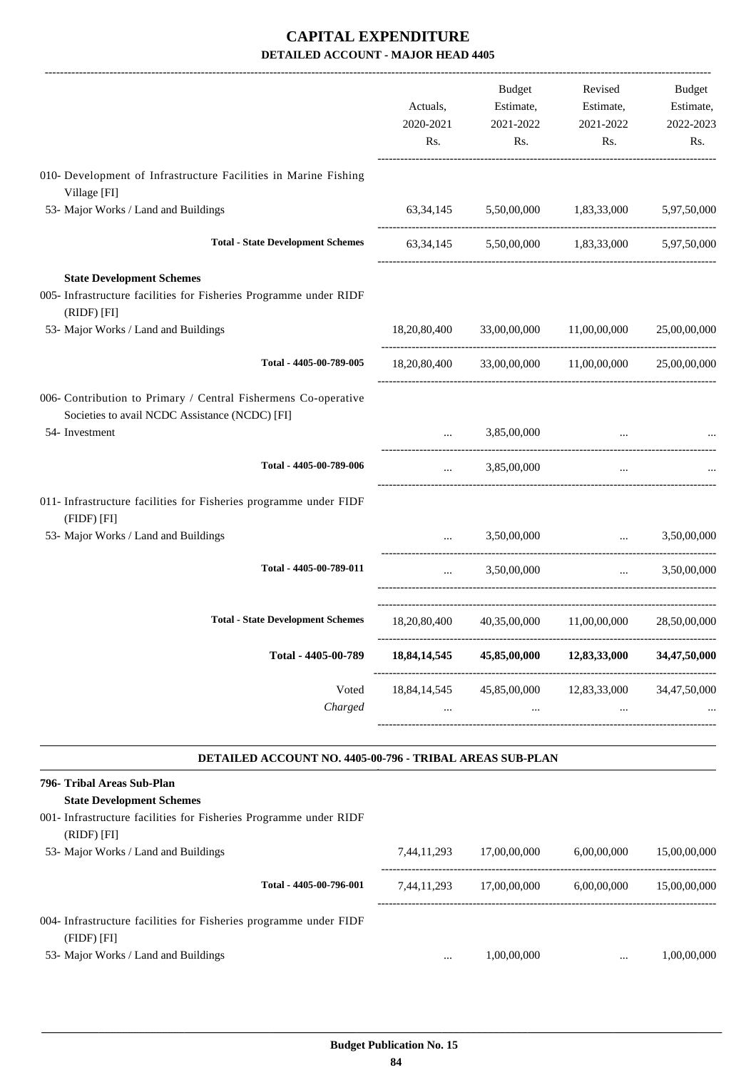# CAPITAL EXPENDITURE

## DETAILED ACCOUNT - MAJOR HEAD 4405

| | Actuals, 2020-2021 Rs. | Budget Estimate, 2021-2022 Rs. | Revised Estimate, 2021-2022 Rs. | Budget Estimate, 2022-2023 Rs. |
|---|---|---|---|---|
| 010- Development of Infrastructure Facilities in Marine Fishing Village [FI] | | | | |
| 53- Major Works / Land and Buildings | 63,34,145 | 5,50,00,000 | 1,83,33,000 | 5,97,50,000 |
| **Total - State Development Schemes** | 63,34,145 | 5,50,00,000 | 1,83,33,000 | 5,97,50,000 |
| **State Development Schemes** | | | | |
| 005- Infrastructure facilities for Fisheries Programme under RIDF (RIDF) [FI] | | | | |
| 53- Major Works / Land and Buildings | 18,20,80,400 | 33,00,00,000 | 11,00,00,000 | 25,00,00,000 |
| **Total - 4405-00-789-005** | 18,20,80,400 | 33,00,00,000 | 11,00,00,000 | 25,00,00,000 |
| 006- Contribution to Primary / Central Fishermens Co-operative Societies to avail NCDC Assistance (NCDC) [FI] | | | | |
| 54- Investment | ... | 3,85,00,000 | ... | ... |
| **Total - 4405-00-789-006** | ... | 3,85,00,000 | ... | ... |
| 011- Infrastructure facilities for Fisheries programme under FIDF (FIDF) [FI] | | | | |
| 53- Major Works / Land and Buildings | ... | 3,50,00,000 | ... | 3,50,00,000 |
| **Total - 4405-00-789-011** | ... | 3,50,00,000 | ... | 3,50,00,000 |
| **Total - State Development Schemes** | 18,20,80,400 | 40,35,00,000 | 11,00,00,000 | 28,50,00,000 |
| **Total - 4405-00-789** | **18,84,14,545** | **45,85,00,000** | **12,83,33,000** | **34,47,50,000** |
| Voted | 18,84,14,545 | 45,85,00,000 | 12,83,33,000 | 34,47,50,000 |
| *Charged* | ... | ... | ... | ... |

### DETAILED ACCOUNT NO. 4405-00-796 - TRIBAL AREAS SUB-PLAN

| | Actuals, 2020-2021 Rs. | Budget Estimate, 2021-2022 Rs. | Revised Estimate, 2021-2022 Rs. | Budget Estimate, 2022-2023 Rs. |
|---|---|---|---|---|
| **796- Tribal Areas Sub-Plan** | | | | |
| **State Development Schemes** | | | | |
| 001- Infrastructure facilities for Fisheries Programme under RIDF (RIDF) [FI] | | | | |
| 53- Major Works / Land and Buildings | 7,44,11,293 | 17,00,00,000 | 6,00,00,000 | 15,00,00,000 |
| **Total - 4405-00-796-001** | 7,44,11,293 | 17,00,00,000 | 6,00,00,000 | 15,00,00,000 |
| 004- Infrastructure facilities for Fisheries programme under FIDF (FIDF) [FI] | | | | |
| 53- Major Works / Land and Buildings | ... | 1,00,00,000 | ... | 1,00,00,000 |

**Budget Publication No. 15**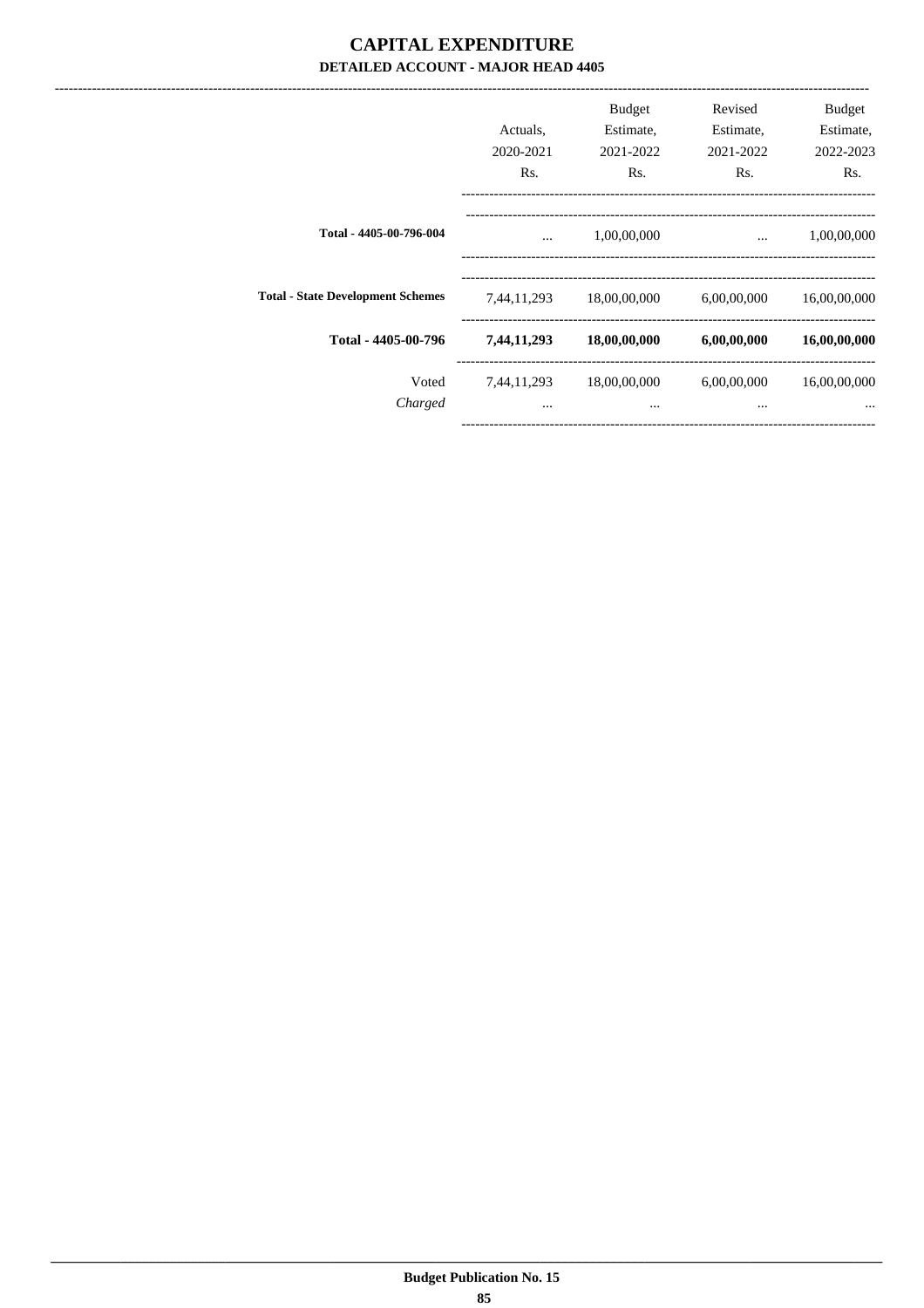# CAPITAL EXPENDITURE

### DETAILED ACCOUNT - MAJOR HEAD 4405

| | Actuals, 2020-2021 Rs. | Budget Estimate, 2021-2022 Rs. | Revised Estimate, 2021-2022 Rs. | Budget Estimate, 2022-2023 Rs. |
|---|---|---|---|---|
| **Total - 4405-00-796-004** | ... | 1,00,00,000 | ... | 1,00,00,000 |
| **Total - State Development Schemes** | 7,44,11,293 | 18,00,00,000 | 6,00,00,000 | 16,00,00,000 |
| **Total - 4405-00-796** | **7,44,11,293** | **18,00,00,000** | **6,00,00,000** | **16,00,00,000** |
| Voted | 7,44,11,293 | 18,00,00,000 | 6,00,00,000 | 16,00,00,000 |
| *Charged* | ... | ... | ... | ... |

**Budget Publication No. 15**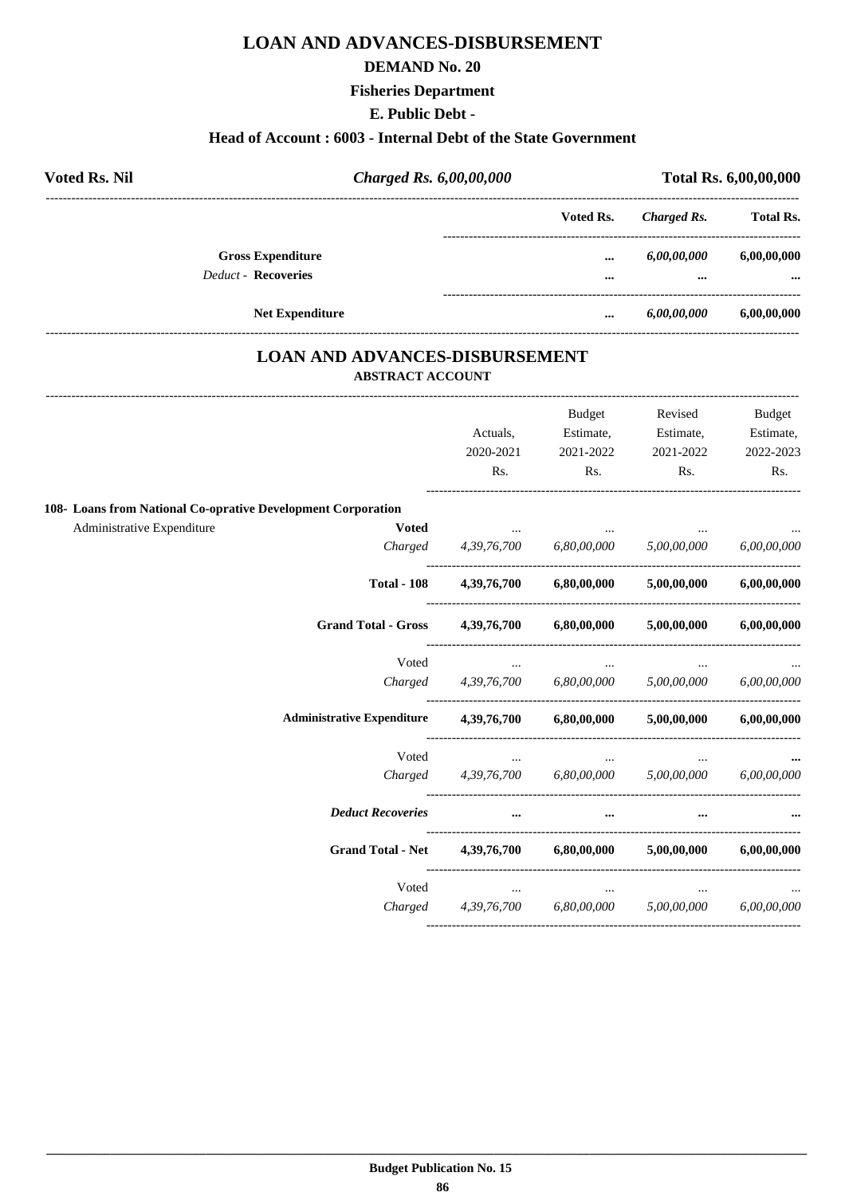# LOAN AND ADVANCES-DISBURSEMENT

## DEMAND No. 20

### Fisheries Department

### E. Public Debt -

### Head of Account : 6003 - Internal Debt of the State Government

| Voted Rs. Nil | *Charged Rs. 6,00,00,000* | Total Rs. 6,00,00,000 |
|---|---|---|

| | Voted Rs. | *Charged Rs.* | Total Rs. |
|---|---|---|---|
| **Gross Expenditure** | ... | *6,00,00,000* | 6,00,00,000 |
| *Deduct* - **Recoveries** | ... | ... | ... |
| **Net Expenditure** | ... | *6,00,00,000* | 6,00,00,000 |

## LOAN AND ADVANCES-DISBURSEMENT

### ABSTRACT ACCOUNT

| | | Actuals, 2020-2021 Rs. | Budget Estimate, 2021-2022 Rs. | Revised Estimate, 2021-2022 Rs. | Budget Estimate, 2022-2023 Rs. |
|---|---|---|---|---|---|
| **108- Loans from National Co-oprative Development Corporation** | | | | | |
| Administrative Expenditure | **Voted** | ... | ... | ... | ... |
| | *Charged* | *4,39,76,700* | *6,80,00,000* | *5,00,00,000* | *6,00,00,000* |
| | **Total - 108** | **4,39,76,700** | **6,80,00,000** | **5,00,00,000** | **6,00,00,000** |
| | **Grand Total - Gross** | **4,39,76,700** | **6,80,00,000** | **5,00,00,000** | **6,00,00,000** |
| | Voted | ... | ... | ... | ... |
| | *Charged* | *4,39,76,700* | *6,80,00,000* | *5,00,00,000* | *6,00,00,000* |
| | **Administrative Expenditure** | **4,39,76,700** | **6,80,00,000** | **5,00,00,000** | **6,00,00,000** |
| | Voted | ... | ... | ... | ... |
| | *Charged* | *4,39,76,700* | *6,80,00,000* | *5,00,00,000* | *6,00,00,000* |
| | ***Deduct Recoveries*** | ... | ... | ... | ... |
| | **Grand Total - Net** | **4,39,76,700** | **6,80,00,000** | **5,00,00,000** | **6,00,00,000** |
| | Voted | ... | ... | ... | ... |
| | *Charged* | *4,39,76,700* | *6,80,00,000* | *5,00,00,000* | *6,00,00,000* |

**Budget Publication No. 15**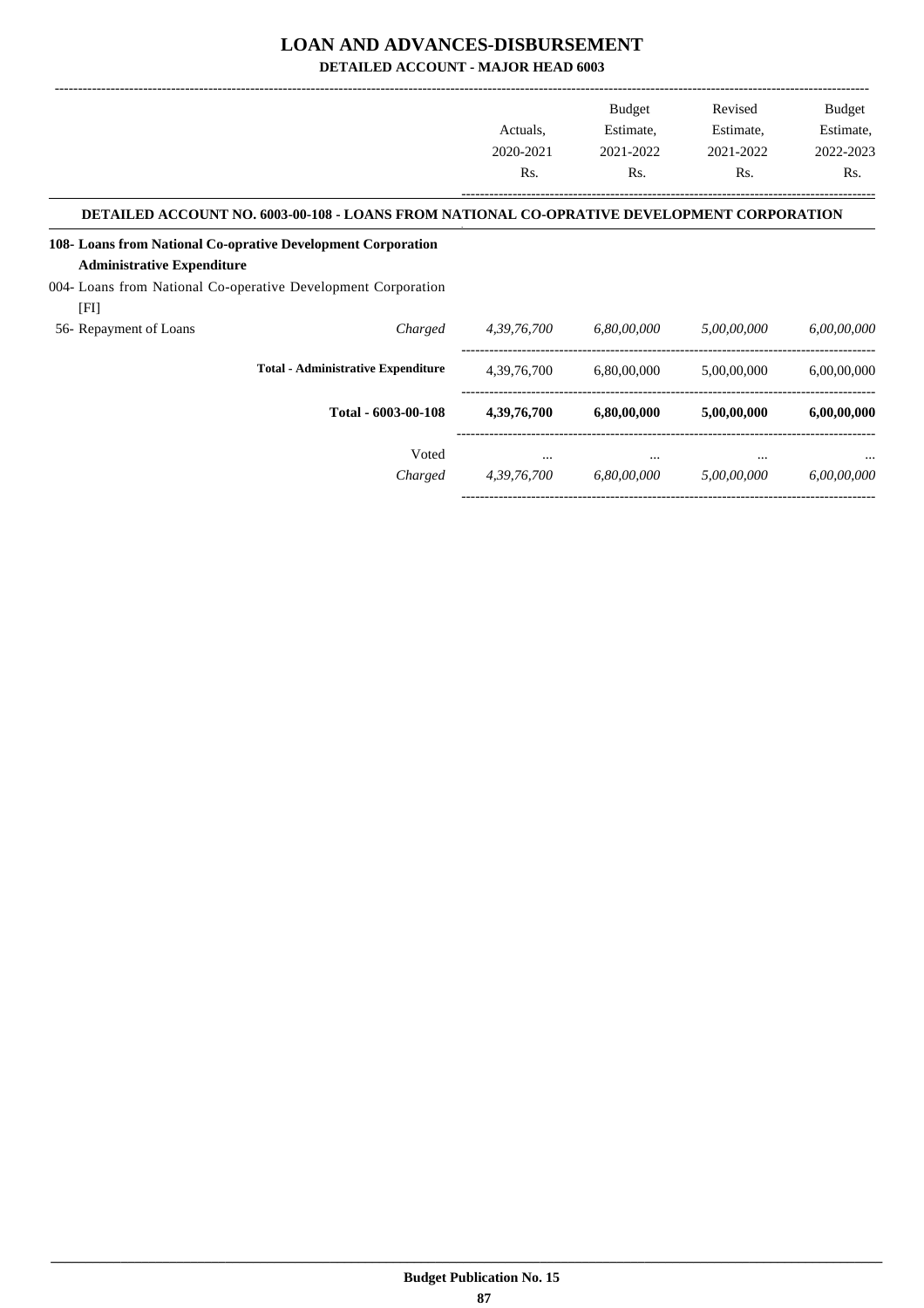# LOAN AND ADVANCES-DISBURSEMENT

**DETAILED ACCOUNT - MAJOR HEAD 6003**

| | | Actuals, 2020-2021 Rs. | Budget Estimate, 2021-2022 Rs. | Revised Estimate, 2021-2022 Rs. | Budget Estimate, 2022-2023 Rs. |
|---|---|---|---|---|---|
| **DETAILED ACCOUNT NO. 6003-00-108 - LOANS FROM NATIONAL CO-OPRATIVE DEVELOPMENT CORPORATION** | | | | | |
| **108- Loans from National Co-oprative Development Corporation** | | | | | |
| **Administrative Expenditure** | | | | | |
| 004- Loans from National Co-operative Development Corporation [FI] | | | | | |
| 56- Repayment of Loans | *Charged* | *4,39,76,700* | *6,80,00,000* | *5,00,00,000* | *6,00,00,000* |
| | **Total - Administrative Expenditure** | 4,39,76,700 | 6,80,00,000 | 5,00,00,000 | 6,00,00,000 |
| | **Total - 6003-00-108** | **4,39,76,700** | **6,80,00,000** | **5,00,00,000** | **6,00,00,000** |
| | Voted | ... | ... | ... | ... |
| | *Charged* | *4,39,76,700* | *6,80,00,000* | *5,00,00,000* | *6,00,00,000* |

**Budget Publication No. 15**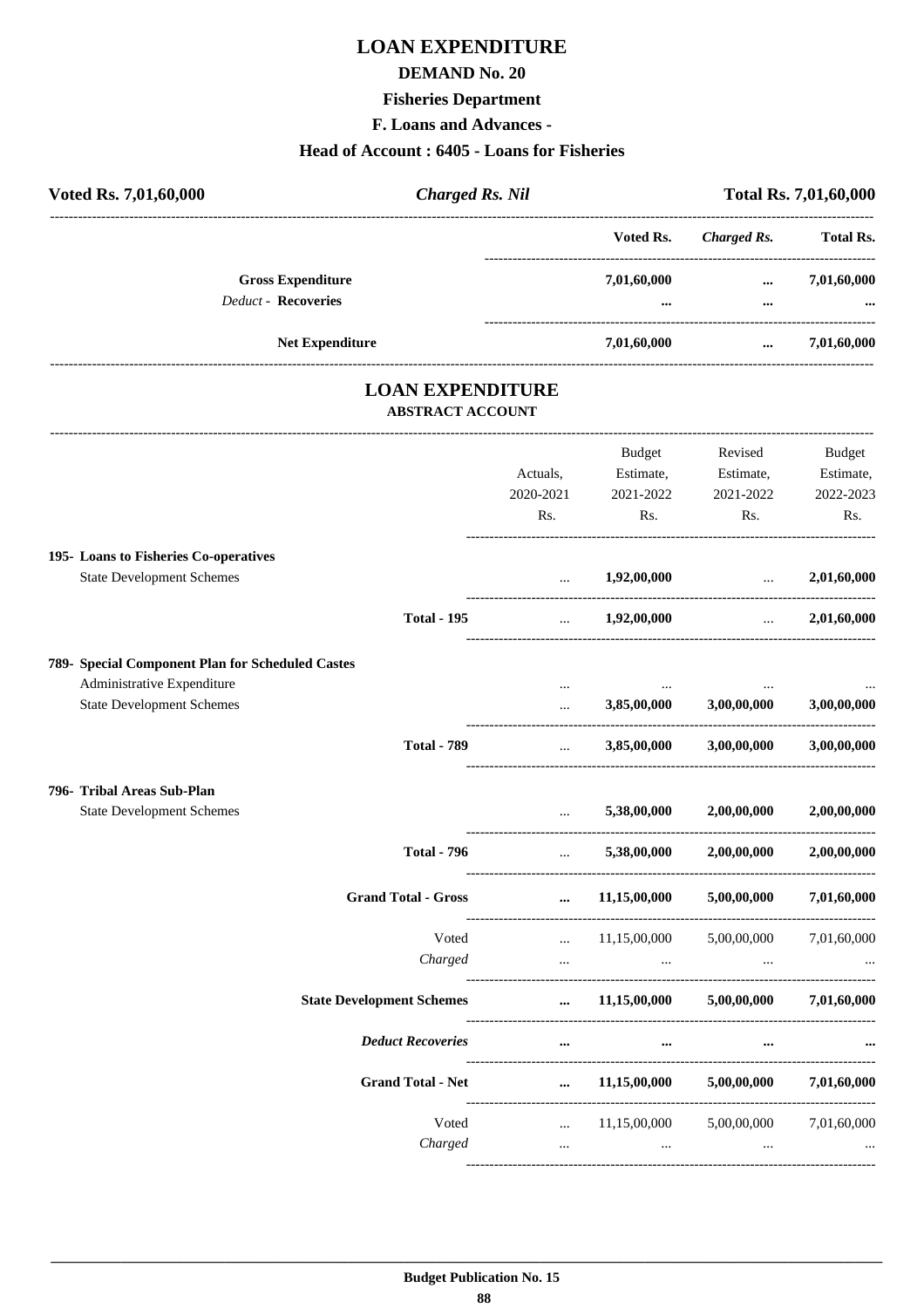# LOAN EXPENDITURE

## DEMAND No. 20

### Fisheries Department

### F. Loans and Advances -

### Head of Account : 6405 - Loans for Fisheries

**Voted Rs. 7,01,60,000** | ***Charged Rs. Nil*** | **Total Rs. 7,01,60,000**

| | Voted Rs. | *Charged Rs.* | Total Rs. |
|---|---|---|---|
| **Gross Expenditure** | **7,01,60,000** | **...** | **7,01,60,000** |
| *Deduct* - **Recoveries** | **...** | **...** | **...** |
| **Net Expenditure** | **7,01,60,000** | **...** | **7,01,60,000** |

## LOAN EXPENDITURE

### ABSTRACT ACCOUNT

| | Actuals, 2020-2021 Rs. | Budget Estimate, 2021-2022 Rs. | Revised Estimate, 2021-2022 Rs. | Budget Estimate, 2022-2023 Rs. |
|---|---|---|---|---|
| **195- Loans to Fisheries Co-operatives** | | | | |
| State Development Schemes | ... | **1,92,00,000** | ... | **2,01,60,000** |
| **Total - 195** | ... | **1,92,00,000** | ... | **2,01,60,000** |
| **789- Special Component Plan for Scheduled Castes** | | | | |
| Administrative Expenditure | ... | ... | ... | ... |
| State Development Schemes | ... | **3,85,00,000** | **3,00,00,000** | **3,00,00,000** |
| **Total - 789** | ... | **3,85,00,000** | **3,00,00,000** | **3,00,00,000** |
| **796- Tribal Areas Sub-Plan** | | | | |
| State Development Schemes | ... | **5,38,00,000** | **2,00,00,000** | **2,00,00,000** |
| **Total - 796** | ... | **5,38,00,000** | **2,00,00,000** | **2,00,00,000** |
| **Grand Total - Gross** | **...** | **11,15,00,000** | **5,00,00,000** | **7,01,60,000** |
| Voted | ... | 11,15,00,000 | 5,00,00,000 | 7,01,60,000 |
| *Charged* | ... | ... | ... | ... |
| **State Development Schemes** | **...** | **11,15,00,000** | **5,00,00,000** | **7,01,60,000** |
| ***Deduct Recoveries*** | **...** | **...** | **...** | **...** |
| **Grand Total - Net** | **...** | **11,15,00,000** | **5,00,00,000** | **7,01,60,000** |
| Voted | ... | 11,15,00,000 | 5,00,00,000 | 7,01,60,000 |
| *Charged* | ... | ... | ... | ... |

**Budget Publication No. 15**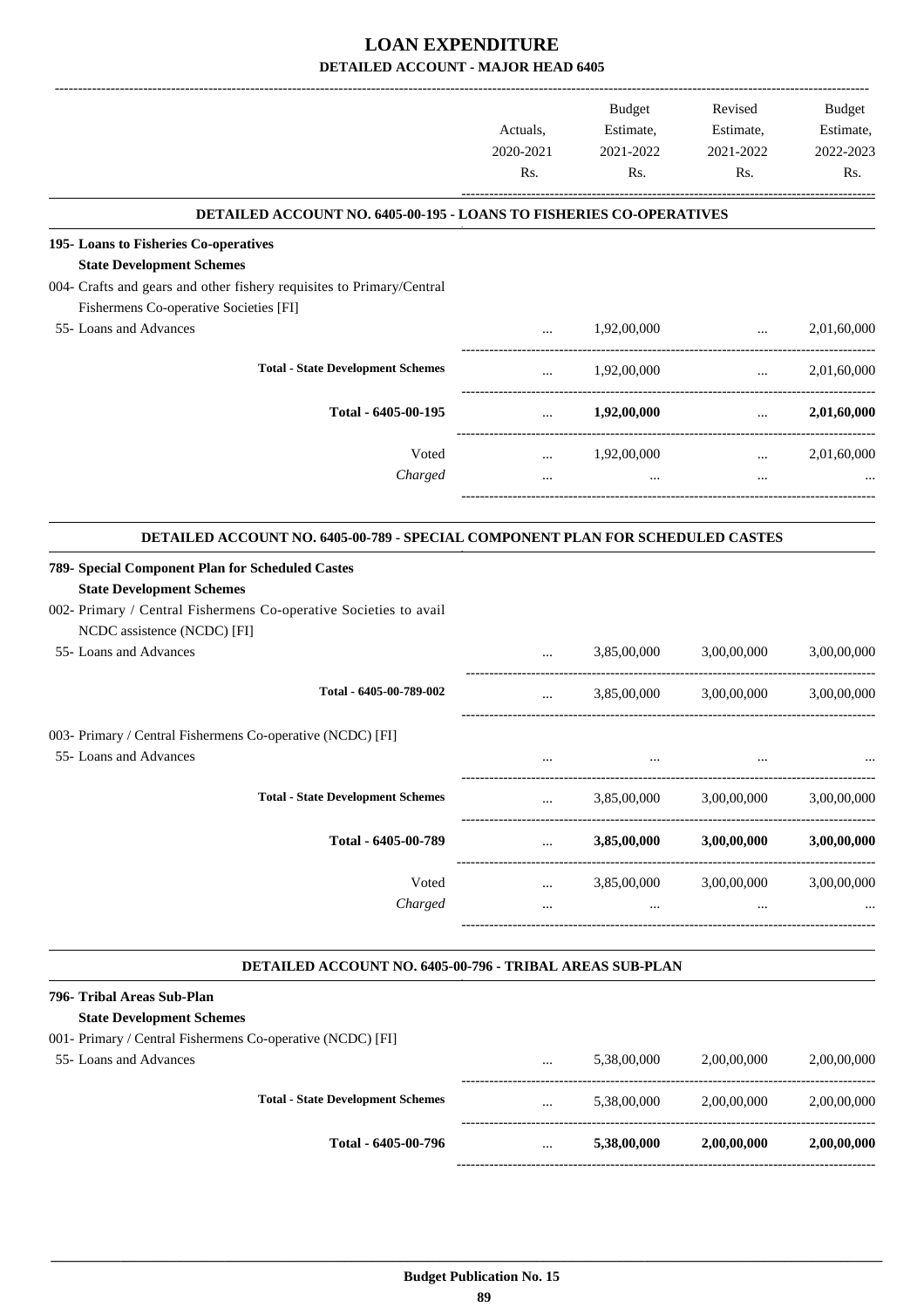# LOAN EXPENDITURE

## DETAILED ACCOUNT - MAJOR HEAD 6405

| | Actuals, 2020-2021 Rs. | Budget Estimate, 2021-2022 Rs. | Revised Estimate, 2021-2022 Rs. | Budget Estimate, 2022-2023 Rs. |
|---|---|---|---|---|
| **DETAILED ACCOUNT NO. 6405-00-195 - LOANS TO FISHERIES CO-OPERATIVES** | | | | |
| **195- Loans to Fisheries Co-operatives** | | | | |
| **State Development Schemes** | | | | |
| 004- Crafts and gears and other fishery requisites to Primary/Central Fishermens Co-operative Societies [FI] | | | | |
| 55- Loans and Advances | ... | 1,92,00,000 | ... | 2,01,60,000 |
| **Total - State Development Schemes** | ... | 1,92,00,000 | ... | 2,01,60,000 |
| **Total - 6405-00-195** | ... | **1,92,00,000** | ... | **2,01,60,000** |
| Voted | ... | 1,92,00,000 | ... | 2,01,60,000 |
| *Charged* | ... | ... | ... | ... |
| **DETAILED ACCOUNT NO. 6405-00-789 - SPECIAL COMPONENT PLAN FOR SCHEDULED CASTES** | | | | |
| **789- Special Component Plan for Scheduled Castes** | | | | |
| **State Development Schemes** | | | | |
| 002- Primary / Central Fishermens Co-operative Societies to avail NCDC assistence (NCDC) [FI] | | | | |
| 55- Loans and Advances | ... | 3,85,00,000 | 3,00,00,000 | 3,00,00,000 |
| **Total - 6405-00-789-002** | ... | 3,85,00,000 | 3,00,00,000 | 3,00,00,000 |
| 003- Primary / Central Fishermens Co-operative (NCDC) [FI] | | | | |
| 55- Loans and Advances | ... | ... | ... | ... |
| **Total - State Development Schemes** | ... | 3,85,00,000 | 3,00,00,000 | 3,00,00,000 |
| **Total - 6405-00-789** | ... | **3,85,00,000** | **3,00,00,000** | **3,00,00,000** |
| Voted | ... | 3,85,00,000 | 3,00,00,000 | 3,00,00,000 |
| *Charged* | ... | ... | ... | ... |
| **DETAILED ACCOUNT NO. 6405-00-796 - TRIBAL AREAS SUB-PLAN** | | | | |
| **796- Tribal Areas Sub-Plan** | | | | |
| **State Development Schemes** | | | | |
| 001- Primary / Central Fishermens Co-operative (NCDC) [FI] | | | | |
| 55- Loans and Advances | ... | 5,38,00,000 | 2,00,00,000 | 2,00,00,000 |
| **Total - State Development Schemes** | ... | 5,38,00,000 | 2,00,00,000 | 2,00,00,000 |
| **Total - 6405-00-796** | ... | **5,38,00,000** | **2,00,00,000** | **2,00,00,000** |

Budget Publication No. 15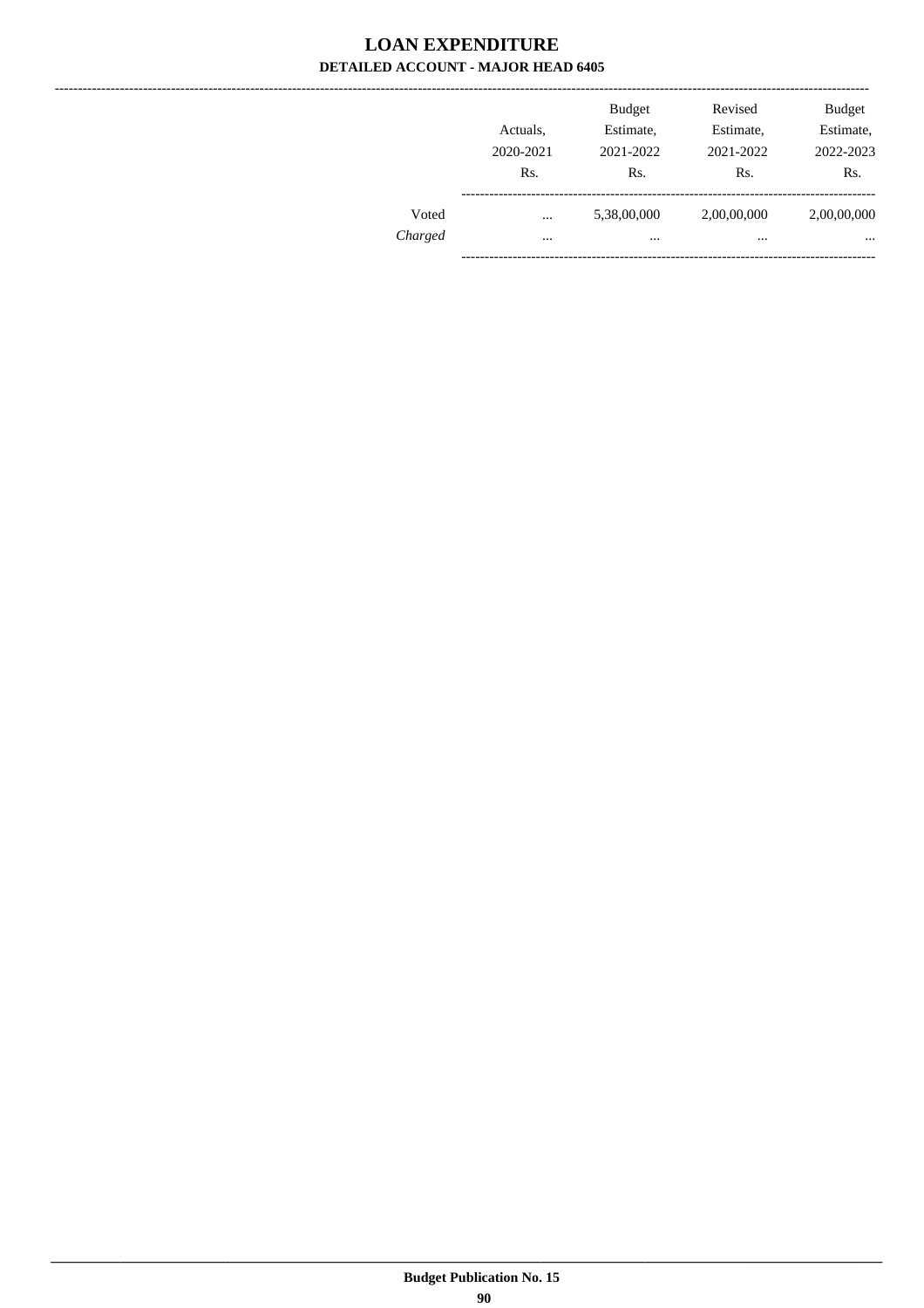# LOAN EXPENDITURE

## DETAILED ACCOUNT - MAJOR HEAD 6405

| | Actuals, 2020-2021 Rs. | Budget Estimate, 2021-2022 Rs. | Revised Estimate, 2021-2022 Rs. | Budget Estimate, 2022-2023 Rs. |
|---|---|---|---|---|
| Voted | ... | 5,38,00,000 | 2,00,00,000 | 2,00,00,000 |
| *Charged* | ... | ... | ... | ... |

**Budget Publication No. 15**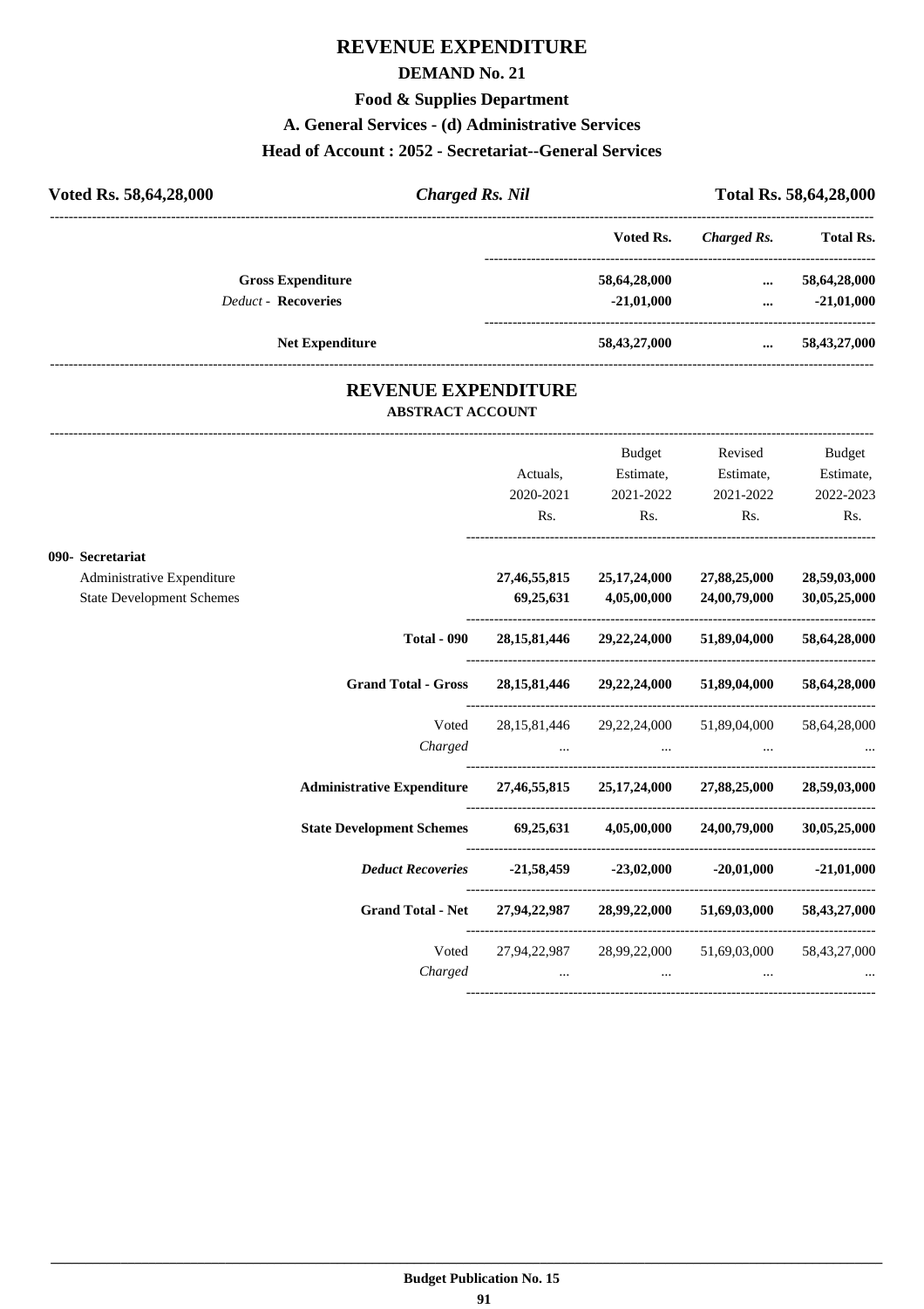# REVENUE EXPENDITURE

## DEMAND No. 21

### Food & Supplies Department

### A. General Services - (d) Administrative Services

### Head of Account : 2052 - Secretariat--General Services

**Voted Rs. 58,64,28,000** | ***Charged Rs. Nil*** | **Total Rs. 58,64,28,000**

| | Voted Rs. | *Charged Rs.* | Total Rs. |
|---|---|---|---|
| **Gross Expenditure** | **58,64,28,000** | **...** | **58,64,28,000** |
| *Deduct -* **Recoveries** | **-21,01,000** | **...** | **-21,01,000** |
| **Net Expenditure** | **58,43,27,000** | **...** | **58,43,27,000** |

## REVENUE EXPENDITURE

### ABSTRACT ACCOUNT

| | Actuals, 2020-2021 Rs. | Budget Estimate, 2021-2022 Rs. | Revised Estimate, 2021-2022 Rs. | Budget Estimate, 2022-2023 Rs. |
|---|---|---|---|---|
| **090- Secretariat** | | | | |
| Administrative Expenditure | **27,46,55,815** | **25,17,24,000** | **27,88,25,000** | **28,59,03,000** |
| State Development Schemes | **69,25,631** | **4,05,00,000** | **24,00,79,000** | **30,05,25,000** |
| **Total - 090** | **28,15,81,446** | **29,22,24,000** | **51,89,04,000** | **58,64,28,000** |
| **Grand Total - Gross** | **28,15,81,446** | **29,22,24,000** | **51,89,04,000** | **58,64,28,000** |
| Voted | 28,15,81,446 | 29,22,24,000 | 51,89,04,000 | 58,64,28,000 |
| *Charged* | ... | ... | ... | ... |
| **Administrative Expenditure** | **27,46,55,815** | **25,17,24,000** | **27,88,25,000** | **28,59,03,000** |
| **State Development Schemes** | **69,25,631** | **4,05,00,000** | **24,00,79,000** | **30,05,25,000** |
| ***Deduct Recoveries*** | **-21,58,459** | **-23,02,000** | **-20,01,000** | **-21,01,000** |
| **Grand Total - Net** | **27,94,22,987** | **28,99,22,000** | **51,69,03,000** | **58,43,27,000** |
| Voted | 27,94,22,987 | 28,99,22,000 | 51,69,03,000 | 58,43,27,000 |
| *Charged* | ... | ... | ... | ... |

**Budget Publication No. 15**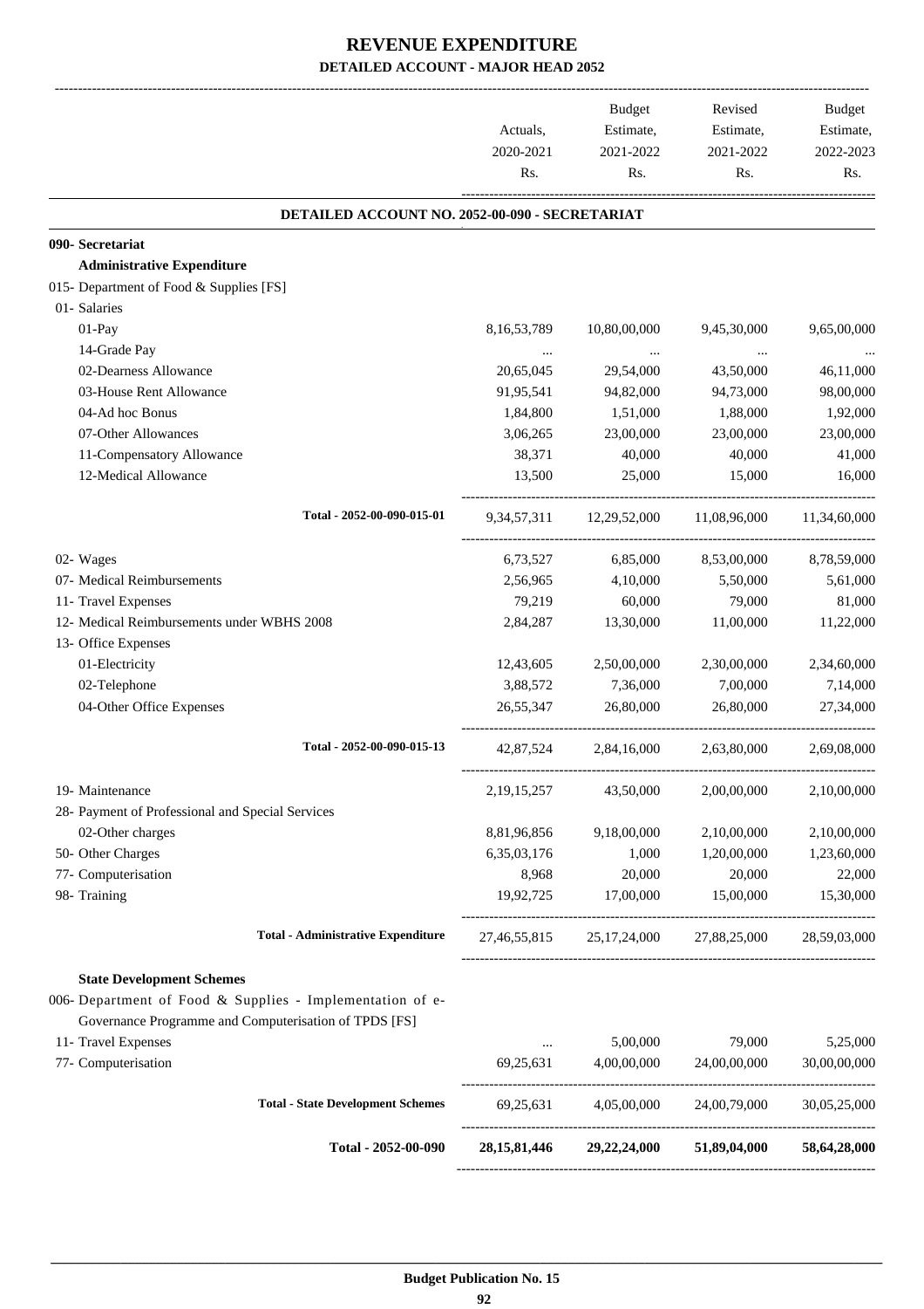# REVENUE EXPENDITURE

## DETAILED ACCOUNT - MAJOR HEAD 2052

| | Actuals, 2020-2021 Rs. | Budget Estimate, 2021-2022 Rs. | Revised Estimate, 2021-2022 Rs. | Budget Estimate, 2022-2023 Rs. |
|---|---|---|---|---|
| **DETAILED ACCOUNT NO. 2052-00-090 - SECRETARIAT** | | | | |
| **090- Secretariat** | | | | |
| **Administrative Expenditure** | | | | |
| 015- Department of Food & Supplies [FS] | | | | |
| 01- Salaries | | | | |
| 01-Pay | 8,16,53,789 | 10,80,00,000 | 9,45,30,000 | 9,65,00,000 |
| 14-Grade Pay | ... | ... | ... | ... |
| 02-Dearness Allowance | 20,65,045 | 29,54,000 | 43,50,000 | 46,11,000 |
| 03-House Rent Allowance | 91,95,541 | 94,82,000 | 94,73,000 | 98,00,000 |
| 04-Ad hoc Bonus | 1,84,800 | 1,51,000 | 1,88,000 | 1,92,000 |
| 07-Other Allowances | 3,06,265 | 23,00,000 | 23,00,000 | 23,00,000 |
| 11-Compensatory Allowance | 38,371 | 40,000 | 40,000 | 41,000 |
| 12-Medical Allowance | 13,500 | 25,000 | 15,000 | 16,000 |
| **Total - 2052-00-090-015-01** | 9,34,57,311 | 12,29,52,000 | 11,08,96,000 | 11,34,60,000 |
| 02- Wages | 6,73,527 | 6,85,000 | 8,53,00,000 | 8,78,59,000 |
| 07- Medical Reimbursements | 2,56,965 | 4,10,000 | 5,50,000 | 5,61,000 |
| 11- Travel Expenses | 79,219 | 60,000 | 79,000 | 81,000 |
| 12- Medical Reimbursements under WBHS 2008 | 2,84,287 | 13,30,000 | 11,00,000 | 11,22,000 |
| 13- Office Expenses | | | | |
| 01-Electricity | 12,43,605 | 2,50,00,000 | 2,30,00,000 | 2,34,60,000 |
| 02-Telephone | 3,88,572 | 7,36,000 | 7,00,000 | 7,14,000 |
| 04-Other Office Expenses | 26,55,347 | 26,80,000 | 26,80,000 | 27,34,000 |
| **Total - 2052-00-090-015-13** | 42,87,524 | 2,84,16,000 | 2,63,80,000 | 2,69,08,000 |
| 19- Maintenance | 2,19,15,257 | 43,50,000 | 2,00,00,000 | 2,10,00,000 |
| 28- Payment of Professional and Special Services | | | | |
| 02-Other charges | 8,81,96,856 | 9,18,00,000 | 2,10,00,000 | 2,10,00,000 |
| 50- Other Charges | 6,35,03,176 | 1,000 | 1,20,00,000 | 1,23,60,000 |
| 77- Computerisation | 8,968 | 20,000 | 20,000 | 22,000 |
| 98- Training | 19,92,725 | 17,00,000 | 15,00,000 | 15,30,000 |
| **Total - Administrative Expenditure** | 27,46,55,815 | 25,17,24,000 | 27,88,25,000 | 28,59,03,000 |
| **State Development Schemes** | | | | |
| 006- Department of Food & Supplies - Implementation of e-Governance Programme and Computerisation of TPDS [FS] | | | | |
| 11- Travel Expenses | ... | 5,00,000 | 79,000 | 5,25,000 |
| 77- Computerisation | 69,25,631 | 4,00,00,000 | 24,00,00,000 | 30,00,00,000 |
| **Total - State Development Schemes** | 69,25,631 | 4,05,00,000 | 24,00,79,000 | 30,05,25,000 |
| **Total - 2052-00-090** | **28,15,81,446** | **29,22,24,000** | **51,89,04,000** | **58,64,28,000** |

**Budget Publication No. 15**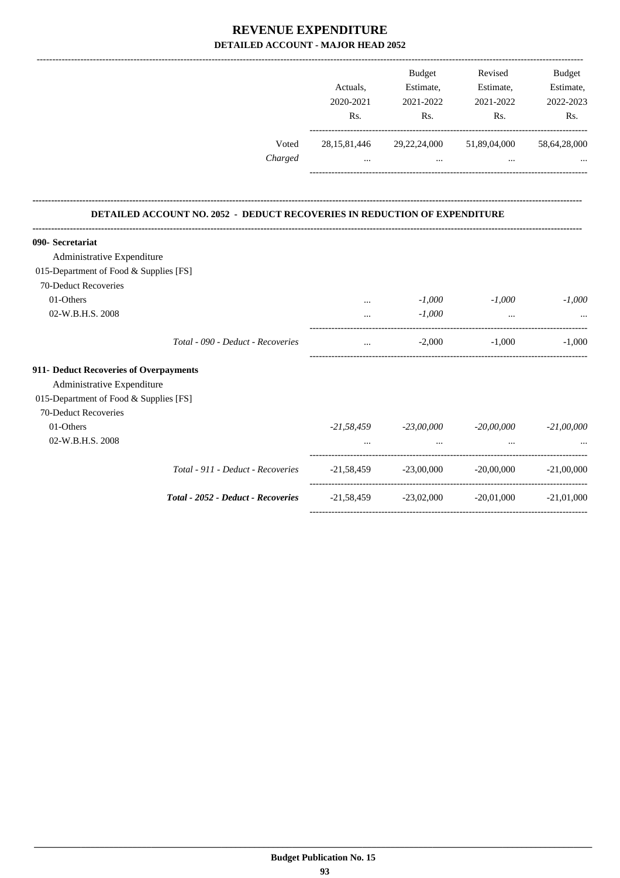# REVENUE EXPENDITURE

## DETAILED ACCOUNT - MAJOR HEAD 2052

| | Actuals, 2020-2021 Rs. | Budget Estimate, 2021-2022 Rs. | Revised Estimate, 2021-2022 Rs. | Budget Estimate, 2022-2023 Rs. |
|---|---|---|---|---|
| Voted | 28,15,81,446 | 29,22,24,000 | 51,89,04,000 | 58,64,28,000 |
| *Charged* | ... | ... | ... | ... |

### DETAILED ACCOUNT NO. 2052 - DEDUCT RECOVERIES IN REDUCTION OF EXPENDITURE

| | Actuals, 2020-2021 Rs. | Budget Estimate, 2021-2022 Rs. | Revised Estimate, 2021-2022 Rs. | Budget Estimate, 2022-2023 Rs. |
|---|---|---|---|---|
| **090- Secretariat** | | | | |
| Administrative Expenditure | | | | |
| 015-Department of Food & Supplies [FS] | | | | |
| 70-Deduct Recoveries | | | | |
| 01-Others | ... | *-1,000* | *-1,000* | *-1,000* |
| 02-W.B.H.S. 2008 | ... | *-1,000* | ... | ... |
| *Total - 090 - Deduct - Recoveries* | ... | -2,000 | -1,000 | -1,000 |
| **911- Deduct Recoveries of Overpayments** | | | | |
| Administrative Expenditure | | | | |
| 015-Department of Food & Supplies [FS] | | | | |
| 70-Deduct Recoveries | | | | |
| 01-Others | *-21,58,459* | *-23,00,000* | *-20,00,000* | *-21,00,000* |
| 02-W.B.H.S. 2008 | ... | ... | ... | ... |
| *Total - 911 - Deduct - Recoveries* | -21,58,459 | -23,00,000 | -20,00,000 | -21,00,000 |
| ***Total - 2052 - Deduct - Recoveries*** | -21,58,459 | -23,02,000 | -20,01,000 | -21,01,000 |

**Budget Publication No. 15**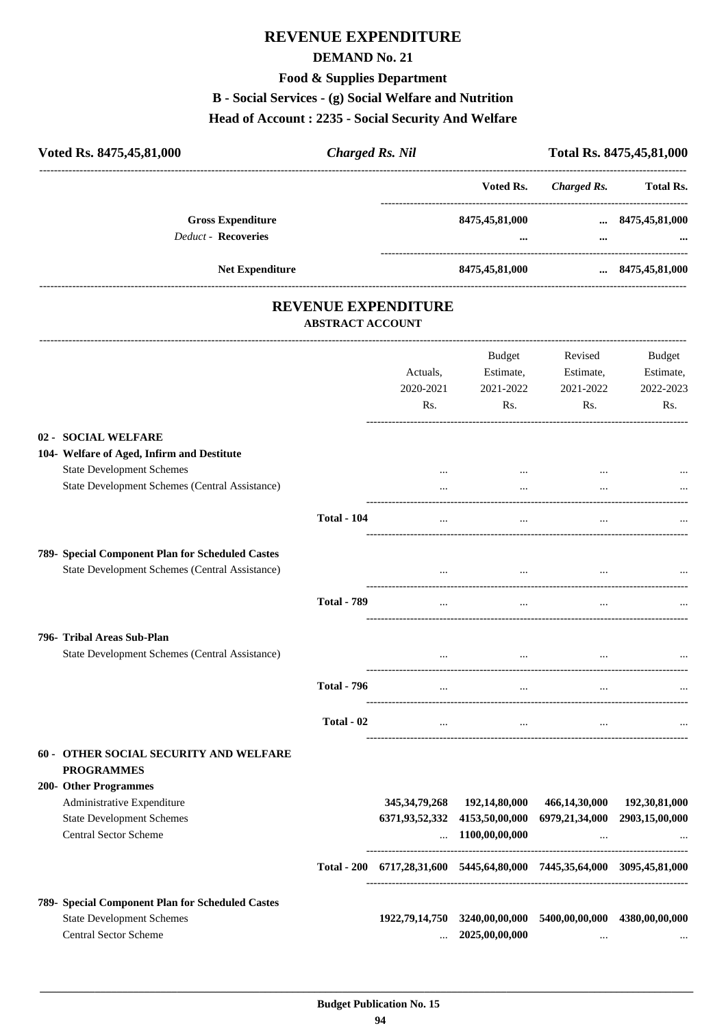# REVENUE EXPENDITURE

## DEMAND No. 21

### Food & Supplies Department

### B - Social Services - (g) Social Welfare and Nutrition

### Head of Account : 2235 - Social Security And Welfare

| Voted Rs. 8475,45,81,000 | *Charged Rs. Nil* | Total Rs. 8475,45,81,000 |
|---|---|---|

| | Voted Rs. | *Charged Rs.* | Total Rs. |
|---|---|---|---|
| **Gross Expenditure** | **8475,45,81,000** | **...** | **8475,45,81,000** |
| *Deduct* - **Recoveries** | **...** | **...** | **...** |
| **Net Expenditure** | **8475,45,81,000** | **...** | **8475,45,81,000** |

## REVENUE EXPENDITURE

### ABSTRACT ACCOUNT

| | | Actuals, 2020-2021 Rs. | Budget Estimate, 2021-2022 Rs. | Revised Estimate, 2021-2022 Rs. | Budget Estimate, 2022-2023 Rs. |
|---|---|---|---|---|---|
| **02 - SOCIAL WELFARE** | | | | | |
| **104- Welfare of Aged, Infirm and Destitute** | | | | | |
| State Development Schemes | | ... | ... | ... | ... |
| State Development Schemes (Central Assistance) | | ... | ... | ... | ... |
| | **Total - 104** | ... | ... | ... | ... |
| **789- Special Component Plan for Scheduled Castes** | | | | | |
| State Development Schemes (Central Assistance) | | ... | ... | ... | ... |
| | **Total - 789** | ... | ... | ... | ... |
| **796- Tribal Areas Sub-Plan** | | | | | |
| State Development Schemes (Central Assistance) | | ... | ... | ... | ... |
| | **Total - 796** | ... | ... | ... | ... |
| | **Total - 02** | ... | ... | ... | ... |
| **60 - OTHER SOCIAL SECURITY AND WELFARE PROGRAMMES** | | | | | |
| **200- Other Programmes** | | | | | |
| Administrative Expenditure | | **345,34,79,268** | **192,14,80,000** | **466,14,30,000** | **192,30,81,000** |
| State Development Schemes | | **6371,93,52,332** | **4153,50,00,000** | **6979,21,34,000** | **2903,15,00,000** |
| Central Sector Scheme | | ... | **1100,00,00,000** | ... | ... |
| | **Total - 200** | **6717,28,31,600** | **5445,64,80,000** | **7445,35,64,000** | **3095,45,81,000** |
| **789- Special Component Plan for Scheduled Castes** | | | | | |
| State Development Schemes | | **1922,79,14,750** | **3240,00,00,000** | **5400,00,00,000** | **4380,00,00,000** |
| Central Sector Scheme | | ... | **2025,00,00,000** | ... | ... |

**Budget Publication No. 15**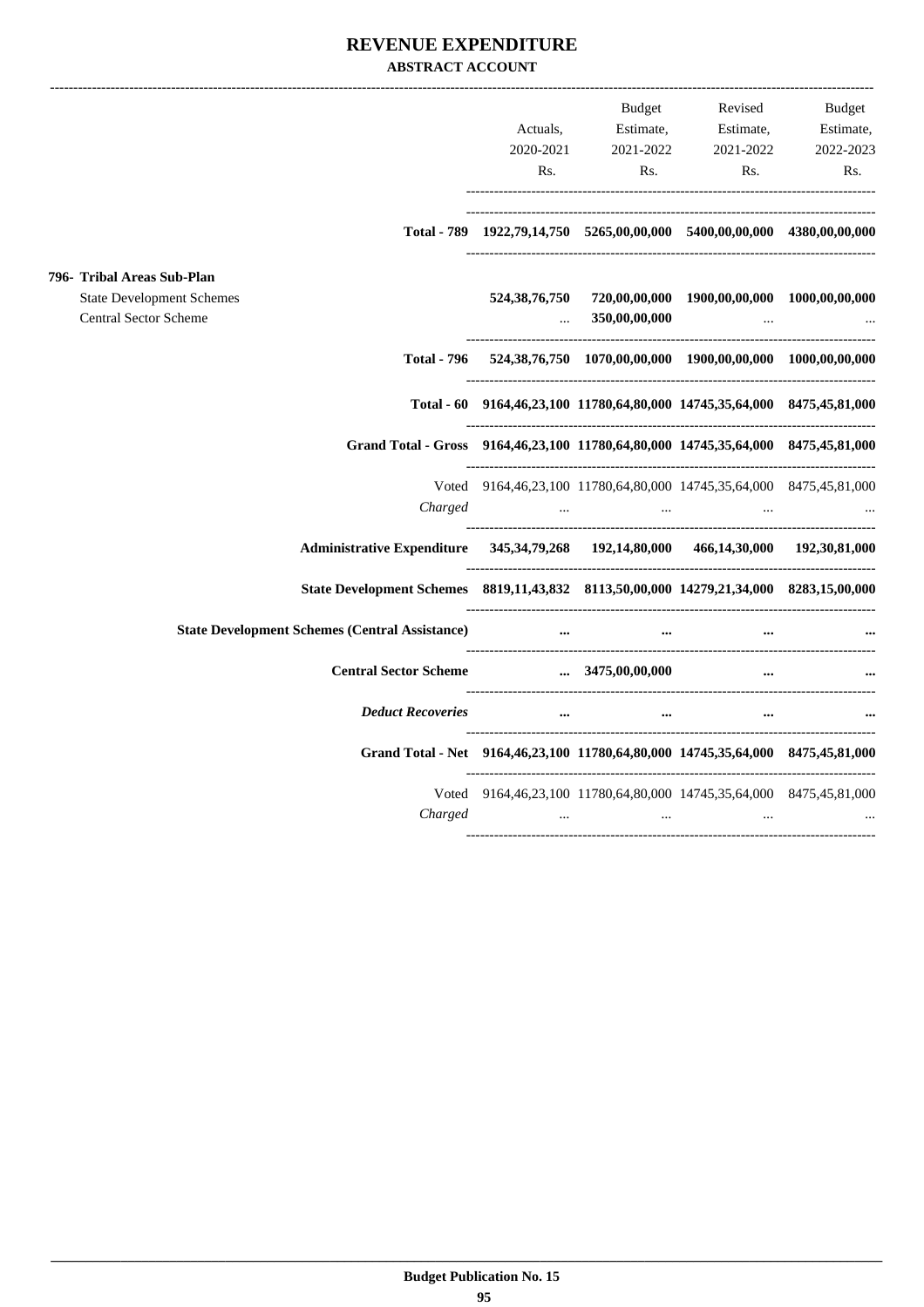# REVENUE EXPENDITURE

### ABSTRACT ACCOUNT

| | Actuals, 2020-2021 Rs. | Budget Estimate, 2021-2022 Rs. | Revised Estimate, 2021-2022 Rs. | Budget Estimate, 2022-2023 Rs. |
|---|---|---|---|---|
| **Total - 789** | **1922,79,14,750** | **5265,00,00,000** | **5400,00,00,000** | **4380,00,00,000** |
| **796- Tribal Areas Sub-Plan** | | | | |
| State Development Schemes | **524,38,76,750** | **720,00,00,000** | **1900,00,00,000** | **1000,00,00,000** |
| Central Sector Scheme | ... | **350,00,00,000** | ... | ... |
| **Total - 796** | **524,38,76,750** | **1070,00,00,000** | **1900,00,00,000** | **1000,00,00,000** |
| **Total - 60** | **9164,46,23,100** | **11780,64,80,000** | **14745,35,64,000** | **8475,45,81,000** |
| **Grand Total - Gross** | **9164,46,23,100** | **11780,64,80,000** | **14745,35,64,000** | **8475,45,81,000** |
| Voted | 9164,46,23,100 | 11780,64,80,000 | 14745,35,64,000 | 8475,45,81,000 |
| *Charged* | ... | ... | ... | ... |
| **Administrative Expenditure** | **345,34,79,268** | **192,14,80,000** | **466,14,30,000** | **192,30,81,000** |
| **State Development Schemes** | **8819,11,43,832** | **8113,50,00,000** | **14279,21,34,000** | **8283,15,00,000** |
| **State Development Schemes (Central Assistance)** | **...** | **...** | **...** | **...** |
| **Central Sector Scheme** | **...** | **3475,00,00,000** | **...** | **...** |
| ***Deduct Recoveries*** | **...** | **...** | **...** | **...** |
| **Grand Total - Net** | **9164,46,23,100** | **11780,64,80,000** | **14745,35,64,000** | **8475,45,81,000** |
| Voted | 9164,46,23,100 | 11780,64,80,000 | 14745,35,64,000 | 8475,45,81,000 |
| *Charged* | ... | ... | ... | ... |

**Budget Publication No. 15**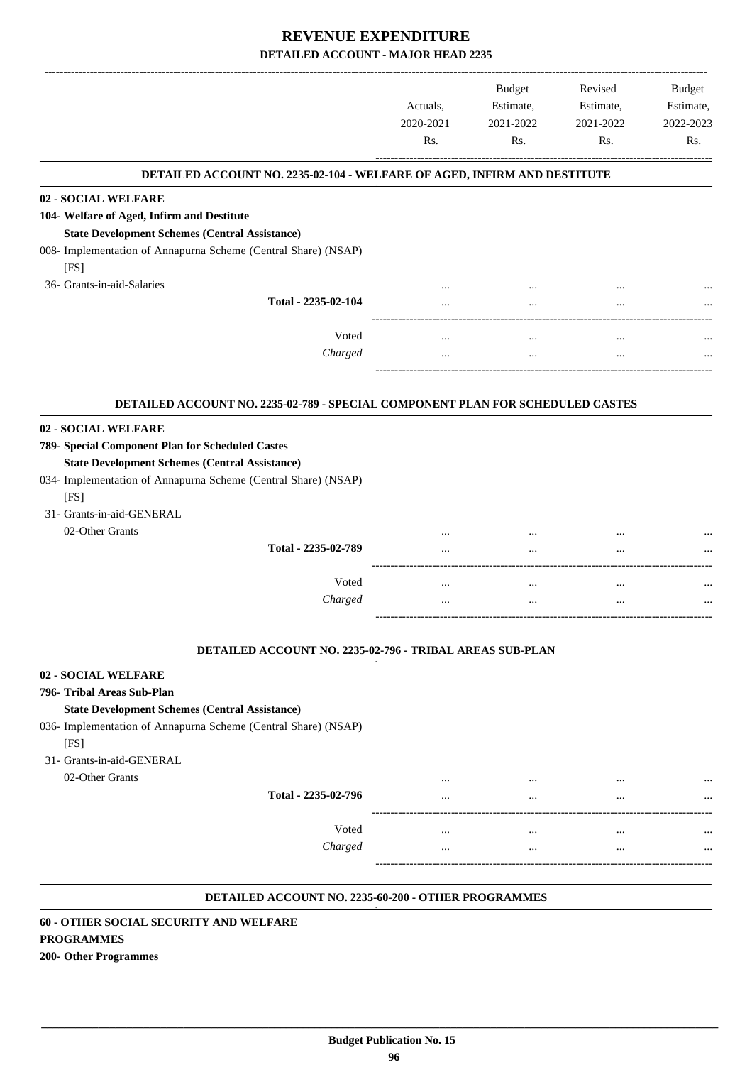# REVENUE EXPENDITURE

## DETAILED ACCOUNT - MAJOR HEAD 2235

| | Actuals, 2020-2021 Rs. | Budget Estimate, 2021-2022 Rs. | Revised Estimate, 2021-2022 Rs. | Budget Estimate, 2022-2023 Rs. |
|---|---|---|---|---|

### DETAILED ACCOUNT NO. 2235-02-104 - WELFARE OF AGED, INFIRM AND DESTITUTE

| | | | | |
|---|---|---|---|---|
| **02 - SOCIAL WELFARE** | | | | |
| **104- Welfare of Aged, Infirm and Destitute** | | | | |
| **State Development Schemes (Central Assistance)** | | | | |
| 008- Implementation of Annapurna Scheme (Central Share) (NSAP) [FS] | | | | |
| 36- Grants-in-aid-Salaries | ... | ... | ... | ... |
| **Total - 2235-02-104** | ... | ... | ... | ... |
| Voted | ... | ... | ... | ... |
| *Charged* | ... | ... | ... | ... |

### DETAILED ACCOUNT NO. 2235-02-789 - SPECIAL COMPONENT PLAN FOR SCHEDULED CASTES

| | | | | |
|---|---|---|---|---|
| **02 - SOCIAL WELFARE** | | | | |
| **789- Special Component Plan for Scheduled Castes** | | | | |
| **State Development Schemes (Central Assistance)** | | | | |
| 034- Implementation of Annapurna Scheme (Central Share) (NSAP) [FS] | | | | |
| 31- Grants-in-aid-GENERAL | | | | |
| 02-Other Grants | ... | ... | ... | ... |
| **Total - 2235-02-789** | ... | ... | ... | ... |
| Voted | ... | ... | ... | ... |
| *Charged* | ... | ... | ... | ... |

### DETAILED ACCOUNT NO. 2235-02-796 - TRIBAL AREAS SUB-PLAN

| | | | | |
|---|---|---|---|---|
| **02 - SOCIAL WELFARE** | | | | |
| **796- Tribal Areas Sub-Plan** | | | | |
| **State Development Schemes (Central Assistance)** | | | | |
| 036- Implementation of Annapurna Scheme (Central Share) (NSAP) [FS] | | | | |
| 31- Grants-in-aid-GENERAL | | | | |
| 02-Other Grants | ... | ... | ... | ... |
| **Total - 2235-02-796** | ... | ... | ... | ... |
| Voted | ... | ... | ... | ... |
| *Charged* | ... | ... | ... | ... |

### DETAILED ACCOUNT NO. 2235-60-200 - OTHER PROGRAMMES

**60 - OTHER SOCIAL SECURITY AND WELFARE PROGRAMMES**

**200- Other Programmes**

**Budget Publication No. 15**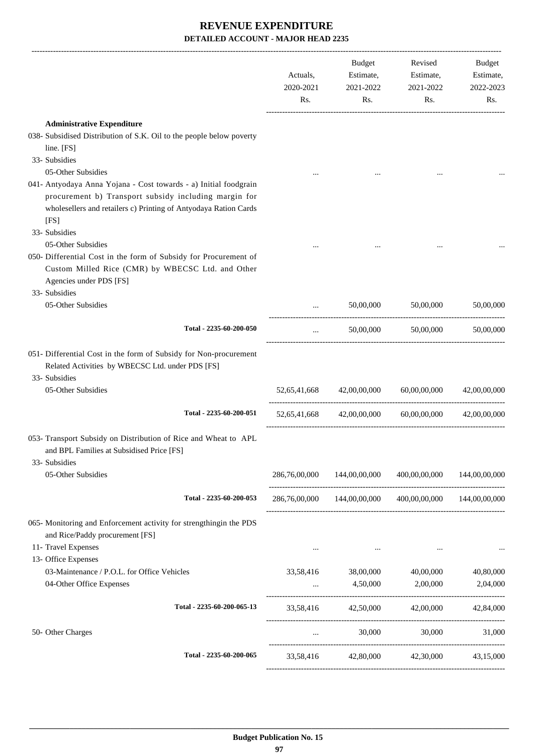# REVENUE EXPENDITURE
## DETAILED ACCOUNT - MAJOR HEAD 2235

| | Actuals, 2020-2021 Rs. | Budget Estimate, 2021-2022 Rs. | Revised Estimate, 2021-2022 Rs. | Budget Estimate, 2022-2023 Rs. |
|---|---|---|---|---|
| **Administrative Expenditure** | | | | |
| 038- Subsidised Distribution of S.K. Oil to the people below poverty line. [FS] | | | | |
| 33- Subsidies | | | | |
| 05-Other Subsidies | ... | ... | ... | ... |
| 041- Antyodaya Anna Yojana - Cost towards - a) Initial foodgrain procurement b) Transport subsidy including margin for wholesellers and retailers c) Printing of Antyodaya Ration Cards [FS] | | | | |
| 33- Subsidies | | | | |
| 05-Other Subsidies | ... | ... | ... | ... |
| 050- Differential Cost in the form of Subsidy for Procurement of Custom Milled Rice (CMR) by WBECSC Ltd. and Other Agencies under PDS [FS] | | | | |
| 33- Subsidies | | | | |
| 05-Other Subsidies | ... | 50,00,000 | 50,00,000 | 50,00,000 |
| Total - 2235-60-200-050 | ... | 50,00,000 | 50,00,000 | 50,00,000 |
| 051- Differential Cost in the form of Subsidy for Non-procurement Related Activities by WBECSC Ltd. under PDS [FS] | | | | |
| 33- Subsidies | | | | |
| 05-Other Subsidies | 52,65,41,668 | 42,00,00,000 | 60,00,00,000 | 42,00,00,000 |
| Total - 2235-60-200-051 | 52,65,41,668 | 42,00,00,000 | 60,00,00,000 | 42,00,00,000 |
| 053- Transport Subsidy on Distribution of Rice and Wheat to APL and BPL Families at Subsidised Price [FS] | | | | |
| 33- Subsidies | | | | |
| 05-Other Subsidies | 286,76,00,000 | 144,00,00,000 | 400,00,00,000 | 144,00,00,000 |
| Total - 2235-60-200-053 | 286,76,00,000 | 144,00,00,000 | 400,00,00,000 | 144,00,00,000 |
| 065- Monitoring and Enforcement activity for strengthingin the PDS and Rice/Paddy procurement [FS] | | | | |
| 11- Travel Expenses | ... | ... | ... | ... |
| 13- Office Expenses | | | | |
| 03-Maintenance / P.O.L. for Office Vehicles | 33,58,416 | 38,00,000 | 40,00,000 | 40,80,000 |
| 04-Other Office Expenses | ... | 4,50,000 | 2,00,000 | 2,04,000 |
| Total - 2235-60-200-065-13 | 33,58,416 | 42,50,000 | 42,00,000 | 42,84,000 |
| 50- Other Charges | ... | 30,000 | 30,000 | 31,000 |
| Total - 2235-60-200-065 | 33,58,416 | 42,80,000 | 42,30,000 | 43,15,000 |

**Budget Publication No. 15**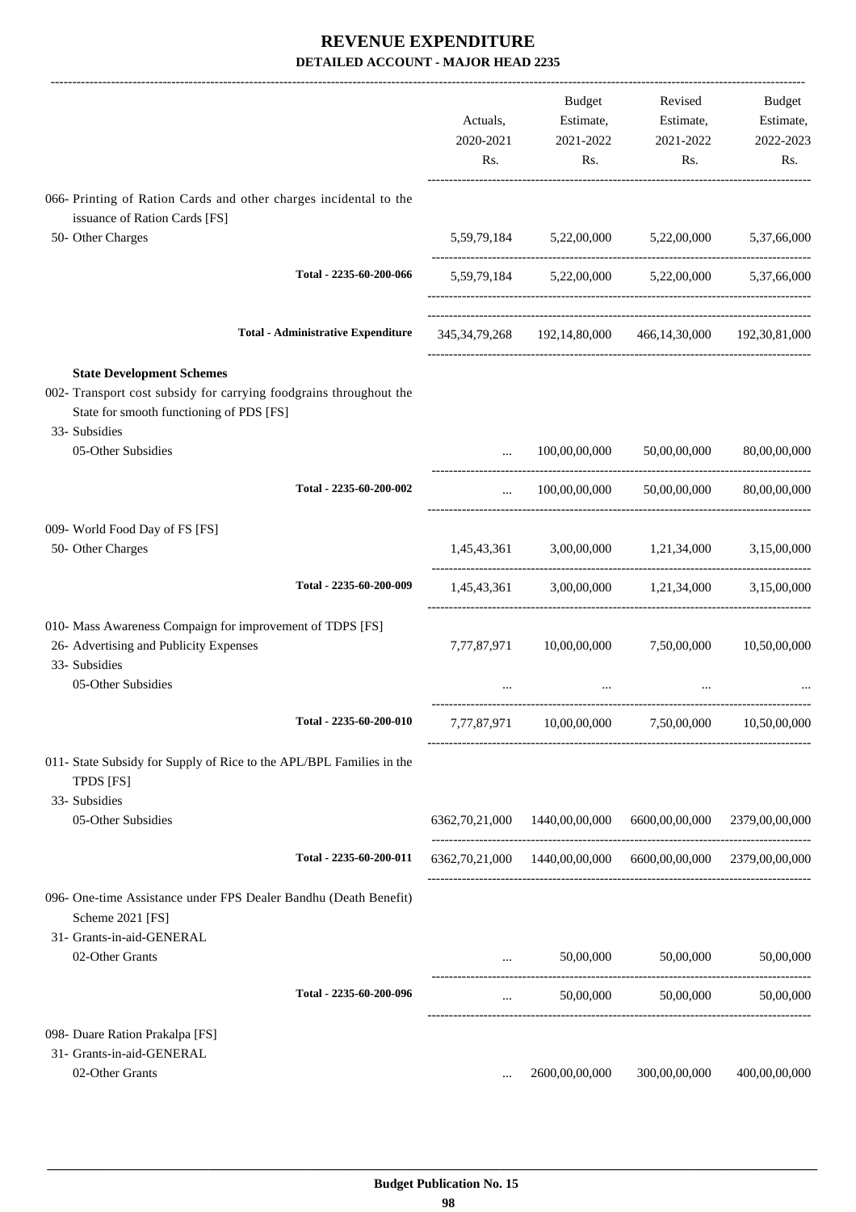# REVENUE EXPENDITURE

**DETAILED ACCOUNT - MAJOR HEAD 2235**

| | Actuals, 2020-2021 Rs. | Budget Estimate, 2021-2022 Rs. | Revised Estimate, 2021-2022 Rs. | Budget Estimate, 2022-2023 Rs. |
|---|---|---|---|---|
| 066- Printing of Ration Cards and other charges incidental to the issuance of Ration Cards [FS] | | | | |
| 50- Other Charges | 5,59,79,184 | 5,22,00,000 | 5,22,00,000 | 5,37,66,000 |
| Total - 2235-60-200-066 | 5,59,79,184 | 5,22,00,000 | 5,22,00,000 | 5,37,66,000 |
| Total - Administrative Expenditure | 345,34,79,268 | 192,14,80,000 | 466,14,30,000 | 192,30,81,000 |
| **State Development Schemes** | | | | |
| 002- Transport cost subsidy for carrying foodgrains throughout the State for smooth functioning of PDS [FS] | | | | |
| 33- Subsidies | | | | |
| 05-Other Subsidies | ... | 100,00,00,000 | 50,00,00,000 | 80,00,00,000 |
| Total - 2235-60-200-002 | ... | 100,00,00,000 | 50,00,00,000 | 80,00,00,000 |
| 009- World Food Day of FS [FS] | | | | |
| 50- Other Charges | 1,45,43,361 | 3,00,00,000 | 1,21,34,000 | 3,15,00,000 |
| Total - 2235-60-200-009 | 1,45,43,361 | 3,00,00,000 | 1,21,34,000 | 3,15,00,000 |
| 010- Mass Awareness Compaign for improvement of TDPS [FS] | | | | |
| 26- Advertising and Publicity Expenses | 7,77,87,971 | 10,00,00,000 | 7,50,00,000 | 10,50,00,000 |
| 33- Subsidies | | | | |
| 05-Other Subsidies | ... | ... | ... | ... |
| Total - 2235-60-200-010 | 7,77,87,971 | 10,00,00,000 | 7,50,00,000 | 10,50,00,000 |
| 011- State Subsidy for Supply of Rice to the APL/BPL Families in the TPDS [FS] | | | | |
| 33- Subsidies | | | | |
| 05-Other Subsidies | 6362,70,21,000 | 1440,00,00,000 | 6600,00,00,000 | 2379,00,00,000 |
| Total - 2235-60-200-011 | 6362,70,21,000 | 1440,00,00,000 | 6600,00,00,000 | 2379,00,00,000 |
| 096- One-time Assistance under FPS Dealer Bandhu (Death Benefit) Scheme 2021 [FS] | | | | |
| 31- Grants-in-aid-GENERAL | | | | |
| 02-Other Grants | ... | 50,00,000 | 50,00,000 | 50,00,000 |
| Total - 2235-60-200-096 | ... | 50,00,000 | 50,00,000 | 50,00,000 |
| 098- Duare Ration Prakalpa [FS] | | | | |
| 31- Grants-in-aid-GENERAL | | | | |
| 02-Other Grants | ... | 2600,00,00,000 | 300,00,00,000 | 400,00,00,000 |

**Budget Publication No. 15**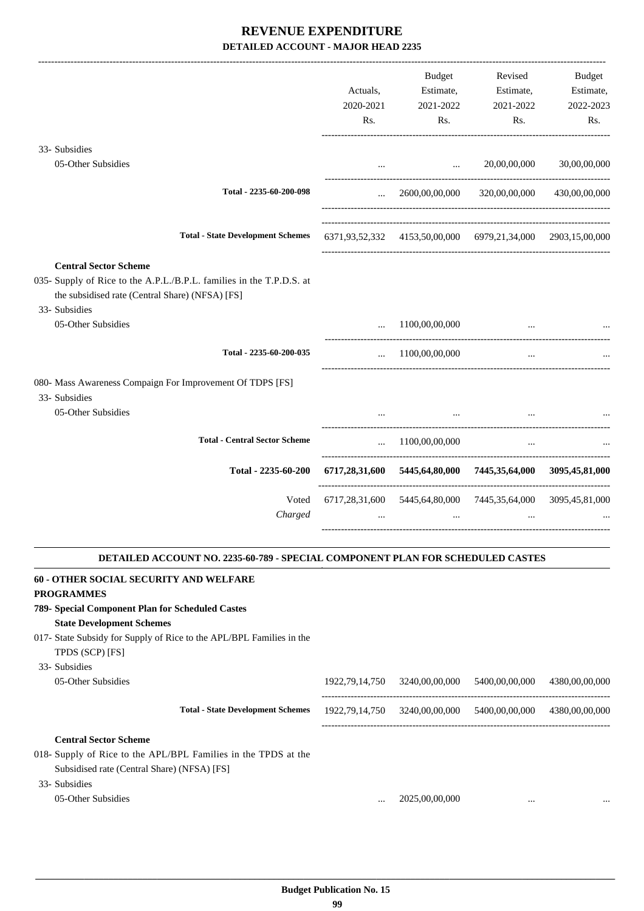# REVENUE EXPENDITURE

## DETAILED ACCOUNT - MAJOR HEAD 2235

| | Actuals, 2020-2021 Rs. | Budget Estimate, 2021-2022 Rs. | Revised Estimate, 2021-2022 Rs. | Budget Estimate, 2022-2023 Rs. |
|---|---|---|---|---|
| 33- Subsidies | | | | |
| 05-Other Subsidies | ... | ... | 20,00,00,000 | 30,00,00,000 |
| Total - 2235-60-200-098 | ... | 2600,00,00,000 | 320,00,00,000 | 430,00,00,000 |
| Total - State Development Schemes | 6371,93,52,332 | 4153,50,00,000 | 6979,21,34,000 | 2903,15,00,000 |
| **Central Sector Scheme** | | | | |
| 035- Supply of Rice to the A.P.L./B.P.L. families in the T.P.D.S. at the subsidised rate (Central Share) (NFSA) [FS] | | | | |
| 33- Subsidies | | | | |
| 05-Other Subsidies | ... | 1100,00,00,000 | ... | ... |
| Total - 2235-60-200-035 | ... | 1100,00,00,000 | ... | ... |
| 080- Mass Awareness Compaign For Improvement Of TDPS [FS] | | | | |
| 33- Subsidies | | | | |
| 05-Other Subsidies | ... | ... | ... | ... |
| Total - Central Sector Scheme | ... | 1100,00,00,000 | ... | ... |
| **Total - 2235-60-200** | **6717,28,31,600** | **5445,64,80,000** | **7445,35,64,000** | **3095,45,81,000** |
| Voted | 6717,28,31,600 | 5445,64,80,000 | 7445,35,64,000 | 3095,45,81,000 |
| *Charged* | ... | ... | ... | ... |

### DETAILED ACCOUNT NO. 2235-60-789 - SPECIAL COMPONENT PLAN FOR SCHEDULED CASTES

| | Actuals, 2020-2021 Rs. | Budget Estimate, 2021-2022 Rs. | Revised Estimate, 2021-2022 Rs. | Budget Estimate, 2022-2023 Rs. |
|---|---|---|---|---|
| **60 - OTHER SOCIAL SECURITY AND WELFARE PROGRAMMES** | | | | |
| **789- Special Component Plan for Scheduled Castes** | | | | |
| **State Development Schemes** | | | | |
| 017- State Subsidy for Supply of Rice to the APL/BPL Families in the TPDS (SCP) [FS] | | | | |
| 33- Subsidies | | | | |
| 05-Other Subsidies | 1922,79,14,750 | 3240,00,00,000 | 5400,00,00,000 | 4380,00,00,000 |
| Total - State Development Schemes | 1922,79,14,750 | 3240,00,00,000 | 5400,00,00,000 | 4380,00,00,000 |
| **Central Sector Scheme** | | | | |
| 018- Supply of Rice to the APL/BPL Families in the TPDS at the Subsidised rate (Central Share) (NFSA) [FS] | | | | |
| 33- Subsidies | | | | |
| 05-Other Subsidies | ... | 2025,00,00,000 | ... | ... |

Budget Publication No. 15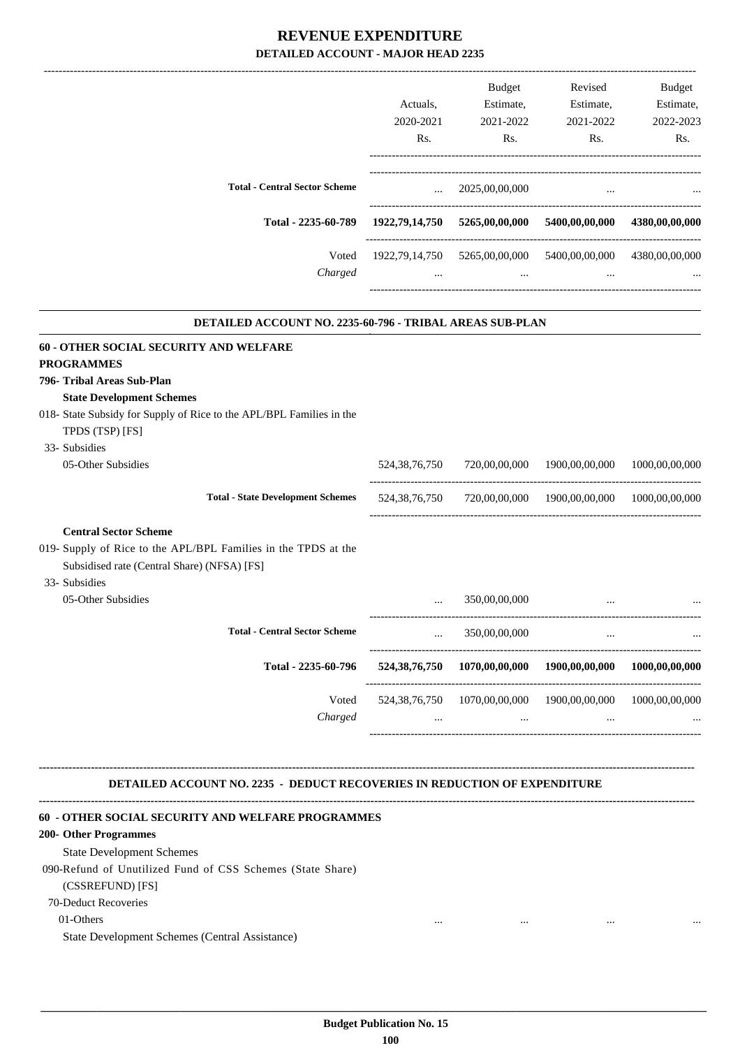# REVENUE EXPENDITURE

## DETAILED ACCOUNT - MAJOR HEAD 2235

| | Actuals, 2020-2021 Rs. | Budget Estimate, 2021-2022 Rs. | Revised Estimate, 2021-2022 Rs. | Budget Estimate, 2022-2023 Rs. |
|---|---|---|---|---|
| **Total - Central Sector Scheme** | ... | 2025,00,00,000 | ... | ... |
| **Total - 2235-60-789** | **1922,79,14,750** | **5265,00,00,000** | **5400,00,00,000** | **4380,00,00,000** |
| Voted | 1922,79,14,750 | 5265,00,00,000 | 5400,00,00,000 | 4380,00,00,000 |
| *Charged* | ... | ... | ... | ... |

### DETAILED ACCOUNT NO. 2235-60-796 - TRIBAL AREAS SUB-PLAN

| | Actuals, 2020-2021 Rs. | Budget Estimate, 2021-2022 Rs. | Revised Estimate, 2021-2022 Rs. | Budget Estimate, 2022-2023 Rs. |
|---|---|---|---|---|
| **60 - OTHER SOCIAL SECURITY AND WELFARE PROGRAMMES** | | | | |
| **796- Tribal Areas Sub-Plan** | | | | |
| **State Development Schemes** | | | | |
| 018- State Subsidy for Supply of Rice to the APL/BPL Families in the TPDS (TSP) [FS] | | | | |
| 33- Subsidies | | | | |
| 05-Other Subsidies | 524,38,76,750 | 720,00,00,000 | 1900,00,00,000 | 1000,00,00,000 |
| **Total - State Development Schemes** | 524,38,76,750 | 720,00,00,000 | 1900,00,00,000 | 1000,00,00,000 |
| **Central Sector Scheme** | | | | |
| 019- Supply of Rice to the APL/BPL Families in the TPDS at the Subsidised rate (Central Share) (NFSA) [FS] | | | | |
| 33- Subsidies | | | | |
| 05-Other Subsidies | ... | 350,00,00,000 | ... | ... |
| **Total - Central Sector Scheme** | ... | 350,00,00,000 | ... | ... |
| **Total - 2235-60-796** | **524,38,76,750** | **1070,00,00,000** | **1900,00,00,000** | **1000,00,00,000** |
| Voted | 524,38,76,750 | 1070,00,00,000 | 1900,00,00,000 | 1000,00,00,000 |
| *Charged* | ... | ... | ... | ... |

### DETAILED ACCOUNT NO. 2235 - DEDUCT RECOVERIES IN REDUCTION OF EXPENDITURE

| | Actuals, 2020-2021 Rs. | Budget Estimate, 2021-2022 Rs. | Revised Estimate, 2021-2022 Rs. | Budget Estimate, 2022-2023 Rs. |
|---|---|---|---|---|
| **60 - OTHER SOCIAL SECURITY AND WELFARE PROGRAMMES** | | | | |
| **200- Other Programmes** | | | | |
| State Development Schemes | | | | |
| 090-Refund of Unutilized Fund of CSS Schemes (State Share) (CSSREFUND) [FS] | | | | |
| 70-Deduct Recoveries | | | | |
| 01-Others | ... | ... | ... | ... |
| State Development Schemes (Central Assistance) | | | | |

Budget Publication No. 15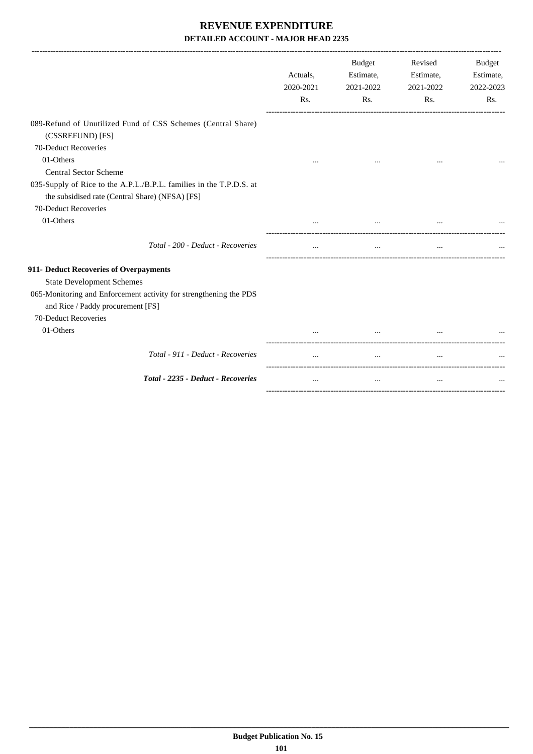# REVENUE EXPENDITURE

## DETAILED ACCOUNT - MAJOR HEAD 2235

| | Actuals, 2020-2021 Rs. | Budget Estimate, 2021-2022 Rs. | Revised Estimate, 2021-2022 Rs. | Budget Estimate, 2022-2023 Rs. |
|---|---|---|---|---|
| 089-Refund of Unutilized Fund of CSS Schemes (Central Share) (CSSREFUND) [FS] | | | | |
| 70-Deduct Recoveries | | | | |
| 01-Others | ... | ... | ... | ... |
| Central Sector Scheme | | | | |
| 035-Supply of Rice to the A.P.L./B.P.L. families in the T.P.D.S. at the subsidised rate (Central Share) (NFSA) [FS] | | | | |
| 70-Deduct Recoveries | | | | |
| 01-Others | ... | ... | ... | ... |
| *Total - 200 - Deduct - Recoveries* | ... | ... | ... | ... |
| **911- Deduct Recoveries of Overpayments** | | | | |
| State Development Schemes | | | | |
| 065-Monitoring and Enforcement activity for strengthening the PDS and Rice / Paddy procurement [FS] | | | | |
| 70-Deduct Recoveries | | | | |
| 01-Others | ... | ... | ... | ... |
| *Total - 911 - Deduct - Recoveries* | ... | ... | ... | ... |
| ***Total - 2235 - Deduct - Recoveries*** | ... | ... | ... | ... |

**Budget Publication No. 15**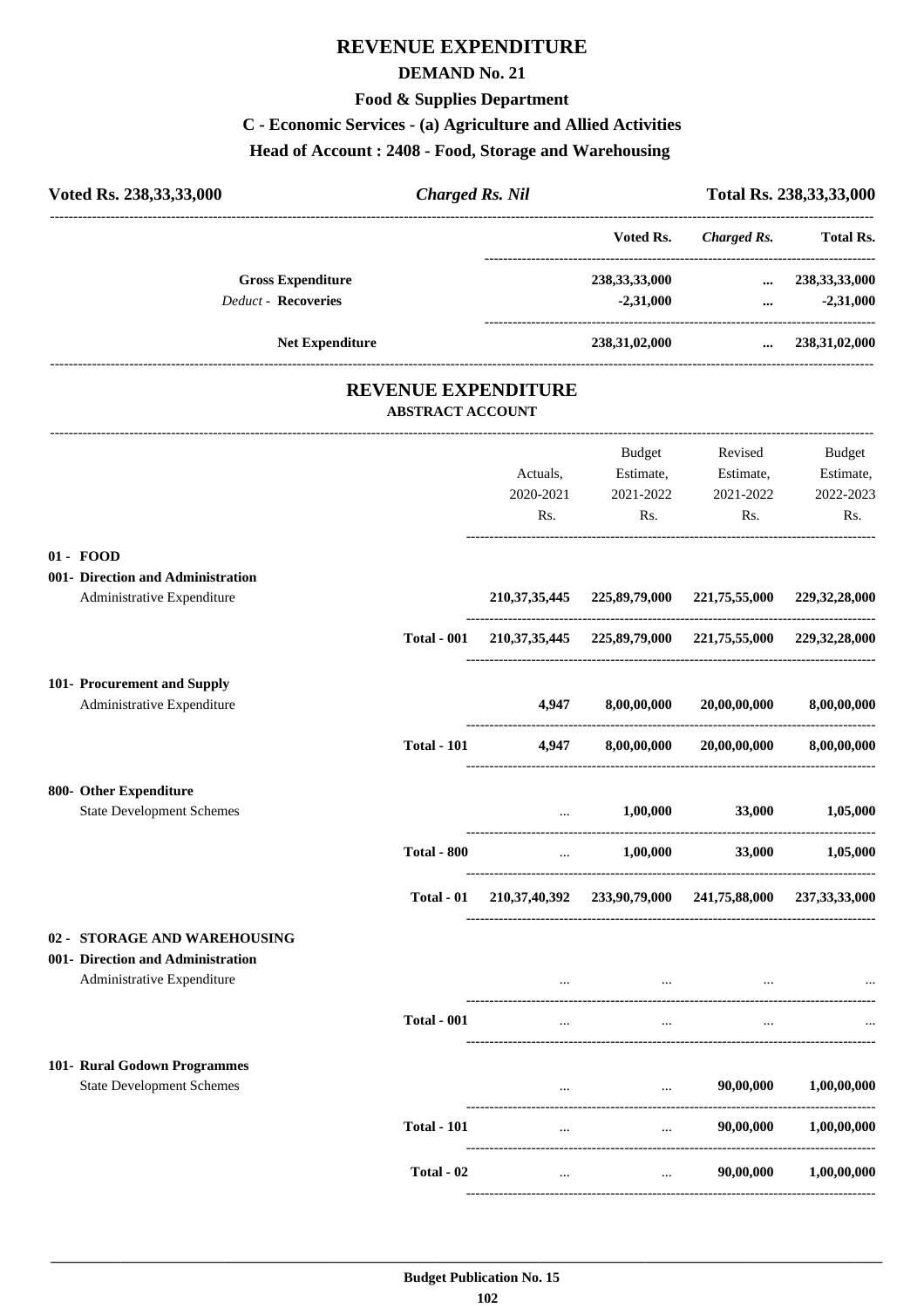# REVENUE EXPENDITURE

## DEMAND No. 21

### Food & Supplies Department

### C - Economic Services - (a) Agriculture and Allied Activities

### Head of Account : 2408 - Food, Storage and Warehousing

| Voted Rs. 238,33,33,000 | *Charged Rs. Nil* | | Total Rs. 238,33,33,000 |
|---|---|---|---|

| | Voted Rs. | *Charged Rs.* | Total Rs. |
|---|---|---|---|
| **Gross Expenditure** | 238,33,33,000 | ... | 238,33,33,000 |
| *Deduct* - **Recoveries** | -2,31,000 | ... | -2,31,000 |
| **Net Expenditure** | 238,31,02,000 | ... | 238,31,02,000 |

## REVENUE EXPENDITURE

### ABSTRACT ACCOUNT

| | | Actuals, 2020-2021 Rs. | Budget Estimate, 2021-2022 Rs. | Revised Estimate, 2021-2022 Rs. | Budget Estimate, 2022-2023 Rs. |
|---|---|---|---|---|---|
| **01 - FOOD** | | | | | |
| **001- Direction and Administration** | | | | | |
| Administrative Expenditure | | 210,37,35,445 | 225,89,79,000 | 221,75,55,000 | 229,32,28,000 |
| | **Total - 001** | 210,37,35,445 | 225,89,79,000 | 221,75,55,000 | 229,32,28,000 |
| **101- Procurement and Supply** | | | | | |
| Administrative Expenditure | | 4,947 | 8,00,00,000 | 20,00,00,000 | 8,00,00,000 |
| | **Total - 101** | 4,947 | 8,00,00,000 | 20,00,00,000 | 8,00,00,000 |
| **800- Other Expenditure** | | | | | |
| State Development Schemes | | ... | 1,00,000 | 33,000 | 1,05,000 |
| | **Total - 800** | ... | 1,00,000 | 33,000 | 1,05,000 |
| | **Total - 01** | 210,37,40,392 | 233,90,79,000 | 241,75,88,000 | 237,33,33,000 |
| **02 - STORAGE AND WAREHOUSING** | | | | | |
| **001- Direction and Administration** | | | | | |
| Administrative Expenditure | | ... | ... | ... | ... |
| | **Total - 001** | ... | ... | ... | ... |
| **101- Rural Godown Programmes** | | | | | |
| State Development Schemes | | ... | ... | 90,00,000 | 1,00,00,000 |
| | **Total - 101** | ... | ... | 90,00,000 | 1,00,00,000 |
| | **Total - 02** | ... | ... | 90,00,000 | 1,00,00,000 |

**Budget Publication No. 15**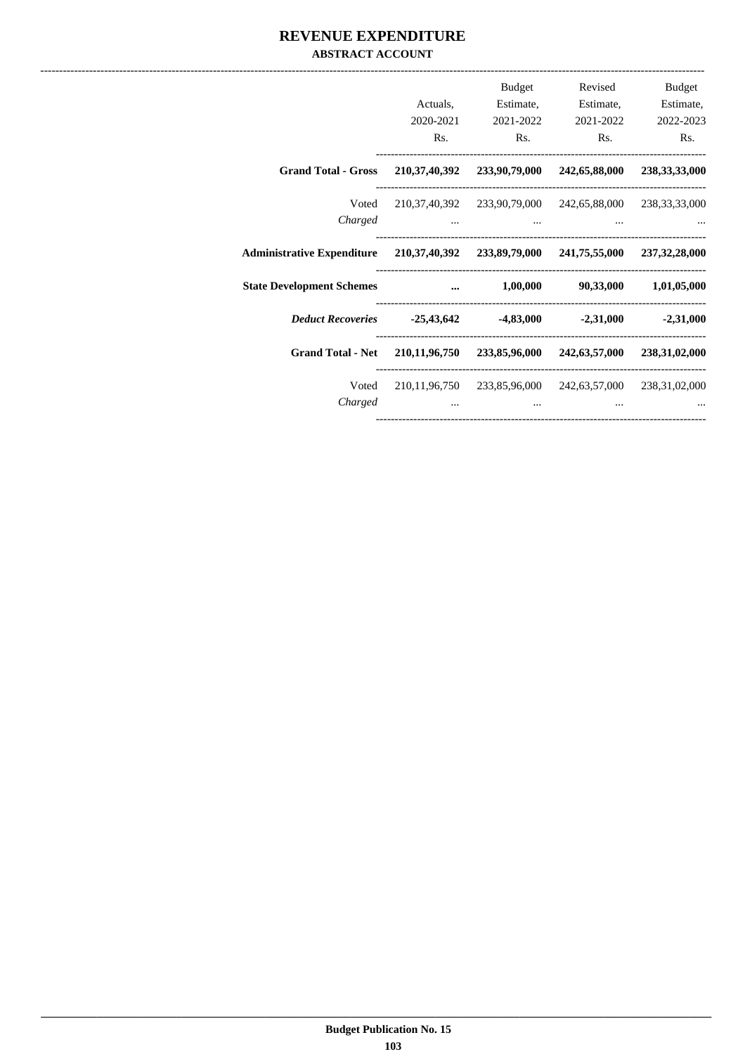# REVENUE EXPENDITURE

## ABSTRACT ACCOUNT

| | Actuals, 2020-2021 Rs. | Budget Estimate, 2021-2022 Rs. | Revised Estimate, 2021-2022 Rs. | Budget Estimate, 2022-2023 Rs. |
|---|---|---|---|---|
| **Grand Total - Gross** | **210,37,40,392** | **233,90,79,000** | **242,65,88,000** | **238,33,33,000** |
| Voted | 210,37,40,392 | 233,90,79,000 | 242,65,88,000 | 238,33,33,000 |
| *Charged* | ... | ... | ... | ... |
| **Administrative Expenditure** | **210,37,40,392** | **233,89,79,000** | **241,75,55,000** | **237,32,28,000** |
| **State Development Schemes** | **...** | **1,00,000** | **90,33,000** | **1,01,05,000** |
| ***Deduct Recoveries*** | **-25,43,642** | **-4,83,000** | **-2,31,000** | **-2,31,000** |
| **Grand Total - Net** | **210,11,96,750** | **233,85,96,000** | **242,63,57,000** | **238,31,02,000** |
| Voted | 210,11,96,750 | 233,85,96,000 | 242,63,57,000 | 238,31,02,000 |
| *Charged* | ... | ... | ... | ... |

**Budget Publication No. 15**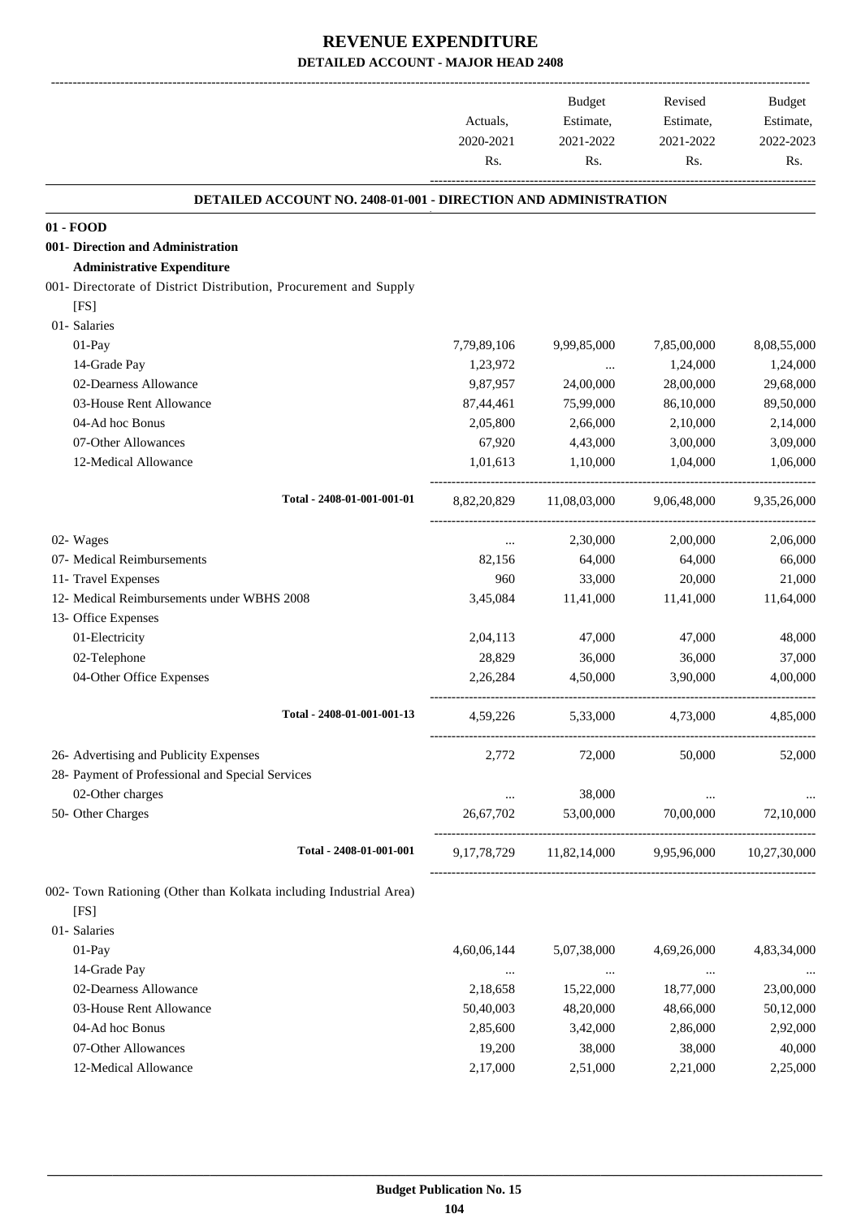# REVENUE EXPENDITURE

## DETAILED ACCOUNT - MAJOR HEAD 2408

| | Actuals, 2020-2021 Rs. | Budget Estimate, 2021-2022 Rs. | Revised Estimate, 2021-2022 Rs. | Budget Estimate, 2022-2023 Rs. |
|---|---|---|---|---|
| **DETAILED ACCOUNT NO. 2408-01-001 - DIRECTION AND ADMINISTRATION** | | | | |
| **01 - FOOD** | | | | |
| **001- Direction and Administration** | | | | |
| **Administrative Expenditure** | | | | |
| 001- Directorate of District Distribution, Procurement and Supply [FS] | | | | |
| 01- Salaries | | | | |
| 01-Pay | 7,79,89,106 | 9,99,85,000 | 7,85,00,000 | 8,08,55,000 |
| 14-Grade Pay | 1,23,972 | ... | 1,24,000 | 1,24,000 |
| 02-Dearness Allowance | 9,87,957 | 24,00,000 | 28,00,000 | 29,68,000 |
| 03-House Rent Allowance | 87,44,461 | 75,99,000 | 86,10,000 | 89,50,000 |
| 04-Ad hoc Bonus | 2,05,800 | 2,66,000 | 2,10,000 | 2,14,000 |
| 07-Other Allowances | 67,920 | 4,43,000 | 3,00,000 | 3,09,000 |
| 12-Medical Allowance | 1,01,613 | 1,10,000 | 1,04,000 | 1,06,000 |
| Total - 2408-01-001-001-01 | 8,82,20,829 | 11,08,03,000 | 9,06,48,000 | 9,35,26,000 |
| 02- Wages | ... | 2,30,000 | 2,00,000 | 2,06,000 |
| 07- Medical Reimbursements | 82,156 | 64,000 | 64,000 | 66,000 |
| 11- Travel Expenses | 960 | 33,000 | 20,000 | 21,000 |
| 12- Medical Reimbursements under WBHS 2008 | 3,45,084 | 11,41,000 | 11,41,000 | 11,64,000 |
| 13- Office Expenses | | | | |
| 01-Electricity | 2,04,113 | 47,000 | 47,000 | 48,000 |
| 02-Telephone | 28,829 | 36,000 | 36,000 | 37,000 |
| 04-Other Office Expenses | 2,26,284 | 4,50,000 | 3,90,000 | 4,00,000 |
| Total - 2408-01-001-001-13 | 4,59,226 | 5,33,000 | 4,73,000 | 4,85,000 |
| 26- Advertising and Publicity Expenses | 2,772 | 72,000 | 50,000 | 52,000 |
| 28- Payment of Professional and Special Services | | | | |
| 02-Other charges | ... | 38,000 | ... | ... |
| 50- Other Charges | 26,67,702 | 53,00,000 | 70,00,000 | 72,10,000 |
| Total - 2408-01-001-001 | 9,17,78,729 | 11,82,14,000 | 9,95,96,000 | 10,27,30,000 |
| 002- Town Rationing (Other than Kolkata including Industrial Area) [FS] | | | | |
| 01- Salaries | | | | |
| 01-Pay | 4,60,06,144 | 5,07,38,000 | 4,69,26,000 | 4,83,34,000 |
| 14-Grade Pay | ... | ... | ... | ... |
| 02-Dearness Allowance | 2,18,658 | 15,22,000 | 18,77,000 | 23,00,000 |
| 03-House Rent Allowance | 50,40,003 | 48,20,000 | 48,66,000 | 50,12,000 |
| 04-Ad hoc Bonus | 2,85,600 | 3,42,000 | 2,86,000 | 2,92,000 |
| 07-Other Allowances | 19,200 | 38,000 | 38,000 | 40,000 |
| 12-Medical Allowance | 2,17,000 | 2,51,000 | 2,21,000 | 2,25,000 |

Budget Publication No. 15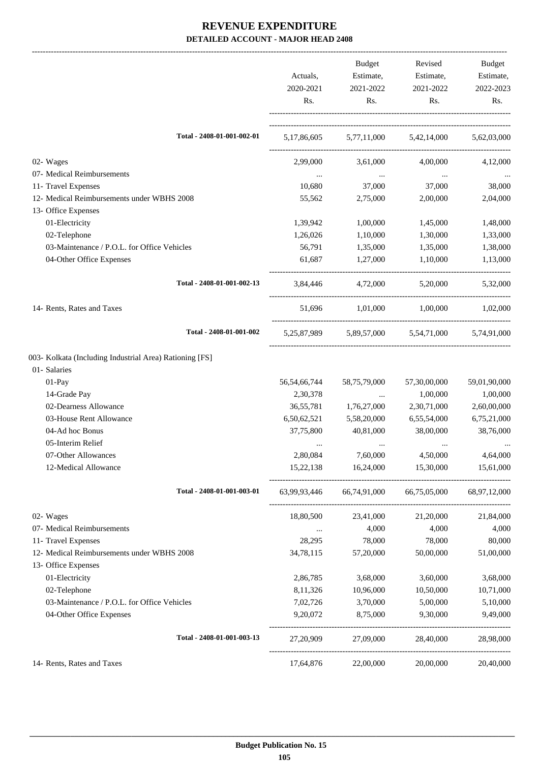# REVENUE EXPENDITURE

**DETAILED ACCOUNT - MAJOR HEAD 2408**

| | Actuals, 2020-2021 Rs. | Budget Estimate, 2021-2022 Rs. | Revised Estimate, 2021-2022 Rs. | Budget Estimate, 2022-2023 Rs. |
|---|---|---|---|---|
| Total - 2408-01-001-002-01 | 5,17,86,605 | 5,77,11,000 | 5,42,14,000 | 5,62,03,000 |
| 02- Wages | 2,99,000 | 3,61,000 | 4,00,000 | 4,12,000 |
| 07- Medical Reimbursements | ... | ... | ... | ... |
| 11- Travel Expenses | 10,680 | 37,000 | 37,000 | 38,000 |
| 12- Medical Reimbursements under WBHS 2008 | 55,562 | 2,75,000 | 2,00,000 | 2,04,000 |
| 13- Office Expenses | | | | |
| 01-Electricity | 1,39,942 | 1,00,000 | 1,45,000 | 1,48,000 |
| 02-Telephone | 1,26,026 | 1,10,000 | 1,30,000 | 1,33,000 |
| 03-Maintenance / P.O.L. for Office Vehicles | 56,791 | 1,35,000 | 1,35,000 | 1,38,000 |
| 04-Other Office Expenses | 61,687 | 1,27,000 | 1,10,000 | 1,13,000 |
| Total - 2408-01-001-002-13 | 3,84,446 | 4,72,000 | 5,20,000 | 5,32,000 |
| 14- Rents, Rates and Taxes | 51,696 | 1,01,000 | 1,00,000 | 1,02,000 |
| Total - 2408-01-001-002 | 5,25,87,989 | 5,89,57,000 | 5,54,71,000 | 5,74,91,000 |
| 003- Kolkata (Including Industrial Area) Rationing [FS] | | | | |
| 01- Salaries | | | | |
| 01-Pay | 56,54,66,744 | 58,75,79,000 | 57,30,00,000 | 59,01,90,000 |
| 14-Grade Pay | 2,30,378 | ... | 1,00,000 | 1,00,000 |
| 02-Dearness Allowance | 36,55,781 | 1,76,27,000 | 2,30,71,000 | 2,60,00,000 |
| 03-House Rent Allowance | 6,50,62,521 | 5,58,20,000 | 6,55,54,000 | 6,75,21,000 |
| 04-Ad hoc Bonus | 37,75,800 | 40,81,000 | 38,00,000 | 38,76,000 |
| 05-Interim Relief | ... | ... | ... | ... |
| 07-Other Allowances | 2,80,084 | 7,60,000 | 4,50,000 | 4,64,000 |
| 12-Medical Allowance | 15,22,138 | 16,24,000 | 15,30,000 | 15,61,000 |
| Total - 2408-01-001-003-01 | 63,99,93,446 | 66,74,91,000 | 66,75,05,000 | 68,97,12,000 |
| 02- Wages | 18,80,500 | 23,41,000 | 21,20,000 | 21,84,000 |
| 07- Medical Reimbursements | ... | 4,000 | 4,000 | 4,000 |
| 11- Travel Expenses | 28,295 | 78,000 | 78,000 | 80,000 |
| 12- Medical Reimbursements under WBHS 2008 | 34,78,115 | 57,20,000 | 50,00,000 | 51,00,000 |
| 13- Office Expenses | | | | |
| 01-Electricity | 2,86,785 | 3,68,000 | 3,60,000 | 3,68,000 |
| 02-Telephone | 8,11,326 | 10,96,000 | 10,50,000 | 10,71,000 |
| 03-Maintenance / P.O.L. for Office Vehicles | 7,02,726 | 3,70,000 | 5,00,000 | 5,10,000 |
| 04-Other Office Expenses | 9,20,072 | 8,75,000 | 9,30,000 | 9,49,000 |
| Total - 2408-01-001-003-13 | 27,20,909 | 27,09,000 | 28,40,000 | 28,98,000 |
| 14- Rents, Rates and Taxes | 17,64,876 | 22,00,000 | 20,00,000 | 20,40,000 |

**Budget Publication No. 15**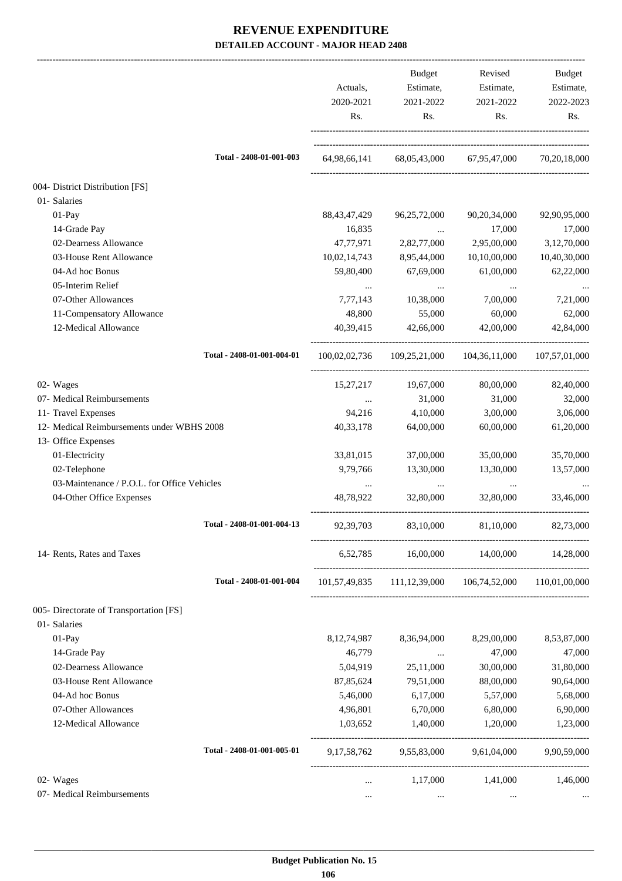# REVENUE EXPENDITURE

**DETAILED ACCOUNT - MAJOR HEAD 2408**

| | Actuals, 2020-2021 Rs. | Budget Estimate, 2021-2022 Rs. | Revised Estimate, 2021-2022 Rs. | Budget Estimate, 2022-2023 Rs. |
|---|---|---|---|---|
| Total - 2408-01-001-003 | 64,98,66,141 | 68,05,43,000 | 67,95,47,000 | 70,20,18,000 |
| 004- District Distribution [FS] | | | | |
| 01- Salaries | | | | |
| 01-Pay | 88,43,47,429 | 96,25,72,000 | 90,20,34,000 | 92,90,95,000 |
| 14-Grade Pay | 16,835 | ... | 17,000 | 17,000 |
| 02-Dearness Allowance | 47,77,971 | 2,82,77,000 | 2,95,00,000 | 3,12,70,000 |
| 03-House Rent Allowance | 10,02,14,743 | 8,95,44,000 | 10,10,00,000 | 10,40,30,000 |
| 04-Ad hoc Bonus | 59,80,400 | 67,69,000 | 61,00,000 | 62,22,000 |
| 05-Interim Relief | ... | ... | ... | ... |
| 07-Other Allowances | 7,77,143 | 10,38,000 | 7,00,000 | 7,21,000 |
| 11-Compensatory Allowance | 48,800 | 55,000 | 60,000 | 62,000 |
| 12-Medical Allowance | 40,39,415 | 42,66,000 | 42,00,000 | 42,84,000 |
| Total - 2408-01-001-004-01 | 100,02,02,736 | 109,25,21,000 | 104,36,11,000 | 107,57,01,000 |
| 02- Wages | 15,27,217 | 19,67,000 | 80,00,000 | 82,40,000 |
| 07- Medical Reimbursements | ... | 31,000 | 31,000 | 32,000 |
| 11- Travel Expenses | 94,216 | 4,10,000 | 3,00,000 | 3,06,000 |
| 12- Medical Reimbursements under WBHS 2008 | 40,33,178 | 64,00,000 | 60,00,000 | 61,20,000 |
| 13- Office Expenses | | | | |
| 01-Electricity | 33,81,015 | 37,00,000 | 35,00,000 | 35,70,000 |
| 02-Telephone | 9,79,766 | 13,30,000 | 13,30,000 | 13,57,000 |
| 03-Maintenance / P.O.L. for Office Vehicles | ... | ... | ... | ... |
| 04-Other Office Expenses | 48,78,922 | 32,80,000 | 32,80,000 | 33,46,000 |
| Total - 2408-01-001-004-13 | 92,39,703 | 83,10,000 | 81,10,000 | 82,73,000 |
| 14- Rents, Rates and Taxes | 6,52,785 | 16,00,000 | 14,00,000 | 14,28,000 |
| Total - 2408-01-001-004 | 101,57,49,835 | 111,12,39,000 | 106,74,52,000 | 110,01,00,000 |
| 005- Directorate of Transportation [FS] | | | | |
| 01- Salaries | | | | |
| 01-Pay | 8,12,74,987 | 8,36,94,000 | 8,29,00,000 | 8,53,87,000 |
| 14-Grade Pay | 46,779 | ... | 47,000 | 47,000 |
| 02-Dearness Allowance | 5,04,919 | 25,11,000 | 30,00,000 | 31,80,000 |
| 03-House Rent Allowance | 87,85,624 | 79,51,000 | 88,00,000 | 90,64,000 |
| 04-Ad hoc Bonus | 5,46,000 | 6,17,000 | 5,57,000 | 5,68,000 |
| 07-Other Allowances | 4,96,801 | 6,70,000 | 6,80,000 | 6,90,000 |
| 12-Medical Allowance | 1,03,652 | 1,40,000 | 1,20,000 | 1,23,000 |
| Total - 2408-01-001-005-01 | 9,17,58,762 | 9,55,83,000 | 9,61,04,000 | 9,90,59,000 |
| 02- Wages | ... | 1,17,000 | 1,41,000 | 1,46,000 |
| 07- Medical Reimbursements | ... | ... | ... | ... |

**Budget Publication No. 15**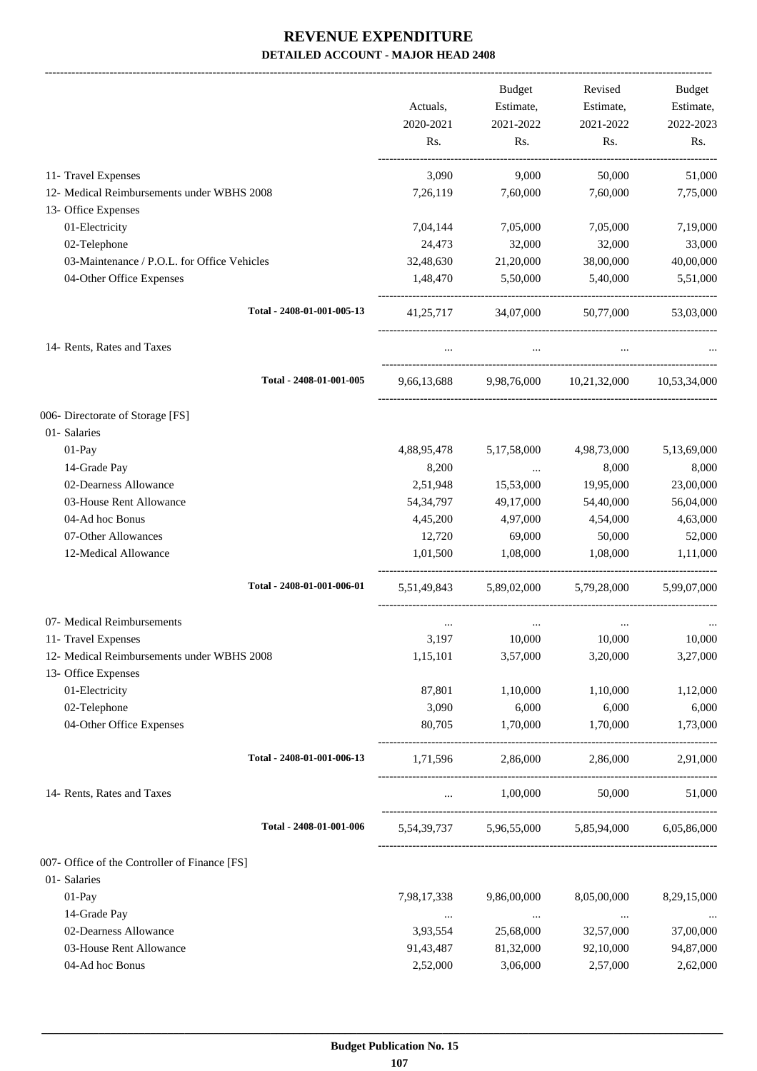# REVENUE EXPENDITURE

## DETAILED ACCOUNT - MAJOR HEAD 2408

| | Actuals, 2020-2021 Rs. | Budget Estimate, 2021-2022 Rs. | Revised Estimate, 2021-2022 Rs. | Budget Estimate, 2022-2023 Rs. |
|---|---|---|---|---|
| 11- Travel Expenses | 3,090 | 9,000 | 50,000 | 51,000 |
| 12- Medical Reimbursements under WBHS 2008 | 7,26,119 | 7,60,000 | 7,60,000 | 7,75,000 |
| 13- Office Expenses | | | | |
| 01-Electricity | 7,04,144 | 7,05,000 | 7,05,000 | 7,19,000 |
| 02-Telephone | 24,473 | 32,000 | 32,000 | 33,000 |
| 03-Maintenance / P.O.L. for Office Vehicles | 32,48,630 | 21,20,000 | 38,00,000 | 40,00,000 |
| 04-Other Office Expenses | 1,48,470 | 5,50,000 | 5,40,000 | 5,51,000 |
| Total - 2408-01-001-005-13 | 41,25,717 | 34,07,000 | 50,77,000 | 53,03,000 |
| 14- Rents, Rates and Taxes | ... | ... | ... | ... |
| Total - 2408-01-001-005 | 9,66,13,688 | 9,98,76,000 | 10,21,32,000 | 10,53,34,000 |
| 006- Directorate of Storage [FS] | | | | |
| 01- Salaries | | | | |
| 01-Pay | 4,88,95,478 | 5,17,58,000 | 4,98,73,000 | 5,13,69,000 |
| 14-Grade Pay | 8,200 | ... | 8,000 | 8,000 |
| 02-Dearness Allowance | 2,51,948 | 15,53,000 | 19,95,000 | 23,00,000 |
| 03-House Rent Allowance | 54,34,797 | 49,17,000 | 54,40,000 | 56,04,000 |
| 04-Ad hoc Bonus | 4,45,200 | 4,97,000 | 4,54,000 | 4,63,000 |
| 07-Other Allowances | 12,720 | 69,000 | 50,000 | 52,000 |
| 12-Medical Allowance | 1,01,500 | 1,08,000 | 1,08,000 | 1,11,000 |
| Total - 2408-01-001-006-01 | 5,51,49,843 | 5,89,02,000 | 5,79,28,000 | 5,99,07,000 |
| 07- Medical Reimbursements | ... | ... | ... | ... |
| 11- Travel Expenses | 3,197 | 10,000 | 10,000 | 10,000 |
| 12- Medical Reimbursements under WBHS 2008 | 1,15,101 | 3,57,000 | 3,20,000 | 3,27,000 |
| 13- Office Expenses | | | | |
| 01-Electricity | 87,801 | 1,10,000 | 1,10,000 | 1,12,000 |
| 02-Telephone | 3,090 | 6,000 | 6,000 | 6,000 |
| 04-Other Office Expenses | 80,705 | 1,70,000 | 1,70,000 | 1,73,000 |
| Total - 2408-01-001-006-13 | 1,71,596 | 2,86,000 | 2,86,000 | 2,91,000 |
| 14- Rents, Rates and Taxes | ... | 1,00,000 | 50,000 | 51,000 |
| Total - 2408-01-001-006 | 5,54,39,737 | 5,96,55,000 | 5,85,94,000 | 6,05,86,000 |
| 007- Office of the Controller of Finance [FS] | | | | |
| 01- Salaries | | | | |
| 01-Pay | 7,98,17,338 | 9,86,00,000 | 8,05,00,000 | 8,29,15,000 |
| 14-Grade Pay | ... | ... | ... | ... |
| 02-Dearness Allowance | 3,93,554 | 25,68,000 | 32,57,000 | 37,00,000 |
| 03-House Rent Allowance | 91,43,487 | 81,32,000 | 92,10,000 | 94,87,000 |
| 04-Ad hoc Bonus | 2,52,000 | 3,06,000 | 2,57,000 | 2,62,000 |

Budget Publication No. 15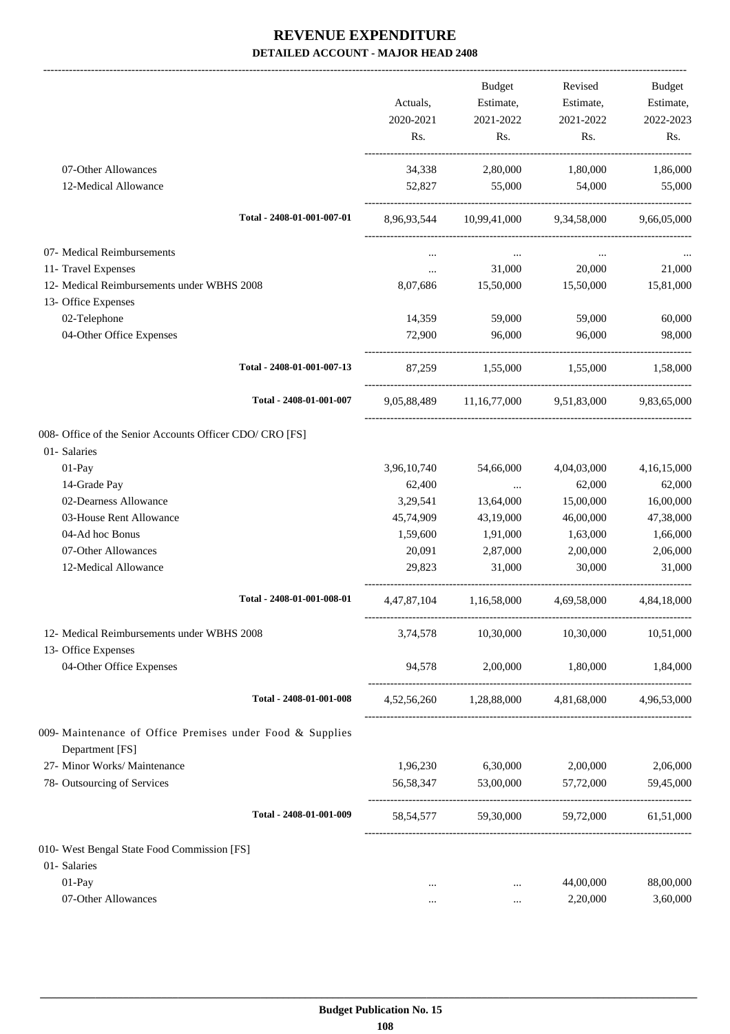# REVENUE EXPENDITURE

## DETAILED ACCOUNT - MAJOR HEAD 2408

| | Actuals, 2020-2021 Rs. | Budget Estimate, 2021-2022 Rs. | Revised Estimate, 2021-2022 Rs. | Budget Estimate, 2022-2023 Rs. |
|---|---|---|---|---|
| 07-Other Allowances | 34,338 | 2,80,000 | 1,80,000 | 1,86,000 |
| 12-Medical Allowance | 52,827 | 55,000 | 54,000 | 55,000 |
| **Total - 2408-01-001-007-01** | 8,96,93,544 | 10,99,41,000 | 9,34,58,000 | 9,66,05,000 |
| 07- Medical Reimbursements | ... | ... | ... | ... |
| 11- Travel Expenses | ... | 31,000 | 20,000 | 21,000 |
| 12- Medical Reimbursements under WBHS 2008 | 8,07,686 | 15,50,000 | 15,50,000 | 15,81,000 |
| 13- Office Expenses | | | | |
| 02-Telephone | 14,359 | 59,000 | 59,000 | 60,000 |
| 04-Other Office Expenses | 72,900 | 96,000 | 96,000 | 98,000 |
| **Total - 2408-01-001-007-13** | 87,259 | 1,55,000 | 1,55,000 | 1,58,000 |
| **Total - 2408-01-001-007** | 9,05,88,489 | 11,16,77,000 | 9,51,83,000 | 9,83,65,000 |
| 008- Office of the Senior Accounts Officer CDO/ CRO [FS] | | | | |
| 01- Salaries | | | | |
| 01-Pay | 3,96,10,740 | 54,66,000 | 4,04,03,000 | 4,16,15,000 |
| 14-Grade Pay | 62,400 | ... | 62,000 | 62,000 |
| 02-Dearness Allowance | 3,29,541 | 13,64,000 | 15,00,000 | 16,00,000 |
| 03-House Rent Allowance | 45,74,909 | 43,19,000 | 46,00,000 | 47,38,000 |
| 04-Ad hoc Bonus | 1,59,600 | 1,91,000 | 1,63,000 | 1,66,000 |
| 07-Other Allowances | 20,091 | 2,87,000 | 2,00,000 | 2,06,000 |
| 12-Medical Allowance | 29,823 | 31,000 | 30,000 | 31,000 |
| **Total - 2408-01-001-008-01** | 4,47,87,104 | 1,16,58,000 | 4,69,58,000 | 4,84,18,000 |
| 12- Medical Reimbursements under WBHS 2008 | 3,74,578 | 10,30,000 | 10,30,000 | 10,51,000 |
| 13- Office Expenses | | | | |
| 04-Other Office Expenses | 94,578 | 2,00,000 | 1,80,000 | 1,84,000 |
| **Total - 2408-01-001-008** | 4,52,56,260 | 1,28,88,000 | 4,81,68,000 | 4,96,53,000 |
| 009- Maintenance of Office Premises under Food & Supplies Department [FS] | | | | |
| 27- Minor Works/ Maintenance | 1,96,230 | 6,30,000 | 2,00,000 | 2,06,000 |
| 78- Outsourcing of Services | 56,58,347 | 53,00,000 | 57,72,000 | 59,45,000 |
| **Total - 2408-01-001-009** | 58,54,577 | 59,30,000 | 59,72,000 | 61,51,000 |
| 010- West Bengal State Food Commission [FS] | | | | |
| 01- Salaries | | | | |
| 01-Pay | ... | ... | 44,00,000 | 88,00,000 |
| 07-Other Allowances | ... | ... | 2,20,000 | 3,60,000 |

Budget Publication No. 15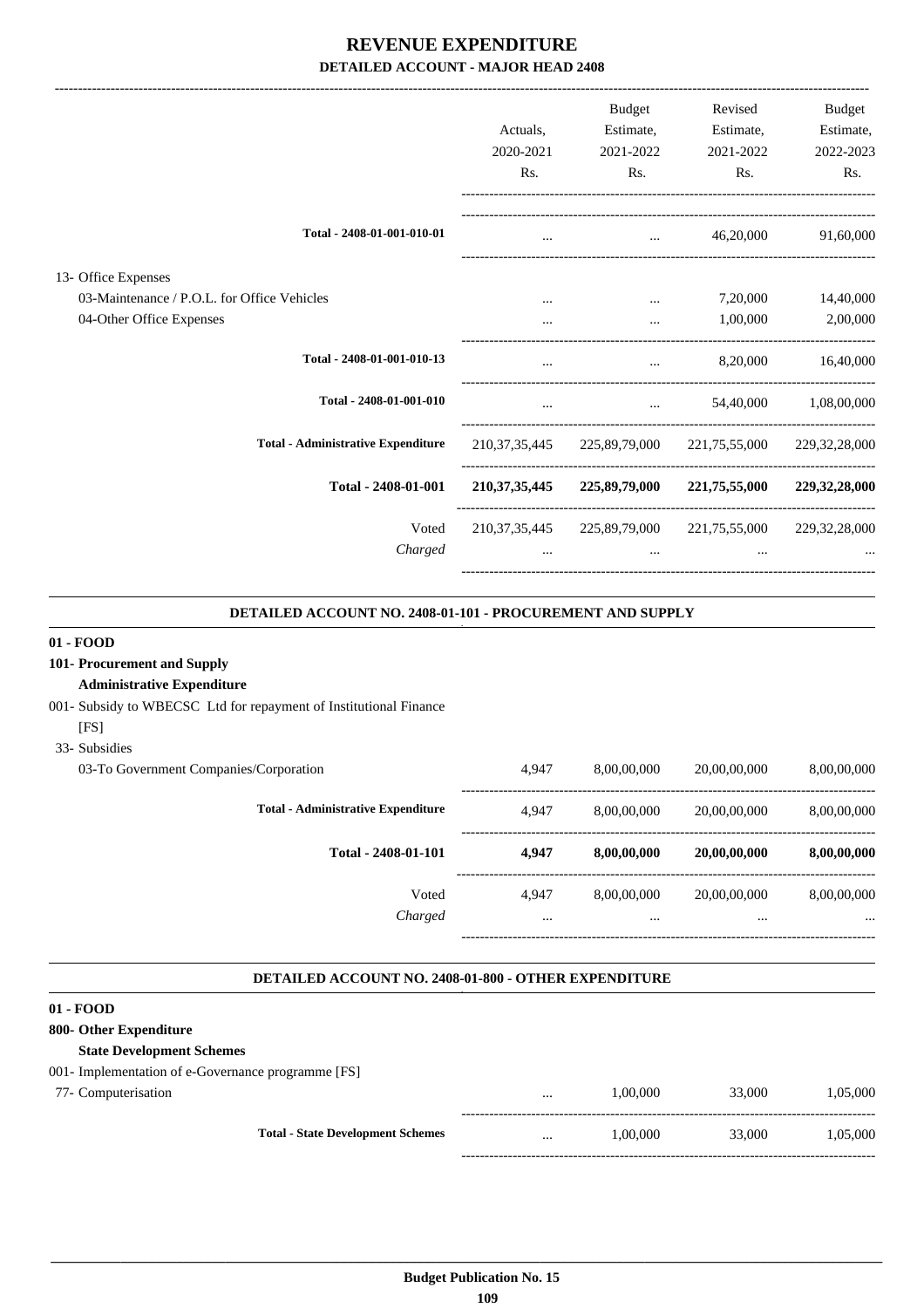# REVENUE EXPENDITURE

## DETAILED ACCOUNT - MAJOR HEAD 2408

| | Actuals, 2020-2021 Rs. | Budget Estimate, 2021-2022 Rs. | Revised Estimate, 2021-2022 Rs. | Budget Estimate, 2022-2023 Rs. |
|---|---|---|---|---|
| **Total - 2408-01-001-010-01** | ... | ... | 46,20,000 | 91,60,000 |
| 13- Office Expenses | | | | |
| 03-Maintenance / P.O.L. for Office Vehicles | ... | ... | 7,20,000 | 14,40,000 |
| 04-Other Office Expenses | ... | ... | 1,00,000 | 2,00,000 |
| **Total - 2408-01-001-010-13** | ... | ... | 8,20,000 | 16,40,000 |
| **Total - 2408-01-001-010** | ... | ... | 54,40,000 | 1,08,00,000 |
| **Total - Administrative Expenditure** | 210,37,35,445 | 225,89,79,000 | 221,75,55,000 | 229,32,28,000 |
| **Total - 2408-01-001** | **210,37,35,445** | **225,89,79,000** | **221,75,55,000** | **229,32,28,000** |
| Voted | 210,37,35,445 | 225,89,79,000 | 221,75,55,000 | 229,32,28,000 |
| *Charged* | ... | ... | ... | ... |

### DETAILED ACCOUNT NO. 2408-01-101 - PROCUREMENT AND SUPPLY

| | Actuals, 2020-2021 Rs. | Budget Estimate, 2021-2022 Rs. | Revised Estimate, 2021-2022 Rs. | Budget Estimate, 2022-2023 Rs. |
|---|---|---|---|---|
| **01 - FOOD** | | | | |
| **101- Procurement and Supply** | | | | |
| **Administrative Expenditure** | | | | |
| 001- Subsidy to WBECSC Ltd for repayment of Institutional Finance [FS] | | | | |
| 33- Subsidies | | | | |
| 03-To Government Companies/Corporation | 4,947 | 8,00,00,000 | 20,00,00,000 | 8,00,00,000 |
| **Total - Administrative Expenditure** | 4,947 | 8,00,00,000 | 20,00,00,000 | 8,00,00,000 |
| **Total - 2408-01-101** | **4,947** | **8,00,00,000** | **20,00,00,000** | **8,00,00,000** |
| Voted | 4,947 | 8,00,00,000 | 20,00,00,000 | 8,00,00,000 |
| *Charged* | ... | ... | ... | ... |

### DETAILED ACCOUNT NO. 2408-01-800 - OTHER EXPENDITURE

| | Actuals, 2020-2021 Rs. | Budget Estimate, 2021-2022 Rs. | Revised Estimate, 2021-2022 Rs. | Budget Estimate, 2022-2023 Rs. |
|---|---|---|---|---|
| **01 - FOOD** | | | | |
| **800- Other Expenditure** | | | | |
| **State Development Schemes** | | | | |
| 001- Implementation of e-Governance programme [FS] | | | | |
| 77- Computerisation | ... | 1,00,000 | 33,000 | 1,05,000 |
| **Total - State Development Schemes** | ... | 1,00,000 | 33,000 | 1,05,000 |

**Budget Publication No. 15**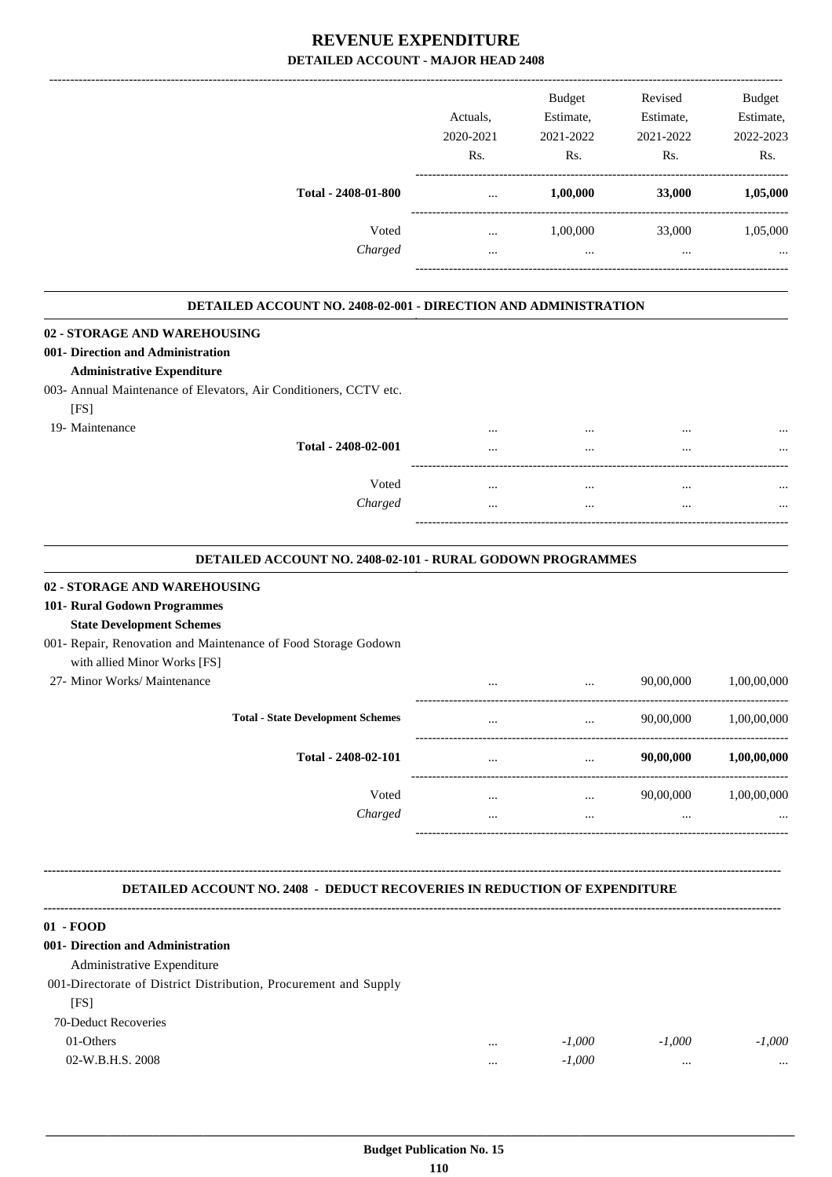# REVENUE EXPENDITURE

## DETAILED ACCOUNT - MAJOR HEAD 2408

| | Actuals, 2020-2021 Rs. | Budget Estimate, 2021-2022 Rs. | Revised Estimate, 2021-2022 Rs. | Budget Estimate, 2022-2023 Rs. |
|---|---|---|---|---|
| **Total - 2408-01-800** | ... | **1,00,000** | **33,000** | **1,05,000** |
| Voted | ... | 1,00,000 | 33,000 | 1,05,000 |
| *Charged* | ... | ... | ... | ... |

### DETAILED ACCOUNT NO. 2408-02-001 - DIRECTION AND ADMINISTRATION

| | Actuals, 2020-2021 Rs. | Budget Estimate, 2021-2022 Rs. | Revised Estimate, 2021-2022 Rs. | Budget Estimate, 2022-2023 Rs. |
|---|---|---|---|---|
| **02 - STORAGE AND WAREHOUSING** | | | | |
| **001- Direction and Administration** | | | | |
| **Administrative Expenditure** | | | | |
| 003- Annual Maintenance of Elevators, Air Conditioners, CCTV etc. [FS] | | | | |
| 19- Maintenance | ... | ... | ... | ... |
| **Total - 2408-02-001** | ... | ... | ... | ... |
| Voted | ... | ... | ... | ... |
| *Charged* | ... | ... | ... | ... |

### DETAILED ACCOUNT NO. 2408-02-101 - RURAL GODOWN PROGRAMMES

| | Actuals, 2020-2021 Rs. | Budget Estimate, 2021-2022 Rs. | Revised Estimate, 2021-2022 Rs. | Budget Estimate, 2022-2023 Rs. |
|---|---|---|---|---|
| **02 - STORAGE AND WAREHOUSING** | | | | |
| **101- Rural Godown Programmes** | | | | |
| **State Development Schemes** | | | | |
| 001- Repair, Renovation and Maintenance of Food Storage Godown with allied Minor Works [FS] | | | | |
| 27- Minor Works/ Maintenance | ... | ... | 90,00,000 | 1,00,00,000 |
| **Total - State Development Schemes** | ... | ... | 90,00,000 | 1,00,00,000 |
| **Total - 2408-02-101** | ... | ... | **90,00,000** | **1,00,00,000** |
| Voted | ... | ... | 90,00,000 | 1,00,00,000 |
| *Charged* | ... | ... | ... | ... |

### DETAILED ACCOUNT NO. 2408 - DEDUCT RECOVERIES IN REDUCTION OF EXPENDITURE

| | Actuals, 2020-2021 Rs. | Budget Estimate, 2021-2022 Rs. | Revised Estimate, 2021-2022 Rs. | Budget Estimate, 2022-2023 Rs. |
|---|---|---|---|---|
| **01 - FOOD** | | | | |
| **001- Direction and Administration** | | | | |
| Administrative Expenditure | | | | |
| 001-Directorate of District Distribution, Procurement and Supply [FS] | | | | |
| 70-Deduct Recoveries | | | | |
| 01-Others | ... | *-1,000* | *-1,000* | *-1,000* |
| 02-W.B.H.S. 2008 | ... | *-1,000* | ... | ... |

**Budget Publication No. 15**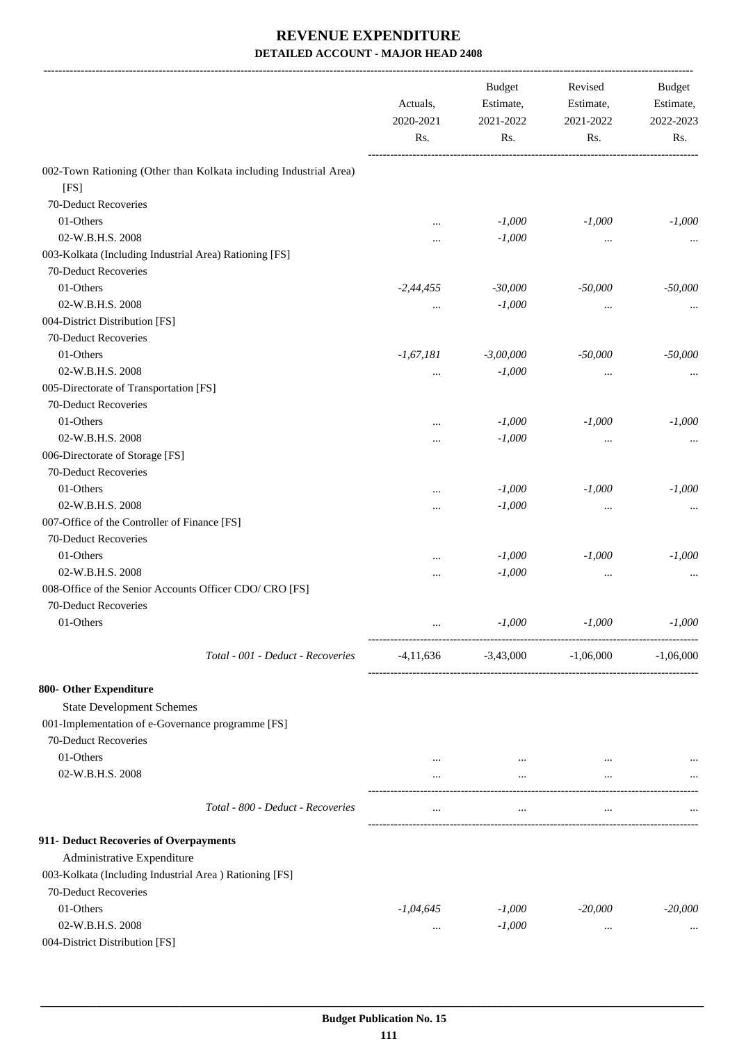# REVENUE EXPENDITURE

## DETAILED ACCOUNT - MAJOR HEAD 2408

| | Actuals, 2020-2021 Rs. | Budget Estimate, 2021-2022 Rs. | Revised Estimate, 2021-2022 Rs. | Budget Estimate, 2022-2023 Rs. |
|---|---|---|---|---|
| 002-Town Rationing (Other than Kolkata including Industrial Area) [FS] | | | | |
| 70-Deduct Recoveries | | | | |
| 01-Others | ... | *-1,000* | *-1,000* | *-1,000* |
| 02-W.B.H.S. 2008 | ... | *-1,000* | ... | ... |
| 003-Kolkata (Including Industrial Area) Rationing [FS] | | | | |
| 70-Deduct Recoveries | | | | |
| 01-Others | *-2,44,455* | *-30,000* | *-50,000* | *-50,000* |
| 02-W.B.H.S. 2008 | ... | *-1,000* | ... | ... |
| 004-District Distribution [FS] | | | | |
| 70-Deduct Recoveries | | | | |
| 01-Others | *-1,67,181* | *-3,00,000* | *-50,000* | *-50,000* |
| 02-W.B.H.S. 2008 | ... | *-1,000* | ... | ... |
| 005-Directorate of Transportation [FS] | | | | |
| 70-Deduct Recoveries | | | | |
| 01-Others | ... | *-1,000* | *-1,000* | *-1,000* |
| 02-W.B.H.S. 2008 | ... | *-1,000* | ... | ... |
| 006-Directorate of Storage [FS] | | | | |
| 70-Deduct Recoveries | | | | |
| 01-Others | ... | *-1,000* | *-1,000* | *-1,000* |
| 02-W.B.H.S. 2008 | ... | *-1,000* | ... | ... |
| 007-Office of the Controller of Finance [FS] | | | | |
| 70-Deduct Recoveries | | | | |
| 01-Others | ... | *-1,000* | *-1,000* | *-1,000* |
| 02-W.B.H.S. 2008 | ... | *-1,000* | ... | ... |
| 008-Office of the Senior Accounts Officer CDO/ CRO [FS] | | | | |
| 70-Deduct Recoveries | | | | |
| 01-Others | ... | *-1,000* | *-1,000* | *-1,000* |
| *Total - 001 - Deduct - Recoveries* | -4,11,636 | -3,43,000 | -1,06,000 | -1,06,000 |
| **800- Other Expenditure** | | | | |
| State Development Schemes | | | | |
| 001-Implementation of e-Governance programme [FS] | | | | |
| 70-Deduct Recoveries | | | | |
| 01-Others | ... | ... | ... | ... |
| 02-W.B.H.S. 2008 | ... | ... | ... | ... |
| *Total - 800 - Deduct - Recoveries* | ... | ... | ... | ... |
| **911- Deduct Recoveries of Overpayments** | | | | |
| Administrative Expenditure | | | | |
| 003-Kolkata (Including Industrial Area ) Rationing [FS] | | | | |
| 70-Deduct Recoveries | | | | |
| 01-Others | *-1,04,645* | *-1,000* | *-20,000* | *-20,000* |
| 02-W.B.H.S. 2008 | ... | *-1,000* | ... | ... |
| 004-District Distribution [FS] | | | | |

**Budget Publication No. 15**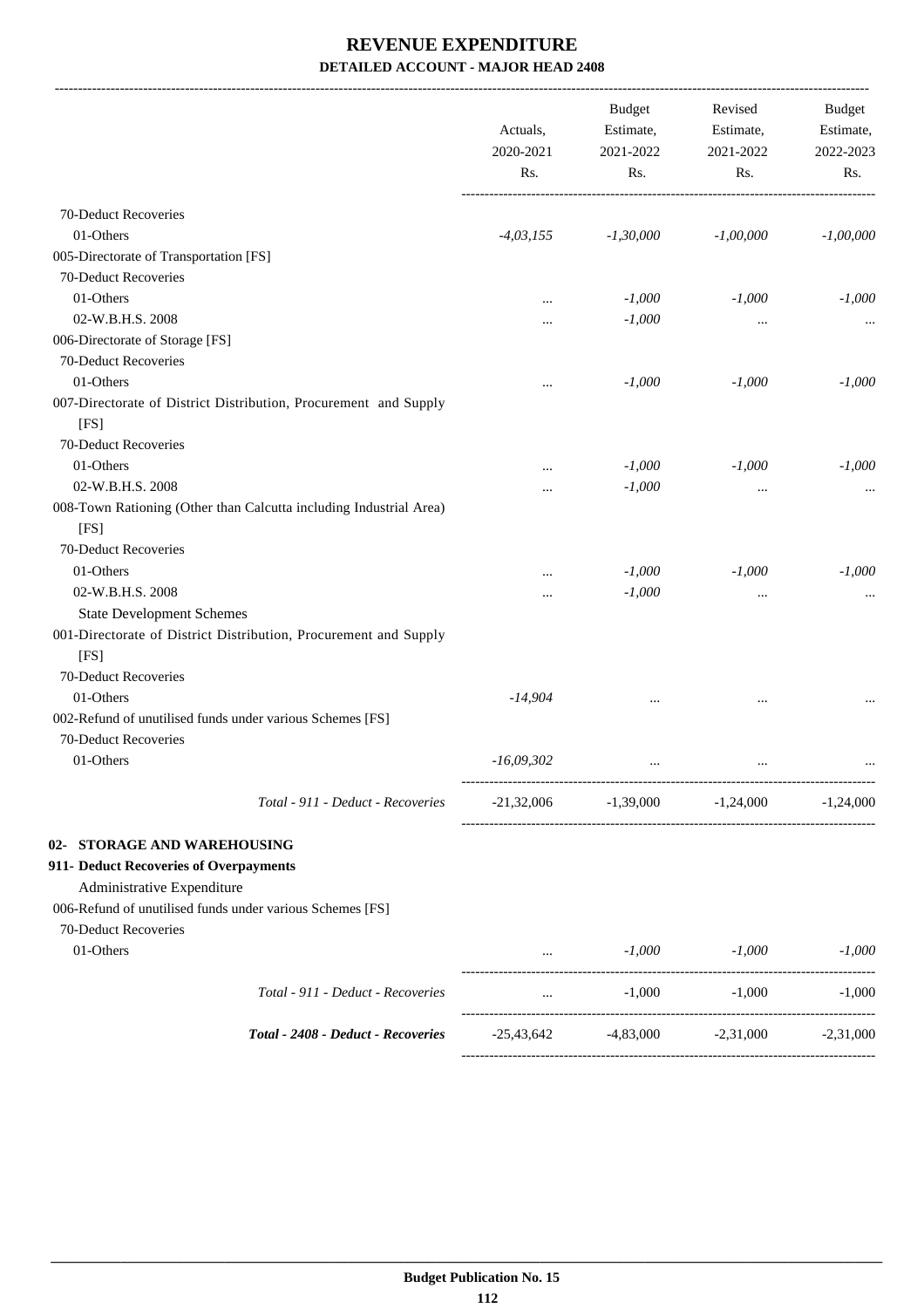# REVENUE EXPENDITURE

## DETAILED ACCOUNT - MAJOR HEAD 2408

| | Actuals, 2020-2021 Rs. | Budget Estimate, 2021-2022 Rs. | Revised Estimate, 2021-2022 Rs. | Budget Estimate, 2022-2023 Rs. |
|---|---|---|---|---|
| 70-Deduct Recoveries | | | | |
| 01-Others | *-4,03,155* | *-1,30,000* | *-1,00,000* | *-1,00,000* |
| 005-Directorate of Transportation [FS] | | | | |
| 70-Deduct Recoveries | | | | |
| 01-Others | ... | *-1,000* | *-1,000* | *-1,000* |
| 02-W.B.H.S. 2008 | ... | *-1,000* | ... | ... |
| 006-Directorate of Storage [FS] | | | | |
| 70-Deduct Recoveries | | | | |
| 01-Others | ... | *-1,000* | *-1,000* | *-1,000* |
| 007-Directorate of District Distribution, Procurement and Supply [FS] | | | | |
| 70-Deduct Recoveries | | | | |
| 01-Others | ... | *-1,000* | *-1,000* | *-1,000* |
| 02-W.B.H.S. 2008 | ... | *-1,000* | ... | ... |
| 008-Town Rationing (Other than Calcutta including Industrial Area) [FS] | | | | |
| 70-Deduct Recoveries | | | | |
| 01-Others | ... | *-1,000* | *-1,000* | *-1,000* |
| 02-W.B.H.S. 2008 | ... | *-1,000* | ... | ... |
| State Development Schemes | | | | |
| 001-Directorate of District Distribution, Procurement and Supply [FS] | | | | |
| 70-Deduct Recoveries | | | | |
| 01-Others | *-14,904* | ... | ... | ... |
| 002-Refund of unutilised funds under various Schemes [FS] | | | | |
| 70-Deduct Recoveries | | | | |
| 01-Others | *-16,09,302* | ... | ... | ... |
| *Total - 911 - Deduct - Recoveries* | -21,32,006 | -1,39,000 | -1,24,000 | -1,24,000 |
| **02- STORAGE AND WAREHOUSING** | | | | |
| **911- Deduct Recoveries of Overpayments** | | | | |
| Administrative Expenditure | | | | |
| 006-Refund of unutilised funds under various Schemes [FS] | | | | |
| 70-Deduct Recoveries | | | | |
| 01-Others | ... | *-1,000* | *-1,000* | *-1,000* |
| *Total - 911 - Deduct - Recoveries* | ... | -1,000 | -1,000 | -1,000 |
| ***Total - 2408 - Deduct - Recoveries*** | -25,43,642 | -4,83,000 | -2,31,000 | -2,31,000 |

**Budget Publication No. 15**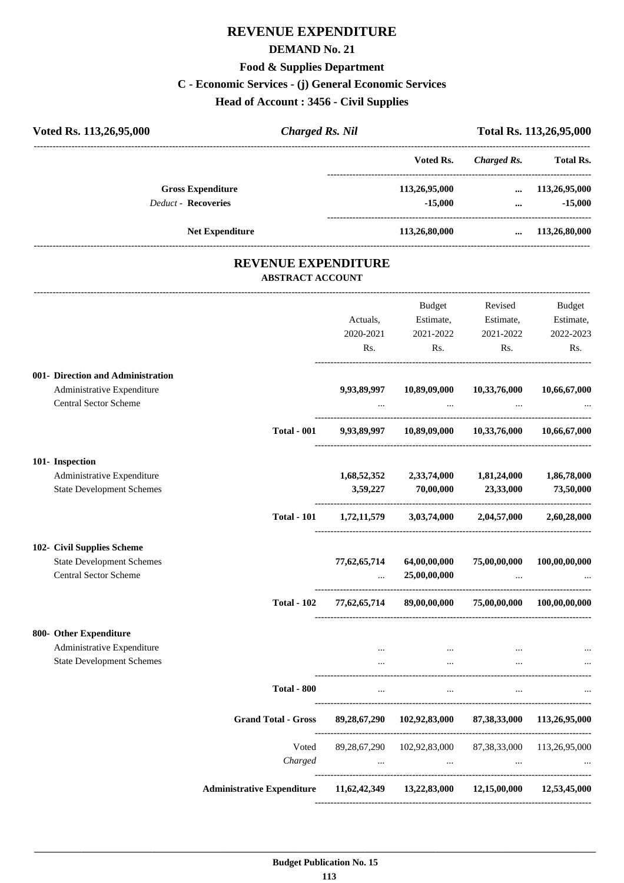# REVENUE EXPENDITURE

## DEMAND No. 21

### Food & Supplies Department

### C - Economic Services - (j) General Economic Services

### Head of Account : 3456 - Civil Supplies

| Voted Rs. 113,26,95,000 | *Charged Rs. Nil* | Total Rs. 113,26,95,000 |
|---|---|---|

| | Voted Rs. | *Charged Rs.* | Total Rs. |
|---|---|---|---|
| **Gross Expenditure** | 113,26,95,000 | ... | 113,26,95,000 |
| *Deduct* - **Recoveries** | -15,000 | ... | -15,000 |
| **Net Expenditure** | 113,26,80,000 | ... | 113,26,80,000 |

## REVENUE EXPENDITURE

### ABSTRACT ACCOUNT

| | Actuals, 2020-2021 Rs. | Budget Estimate, 2021-2022 Rs. | Revised Estimate, 2021-2022 Rs. | Budget Estimate, 2022-2023 Rs. |
|---|---|---|---|---|
| **001- Direction and Administration** | | | | |
| Administrative Expenditure | 9,93,89,997 | 10,89,09,000 | 10,33,76,000 | 10,66,67,000 |
| Central Sector Scheme | ... | ... | ... | ... |
| **Total - 001** | 9,93,89,997 | 10,89,09,000 | 10,33,76,000 | 10,66,67,000 |
| **101- Inspection** | | | | |
| Administrative Expenditure | 1,68,52,352 | 2,33,74,000 | 1,81,24,000 | 1,86,78,000 |
| State Development Schemes | 3,59,227 | 70,00,000 | 23,33,000 | 73,50,000 |
| **Total - 101** | 1,72,11,579 | 3,03,74,000 | 2,04,57,000 | 2,60,28,000 |
| **102- Civil Supplies Scheme** | | | | |
| State Development Schemes | 77,62,65,714 | 64,00,00,000 | 75,00,00,000 | 100,00,00,000 |
| Central Sector Scheme | ... | 25,00,00,000 | ... | ... |
| **Total - 102** | 77,62,65,714 | 89,00,00,000 | 75,00,00,000 | 100,00,00,000 |
| **800- Other Expenditure** | | | | |
| Administrative Expenditure | ... | ... | ... | ... |
| State Development Schemes | ... | ... | ... | ... |
| **Total - 800** | ... | ... | ... | ... |
| **Grand Total - Gross** | 89,28,67,290 | 102,92,83,000 | 87,38,33,000 | 113,26,95,000 |
| Voted | 89,28,67,290 | 102,92,83,000 | 87,38,33,000 | 113,26,95,000 |
| *Charged* | ... | ... | ... | ... |
| **Administrative Expenditure** | 11,62,42,349 | 13,22,83,000 | 12,15,00,000 | 12,53,45,000 |

**Budget Publication No. 15**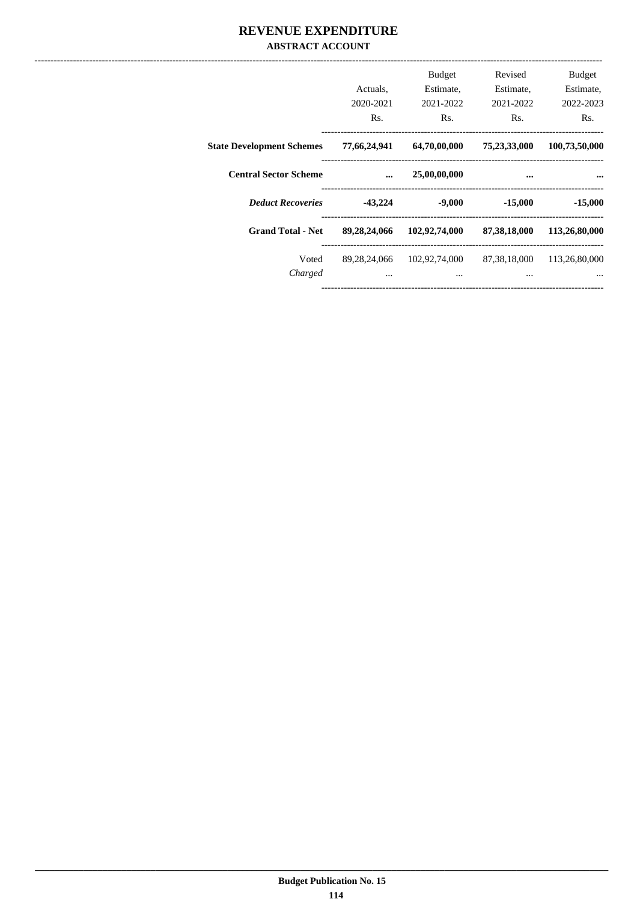# REVENUE EXPENDITURE

### ABSTRACT ACCOUNT

| | Actuals, 2020-2021 Rs. | Budget Estimate, 2021-2022 Rs. | Revised Estimate, 2021-2022 Rs. | Budget Estimate, 2022-2023 Rs. |
|---|---|---|---|---|
| **State Development Schemes** | **77,66,24,941** | **64,70,00,000** | **75,23,33,000** | **100,73,50,000** |
| **Central Sector Scheme** | **...** | **25,00,00,000** | **...** | **...** |
| ***Deduct Recoveries*** | **-43,224** | **-9,000** | **-15,000** | **-15,000** |
| **Grand Total - Net** | **89,28,24,066** | **102,92,74,000** | **87,38,18,000** | **113,26,80,000** |
| Voted | 89,28,24,066 | 102,92,74,000 | 87,38,18,000 | 113,26,80,000 |
| *Charged* | ... | ... | ... | ... |

**Budget Publication No. 15**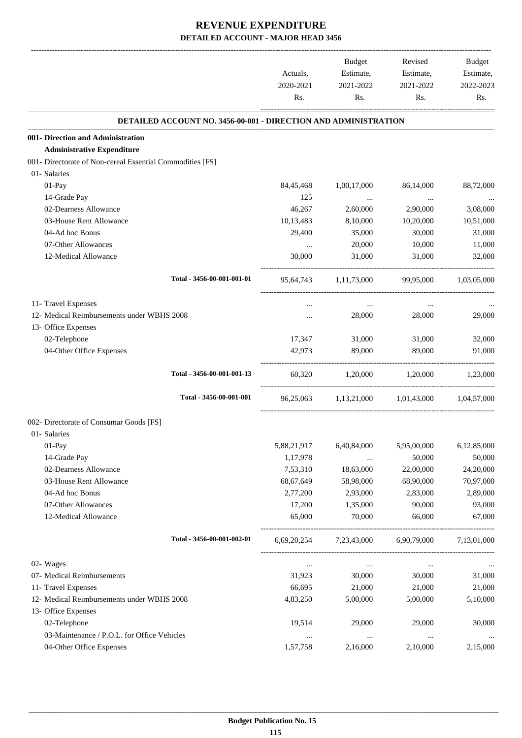# REVENUE EXPENDITURE

## DETAILED ACCOUNT - MAJOR HEAD 3456

| | Actuals, 2020-2021 Rs. | Budget Estimate, 2021-2022 Rs. | Revised Estimate, 2021-2022 Rs. | Budget Estimate, 2022-2023 Rs. |
|---|---|---|---|---|
| **DETAILED ACCOUNT NO. 3456-00-001 - DIRECTION AND ADMINISTRATION** | | | | |
| **001- Direction and Administration** | | | | |
| **Administrative Expenditure** | | | | |
| 001- Directorate of Non-cereal Essential Commodities [FS] | | | | |
| 01- Salaries | | | | |
| 01-Pay | 84,45,468 | 1,00,17,000 | 86,14,000 | 88,72,000 |
| 14-Grade Pay | 125 | ... | ... | ... |
| 02-Dearness Allowance | 46,267 | 2,60,000 | 2,90,000 | 3,08,000 |
| 03-House Rent Allowance | 10,13,483 | 8,10,000 | 10,20,000 | 10,51,000 |
| 04-Ad hoc Bonus | 29,400 | 35,000 | 30,000 | 31,000 |
| 07-Other Allowances | ... | 20,000 | 10,000 | 11,000 |
| 12-Medical Allowance | 30,000 | 31,000 | 31,000 | 32,000 |
| Total - 3456-00-001-001-01 | 95,64,743 | 1,11,73,000 | 99,95,000 | 1,03,05,000 |
| 11- Travel Expenses | ... | ... | ... | ... |
| 12- Medical Reimbursements under WBHS 2008 | ... | 28,000 | 28,000 | 29,000 |
| 13- Office Expenses | | | | |
| 02-Telephone | 17,347 | 31,000 | 31,000 | 32,000 |
| 04-Other Office Expenses | 42,973 | 89,000 | 89,000 | 91,000 |
| Total - 3456-00-001-001-13 | 60,320 | 1,20,000 | 1,20,000 | 1,23,000 |
| Total - 3456-00-001-001 | 96,25,063 | 1,13,21,000 | 1,01,43,000 | 1,04,57,000 |
| 002- Directorate of Consumar Goods [FS] | | | | |
| 01- Salaries | | | | |
| 01-Pay | 5,88,21,917 | 6,40,84,000 | 5,95,00,000 | 6,12,85,000 |
| 14-Grade Pay | 1,17,978 | ... | 50,000 | 50,000 |
| 02-Dearness Allowance | 7,53,310 | 18,63,000 | 22,00,000 | 24,20,000 |
| 03-House Rent Allowance | 68,67,649 | 58,98,000 | 68,90,000 | 70,97,000 |
| 04-Ad hoc Bonus | 2,77,200 | 2,93,000 | 2,83,000 | 2,89,000 |
| 07-Other Allowances | 17,200 | 1,35,000 | 90,000 | 93,000 |
| 12-Medical Allowance | 65,000 | 70,000 | 66,000 | 67,000 |
| Total - 3456-00-001-002-01 | 6,69,20,254 | 7,23,43,000 | 6,90,79,000 | 7,13,01,000 |
| 02- Wages | ... | ... | ... | ... |
| 07- Medical Reimbursements | 31,923 | 30,000 | 30,000 | 31,000 |
| 11- Travel Expenses | 66,695 | 21,000 | 21,000 | 21,000 |
| 12- Medical Reimbursements under WBHS 2008 | 4,83,250 | 5,00,000 | 5,00,000 | 5,10,000 |
| 13- Office Expenses | | | | |
| 02-Telephone | 19,514 | 29,000 | 29,000 | 30,000 |
| 03-Maintenance / P.O.L. for Office Vehicles | ... | ... | ... | ... |
| 04-Other Office Expenses | 1,57,758 | 2,16,000 | 2,10,000 | 2,15,000 |

**Budget Publication No. 15**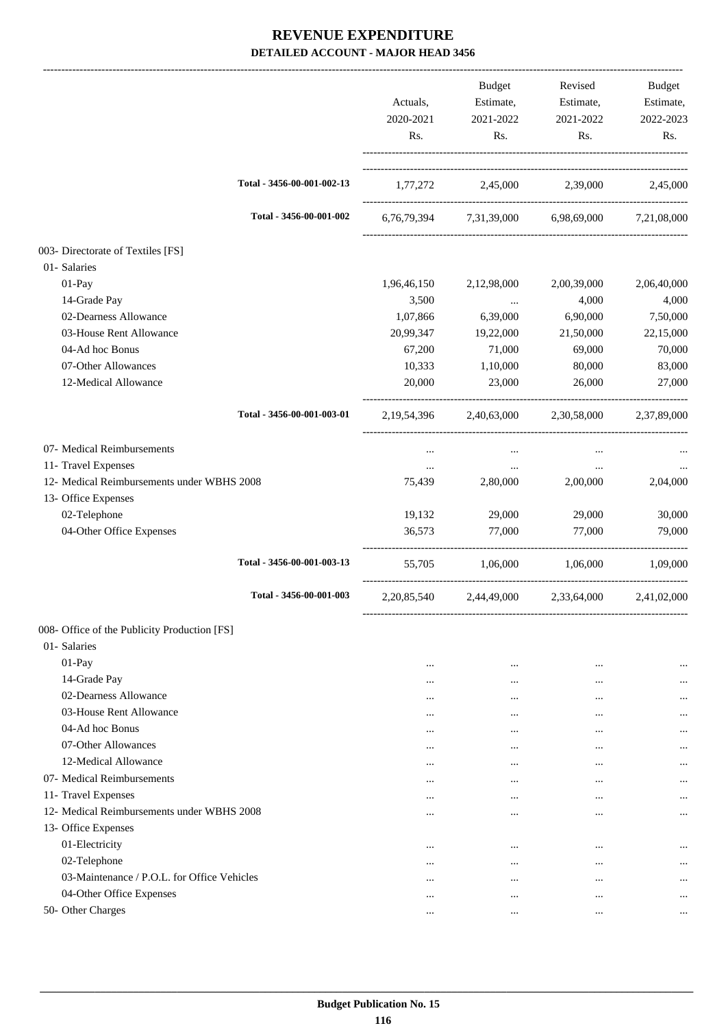# REVENUE EXPENDITURE

### DETAILED ACCOUNT - MAJOR HEAD 3456

| | Actuals, 2020-2021 Rs. | Budget Estimate, 2021-2022 Rs. | Revised Estimate, 2021-2022 Rs. | Budget Estimate, 2022-2023 Rs. |
|---|---|---|---|---|
| Total - 3456-00-001-002-13 | 1,77,272 | 2,45,000 | 2,39,000 | 2,45,000 |
| Total - 3456-00-001-002 | 6,76,79,394 | 7,31,39,000 | 6,98,69,000 | 7,21,08,000 |
| 003- Directorate of Textiles [FS] | | | | |
| 01- Salaries | | | | |
| 01-Pay | 1,96,46,150 | 2,12,98,000 | 2,00,39,000 | 2,06,40,000 |
| 14-Grade Pay | 3,500 | ... | 4,000 | 4,000 |
| 02-Dearness Allowance | 1,07,866 | 6,39,000 | 6,90,000 | 7,50,000 |
| 03-House Rent Allowance | 20,99,347 | 19,22,000 | 21,50,000 | 22,15,000 |
| 04-Ad hoc Bonus | 67,200 | 71,000 | 69,000 | 70,000 |
| 07-Other Allowances | 10,333 | 1,10,000 | 80,000 | 83,000 |
| 12-Medical Allowance | 20,000 | 23,000 | 26,000 | 27,000 |
| Total - 3456-00-001-003-01 | 2,19,54,396 | 2,40,63,000 | 2,30,58,000 | 2,37,89,000 |
| 07- Medical Reimbursements | ... | ... | ... | ... |
| 11- Travel Expenses | ... | ... | ... | ... |
| 12- Medical Reimbursements under WBHS 2008 | 75,439 | 2,80,000 | 2,00,000 | 2,04,000 |
| 13- Office Expenses | | | | |
| 02-Telephone | 19,132 | 29,000 | 29,000 | 30,000 |
| 04-Other Office Expenses | 36,573 | 77,000 | 77,000 | 79,000 |
| Total - 3456-00-001-003-13 | 55,705 | 1,06,000 | 1,06,000 | 1,09,000 |
| Total - 3456-00-001-003 | 2,20,85,540 | 2,44,49,000 | 2,33,64,000 | 2,41,02,000 |
| 008- Office of the Publicity Production [FS] | | | | |
| 01- Salaries | | | | |
| 01-Pay | ... | ... | ... | ... |
| 14-Grade Pay | ... | ... | ... | ... |
| 02-Dearness Allowance | ... | ... | ... | ... |
| 03-House Rent Allowance | ... | ... | ... | ... |
| 04-Ad hoc Bonus | ... | ... | ... | ... |
| 07-Other Allowances | ... | ... | ... | ... |
| 12-Medical Allowance | ... | ... | ... | ... |
| 07- Medical Reimbursements | ... | ... | ... | ... |
| 11- Travel Expenses | ... | ... | ... | ... |
| 12- Medical Reimbursements under WBHS 2008 | ... | ... | ... | ... |
| 13- Office Expenses | | | | |
| 01-Electricity | ... | ... | ... | ... |
| 02-Telephone | ... | ... | ... | ... |
| 03-Maintenance / P.O.L. for Office Vehicles | ... | ... | ... | ... |
| 04-Other Office Expenses | ... | ... | ... | ... |
| 50- Other Charges | ... | ... | ... | ... |

**Budget Publication No. 15**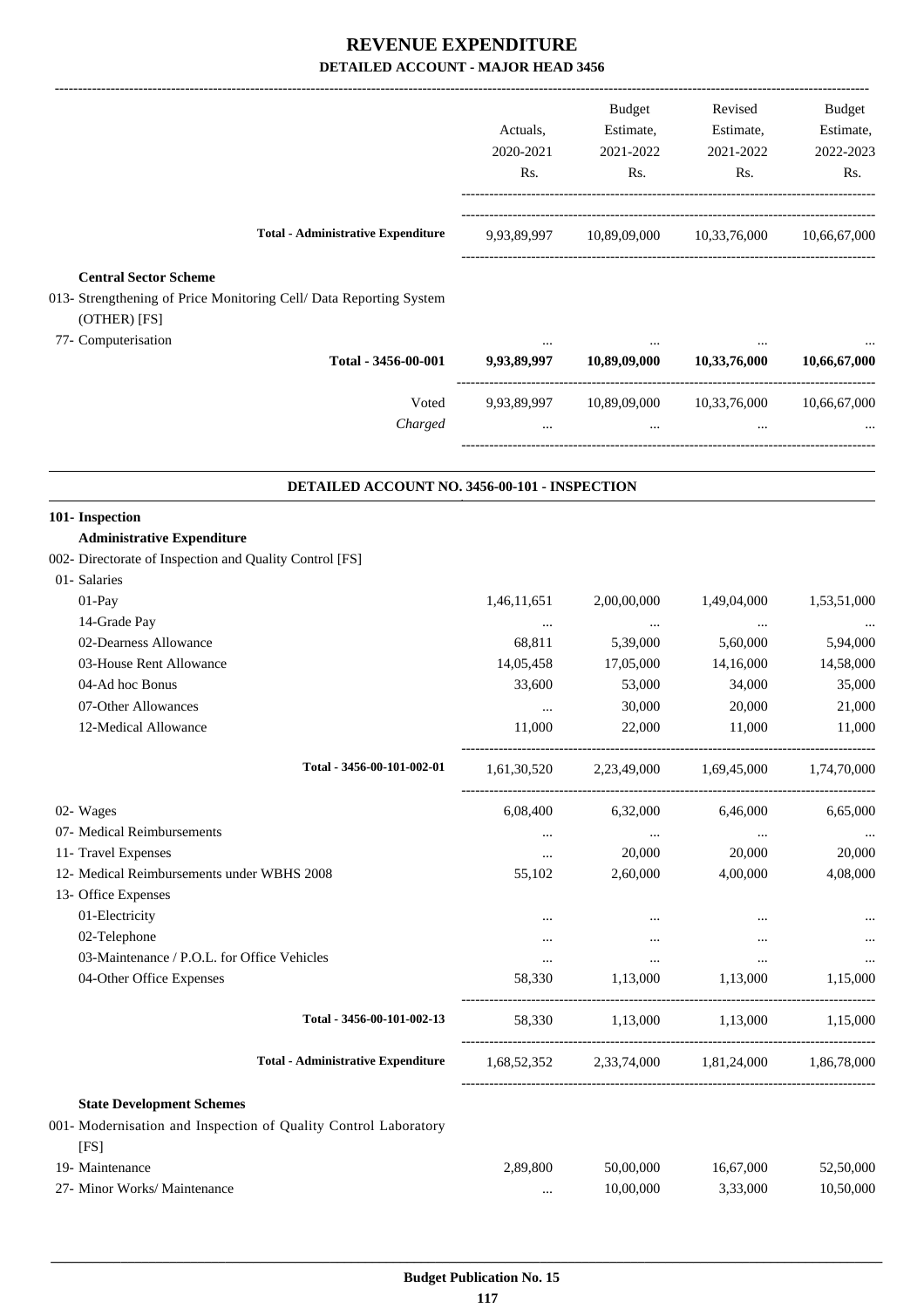# REVENUE EXPENDITURE

## DETAILED ACCOUNT - MAJOR HEAD 3456

| | Actuals, 2020-2021 Rs. | Budget Estimate, 2021-2022 Rs. | Revised Estimate, 2021-2022 Rs. | Budget Estimate, 2022-2023 Rs. |
|---|---|---|---|---|
| **Total - Administrative Expenditure** | 9,93,89,997 | 10,89,09,000 | 10,33,76,000 | 10,66,67,000 |
| **Central Sector Scheme** | | | | |
| 013- Strengthening of Price Monitoring Cell/ Data Reporting System (OTHER) [FS] | | | | |
| 77- Computerisation | ... | ... | ... | ... |
| **Total - 3456-00-001** | **9,93,89,997** | **10,89,09,000** | **10,33,76,000** | **10,66,67,000** |
| Voted | 9,93,89,997 | 10,89,09,000 | 10,33,76,000 | 10,66,67,000 |
| *Charged* | ... | ... | ... | ... |

### DETAILED ACCOUNT NO. 3456-00-101 - INSPECTION

| | Actuals, 2020-2021 Rs. | Budget Estimate, 2021-2022 Rs. | Revised Estimate, 2021-2022 Rs. | Budget Estimate, 2022-2023 Rs. |
|---|---|---|---|---|
| **101- Inspection** | | | | |
| **Administrative Expenditure** | | | | |
| 002- Directorate of Inspection and Quality Control [FS] | | | | |
| 01- Salaries | | | | |
| 01-Pay | 1,46,11,651 | 2,00,00,000 | 1,49,04,000 | 1,53,51,000 |
| 14-Grade Pay | ... | ... | ... | ... |
| 02-Dearness Allowance | 68,811 | 5,39,000 | 5,60,000 | 5,94,000 |
| 03-House Rent Allowance | 14,05,458 | 17,05,000 | 14,16,000 | 14,58,000 |
| 04-Ad hoc Bonus | 33,600 | 53,000 | 34,000 | 35,000 |
| 07-Other Allowances | ... | 30,000 | 20,000 | 21,000 |
| 12-Medical Allowance | 11,000 | 22,000 | 11,000 | 11,000 |
| **Total - 3456-00-101-002-01** | 1,61,30,520 | 2,23,49,000 | 1,69,45,000 | 1,74,70,000 |
| 02- Wages | 6,08,400 | 6,32,000 | 6,46,000 | 6,65,000 |
| 07- Medical Reimbursements | ... | ... | ... | ... |
| 11- Travel Expenses | ... | 20,000 | 20,000 | 20,000 |
| 12- Medical Reimbursements under WBHS 2008 | 55,102 | 2,60,000 | 4,00,000 | 4,08,000 |
| 13- Office Expenses | | | | |
| 01-Electricity | ... | ... | ... | ... |
| 02-Telephone | ... | ... | ... | ... |
| 03-Maintenance / P.O.L. for Office Vehicles | ... | ... | ... | ... |
| 04-Other Office Expenses | 58,330 | 1,13,000 | 1,13,000 | 1,15,000 |
| **Total - 3456-00-101-002-13** | 58,330 | 1,13,000 | 1,13,000 | 1,15,000 |
| **Total - Administrative Expenditure** | 1,68,52,352 | 2,33,74,000 | 1,81,24,000 | 1,86,78,000 |
| **State Development Schemes** | | | | |
| 001- Modernisation and Inspection of Quality Control Laboratory [FS] | | | | |
| 19- Maintenance | 2,89,800 | 50,00,000 | 16,67,000 | 52,50,000 |
| 27- Minor Works/ Maintenance | ... | 10,00,000 | 3,33,000 | 10,50,000 |

**Budget Publication No. 15**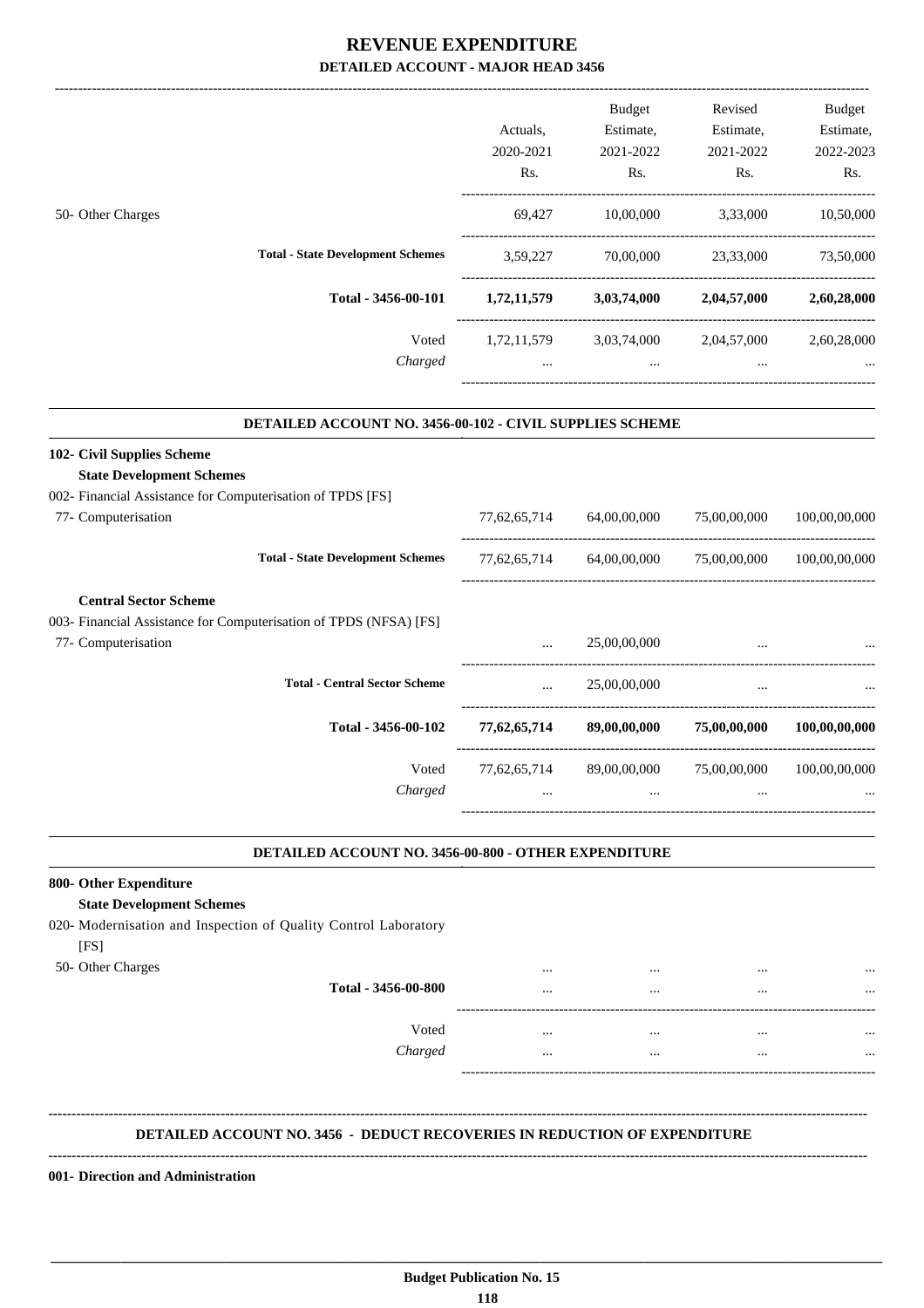# REVENUE EXPENDITURE

## DETAILED ACCOUNT - MAJOR HEAD 3456

| | Actuals, 2020-2021 Rs. | Budget Estimate, 2021-2022 Rs. | Revised Estimate, 2021-2022 Rs. | Budget Estimate, 2022-2023 Rs. |
|---|---|---|---|---|
| 50- Other Charges | 69,427 | 10,00,000 | 3,33,000 | 10,50,000 |
| **Total - State Development Schemes** | 3,59,227 | 70,00,000 | 23,33,000 | 73,50,000 |
| **Total - 3456-00-101** | **1,72,11,579** | **3,03,74,000** | **2,04,57,000** | **2,60,28,000** |
| Voted | 1,72,11,579 | 3,03,74,000 | 2,04,57,000 | 2,60,28,000 |
| *Charged* | ... | ... | ... | ... |

### DETAILED ACCOUNT NO. 3456-00-102 - CIVIL SUPPLIES SCHEME

| | Actuals, 2020-2021 Rs. | Budget Estimate, 2021-2022 Rs. | Revised Estimate, 2021-2022 Rs. | Budget Estimate, 2022-2023 Rs. |
|---|---|---|---|---|
| **102- Civil Supplies Scheme** | | | | |
| **State Development Schemes** | | | | |
| 002- Financial Assistance for Computerisation of TPDS [FS] | | | | |
| 77- Computerisation | 77,62,65,714 | 64,00,00,000 | 75,00,00,000 | 100,00,00,000 |
| **Total - State Development Schemes** | 77,62,65,714 | 64,00,00,000 | 75,00,00,000 | 100,00,00,000 |
| **Central Sector Scheme** | | | | |
| 003- Financial Assistance for Computerisation of TPDS (NFSA) [FS] | | | | |
| 77- Computerisation | ... | 25,00,00,000 | ... | ... |
| **Total - Central Sector Scheme** | ... | 25,00,00,000 | ... | ... |
| **Total - 3456-00-102** | **77,62,65,714** | **89,00,00,000** | **75,00,00,000** | **100,00,00,000** |
| Voted | 77,62,65,714 | 89,00,00,000 | 75,00,00,000 | 100,00,00,000 |
| *Charged* | ... | ... | ... | ... |

### DETAILED ACCOUNT NO. 3456-00-800 - OTHER EXPENDITURE

| | Actuals, 2020-2021 Rs. | Budget Estimate, 2021-2022 Rs. | Revised Estimate, 2021-2022 Rs. | Budget Estimate, 2022-2023 Rs. |
|---|---|---|---|---|
| **800- Other Expenditure** | | | | |
| **State Development Schemes** | | | | |
| 020- Modernisation and Inspection of Quality Control Laboratory [FS] | | | | |
| 50- Other Charges | ... | ... | ... | ... |
| **Total - 3456-00-800** | ... | ... | ... | ... |
| Voted | ... | ... | ... | ... |
| *Charged* | ... | ... | ... | ... |

### DETAILED ACCOUNT NO. 3456 - DEDUCT RECOVERIES IN REDUCTION OF EXPENDITURE

**001- Direction and Administration**

Budget Publication No. 15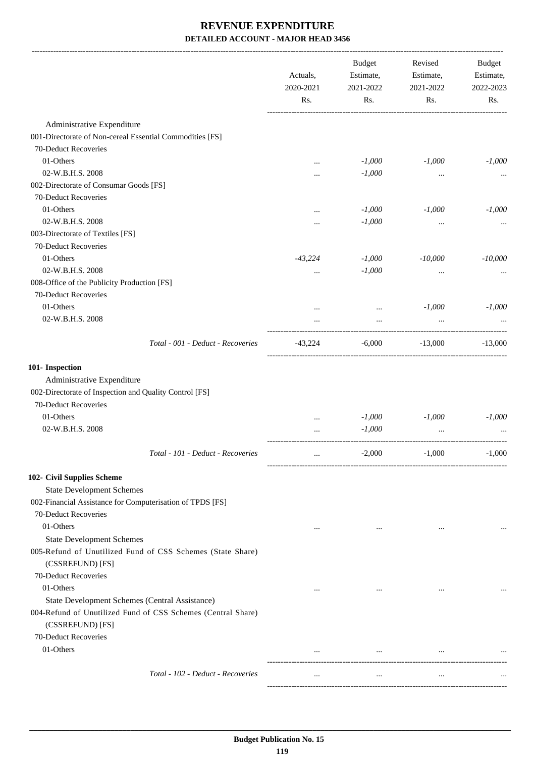# REVENUE EXPENDITURE

## DETAILED ACCOUNT - MAJOR HEAD 3456

| | Actuals, 2020-2021 Rs. | Budget Estimate, 2021-2022 Rs. | Revised Estimate, 2021-2022 Rs. | Budget Estimate, 2022-2023 Rs. |
|---|---|---|---|---|
| Administrative Expenditure | | | | |
| 001-Directorate of Non-cereal Essential Commodities [FS] | | | | |
| 70-Deduct Recoveries | | | | |
| 01-Others | ... | *-1,000* | *-1,000* | *-1,000* |
| 02-W.B.H.S. 2008 | ... | *-1,000* | ... | ... |
| 002-Directorate of Consumar Goods [FS] | | | | |
| 70-Deduct Recoveries | | | | |
| 01-Others | ... | *-1,000* | *-1,000* | *-1,000* |
| 02-W.B.H.S. 2008 | ... | *-1,000* | ... | ... |
| 003-Directorate of Textiles [FS] | | | | |
| 70-Deduct Recoveries | | | | |
| 01-Others | *-43,224* | *-1,000* | *-10,000* | *-10,000* |
| 02-W.B.H.S. 2008 | ... | *-1,000* | ... | ... |
| 008-Office of the Publicity Production [FS] | | | | |
| 70-Deduct Recoveries | | | | |
| 01-Others | ... | ... | *-1,000* | *-1,000* |
| 02-W.B.H.S. 2008 | ... | ... | ... | ... |
| *Total - 001 - Deduct - Recoveries* | -43,224 | -6,000 | -13,000 | -13,000 |
| **101- Inspection** | | | | |
| Administrative Expenditure | | | | |
| 002-Directorate of Inspection and Quality Control [FS] | | | | |
| 70-Deduct Recoveries | | | | |
| 01-Others | ... | *-1,000* | *-1,000* | *-1,000* |
| 02-W.B.H.S. 2008 | ... | *-1,000* | ... | ... |
| *Total - 101 - Deduct - Recoveries* | ... | -2,000 | -1,000 | -1,000 |
| **102- Civil Supplies Scheme** | | | | |
| State Development Schemes | | | | |
| 002-Financial Assistance for Computerisation of TPDS [FS] | | | | |
| 70-Deduct Recoveries | | | | |
| 01-Others | ... | ... | ... | ... |
| State Development Schemes | | | | |
| 005-Refund of Unutilized Fund of CSS Schemes (State Share) (CSSREFUND) [FS] | | | | |
| 70-Deduct Recoveries | | | | |
| 01-Others | ... | ... | ... | ... |
| State Development Schemes (Central Assistance) | | | | |
| 004-Refund of Unutilized Fund of CSS Schemes (Central Share) (CSSREFUND) [FS] | | | | |
| 70-Deduct Recoveries | | | | |
| 01-Others | ... | ... | ... | ... |
| *Total - 102 - Deduct - Recoveries* | ... | ... | ... | ... |

**Budget Publication No. 15**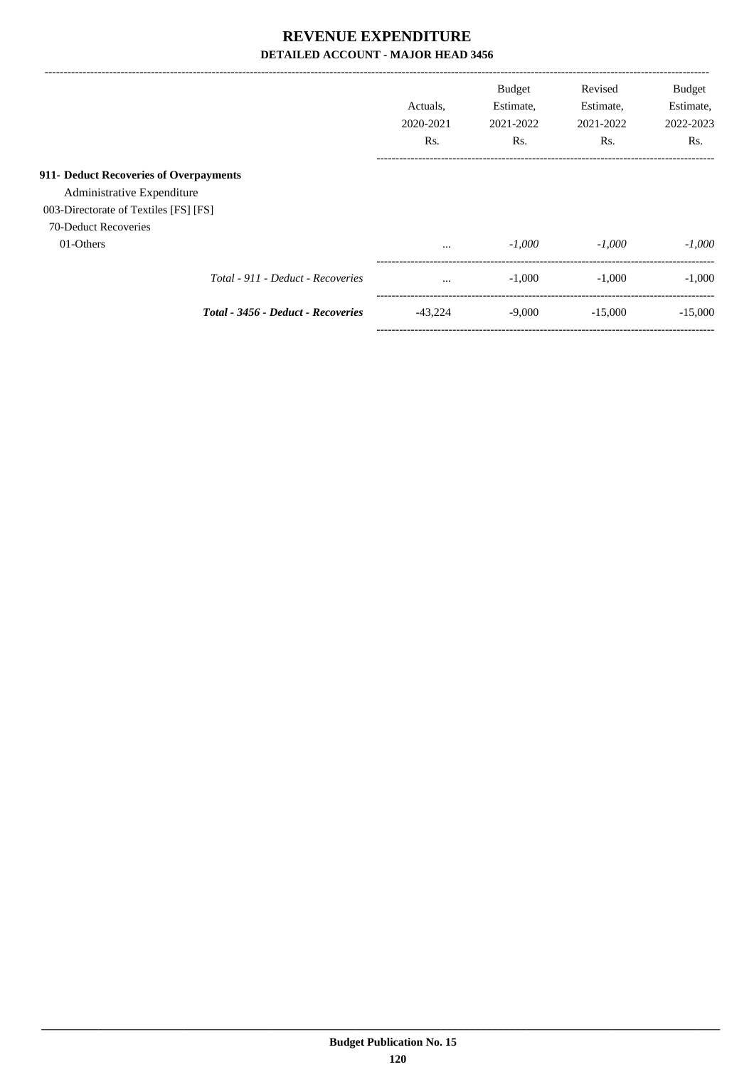# REVENUE EXPENDITURE

## DETAILED ACCOUNT - MAJOR HEAD 3456

| | Actuals, 2020-2021 Rs. | Budget Estimate, 2021-2022 Rs. | Revised Estimate, 2021-2022 Rs. | Budget Estimate, 2022-2023 Rs. |
|---|---|---|---|---|
| **911- Deduct Recoveries of Overpayments** | | | | |
| Administrative Expenditure | | | | |
| 003-Directorate of Textiles [FS] [FS] | | | | |
| 70-Deduct Recoveries | | | | |
| 01-Others | ... | *-1,000* | *-1,000* | *-1,000* |
| *Total - 911 - Deduct - Recoveries* | ... | -1,000 | -1,000 | -1,000 |
| ***Total - 3456 - Deduct - Recoveries*** | -43,224 | -9,000 | -15,000 | -15,000 |

**Budget Publication No. 15**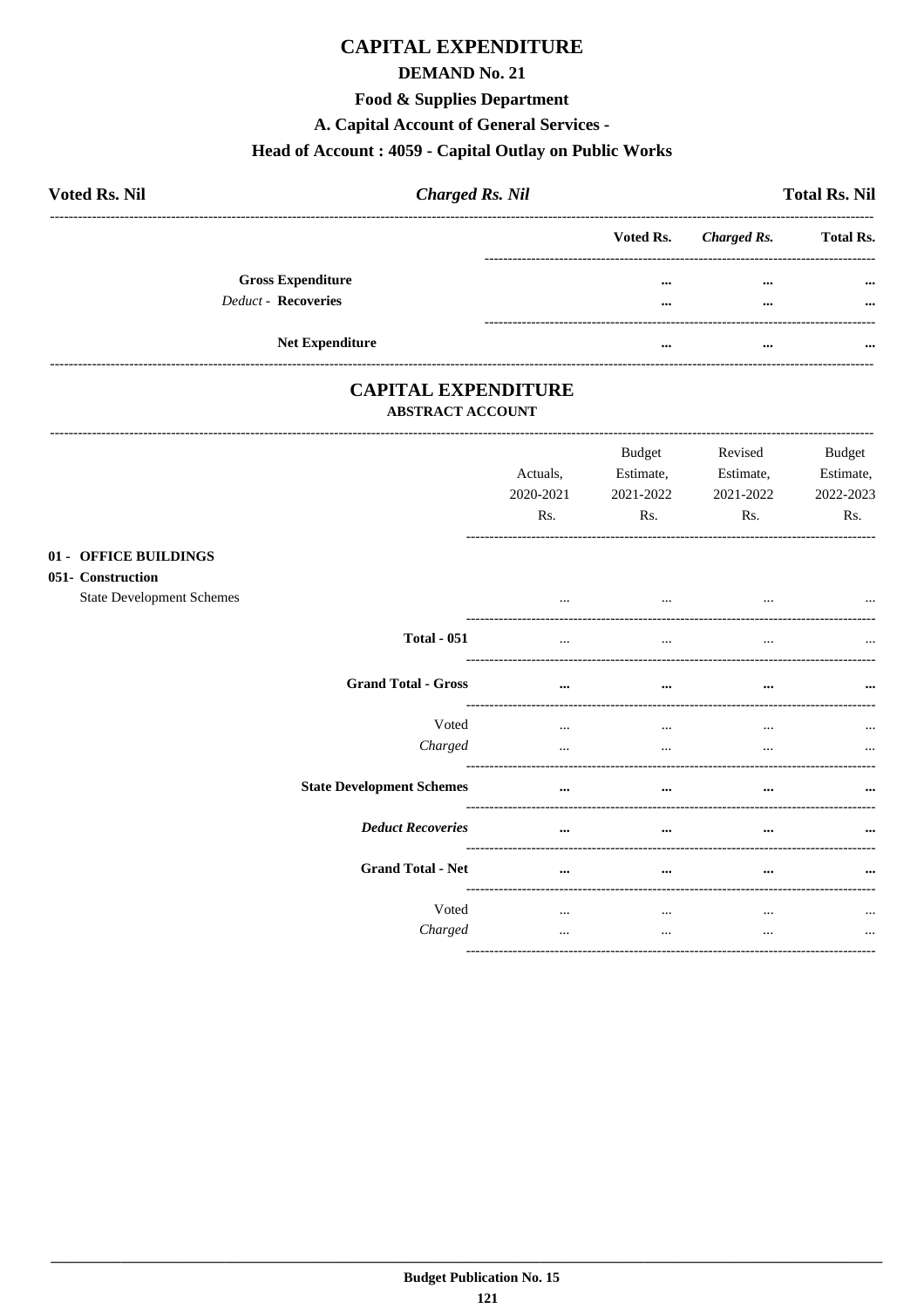# CAPITAL EXPENDITURE

## DEMAND No. 21

### Food & Supplies Department

### A. Capital Account of General Services -

### Head of Account : 4059 - Capital Outlay on Public Works

**Voted Rs. Nil** | ***Charged Rs. Nil*** | **Total Rs. Nil**

| | Voted Rs. | *Charged Rs.* | Total Rs. |
|---|---|---|---|
| **Gross Expenditure** | ... | ... | ... |
| *Deduct* - **Recoveries** | ... | ... | ... |
| **Net Expenditure** | ... | ... | ... |

## CAPITAL EXPENDITURE

### ABSTRACT ACCOUNT

| | Actuals, 2020-2021 Rs. | Budget Estimate, 2021-2022 Rs. | Revised Estimate, 2021-2022 Rs. | Budget Estimate, 2022-2023 Rs. |
|---|---|---|---|---|
| **01 - OFFICE BUILDINGS** | | | | |
| **051- Construction** | | | | |
| State Development Schemes | ... | ... | ... | ... |
| **Total - 051** | ... | ... | ... | ... |
| **Grand Total - Gross** | ... | ... | ... | ... |
| Voted | ... | ... | ... | ... |
| *Charged* | ... | ... | ... | ... |
| **State Development Schemes** | ... | ... | ... | ... |
| ***Deduct Recoveries*** | ... | ... | ... | ... |
| **Grand Total - Net** | ... | ... | ... | ... |
| Voted | ... | ... | ... | ... |
| *Charged* | ... | ... | ... | ... |

**Budget Publication No. 15**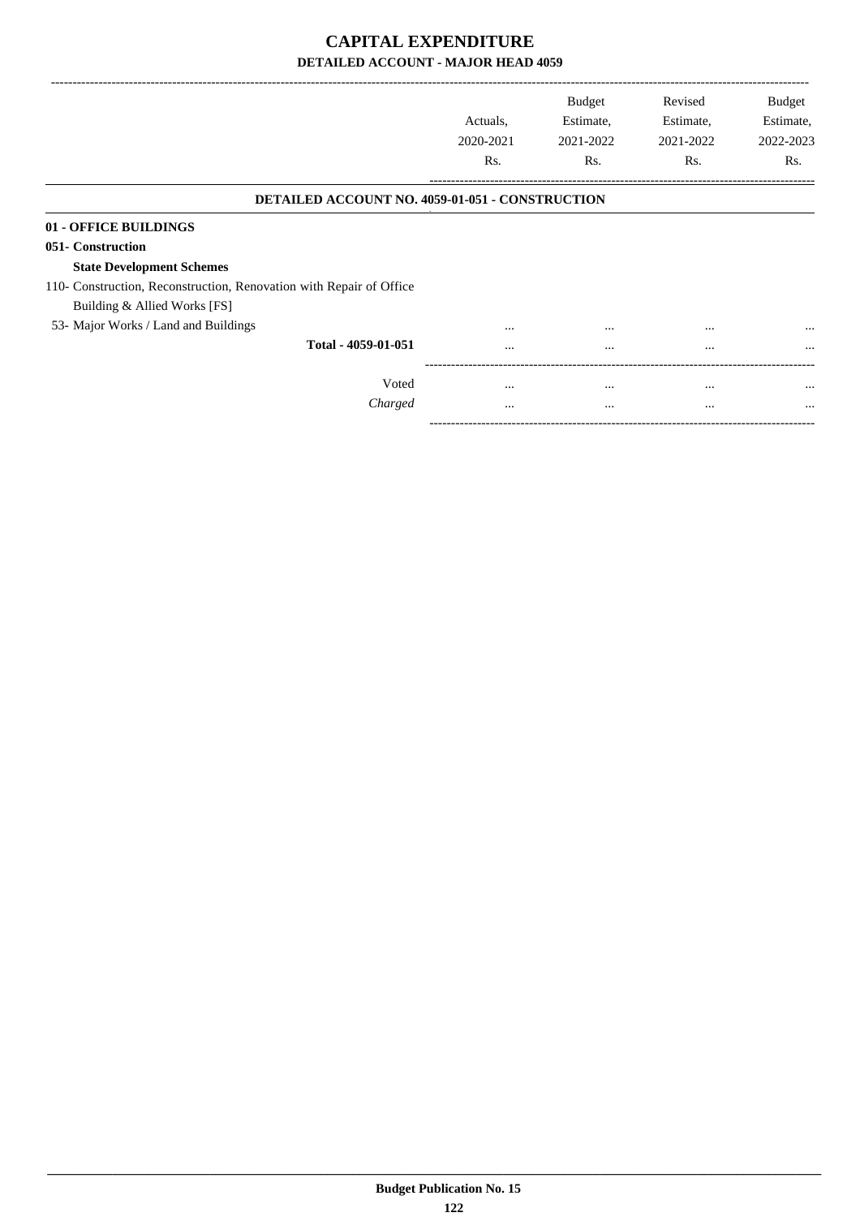# CAPITAL EXPENDITURE

## DETAILED ACCOUNT - MAJOR HEAD 4059

| | Actuals, 2020-2021 Rs. | Budget Estimate, 2021-2022 Rs. | Revised Estimate, 2021-2022 Rs. | Budget Estimate, 2022-2023 Rs. |
|---|---|---|---|---|
| **DETAILED ACCOUNT NO. 4059-01-051 - CONSTRUCTION** | | | | |
| **01 - OFFICE BUILDINGS** | | | | |
| **051- Construction** | | | | |
| **State Development Schemes** | | | | |
| 110- Construction, Reconstruction, Renovation with Repair of Office Building & Allied Works [FS] | | | | |
| 53- Major Works / Land and Buildings | ... | ... | ... | ... |
| **Total - 4059-01-051** | ... | ... | ... | ... |
| Voted | ... | ... | ... | ... |
| *Charged* | ... | ... | ... | ... |

**Budget Publication No. 15**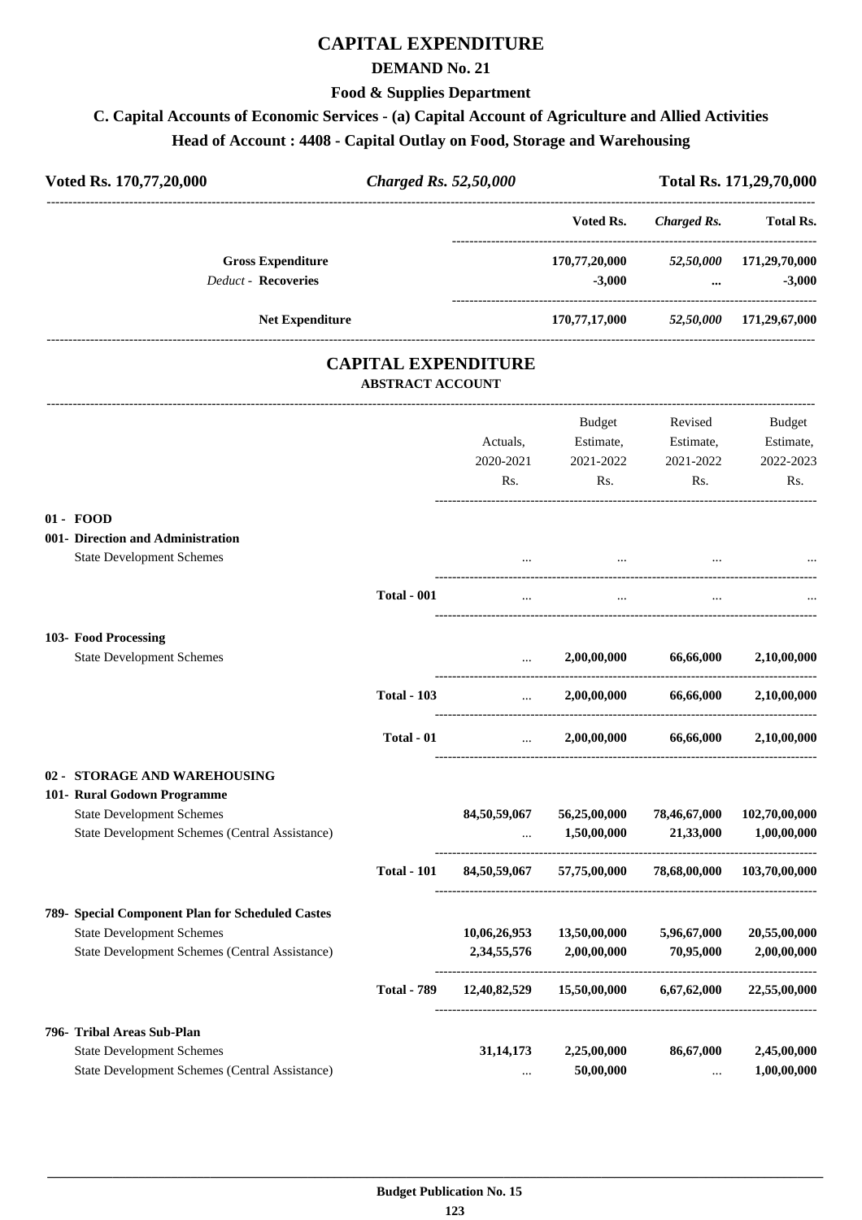# CAPITAL EXPENDITURE

## DEMAND No. 21

### Food & Supplies Department

### C. Capital Accounts of Economic Services - (a) Capital Account of Agriculture and Allied Activities

### Head of Account : 4408 - Capital Outlay on Food, Storage and Warehousing

| Voted Rs. 170,77,20,000 | *Charged Rs. 52,50,000* | | Total Rs. 171,29,70,000 |
|---|---|---|---|
| | **Voted Rs.** | ***Charged Rs.*** | **Total Rs.** |
| **Gross Expenditure** | **170,77,20,000** | ***52,50,000*** | **171,29,70,000** |
| *Deduct* - **Recoveries** | **-3,000** | **...** | **-3,000** |
| **Net Expenditure** | **170,77,17,000** | ***52,50,000*** | **171,29,67,000** |

## CAPITAL EXPENDITURE

### ABSTRACT ACCOUNT

| | | Actuals, 2020-2021 Rs. | Budget Estimate, 2021-2022 Rs. | Revised Estimate, 2021-2022 Rs. | Budget Estimate, 2022-2023 Rs. |
|---|---|---|---|---|---|
| **01 - FOOD** | | | | | |
| **001- Direction and Administration** | | | | | |
| State Development Schemes | | ... | ... | ... | ... |
| | **Total - 001** | ... | ... | ... | ... |
| **103- Food Processing** | | | | | |
| State Development Schemes | | ... | **2,00,00,000** | **66,66,000** | **2,10,00,000** |
| | **Total - 103** | ... | **2,00,00,000** | **66,66,000** | **2,10,00,000** |
| | **Total - 01** | ... | **2,00,00,000** | **66,66,000** | **2,10,00,000** |
| **02 - STORAGE AND WAREHOUSING** | | | | | |
| **101- Rural Godown Programme** | | | | | |
| State Development Schemes | | **84,50,59,067** | **56,25,00,000** | **78,46,67,000** | **102,70,00,000** |
| State Development Schemes (Central Assistance) | | ... | **1,50,00,000** | **21,33,000** | **1,00,00,000** |
| | **Total - 101** | **84,50,59,067** | **57,75,00,000** | **78,68,00,000** | **103,70,00,000** |
| **789- Special Component Plan for Scheduled Castes** | | | | | |
| State Development Schemes | | **10,06,26,953** | **13,50,00,000** | **5,96,67,000** | **20,55,00,000** |
| State Development Schemes (Central Assistance) | | **2,34,55,576** | **2,00,00,000** | **70,95,000** | **2,00,00,000** |
| | **Total - 789** | **12,40,82,529** | **15,50,00,000** | **6,67,62,000** | **22,55,00,000** |
| **796- Tribal Areas Sub-Plan** | | | | | |
| State Development Schemes | | **31,14,173** | **2,25,00,000** | **86,67,000** | **2,45,00,000** |
| State Development Schemes (Central Assistance) | | ... | **50,00,000** | ... | **1,00,00,000** |

**Budget Publication No. 15**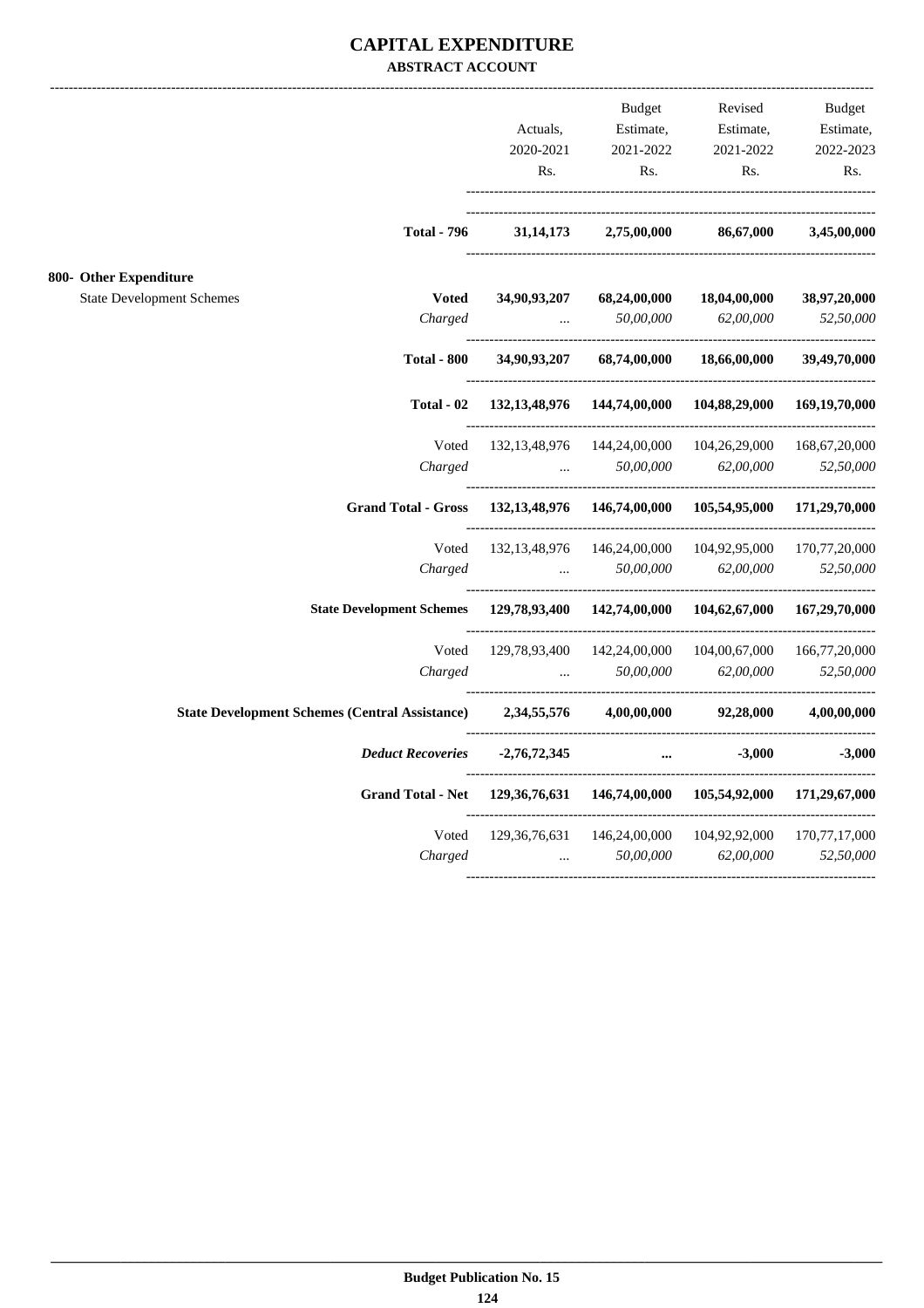# CAPITAL EXPENDITURE

**ABSTRACT ACCOUNT**

| | | Actuals, 2020-2021 Rs. | Budget Estimate, 2021-2022 Rs. | Revised Estimate, 2021-2022 Rs. | Budget Estimate, 2022-2023 Rs. |
|---|---|---|---|---|---|
| | **Total - 796** | **31,14,173** | **2,75,00,000** | **86,67,000** | **3,45,00,000** |
| **800- Other Expenditure** | | | | | |
| State Development Schemes | **Voted** | **34,90,93,207** | **68,24,00,000** | **18,04,00,000** | **38,97,20,000** |
| | *Charged* | *...* | *50,00,000* | *62,00,000* | *52,50,000* |
| | **Total - 800** | **34,90,93,207** | **68,74,00,000** | **18,66,00,000** | **39,49,70,000** |
| | **Total - 02** | **132,13,48,976** | **144,74,00,000** | **104,88,29,000** | **169,19,70,000** |
| | Voted | 132,13,48,976 | 144,24,00,000 | 104,26,29,000 | 168,67,20,000 |
| | *Charged* | *...* | *50,00,000* | *62,00,000* | *52,50,000* |
| | **Grand Total - Gross** | **132,13,48,976** | **146,74,00,000** | **105,54,95,000** | **171,29,70,000** |
| | Voted | 132,13,48,976 | 146,24,00,000 | 104,92,95,000 | 170,77,20,000 |
| | *Charged* | *...* | *50,00,000* | *62,00,000* | *52,50,000* |
| | **State Development Schemes** | **129,78,93,400** | **142,74,00,000** | **104,62,67,000** | **167,29,70,000** |
| | Voted | 129,78,93,400 | 142,24,00,000 | 104,00,67,000 | 166,77,20,000 |
| | *Charged* | *...* | *50,00,000* | *62,00,000* | *52,50,000* |
| | **State Development Schemes (Central Assistance)** | **2,34,55,576** | **4,00,00,000** | **92,28,000** | **4,00,00,000** |
| | ***Deduct Recoveries*** | **-2,76,72,345** | **...** | **-3,000** | **-3,000** |
| | **Grand Total - Net** | **129,36,76,631** | **146,74,00,000** | **105,54,92,000** | **171,29,67,000** |
| | Voted | 129,36,76,631 | 146,24,00,000 | 104,92,92,000 | 170,77,17,000 |
| | *Charged* | *...* | *50,00,000* | *62,00,000* | *52,50,000* |

**Budget Publication No. 15**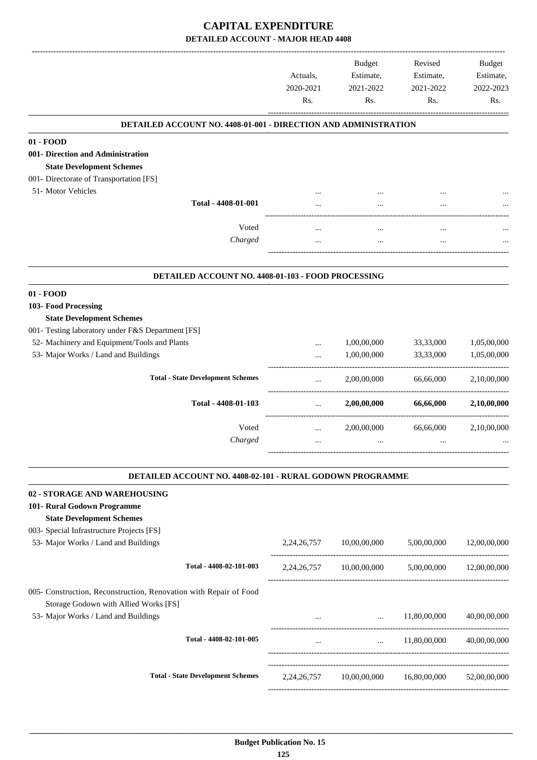# CAPITAL EXPENDITURE

## DETAILED ACCOUNT - MAJOR HEAD 4408

| | Actuals, 2020-2021 Rs. | Budget Estimate, 2021-2022 Rs. | Revised Estimate, 2021-2022 Rs. | Budget Estimate, 2022-2023 Rs. |
|---|---|---|---|---|
| **DETAILED ACCOUNT NO. 4408-01-001 - DIRECTION AND ADMINISTRATION** | | | | |
| **01 - FOOD** | | | | |
| **001- Direction and Administration** | | | | |
| **State Development Schemes** | | | | |
| 001- Directorate of Transportation [FS] | | | | |
| 51- Motor Vehicles | ... | ... | ... | ... |
| **Total - 4408-01-001** | ... | ... | ... | ... |
| Voted | ... | ... | ... | ... |
| *Charged* | ... | ... | ... | ... |
| **DETAILED ACCOUNT NO. 4408-01-103 - FOOD PROCESSING** | | | | |
| **01 - FOOD** | | | | |
| **103- Food Processing** | | | | |
| **State Development Schemes** | | | | |
| 001- Testing laboratory under F&S Department [FS] | | | | |
| 52- Machinery and Equipment/Tools and Plants | ... | 1,00,00,000 | 33,33,000 | 1,05,00,000 |
| 53- Major Works / Land and Buildings | ... | 1,00,00,000 | 33,33,000 | 1,05,00,000 |
| **Total - State Development Schemes** | ... | 2,00,00,000 | 66,66,000 | 2,10,00,000 |
| **Total - 4408-01-103** | ... | **2,00,00,000** | **66,66,000** | **2,10,00,000** |
| Voted | ... | 2,00,00,000 | 66,66,000 | 2,10,00,000 |
| *Charged* | ... | ... | ... | ... |
| **DETAILED ACCOUNT NO. 4408-02-101 - RURAL GODOWN PROGRAMME** | | | | |
| **02 - STORAGE AND WAREHOUSING** | | | | |
| **101- Rural Godown Programme** | | | | |
| **State Development Schemes** | | | | |
| 003- Special Infrastructure Projects [FS] | | | | |
| 53- Major Works / Land and Buildings | 2,24,26,757 | 10,00,00,000 | 5,00,00,000 | 12,00,00,000 |
| **Total - 4408-02-101-003** | 2,24,26,757 | 10,00,00,000 | 5,00,00,000 | 12,00,00,000 |
| 005- Construction, Reconstruction, Renovation with Repair of Food Storage Godown with Allied Works [FS] | | | | |
| 53- Major Works / Land and Buildings | ... | ... | 11,80,00,000 | 40,00,00,000 |
| **Total - 4408-02-101-005** | ... | ... | 11,80,00,000 | 40,00,00,000 |
| **Total - State Development Schemes** | 2,24,26,757 | 10,00,00,000 | 16,80,00,000 | 52,00,00,000 |

**Budget Publication No. 15**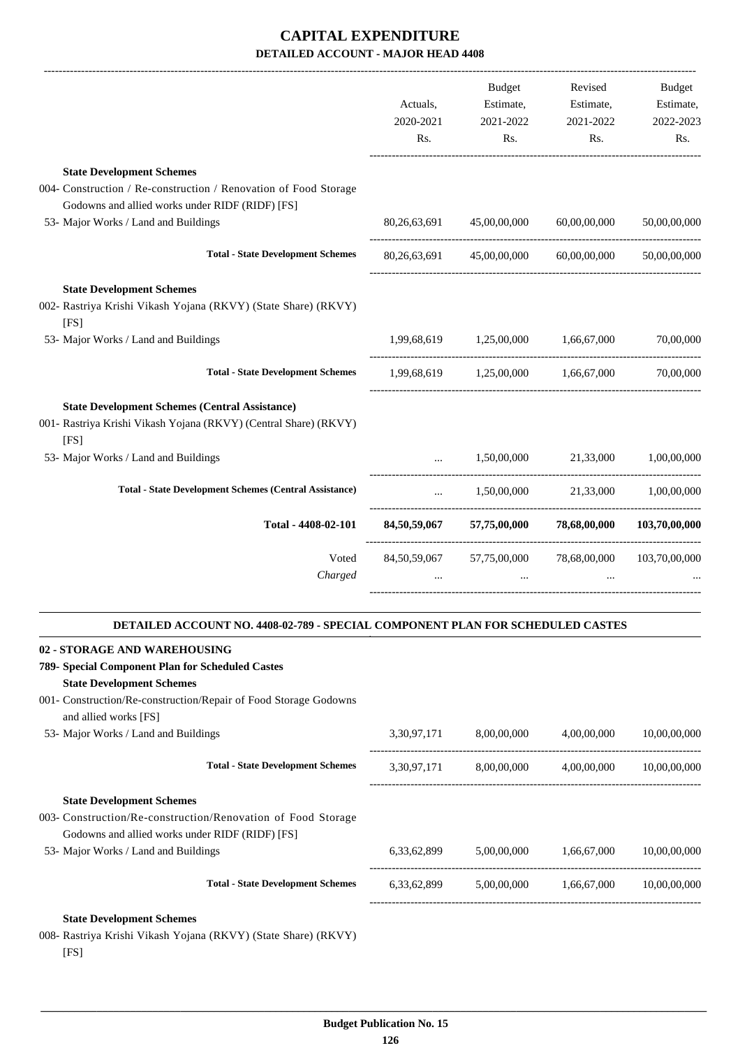# CAPITAL EXPENDITURE

## DETAILED ACCOUNT - MAJOR HEAD 4408

| | Actuals, 2020-2021 Rs. | Budget Estimate, 2021-2022 Rs. | Revised Estimate, 2021-2022 Rs. | Budget Estimate, 2022-2023 Rs. |
|---|---|---|---|---|
| **State Development Schemes** | | | | |
| 004- Construction / Re-construction / Renovation of Food Storage Godowns and allied works under RIDF (RIDF) [FS] | | | | |
| 53- Major Works / Land and Buildings | 80,26,63,691 | 45,00,00,000 | 60,00,00,000 | 50,00,00,000 |
| **Total - State Development Schemes** | 80,26,63,691 | 45,00,00,000 | 60,00,00,000 | 50,00,00,000 |
| **State Development Schemes** | | | | |
| 002- Rastriya Krishi Vikash Yojana (RKVY) (State Share) (RKVY) [FS] | | | | |
| 53- Major Works / Land and Buildings | 1,99,68,619 | 1,25,00,000 | 1,66,67,000 | 70,00,000 |
| **Total - State Development Schemes** | 1,99,68,619 | 1,25,00,000 | 1,66,67,000 | 70,00,000 |
| **State Development Schemes (Central Assistance)** | | | | |
| 001- Rastriya Krishi Vikash Yojana (RKVY) (Central Share) (RKVY) [FS] | | | | |
| 53- Major Works / Land and Buildings | ... | 1,50,00,000 | 21,33,000 | 1,00,00,000 |
| **Total - State Development Schemes (Central Assistance)** | ... | 1,50,00,000 | 21,33,000 | 1,00,00,000 |
| **Total - 4408-02-101** | **84,50,59,067** | **57,75,00,000** | **78,68,00,000** | **103,70,00,000** |
| Voted | 84,50,59,067 | 57,75,00,000 | 78,68,00,000 | 103,70,00,000 |
| *Charged* | ... | ... | ... | ... |

### DETAILED ACCOUNT NO. 4408-02-789 - SPECIAL COMPONENT PLAN FOR SCHEDULED CASTES

| | Actuals, 2020-2021 Rs. | Budget Estimate, 2021-2022 Rs. | Revised Estimate, 2021-2022 Rs. | Budget Estimate, 2022-2023 Rs. |
|---|---|---|---|---|
| **02 - STORAGE AND WAREHOUSING** | | | | |
| **789- Special Component Plan for Scheduled Castes** | | | | |
| **State Development Schemes** | | | | |
| 001- Construction/Re-construction/Repair of Food Storage Godowns and allied works [FS] | | | | |
| 53- Major Works / Land and Buildings | 3,30,97,171 | 8,00,00,000 | 4,00,00,000 | 10,00,00,000 |
| **Total - State Development Schemes** | 3,30,97,171 | 8,00,00,000 | 4,00,00,000 | 10,00,00,000 |
| **State Development Schemes** | | | | |
| 003- Construction/Re-construction/Renovation of Food Storage Godowns and allied works under RIDF (RIDF) [FS] | | | | |
| 53- Major Works / Land and Buildings | 6,33,62,899 | 5,00,00,000 | 1,66,67,000 | 10,00,00,000 |
| **Total - State Development Schemes** | 6,33,62,899 | 5,00,00,000 | 1,66,67,000 | 10,00,00,000 |
| **State Development Schemes** | | | | |
| 008- Rastriya Krishi Vikash Yojana (RKVY) (State Share) (RKVY) [FS] | | | | |

Budget Publication No. 15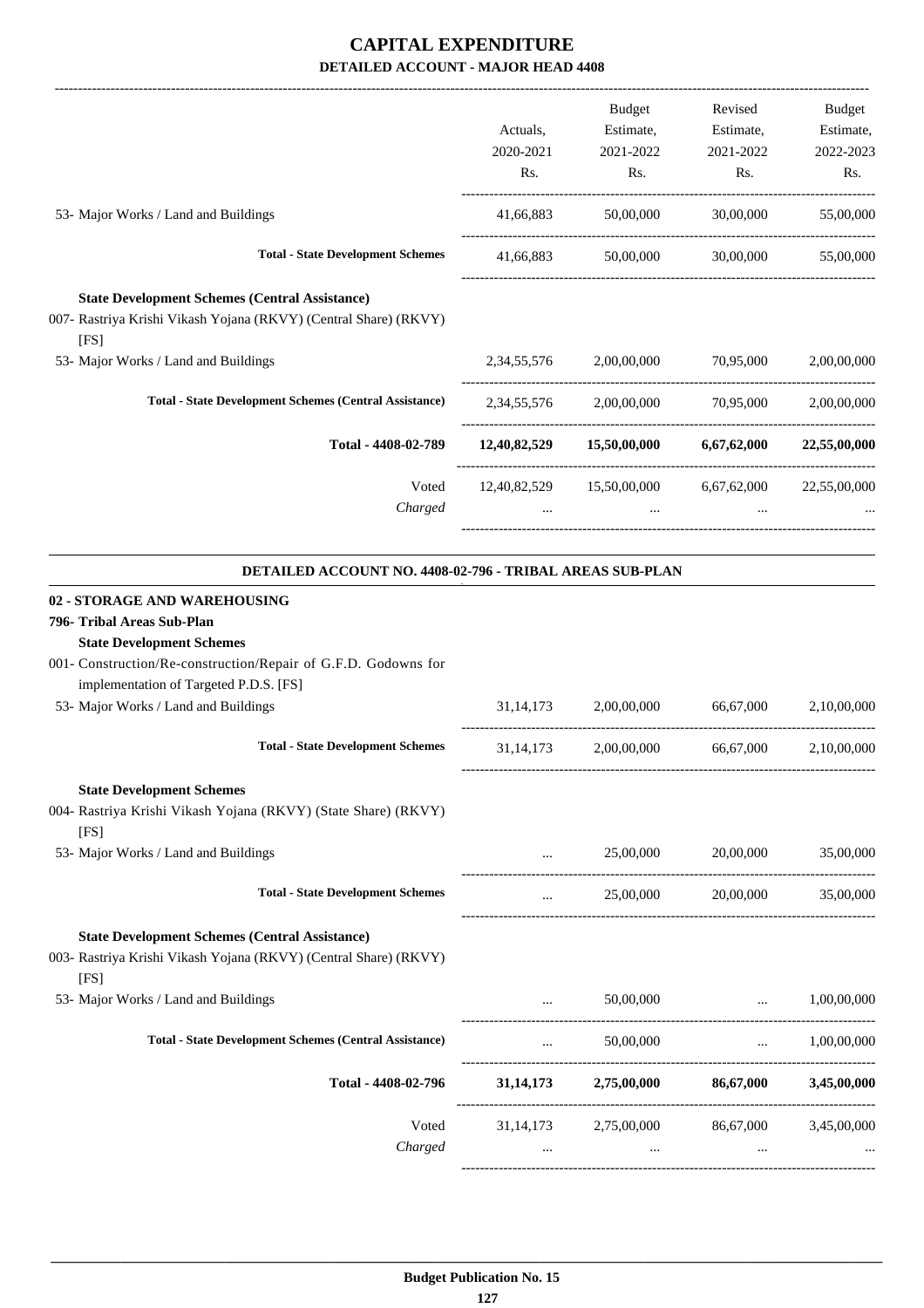# CAPITAL EXPENDITURE

## DETAILED ACCOUNT - MAJOR HEAD 4408

| | Actuals, 2020-2021 Rs. | Budget Estimate, 2021-2022 Rs. | Revised Estimate, 2021-2022 Rs. | Budget Estimate, 2022-2023 Rs. |
|---|---|---|---|---|
| 53- Major Works / Land and Buildings | 41,66,883 | 50,00,000 | 30,00,000 | 55,00,000 |
| **Total - State Development Schemes** | 41,66,883 | 50,00,000 | 30,00,000 | 55,00,000 |
| **State Development Schemes (Central Assistance)** | | | | |
| 007- Rastriya Krishi Vikash Yojana (RKVY) (Central Share) (RKVY) [FS] | | | | |
| 53- Major Works / Land and Buildings | 2,34,55,576 | 2,00,00,000 | 70,95,000 | 2,00,00,000 |
| **Total - State Development Schemes (Central Assistance)** | 2,34,55,576 | 2,00,00,000 | 70,95,000 | 2,00,00,000 |
| **Total - 4408-02-789** | **12,40,82,529** | **15,50,00,000** | **6,67,62,000** | **22,55,00,000** |
| Voted | 12,40,82,529 | 15,50,00,000 | 6,67,62,000 | 22,55,00,000 |
| *Charged* | ... | ... | ... | ... |

### DETAILED ACCOUNT NO. 4408-02-796 - TRIBAL AREAS SUB-PLAN

| | Actuals, 2020-2021 Rs. | Budget Estimate, 2021-2022 Rs. | Revised Estimate, 2021-2022 Rs. | Budget Estimate, 2022-2023 Rs. |
|---|---|---|---|---|
| **02 - STORAGE AND WAREHOUSING** | | | | |
| **796- Tribal Areas Sub-Plan** | | | | |
| **State Development Schemes** | | | | |
| 001- Construction/Re-construction/Repair of G.F.D. Godowns for implementation of Targeted P.D.S. [FS] | | | | |
| 53- Major Works / Land and Buildings | 31,14,173 | 2,00,00,000 | 66,67,000 | 2,10,00,000 |
| **Total - State Development Schemes** | 31,14,173 | 2,00,00,000 | 66,67,000 | 2,10,00,000 |
| **State Development Schemes** | | | | |
| 004- Rastriya Krishi Vikash Yojana (RKVY) (State Share) (RKVY) [FS] | | | | |
| 53- Major Works / Land and Buildings | ... | 25,00,000 | 20,00,000 | 35,00,000 |
| **Total - State Development Schemes** | ... | 25,00,000 | 20,00,000 | 35,00,000 |
| **State Development Schemes (Central Assistance)** | | | | |
| 003- Rastriya Krishi Vikash Yojana (RKVY) (Central Share) (RKVY) [FS] | | | | |
| 53- Major Works / Land and Buildings | ... | 50,00,000 | ... | 1,00,00,000 |
| **Total - State Development Schemes (Central Assistance)** | ... | 50,00,000 | ... | 1,00,00,000 |
| **Total - 4408-02-796** | **31,14,173** | **2,75,00,000** | **86,67,000** | **3,45,00,000** |
| Voted | 31,14,173 | 2,75,00,000 | 86,67,000 | 3,45,00,000 |
| *Charged* | ... | ... | ... | ... |

**Budget Publication No. 15**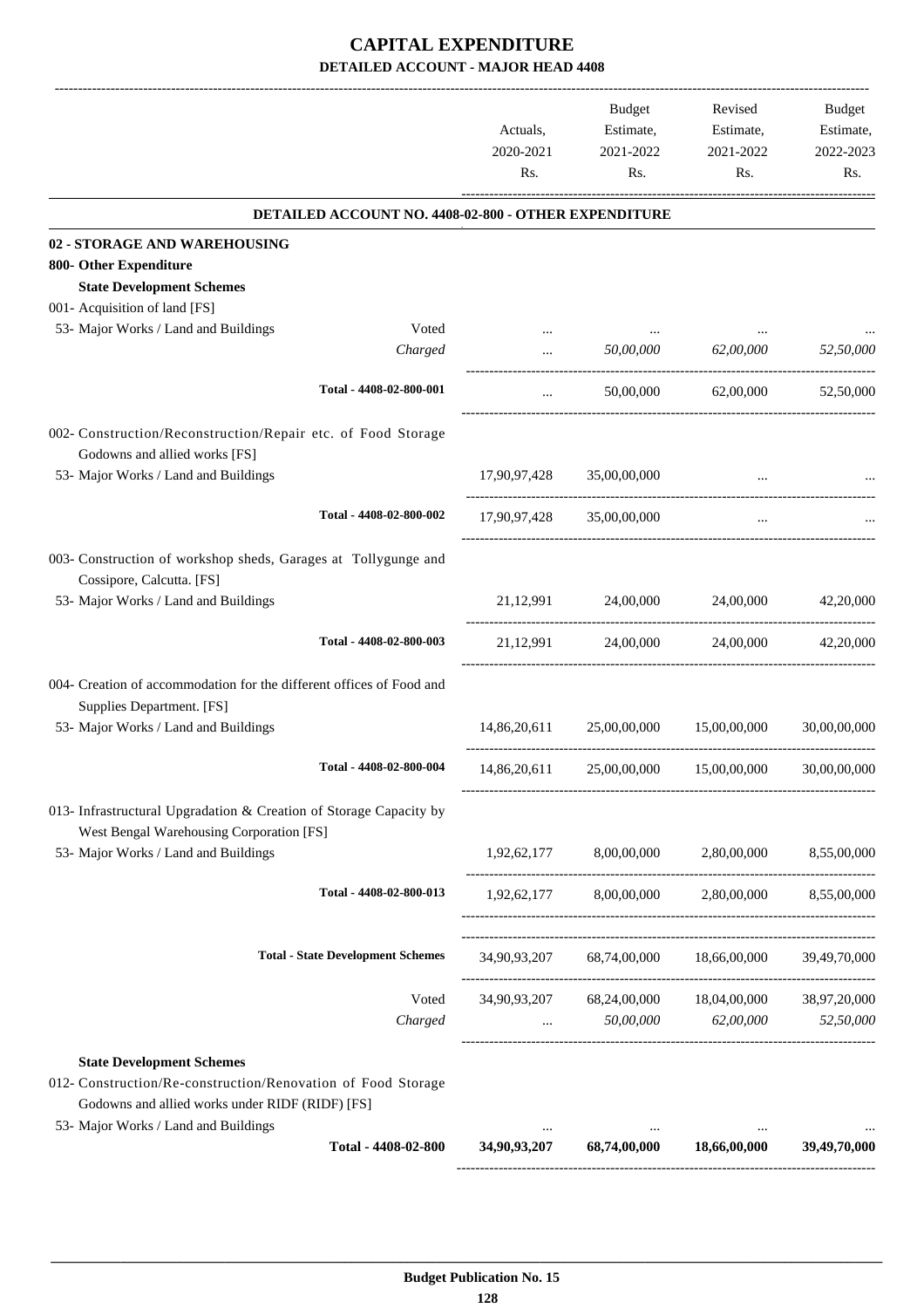# CAPITAL EXPENDITURE

## DETAILED ACCOUNT - MAJOR HEAD 4408

| | | Actuals, 2020-2021 Rs. | Budget Estimate, 2021-2022 Rs. | Revised Estimate, 2021-2022 Rs. | Budget Estimate, 2022-2023 Rs. |
|---|---|---|---|---|---|
| **DETAILED ACCOUNT NO. 4408-02-800 - OTHER EXPENDITURE** | | | | | |
| **02 - STORAGE AND WAREHOUSING** | | | | | |
| **800- Other Expenditure** | | | | | |
| **State Development Schemes** | | | | | |
| 001- Acquisition of land [FS] | | | | | |
| 53- Major Works / Land and Buildings | Voted | ... | ... | ... | ... |
| | *Charged* | ... | *50,00,000* | *62,00,000* | *52,50,000* |
| Total - 4408-02-800-001 | | ... | 50,00,000 | 62,00,000 | 52,50,000 |
| 002- Construction/Reconstruction/Repair etc. of Food Storage Godowns and allied works [FS] | | | | | |
| 53- Major Works / Land and Buildings | | 17,90,97,428 | 35,00,00,000 | ... | ... |
| Total - 4408-02-800-002 | | 17,90,97,428 | 35,00,00,000 | ... | ... |
| 003- Construction of workshop sheds, Garages at Tollygunge and Cossipore, Calcutta. [FS] | | | | | |
| 53- Major Works / Land and Buildings | | 21,12,991 | 24,00,000 | 24,00,000 | 42,20,000 |
| Total - 4408-02-800-003 | | 21,12,991 | 24,00,000 | 24,00,000 | 42,20,000 |
| 004- Creation of accommodation for the different offices of Food and Supplies Department. [FS] | | | | | |
| 53- Major Works / Land and Buildings | | 14,86,20,611 | 25,00,00,000 | 15,00,00,000 | 30,00,00,000 |
| Total - 4408-02-800-004 | | 14,86,20,611 | 25,00,00,000 | 15,00,00,000 | 30,00,00,000 |
| 013- Infrastructural Upgradation & Creation of Storage Capacity by West Bengal Warehousing Corporation [FS] | | | | | |
| 53- Major Works / Land and Buildings | | 1,92,62,177 | 8,00,00,000 | 2,80,00,000 | 8,55,00,000 |
| Total - 4408-02-800-013 | | 1,92,62,177 | 8,00,00,000 | 2,80,00,000 | 8,55,00,000 |
| **Total - State Development Schemes** | | 34,90,93,207 | 68,74,00,000 | 18,66,00,000 | 39,49,70,000 |
| | Voted | 34,90,93,207 | 68,24,00,000 | 18,04,00,000 | 38,97,20,000 |
| | *Charged* | ... | *50,00,000* | *62,00,000* | *52,50,000* |
| **State Development Schemes** | | | | | |
| 012- Construction/Re-construction/Renovation of Food Storage Godowns and allied works under RIDF (RIDF) [FS] | | | | | |
| 53- Major Works / Land and Buildings | | ... | ... | ... | ... |
| **Total - 4408-02-800** | | **34,90,93,207** | **68,74,00,000** | **18,66,00,000** | **39,49,70,000** |

**Budget Publication No. 15**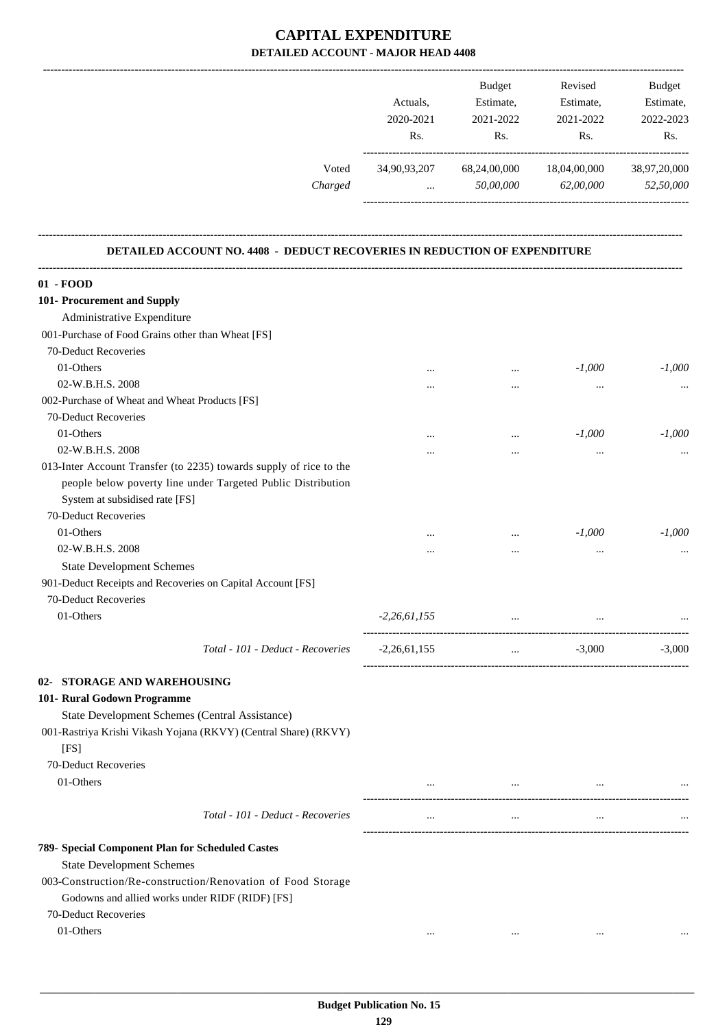# CAPITAL EXPENDITURE

## DETAILED ACCOUNT - MAJOR HEAD 4408

| | Actuals, 2020-2021 Rs. | Budget Estimate, 2021-2022 Rs. | Revised Estimate, 2021-2022 Rs. | Budget Estimate, 2022-2023 Rs. |
|---|---|---|---|---|
| Voted | 34,90,93,207 | 68,24,00,000 | 18,04,00,000 | 38,97,20,000 |
| *Charged* | ... | *50,00,000* | *62,00,000* | *52,50,000* |

### DETAILED ACCOUNT NO. 4408 - DEDUCT RECOVERIES IN REDUCTION OF EXPENDITURE

| | Actuals, 2020-2021 Rs. | Budget Estimate, 2021-2022 Rs. | Revised Estimate, 2021-2022 Rs. | Budget Estimate, 2022-2023 Rs. |
|---|---|---|---|---|
| **01 - FOOD** | | | | |
| **101- Procurement and Supply** | | | | |
| Administrative Expenditure | | | | |
| 001-Purchase of Food Grains other than Wheat [FS] | | | | |
| 70-Deduct Recoveries | | | | |
| 01-Others | ... | ... | *-1,000* | *-1,000* |
| 02-W.B.H.S. 2008 | ... | ... | ... | ... |
| 002-Purchase of Wheat and Wheat Products [FS] | | | | |
| 70-Deduct Recoveries | | | | |
| 01-Others | ... | ... | *-1,000* | *-1,000* |
| 02-W.B.H.S. 2008 | ... | ... | ... | ... |
| 013-Inter Account Transfer (to 2235) towards supply of rice to the people below poverty line under Targeted Public Distribution System at subsidised rate [FS] | | | | |
| 70-Deduct Recoveries | | | | |
| 01-Others | ... | ... | *-1,000* | *-1,000* |
| 02-W.B.H.S. 2008 | ... | ... | ... | ... |
| State Development Schemes | | | | |
| 901-Deduct Receipts and Recoveries on Capital Account [FS] | | | | |
| 70-Deduct Recoveries | | | | |
| 01-Others | *-2,26,61,155* | ... | ... | ... |
| *Total - 101 - Deduct - Recoveries* | -2,26,61,155 | ... | -3,000 | -3,000 |
| **02- STORAGE AND WAREHOUSING** | | | | |
| **101- Rural Godown Programme** | | | | |
| State Development Schemes (Central Assistance) | | | | |
| 001-Rastriya Krishi Vikash Yojana (RKVY) (Central Share) (RKVY) [FS] | | | | |
| 70-Deduct Recoveries | | | | |
| 01-Others | ... | ... | ... | ... |
| *Total - 101 - Deduct - Recoveries* | ... | ... | ... | ... |
| **789- Special Component Plan for Scheduled Castes** | | | | |
| State Development Schemes | | | | |
| 003-Construction/Re-construction/Renovation of Food Storage Godowns and allied works under RIDF (RIDF) [FS] | | | | |
| 70-Deduct Recoveries | | | | |
| 01-Others | ... | ... | ... | ... |

**Budget Publication No. 15**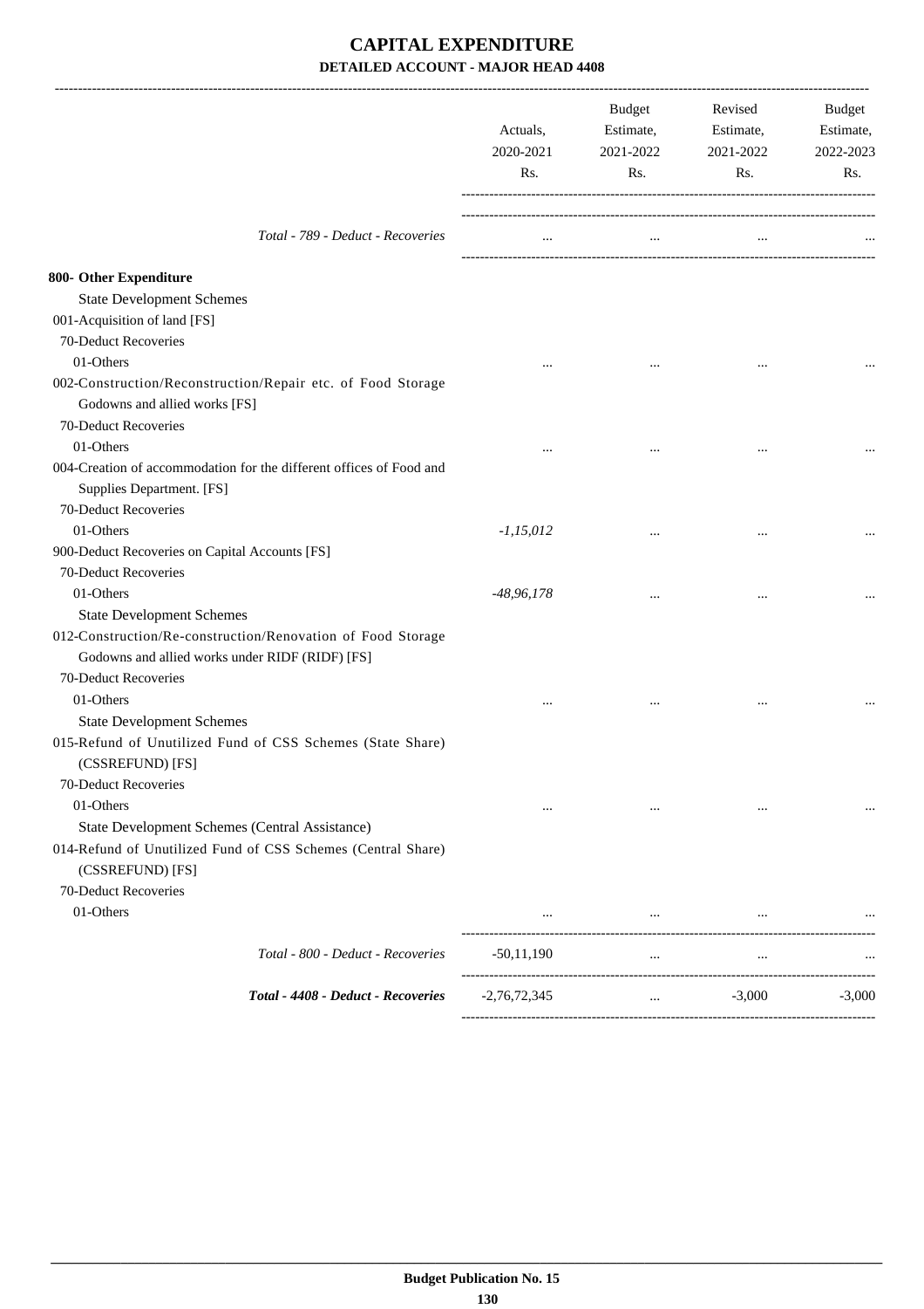# CAPITAL EXPENDITURE

## DETAILED ACCOUNT - MAJOR HEAD 4408

| | Actuals, 2020-2021 Rs. | Budget Estimate, 2021-2022 Rs. | Revised Estimate, 2021-2022 Rs. | Budget Estimate, 2022-2023 Rs. |
|---|---|---|---|---|
| *Total - 789 - Deduct - Recoveries* | ... | ... | ... | ... |
| **800- Other Expenditure** | | | | |
| State Development Schemes | | | | |
| 001-Acquisition of land [FS] | | | | |
| 70-Deduct Recoveries | | | | |
| 01-Others | ... | ... | ... | ... |
| 002-Construction/Reconstruction/Repair etc. of Food Storage Godowns and allied works [FS] | | | | |
| 70-Deduct Recoveries | | | | |
| 01-Others | ... | ... | ... | ... |
| 004-Creation of accommodation for the different offices of Food and Supplies Department. [FS] | | | | |
| 70-Deduct Recoveries | | | | |
| 01-Others | *-1,15,012* | ... | ... | ... |
| 900-Deduct Recoveries on Capital Accounts [FS] | | | | |
| 70-Deduct Recoveries | | | | |
| 01-Others | *-48,96,178* | ... | ... | ... |
| State Development Schemes | | | | |
| 012-Construction/Re-construction/Renovation of Food Storage Godowns and allied works under RIDF (RIDF) [FS] | | | | |
| 70-Deduct Recoveries | | | | |
| 01-Others | ... | ... | ... | ... |
| State Development Schemes | | | | |
| 015-Refund of Unutilized Fund of CSS Schemes (State Share) (CSSREFUND) [FS] | | | | |
| 70-Deduct Recoveries | | | | |
| 01-Others | ... | ... | ... | ... |
| State Development Schemes (Central Assistance) | | | | |
| 014-Refund of Unutilized Fund of CSS Schemes (Central Share) (CSSREFUND) [FS] | | | | |
| 70-Deduct Recoveries | | | | |
| 01-Others | ... | ... | ... | ... |
| *Total - 800 - Deduct - Recoveries* | -50,11,190 | ... | ... | ... |
| ***Total - 4408 - Deduct - Recoveries*** | -2,76,72,345 | ... | -3,000 | -3,000 |

**Budget Publication No. 15**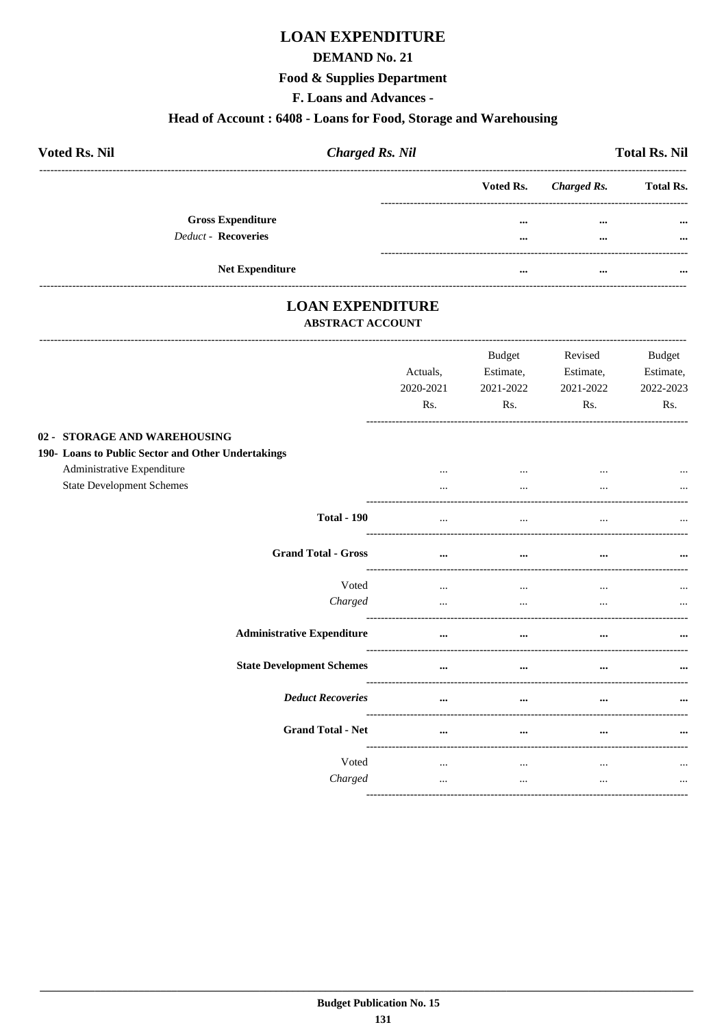# LOAN EXPENDITURE

## DEMAND No. 21

### Food & Supplies Department

### F. Loans and Advances -

### Head of Account : 6408 - Loans for Food, Storage and Warehousing

**Voted Rs. Nil** | ***Charged Rs. Nil*** | **Total Rs. Nil**

| | Voted Rs. | *Charged Rs.* | Total Rs. |
|---|---|---|---|
| **Gross Expenditure** | ... | ... | ... |
| *Deduct* - **Recoveries** | ... | ... | ... |
| **Net Expenditure** | ... | ... | ... |

# LOAN EXPENDITURE

### ABSTRACT ACCOUNT

| | Actuals, 2020-2021 Rs. | Budget Estimate, 2021-2022 Rs. | Revised Estimate, 2021-2022 Rs. | Budget Estimate, 2022-2023 Rs. |
|---|---|---|---|---|
| **02 - STORAGE AND WAREHOUSING** | | | | |
| **190- Loans to Public Sector and Other Undertakings** | | | | |
| Administrative Expenditure | ... | ... | ... | ... |
| State Development Schemes | ... | ... | ... | ... |
| **Total - 190** | ... | ... | ... | ... |
| **Grand Total - Gross** | ... | ... | ... | ... |
| Voted | ... | ... | ... | ... |
| *Charged* | ... | ... | ... | ... |
| **Administrative Expenditure** | ... | ... | ... | ... |
| **State Development Schemes** | ... | ... | ... | ... |
| ***Deduct Recoveries*** | ... | ... | ... | ... |
| **Grand Total - Net** | ... | ... | ... | ... |
| Voted | ... | ... | ... | ... |
| *Charged* | ... | ... | ... | ... |

**Budget Publication No. 15**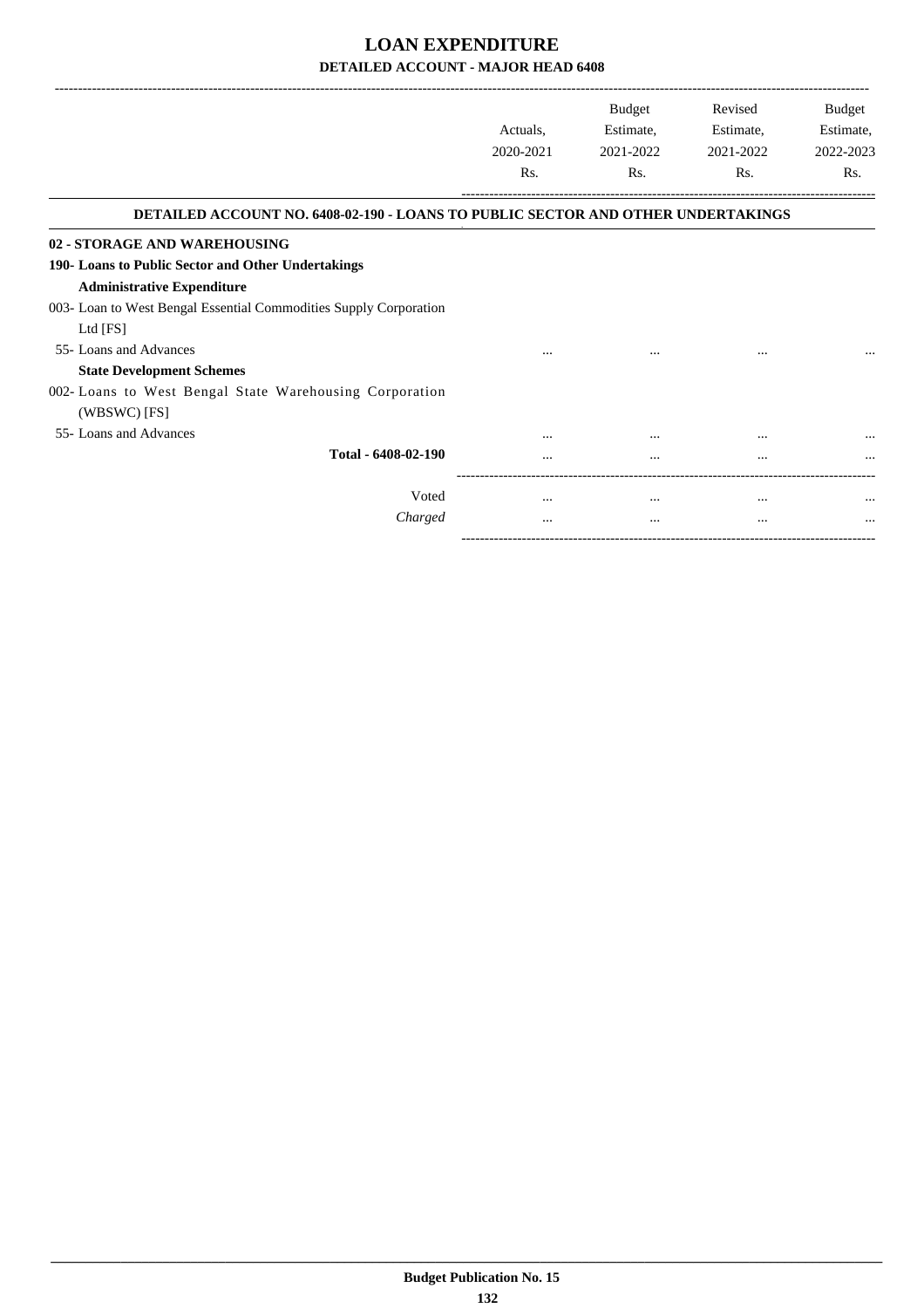# LOAN EXPENDITURE

## DETAILED ACCOUNT - MAJOR HEAD 6408

| | Actuals, 2020-2021 Rs. | Budget Estimate, 2021-2022 Rs. | Revised Estimate, 2021-2022 Rs. | Budget Estimate, 2022-2023 Rs. |
|---|---|---|---|---|
| **DETAILED ACCOUNT NO. 6408-02-190 - LOANS TO PUBLIC SECTOR AND OTHER UNDERTAKINGS** | | | | |
| **02 - STORAGE AND WAREHOUSING** | | | | |
| **190- Loans to Public Sector and Other Undertakings** | | | | |
| **Administrative Expenditure** | | | | |
| 003- Loan to West Bengal Essential Commodities Supply Corporation Ltd [FS] | | | | |
| 55- Loans and Advances | ... | ... | ... | ... |
| **State Development Schemes** | | | | |
| 002- Loans to West Bengal State Warehousing Corporation (WBSWC) [FS] | | | | |
| 55- Loans and Advances | ... | ... | ... | ... |
| **Total - 6408-02-190** | ... | ... | ... | ... |
| Voted | ... | ... | ... | ... |
| *Charged* | ... | ... | ... | ... |

**Budget Publication No. 15**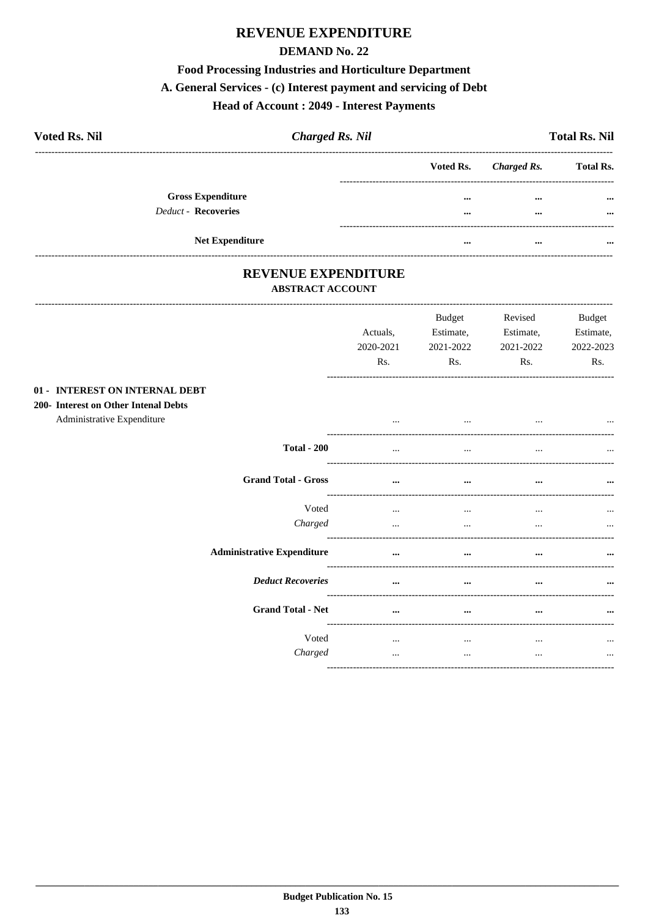# REVENUE EXPENDITURE

## DEMAND No. 22

### Food Processing Industries and Horticulture Department

### A. General Services - (c) Interest payment and servicing of Debt

### Head of Account : 2049 - Interest Payments

**Voted Rs. Nil** | ***Charged Rs. Nil*** | **Total Rs. Nil**

| | Voted Rs. | *Charged Rs.* | Total Rs. |
|---|---|---|---|
| **Gross Expenditure** | ... | ... | ... |
| *Deduct* - **Recoveries** | ... | ... | ... |
| **Net Expenditure** | ... | ... | ... |

# REVENUE EXPENDITURE

### ABSTRACT ACCOUNT

| | Actuals, 2020-2021 Rs. | Budget Estimate, 2021-2022 Rs. | Revised Estimate, 2021-2022 Rs. | Budget Estimate, 2022-2023 Rs. |
|---|---|---|---|---|
| **01 - INTEREST ON INTERNAL DEBT** | | | | |
| **200- Interest on Other Intenal Debts** | | | | |
| Administrative Expenditure | ... | ... | ... | ... |
| **Total - 200** | ... | ... | ... | ... |
| **Grand Total - Gross** | ... | ... | ... | ... |
| Voted | ... | ... | ... | ... |
| *Charged* | ... | ... | ... | ... |
| **Administrative Expenditure** | ... | ... | ... | ... |
| ***Deduct Recoveries*** | ... | ... | ... | ... |
| **Grand Total - Net** | ... | ... | ... | ... |
| Voted | ... | ... | ... | ... |
| *Charged* | ... | ... | ... | ... |

**Budget Publication No. 15**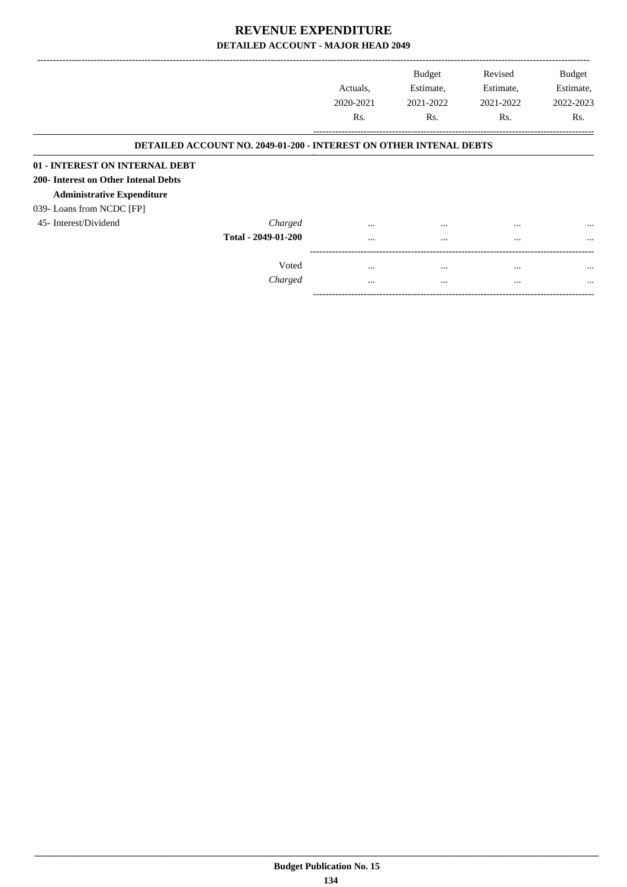# REVENUE EXPENDITURE

## DETAILED ACCOUNT - MAJOR HEAD 2049

| | | Actuals, 2020-2021 Rs. | Budget Estimate, 2021-2022 Rs. | Revised Estimate, 2021-2022 Rs. | Budget Estimate, 2022-2023 Rs. |
|---|---|---|---|---|---|
| **DETAILED ACCOUNT NO. 2049-01-200 - INTEREST ON OTHER INTENAL DEBTS** | | | | | |
| **01 - INTEREST ON INTERNAL DEBT** | | | | | |
| **200- Interest on Other Intenal Debts** | | | | | |
| **Administrative Expenditure** | | | | | |
| 039- Loans from NCDC [FP] | | | | | |
| 45- Interest/Dividend | *Charged* | ... | ... | ... | ... |
| | **Total - 2049-01-200** | ... | ... | ... | ... |
| | Voted | ... | ... | ... | ... |
| | *Charged* | ... | ... | ... | ... |

**Budget Publication No. 15**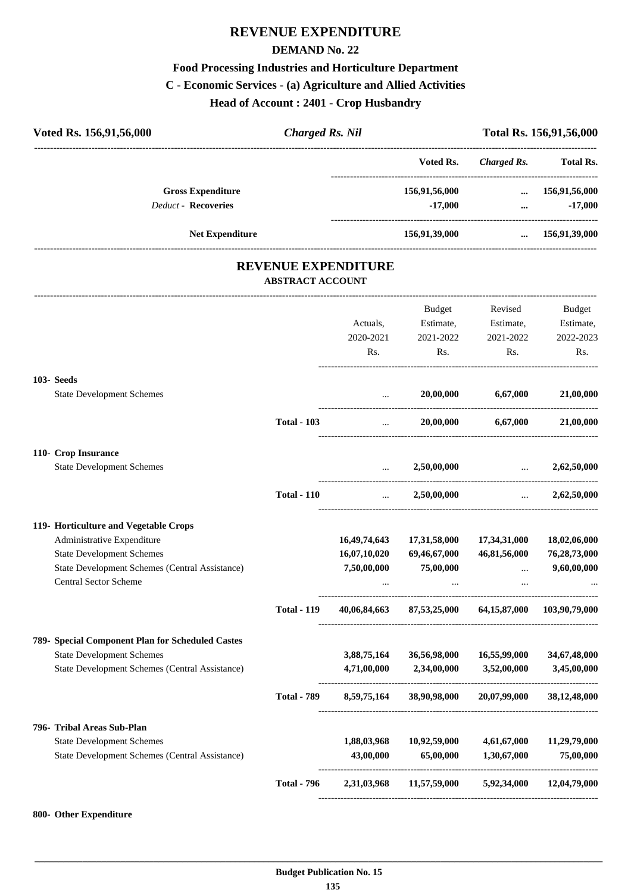# REVENUE EXPENDITURE

## DEMAND No. 22

### Food Processing Industries and Horticulture Department

### C - Economic Services - (a) Agriculture and Allied Activities

### Head of Account : 2401 - Crop Husbandry

| Voted Rs. 156,91,56,000 | *Charged Rs. Nil* | Total Rs. 156,91,56,000 |
|---|---|---|

| | Voted Rs. | *Charged Rs.* | Total Rs. |
|---|---|---|---|
| **Gross Expenditure** | 156,91,56,000 | ... | 156,91,56,000 |
| *Deduct* - **Recoveries** | -17,000 | ... | -17,000 |
| **Net Expenditure** | 156,91,39,000 | ... | 156,91,39,000 |

## REVENUE EXPENDITURE

### ABSTRACT ACCOUNT

| | | Actuals, 2020-2021 Rs. | Budget Estimate, 2021-2022 Rs. | Revised Estimate, 2021-2022 Rs. | Budget Estimate, 2022-2023 Rs. |
|---|---|---|---|---|---|
| **103- Seeds** | | | | | |
| State Development Schemes | | ... | 20,00,000 | 6,67,000 | 21,00,000 |
| | **Total - 103** | ... | 20,00,000 | 6,67,000 | 21,00,000 |
| **110- Crop Insurance** | | | | | |
| State Development Schemes | | ... | 2,50,00,000 | ... | 2,62,50,000 |
| | **Total - 110** | ... | 2,50,00,000 | ... | 2,62,50,000 |
| **119- Horticulture and Vegetable Crops** | | | | | |
| Administrative Expenditure | | 16,49,74,643 | 17,31,58,000 | 17,34,31,000 | 18,02,06,000 |
| State Development Schemes | | 16,07,10,020 | 69,46,67,000 | 46,81,56,000 | 76,28,73,000 |
| State Development Schemes (Central Assistance) | | 7,50,00,000 | 75,00,000 | ... | 9,60,00,000 |
| Central Sector Scheme | | ... | ... | ... | ... |
| | **Total - 119** | 40,06,84,663 | 87,53,25,000 | 64,15,87,000 | 103,90,79,000 |
| **789- Special Component Plan for Scheduled Castes** | | | | | |
| State Development Schemes | | 3,88,75,164 | 36,56,98,000 | 16,55,99,000 | 34,67,48,000 |
| State Development Schemes (Central Assistance) | | 4,71,00,000 | 2,34,00,000 | 3,52,00,000 | 3,45,00,000 |
| | **Total - 789** | 8,59,75,164 | 38,90,98,000 | 20,07,99,000 | 38,12,48,000 |
| **796- Tribal Areas Sub-Plan** | | | | | |
| State Development Schemes | | 1,88,03,968 | 10,92,59,000 | 4,61,67,000 | 11,29,79,000 |
| State Development Schemes (Central Assistance) | | 43,00,000 | 65,00,000 | 1,30,67,000 | 75,00,000 |
| | **Total - 796** | 2,31,03,968 | 11,57,59,000 | 5,92,34,000 | 12,04,79,000 |
| **800- Other Expenditure** | | | | | |

**Budget Publication No. 15**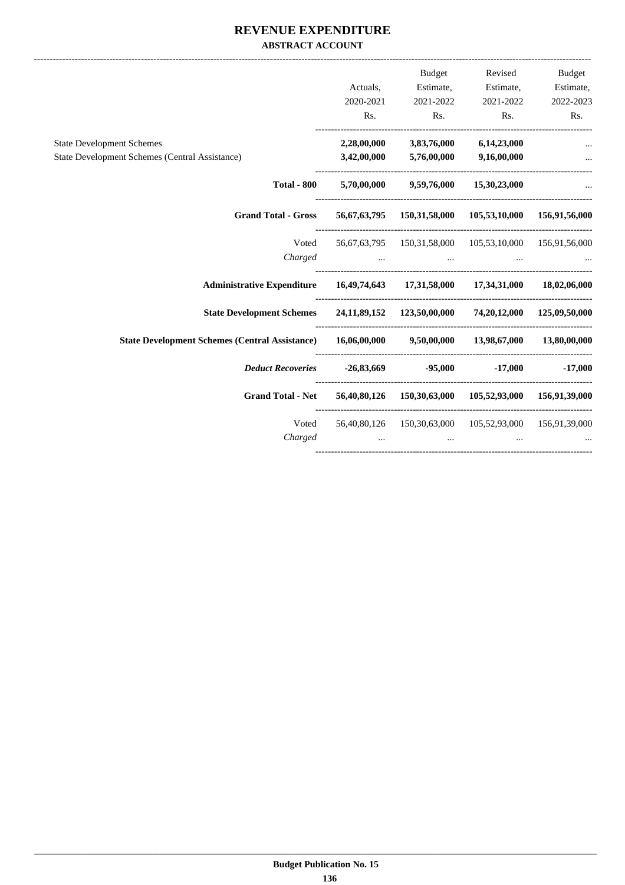# REVENUE EXPENDITURE

**ABSTRACT ACCOUNT**

| | Actuals, 2020-2021 Rs. | Budget Estimate, 2021-2022 Rs. | Revised Estimate, 2021-2022 Rs. | Budget Estimate, 2022-2023 Rs. |
|---|---|---|---|---|
| State Development Schemes | **2,28,00,000** | **3,83,76,000** | **6,14,23,000** | ... |
| State Development Schemes (Central Assistance) | **3,42,00,000** | **5,76,00,000** | **9,16,00,000** | ... |
| **Total - 800** | **5,70,00,000** | **9,59,76,000** | **15,30,23,000** | ... |
| **Grand Total - Gross** | **56,67,63,795** | **150,31,58,000** | **105,53,10,000** | **156,91,56,000** |
| Voted | 56,67,63,795 | 150,31,58,000 | 105,53,10,000 | 156,91,56,000 |
| *Charged* | ... | ... | ... | ... |
| **Administrative Expenditure** | **16,49,74,643** | **17,31,58,000** | **17,34,31,000** | **18,02,06,000** |
| **State Development Schemes** | **24,11,89,152** | **123,50,00,000** | **74,20,12,000** | **125,09,50,000** |
| **State Development Schemes (Central Assistance)** | **16,06,00,000** | **9,50,00,000** | **13,98,67,000** | **13,80,00,000** |
| ***Deduct Recoveries*** | **-26,83,669** | **-95,000** | **-17,000** | **-17,000** |
| **Grand Total - Net** | **56,40,80,126** | **150,30,63,000** | **105,52,93,000** | **156,91,39,000** |
| Voted | 56,40,80,126 | 150,30,63,000 | 105,52,93,000 | 156,91,39,000 |
| *Charged* | ... | ... | ... | ... |

**Budget Publication No. 15**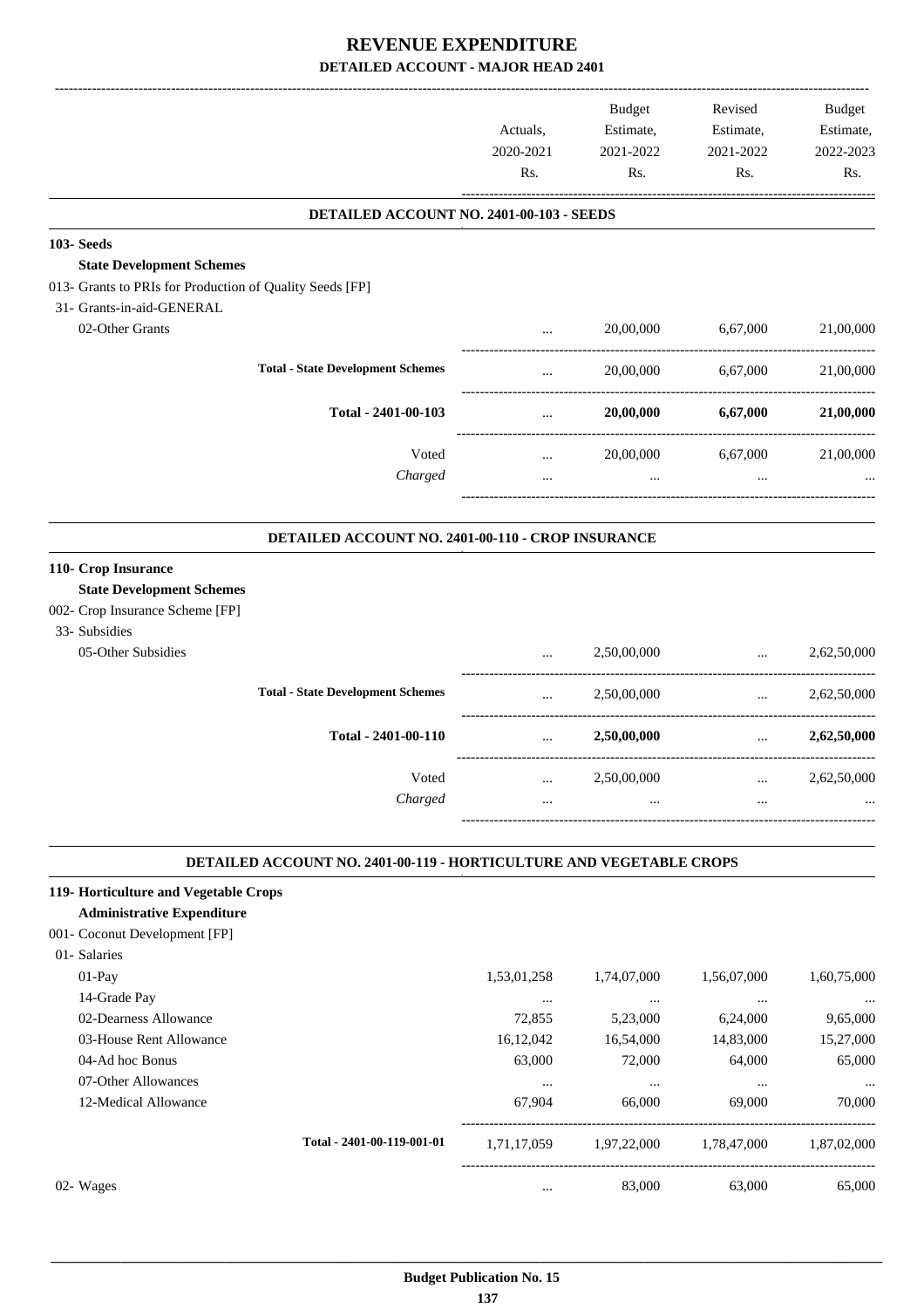# REVENUE EXPENDITURE

## DETAILED ACCOUNT - MAJOR HEAD 2401

| | Actuals, 2020-2021 Rs. | Budget Estimate, 2021-2022 Rs. | Revised Estimate, 2021-2022 Rs. | Budget Estimate, 2022-2023 Rs. |
|---|---|---|---|---|

### DETAILED ACCOUNT NO. 2401-00-103 - SEEDS

| | Actuals, 2020-2021 Rs. | Budget Estimate, 2021-2022 Rs. | Revised Estimate, 2021-2022 Rs. | Budget Estimate, 2022-2023 Rs. |
|---|---|---|---|---|
| **103- Seeds** | | | | |
| **State Development Schemes** | | | | |
| 013- Grants to PRIs for Production of Quality Seeds [FP] | | | | |
| 31- Grants-in-aid-GENERAL | | | | |
| 02-Other Grants | ... | 20,00,000 | 6,67,000 | 21,00,000 |
| **Total - State Development Schemes** | ... | 20,00,000 | 6,67,000 | 21,00,000 |
| **Total - 2401-00-103** | ... | **20,00,000** | **6,67,000** | **21,00,000** |
| Voted | ... | 20,00,000 | 6,67,000 | 21,00,000 |
| *Charged* | ... | ... | ... | ... |

### DETAILED ACCOUNT NO. 2401-00-110 - CROP INSURANCE

| | Actuals, 2020-2021 Rs. | Budget Estimate, 2021-2022 Rs. | Revised Estimate, 2021-2022 Rs. | Budget Estimate, 2022-2023 Rs. |
|---|---|---|---|---|
| **110- Crop Insurance** | | | | |
| **State Development Schemes** | | | | |
| 002- Crop Insurance Scheme [FP] | | | | |
| 33- Subsidies | | | | |
| 05-Other Subsidies | ... | 2,50,00,000 | ... | 2,62,50,000 |
| **Total - State Development Schemes** | ... | 2,50,00,000 | ... | 2,62,50,000 |
| **Total - 2401-00-110** | ... | **2,50,00,000** | ... | **2,62,50,000** |
| Voted | ... | 2,50,00,000 | ... | 2,62,50,000 |
| *Charged* | ... | ... | ... | ... |

### DETAILED ACCOUNT NO. 2401-00-119 - HORTICULTURE AND VEGETABLE CROPS

| | Actuals, 2020-2021 Rs. | Budget Estimate, 2021-2022 Rs. | Revised Estimate, 2021-2022 Rs. | Budget Estimate, 2022-2023 Rs. |
|---|---|---|---|---|
| **119- Horticulture and Vegetable Crops** | | | | |
| **Administrative Expenditure** | | | | |
| 001- Coconut Development [FP] | | | | |
| 01- Salaries | | | | |
| 01-Pay | 1,53,01,258 | 1,74,07,000 | 1,56,07,000 | 1,60,75,000 |
| 14-Grade Pay | ... | ... | ... | ... |
| 02-Dearness Allowance | 72,855 | 5,23,000 | 6,24,000 | 9,65,000 |
| 03-House Rent Allowance | 16,12,042 | 16,54,000 | 14,83,000 | 15,27,000 |
| 04-Ad hoc Bonus | 63,000 | 72,000 | 64,000 | 65,000 |
| 07-Other Allowances | ... | ... | ... | ... |
| 12-Medical Allowance | 67,904 | 66,000 | 69,000 | 70,000 |
| **Total - 2401-00-119-001-01** | 1,71,17,059 | 1,97,22,000 | 1,78,47,000 | 1,87,02,000 |
| 02- Wages | ... | 83,000 | 63,000 | 65,000 |

**Budget Publication No. 15**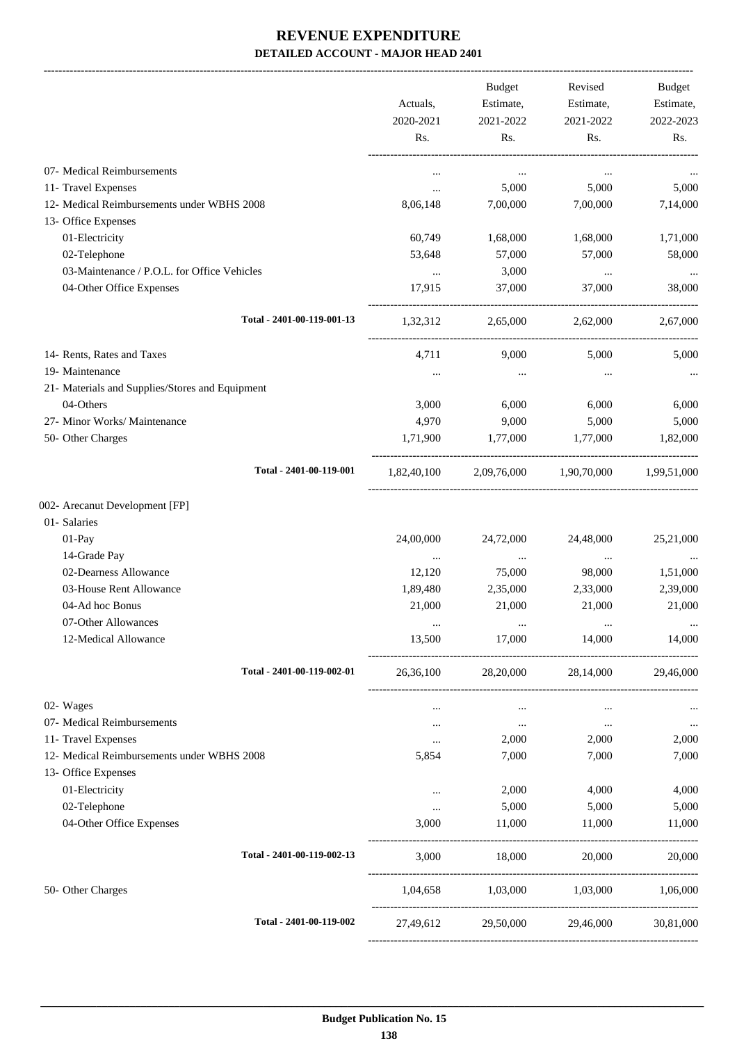# REVENUE EXPENDITURE

## DETAILED ACCOUNT - MAJOR HEAD 2401

| | Actuals, 2020-2021 Rs. | Budget Estimate, 2021-2022 Rs. | Revised Estimate, 2021-2022 Rs. | Budget Estimate, 2022-2023 Rs. |
|---|---|---|---|---|
| 07- Medical Reimbursements | ... | ... | ... | ... |
| 11- Travel Expenses | ... | 5,000 | 5,000 | 5,000 |
| 12- Medical Reimbursements under WBHS 2008 | 8,06,148 | 7,00,000 | 7,00,000 | 7,14,000 |
| 13- Office Expenses | | | | |
| 01-Electricity | 60,749 | 1,68,000 | 1,68,000 | 1,71,000 |
| 02-Telephone | 53,648 | 57,000 | 57,000 | 58,000 |
| 03-Maintenance / P.O.L. for Office Vehicles | ... | 3,000 | ... | ... |
| 04-Other Office Expenses | 17,915 | 37,000 | 37,000 | 38,000 |
| Total - 2401-00-119-001-13 | 1,32,312 | 2,65,000 | 2,62,000 | 2,67,000 |
| 14- Rents, Rates and Taxes | 4,711 | 9,000 | 5,000 | 5,000 |
| 19- Maintenance | ... | ... | ... | ... |
| 21- Materials and Supplies/Stores and Equipment | | | | |
| 04-Others | 3,000 | 6,000 | 6,000 | 6,000 |
| 27- Minor Works/ Maintenance | 4,970 | 9,000 | 5,000 | 5,000 |
| 50- Other Charges | 1,71,900 | 1,77,000 | 1,77,000 | 1,82,000 |
| Total - 2401-00-119-001 | 1,82,40,100 | 2,09,76,000 | 1,90,70,000 | 1,99,51,000 |
| 002- Arecanut Development [FP] | | | | |
| 01- Salaries | | | | |
| 01-Pay | 24,00,000 | 24,72,000 | 24,48,000 | 25,21,000 |
| 14-Grade Pay | ... | ... | ... | ... |
| 02-Dearness Allowance | 12,120 | 75,000 | 98,000 | 1,51,000 |
| 03-House Rent Allowance | 1,89,480 | 2,35,000 | 2,33,000 | 2,39,000 |
| 04-Ad hoc Bonus | 21,000 | 21,000 | 21,000 | 21,000 |
| 07-Other Allowances | ... | ... | ... | ... |
| 12-Medical Allowance | 13,500 | 17,000 | 14,000 | 14,000 |
| Total - 2401-00-119-002-01 | 26,36,100 | 28,20,000 | 28,14,000 | 29,46,000 |
| 02- Wages | ... | ... | ... | ... |
| 07- Medical Reimbursements | ... | ... | ... | ... |
| 11- Travel Expenses | ... | 2,000 | 2,000 | 2,000 |
| 12- Medical Reimbursements under WBHS 2008 | 5,854 | 7,000 | 7,000 | 7,000 |
| 13- Office Expenses | | | | |
| 01-Electricity | ... | 2,000 | 4,000 | 4,000 |
| 02-Telephone | ... | 5,000 | 5,000 | 5,000 |
| 04-Other Office Expenses | 3,000 | 11,000 | 11,000 | 11,000 |
| Total - 2401-00-119-002-13 | 3,000 | 18,000 | 20,000 | 20,000 |
| 50- Other Charges | 1,04,658 | 1,03,000 | 1,03,000 | 1,06,000 |
| Total - 2401-00-119-002 | 27,49,612 | 29,50,000 | 29,46,000 | 30,81,000 |

Budget Publication No. 15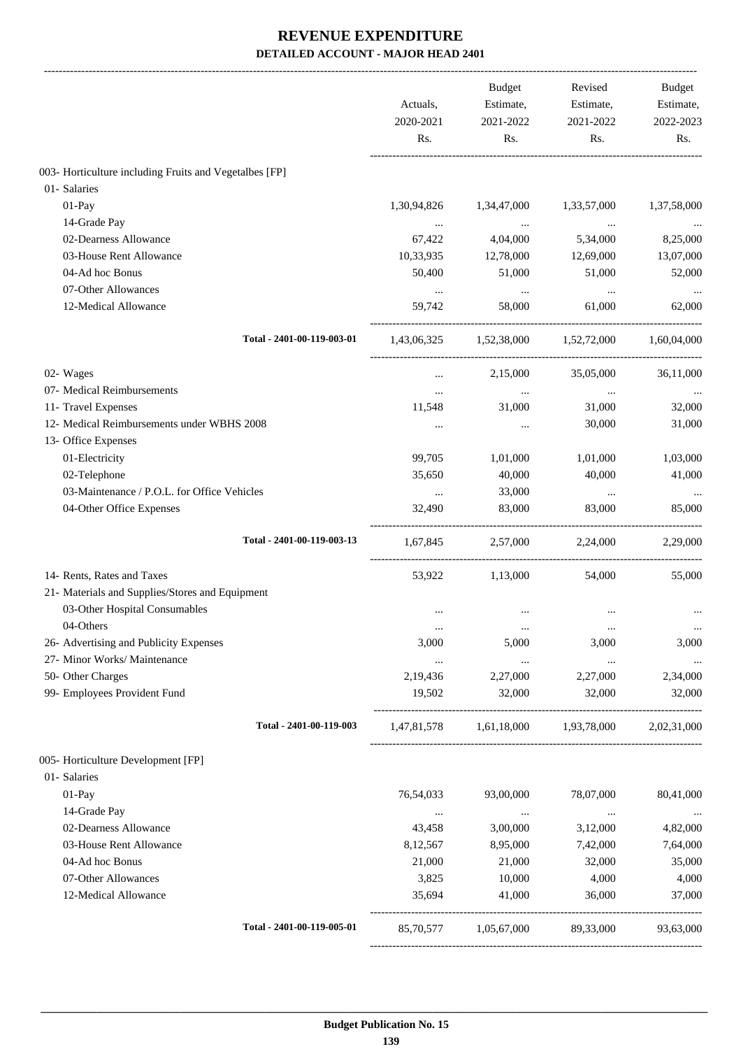# REVENUE EXPENDITURE

## DETAILED ACCOUNT - MAJOR HEAD 2401

| | Actuals, 2020-2021 Rs. | Budget Estimate, 2021-2022 Rs. | Revised Estimate, 2021-2022 Rs. | Budget Estimate, 2022-2023 Rs. |
|---|---|---|---|---|
| 003- Horticulture including Fruits and Vegetalbes [FP] | | | | |
| 01- Salaries | | | | |
| 01-Pay | 1,30,94,826 | 1,34,47,000 | 1,33,57,000 | 1,37,58,000 |
| 14-Grade Pay | ... | ... | ... | ... |
| 02-Dearness Allowance | 67,422 | 4,04,000 | 5,34,000 | 8,25,000 |
| 03-House Rent Allowance | 10,33,935 | 12,78,000 | 12,69,000 | 13,07,000 |
| 04-Ad hoc Bonus | 50,400 | 51,000 | 51,000 | 52,000 |
| 07-Other Allowances | ... | ... | ... | ... |
| 12-Medical Allowance | 59,742 | 58,000 | 61,000 | 62,000 |
| Total - 2401-00-119-003-01 | 1,43,06,325 | 1,52,38,000 | 1,52,72,000 | 1,60,04,000 |
| 02- Wages | ... | 2,15,000 | 35,05,000 | 36,11,000 |
| 07- Medical Reimbursements | ... | ... | ... | ... |
| 11- Travel Expenses | 11,548 | 31,000 | 31,000 | 32,000 |
| 12- Medical Reimbursements under WBHS 2008 | ... | ... | 30,000 | 31,000 |
| 13- Office Expenses | | | | |
| 01-Electricity | 99,705 | 1,01,000 | 1,01,000 | 1,03,000 |
| 02-Telephone | 35,650 | 40,000 | 40,000 | 41,000 |
| 03-Maintenance / P.O.L. for Office Vehicles | ... | 33,000 | ... | ... |
| 04-Other Office Expenses | 32,490 | 83,000 | 83,000 | 85,000 |
| Total - 2401-00-119-003-13 | 1,67,845 | 2,57,000 | 2,24,000 | 2,29,000 |
| 14- Rents, Rates and Taxes | 53,922 | 1,13,000 | 54,000 | 55,000 |
| 21- Materials and Supplies/Stores and Equipment | | | | |
| 03-Other Hospital Consumables | ... | ... | ... | ... |
| 04-Others | ... | ... | ... | ... |
| 26- Advertising and Publicity Expenses | 3,000 | 5,000 | 3,000 | 3,000 |
| 27- Minor Works/ Maintenance | ... | ... | ... | ... |
| 50- Other Charges | 2,19,436 | 2,27,000 | 2,27,000 | 2,34,000 |
| 99- Employees Provident Fund | 19,502 | 32,000 | 32,000 | 32,000 |
| Total - 2401-00-119-003 | 1,47,81,578 | 1,61,18,000 | 1,93,78,000 | 2,02,31,000 |
| 005- Horticulture Development [FP] | | | | |
| 01- Salaries | | | | |
| 01-Pay | 76,54,033 | 93,00,000 | 78,07,000 | 80,41,000 |
| 14-Grade Pay | ... | ... | ... | ... |
| 02-Dearness Allowance | 43,458 | 3,00,000 | 3,12,000 | 4,82,000 |
| 03-House Rent Allowance | 8,12,567 | 8,95,000 | 7,42,000 | 7,64,000 |
| 04-Ad hoc Bonus | 21,000 | 21,000 | 32,000 | 35,000 |
| 07-Other Allowances | 3,825 | 10,000 | 4,000 | 4,000 |
| 12-Medical Allowance | 35,694 | 41,000 | 36,000 | 37,000 |
| Total - 2401-00-119-005-01 | 85,70,577 | 1,05,67,000 | 89,33,000 | 93,63,000 |

Budget Publication No. 15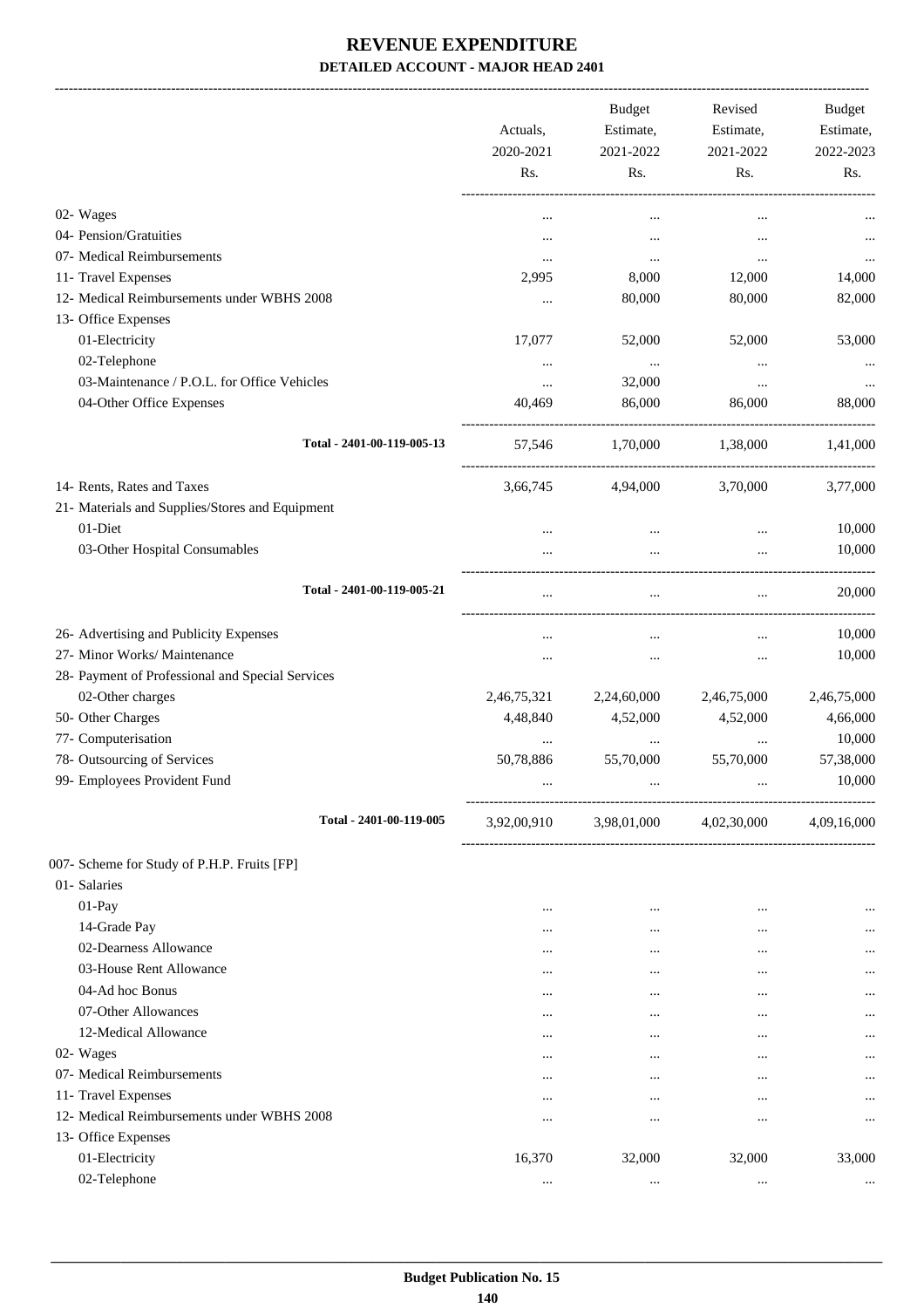# REVENUE EXPENDITURE

**DETAILED ACCOUNT - MAJOR HEAD 2401**

| | Actuals, 2020-2021 Rs. | Budget Estimate, 2021-2022 Rs. | Revised Estimate, 2021-2022 Rs. | Budget Estimate, 2022-2023 Rs. |
|---|---|---|---|---|
| 02- Wages | ... | ... | ... | ... |
| 04- Pension/Gratuities | ... | ... | ... | ... |
| 07- Medical Reimbursements | ... | ... | ... | ... |
| 11- Travel Expenses | 2,995 | 8,000 | 12,000 | 14,000 |
| 12- Medical Reimbursements under WBHS 2008 | ... | 80,000 | 80,000 | 82,000 |
| 13- Office Expenses | | | | |
| 01-Electricity | 17,077 | 52,000 | 52,000 | 53,000 |
| 02-Telephone | ... | ... | ... | ... |
| 03-Maintenance / P.O.L. for Office Vehicles | ... | 32,000 | ... | ... |
| 04-Other Office Expenses | 40,469 | 86,000 | 86,000 | 88,000 |
| **Total - 2401-00-119-005-13** | 57,546 | 1,70,000 | 1,38,000 | 1,41,000 |
| 14- Rents, Rates and Taxes | 3,66,745 | 4,94,000 | 3,70,000 | 3,77,000 |
| 21- Materials and Supplies/Stores and Equipment | | | | |
| 01-Diet | ... | ... | ... | 10,000 |
| 03-Other Hospital Consumables | ... | ... | ... | 10,000 |
| **Total - 2401-00-119-005-21** | ... | ... | ... | 20,000 |
| 26- Advertising and Publicity Expenses | ... | ... | ... | 10,000 |
| 27- Minor Works/ Maintenance | ... | ... | ... | 10,000 |
| 28- Payment of Professional and Special Services | | | | |
| 02-Other charges | 2,46,75,321 | 2,24,60,000 | 2,46,75,000 | 2,46,75,000 |
| 50- Other Charges | 4,48,840 | 4,52,000 | 4,52,000 | 4,66,000 |
| 77- Computerisation | ... | ... | ... | 10,000 |
| 78- Outsourcing of Services | 50,78,886 | 55,70,000 | 55,70,000 | 57,38,000 |
| 99- Employees Provident Fund | ... | ... | ... | 10,000 |
| **Total - 2401-00-119-005** | 3,92,00,910 | 3,98,01,000 | 4,02,30,000 | 4,09,16,000 |
| 007- Scheme for Study of P.H.P. Fruits [FP] | | | | |
| 01- Salaries | | | | |
| 01-Pay | ... | ... | ... | ... |
| 14-Grade Pay | ... | ... | ... | ... |
| 02-Dearness Allowance | ... | ... | ... | ... |
| 03-House Rent Allowance | ... | ... | ... | ... |
| 04-Ad hoc Bonus | ... | ... | ... | ... |
| 07-Other Allowances | ... | ... | ... | ... |
| 12-Medical Allowance | ... | ... | ... | ... |
| 02- Wages | ... | ... | ... | ... |
| 07- Medical Reimbursements | ... | ... | ... | ... |
| 11- Travel Expenses | ... | ... | ... | ... |
| 12- Medical Reimbursements under WBHS 2008 | ... | ... | ... | ... |
| 13- Office Expenses | | | | |
| 01-Electricity | 16,370 | 32,000 | 32,000 | 33,000 |
| 02-Telephone | ... | ... | ... | ... |

**Budget Publication No. 15**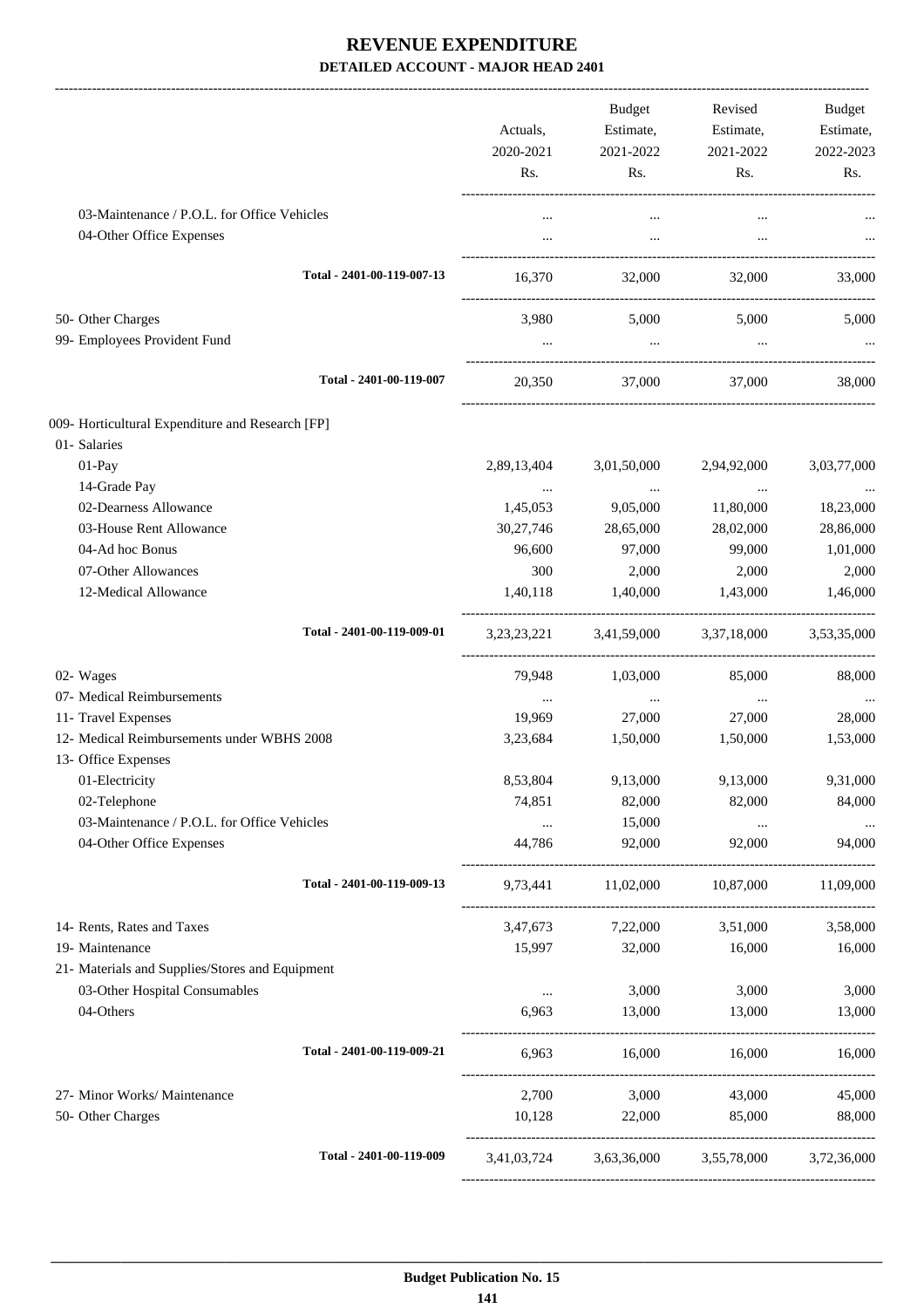# REVENUE EXPENDITURE

**DETAILED ACCOUNT - MAJOR HEAD 2401**

| | Actuals, 2020-2021 Rs. | Budget Estimate, 2021-2022 Rs. | Revised Estimate, 2021-2022 Rs. | Budget Estimate, 2022-2023 Rs. |
|---|---|---|---|---|
| 03-Maintenance / P.O.L. for Office Vehicles | ... | ... | ... | ... |
| 04-Other Office Expenses | ... | ... | ... | ... |
| **Total - 2401-00-119-007-13** | 16,370 | 32,000 | 32,000 | 33,000 |
| 50- Other Charges | 3,980 | 5,000 | 5,000 | 5,000 |
| 99- Employees Provident Fund | ... | ... | ... | ... |
| **Total - 2401-00-119-007** | 20,350 | 37,000 | 37,000 | 38,000 |
| 009- Horticultural Expenditure and Research [FP] | | | | |
| 01- Salaries | | | | |
| 01-Pay | 2,89,13,404 | 3,01,50,000 | 2,94,92,000 | 3,03,77,000 |
| 14-Grade Pay | ... | ... | ... | ... |
| 02-Dearness Allowance | 1,45,053 | 9,05,000 | 11,80,000 | 18,23,000 |
| 03-House Rent Allowance | 30,27,746 | 28,65,000 | 28,02,000 | 28,86,000 |
| 04-Ad hoc Bonus | 96,600 | 97,000 | 99,000 | 1,01,000 |
| 07-Other Allowances | 300 | 2,000 | 2,000 | 2,000 |
| 12-Medical Allowance | 1,40,118 | 1,40,000 | 1,43,000 | 1,46,000 |
| **Total - 2401-00-119-009-01** | 3,23,23,221 | 3,41,59,000 | 3,37,18,000 | 3,53,35,000 |
| 02- Wages | 79,948 | 1,03,000 | 85,000 | 88,000 |
| 07- Medical Reimbursements | ... | ... | ... | ... |
| 11- Travel Expenses | 19,969 | 27,000 | 27,000 | 28,000 |
| 12- Medical Reimbursements under WBHS 2008 | 3,23,684 | 1,50,000 | 1,50,000 | 1,53,000 |
| 13- Office Expenses | | | | |
| 01-Electricity | 8,53,804 | 9,13,000 | 9,13,000 | 9,31,000 |
| 02-Telephone | 74,851 | 82,000 | 82,000 | 84,000 |
| 03-Maintenance / P.O.L. for Office Vehicles | ... | 15,000 | ... | ... |
| 04-Other Office Expenses | 44,786 | 92,000 | 92,000 | 94,000 |
| **Total - 2401-00-119-009-13** | 9,73,441 | 11,02,000 | 10,87,000 | 11,09,000 |
| 14- Rents, Rates and Taxes | 3,47,673 | 7,22,000 | 3,51,000 | 3,58,000 |
| 19- Maintenance | 15,997 | 32,000 | 16,000 | 16,000 |
| 21- Materials and Supplies/Stores and Equipment | | | | |
| 03-Other Hospital Consumables | ... | 3,000 | 3,000 | 3,000 |
| 04-Others | 6,963 | 13,000 | 13,000 | 13,000 |
| **Total - 2401-00-119-009-21** | 6,963 | 16,000 | 16,000 | 16,000 |
| 27- Minor Works/ Maintenance | 2,700 | 3,000 | 43,000 | 45,000 |
| 50- Other Charges | 10,128 | 22,000 | 85,000 | 88,000 |
| **Total - 2401-00-119-009** | 3,41,03,724 | 3,63,36,000 | 3,55,78,000 | 3,72,36,000 |

**Budget Publication No. 15**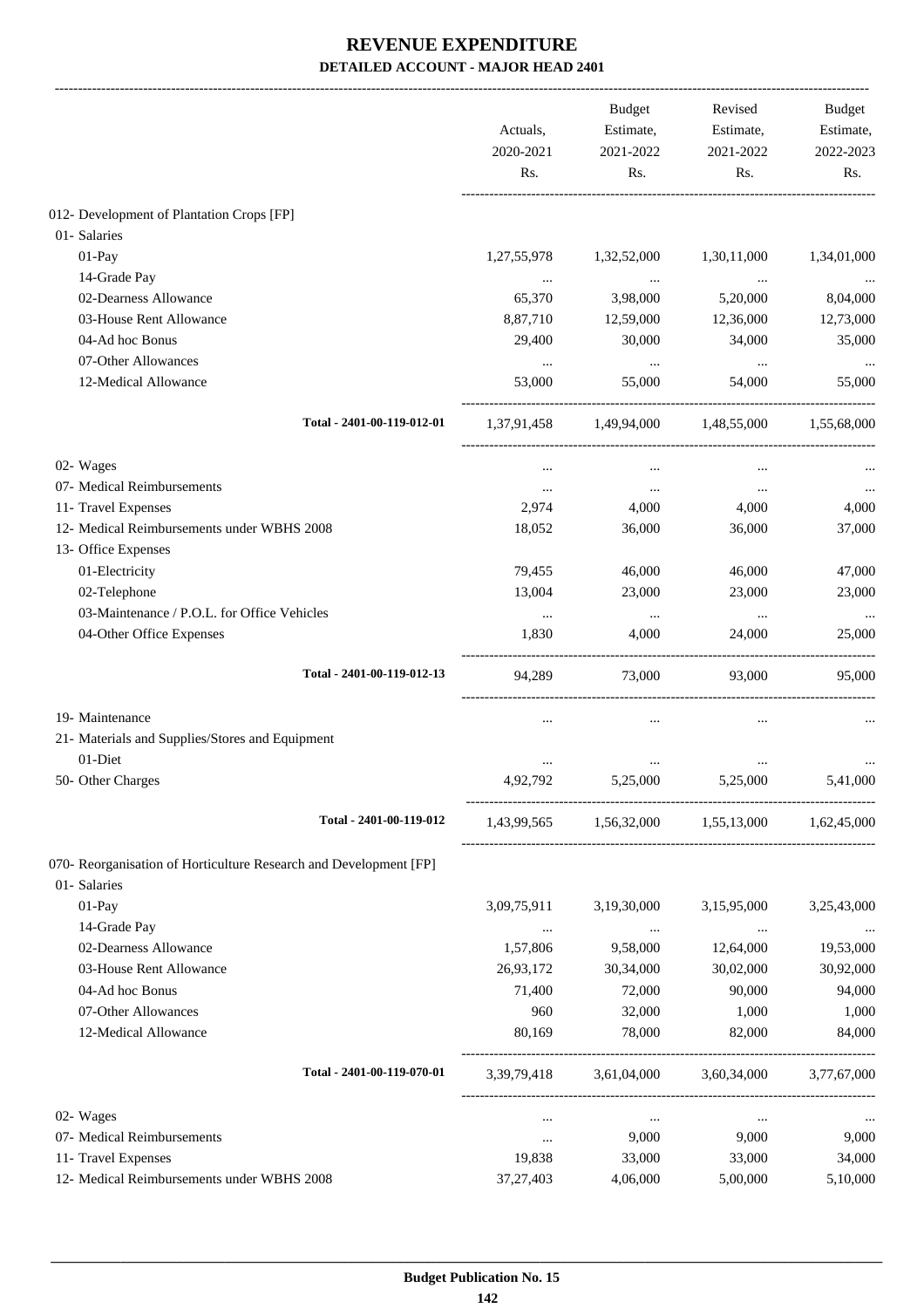# REVENUE EXPENDITURE

## DETAILED ACCOUNT - MAJOR HEAD 2401

| | Actuals, 2020-2021 Rs. | Budget Estimate, 2021-2022 Rs. | Revised Estimate, 2021-2022 Rs. | Budget Estimate, 2022-2023 Rs. |
|---|---|---|---|---|
| 012- Development of Plantation Crops [FP] | | | | |
| 01- Salaries | | | | |
| 01-Pay | 1,27,55,978 | 1,32,52,000 | 1,30,11,000 | 1,34,01,000 |
| 14-Grade Pay | ... | ... | ... | ... |
| 02-Dearness Allowance | 65,370 | 3,98,000 | 5,20,000 | 8,04,000 |
| 03-House Rent Allowance | 8,87,710 | 12,59,000 | 12,36,000 | 12,73,000 |
| 04-Ad hoc Bonus | 29,400 | 30,000 | 34,000 | 35,000 |
| 07-Other Allowances | ... | ... | ... | ... |
| 12-Medical Allowance | 53,000 | 55,000 | 54,000 | 55,000 |
| **Total - 2401-00-119-012-01** | 1,37,91,458 | 1,49,94,000 | 1,48,55,000 | 1,55,68,000 |
| 02- Wages | ... | ... | ... | ... |
| 07- Medical Reimbursements | ... | ... | ... | ... |
| 11- Travel Expenses | 2,974 | 4,000 | 4,000 | 4,000 |
| 12- Medical Reimbursements under WBHS 2008 | 18,052 | 36,000 | 36,000 | 37,000 |
| 13- Office Expenses | | | | |
| 01-Electricity | 79,455 | 46,000 | 46,000 | 47,000 |
| 02-Telephone | 13,004 | 23,000 | 23,000 | 23,000 |
| 03-Maintenance / P.O.L. for Office Vehicles | ... | ... | ... | ... |
| 04-Other Office Expenses | 1,830 | 4,000 | 24,000 | 25,000 |
| **Total - 2401-00-119-012-13** | 94,289 | 73,000 | 93,000 | 95,000 |
| 19- Maintenance | ... | ... | ... | ... |
| 21- Materials and Supplies/Stores and Equipment | | | | |
| 01-Diet | ... | ... | ... | ... |
| 50- Other Charges | 4,92,792 | 5,25,000 | 5,25,000 | 5,41,000 |
| **Total - 2401-00-119-012** | 1,43,99,565 | 1,56,32,000 | 1,55,13,000 | 1,62,45,000 |
| 070- Reorganisation of Horticulture Research and Development [FP] | | | | |
| 01- Salaries | | | | |
| 01-Pay | 3,09,75,911 | 3,19,30,000 | 3,15,95,000 | 3,25,43,000 |
| 14-Grade Pay | ... | ... | ... | ... |
| 02-Dearness Allowance | 1,57,806 | 9,58,000 | 12,64,000 | 19,53,000 |
| 03-House Rent Allowance | 26,93,172 | 30,34,000 | 30,02,000 | 30,92,000 |
| 04-Ad hoc Bonus | 71,400 | 72,000 | 90,000 | 94,000 |
| 07-Other Allowances | 960 | 32,000 | 1,000 | 1,000 |
| 12-Medical Allowance | 80,169 | 78,000 | 82,000 | 84,000 |
| **Total - 2401-00-119-070-01** | 3,39,79,418 | 3,61,04,000 | 3,60,34,000 | 3,77,67,000 |
| 02- Wages | ... | ... | ... | ... |
| 07- Medical Reimbursements | ... | 9,000 | 9,000 | 9,000 |
| 11- Travel Expenses | 19,838 | 33,000 | 33,000 | 34,000 |
| 12- Medical Reimbursements under WBHS 2008 | 37,27,403 | 4,06,000 | 5,00,000 | 5,10,000 |

Budget Publication No. 15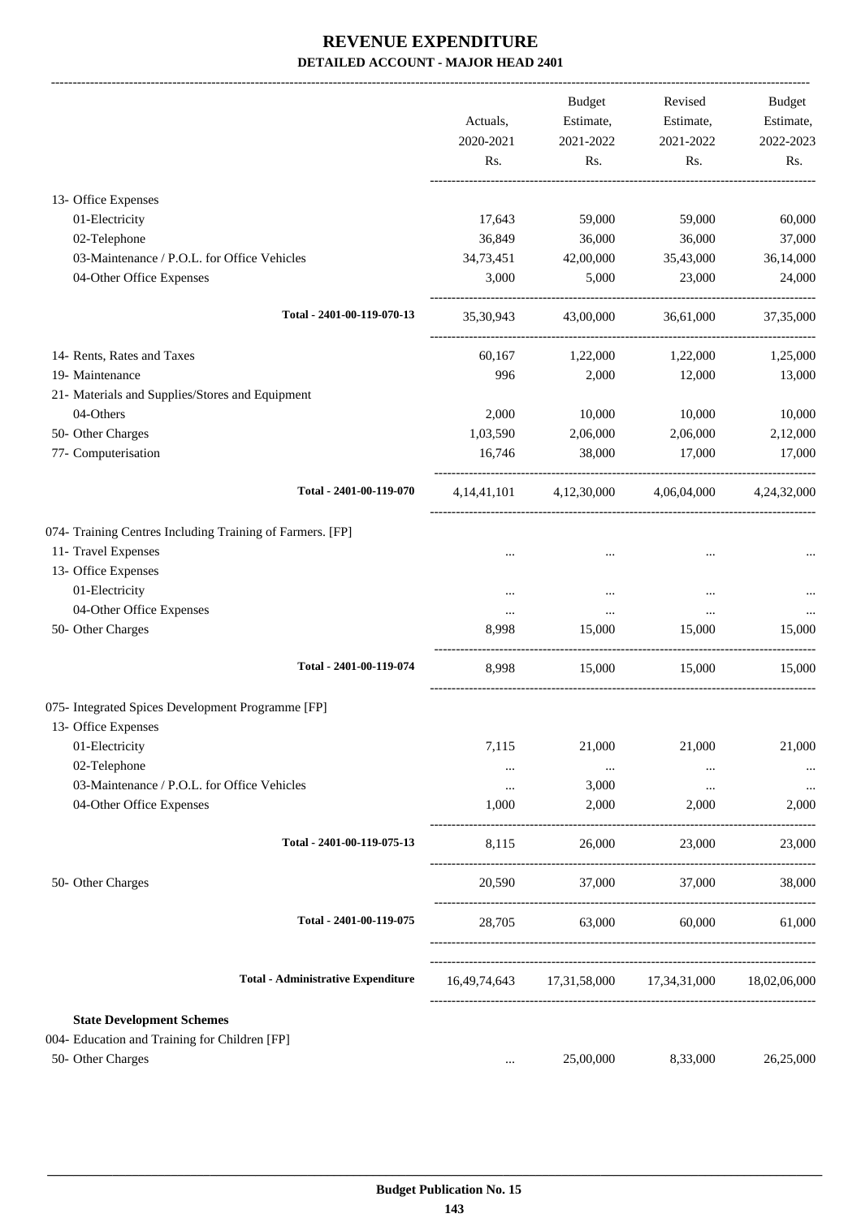# REVENUE EXPENDITURE

## DETAILED ACCOUNT - MAJOR HEAD 2401

| | Actuals, 2020-2021 Rs. | Budget Estimate, 2021-2022 Rs. | Revised Estimate, 2021-2022 Rs. | Budget Estimate, 2022-2023 Rs. |
|---|---|---|---|---|
| 13- Office Expenses | | | | |
| 01-Electricity | 17,643 | 59,000 | 59,000 | 60,000 |
| 02-Telephone | 36,849 | 36,000 | 36,000 | 37,000 |
| 03-Maintenance / P.O.L. for Office Vehicles | 34,73,451 | 42,00,000 | 35,43,000 | 36,14,000 |
| 04-Other Office Expenses | 3,000 | 5,000 | 23,000 | 24,000 |
| **Total - 2401-00-119-070-13** | 35,30,943 | 43,00,000 | 36,61,000 | 37,35,000 |
| 14- Rents, Rates and Taxes | 60,167 | 1,22,000 | 1,22,000 | 1,25,000 |
| 19- Maintenance | 996 | 2,000 | 12,000 | 13,000 |
| 21- Materials and Supplies/Stores and Equipment | | | | |
| 04-Others | 2,000 | 10,000 | 10,000 | 10,000 |
| 50- Other Charges | 1,03,590 | 2,06,000 | 2,06,000 | 2,12,000 |
| 77- Computerisation | 16,746 | 38,000 | 17,000 | 17,000 |
| **Total - 2401-00-119-070** | 4,14,41,101 | 4,12,30,000 | 4,06,04,000 | 4,24,32,000 |
| 074- Training Centres Including Training of Farmers. [FP] | | | | |
| 11- Travel Expenses | ... | ... | ... | ... |
| 13- Office Expenses | | | | |
| 01-Electricity | ... | ... | ... | ... |
| 04-Other Office Expenses | ... | ... | ... | ... |
| 50- Other Charges | 8,998 | 15,000 | 15,000 | 15,000 |
| **Total - 2401-00-119-074** | 8,998 | 15,000 | 15,000 | 15,000 |
| 075- Integrated Spices Development Programme [FP] | | | | |
| 13- Office Expenses | | | | |
| 01-Electricity | 7,115 | 21,000 | 21,000 | 21,000 |
| 02-Telephone | ... | ... | ... | ... |
| 03-Maintenance / P.O.L. for Office Vehicles | ... | 3,000 | ... | ... |
| 04-Other Office Expenses | 1,000 | 2,000 | 2,000 | 2,000 |
| **Total - 2401-00-119-075-13** | 8,115 | 26,000 | 23,000 | 23,000 |
| 50- Other Charges | 20,590 | 37,000 | 37,000 | 38,000 |
| **Total - 2401-00-119-075** | 28,705 | 63,000 | 60,000 | 61,000 |
| **Total - Administrative Expenditure** | 16,49,74,643 | 17,31,58,000 | 17,34,31,000 | 18,02,06,000 |
| **State Development Schemes** | | | | |
| 004- Education and Training for Children [FP] | | | | |
| 50- Other Charges | ... | 25,00,000 | 8,33,000 | 26,25,000 |

Budget Publication No. 15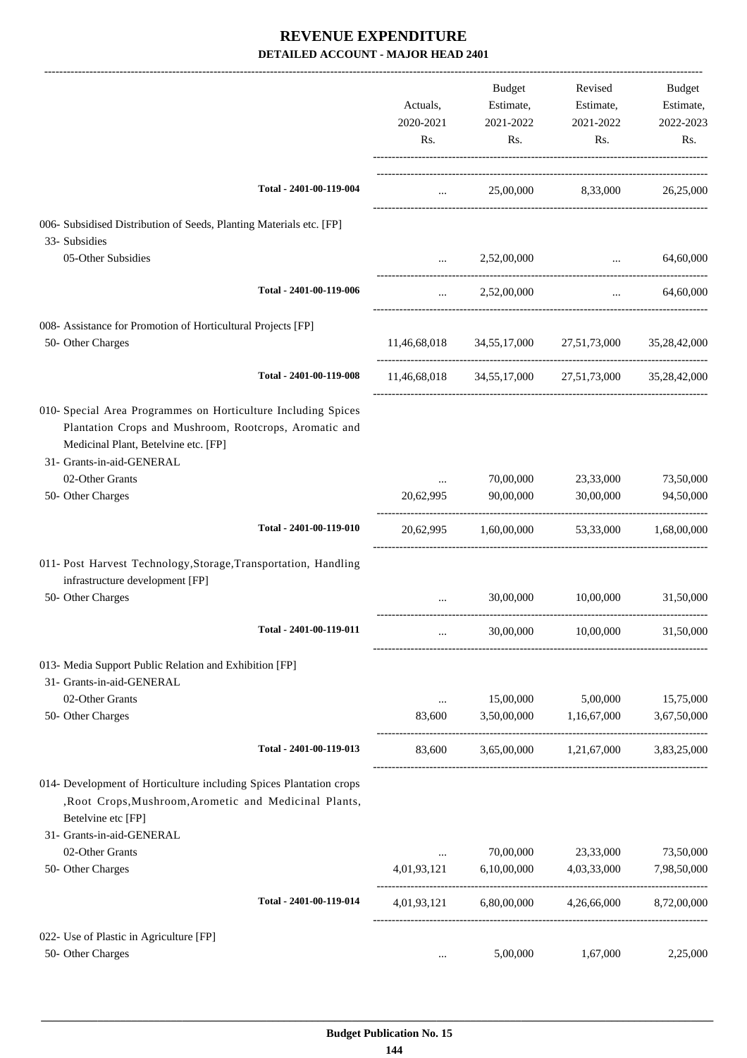# REVENUE EXPENDITURE

## DETAILED ACCOUNT - MAJOR HEAD 2401

| | Actuals, 2020-2021 Rs. | Budget Estimate, 2021-2022 Rs. | Revised Estimate, 2021-2022 Rs. | Budget Estimate, 2022-2023 Rs. |
|---|---|---|---|---|
| Total - 2401-00-119-004 | ... | 25,00,000 | 8,33,000 | 26,25,000 |
| 006- Subsidised Distribution of Seeds, Planting Materials etc. [FP] | | | | |
| 33- Subsidies | | | | |
| 05-Other Subsidies | ... | 2,52,00,000 | ... | 64,60,000 |
| Total - 2401-00-119-006 | ... | 2,52,00,000 | ... | 64,60,000 |
| 008- Assistance for Promotion of Horticultural Projects [FP] | | | | |
| 50- Other Charges | 11,46,68,018 | 34,55,17,000 | 27,51,73,000 | 35,28,42,000 |
| Total - 2401-00-119-008 | 11,46,68,018 | 34,55,17,000 | 27,51,73,000 | 35,28,42,000 |
| 010- Special Area Programmes on Horticulture Including Spices Plantation Crops and Mushroom, Rootcrops, Aromatic and Medicinal Plant, Betelvine etc. [FP] | | | | |
| 31- Grants-in-aid-GENERAL | | | | |
| 02-Other Grants | ... | 70,00,000 | 23,33,000 | 73,50,000 |
| 50- Other Charges | 20,62,995 | 90,00,000 | 30,00,000 | 94,50,000 |
| Total - 2401-00-119-010 | 20,62,995 | 1,60,00,000 | 53,33,000 | 1,68,00,000 |
| 011- Post Harvest Technology,Storage,Transportation, Handling infrastructure development [FP] | | | | |
| 50- Other Charges | ... | 30,00,000 | 10,00,000 | 31,50,000 |
| Total - 2401-00-119-011 | ... | 30,00,000 | 10,00,000 | 31,50,000 |
| 013- Media Support Public Relation and Exhibition [FP] | | | | |
| 31- Grants-in-aid-GENERAL | | | | |
| 02-Other Grants | ... | 15,00,000 | 5,00,000 | 15,75,000 |
| 50- Other Charges | 83,600 | 3,50,00,000 | 1,16,67,000 | 3,67,50,000 |
| Total - 2401-00-119-013 | 83,600 | 3,65,00,000 | 1,21,67,000 | 3,83,25,000 |
| 014- Development of Horticulture including Spices Plantation crops ,Root Crops,Mushroom,Arometic and Medicinal Plants, Betelvine etc [FP] | | | | |
| 31- Grants-in-aid-GENERAL | | | | |
| 02-Other Grants | ... | 70,00,000 | 23,33,000 | 73,50,000 |
| 50- Other Charges | 4,01,93,121 | 6,10,00,000 | 4,03,33,000 | 7,98,50,000 |
| Total - 2401-00-119-014 | 4,01,93,121 | 6,80,00,000 | 4,26,66,000 | 8,72,00,000 |
| 022- Use of Plastic in Agriculture [FP] | | | | |
| 50- Other Charges | ... | 5,00,000 | 1,67,000 | 2,25,000 |

Budget Publication No. 15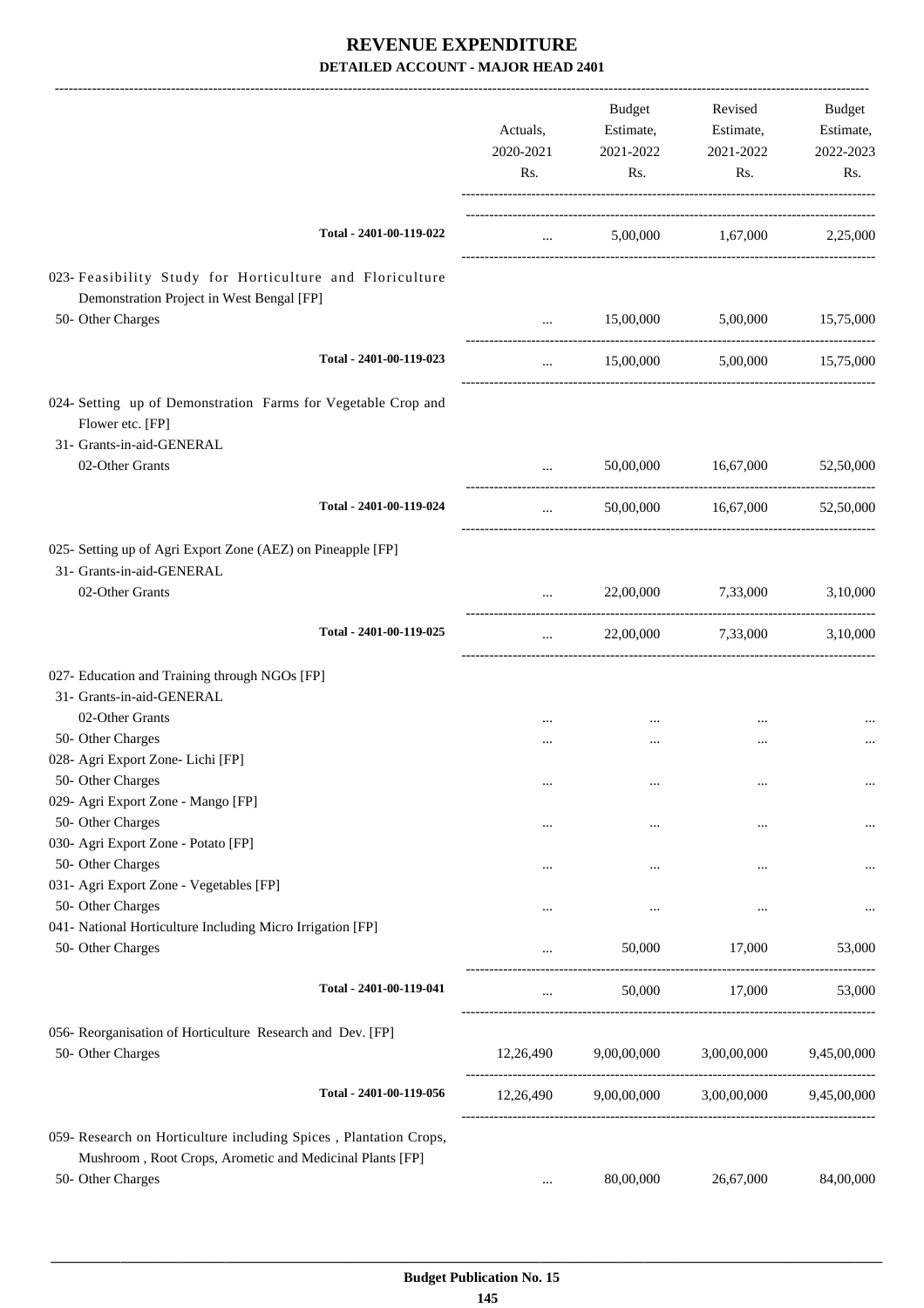# REVENUE EXPENDITURE

## DETAILED ACCOUNT - MAJOR HEAD 2401

| | Actuals, 2020-2021 Rs. | Budget Estimate, 2021-2022 Rs. | Revised Estimate, 2021-2022 Rs. | Budget Estimate, 2022-2023 Rs. |
|---|---|---|---|---|
| Total - 2401-00-119-022 | ... | 5,00,000 | 1,67,000 | 2,25,000 |
| 023- Feasibility Study for Horticulture and Floriculture Demonstration Project in West Bengal [FP] | | | | |
| 50- Other Charges | ... | 15,00,000 | 5,00,000 | 15,75,000 |
| Total - 2401-00-119-023 | ... | 15,00,000 | 5,00,000 | 15,75,000 |
| 024- Setting up of Demonstration Farms for Vegetable Crop and Flower etc. [FP] | | | | |
| 31- Grants-in-aid-GENERAL | | | | |
| 02-Other Grants | ... | 50,00,000 | 16,67,000 | 52,50,000 |
| Total - 2401-00-119-024 | ... | 50,00,000 | 16,67,000 | 52,50,000 |
| 025- Setting up of Agri Export Zone (AEZ) on Pineapple [FP] | | | | |
| 31- Grants-in-aid-GENERAL | | | | |
| 02-Other Grants | ... | 22,00,000 | 7,33,000 | 3,10,000 |
| Total - 2401-00-119-025 | ... | 22,00,000 | 7,33,000 | 3,10,000 |
| 027- Education and Training through NGOs [FP] | | | | |
| 31- Grants-in-aid-GENERAL | | | | |
| 02-Other Grants | ... | ... | ... | ... |
| 50- Other Charges | ... | ... | ... | ... |
| 028- Agri Export Zone- Lichi [FP] | | | | |
| 50- Other Charges | ... | ... | ... | ... |
| 029- Agri Export Zone - Mango [FP] | | | | |
| 50- Other Charges | ... | ... | ... | ... |
| 030- Agri Export Zone - Potato [FP] | | | | |
| 50- Other Charges | ... | ... | ... | ... |
| 031- Agri Export Zone - Vegetables [FP] | | | | |
| 50- Other Charges | ... | ... | ... | ... |
| 041- National Horticulture Including Micro Irrigation [FP] | | | | |
| 50- Other Charges | ... | 50,000 | 17,000 | 53,000 |
| Total - 2401-00-119-041 | ... | 50,000 | 17,000 | 53,000 |
| 056- Reorganisation of Horticulture Research and Dev. [FP] | | | | |
| 50- Other Charges | 12,26,490 | 9,00,00,000 | 3,00,00,000 | 9,45,00,000 |
| Total - 2401-00-119-056 | 12,26,490 | 9,00,00,000 | 3,00,00,000 | 9,45,00,000 |
| 059- Research on Horticulture including Spices , Plantation Crops, Mushroom , Root Crops, Arometic and Medicinal Plants [FP] | | | | |
| 50- Other Charges | ... | 80,00,000 | 26,67,000 | 84,00,000 |

Budget Publication No. 15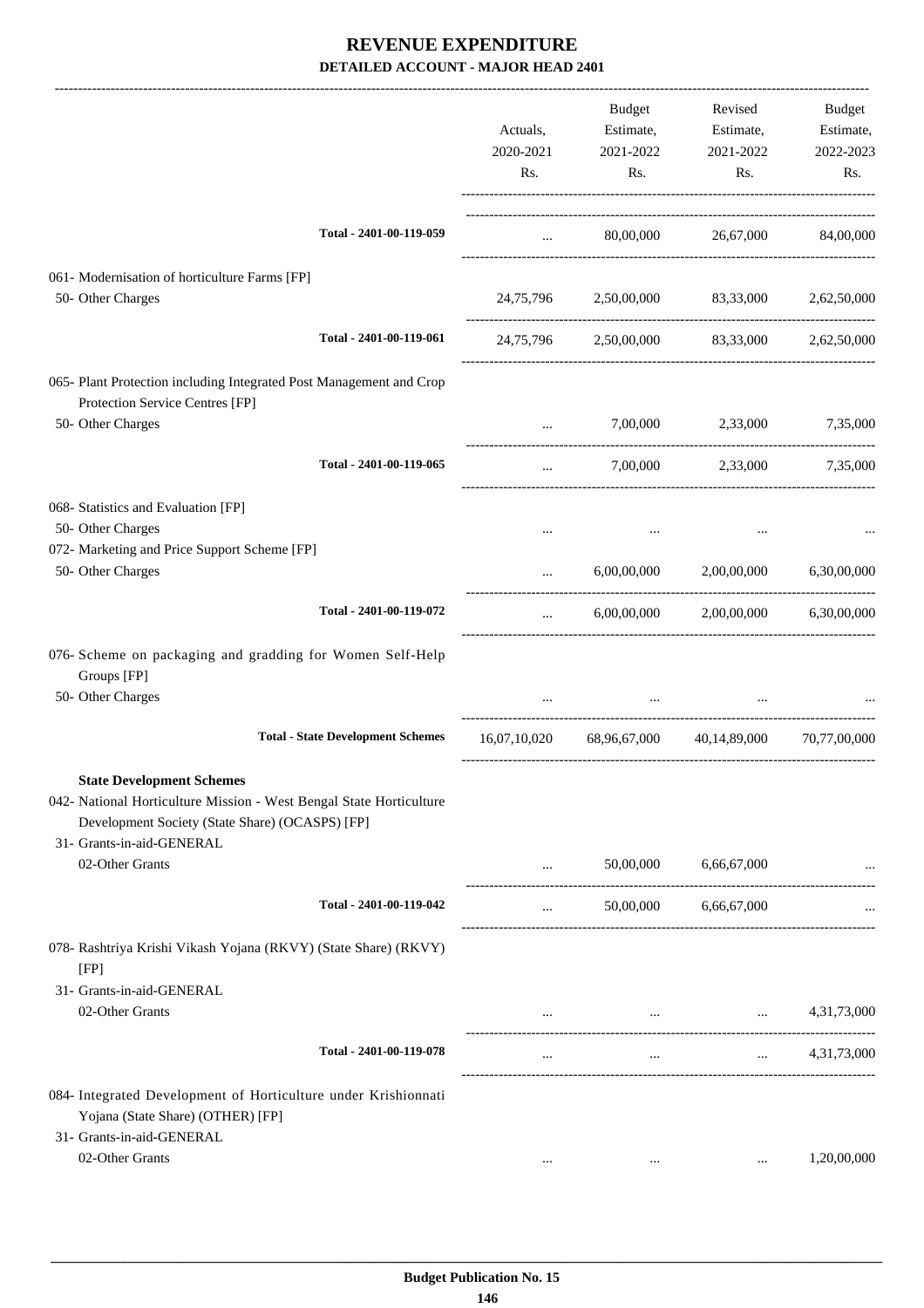# REVENUE EXPENDITURE

## DETAILED ACCOUNT - MAJOR HEAD 2401

| | Actuals, 2020-2021 Rs. | Budget Estimate, 2021-2022 Rs. | Revised Estimate, 2021-2022 Rs. | Budget Estimate, 2022-2023 Rs. |
|---|---|---|---|---|
| **Total - 2401-00-119-059** | ... | 80,00,000 | 26,67,000 | 84,00,000 |
| 061- Modernisation of horticulture Farms [FP] | | | | |
| 50- Other Charges | 24,75,796 | 2,50,00,000 | 83,33,000 | 2,62,50,000 |
| **Total - 2401-00-119-061** | 24,75,796 | 2,50,00,000 | 83,33,000 | 2,62,50,000 |
| 065- Plant Protection including Integrated Post Management and Crop Protection Service Centres [FP] | | | | |
| 50- Other Charges | ... | 7,00,000 | 2,33,000 | 7,35,000 |
| **Total - 2401-00-119-065** | ... | 7,00,000 | 2,33,000 | 7,35,000 |
| 068- Statistics and Evaluation [FP] | | | | |
| 50- Other Charges | ... | ... | ... | ... |
| 072- Marketing and Price Support Scheme [FP] | | | | |
| 50- Other Charges | ... | 6,00,00,000 | 2,00,00,000 | 6,30,00,000 |
| **Total - 2401-00-119-072** | ... | 6,00,00,000 | 2,00,00,000 | 6,30,00,000 |
| 076- Scheme on packaging and gradding for Women Self-Help Groups [FP] | | | | |
| 50- Other Charges | ... | ... | ... | ... |
| **Total - State Development Schemes** | 16,07,10,020 | 68,96,67,000 | 40,14,89,000 | 70,77,00,000 |
| **State Development Schemes** | | | | |
| 042- National Horticulture Mission - West Bengal State Horticulture Development Society (State Share) (OCASPS) [FP] | | | | |
| 31- Grants-in-aid-GENERAL | | | | |
| 02-Other Grants | ... | 50,00,000 | 6,66,67,000 | ... |
| **Total - 2401-00-119-042** | ... | 50,00,000 | 6,66,67,000 | ... |
| 078- Rashtriya Krishi Vikash Yojana (RKVY) (State Share) (RKVY) [FP] | | | | |
| 31- Grants-in-aid-GENERAL | | | | |
| 02-Other Grants | ... | ... | ... | 4,31,73,000 |
| **Total - 2401-00-119-078** | ... | ... | ... | 4,31,73,000 |
| 084- Integrated Development of Horticulture under Krishionnati Yojana (State Share) (OTHER) [FP] | | | | |
| 31- Grants-in-aid-GENERAL | | | | |
| 02-Other Grants | ... | ... | ... | 1,20,00,000 |

Budget Publication No. 15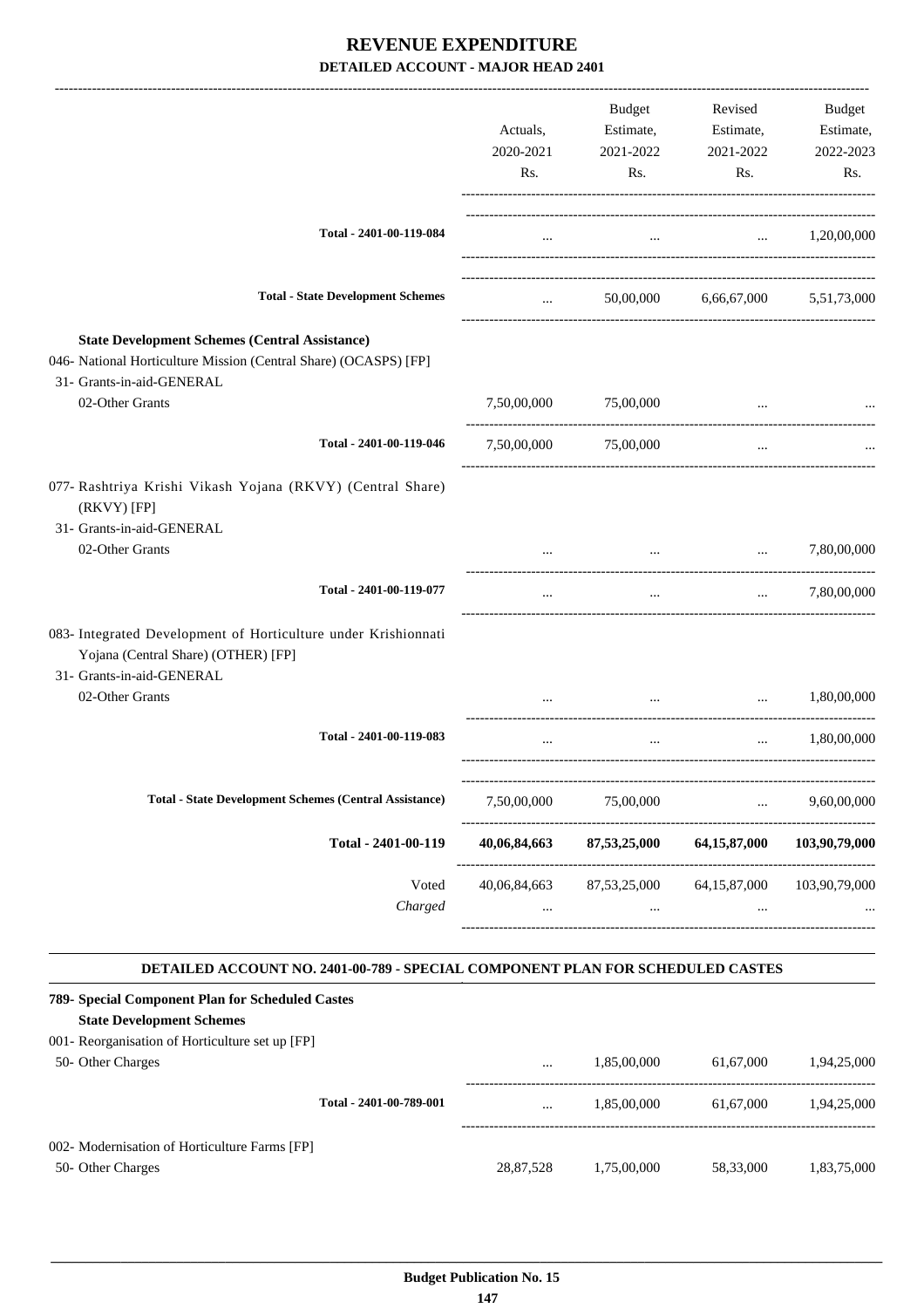# REVENUE EXPENDITURE

## DETAILED ACCOUNT - MAJOR HEAD 2401

| | Actuals, 2020-2021 Rs. | Budget Estimate, 2021-2022 Rs. | Revised Estimate, 2021-2022 Rs. | Budget Estimate, 2022-2023 Rs. |
|---|---|---|---|---|
| Total - 2401-00-119-084 | ... | ... | ... | 1,20,00,000 |
| **Total - State Development Schemes** | ... | 50,00,000 | 6,66,67,000 | 5,51,73,000 |
| **State Development Schemes (Central Assistance)** | | | | |
| 046- National Horticulture Mission (Central Share) (OCASPS) [FP] | | | | |
| 31- Grants-in-aid-GENERAL | | | | |
| 02-Other Grants | 7,50,00,000 | 75,00,000 | ... | ... |
| Total - 2401-00-119-046 | 7,50,00,000 | 75,00,000 | ... | ... |
| 077- Rashtriya Krishi Vikash Yojana (RKVY) (Central Share) (RKVY) [FP] | | | | |
| 31- Grants-in-aid-GENERAL | | | | |
| 02-Other Grants | ... | ... | ... | 7,80,00,000 |
| Total - 2401-00-119-077 | ... | ... | ... | 7,80,00,000 |
| 083- Integrated Development of Horticulture under Krishionnati Yojana (Central Share) (OTHER) [FP] | | | | |
| 31- Grants-in-aid-GENERAL | | | | |
| 02-Other Grants | ... | ... | ... | 1,80,00,000 |
| Total - 2401-00-119-083 | ... | ... | ... | 1,80,00,000 |
| **Total - State Development Schemes (Central Assistance)** | 7,50,00,000 | 75,00,000 | ... | 9,60,00,000 |
| **Total - 2401-00-119** | **40,06,84,663** | **87,53,25,000** | **64,15,87,000** | **103,90,79,000** |
| Voted | 40,06,84,663 | 87,53,25,000 | 64,15,87,000 | 103,90,79,000 |
| *Charged* | ... | ... | ... | ... |

**DETAILED ACCOUNT NO. 2401-00-789 - SPECIAL COMPONENT PLAN FOR SCHEDULED CASTES**

| | Actuals, 2020-2021 Rs. | Budget Estimate, 2021-2022 Rs. | Revised Estimate, 2021-2022 Rs. | Budget Estimate, 2022-2023 Rs. |
|---|---|---|---|---|
| **789- Special Component Plan for Scheduled Castes** | | | | |
| **State Development Schemes** | | | | |
| 001- Reorganisation of Horticulture set up [FP] | | | | |
| 50- Other Charges | ... | 1,85,00,000 | 61,67,000 | 1,94,25,000 |
| Total - 2401-00-789-001 | ... | 1,85,00,000 | 61,67,000 | 1,94,25,000 |
| 002- Modernisation of Horticulture Farms [FP] | | | | |
| 50- Other Charges | 28,87,528 | 1,75,00,000 | 58,33,000 | 1,83,75,000 |

**Budget Publication No. 15**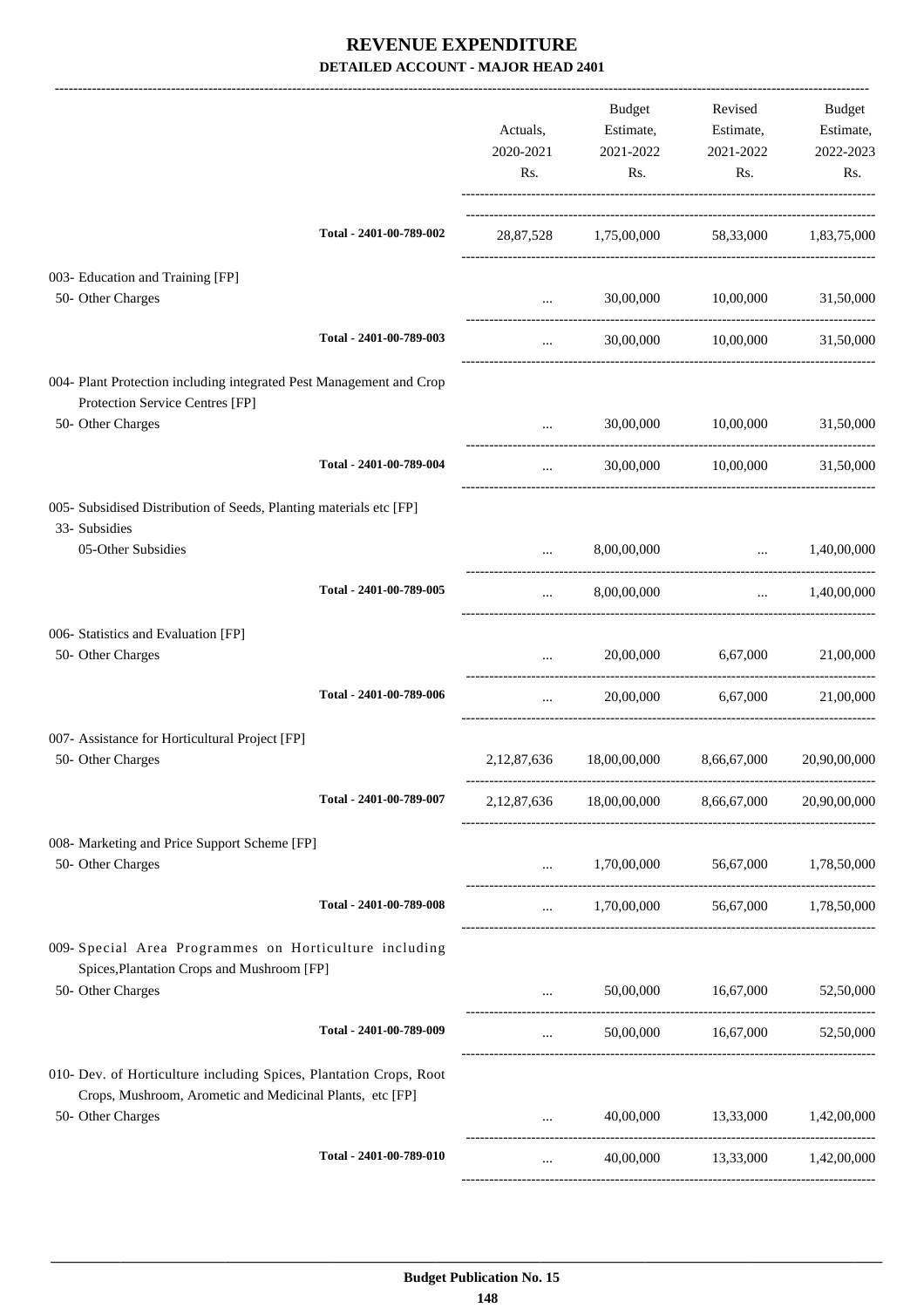# REVENUE EXPENDITURE
## DETAILED ACCOUNT - MAJOR HEAD 2401

| | Actuals, 2020-2021 Rs. | Budget Estimate, 2021-2022 Rs. | Revised Estimate, 2021-2022 Rs. | Budget Estimate, 2022-2023 Rs. |
|---|---|---|---|---|
| Total - 2401-00-789-002 | 28,87,528 | 1,75,00,000 | 58,33,000 | 1,83,75,000 |
| 003- Education and Training [FP] | | | | |
| 50- Other Charges | ... | 30,00,000 | 10,00,000 | 31,50,000 |
| Total - 2401-00-789-003 | ... | 30,00,000 | 10,00,000 | 31,50,000 |
| 004- Plant Protection including integrated Pest Management and Crop Protection Service Centres [FP] | | | | |
| 50- Other Charges | ... | 30,00,000 | 10,00,000 | 31,50,000 |
| Total - 2401-00-789-004 | ... | 30,00,000 | 10,00,000 | 31,50,000 |
| 005- Subsidised Distribution of Seeds, Planting materials etc [FP] | | | | |
| 33- Subsidies | | | | |
| 05-Other Subsidies | ... | 8,00,00,000 | ... | 1,40,00,000 |
| Total - 2401-00-789-005 | ... | 8,00,00,000 | ... | 1,40,00,000 |
| 006- Statistics and Evaluation [FP] | | | | |
| 50- Other Charges | ... | 20,00,000 | 6,67,000 | 21,00,000 |
| Total - 2401-00-789-006 | ... | 20,00,000 | 6,67,000 | 21,00,000 |
| 007- Assistance for Horticultural Project [FP] | | | | |
| 50- Other Charges | 2,12,87,636 | 18,00,00,000 | 8,66,67,000 | 20,90,00,000 |
| Total - 2401-00-789-007 | 2,12,87,636 | 18,00,00,000 | 8,66,67,000 | 20,90,00,000 |
| 008- Marketing and Price Support Scheme [FP] | | | | |
| 50- Other Charges | ... | 1,70,00,000 | 56,67,000 | 1,78,50,000 |
| Total - 2401-00-789-008 | ... | 1,70,00,000 | 56,67,000 | 1,78,50,000 |
| 009- Special Area Programmes on Horticulture including Spices,Plantation Crops and Mushroom [FP] | | | | |
| 50- Other Charges | ... | 50,00,000 | 16,67,000 | 52,50,000 |
| Total - 2401-00-789-009 | ... | 50,00,000 | 16,67,000 | 52,50,000 |
| 010- Dev. of Horticulture including Spices, Plantation Crops, Root Crops, Mushroom, Arometic and Medicinal Plants, etc [FP] | | | | |
| 50- Other Charges | ... | 40,00,000 | 13,33,000 | 1,42,00,000 |
| Total - 2401-00-789-010 | ... | 40,00,000 | 13,33,000 | 1,42,00,000 |

Budget Publication No. 15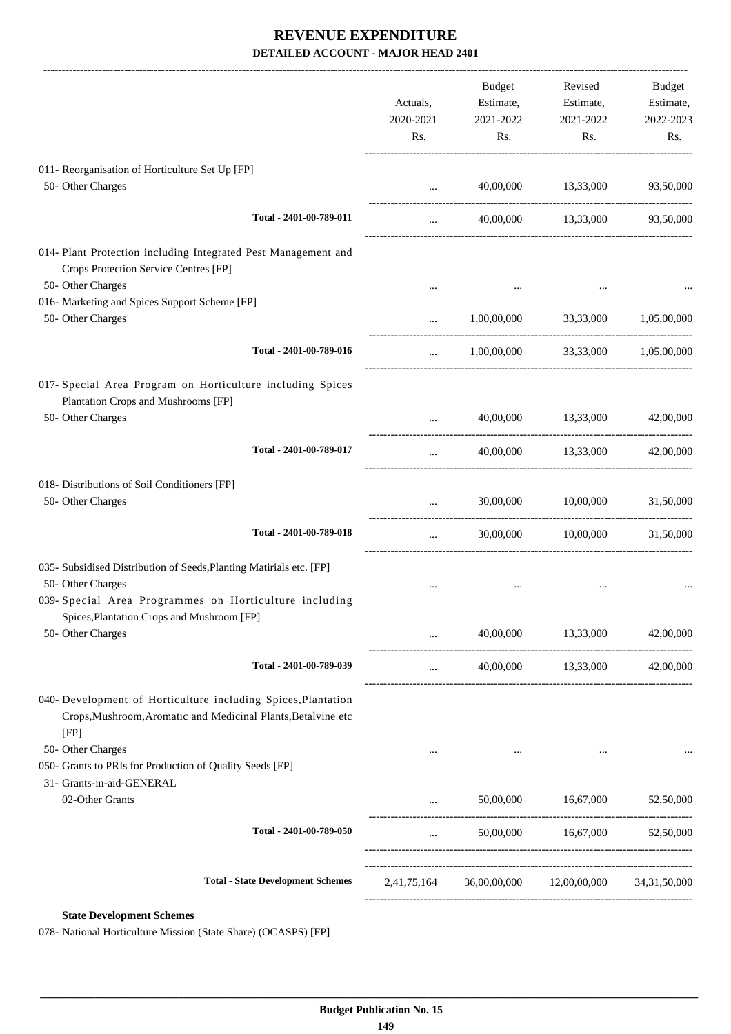# REVENUE EXPENDITURE

## DETAILED ACCOUNT - MAJOR HEAD 2401

| | Actuals, 2020-2021 Rs. | Budget Estimate, 2021-2022 Rs. | Revised Estimate, 2021-2022 Rs. | Budget Estimate, 2022-2023 Rs. |
|---|---|---|---|---|
| 011- Reorganisation of Horticulture Set Up [FP] | | | | |
| 50- Other Charges | ... | 40,00,000 | 13,33,000 | 93,50,000 |
| Total - 2401-00-789-011 | ... | 40,00,000 | 13,33,000 | 93,50,000 |
| 014- Plant Protection including Integrated Pest Management and Crops Protection Service Centres [FP] | | | | |
| 50- Other Charges | ... | ... | ... | ... |
| 016- Marketing and Spices Support Scheme [FP] | | | | |
| 50- Other Charges | ... | 1,00,00,000 | 33,33,000 | 1,05,00,000 |
| Total - 2401-00-789-016 | ... | 1,00,00,000 | 33,33,000 | 1,05,00,000 |
| 017- Special Area Program on Horticulture including Spices Plantation Crops and Mushrooms [FP] | | | | |
| 50- Other Charges | ... | 40,00,000 | 13,33,000 | 42,00,000 |
| Total - 2401-00-789-017 | ... | 40,00,000 | 13,33,000 | 42,00,000 |
| 018- Distributions of Soil Conditioners [FP] | | | | |
| 50- Other Charges | ... | 30,00,000 | 10,00,000 | 31,50,000 |
| Total - 2401-00-789-018 | ... | 30,00,000 | 10,00,000 | 31,50,000 |
| 035- Subsidised Distribution of Seeds,Planting Matirials etc. [FP] | | | | |
| 50- Other Charges | ... | ... | ... | ... |
| 039- Special Area Programmes on Horticulture including Spices,Plantation Crops and Mushroom [FP] | | | | |
| 50- Other Charges | ... | 40,00,000 | 13,33,000 | 42,00,000 |
| Total - 2401-00-789-039 | ... | 40,00,000 | 13,33,000 | 42,00,000 |
| 040- Development of Horticulture including Spices,Plantation Crops,Mushroom,Aromatic and Medicinal Plants,Betalvine etc [FP] | | | | |
| 50- Other Charges | ... | ... | ... | ... |
| 050- Grants to PRIs for Production of Quality Seeds [FP] | | | | |
| 31- Grants-in-aid-GENERAL | | | | |
| 02-Other Grants | ... | 50,00,000 | 16,67,000 | 52,50,000 |
| Total - 2401-00-789-050 | ... | 50,00,000 | 16,67,000 | 52,50,000 |
| Total - State Development Schemes | 2,41,75,164 | 36,00,00,000 | 12,00,00,000 | 34,31,50,000 |

**State Development Schemes**

078- National Horticulture Mission (State Share) (OCASPS) [FP]

Budget Publication No. 15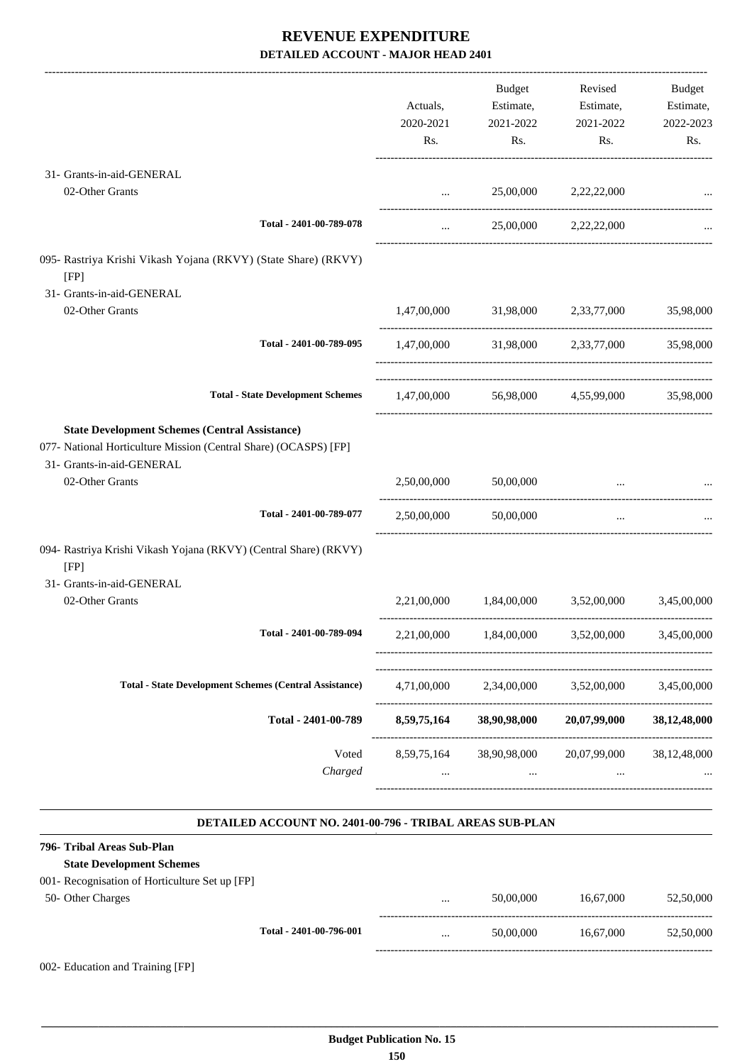# REVENUE EXPENDITURE

**DETAILED ACCOUNT - MAJOR HEAD 2401**

| | Actuals, 2020-2021 Rs. | Budget Estimate, 2021-2022 Rs. | Revised Estimate, 2021-2022 Rs. | Budget Estimate, 2022-2023 Rs. |
|---|---|---|---|---|
| 31- Grants-in-aid-GENERAL | | | | |
| 02-Other Grants | ... | 25,00,000 | 2,22,22,000 | ... |
| Total - 2401-00-789-078 | ... | 25,00,000 | 2,22,22,000 | ... |
| 095- Rastriya Krishi Vikash Yojana (RKVY) (State Share) (RKVY) [FP] | | | | |
| 31- Grants-in-aid-GENERAL | | | | |
| 02-Other Grants | 1,47,00,000 | 31,98,000 | 2,33,77,000 | 35,98,000 |
| Total - 2401-00-789-095 | 1,47,00,000 | 31,98,000 | 2,33,77,000 | 35,98,000 |
| Total - State Development Schemes | 1,47,00,000 | 56,98,000 | 4,55,99,000 | 35,98,000 |
| **State Development Schemes (Central Assistance)** | | | | |
| 077- National Horticulture Mission (Central Share) (OCASPS) [FP] | | | | |
| 31- Grants-in-aid-GENERAL | | | | |
| 02-Other Grants | 2,50,00,000 | 50,00,000 | ... | ... |
| Total - 2401-00-789-077 | 2,50,00,000 | 50,00,000 | ... | ... |
| 094- Rastriya Krishi Vikash Yojana (RKVY) (Central Share) (RKVY) [FP] | | | | |
| 31- Grants-in-aid-GENERAL | | | | |
| 02-Other Grants | 2,21,00,000 | 1,84,00,000 | 3,52,00,000 | 3,45,00,000 |
| Total - 2401-00-789-094 | 2,21,00,000 | 1,84,00,000 | 3,52,00,000 | 3,45,00,000 |
| Total - State Development Schemes (Central Assistance) | 4,71,00,000 | 2,34,00,000 | 3,52,00,000 | 3,45,00,000 |
| **Total - 2401-00-789** | **8,59,75,164** | **38,90,98,000** | **20,07,99,000** | **38,12,48,000** |
| Voted | 8,59,75,164 | 38,90,98,000 | 20,07,99,000 | 38,12,48,000 |
| *Charged* | ... | ... | ... | ... |

**DETAILED ACCOUNT NO. 2401-00-796 - TRIBAL AREAS SUB-PLAN**

| | Actuals, 2020-2021 Rs. | Budget Estimate, 2021-2022 Rs. | Revised Estimate, 2021-2022 Rs. | Budget Estimate, 2022-2023 Rs. |
|---|---|---|---|---|
| **796- Tribal Areas Sub-Plan** | | | | |
| **State Development Schemes** | | | | |
| 001- Recognisation of Horticulture Set up [FP] | | | | |
| 50- Other Charges | ... | 50,00,000 | 16,67,000 | 52,50,000 |
| Total - 2401-00-796-001 | ... | 50,00,000 | 16,67,000 | 52,50,000 |
| 002- Education and Training [FP] | | | | |

Budget Publication No. 15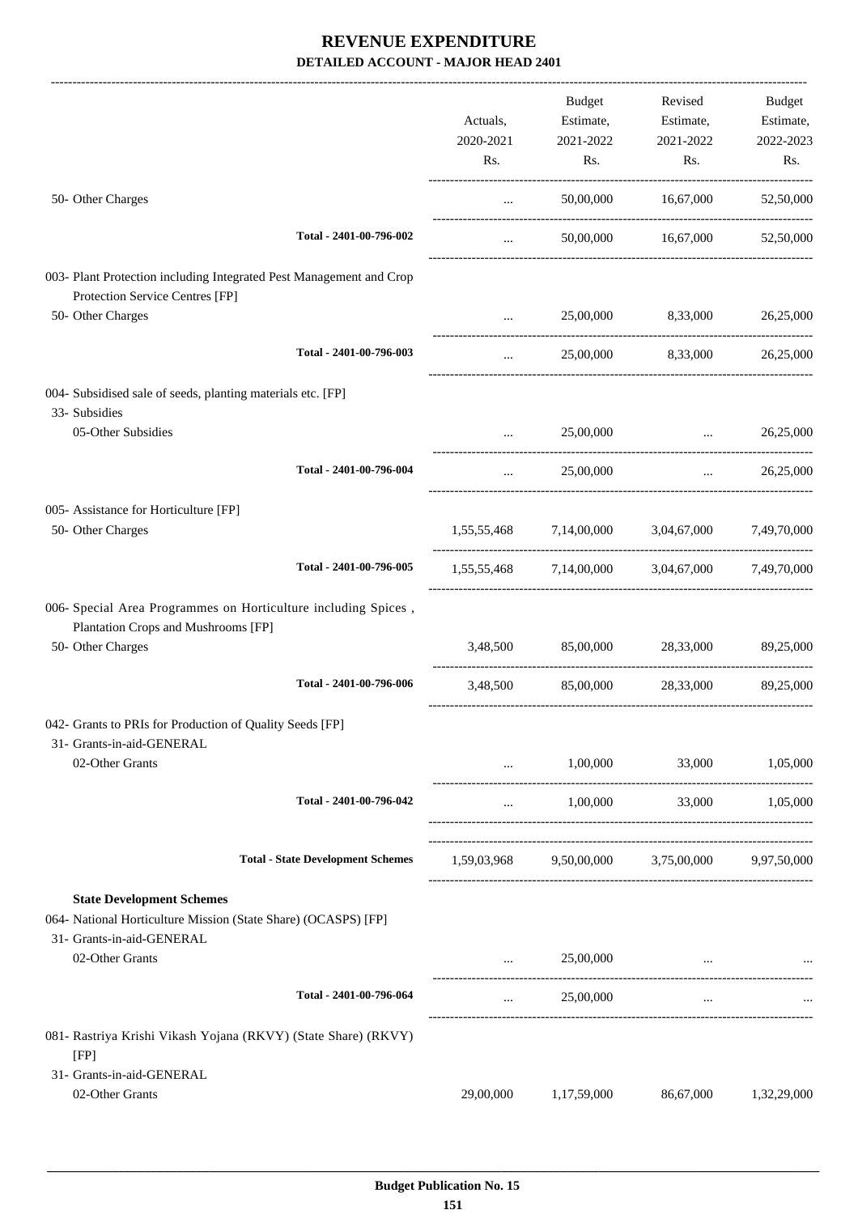# REVENUE EXPENDITURE

## DETAILED ACCOUNT - MAJOR HEAD 2401

| | Actuals, 2020-2021 Rs. | Budget Estimate, 2021-2022 Rs. | Revised Estimate, 2021-2022 Rs. | Budget Estimate, 2022-2023 Rs. |
|---|---|---|---|---|
| 50- Other Charges | ... | 50,00,000 | 16,67,000 | 52,50,000 |
| **Total - 2401-00-796-002** | ... | 50,00,000 | 16,67,000 | 52,50,000 |
| 003- Plant Protection including Integrated Pest Management and Crop Protection Service Centres [FP] | | | | |
| 50- Other Charges | ... | 25,00,000 | 8,33,000 | 26,25,000 |
| **Total - 2401-00-796-003** | ... | 25,00,000 | 8,33,000 | 26,25,000 |
| 004- Subsidised sale of seeds, planting materials etc. [FP] | | | | |
| 33- Subsidies | | | | |
| 05-Other Subsidies | ... | 25,00,000 | ... | 26,25,000 |
| **Total - 2401-00-796-004** | ... | 25,00,000 | ... | 26,25,000 |
| 005- Assistance for Horticulture [FP] | | | | |
| 50- Other Charges | 1,55,55,468 | 7,14,00,000 | 3,04,67,000 | 7,49,70,000 |
| **Total - 2401-00-796-005** | 1,55,55,468 | 7,14,00,000 | 3,04,67,000 | 7,49,70,000 |
| 006- Special Area Programmes on Horticulture including Spices , Plantation Crops and Mushrooms [FP] | | | | |
| 50- Other Charges | 3,48,500 | 85,00,000 | 28,33,000 | 89,25,000 |
| **Total - 2401-00-796-006** | 3,48,500 | 85,00,000 | 28,33,000 | 89,25,000 |
| 042- Grants to PRIs for Production of Quality Seeds [FP] | | | | |
| 31- Grants-in-aid-GENERAL | | | | |
| 02-Other Grants | ... | 1,00,000 | 33,000 | 1,05,000 |
| **Total - 2401-00-796-042** | ... | 1,00,000 | 33,000 | 1,05,000 |
| **Total - State Development Schemes** | 1,59,03,968 | 9,50,00,000 | 3,75,00,000 | 9,97,50,000 |
| **State Development Schemes** | | | | |
| 064- National Horticulture Mission (State Share) (OCASPS) [FP] | | | | |
| 31- Grants-in-aid-GENERAL | | | | |
| 02-Other Grants | ... | 25,00,000 | ... | ... |
| **Total - 2401-00-796-064** | ... | 25,00,000 | ... | ... |
| 081- Rastriya Krishi Vikash Yojana (RKVY) (State Share) (RKVY) [FP] | | | | |
| 31- Grants-in-aid-GENERAL | | | | |
| 02-Other Grants | 29,00,000 | 1,17,59,000 | 86,67,000 | 1,32,29,000 |

Budget Publication No. 15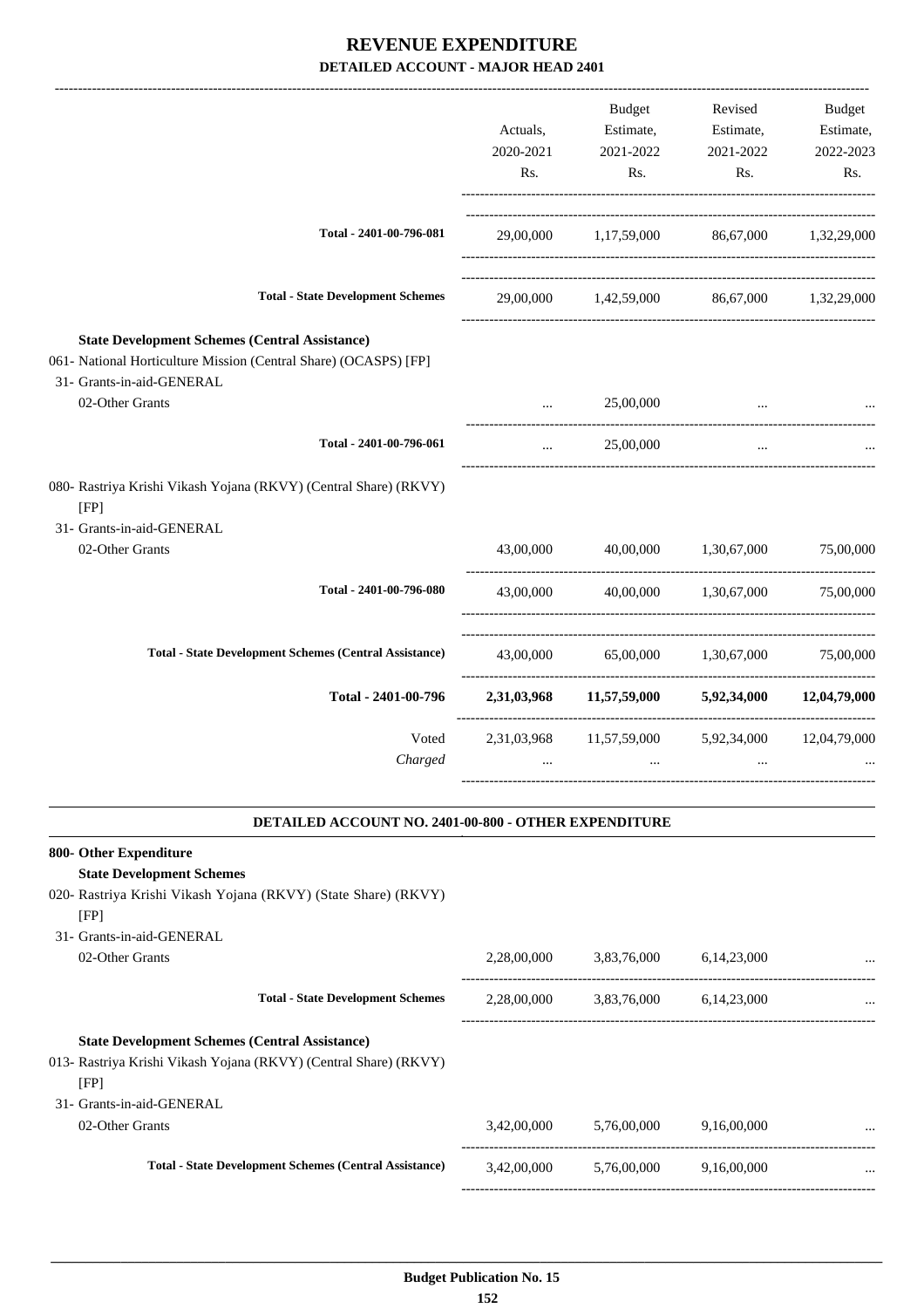# REVENUE EXPENDITURE

## DETAILED ACCOUNT - MAJOR HEAD 2401

| | Actuals, 2020-2021 Rs. | Budget Estimate, 2021-2022 Rs. | Revised Estimate, 2021-2022 Rs. | Budget Estimate, 2022-2023 Rs. |
|---|---|---|---|---|
| **Total - 2401-00-796-081** | 29,00,000 | 1,17,59,000 | 86,67,000 | 1,32,29,000 |
| **Total - State Development Schemes** | 29,00,000 | 1,42,59,000 | 86,67,000 | 1,32,29,000 |
| **State Development Schemes (Central Assistance)** | | | | |
| 061- National Horticulture Mission (Central Share) (OCASPS) [FP] | | | | |
| 31- Grants-in-aid-GENERAL | | | | |
| 02-Other Grants | ... | 25,00,000 | ... | ... |
| **Total - 2401-00-796-061** | ... | 25,00,000 | ... | ... |
| 080- Rastriya Krishi Vikash Yojana (RKVY) (Central Share) (RKVY) [FP] | | | | |
| 31- Grants-in-aid-GENERAL | | | | |
| 02-Other Grants | 43,00,000 | 40,00,000 | 1,30,67,000 | 75,00,000 |
| **Total - 2401-00-796-080** | 43,00,000 | 40,00,000 | 1,30,67,000 | 75,00,000 |
| **Total - State Development Schemes (Central Assistance)** | 43,00,000 | 65,00,000 | 1,30,67,000 | 75,00,000 |
| **Total - 2401-00-796** | **2,31,03,968** | **11,57,59,000** | **5,92,34,000** | **12,04,79,000** |
| Voted | 2,31,03,968 | 11,57,59,000 | 5,92,34,000 | 12,04,79,000 |
| *Charged* | ... | ... | ... | ... |

### DETAILED ACCOUNT NO. 2401-00-800 - OTHER EXPENDITURE

| | Actuals, 2020-2021 Rs. | Budget Estimate, 2021-2022 Rs. | Revised Estimate, 2021-2022 Rs. | Budget Estimate, 2022-2023 Rs. |
|---|---|---|---|---|
| **800- Other Expenditure** | | | | |
| **State Development Schemes** | | | | |
| 020- Rastriya Krishi Vikash Yojana (RKVY) (State Share) (RKVY) [FP] | | | | |
| 31- Grants-in-aid-GENERAL | | | | |
| 02-Other Grants | 2,28,00,000 | 3,83,76,000 | 6,14,23,000 | ... |
| **Total - State Development Schemes** | 2,28,00,000 | 3,83,76,000 | 6,14,23,000 | ... |
| **State Development Schemes (Central Assistance)** | | | | |
| 013- Rastriya Krishi Vikash Yojana (RKVY) (Central Share) (RKVY) [FP] | | | | |
| 31- Grants-in-aid-GENERAL | | | | |
| 02-Other Grants | 3,42,00,000 | 5,76,00,000 | 9,16,00,000 | ... |
| **Total - State Development Schemes (Central Assistance)** | 3,42,00,000 | 5,76,00,000 | 9,16,00,000 | ... |

Budget Publication No. 15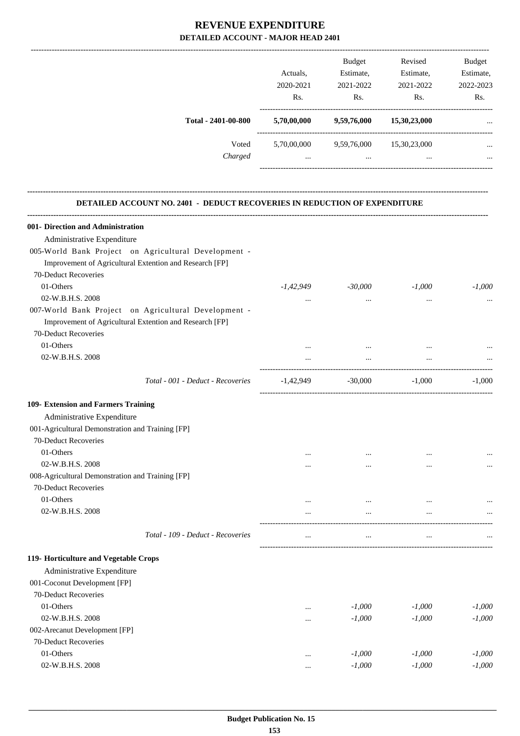# REVENUE EXPENDITURE

## DETAILED ACCOUNT - MAJOR HEAD 2401

| | Actuals, 2020-2021 Rs. | Budget Estimate, 2021-2022 Rs. | Revised Estimate, 2021-2022 Rs. | Budget Estimate, 2022-2023 Rs. |
|---|---|---|---|---|
| **Total - 2401-00-800** | **5,70,00,000** | **9,59,76,000** | **15,30,23,000** | ... |
| Voted | 5,70,00,000 | 9,59,76,000 | 15,30,23,000 | ... |
| *Charged* | ... | ... | ... | ... |

### DETAILED ACCOUNT NO. 2401 - DEDUCT RECOVERIES IN REDUCTION OF EXPENDITURE

| | Actuals, 2020-2021 Rs. | Budget Estimate, 2021-2022 Rs. | Revised Estimate, 2021-2022 Rs. | Budget Estimate, 2022-2023 Rs. |
|---|---|---|---|---|
| **001- Direction and Administration** | | | | |
| Administrative Expenditure | | | | |
| 005-World Bank Project on Agricultural Development - Improvement of Agricultural Extention and Research [FP] | | | | |
| 70-Deduct Recoveries | | | | |
| 01-Others | *-1,42,949* | *-30,000* | *-1,000* | *-1,000* |
| 02-W.B.H.S. 2008 | ... | ... | ... | ... |
| 007-World Bank Project on Agricultural Development - Improvement of Agricultural Extention and Research [FP] | | | | |
| 70-Deduct Recoveries | | | | |
| 01-Others | ... | ... | ... | ... |
| 02-W.B.H.S. 2008 | ... | ... | ... | ... |
| *Total - 001 - Deduct - Recoveries* | -1,42,949 | -30,000 | -1,000 | -1,000 |
| **109- Extension and Farmers Training** | | | | |
| Administrative Expenditure | | | | |
| 001-Agricultural Demonstration and Training [FP] | | | | |
| 70-Deduct Recoveries | | | | |
| 01-Others | ... | ... | ... | ... |
| 02-W.B.H.S. 2008 | ... | ... | ... | ... |
| 008-Agricultural Demonstration and Training [FP] | | | | |
| 70-Deduct Recoveries | | | | |
| 01-Others | ... | ... | ... | ... |
| 02-W.B.H.S. 2008 | ... | ... | ... | ... |
| *Total - 109 - Deduct - Recoveries* | ... | ... | ... | ... |
| **119- Horticulture and Vegetable Crops** | | | | |
| Administrative Expenditure | | | | |
| 001-Coconut Development [FP] | | | | |
| 70-Deduct Recoveries | | | | |
| 01-Others | ... | *-1,000* | *-1,000* | *-1,000* |
| 02-W.B.H.S. 2008 | ... | *-1,000* | *-1,000* | *-1,000* |
| 002-Arecanut Development [FP] | | | | |
| 70-Deduct Recoveries | | | | |
| 01-Others | ... | *-1,000* | *-1,000* | *-1,000* |
| 02-W.B.H.S. 2008 | ... | *-1,000* | *-1,000* | *-1,000* |

**Budget Publication No. 15**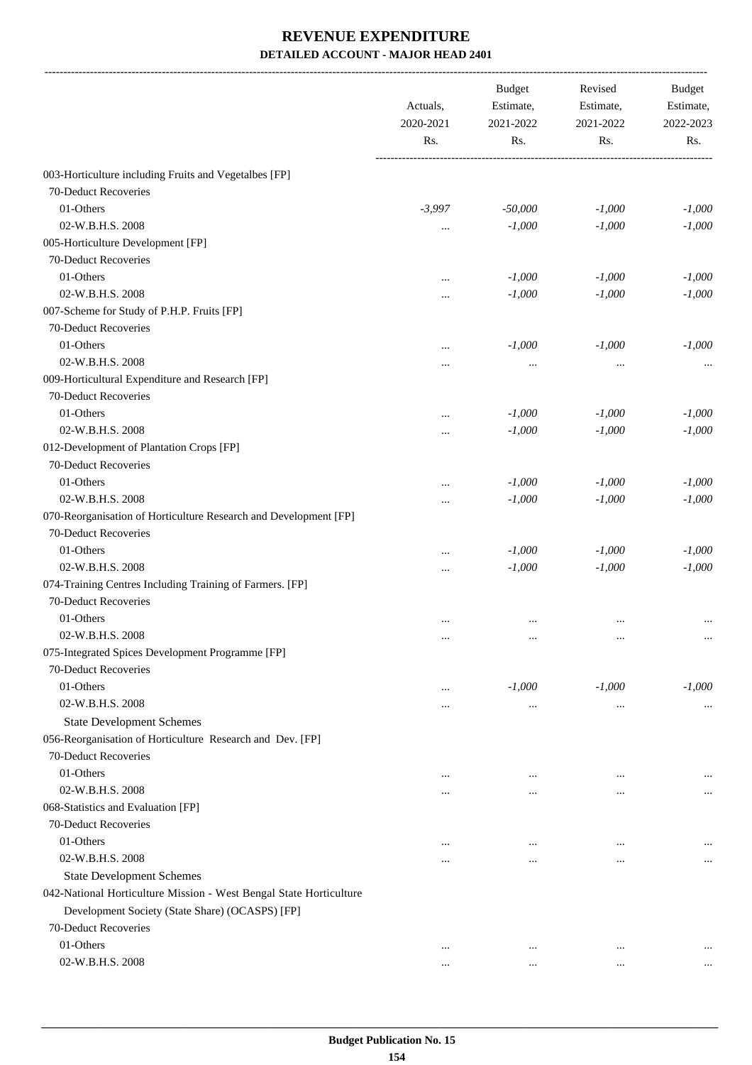# REVENUE EXPENDITURE

## DETAILED ACCOUNT - MAJOR HEAD 2401

| | Actuals, 2020-2021 Rs. | Budget Estimate, 2021-2022 Rs. | Revised Estimate, 2021-2022 Rs. | Budget Estimate, 2022-2023 Rs. |
|---|---|---|---|---|
| 003-Horticulture including Fruits and Vegetalbes [FP] | | | | |
| 70-Deduct Recoveries | | | | |
| 01-Others | *-3,997* | *-50,000* | *-1,000* | *-1,000* |
| 02-W.B.H.S. 2008 | ... | *-1,000* | *-1,000* | *-1,000* |
| 005-Horticulture Development [FP] | | | | |
| 70-Deduct Recoveries | | | | |
| 01-Others | ... | *-1,000* | *-1,000* | *-1,000* |
| 02-W.B.H.S. 2008 | ... | *-1,000* | *-1,000* | *-1,000* |
| 007-Scheme for Study of P.H.P. Fruits [FP] | | | | |
| 70-Deduct Recoveries | | | | |
| 01-Others | ... | *-1,000* | *-1,000* | *-1,000* |
| 02-W.B.H.S. 2008 | ... | ... | ... | ... |
| 009-Horticultural Expenditure and Research [FP] | | | | |
| 70-Deduct Recoveries | | | | |
| 01-Others | ... | *-1,000* | *-1,000* | *-1,000* |
| 02-W.B.H.S. 2008 | ... | *-1,000* | *-1,000* | *-1,000* |
| 012-Development of Plantation Crops [FP] | | | | |
| 70-Deduct Recoveries | | | | |
| 01-Others | ... | *-1,000* | *-1,000* | *-1,000* |
| 02-W.B.H.S. 2008 | ... | *-1,000* | *-1,000* | *-1,000* |
| 070-Reorganisation of Horticulture Research and Development [FP] | | | | |
| 70-Deduct Recoveries | | | | |
| 01-Others | ... | *-1,000* | *-1,000* | *-1,000* |
| 02-W.B.H.S. 2008 | ... | *-1,000* | *-1,000* | *-1,000* |
| 074-Training Centres Including Training of Farmers. [FP] | | | | |
| 70-Deduct Recoveries | | | | |
| 01-Others | ... | ... | ... | ... |
| 02-W.B.H.S. 2008 | ... | ... | ... | ... |
| 075-Integrated Spices Development Programme [FP] | | | | |
| 70-Deduct Recoveries | | | | |
| 01-Others | ... | *-1,000* | *-1,000* | *-1,000* |
| 02-W.B.H.S. 2008 | ... | ... | ... | ... |
| State Development Schemes | | | | |
| 056-Reorganisation of Horticulture Research and Dev. [FP] | | | | |
| 70-Deduct Recoveries | | | | |
| 01-Others | ... | ... | ... | ... |
| 02-W.B.H.S. 2008 | ... | ... | ... | ... |
| 068-Statistics and Evaluation [FP] | | | | |
| 70-Deduct Recoveries | | | | |
| 01-Others | ... | ... | ... | ... |
| 02-W.B.H.S. 2008 | ... | ... | ... | ... |
| State Development Schemes | | | | |
| 042-National Horticulture Mission - West Bengal State Horticulture Development Society (State Share) (OCASPS) [FP] | | | | |
| 70-Deduct Recoveries | | | | |
| 01-Others | ... | ... | ... | ... |
| 02-W.B.H.S. 2008 | ... | ... | ... | ... |

Budget Publication No. 15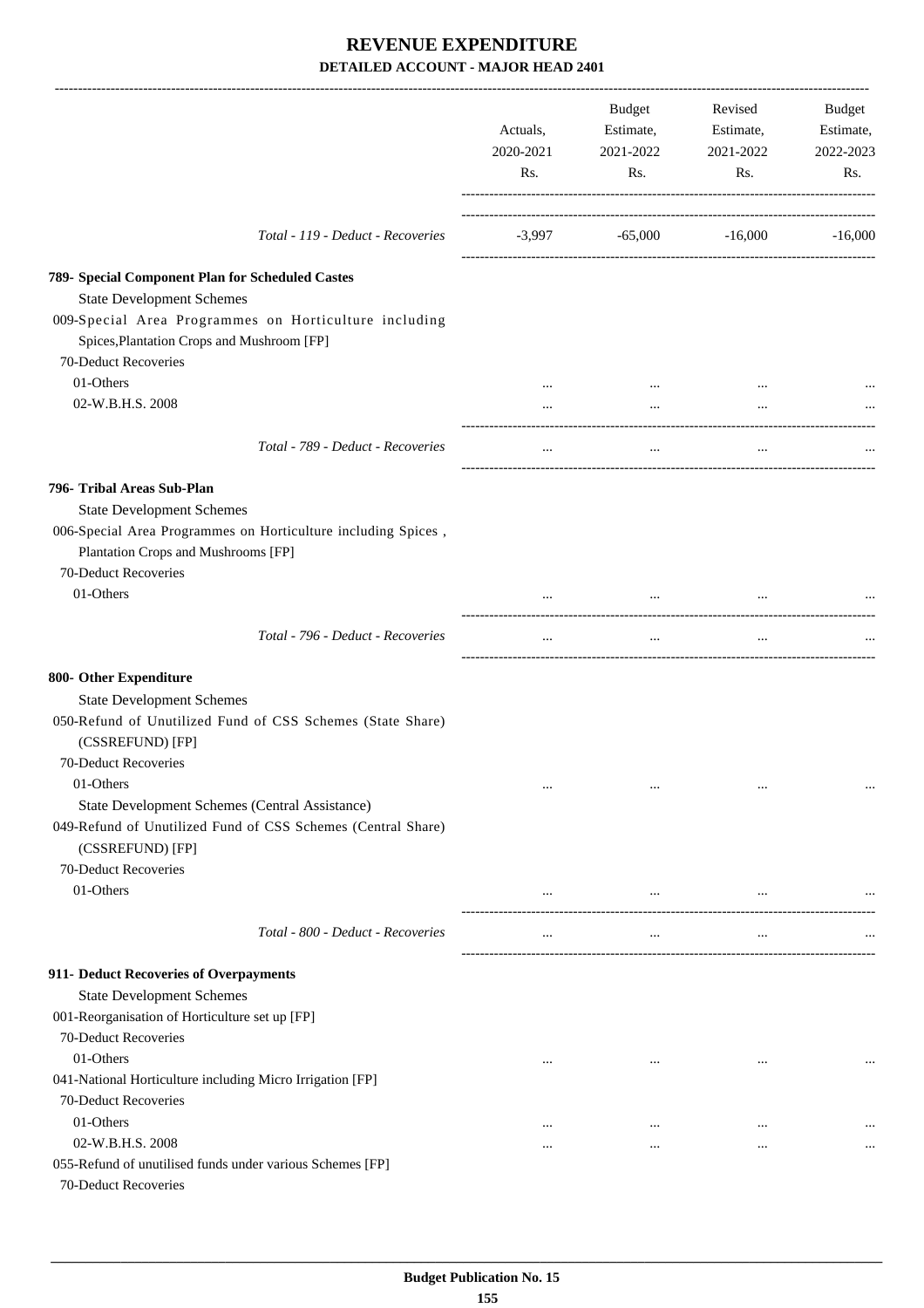# REVENUE EXPENDITURE

## DETAILED ACCOUNT - MAJOR HEAD 2401

| | Actuals, 2020-2021 Rs. | Budget Estimate, 2021-2022 Rs. | Revised Estimate, 2021-2022 Rs. | Budget Estimate, 2022-2023 Rs. |
|---|---|---|---|---|
| *Total - 119 - Deduct - Recoveries* | -3,997 | -65,000 | -16,000 | -16,000 |
| **789- Special Component Plan for Scheduled Castes** | | | | |
| State Development Schemes | | | | |
| 009-Special Area Programmes on Horticulture including Spices,Plantation Crops and Mushroom [FP] | | | | |
| 70-Deduct Recoveries | | | | |
| 01-Others | ... | ... | ... | ... |
| 02-W.B.H.S. 2008 | ... | ... | ... | ... |
| *Total - 789 - Deduct - Recoveries* | ... | ... | ... | ... |
| **796- Tribal Areas Sub-Plan** | | | | |
| State Development Schemes | | | | |
| 006-Special Area Programmes on Horticulture including Spices , Plantation Crops and Mushrooms [FP] | | | | |
| 70-Deduct Recoveries | | | | |
| 01-Others | ... | ... | ... | ... |
| *Total - 796 - Deduct - Recoveries* | ... | ... | ... | ... |
| **800- Other Expenditure** | | | | |
| State Development Schemes | | | | |
| 050-Refund of Unutilized Fund of CSS Schemes (State Share) (CSSREFUND) [FP] | | | | |
| 70-Deduct Recoveries | | | | |
| 01-Others | ... | ... | ... | ... |
| State Development Schemes (Central Assistance) | | | | |
| 049-Refund of Unutilized Fund of CSS Schemes (Central Share) (CSSREFUND) [FP] | | | | |
| 70-Deduct Recoveries | | | | |
| 01-Others | ... | ... | ... | ... |
| *Total - 800 - Deduct - Recoveries* | ... | ... | ... | ... |
| **911- Deduct Recoveries of Overpayments** | | | | |
| State Development Schemes | | | | |
| 001-Reorganisation of Horticulture set up [FP] | | | | |
| 70-Deduct Recoveries | | | | |
| 01-Others | ... | ... | ... | ... |
| 041-National Horticulture including Micro Irrigation [FP] | | | | |
| 70-Deduct Recoveries | | | | |
| 01-Others | ... | ... | ... | ... |
| 02-W.B.H.S. 2008 | ... | ... | ... | ... |
| 055-Refund of unutilised funds under various Schemes [FP] | | | | |
| 70-Deduct Recoveries | | | | |

Budget Publication No. 15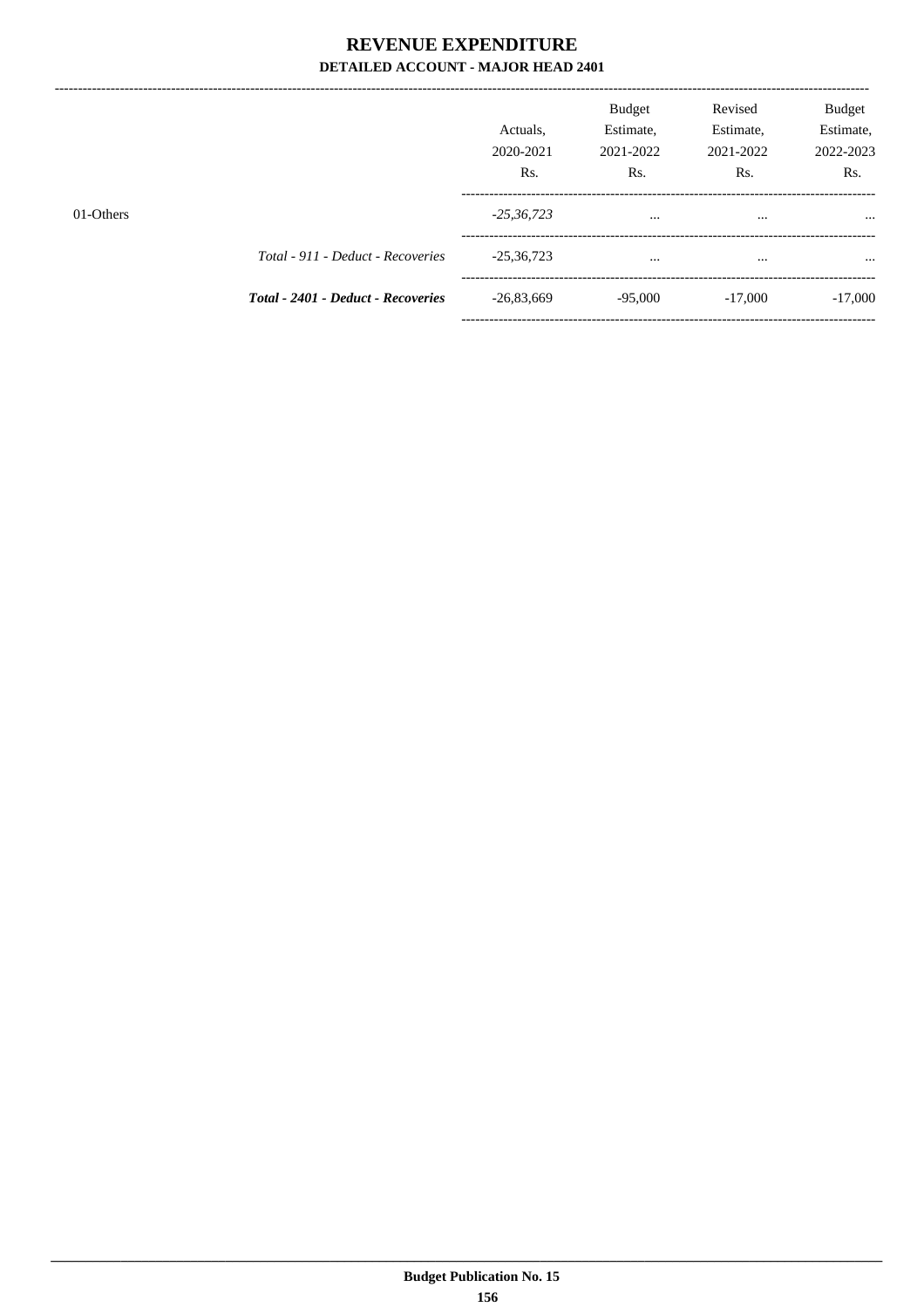# REVENUE EXPENDITURE

**DETAILED ACCOUNT - MAJOR HEAD 2401**

| | | Actuals, 2020-2021 Rs. | Budget Estimate, 2021-2022 Rs. | Revised Estimate, 2021-2022 Rs. | Budget Estimate, 2022-2023 Rs. |
|---|---|---|---|---|---|
| 01-Others | | *-25,36,723* | ... | ... | ... |
| | *Total - 911 - Deduct - Recoveries* | -25,36,723 | ... | ... | ... |
| | ***Total - 2401 - Deduct - Recoveries*** | -26,83,669 | -95,000 | -17,000 | -17,000 |

**Budget Publication No. 15**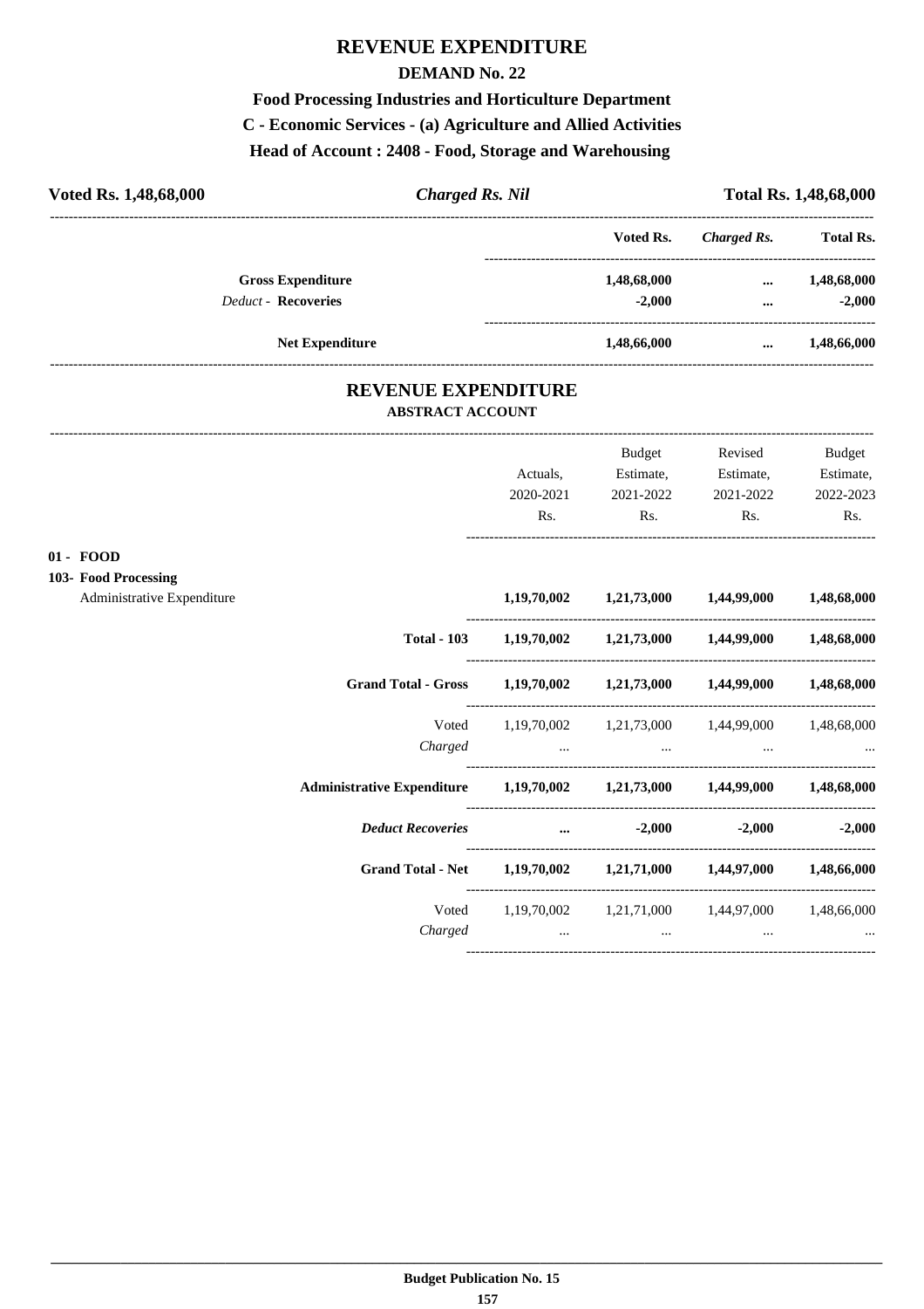# REVENUE EXPENDITURE

## DEMAND No. 22

### Food Processing Industries and Horticulture Department

### C - Economic Services - (a) Agriculture and Allied Activities

### Head of Account : 2408 - Food, Storage and Warehousing

| Voted Rs. 1,48,68,000 | *Charged Rs. Nil* | Total Rs. 1,48,68,000 |
|---|---|---|

| | Voted Rs. | *Charged Rs.* | Total Rs. |
|---|---|---|---|
| **Gross Expenditure** | **1,48,68,000** | **...** | **1,48,68,000** |
| *Deduct* - **Recoveries** | **-2,000** | **...** | **-2,000** |
| **Net Expenditure** | **1,48,66,000** | **...** | **1,48,66,000** |

## REVENUE EXPENDITURE

### ABSTRACT ACCOUNT

| | Actuals, 2020-2021 Rs. | Budget Estimate, 2021-2022 Rs. | Revised Estimate, 2021-2022 Rs. | Budget Estimate, 2022-2023 Rs. |
|---|---|---|---|---|
| **01 - FOOD** | | | | |
| **103- Food Processing** | | | | |
| Administrative Expenditure | **1,19,70,002** | **1,21,73,000** | **1,44,99,000** | **1,48,68,000** |
| **Total - 103** | **1,19,70,002** | **1,21,73,000** | **1,44,99,000** | **1,48,68,000** |
| **Grand Total - Gross** | **1,19,70,002** | **1,21,73,000** | **1,44,99,000** | **1,48,68,000** |
| Voted | 1,19,70,002 | 1,21,73,000 | 1,44,99,000 | 1,48,68,000 |
| *Charged* | ... | ... | ... | ... |
| **Administrative Expenditure** | **1,19,70,002** | **1,21,73,000** | **1,44,99,000** | **1,48,68,000** |
| ***Deduct Recoveries*** | **...** | **-2,000** | **-2,000** | **-2,000** |
| **Grand Total - Net** | **1,19,70,002** | **1,21,71,000** | **1,44,97,000** | **1,48,66,000** |
| Voted | 1,19,70,002 | 1,21,71,000 | 1,44,97,000 | 1,48,66,000 |
| *Charged* | ... | ... | ... | ... |

**Budget Publication No. 15**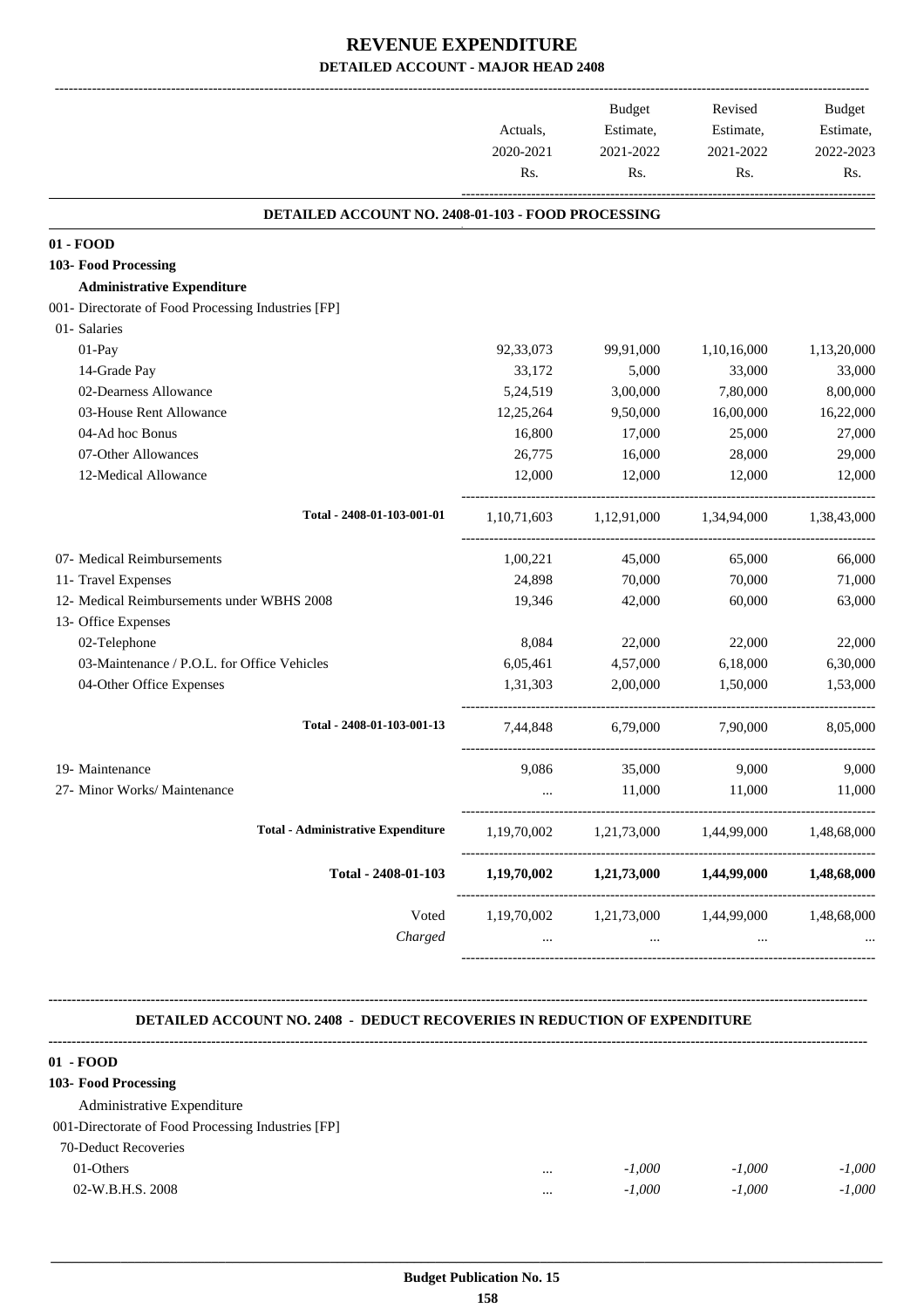# REVENUE EXPENDITURE

## DETAILED ACCOUNT - MAJOR HEAD 2408

| | Actuals, 2020-2021 Rs. | Budget Estimate, 2021-2022 Rs. | Revised Estimate, 2021-2022 Rs. | Budget Estimate, 2022-2023 Rs. |
|---|---|---|---|---|
| **DETAILED ACCOUNT NO. 2408-01-103 - FOOD PROCESSING** | | | | |
| **01 - FOOD** | | | | |
| **103- Food Processing** | | | | |
| **Administrative Expenditure** | | | | |
| 001- Directorate of Food Processing Industries [FP] | | | | |
| 01- Salaries | | | | |
| 01-Pay | 92,33,073 | 99,91,000 | 1,10,16,000 | 1,13,20,000 |
| 14-Grade Pay | 33,172 | 5,000 | 33,000 | 33,000 |
| 02-Dearness Allowance | 5,24,519 | 3,00,000 | 7,80,000 | 8,00,000 |
| 03-House Rent Allowance | 12,25,264 | 9,50,000 | 16,00,000 | 16,22,000 |
| 04-Ad hoc Bonus | 16,800 | 17,000 | 25,000 | 27,000 |
| 07-Other Allowances | 26,775 | 16,000 | 28,000 | 29,000 |
| 12-Medical Allowance | 12,000 | 12,000 | 12,000 | 12,000 |
| Total - 2408-01-103-001-01 | 1,10,71,603 | 1,12,91,000 | 1,34,94,000 | 1,38,43,000 |
| 07- Medical Reimbursements | 1,00,221 | 45,000 | 65,000 | 66,000 |
| 11- Travel Expenses | 24,898 | 70,000 | 70,000 | 71,000 |
| 12- Medical Reimbursements under WBHS 2008 | 19,346 | 42,000 | 60,000 | 63,000 |
| 13- Office Expenses | | | | |
| 02-Telephone | 8,084 | 22,000 | 22,000 | 22,000 |
| 03-Maintenance / P.O.L. for Office Vehicles | 6,05,461 | 4,57,000 | 6,18,000 | 6,30,000 |
| 04-Other Office Expenses | 1,31,303 | 2,00,000 | 1,50,000 | 1,53,000 |
| Total - 2408-01-103-001-13 | 7,44,848 | 6,79,000 | 7,90,000 | 8,05,000 |
| 19- Maintenance | 9,086 | 35,000 | 9,000 | 9,000 |
| 27- Minor Works/ Maintenance | ... | 11,000 | 11,000 | 11,000 |
| **Total - Administrative Expenditure** | 1,19,70,002 | 1,21,73,000 | 1,44,99,000 | 1,48,68,000 |
| **Total - 2408-01-103** | **1,19,70,002** | **1,21,73,000** | **1,44,99,000** | **1,48,68,000** |
| Voted | 1,19,70,002 | 1,21,73,000 | 1,44,99,000 | 1,48,68,000 |
| *Charged* | ... | ... | ... | ... |

**DETAILED ACCOUNT NO. 2408 - DEDUCT RECOVERIES IN REDUCTION OF EXPENDITURE**

| | Actuals, 2020-2021 Rs. | Budget Estimate, 2021-2022 Rs. | Revised Estimate, 2021-2022 Rs. | Budget Estimate, 2022-2023 Rs. |
|---|---|---|---|---|
| **01 - FOOD** | | | | |
| **103- Food Processing** | | | | |
| Administrative Expenditure | | | | |
| 001-Directorate of Food Processing Industries [FP] | | | | |
| 70-Deduct Recoveries | | | | |
| 01-Others | ... | *-1,000* | *-1,000* | *-1,000* |
| 02-W.B.H.S. 2008 | ... | *-1,000* | *-1,000* | *-1,000* |

**Budget Publication No. 15**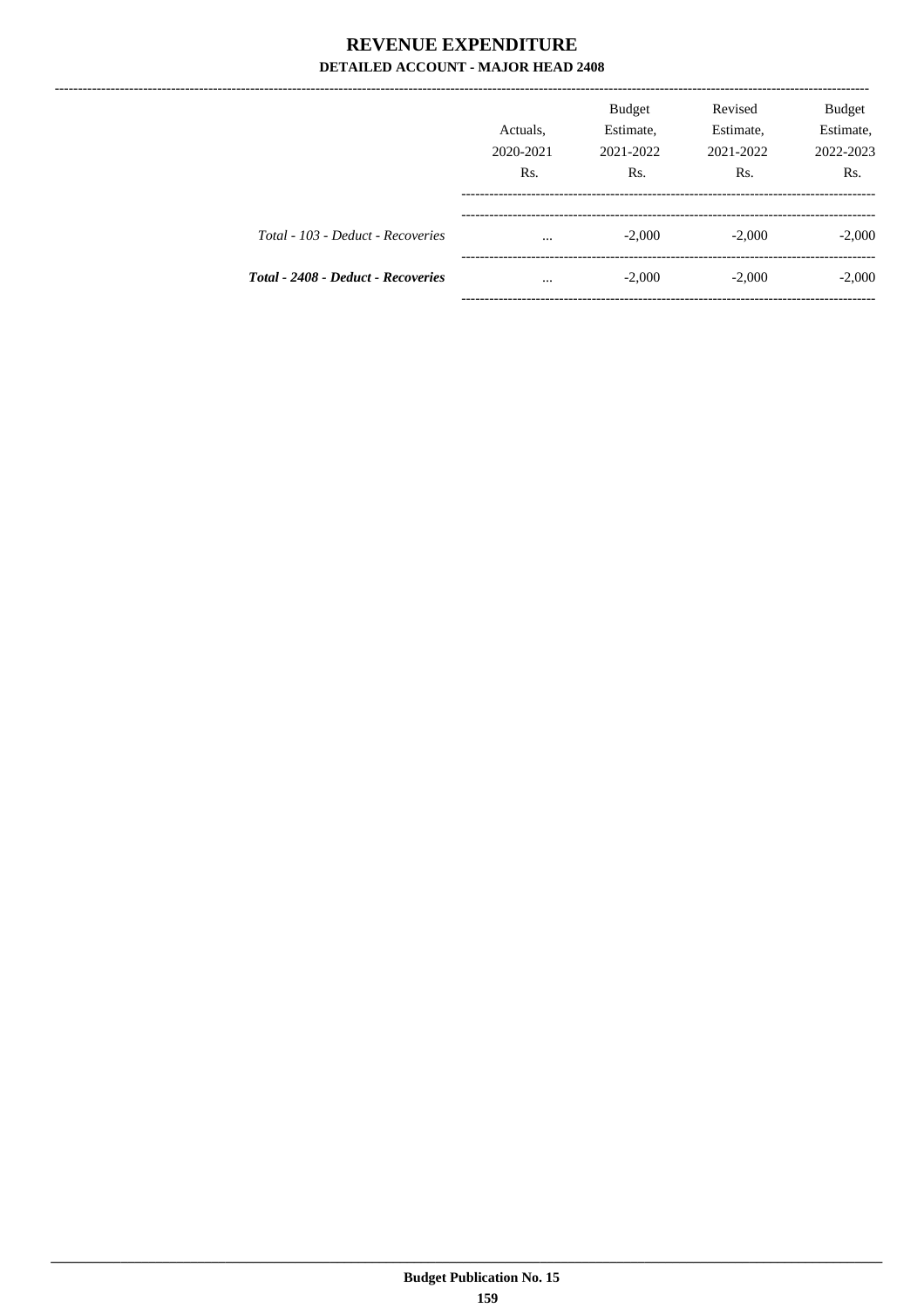# REVENUE EXPENDITURE

## DETAILED ACCOUNT - MAJOR HEAD 2408

| | Actuals, 2020-2021 Rs. | Budget Estimate, 2021-2022 Rs. | Revised Estimate, 2021-2022 Rs. | Budget Estimate, 2022-2023 Rs. |
|---|---|---|---|---|
| *Total - 103 - Deduct - Recoveries* | ... | -2,000 | -2,000 | -2,000 |
| ***Total - 2408 - Deduct - Recoveries*** | ... | -2,000 | -2,000 | -2,000 |

**Budget Publication No. 15**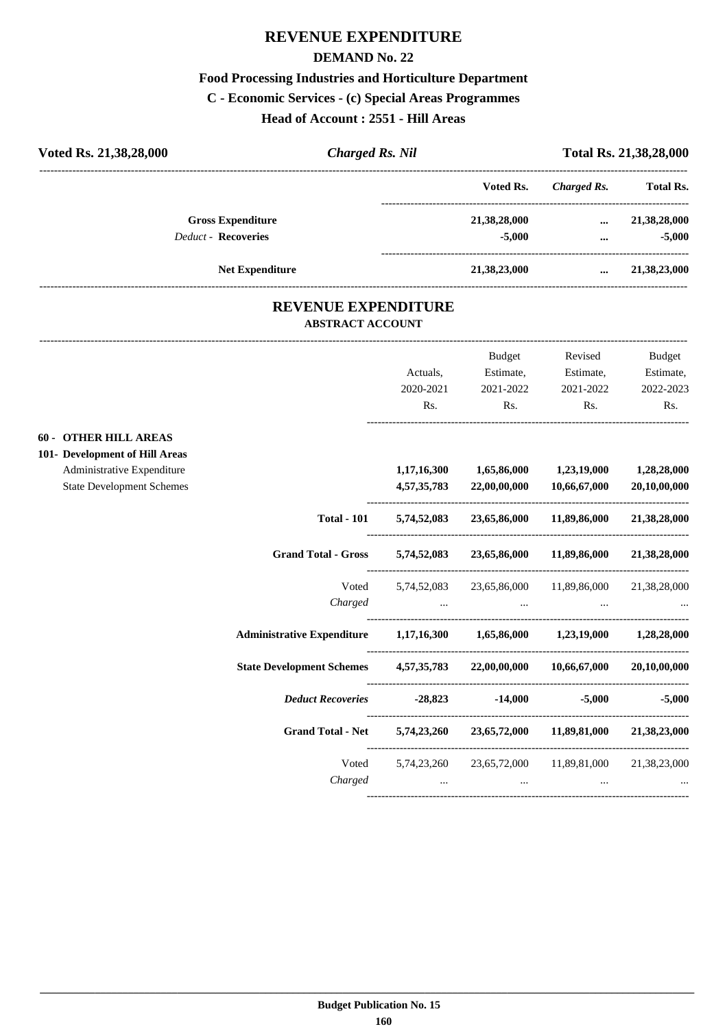# REVENUE EXPENDITURE

## DEMAND No. 22

### Food Processing Industries and Horticulture Department

### C - Economic Services - (c) Special Areas Programmes

### Head of Account : 2551 - Hill Areas

| Voted Rs. 21,38,28,000 | *Charged Rs. Nil* | Total Rs. 21,38,28,000 |
|---|---|---|

| | Voted Rs. | *Charged Rs.* | Total Rs. |
|---|---|---|---|
| **Gross Expenditure** | 21,38,28,000 | ... | 21,38,28,000 |
| *Deduct* - **Recoveries** | -5,000 | ... | -5,000 |
| **Net Expenditure** | 21,38,23,000 | ... | 21,38,23,000 |

## REVENUE EXPENDITURE

### ABSTRACT ACCOUNT

| | Actuals, 2020-2021 Rs. | Budget Estimate, 2021-2022 Rs. | Revised Estimate, 2021-2022 Rs. | Budget Estimate, 2022-2023 Rs. |
|---|---|---|---|---|
| **60 - OTHER HILL AREAS** | | | | |
| **101- Development of Hill Areas** | | | | |
| Administrative Expenditure | 1,17,16,300 | 1,65,86,000 | 1,23,19,000 | 1,28,28,000 |
| State Development Schemes | 4,57,35,783 | 22,00,00,000 | 10,66,67,000 | 20,10,00,000 |
| **Total - 101** | **5,74,52,083** | **23,65,86,000** | **11,89,86,000** | **21,38,28,000** |
| **Grand Total - Gross** | **5,74,52,083** | **23,65,86,000** | **11,89,86,000** | **21,38,28,000** |
| Voted | 5,74,52,083 | 23,65,86,000 | 11,89,86,000 | 21,38,28,000 |
| *Charged* | ... | ... | ... | ... |
| **Administrative Expenditure** | **1,17,16,300** | **1,65,86,000** | **1,23,19,000** | **1,28,28,000** |
| **State Development Schemes** | **4,57,35,783** | **22,00,00,000** | **10,66,67,000** | **20,10,00,000** |
| ***Deduct Recoveries*** | **-28,823** | **-14,000** | **-5,000** | **-5,000** |
| **Grand Total - Net** | **5,74,23,260** | **23,65,72,000** | **11,89,81,000** | **21,38,23,000** |
| Voted | 5,74,23,260 | 23,65,72,000 | 11,89,81,000 | 21,38,23,000 |
| *Charged* | ... | ... | ... | ... |

**Budget Publication No. 15**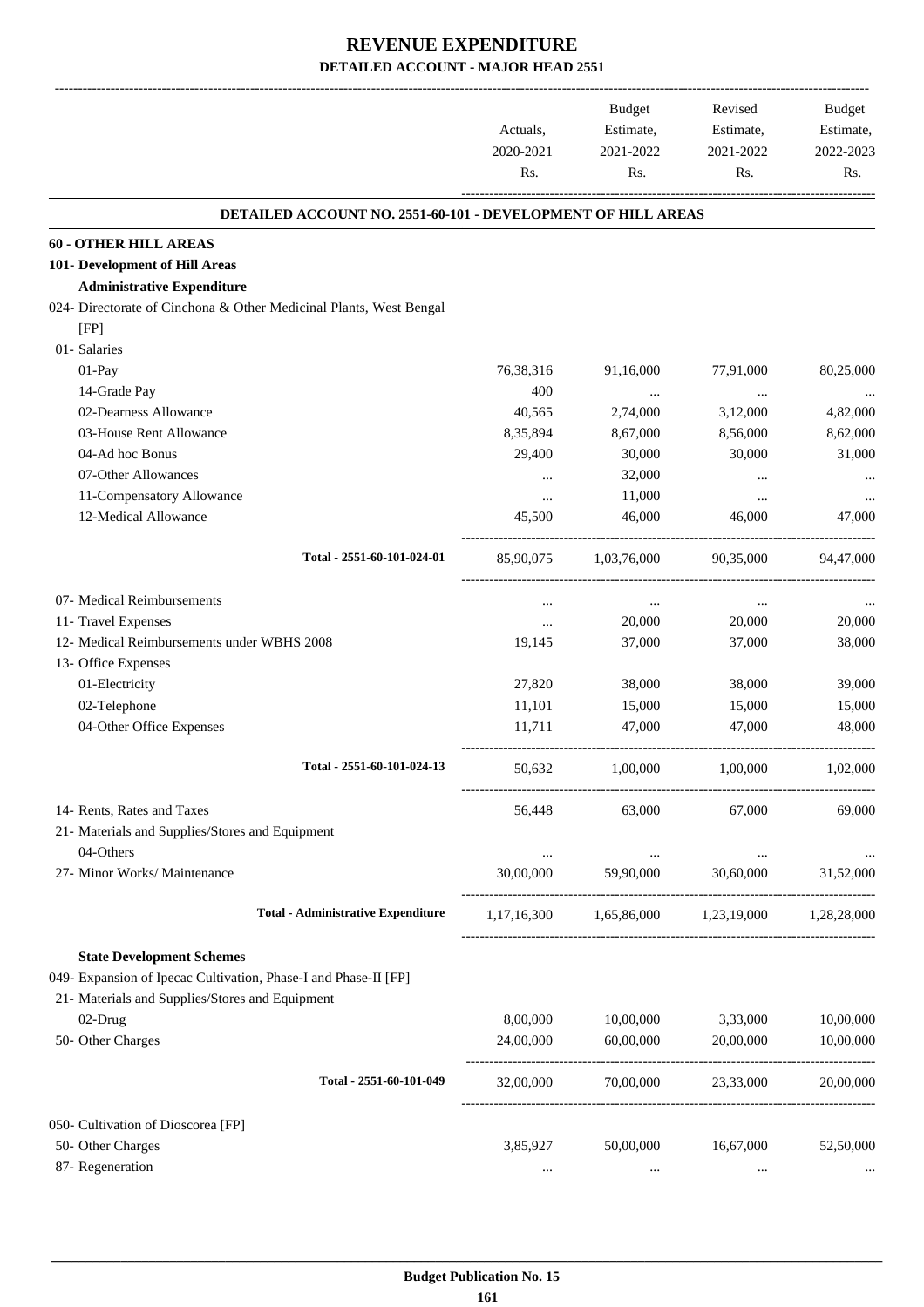# REVENUE EXPENDITURE

## DETAILED ACCOUNT - MAJOR HEAD 2551

| | Actuals, 2020-2021 Rs. | Budget Estimate, 2021-2022 Rs. | Revised Estimate, 2021-2022 Rs. | Budget Estimate, 2022-2023 Rs. |
|---|---|---|---|---|
| **DETAILED ACCOUNT NO. 2551-60-101 - DEVELOPMENT OF HILL AREAS** | | | | |
| **60 - OTHER HILL AREAS** | | | | |
| **101- Development of Hill Areas** | | | | |
| **Administrative Expenditure** | | | | |
| 024- Directorate of Cinchona & Other Medicinal Plants, West Bengal [FP] | | | | |
| 01- Salaries | | | | |
| 01-Pay | 76,38,316 | 91,16,000 | 77,91,000 | 80,25,000 |
| 14-Grade Pay | 400 | ... | ... | ... |
| 02-Dearness Allowance | 40,565 | 2,74,000 | 3,12,000 | 4,82,000 |
| 03-House Rent Allowance | 8,35,894 | 8,67,000 | 8,56,000 | 8,62,000 |
| 04-Ad hoc Bonus | 29,400 | 30,000 | 30,000 | 31,000 |
| 07-Other Allowances | ... | 32,000 | ... | ... |
| 11-Compensatory Allowance | ... | 11,000 | ... | ... |
| 12-Medical Allowance | 45,500 | 46,000 | 46,000 | 47,000 |
| **Total - 2551-60-101-024-01** | 85,90,075 | 1,03,76,000 | 90,35,000 | 94,47,000 |
| 07- Medical Reimbursements | ... | ... | ... | ... |
| 11- Travel Expenses | ... | 20,000 | 20,000 | 20,000 |
| 12- Medical Reimbursements under WBHS 2008 | 19,145 | 37,000 | 37,000 | 38,000 |
| 13- Office Expenses | | | | |
| 01-Electricity | 27,820 | 38,000 | 38,000 | 39,000 |
| 02-Telephone | 11,101 | 15,000 | 15,000 | 15,000 |
| 04-Other Office Expenses | 11,711 | 47,000 | 47,000 | 48,000 |
| **Total - 2551-60-101-024-13** | 50,632 | 1,00,000 | 1,00,000 | 1,02,000 |
| 14- Rents, Rates and Taxes | 56,448 | 63,000 | 67,000 | 69,000 |
| 21- Materials and Supplies/Stores and Equipment | | | | |
| 04-Others | ... | ... | ... | ... |
| 27- Minor Works/ Maintenance | 30,00,000 | 59,90,000 | 30,60,000 | 31,52,000 |
| **Total - Administrative Expenditure** | 1,17,16,300 | 1,65,86,000 | 1,23,19,000 | 1,28,28,000 |
| **State Development Schemes** | | | | |
| 049- Expansion of Ipecac Cultivation, Phase-I and Phase-II [FP] | | | | |
| 21- Materials and Supplies/Stores and Equipment | | | | |
| 02-Drug | 8,00,000 | 10,00,000 | 3,33,000 | 10,00,000 |
| 50- Other Charges | 24,00,000 | 60,00,000 | 20,00,000 | 10,00,000 |
| **Total - 2551-60-101-049** | 32,00,000 | 70,00,000 | 23,33,000 | 20,00,000 |
| 050- Cultivation of Dioscorea [FP] | | | | |
| 50- Other Charges | 3,85,927 | 50,00,000 | 16,67,000 | 52,50,000 |
| 87- Regeneration | ... | ... | ... | ... |

**Budget Publication No. 15**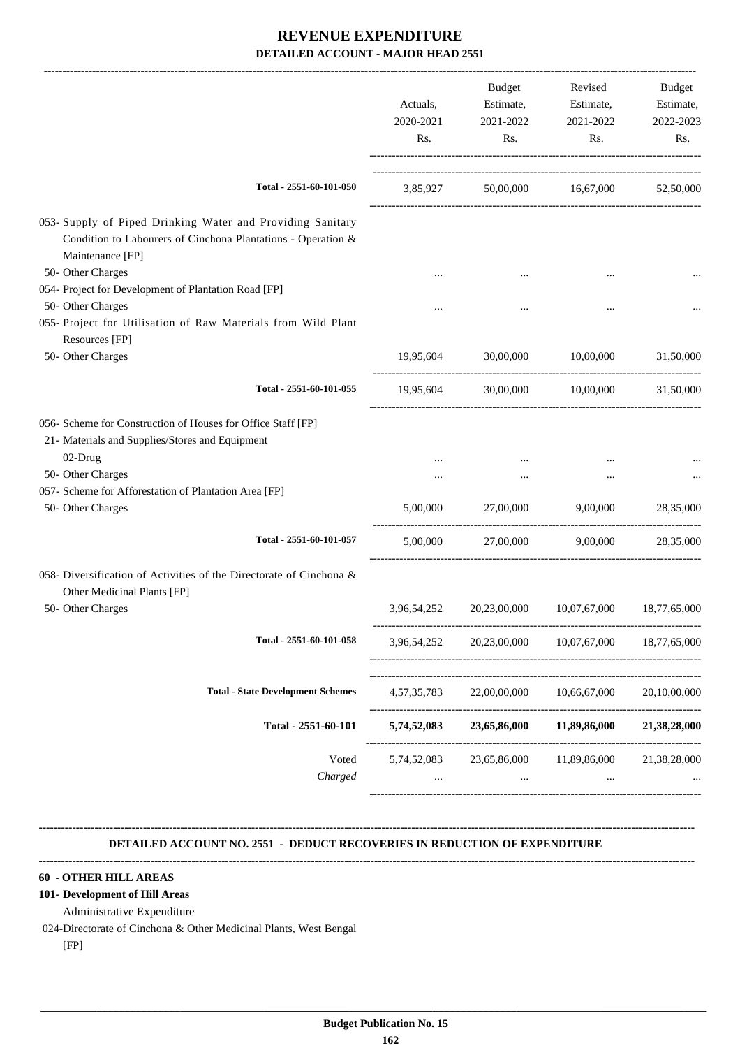# REVENUE EXPENDITURE

## DETAILED ACCOUNT - MAJOR HEAD 2551

| | Actuals, 2020-2021 Rs. | Budget Estimate, 2021-2022 Rs. | Revised Estimate, 2021-2022 Rs. | Budget Estimate, 2022-2023 Rs. |
|---|---|---|---|---|
| **Total - 2551-60-101-050** | 3,85,927 | 50,00,000 | 16,67,000 | 52,50,000 |
| 053- Supply of Piped Drinking Water and Providing Sanitary Condition to Labourers of Cinchona Plantations - Operation & Maintenance [FP] | | | | |
| 50- Other Charges | ... | ... | ... | ... |
| 054- Project for Development of Plantation Road [FP] | | | | |
| 50- Other Charges | ... | ... | ... | ... |
| 055- Project for Utilisation of Raw Materials from Wild Plant Resources [FP] | | | | |
| 50- Other Charges | 19,95,604 | 30,00,000 | 10,00,000 | 31,50,000 |
| **Total - 2551-60-101-055** | 19,95,604 | 30,00,000 | 10,00,000 | 31,50,000 |
| 056- Scheme for Construction of Houses for Office Staff [FP] | | | | |
| 21- Materials and Supplies/Stores and Equipment | | | | |
| 02-Drug | ... | ... | ... | ... |
| 50- Other Charges | ... | ... | ... | ... |
| 057- Scheme for Afforestation of Plantation Area [FP] | | | | |
| 50- Other Charges | 5,00,000 | 27,00,000 | 9,00,000 | 28,35,000 |
| **Total - 2551-60-101-057** | 5,00,000 | 27,00,000 | 9,00,000 | 28,35,000 |
| 058- Diversification of Activities of the Directorate of Cinchona & Other Medicinal Plants [FP] | | | | |
| 50- Other Charges | 3,96,54,252 | 20,23,00,000 | 10,07,67,000 | 18,77,65,000 |
| **Total - 2551-60-101-058** | 3,96,54,252 | 20,23,00,000 | 10,07,67,000 | 18,77,65,000 |
| **Total - State Development Schemes** | 4,57,35,783 | 22,00,00,000 | 10,66,67,000 | 20,10,00,000 |
| **Total - 2551-60-101** | **5,74,52,083** | **23,65,86,000** | **11,89,86,000** | **21,38,28,000** |
| Voted | 5,74,52,083 | 23,65,86,000 | 11,89,86,000 | 21,38,28,000 |
| *Charged* | ... | ... | ... | ... |

### DETAILED ACCOUNT NO. 2551 - DEDUCT RECOVERIES IN REDUCTION OF EXPENDITURE

**60 - OTHER HILL AREAS**

**101- Development of Hill Areas**

Administrative Expenditure

024-Directorate of Cinchona & Other Medicinal Plants, West Bengal [FP]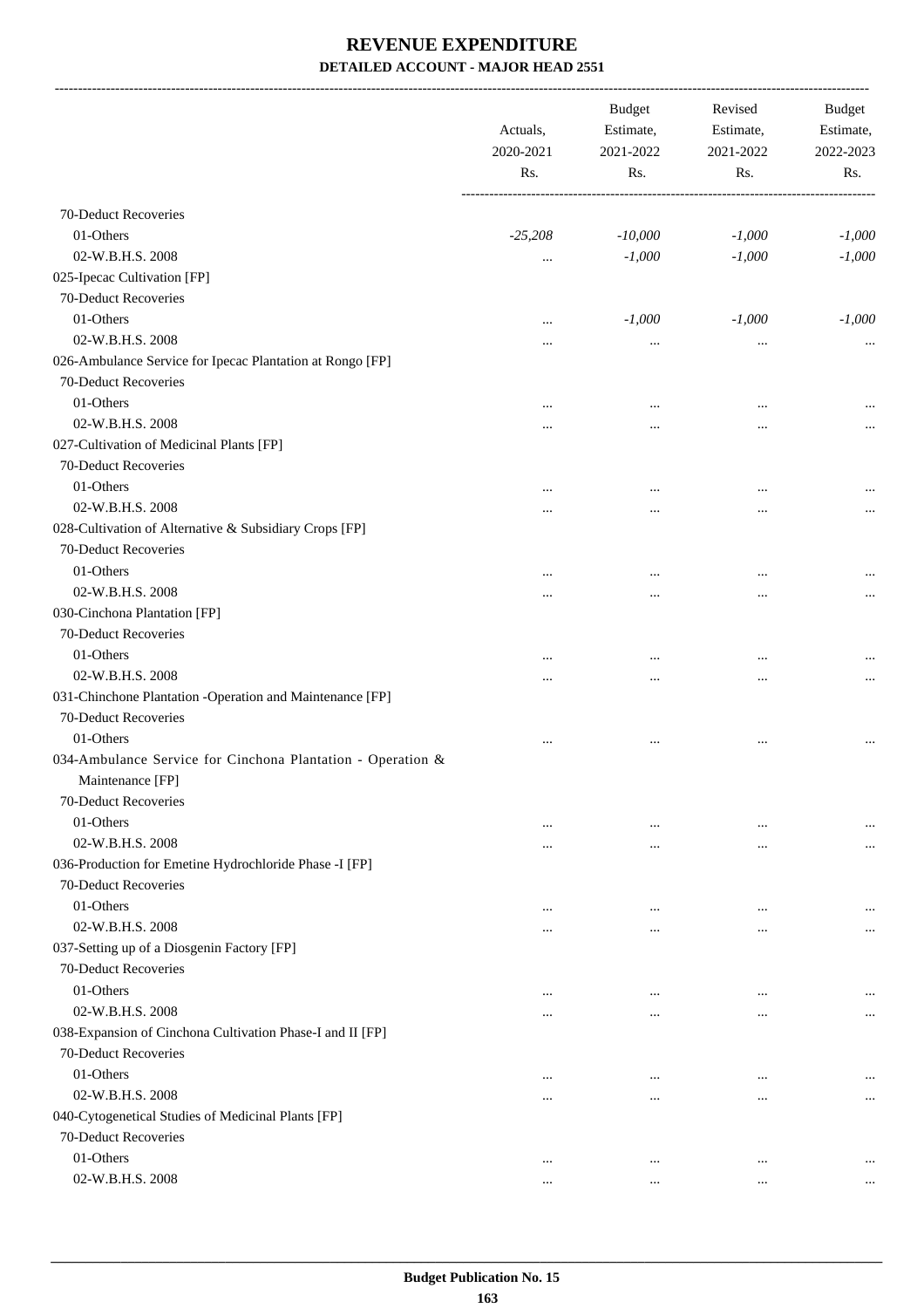# REVENUE EXPENDITURE

## DETAILED ACCOUNT - MAJOR HEAD 2551

| | Actuals, 2020-2021 Rs. | Budget Estimate, 2021-2022 Rs. | Revised Estimate, 2021-2022 Rs. | Budget Estimate, 2022-2023 Rs. |
|---|---|---|---|---|
| 70-Deduct Recoveries | | | | |
| 01-Others | *-25,208* | *-10,000* | *-1,000* | *-1,000* |
| 02-W.B.H.S. 2008 | ... | *-1,000* | *-1,000* | *-1,000* |
| 025-Ipecac Cultivation [FP] | | | | |
| 70-Deduct Recoveries | | | | |
| 01-Others | ... | *-1,000* | *-1,000* | *-1,000* |
| 02-W.B.H.S. 2008 | ... | ... | ... | ... |
| 026-Ambulance Service for Ipecac Plantation at Rongo [FP] | | | | |
| 70-Deduct Recoveries | | | | |
| 01-Others | ... | ... | ... | ... |
| 02-W.B.H.S. 2008 | ... | ... | ... | ... |
| 027-Cultivation of Medicinal Plants [FP] | | | | |
| 70-Deduct Recoveries | | | | |
| 01-Others | ... | ... | ... | ... |
| 02-W.B.H.S. 2008 | ... | ... | ... | ... |
| 028-Cultivation of Alternative & Subsidiary Crops [FP] | | | | |
| 70-Deduct Recoveries | | | | |
| 01-Others | ... | ... | ... | ... |
| 02-W.B.H.S. 2008 | ... | ... | ... | ... |
| 030-Cinchona Plantation [FP] | | | | |
| 70-Deduct Recoveries | | | | |
| 01-Others | ... | ... | ... | ... |
| 02-W.B.H.S. 2008 | ... | ... | ... | ... |
| 031-Chinchone Plantation -Operation and Maintenance [FP] | | | | |
| 70-Deduct Recoveries | | | | |
| 01-Others | ... | ... | ... | ... |
| 034-Ambulance Service for Cinchona Plantation - Operation & Maintenance [FP] | | | | |
| 70-Deduct Recoveries | | | | |
| 01-Others | ... | ... | ... | ... |
| 02-W.B.H.S. 2008 | ... | ... | ... | ... |
| 036-Production for Emetine Hydrochloride Phase -I [FP] | | | | |
| 70-Deduct Recoveries | | | | |
| 01-Others | ... | ... | ... | ... |
| 02-W.B.H.S. 2008 | ... | ... | ... | ... |
| 037-Setting up of a Diosgenin Factory [FP] | | | | |
| 70-Deduct Recoveries | | | | |
| 01-Others | ... | ... | ... | ... |
| 02-W.B.H.S. 2008 | ... | ... | ... | ... |
| 038-Expansion of Cinchona Cultivation Phase-I and II [FP] | | | | |
| 70-Deduct Recoveries | | | | |
| 01-Others | ... | ... | ... | ... |
| 02-W.B.H.S. 2008 | ... | ... | ... | ... |
| 040-Cytogenetical Studies of Medicinal Plants [FP] | | | | |
| 70-Deduct Recoveries | | | | |
| 01-Others | ... | ... | ... | ... |
| 02-W.B.H.S. 2008 | ... | ... | ... | ... |

**Budget Publication No. 15**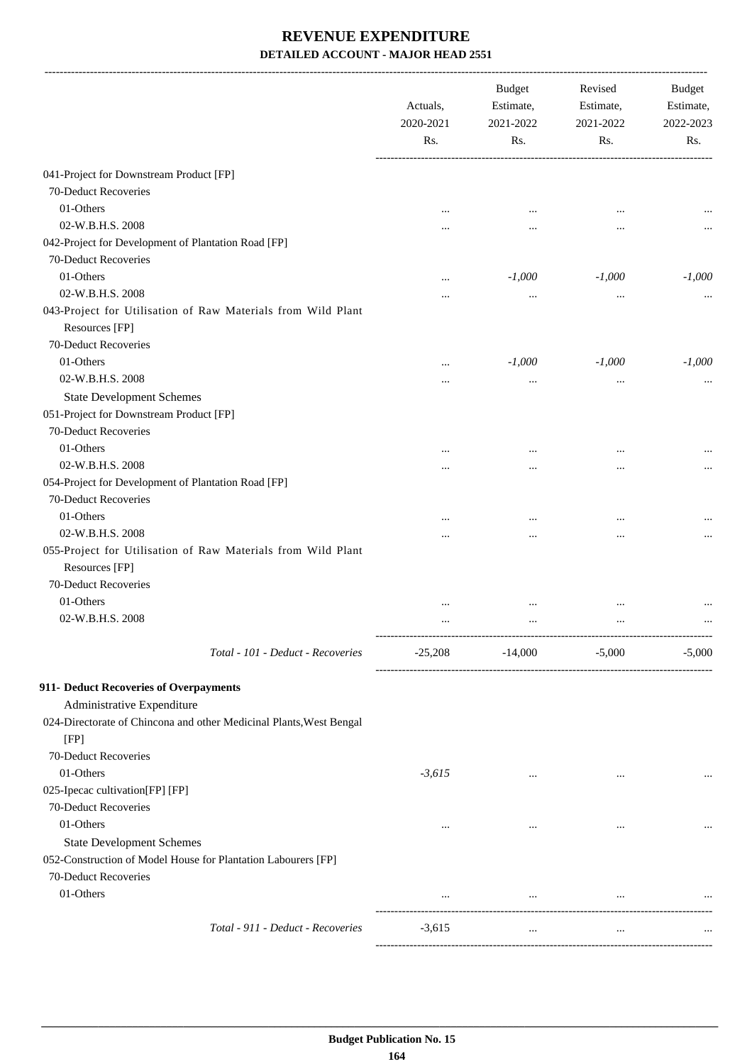# REVENUE EXPENDITURE

## DETAILED ACCOUNT - MAJOR HEAD 2551

| | Actuals, 2020-2021 Rs. | Budget Estimate, 2021-2022 Rs. | Revised Estimate, 2021-2022 Rs. | Budget Estimate, 2022-2023 Rs. |
|---|---|---|---|---|
| 041-Project for Downstream Product [FP] | | | | |
| 70-Deduct Recoveries | | | | |
| 01-Others | ... | ... | ... | ... |
| 02-W.B.H.S. 2008 | ... | ... | ... | ... |
| 042-Project for Development of Plantation Road [FP] | | | | |
| 70-Deduct Recoveries | | | | |
| 01-Others | ... | *-1,000* | *-1,000* | *-1,000* |
| 02-W.B.H.S. 2008 | ... | ... | ... | ... |
| 043-Project for Utilisation of Raw Materials from Wild Plant Resources [FP] | | | | |
| 70-Deduct Recoveries | | | | |
| 01-Others | ... | *-1,000* | *-1,000* | *-1,000* |
| 02-W.B.H.S. 2008 | ... | ... | ... | ... |
| State Development Schemes | | | | |
| 051-Project for Downstream Product [FP] | | | | |
| 70-Deduct Recoveries | | | | |
| 01-Others | ... | ... | ... | ... |
| 02-W.B.H.S. 2008 | ... | ... | ... | ... |
| 054-Project for Development of Plantation Road [FP] | | | | |
| 70-Deduct Recoveries | | | | |
| 01-Others | ... | ... | ... | ... |
| 02-W.B.H.S. 2008 | ... | ... | ... | ... |
| 055-Project for Utilisation of Raw Materials from Wild Plant Resources [FP] | | | | |
| 70-Deduct Recoveries | | | | |
| 01-Others | ... | ... | ... | ... |
| 02-W.B.H.S. 2008 | ... | ... | ... | ... |
| *Total - 101 - Deduct - Recoveries* | -25,208 | -14,000 | -5,000 | -5,000 |
| **911- Deduct Recoveries of Overpayments** | | | | |
| Administrative Expenditure | | | | |
| 024-Directorate of Chincona and other Medicinal Plants,West Bengal [FP] | | | | |
| 70-Deduct Recoveries | | | | |
| 01-Others | *-3,615* | ... | ... | ... |
| 025-Ipecac cultivation[FP] [FP] | | | | |
| 70-Deduct Recoveries | | | | |
| 01-Others | ... | ... | ... | ... |
| State Development Schemes | | | | |
| 052-Construction of Model House for Plantation Labourers [FP] | | | | |
| 70-Deduct Recoveries | | | | |
| 01-Others | ... | ... | ... | ... |
| *Total - 911 - Deduct - Recoveries* | -3,615 | ... | ... | ... |

**Budget Publication No. 15**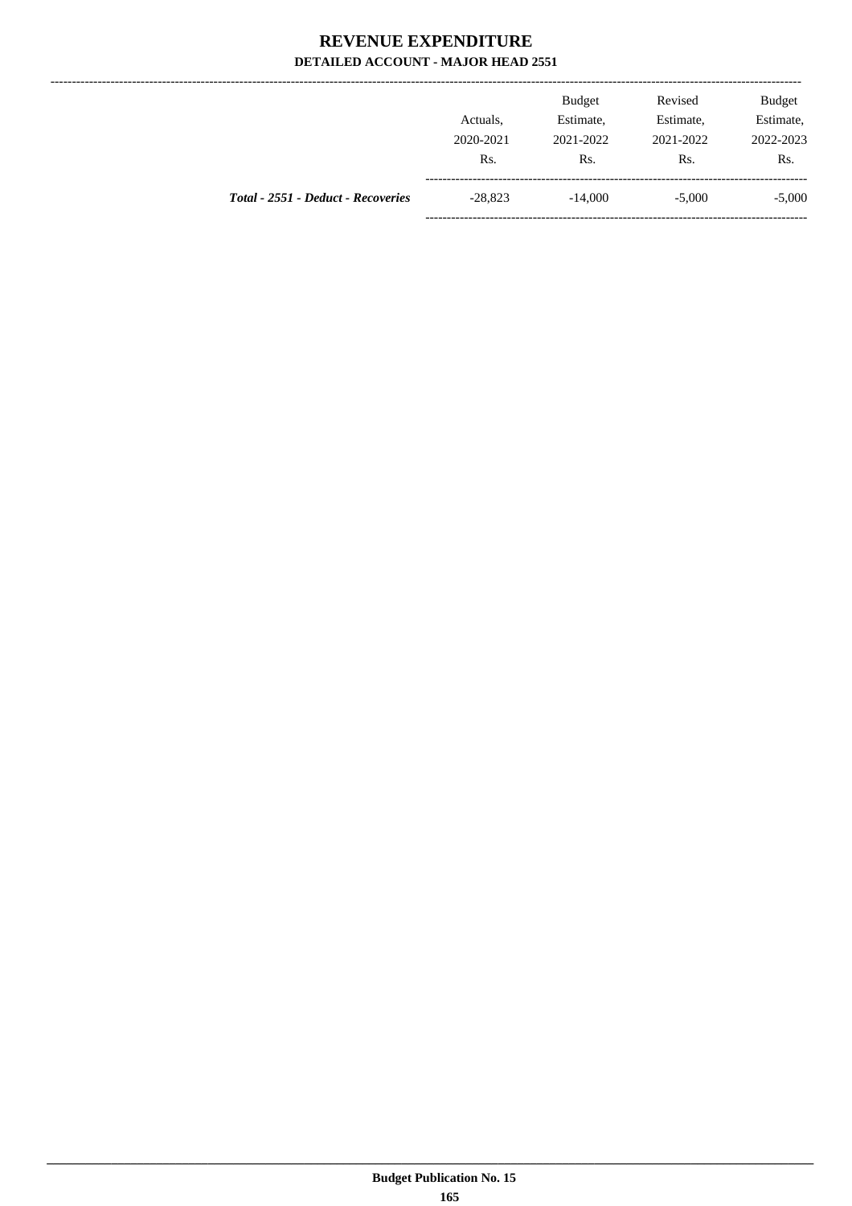# REVENUE EXPENDITURE

## DETAILED ACCOUNT - MAJOR HEAD 2551

| | Actuals, 2020-2021 Rs. | Budget Estimate, 2021-2022 Rs. | Revised Estimate, 2021-2022 Rs. | Budget Estimate, 2022-2023 Rs. |
|---|---|---|---|---|
| ***Total - 2551 - Deduct - Recoveries*** | -28,823 | -14,000 | -5,000 | -5,000 |

**Budget Publication No. 15**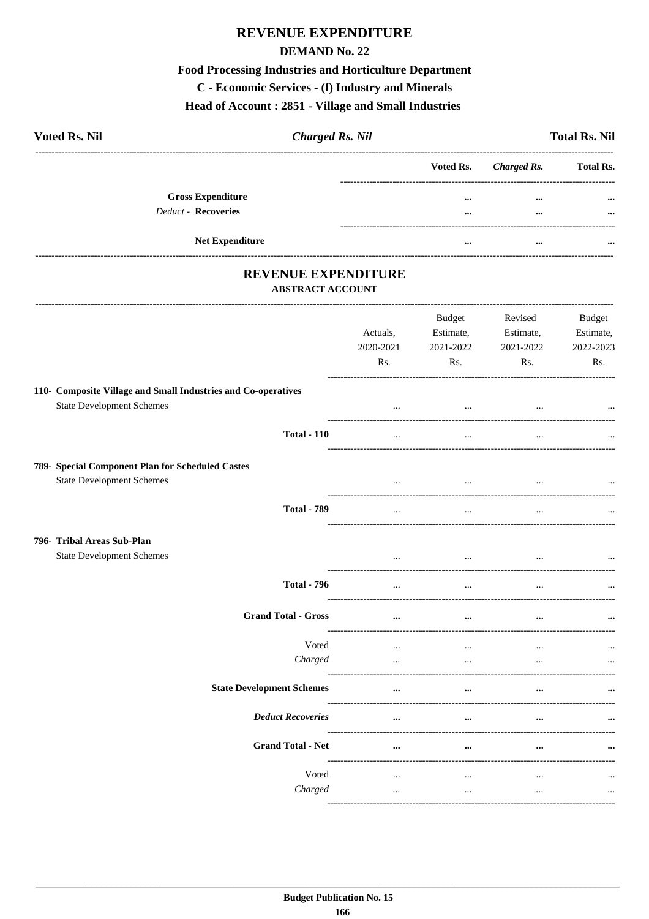# REVENUE EXPENDITURE

## DEMAND No. 22

### Food Processing Industries and Horticulture Department

### C - Economic Services - (f) Industry and Minerals

### Head of Account : 2851 - Village and Small Industries

**Voted Rs. Nil** | ***Charged Rs. Nil*** | **Total Rs. Nil**

| | Voted Rs. | *Charged Rs.* | Total Rs. |
|---|---|---|---|
| **Gross Expenditure** | ... | ... | ... |
| *Deduct -* **Recoveries** | ... | ... | ... |
| **Net Expenditure** | ... | ... | ... |

## REVENUE EXPENDITURE

### ABSTRACT ACCOUNT

| | Actuals, 2020-2021 Rs. | Budget Estimate, 2021-2022 Rs. | Revised Estimate, 2021-2022 Rs. | Budget Estimate, 2022-2023 Rs. |
|---|---|---|---|---|
| **110- Composite Village and Small Industries and Co-operatives** | | | | |
| State Development Schemes | ... | ... | ... | ... |
| **Total - 110** | ... | ... | ... | ... |
| **789- Special Component Plan for Scheduled Castes** | | | | |
| State Development Schemes | ... | ... | ... | ... |
| **Total - 789** | ... | ... | ... | ... |
| **796- Tribal Areas Sub-Plan** | | | | |
| State Development Schemes | ... | ... | ... | ... |
| **Total - 796** | ... | ... | ... | ... |
| **Grand Total - Gross** | ... | ... | ... | ... |
| Voted | ... | ... | ... | ... |
| *Charged* | ... | ... | ... | ... |
| **State Development Schemes** | ... | ... | ... | ... |
| ***Deduct Recoveries*** | ... | ... | ... | ... |
| **Grand Total - Net** | ... | ... | ... | ... |
| Voted | ... | ... | ... | ... |
| *Charged* | ... | ... | ... | ... |

**Budget Publication No. 15**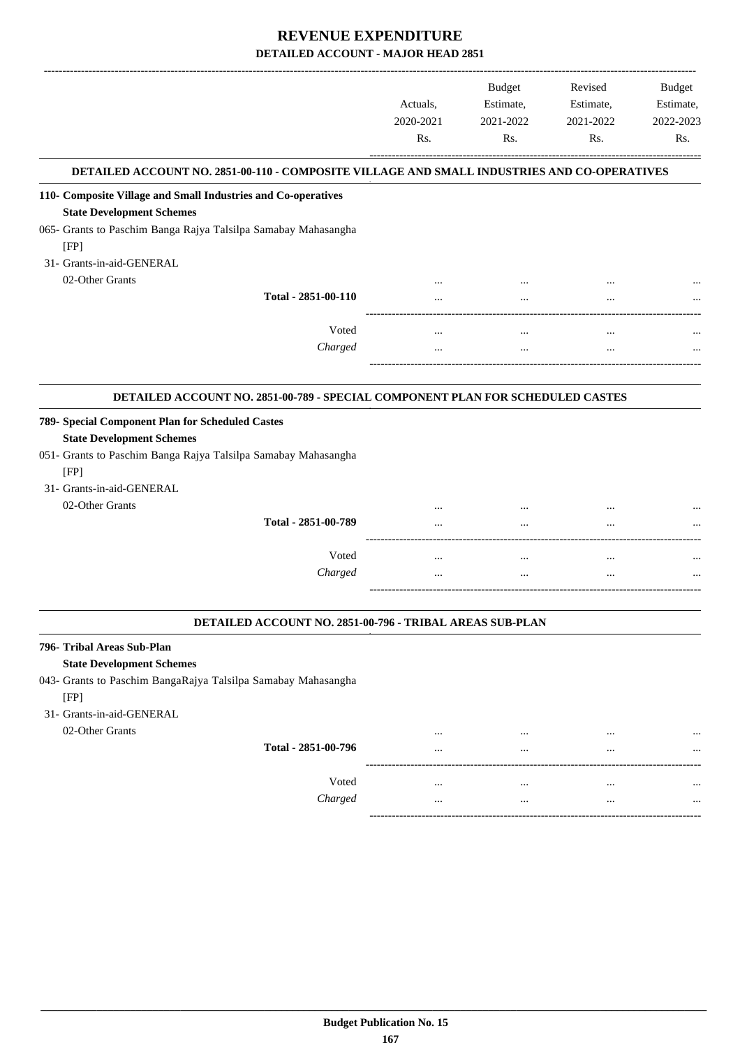# REVENUE EXPENDITURE

## DETAILED ACCOUNT - MAJOR HEAD 2851

| | Actuals, 2020-2021 Rs. | Budget Estimate, 2021-2022 Rs. | Revised Estimate, 2021-2022 Rs. | Budget Estimate, 2022-2023 Rs. |
|---|---|---|---|---|

### DETAILED ACCOUNT NO. 2851-00-110 - COMPOSITE VILLAGE AND SMALL INDUSTRIES AND CO-OPERATIVES

| | Actuals, 2020-2021 Rs. | Budget Estimate, 2021-2022 Rs. | Revised Estimate, 2021-2022 Rs. | Budget Estimate, 2022-2023 Rs. |
|---|---|---|---|---|
| **110- Composite Village and Small Industries and Co-operatives** | | | | |
| **State Development Schemes** | | | | |
| 065- Grants to Paschim Banga Rajya Talsilpa Samabay Mahasangha [FP] | | | | |
| 31- Grants-in-aid-GENERAL | | | | |
| 02-Other Grants | ... | ... | ... | ... |
| Total - 2851-00-110 | ... | ... | ... | ... |
| Voted | ... | ... | ... | ... |
| *Charged* | ... | ... | ... | ... |

### DETAILED ACCOUNT NO. 2851-00-789 - SPECIAL COMPONENT PLAN FOR SCHEDULED CASTES

| | Actuals, 2020-2021 Rs. | Budget Estimate, 2021-2022 Rs. | Revised Estimate, 2021-2022 Rs. | Budget Estimate, 2022-2023 Rs. |
|---|---|---|---|---|
| **789- Special Component Plan for Scheduled Castes** | | | | |
| **State Development Schemes** | | | | |
| 051- Grants to Paschim Banga Rajya Talsilpa Samabay Mahasangha [FP] | | | | |
| 31- Grants-in-aid-GENERAL | | | | |
| 02-Other Grants | ... | ... | ... | ... |
| Total - 2851-00-789 | ... | ... | ... | ... |
| Voted | ... | ... | ... | ... |
| *Charged* | ... | ... | ... | ... |

### DETAILED ACCOUNT NO. 2851-00-796 - TRIBAL AREAS SUB-PLAN

| | Actuals, 2020-2021 Rs. | Budget Estimate, 2021-2022 Rs. | Revised Estimate, 2021-2022 Rs. | Budget Estimate, 2022-2023 Rs. |
|---|---|---|---|---|
| **796- Tribal Areas Sub-Plan** | | | | |
| **State Development Schemes** | | | | |
| 043- Grants to Paschim BangaRajya Talsilpa Samabay Mahasangha [FP] | | | | |
| 31- Grants-in-aid-GENERAL | | | | |
| 02-Other Grants | ... | ... | ... | ... |
| Total - 2851-00-796 | ... | ... | ... | ... |
| Voted | ... | ... | ... | ... |
| *Charged* | ... | ... | ... | ... |

**Budget Publication No. 15**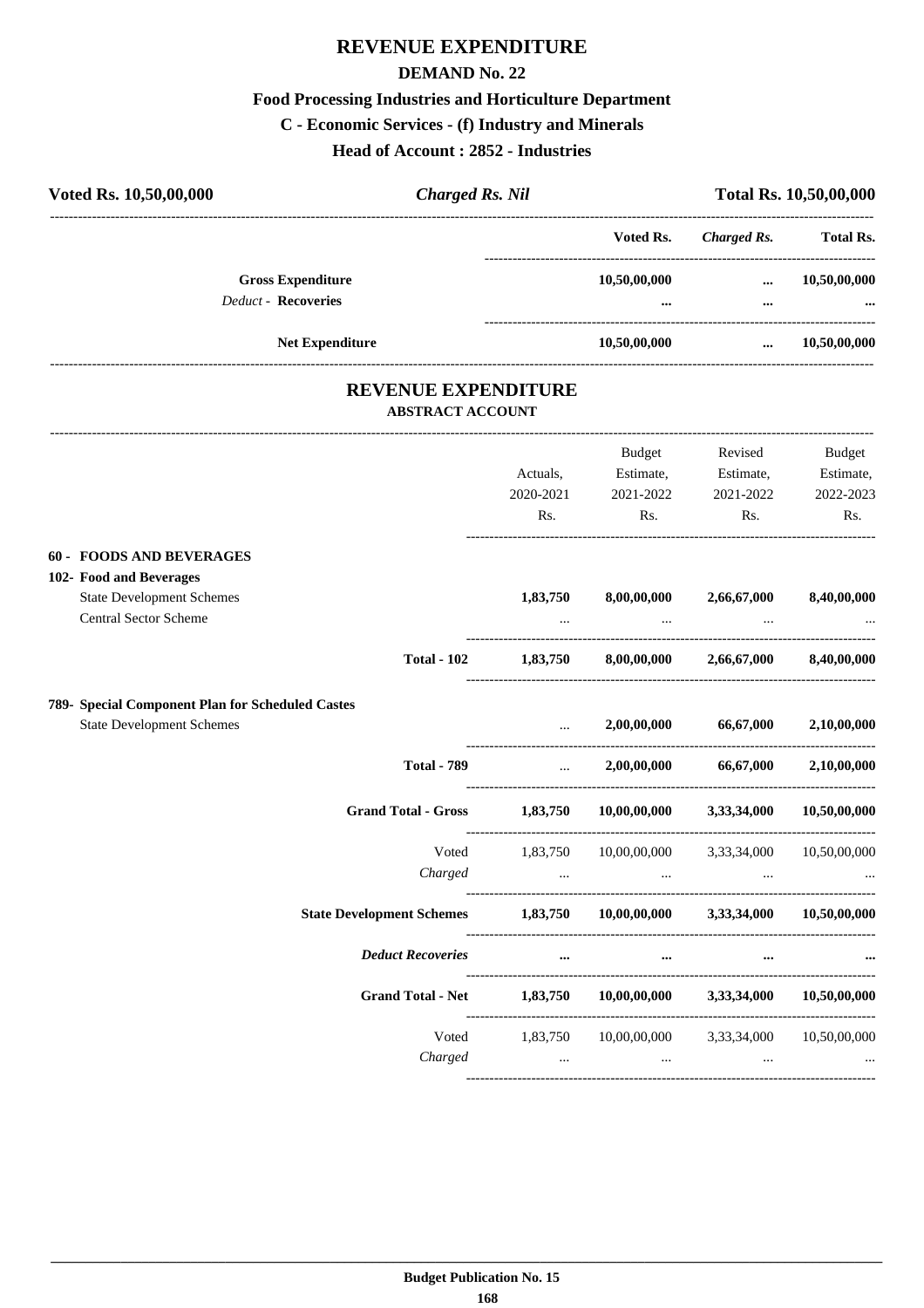# REVENUE EXPENDITURE

## DEMAND No. 22

### Food Processing Industries and Horticulture Department

### C - Economic Services - (f) Industry and Minerals

### Head of Account : 2852 - Industries

**Voted Rs. 10,50,00,000** | ***Charged Rs. Nil*** | **Total Rs. 10,50,00,000**

| | Voted Rs. | Charged Rs. | Total Rs. |
|---|---|---|---|
| **Gross Expenditure** | **10,50,00,000** | **...** | **10,50,00,000** |
| *Deduct* - **Recoveries** | **...** | **...** | **...** |
| **Net Expenditure** | **10,50,00,000** | **...** | **10,50,00,000** |

## REVENUE EXPENDITURE

### ABSTRACT ACCOUNT

| | Actuals, 2020-2021 Rs. | Budget Estimate, 2021-2022 Rs. | Revised Estimate, 2021-2022 Rs. | Budget Estimate, 2022-2023 Rs. |
|---|---|---|---|---|
| **60 - FOODS AND BEVERAGES** | | | | |
| **102- Food and Beverages** | | | | |
| State Development Schemes | **1,83,750** | **8,00,00,000** | **2,66,67,000** | **8,40,00,000** |
| Central Sector Scheme | ... | ... | ... | ... |
| **Total - 102** | **1,83,750** | **8,00,00,000** | **2,66,67,000** | **8,40,00,000** |
| **789- Special Component Plan for Scheduled Castes** | | | | |
| State Development Schemes | ... | **2,00,00,000** | **66,67,000** | **2,10,00,000** |
| **Total - 789** | ... | **2,00,00,000** | **66,67,000** | **2,10,00,000** |
| **Grand Total - Gross** | **1,83,750** | **10,00,00,000** | **3,33,34,000** | **10,50,00,000** |
| Voted | 1,83,750 | 10,00,00,000 | 3,33,34,000 | 10,50,00,000 |
| *Charged* | ... | ... | ... | ... |
| **State Development Schemes** | **1,83,750** | **10,00,00,000** | **3,33,34,000** | **10,50,00,000** |
| ***Deduct Recoveries*** | **...** | **...** | **...** | **...** |
| **Grand Total - Net** | **1,83,750** | **10,00,00,000** | **3,33,34,000** | **10,50,00,000** |
| Voted | 1,83,750 | 10,00,00,000 | 3,33,34,000 | 10,50,00,000 |
| *Charged* | ... | ... | ... | ... |

**Budget Publication No. 15**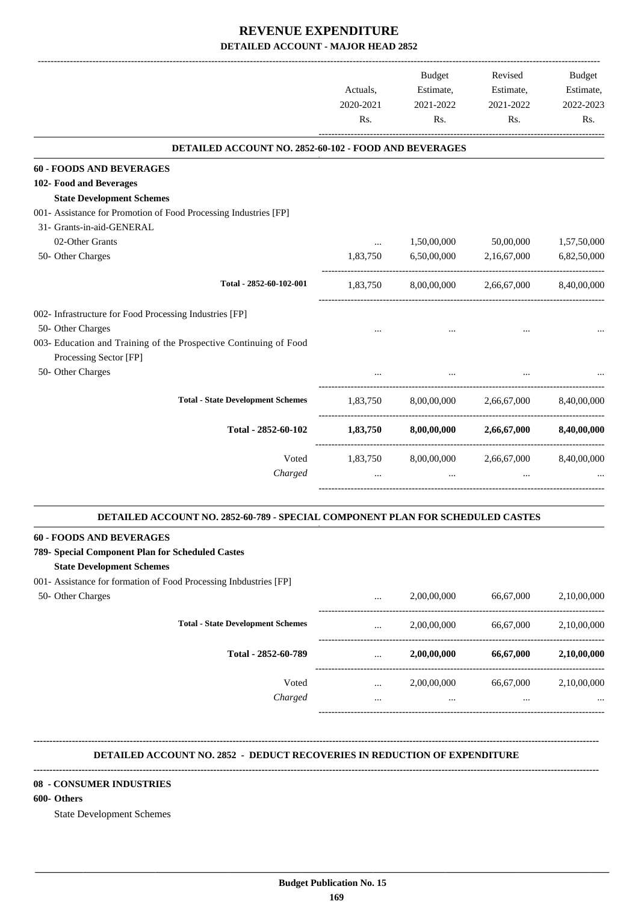# REVENUE EXPENDITURE

## DETAILED ACCOUNT - MAJOR HEAD 2852

| | Actuals, 2020-2021 Rs. | Budget Estimate, 2021-2022 Rs. | Revised Estimate, 2021-2022 Rs. | Budget Estimate, 2022-2023 Rs. |
|---|---|---|---|---|
| **DETAILED ACCOUNT NO. 2852-60-102 - FOOD AND BEVERAGES** | | | | |
| **60 - FOODS AND BEVERAGES** | | | | |
| **102- Food and Beverages** | | | | |
| **State Development Schemes** | | | | |
| 001- Assistance for Promotion of Food Processing Industries [FP] | | | | |
| 31- Grants-in-aid-GENERAL | | | | |
| 02-Other Grants | ... | 1,50,00,000 | 50,00,000 | 1,57,50,000 |
| 50- Other Charges | 1,83,750 | 6,50,00,000 | 2,16,67,000 | 6,82,50,000 |
| Total - 2852-60-102-001 | 1,83,750 | 8,00,00,000 | 2,66,67,000 | 8,40,00,000 |
| 002- Infrastructure for Food Processing Industries [FP] | | | | |
| 50- Other Charges | ... | ... | ... | ... |
| 003- Education and Training of the Prospective Continuing of Food Processing Sector [FP] | | | | |
| 50- Other Charges | ... | ... | ... | ... |
| Total - State Development Schemes | 1,83,750 | 8,00,00,000 | 2,66,67,000 | 8,40,00,000 |
| **Total - 2852-60-102** | **1,83,750** | **8,00,00,000** | **2,66,67,000** | **8,40,00,000** |
| Voted | 1,83,750 | 8,00,00,000 | 2,66,67,000 | 8,40,00,000 |
| *Charged* | ... | ... | ... | ... |

| | Actuals, 2020-2021 Rs. | Budget Estimate, 2021-2022 Rs. | Revised Estimate, 2021-2022 Rs. | Budget Estimate, 2022-2023 Rs. |
|---|---|---|---|---|
| **DETAILED ACCOUNT NO. 2852-60-789 - SPECIAL COMPONENT PLAN FOR SCHEDULED CASTES** | | | | |
| **60 - FOODS AND BEVERAGES** | | | | |
| **789- Special Component Plan for Scheduled Castes** | | | | |
| **State Development Schemes** | | | | |
| 001- Assistance for formation of Food Processing Inbdustries [FP] | | | | |
| 50- Other Charges | ... | 2,00,00,000 | 66,67,000 | 2,10,00,000 |
| Total - State Development Schemes | ... | 2,00,00,000 | 66,67,000 | 2,10,00,000 |
| **Total - 2852-60-789** | ... | **2,00,00,000** | **66,67,000** | **2,10,00,000** |
| Voted | ... | 2,00,00,000 | 66,67,000 | 2,10,00,000 |
| *Charged* | ... | ... | ... | ... |

**DETAILED ACCOUNT NO. 2852 - DEDUCT RECOVERIES IN REDUCTION OF EXPENDITURE**

**08 - CONSUMER INDUSTRIES**

**600- Others**

State Development Schemes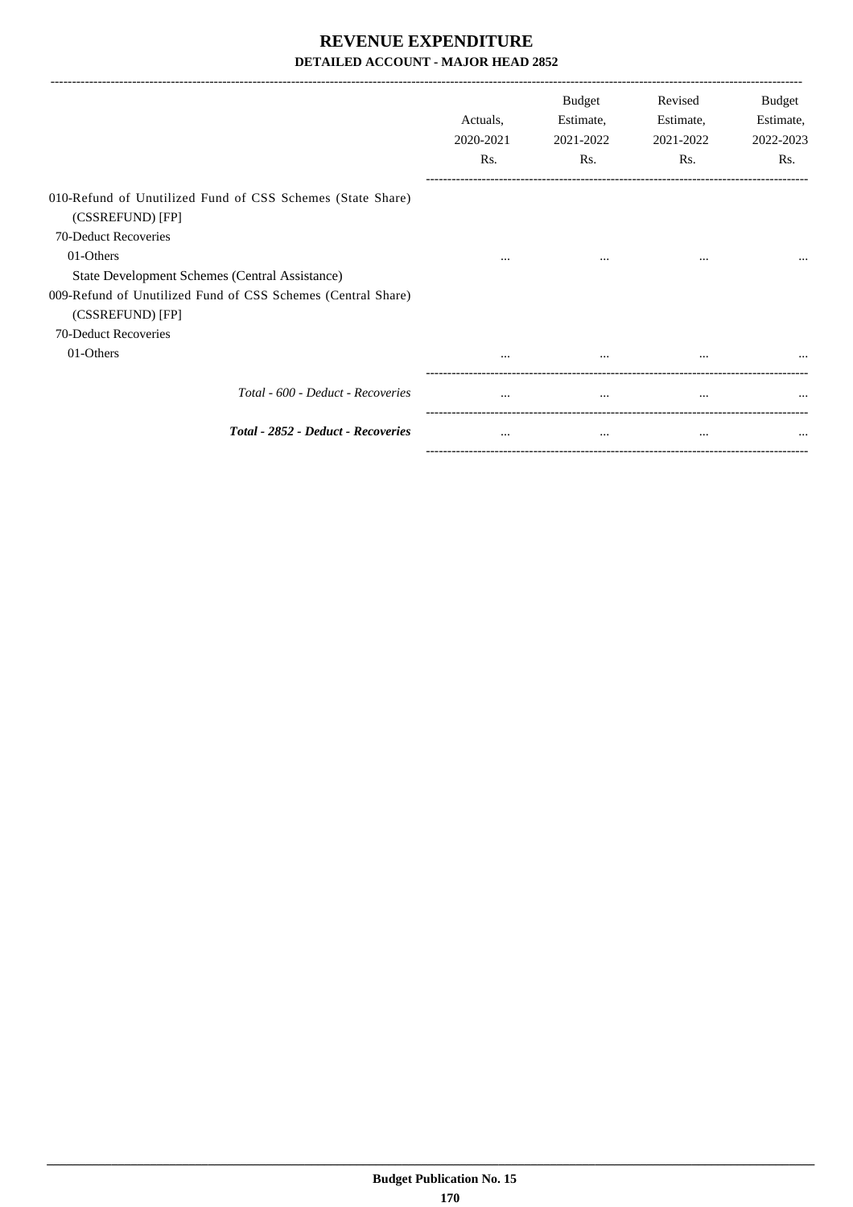# REVENUE EXPENDITURE

## DETAILED ACCOUNT - MAJOR HEAD 2852

| | Actuals, 2020-2021 Rs. | Budget Estimate, 2021-2022 Rs. | Revised Estimate, 2021-2022 Rs. | Budget Estimate, 2022-2023 Rs. |
|---|---|---|---|---|
| 010-Refund of Unutilized Fund of CSS Schemes (State Share) (CSSREFUND) [FP] | | | | |
| 70-Deduct Recoveries | | | | |
| 01-Others | ... | ... | ... | ... |
| State Development Schemes (Central Assistance) | | | | |
| 009-Refund of Unutilized Fund of CSS Schemes (Central Share) (CSSREFUND) [FP] | | | | |
| 70-Deduct Recoveries | | | | |
| 01-Others | ... | ... | ... | ... |
| *Total - 600 - Deduct - Recoveries* | ... | ... | ... | ... |
| ***Total - 2852 - Deduct - Recoveries*** | ... | ... | ... | ... |

**Budget Publication No. 15**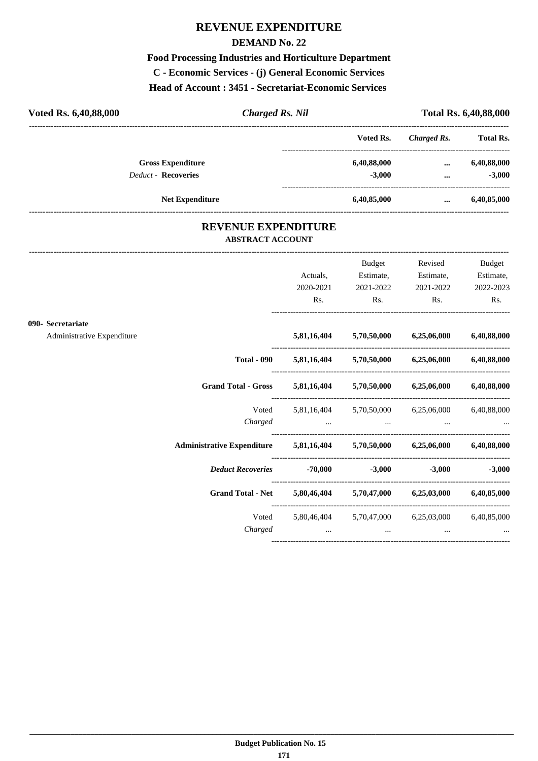# REVENUE EXPENDITURE

## DEMAND No. 22

### Food Processing Industries and Horticulture Department

### C - Economic Services - (j) General Economic Services

### Head of Account : 3451 - Secretariat-Economic Services

| **Voted Rs. 6,40,88,000** | ***Charged Rs. Nil*** | **Total Rs. 6,40,88,000** |
|---|---|---|

| | Voted Rs. | *Charged Rs.* | Total Rs. |
|---|---|---|---|
| **Gross Expenditure** | **6,40,88,000** | **...** | **6,40,88,000** |
| *Deduct* - **Recoveries** | **-3,000** | **...** | **-3,000** |
| **Net Expenditure** | **6,40,85,000** | **...** | **6,40,85,000** |

# REVENUE EXPENDITURE

### ABSTRACT ACCOUNT

| | Actuals, 2020-2021 Rs. | Budget Estimate, 2021-2022 Rs. | Revised Estimate, 2021-2022 Rs. | Budget Estimate, 2022-2023 Rs. |
|---|---|---|---|---|
| **090- Secretariat** | | | | |
| Administrative Expenditure | **5,81,16,404** | **5,70,50,000** | **6,25,06,000** | **6,40,88,000** |
| **Total - 090** | **5,81,16,404** | **5,70,50,000** | **6,25,06,000** | **6,40,88,000** |
| **Grand Total - Gross** | **5,81,16,404** | **5,70,50,000** | **6,25,06,000** | **6,40,88,000** |
| Voted | 5,81,16,404 | 5,70,50,000 | 6,25,06,000 | 6,40,88,000 |
| *Charged* | ... | ... | ... | ... |
| **Administrative Expenditure** | **5,81,16,404** | **5,70,50,000** | **6,25,06,000** | **6,40,88,000** |
| ***Deduct Recoveries*** | **-70,000** | **-3,000** | **-3,000** | **-3,000** |
| **Grand Total - Net** | **5,80,46,404** | **5,70,47,000** | **6,25,03,000** | **6,40,85,000** |
| Voted | 5,80,46,404 | 5,70,47,000 | 6,25,03,000 | 6,40,85,000 |
| *Charged* | ... | ... | ... | ... |

Budget Publication No. 15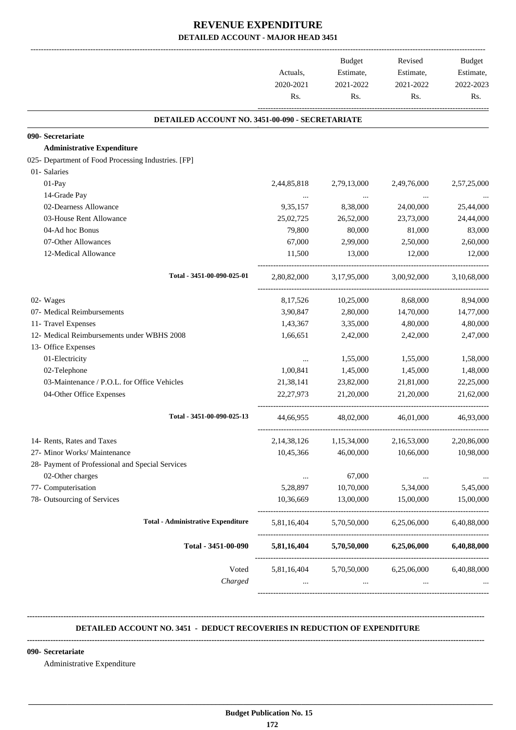# REVENUE EXPENDITURE

## DETAILED ACCOUNT - MAJOR HEAD 3451

| | Actuals, 2020-2021 Rs. | Budget Estimate, 2021-2022 Rs. | Revised Estimate, 2021-2022 Rs. | Budget Estimate, 2022-2023 Rs. |
|---|---|---|---|---|
| **DETAILED ACCOUNT NO. 3451-00-090 - SECRETARIATE** | | | | |
| **090- Secretariate** | | | | |
| **Administrative Expenditure** | | | | |
| 025- Department of Food Processing Industries. [FP] | | | | |
| 01- Salaries | | | | |
| 01-Pay | 2,44,85,818 | 2,79,13,000 | 2,49,76,000 | 2,57,25,000 |
| 14-Grade Pay | ... | ... | ... | ... |
| 02-Dearness Allowance | 9,35,157 | 8,38,000 | 24,00,000 | 25,44,000 |
| 03-House Rent Allowance | 25,02,725 | 26,52,000 | 23,73,000 | 24,44,000 |
| 04-Ad hoc Bonus | 79,800 | 80,000 | 81,000 | 83,000 |
| 07-Other Allowances | 67,000 | 2,99,000 | 2,50,000 | 2,60,000 |
| 12-Medical Allowance | 11,500 | 13,000 | 12,000 | 12,000 |
| **Total - 3451-00-090-025-01** | 2,80,82,000 | 3,17,95,000 | 3,00,92,000 | 3,10,68,000 |
| 02- Wages | 8,17,526 | 10,25,000 | 8,68,000 | 8,94,000 |
| 07- Medical Reimbursements | 3,90,847 | 2,80,000 | 14,70,000 | 14,77,000 |
| 11- Travel Expenses | 1,43,367 | 3,35,000 | 4,80,000 | 4,80,000 |
| 12- Medical Reimbursements under WBHS 2008 | 1,66,651 | 2,42,000 | 2,42,000 | 2,47,000 |
| 13- Office Expenses | | | | |
| 01-Electricity | ... | 1,55,000 | 1,55,000 | 1,58,000 |
| 02-Telephone | 1,00,841 | 1,45,000 | 1,45,000 | 1,48,000 |
| 03-Maintenance / P.O.L. for Office Vehicles | 21,38,141 | 23,82,000 | 21,81,000 | 22,25,000 |
| 04-Other Office Expenses | 22,27,973 | 21,20,000 | 21,20,000 | 21,62,000 |
| **Total - 3451-00-090-025-13** | 44,66,955 | 48,02,000 | 46,01,000 | 46,93,000 |
| 14- Rents, Rates and Taxes | 2,14,38,126 | 1,15,34,000 | 2,16,53,000 | 2,20,86,000 |
| 27- Minor Works/ Maintenance | 10,45,366 | 46,00,000 | 10,66,000 | 10,98,000 |
| 28- Payment of Professional and Special Services | | | | |
| 02-Other charges | ... | 67,000 | ... | ... |
| 77- Computerisation | 5,28,897 | 10,70,000 | 5,34,000 | 5,45,000 |
| 78- Outsourcing of Services | 10,36,669 | 13,00,000 | 15,00,000 | 15,00,000 |
| **Total - Administrative Expenditure** | 5,81,16,404 | 5,70,50,000 | 6,25,06,000 | 6,40,88,000 |
| **Total - 3451-00-090** | **5,81,16,404** | **5,70,50,000** | **6,25,06,000** | **6,40,88,000** |
| Voted | 5,81,16,404 | 5,70,50,000 | 6,25,06,000 | 6,40,88,000 |
| *Charged* | ... | ... | ... | ... |

### DETAILED ACCOUNT NO. 3451 - DEDUCT RECOVERIES IN REDUCTION OF EXPENDITURE

**090- Secretariate**

Administrative Expenditure

**Budget Publication No. 15**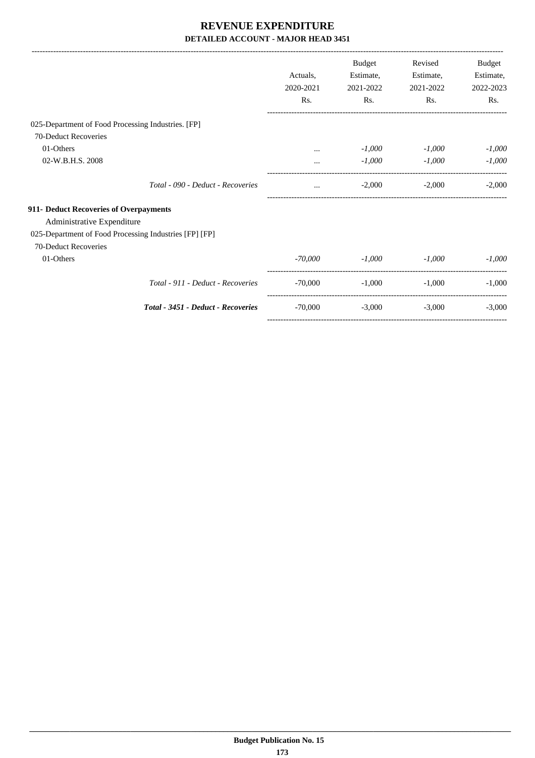# REVENUE EXPENDITURE

## DETAILED ACCOUNT - MAJOR HEAD 3451

| | Actuals, 2020-2021 Rs. | Budget Estimate, 2021-2022 Rs. | Revised Estimate, 2021-2022 Rs. | Budget Estimate, 2022-2023 Rs. |
|---|---|---|---|---|
| 025-Department of Food Processing Industries. [FP] | | | | |
| 70-Deduct Recoveries | | | | |
| 01-Others | ... | *-1,000* | *-1,000* | *-1,000* |
| 02-W.B.H.S. 2008 | ... | *-1,000* | *-1,000* | *-1,000* |
| *Total - 090 - Deduct - Recoveries* | ... | -2,000 | -2,000 | -2,000 |
| **911- Deduct Recoveries of Overpayments** | | | | |
| Administrative Expenditure | | | | |
| 025-Department of Food Processing Industries [FP] [FP] | | | | |
| 70-Deduct Recoveries | | | | |
| 01-Others | *-70,000* | *-1,000* | *-1,000* | *-1,000* |
| *Total - 911 - Deduct - Recoveries* | -70,000 | -1,000 | -1,000 | -1,000 |
| ***Total - 3451 - Deduct - Recoveries*** | -70,000 | -3,000 | -3,000 | -3,000 |

**Budget Publication No. 15**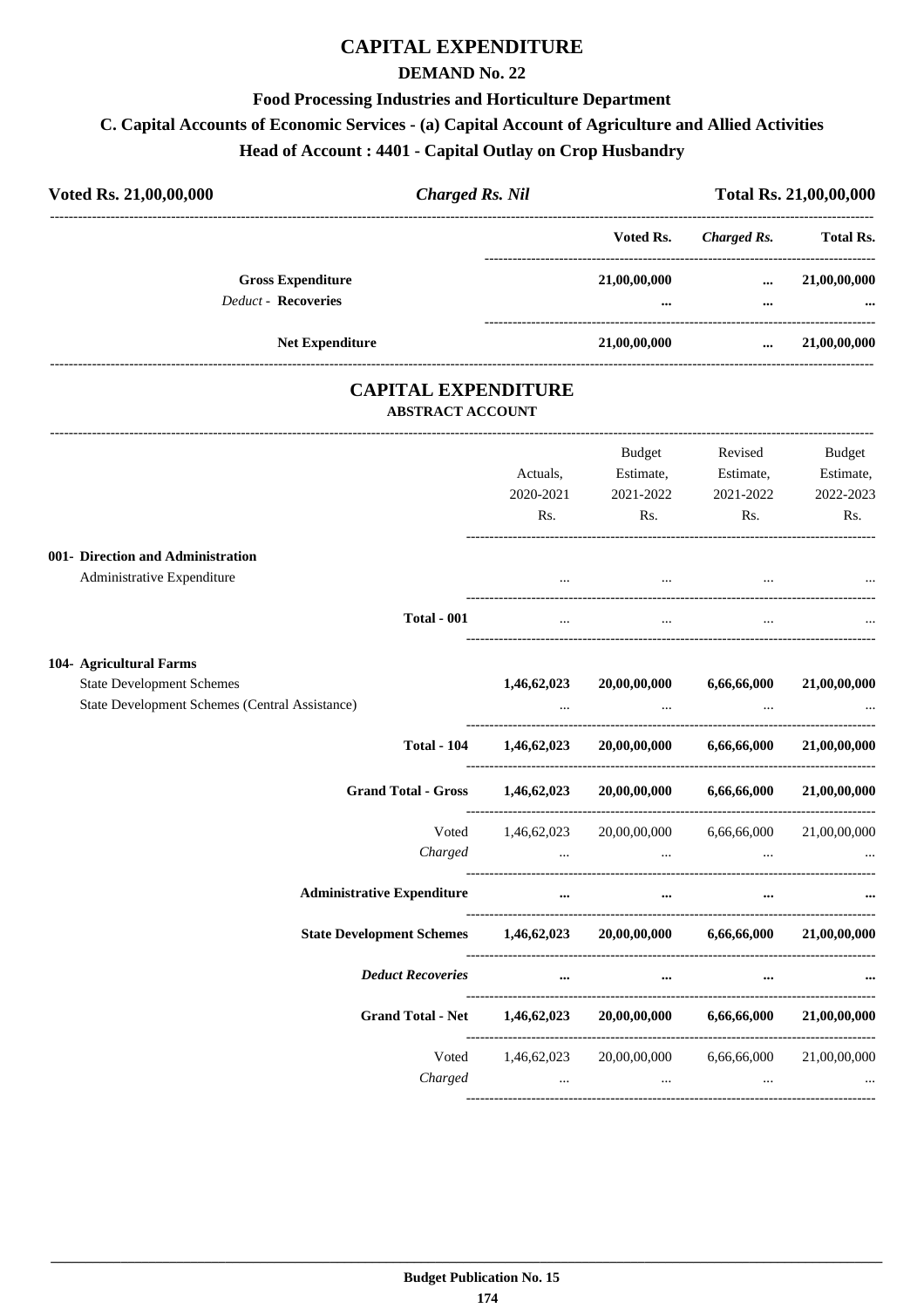# CAPITAL EXPENDITURE

## DEMAND No. 22

### Food Processing Industries and Horticulture Department

### C. Capital Accounts of Economic Services - (a) Capital Account of Agriculture and Allied Activities

### Head of Account : 4401 - Capital Outlay on Crop Husbandry

| Voted Rs. 21,00,00,000 | *Charged Rs. Nil* | Total Rs. 21,00,00,000 |
|---|---|---|

| | Voted Rs. | *Charged Rs.* | Total Rs. |
|---|---|---|---|
| **Gross Expenditure** | **21,00,00,000** | **...** | **21,00,00,000** |
| *Deduct* - **Recoveries** | **...** | **...** | **...** |
| **Net Expenditure** | **21,00,00,000** | **...** | **21,00,00,000** |

## CAPITAL EXPENDITURE

### ABSTRACT ACCOUNT

| | Actuals, 2020-2021 Rs. | Budget Estimate, 2021-2022 Rs. | Revised Estimate, 2021-2022 Rs. | Budget Estimate, 2022-2023 Rs. |
|---|---|---|---|---|
| **001- Direction and Administration** | | | | |
| Administrative Expenditure | ... | ... | ... | ... |
| **Total - 001** | ... | ... | ... | ... |
| **104- Agricultural Farms** | | | | |
| State Development Schemes | **1,46,62,023** | **20,00,00,000** | **6,66,66,000** | **21,00,00,000** |
| State Development Schemes (Central Assistance) | ... | ... | ... | ... |
| **Total - 104** | **1,46,62,023** | **20,00,00,000** | **6,66,66,000** | **21,00,00,000** |
| **Grand Total - Gross** | **1,46,62,023** | **20,00,00,000** | **6,66,66,000** | **21,00,00,000** |
| Voted | 1,46,62,023 | 20,00,00,000 | 6,66,66,000 | 21,00,00,000 |
| *Charged* | ... | ... | ... | ... |
| **Administrative Expenditure** | **...** | **...** | **...** | **...** |
| **State Development Schemes** | **1,46,62,023** | **20,00,00,000** | **6,66,66,000** | **21,00,00,000** |
| ***Deduct Recoveries*** | **...** | **...** | **...** | **...** |
| **Grand Total - Net** | **1,46,62,023** | **20,00,00,000** | **6,66,66,000** | **21,00,00,000** |
| Voted | 1,46,62,023 | 20,00,00,000 | 6,66,66,000 | 21,00,00,000 |
| *Charged* | ... | ... | ... | ... |

**Budget Publication No. 15**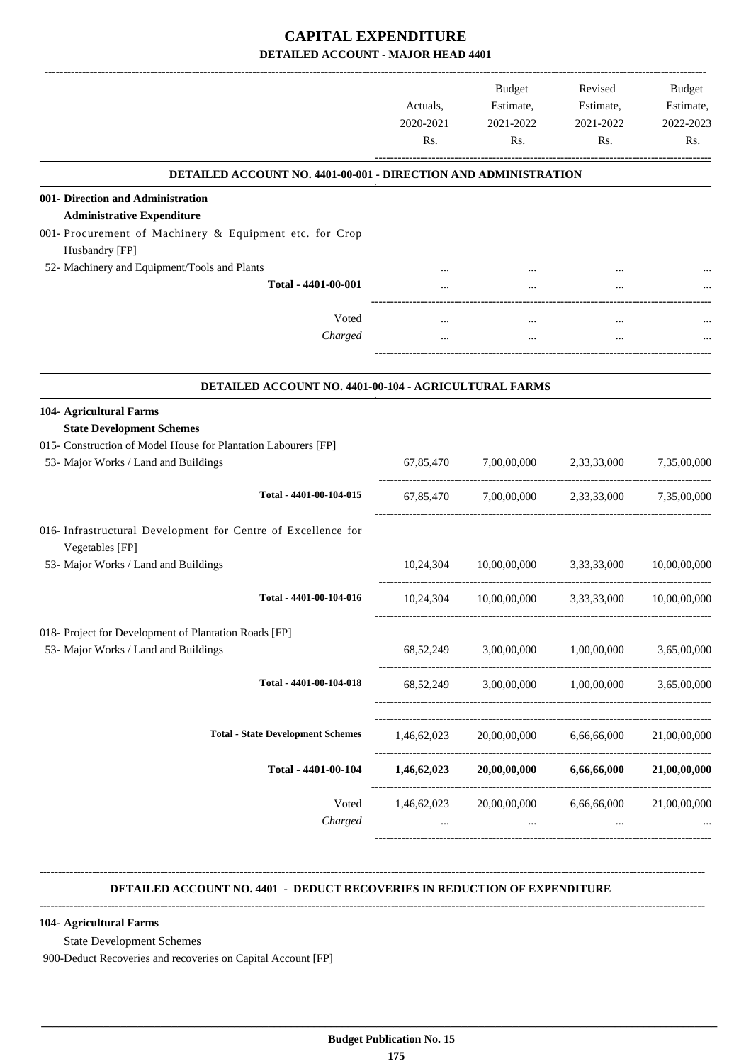# CAPITAL EXPENDITURE

## DETAILED ACCOUNT - MAJOR HEAD 4401

| | Actuals, 2020-2021 Rs. | Budget Estimate, 2021-2022 Rs. | Revised Estimate, 2021-2022 Rs. | Budget Estimate, 2022-2023 Rs. |
|---|---|---|---|---|
| **DETAILED ACCOUNT NO. 4401-00-001 - DIRECTION AND ADMINISTRATION** | | | | |
| **001- Direction and Administration** | | | | |
| **Administrative Expenditure** | | | | |
| 001- Procurement of Machinery & Equipment etc. for Crop Husbandry [FP] | | | | |
| 52- Machinery and Equipment/Tools and Plants | ... | ... | ... | ... |
| **Total - 4401-00-001** | ... | ... | ... | ... |
| Voted | ... | ... | ... | ... |
| *Charged* | ... | ... | ... | ... |
| **DETAILED ACCOUNT NO. 4401-00-104 - AGRICULTURAL FARMS** | | | | |
| **104- Agricultural Farms** | | | | |
| **State Development Schemes** | | | | |
| 015- Construction of Model House for Plantation Labourers [FP] | | | | |
| 53- Major Works / Land and Buildings | 67,85,470 | 7,00,00,000 | 2,33,33,000 | 7,35,00,000 |
| **Total - 4401-00-104-015** | 67,85,470 | 7,00,00,000 | 2,33,33,000 | 7,35,00,000 |
| 016- Infrastructural Development for Centre of Excellence for Vegetables [FP] | | | | |
| 53- Major Works / Land and Buildings | 10,24,304 | 10,00,00,000 | 3,33,33,000 | 10,00,00,000 |
| **Total - 4401-00-104-016** | 10,24,304 | 10,00,00,000 | 3,33,33,000 | 10,00,00,000 |
| 018- Project for Development of Plantation Roads [FP] | | | | |
| 53- Major Works / Land and Buildings | 68,52,249 | 3,00,00,000 | 1,00,00,000 | 3,65,00,000 |
| **Total - 4401-00-104-018** | 68,52,249 | 3,00,00,000 | 1,00,00,000 | 3,65,00,000 |
| **Total - State Development Schemes** | 1,46,62,023 | 20,00,00,000 | 6,66,66,000 | 21,00,00,000 |
| **Total - 4401-00-104** | **1,46,62,023** | **20,00,00,000** | **6,66,66,000** | **21,00,00,000** |
| Voted | 1,46,62,023 | 20,00,00,000 | 6,66,66,000 | 21,00,00,000 |
| *Charged* | ... | ... | ... | ... |

**DETAILED ACCOUNT NO. 4401 - DEDUCT RECOVERIES IN REDUCTION OF EXPENDITURE**

**104- Agricultural Farms**

State Development Schemes

900-Deduct Recoveries and recoveries on Capital Account [FP]

**Budget Publication No. 15**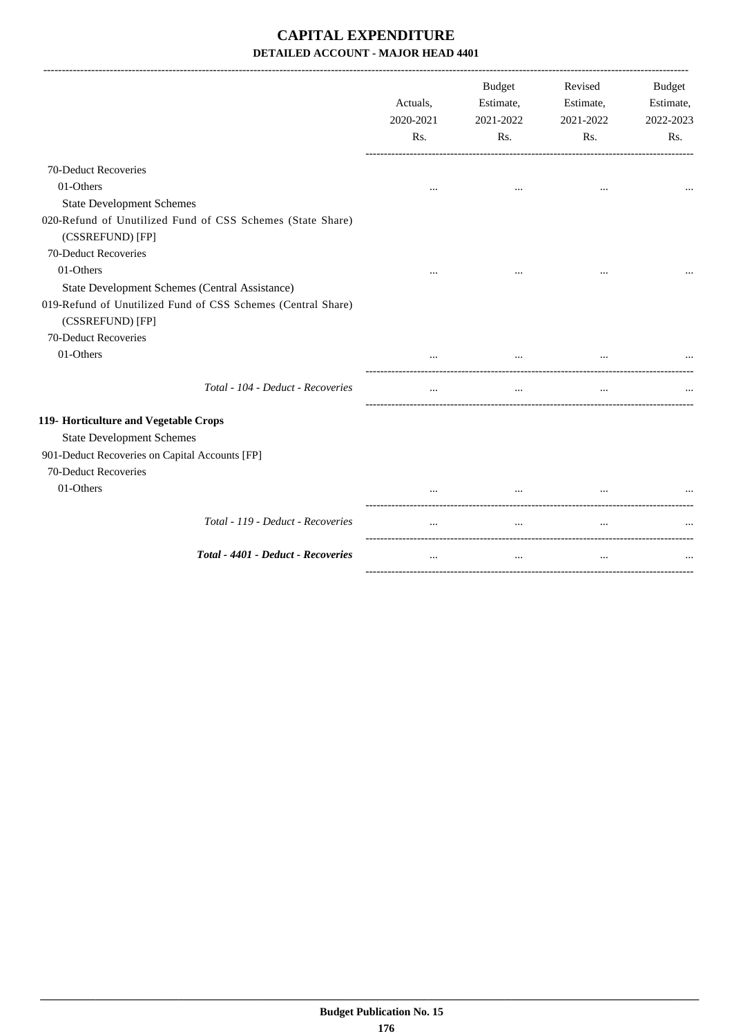# CAPITAL EXPENDITURE

## DETAILED ACCOUNT - MAJOR HEAD 4401

| | Actuals, 2020-2021 Rs. | Budget Estimate, 2021-2022 Rs. | Revised Estimate, 2021-2022 Rs. | Budget Estimate, 2022-2023 Rs. |
|---|---|---|---|---|
| 70-Deduct Recoveries | | | | |
| 01-Others | ... | ... | ... | ... |
| State Development Schemes | | | | |
| 020-Refund of Unutilized Fund of CSS Schemes (State Share) (CSSREFUND) [FP] | | | | |
| 70-Deduct Recoveries | | | | |
| 01-Others | ... | ... | ... | ... |
| State Development Schemes (Central Assistance) | | | | |
| 019-Refund of Unutilized Fund of CSS Schemes (Central Share) (CSSREFUND) [FP] | | | | |
| 70-Deduct Recoveries | | | | |
| 01-Others | ... | ... | ... | ... |
| *Total - 104 - Deduct - Recoveries* | ... | ... | ... | ... |
| **119- Horticulture and Vegetable Crops** | | | | |
| State Development Schemes | | | | |
| 901-Deduct Recoveries on Capital Accounts [FP] | | | | |
| 70-Deduct Recoveries | | | | |
| 01-Others | ... | ... | ... | ... |
| *Total - 119 - Deduct - Recoveries* | ... | ... | ... | ... |
| ***Total - 4401 - Deduct - Recoveries*** | ... | ... | ... | ... |

**Budget Publication No. 15**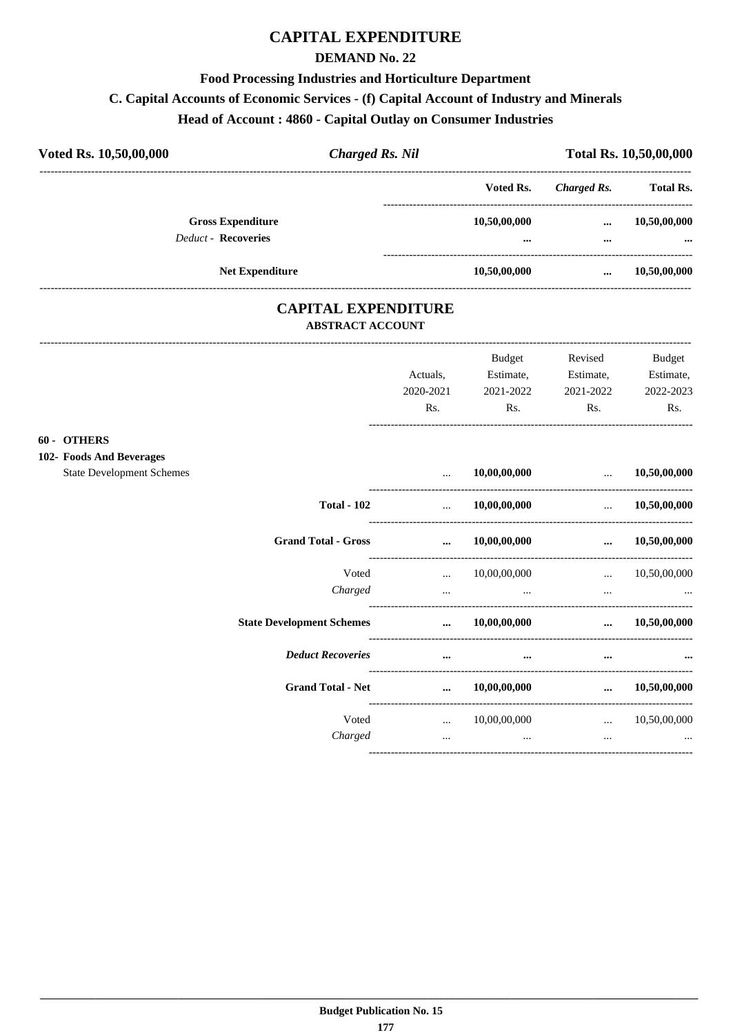# CAPITAL EXPENDITURE

## DEMAND No. 22

### Food Processing Industries and Horticulture Department

### C. Capital Accounts of Economic Services - (f) Capital Account of Industry and Minerals

### Head of Account : 4860 - Capital Outlay on Consumer Industries

**Voted Rs. 10,50,00,000** | ***Charged Rs. Nil*** | **Total Rs. 10,50,00,000**

| | Voted Rs. | *Charged Rs.* | Total Rs. |
|---|---|---|---|
| **Gross Expenditure** | 10,50,00,000 | ... | 10,50,00,000 |
| *Deduct* - **Recoveries** | ... | ... | ... |
| **Net Expenditure** | 10,50,00,000 | ... | 10,50,00,000 |

# CAPITAL EXPENDITURE

## ABSTRACT ACCOUNT

| | Actuals, 2020-2021 Rs. | Budget Estimate, 2021-2022 Rs. | Revised Estimate, 2021-2022 Rs. | Budget Estimate, 2022-2023 Rs. |
|---|---|---|---|---|
| **60 - OTHERS** | | | | |
| **102- Foods And Beverages** | | | | |
| State Development Schemes | ... | 10,00,00,000 | ... | 10,50,00,000 |
| **Total - 102** | ... | 10,00,00,000 | ... | 10,50,00,000 |
| **Grand Total - Gross** | ... | 10,00,00,000 | ... | 10,50,00,000 |
| Voted | ... | 10,00,00,000 | ... | 10,50,00,000 |
| *Charged* | ... | ... | ... | ... |
| **State Development Schemes** | ... | 10,00,00,000 | ... | 10,50,00,000 |
| ***Deduct Recoveries*** | ... | ... | ... | ... |
| **Grand Total - Net** | ... | 10,00,00,000 | ... | 10,50,00,000 |
| Voted | ... | 10,00,00,000 | ... | 10,50,00,000 |
| *Charged* | ... | ... | ... | ... |

**Budget Publication No. 15**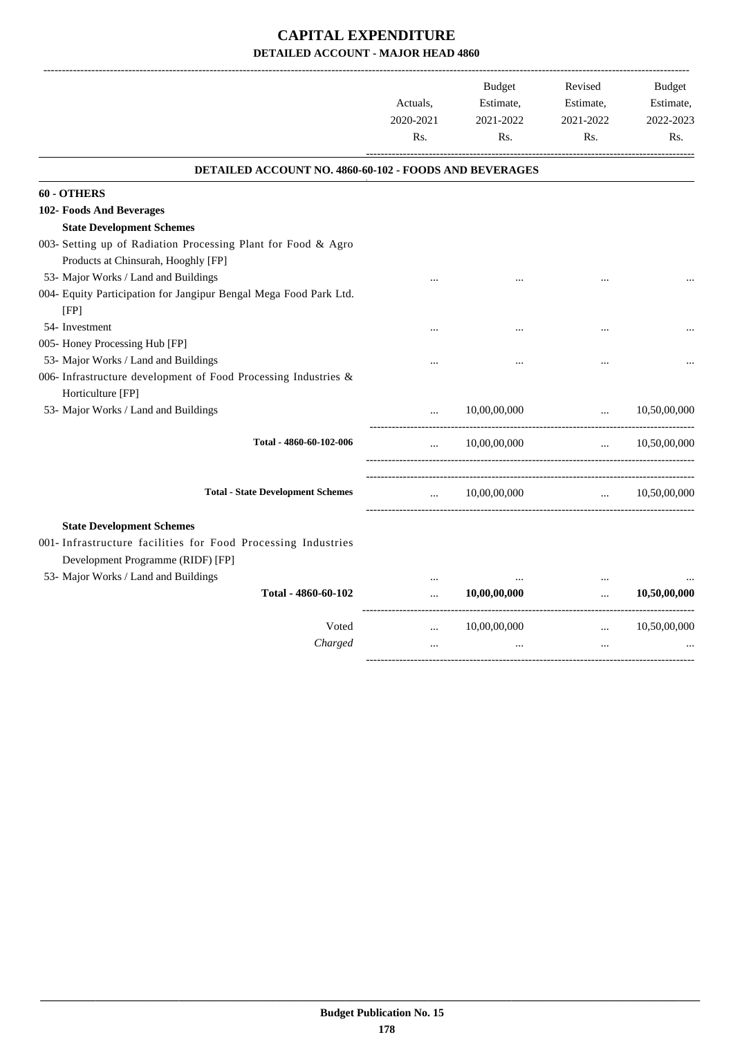# CAPITAL EXPENDITURE

## DETAILED ACCOUNT - MAJOR HEAD 4860

| | Actuals, 2020-2021 Rs. | Budget Estimate, 2021-2022 Rs. | Revised Estimate, 2021-2022 Rs. | Budget Estimate, 2022-2023 Rs. |
|---|---|---|---|---|
| **DETAILED ACCOUNT NO. 4860-60-102 - FOODS AND BEVERAGES** | | | | |
| **60 - OTHERS** | | | | |
| **102- Foods And Beverages** | | | | |
| **State Development Schemes** | | | | |
| 003- Setting up of Radiation Processing Plant for Food & Agro Products at Chinsurah, Hooghly [FP] | | | | |
| 53- Major Works / Land and Buildings | ... | ... | ... | ... |
| 004- Equity Participation for Jangipur Bengal Mega Food Park Ltd. [FP] | | | | |
| 54- Investment | ... | ... | ... | ... |
| 005- Honey Processing Hub [FP] | | | | |
| 53- Major Works / Land and Buildings | ... | ... | ... | ... |
| 006- Infrastructure development of Food Processing Industries & Horticulture [FP] | | | | |
| 53- Major Works / Land and Buildings | ... | 10,00,00,000 | ... | 10,50,00,000 |
| Total - 4860-60-102-006 | ... | 10,00,00,000 | ... | 10,50,00,000 |
| Total - State Development Schemes | ... | 10,00,00,000 | ... | 10,50,00,000 |
| **State Development Schemes** | | | | |
| 001- Infrastructure facilities for Food Processing Industries Development Programme (RIDF) [FP] | | | | |
| 53- Major Works / Land and Buildings | ... | ... | ... | ... |
| **Total - 4860-60-102** | ... | **10,00,00,000** | ... | **10,50,00,000** |
| Voted | ... | 10,00,00,000 | ... | 10,50,00,000 |
| *Charged* | ... | ... | ... | ... |

**Budget Publication No. 15**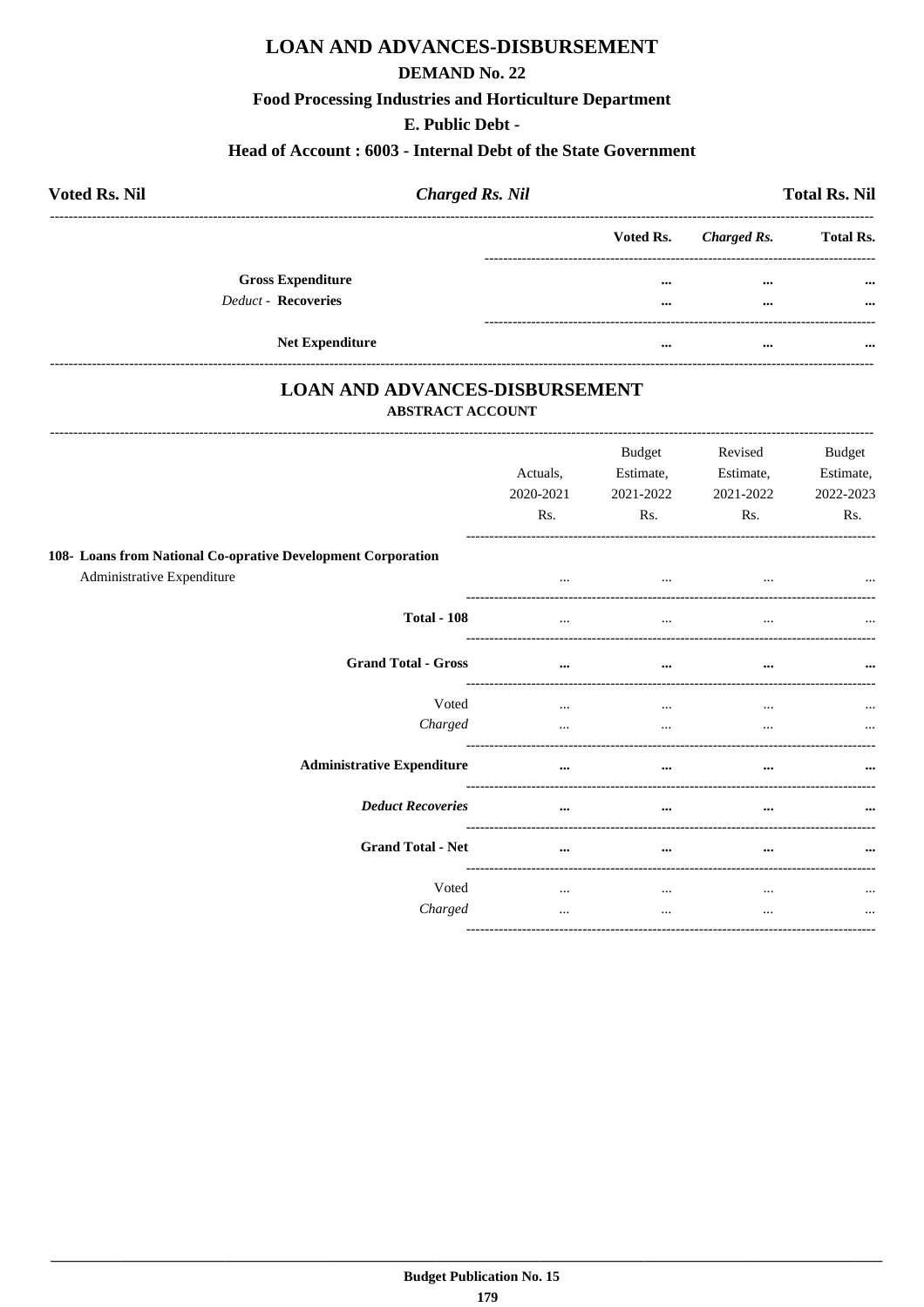# LOAN AND ADVANCES-DISBURSEMENT

## DEMAND No. 22

### Food Processing Industries and Horticulture Department

### E. Public Debt -

### Head of Account : 6003 - Internal Debt of the State Government

**Voted Rs. Nil** | ***Charged Rs. Nil*** | **Total Rs. Nil**

| | Voted Rs. | *Charged Rs.* | Total Rs. |
|---|---|---|---|
| **Gross Expenditure** | ... | ... | ... |
| *Deduct* - **Recoveries** | ... | ... | ... |
| **Net Expenditure** | ... | ... | ... |

# LOAN AND ADVANCES-DISBURSEMENT

### ABSTRACT ACCOUNT

| | Actuals, 2020-2021 Rs. | Budget Estimate, 2021-2022 Rs. | Revised Estimate, 2021-2022 Rs. | Budget Estimate, 2022-2023 Rs. |
|---|---|---|---|---|
| **108- Loans from National Co-oprative Development Corporation** | | | | |
| Administrative Expenditure | ... | ... | ... | ... |
| **Total - 108** | ... | ... | ... | ... |
| **Grand Total - Gross** | ... | ... | ... | ... |
| Voted | ... | ... | ... | ... |
| *Charged* | ... | ... | ... | ... |
| **Administrative Expenditure** | ... | ... | ... | ... |
| ***Deduct Recoveries*** | ... | ... | ... | ... |
| **Grand Total - Net** | ... | ... | ... | ... |
| Voted | ... | ... | ... | ... |
| *Charged* | ... | ... | ... | ... |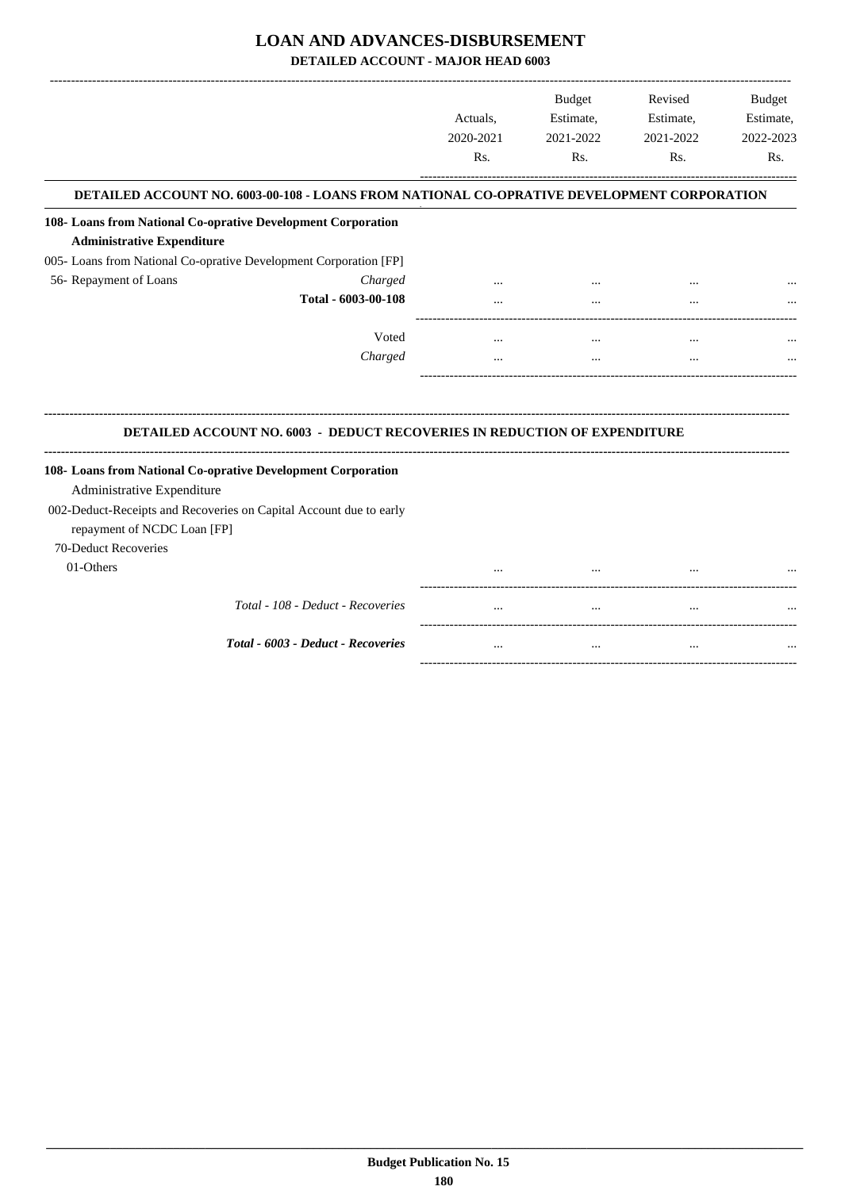# LOAN AND ADVANCES-DISBURSEMENT

## DETAILED ACCOUNT - MAJOR HEAD 6003

| | Actuals, 2020-2021 Rs. | Budget Estimate, 2021-2022 Rs. | Revised Estimate, 2021-2022 Rs. | Budget Estimate, 2022-2023 Rs. |
|---|---|---|---|---|
| **DETAILED ACCOUNT NO. 6003-00-108 - LOANS FROM NATIONAL CO-OPRATIVE DEVELOPMENT CORPORATION** | | | | |
| **108- Loans from National Co-oprative Development Corporation** | | | | |
| **Administrative Expenditure** | | | | |
| 005- Loans from National Co-oprative Development Corporation [FP] | | | | |
| 56- Repayment of Loans *Charged* | ... | ... | ... | ... |
| **Total - 6003-00-108** | ... | ... | ... | ... |
| Voted | ... | ... | ... | ... |
| *Charged* | ... | ... | ... | ... |

| | Actuals, 2020-2021 Rs. | Budget Estimate, 2021-2022 Rs. | Revised Estimate, 2021-2022 Rs. | Budget Estimate, 2022-2023 Rs. |
|---|---|---|---|---|
| **DETAILED ACCOUNT NO. 6003 - DEDUCT RECOVERIES IN REDUCTION OF EXPENDITURE** | | | | |
| **108- Loans from National Co-oprative Development Corporation** | | | | |
| Administrative Expenditure | | | | |
| 002-Deduct-Receipts and Recoveries on Capital Account due to early repayment of NCDC Loan [FP] | | | | |
| 70-Deduct Recoveries | | | | |
| 01-Others | ... | ... | ... | ... |
| *Total - 108 - Deduct - Recoveries* | ... | ... | ... | ... |
| ***Total - 6003 - Deduct - Recoveries*** | ... | ... | ... | ... |

**Budget Publication No. 15**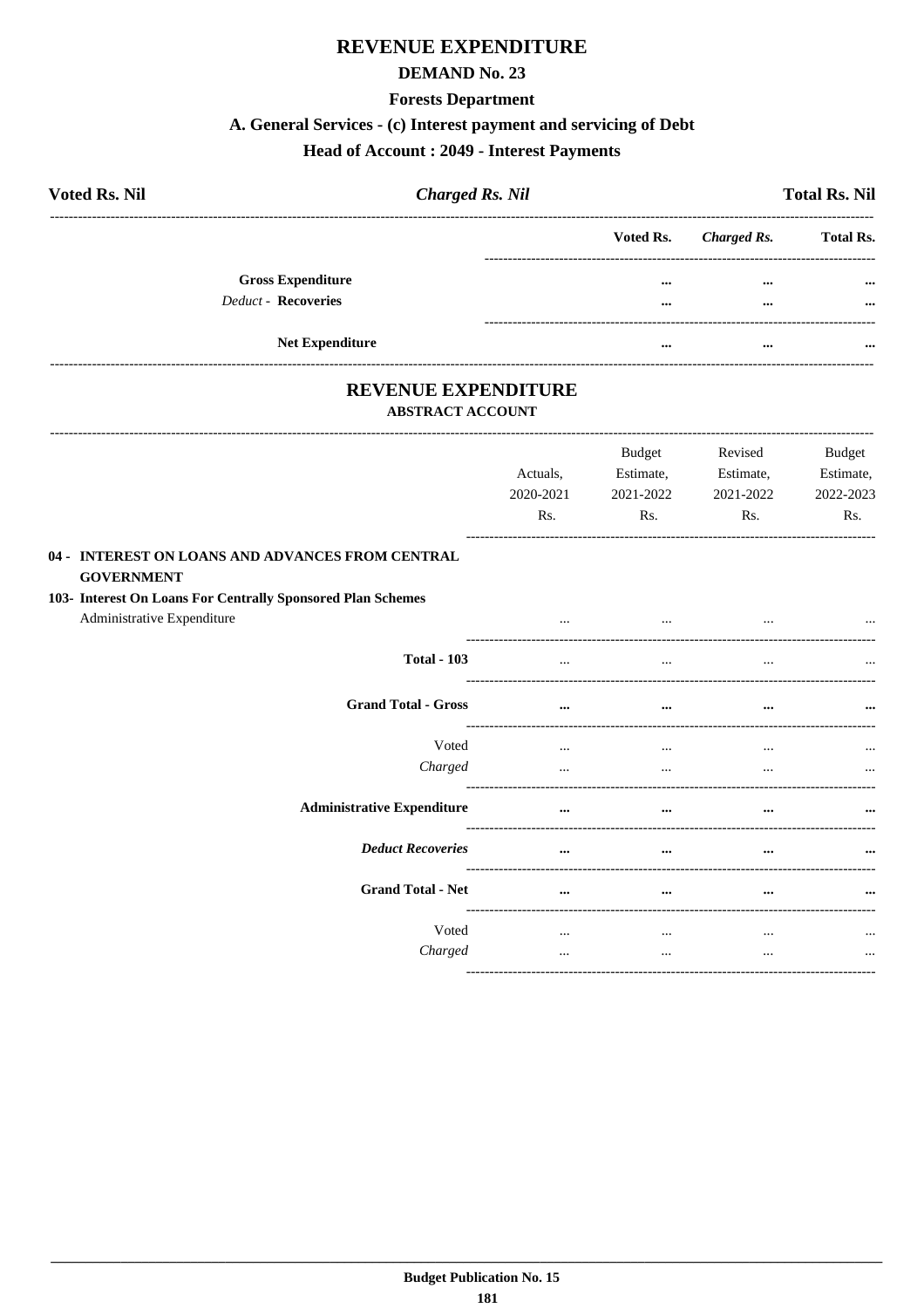# REVENUE EXPENDITURE

## DEMAND No. 23

### Forests Department

### A. General Services - (c) Interest payment and servicing of Debt

### Head of Account : 2049 - Interest Payments

| Voted Rs. Nil | *Charged Rs. Nil* | Total Rs. Nil |
|---|---|---|

| | Voted Rs. | *Charged Rs.* | Total Rs. |
|---|---|---|---|
| **Gross Expenditure** | ... | ... | ... |
| *Deduct -* **Recoveries** | ... | ... | ... |
| **Net Expenditure** | ... | ... | ... |

## REVENUE EXPENDITURE

### ABSTRACT ACCOUNT

| | Actuals, 2020-2021 Rs. | Budget Estimate, 2021-2022 Rs. | Revised Estimate, 2021-2022 Rs. | Budget Estimate, 2022-2023 Rs. |
|---|---|---|---|---|
| **04 - INTEREST ON LOANS AND ADVANCES FROM CENTRAL GOVERNMENT** | | | | |
| **103- Interest On Loans For Centrally Sponsored Plan Schemes** | | | | |
| Administrative Expenditure | ... | ... | ... | ... |
| **Total - 103** | ... | ... | ... | ... |
| **Grand Total - Gross** | ... | ... | ... | ... |
| Voted | ... | ... | ... | ... |
| *Charged* | ... | ... | ... | ... |
| **Administrative Expenditure** | ... | ... | ... | ... |
| ***Deduct Recoveries*** | ... | ... | ... | ... |
| **Grand Total - Net** | ... | ... | ... | ... |
| Voted | ... | ... | ... | ... |
| *Charged* | ... | ... | ... | ... |

**Budget Publication No. 15**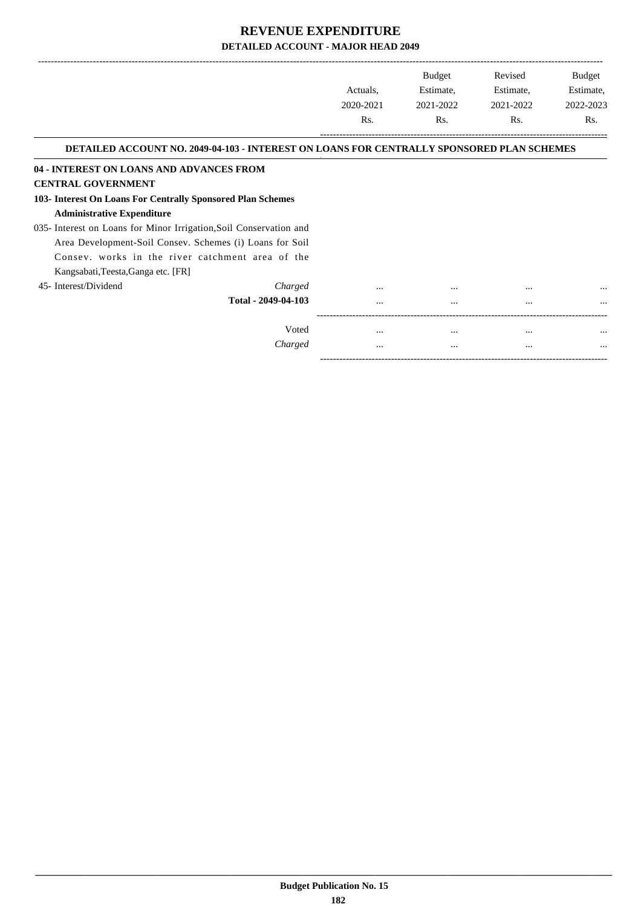# REVENUE EXPENDITURE

## DETAILED ACCOUNT - MAJOR HEAD 2049

| | Actuals, 2020-2021 Rs. | Budget Estimate, 2021-2022 Rs. | Revised Estimate, 2021-2022 Rs. | Budget Estimate, 2022-2023 Rs. |
|---|---|---|---|---|

### DETAILED ACCOUNT NO. 2049-04-103 - INTEREST ON LOANS FOR CENTRALLY SPONSORED PLAN SCHEMES

| | Actuals, 2020-2021 Rs. | Budget Estimate, 2021-2022 Rs. | Revised Estimate, 2021-2022 Rs. | Budget Estimate, 2022-2023 Rs. |
|---|---|---|---|---|
| **04 - INTEREST ON LOANS AND ADVANCES FROM CENTRAL GOVERNMENT** | | | | |
| **103- Interest On Loans For Centrally Sponsored Plan Schemes** | | | | |
| **Administrative Expenditure** | | | | |
| 035- Interest on Loans for Minor Irrigation,Soil Conservation and Area Development-Soil Consev. Schemes (i) Loans for Soil Consev. works in the river catchment area of the Kangsabati,Teesta,Ganga etc. [FR] | | | | |
| 45- Interest/Dividend *Charged* | ... | ... | ... | ... |
| **Total - 2049-04-103** | ... | ... | ... | ... |
| Voted | ... | ... | ... | ... |
| *Charged* | ... | ... | ... | ... |

**Budget Publication No. 15**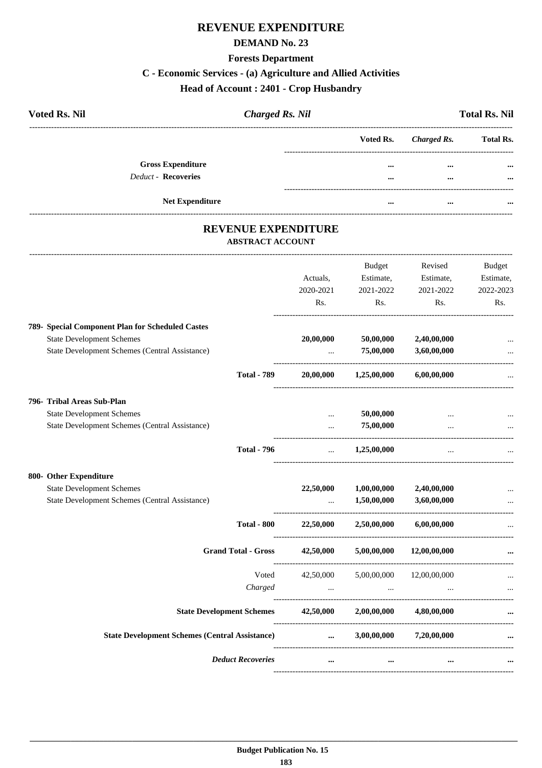# REVENUE EXPENDITURE

## DEMAND No. 23

### Forests Department

### C - Economic Services - (a) Agriculture and Allied Activities

### Head of Account : 2401 - Crop Husbandry

| Voted Rs. Nil | *Charged Rs. Nil* | Total Rs. Nil |
|---|---|---|

| | Voted Rs. | *Charged Rs.* | Total Rs. |
|---|---|---|---|
| **Gross Expenditure** | ... | ... | ... |
| *Deduct* - **Recoveries** | ... | ... | ... |
| **Net Expenditure** | ... | ... | ... |

## REVENUE EXPENDITURE

### ABSTRACT ACCOUNT

| | Actuals, 2020-2021 Rs. | Budget Estimate, 2021-2022 Rs. | Revised Estimate, 2021-2022 Rs. | Budget Estimate, 2022-2023 Rs. |
|---|---|---|---|---|
| **789- Special Component Plan for Scheduled Castes** | | | | |
| State Development Schemes | **20,00,000** | **50,00,000** | **2,40,00,000** | ... |
| State Development Schemes (Central Assistance) | ... | **75,00,000** | **3,60,00,000** | ... |
| **Total - 789** | **20,00,000** | **1,25,00,000** | **6,00,00,000** | ... |
| **796- Tribal Areas Sub-Plan** | | | | |
| State Development Schemes | ... | **50,00,000** | ... | ... |
| State Development Schemes (Central Assistance) | ... | **75,00,000** | ... | ... |
| **Total - 796** | ... | **1,25,00,000** | ... | ... |
| **800- Other Expenditure** | | | | |
| State Development Schemes | **22,50,000** | **1,00,00,000** | **2,40,00,000** | ... |
| State Development Schemes (Central Assistance) | ... | **1,50,00,000** | **3,60,00,000** | ... |
| **Total - 800** | **22,50,000** | **2,50,00,000** | **6,00,00,000** | ... |
| **Grand Total - Gross** | **42,50,000** | **5,00,00,000** | **12,00,00,000** | **...** |
| Voted | 42,50,000 | 5,00,00,000 | 12,00,00,000 | ... |
| *Charged* | ... | ... | ... | ... |
| **State Development Schemes** | **42,50,000** | **2,00,00,000** | **4,80,00,000** | **...** |
| **State Development Schemes (Central Assistance)** | **...** | **3,00,00,000** | **7,20,00,000** | **...** |
| ***Deduct Recoveries*** | **...** | **...** | **...** | **...** |

Budget Publication No. 15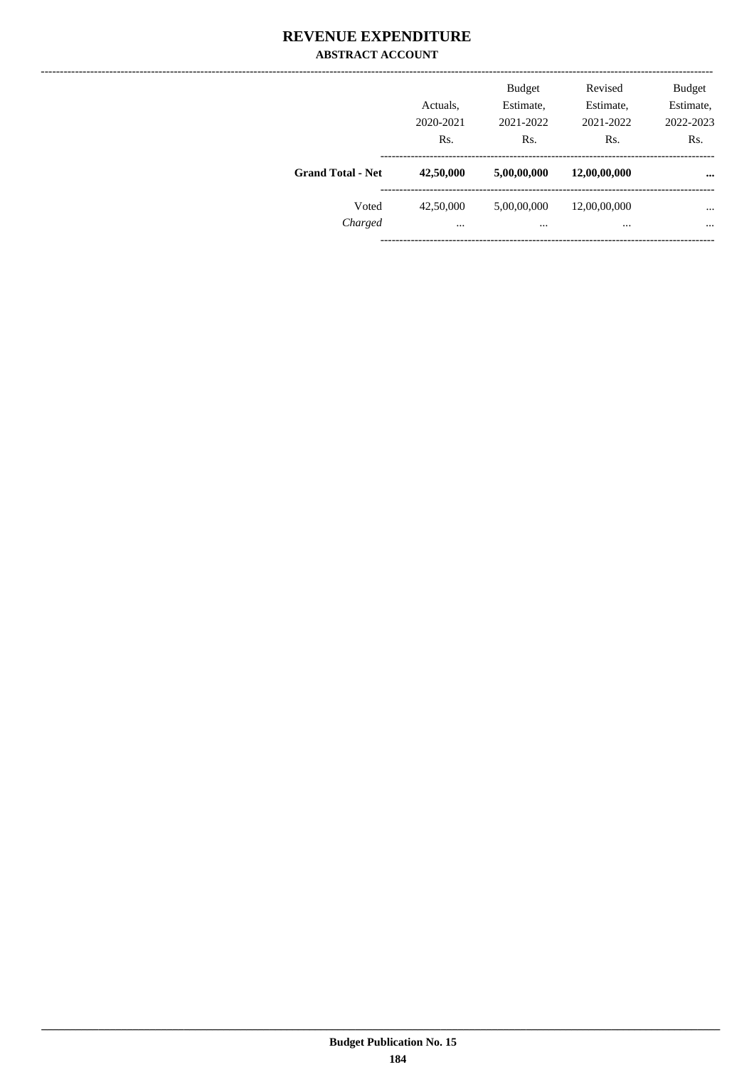# REVENUE EXPENDITURE

## ABSTRACT ACCOUNT

| | Actuals, 2020-2021 Rs. | Budget Estimate, 2021-2022 Rs. | Revised Estimate, 2021-2022 Rs. | Budget Estimate, 2022-2023 Rs. |
|---|---|---|---|---|
| **Grand Total - Net** | **42,50,000** | **5,00,00,000** | **12,00,00,000** | **...** |
| Voted | 42,50,000 | 5,00,00,000 | 12,00,00,000 | ... |
| *Charged* | ... | ... | ... | ... |

Budget Publication No. 15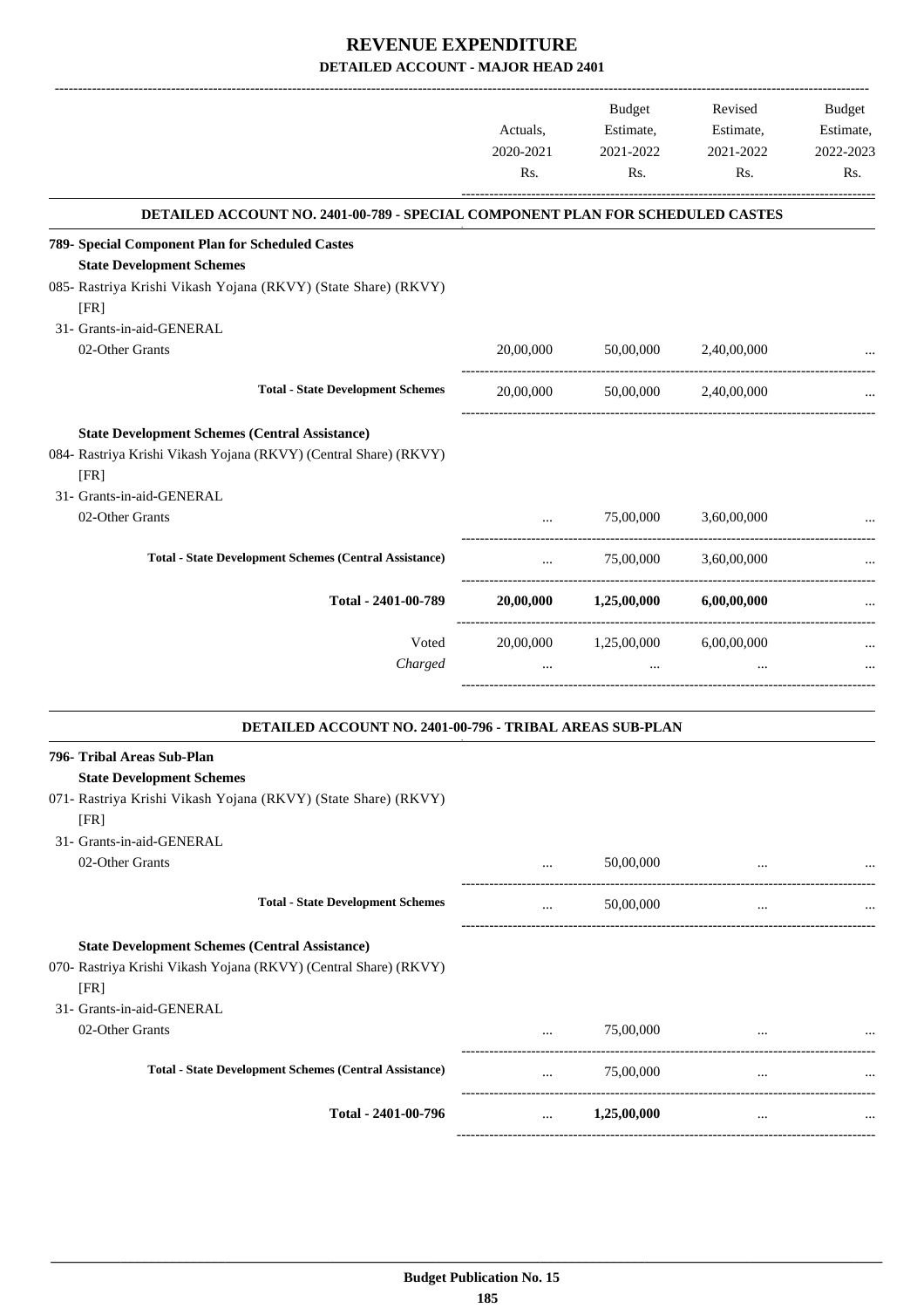# REVENUE EXPENDITURE

## DETAILED ACCOUNT - MAJOR HEAD 2401

| | Actuals, 2020-2021 Rs. | Budget Estimate, 2021-2022 Rs. | Revised Estimate, 2021-2022 Rs. | Budget Estimate, 2022-2023 Rs. |
|---|---|---|---|---|
| **DETAILED ACCOUNT NO. 2401-00-789 - SPECIAL COMPONENT PLAN FOR SCHEDULED CASTES** | | | | |
| **789- Special Component Plan for Scheduled Castes** | | | | |
| **State Development Schemes** | | | | |
| 085- Rastriya Krishi Vikash Yojana (RKVY) (State Share) (RKVY) [FR] | | | | |
| 31- Grants-in-aid-GENERAL | | | | |
| 02-Other Grants | 20,00,000 | 50,00,000 | 2,40,00,000 | ... |
| **Total - State Development Schemes** | 20,00,000 | 50,00,000 | 2,40,00,000 | ... |
| **State Development Schemes (Central Assistance)** | | | | |
| 084- Rastriya Krishi Vikash Yojana (RKVY) (Central Share) (RKVY) [FR] | | | | |
| 31- Grants-in-aid-GENERAL | | | | |
| 02-Other Grants | ... | 75,00,000 | 3,60,00,000 | ... |
| **Total - State Development Schemes (Central Assistance)** | ... | 75,00,000 | 3,60,00,000 | ... |
| **Total - 2401-00-789** | **20,00,000** | **1,25,00,000** | **6,00,00,000** | ... |
| Voted | 20,00,000 | 1,25,00,000 | 6,00,00,000 | ... |
| *Charged* | ... | ... | ... | ... |

| | Actuals, 2020-2021 Rs. | Budget Estimate, 2021-2022 Rs. | Revised Estimate, 2021-2022 Rs. | Budget Estimate, 2022-2023 Rs. |
|---|---|---|---|---|
| **DETAILED ACCOUNT NO. 2401-00-796 - TRIBAL AREAS SUB-PLAN** | | | | |
| **796- Tribal Areas Sub-Plan** | | | | |
| **State Development Schemes** | | | | |
| 071- Rastriya Krishi Vikash Yojana (RKVY) (State Share) (RKVY) [FR] | | | | |
| 31- Grants-in-aid-GENERAL | | | | |
| 02-Other Grants | ... | 50,00,000 | ... | ... |
| **Total - State Development Schemes** | ... | 50,00,000 | ... | ... |
| **State Development Schemes (Central Assistance)** | | | | |
| 070- Rastriya Krishi Vikash Yojana (RKVY) (Central Share) (RKVY) [FR] | | | | |
| 31- Grants-in-aid-GENERAL | | | | |
| 02-Other Grants | ... | 75,00,000 | ... | ... |
| **Total - State Development Schemes (Central Assistance)** | ... | 75,00,000 | ... | ... |
| **Total - 2401-00-796** | ... | **1,25,00,000** | ... | ... |

**Budget Publication No. 15**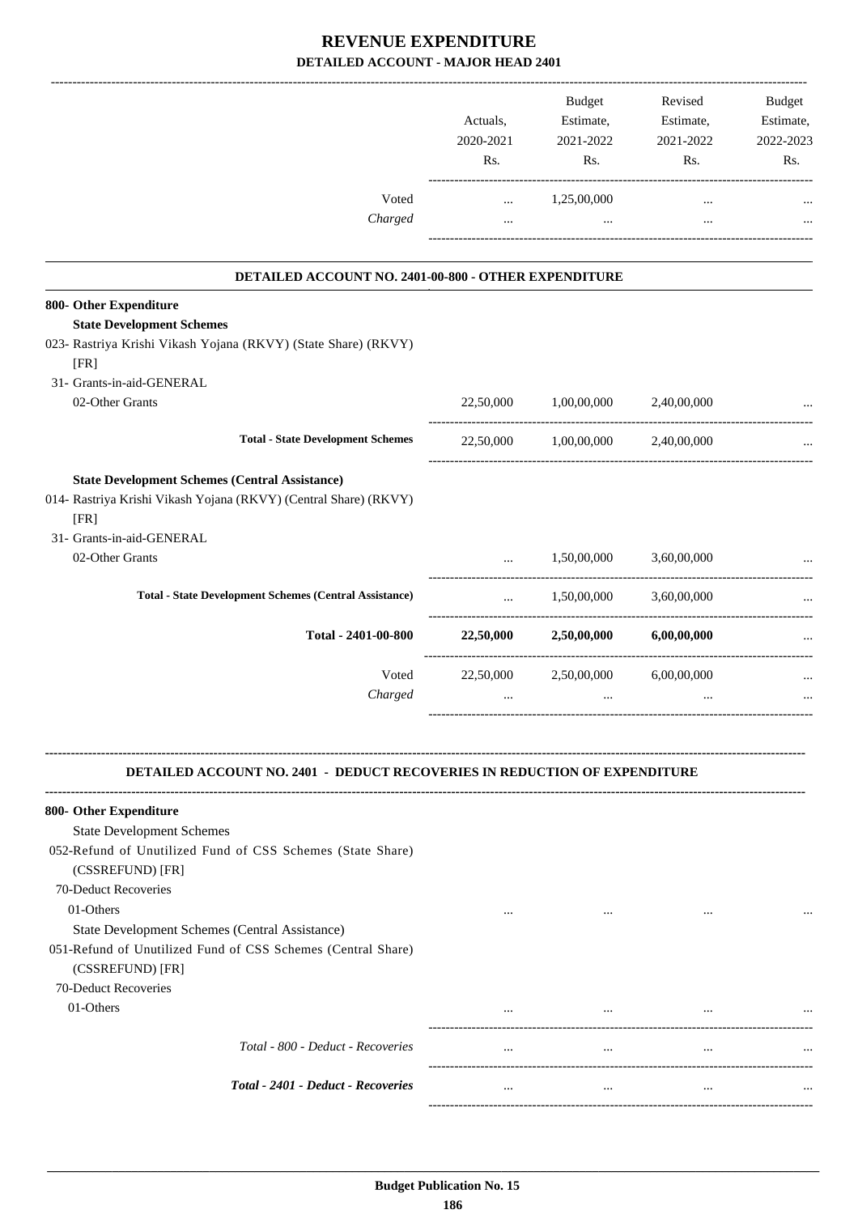# REVENUE EXPENDITURE

## DETAILED ACCOUNT - MAJOR HEAD 2401

| | Actuals, 2020-2021 Rs. | Budget Estimate, 2021-2022 Rs. | Revised Estimate, 2021-2022 Rs. | Budget Estimate, 2022-2023 Rs. |
|---|---|---|---|---|
| Voted | ... | 1,25,00,000 | ... | ... |
| *Charged* | ... | ... | ... | ... |

### DETAILED ACCOUNT NO. 2401-00-800 - OTHER EXPENDITURE

| | Actuals, 2020-2021 Rs. | Budget Estimate, 2021-2022 Rs. | Revised Estimate, 2021-2022 Rs. | Budget Estimate, 2022-2023 Rs. |
|---|---|---|---|---|
| **800- Other Expenditure** | | | | |
| **State Development Schemes** | | | | |
| 023- Rastriya Krishi Vikash Yojana (RKVY) (State Share) (RKVY) [FR] | | | | |
| 31- Grants-in-aid-GENERAL | | | | |
| 02-Other Grants | 22,50,000 | 1,00,00,000 | 2,40,00,000 | ... |
| **Total - State Development Schemes** | 22,50,000 | 1,00,00,000 | 2,40,00,000 | ... |
| **State Development Schemes (Central Assistance)** | | | | |
| 014- Rastriya Krishi Vikash Yojana (RKVY) (Central Share) (RKVY) [FR] | | | | |
| 31- Grants-in-aid-GENERAL | | | | |
| 02-Other Grants | ... | 1,50,00,000 | 3,60,00,000 | ... |
| **Total - State Development Schemes (Central Assistance)** | ... | 1,50,00,000 | 3,60,00,000 | ... |
| **Total - 2401-00-800** | **22,50,000** | **2,50,00,000** | **6,00,00,000** | ... |
| Voted | 22,50,000 | 2,50,00,000 | 6,00,00,000 | ... |
| *Charged* | ... | ... | ... | ... |

### DETAILED ACCOUNT NO. 2401 - DEDUCT RECOVERIES IN REDUCTION OF EXPENDITURE

| | Actuals, 2020-2021 Rs. | Budget Estimate, 2021-2022 Rs. | Revised Estimate, 2021-2022 Rs. | Budget Estimate, 2022-2023 Rs. |
|---|---|---|---|---|
| **800- Other Expenditure** | | | | |
| State Development Schemes | | | | |
| 052-Refund of Unutilized Fund of CSS Schemes (State Share) (CSSREFUND) [FR] | | | | |
| 70-Deduct Recoveries | | | | |
| 01-Others | ... | ... | ... | ... |
| State Development Schemes (Central Assistance) | | | | |
| 051-Refund of Unutilized Fund of CSS Schemes (Central Share) (CSSREFUND) [FR] | | | | |
| 70-Deduct Recoveries | | | | |
| 01-Others | ... | ... | ... | ... |
| *Total - 800 - Deduct - Recoveries* | ... | ... | ... | ... |
| ***Total - 2401 - Deduct - Recoveries*** | ... | ... | ... | ... |

**Budget Publication No. 15**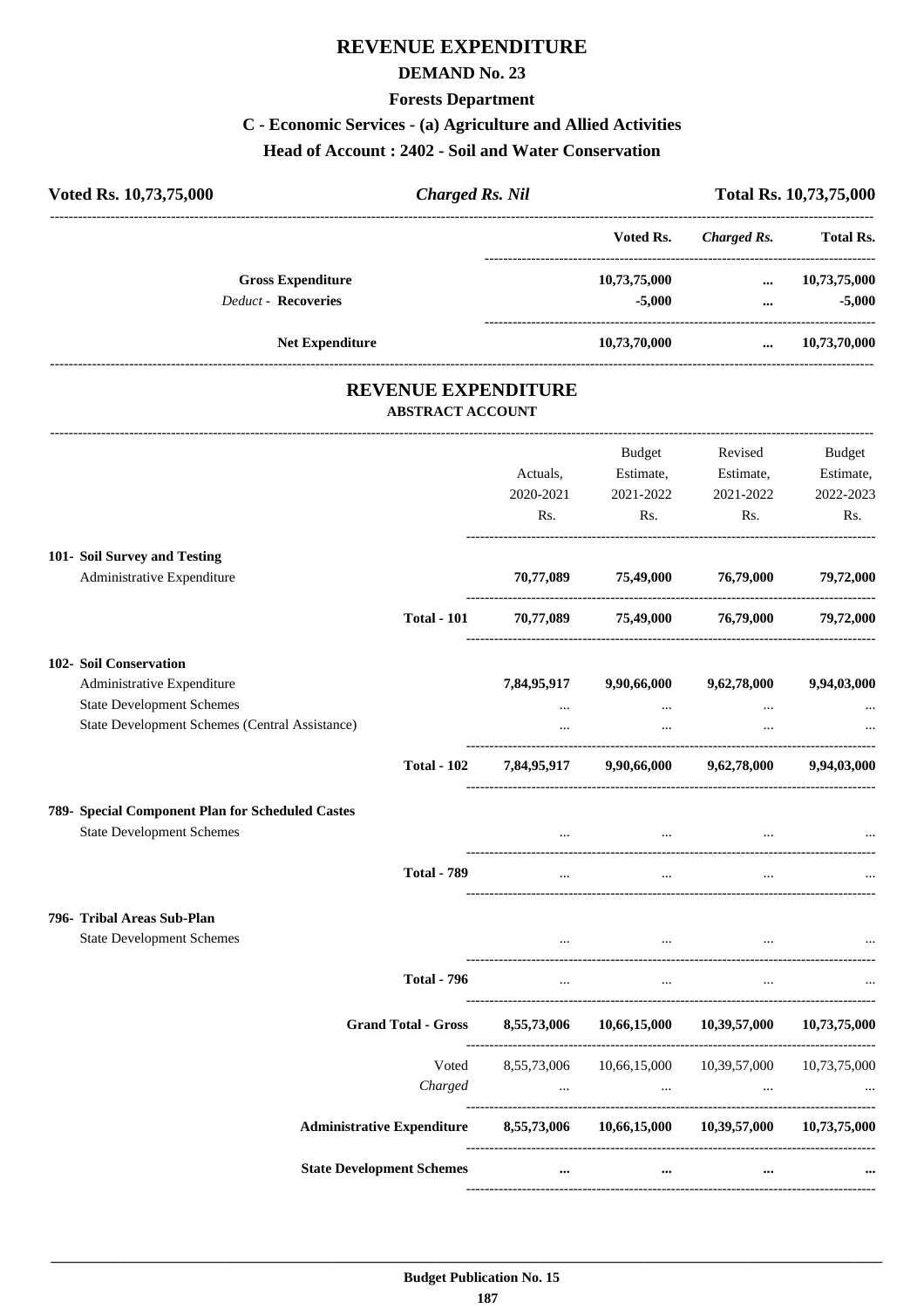# REVENUE EXPENDITURE

## DEMAND No. 23

### Forests Department

### C - Economic Services - (a) Agriculture and Allied Activities

### Head of Account : 2402 - Soil and Water Conservation

| **Voted Rs. 10,73,75,000** | ***Charged Rs. Nil*** | **Total Rs. 10,73,75,000** |
|---|---|---|

| | Voted Rs. | *Charged Rs.* | Total Rs. |
|---|---|---|---|
| **Gross Expenditure** | 10,73,75,000 | ... | 10,73,75,000 |
| *Deduct* - **Recoveries** | -5,000 | ... | -5,000 |
| **Net Expenditure** | 10,73,70,000 | ... | 10,73,70,000 |

## REVENUE EXPENDITURE

### ABSTRACT ACCOUNT

| | Actuals, 2020-2021 Rs. | Budget Estimate, 2021-2022 Rs. | Revised Estimate, 2021-2022 Rs. | Budget Estimate, 2022-2023 Rs. |
|---|---|---|---|---|
| **101- Soil Survey and Testing** | | | | |
| Administrative Expenditure | **70,77,089** | **75,49,000** | **76,79,000** | **79,72,000** |
| **Total - 101** | **70,77,089** | **75,49,000** | **76,79,000** | **79,72,000** |
| **102- Soil Conservation** | | | | |
| Administrative Expenditure | **7,84,95,917** | **9,90,66,000** | **9,62,78,000** | **9,94,03,000** |
| State Development Schemes | ... | ... | ... | ... |
| State Development Schemes (Central Assistance) | ... | ... | ... | ... |
| **Total - 102** | **7,84,95,917** | **9,90,66,000** | **9,62,78,000** | **9,94,03,000** |
| **789- Special Component Plan for Scheduled Castes** | | | | |
| State Development Schemes | ... | ... | ... | ... |
| **Total - 789** | ... | ... | ... | ... |
| **796- Tribal Areas Sub-Plan** | | | | |
| State Development Schemes | ... | ... | ... | ... |
| **Total - 796** | ... | ... | ... | ... |
| **Grand Total - Gross** | **8,55,73,006** | **10,66,15,000** | **10,39,57,000** | **10,73,75,000** |
| Voted | 8,55,73,006 | 10,66,15,000 | 10,39,57,000 | 10,73,75,000 |
| *Charged* | ... | ... | ... | ... |
| **Administrative Expenditure** | **8,55,73,006** | **10,66,15,000** | **10,39,57,000** | **10,73,75,000** |
| **State Development Schemes** | **...** | **...** | **...** | **...** |

**Budget Publication No. 15**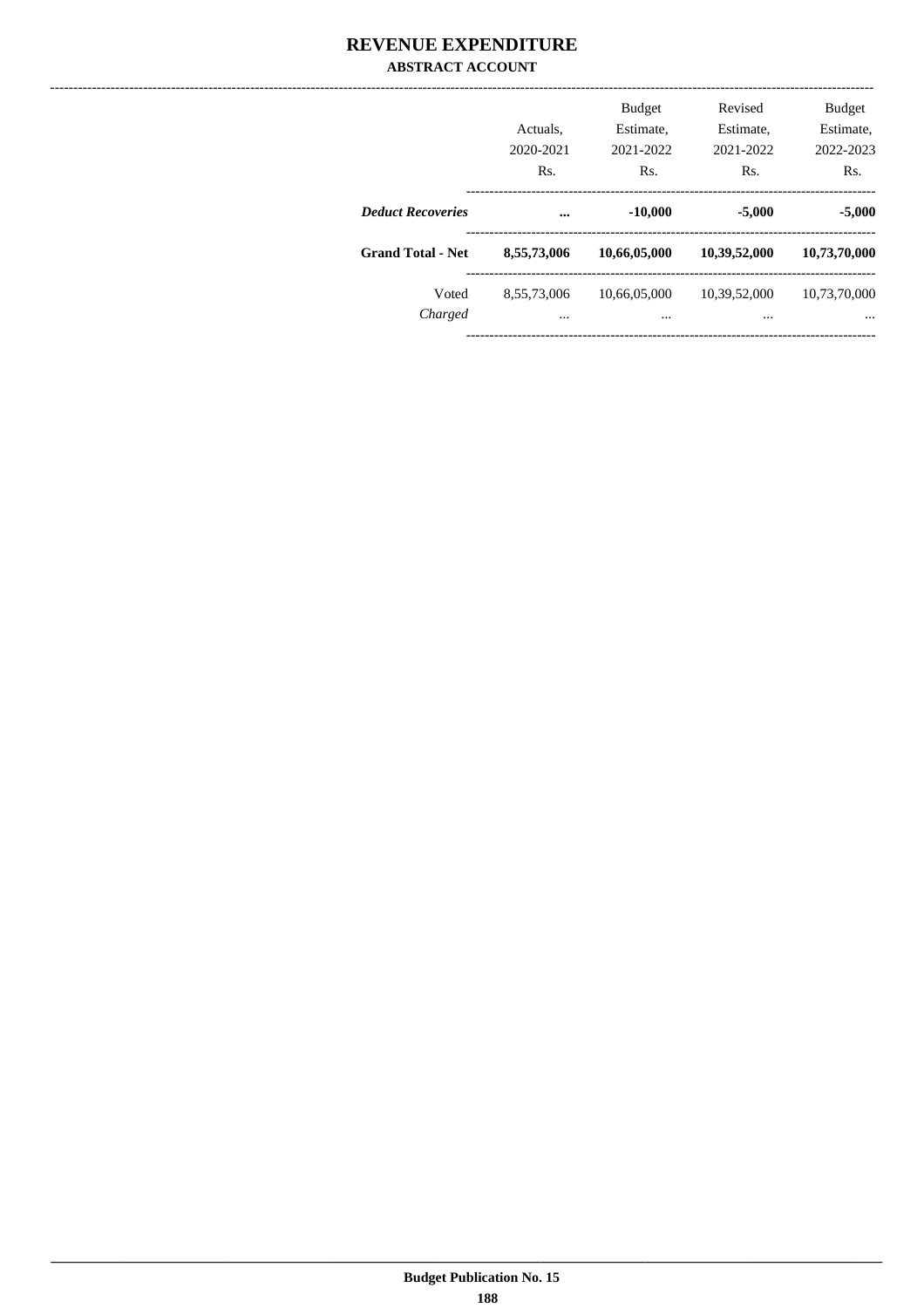# REVENUE EXPENDITURE

**ABSTRACT ACCOUNT**

| | Actuals, 2020-2021 Rs. | Budget Estimate, 2021-2022 Rs. | Revised Estimate, 2021-2022 Rs. | Budget Estimate, 2022-2023 Rs. |
|---|---|---|---|---|
| ***Deduct Recoveries*** | **...** | **-10,000** | **-5,000** | **-5,000** |
| **Grand Total - Net** | **8,55,73,006** | **10,66,05,000** | **10,39,52,000** | **10,73,70,000** |
| Voted | 8,55,73,006 | 10,66,05,000 | 10,39,52,000 | 10,73,70,000 |
| *Charged* | ... | ... | ... | ... |

**Budget Publication No. 15**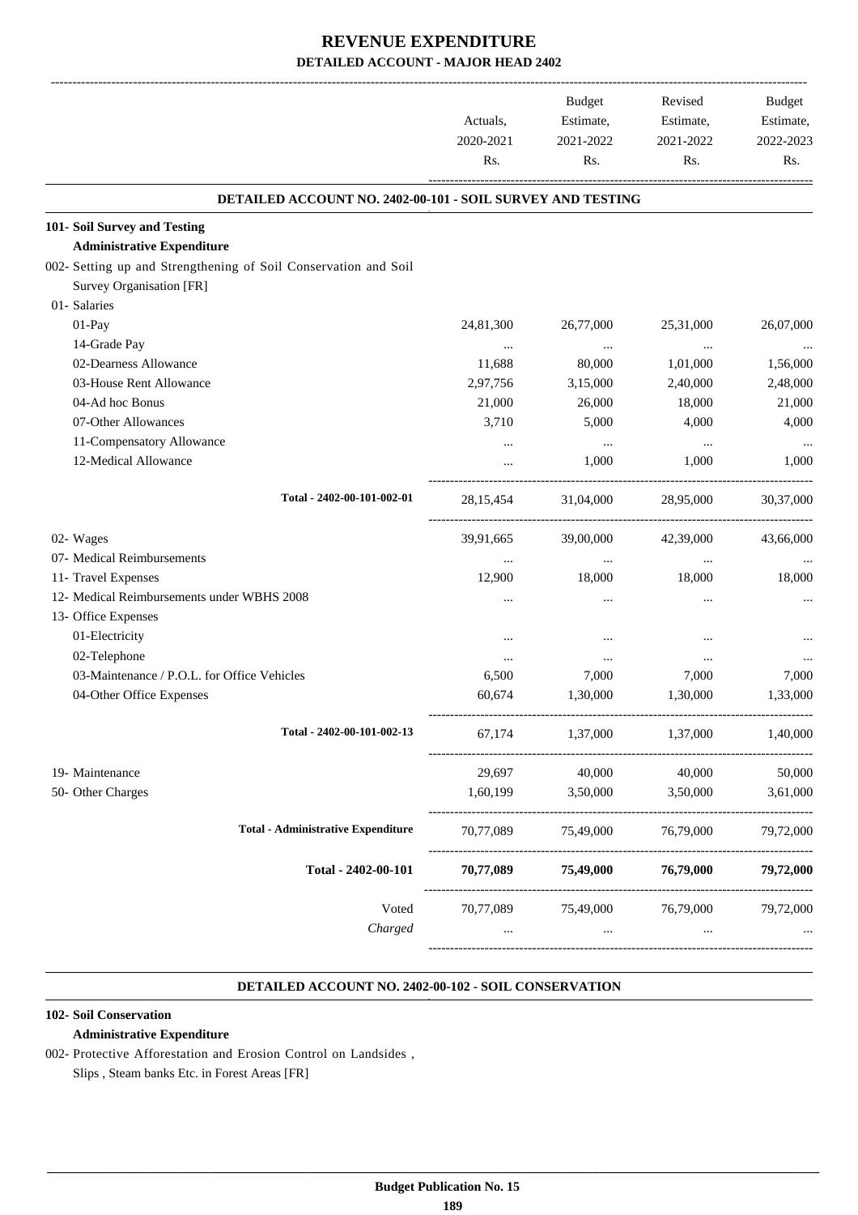# REVENUE EXPENDITURE

## DETAILED ACCOUNT - MAJOR HEAD 2402

| | Actuals, 2020-2021 Rs. | Budget Estimate, 2021-2022 Rs. | Revised Estimate, 2021-2022 Rs. | Budget Estimate, 2022-2023 Rs. |
|---|---|---|---|---|
| **DETAILED ACCOUNT NO. 2402-00-101 - SOIL SURVEY AND TESTING** | | | | |
| **101- Soil Survey and Testing** | | | | |
| **Administrative Expenditure** | | | | |
| 002- Setting up and Strengthening of Soil Conservation and Soil Survey Organisation [FR] | | | | |
| 01- Salaries | | | | |
| 01-Pay | 24,81,300 | 26,77,000 | 25,31,000 | 26,07,000 |
| 14-Grade Pay | ... | ... | ... | ... |
| 02-Dearness Allowance | 11,688 | 80,000 | 1,01,000 | 1,56,000 |
| 03-House Rent Allowance | 2,97,756 | 3,15,000 | 2,40,000 | 2,48,000 |
| 04-Ad hoc Bonus | 21,000 | 26,000 | 18,000 | 21,000 |
| 07-Other Allowances | 3,710 | 5,000 | 4,000 | 4,000 |
| 11-Compensatory Allowance | ... | ... | ... | ... |
| 12-Medical Allowance | ... | 1,000 | 1,000 | 1,000 |
| Total - 2402-00-101-002-01 | 28,15,454 | 31,04,000 | 28,95,000 | 30,37,000 |
| 02- Wages | 39,91,665 | 39,00,000 | 42,39,000 | 43,66,000 |
| 07- Medical Reimbursements | ... | ... | ... | ... |
| 11- Travel Expenses | 12,900 | 18,000 | 18,000 | 18,000 |
| 12- Medical Reimbursements under WBHS 2008 | ... | ... | ... | ... |
| 13- Office Expenses | | | | |
| 01-Electricity | ... | ... | ... | ... |
| 02-Telephone | ... | ... | ... | ... |
| 03-Maintenance / P.O.L. for Office Vehicles | 6,500 | 7,000 | 7,000 | 7,000 |
| 04-Other Office Expenses | 60,674 | 1,30,000 | 1,30,000 | 1,33,000 |
| Total - 2402-00-101-002-13 | 67,174 | 1,37,000 | 1,37,000 | 1,40,000 |
| 19- Maintenance | 29,697 | 40,000 | 40,000 | 50,000 |
| 50- Other Charges | 1,60,199 | 3,50,000 | 3,50,000 | 3,61,000 |
| Total - Administrative Expenditure | 70,77,089 | 75,49,000 | 76,79,000 | 79,72,000 |
| **Total - 2402-00-101** | **70,77,089** | **75,49,000** | **76,79,000** | **79,72,000** |
| Voted | 70,77,089 | 75,49,000 | 76,79,000 | 79,72,000 |
| *Charged* | ... | ... | ... | ... |

**DETAILED ACCOUNT NO. 2402-00-102 - SOIL CONSERVATION**

**102- Soil Conservation**

**Administrative Expenditure**

002- Protective Afforestation and Erosion Control on Landsides , Slips , Steam banks Etc. in Forest Areas [FR]

Budget Publication No. 15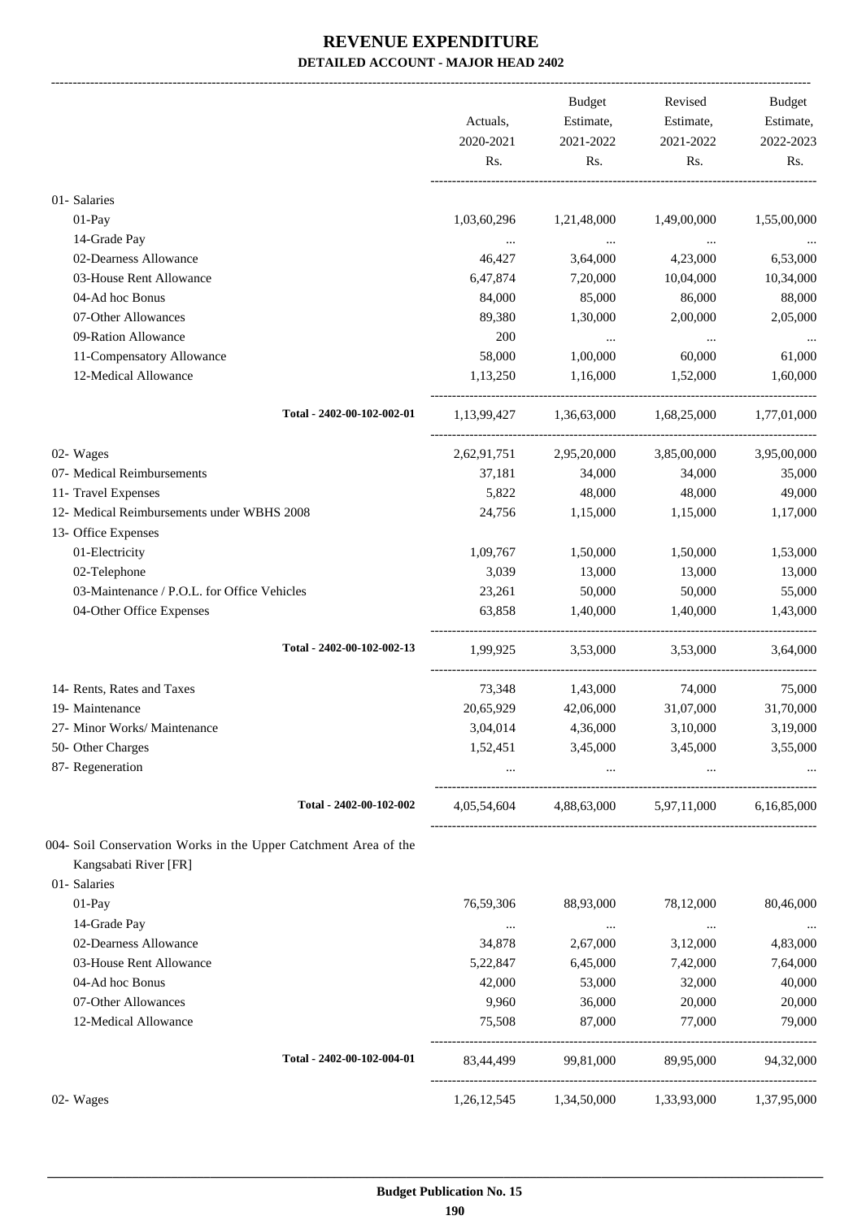# REVENUE EXPENDITURE

## DETAILED ACCOUNT - MAJOR HEAD 2402

| | Actuals, 2020-2021 Rs. | Budget Estimate, 2021-2022 Rs. | Revised Estimate, 2021-2022 Rs. | Budget Estimate, 2022-2023 Rs. |
|---|---|---|---|---|
| 01- Salaries | | | | |
| 01-Pay | 1,03,60,296 | 1,21,48,000 | 1,49,00,000 | 1,55,00,000 |
| 14-Grade Pay | ... | ... | ... | ... |
| 02-Dearness Allowance | 46,427 | 3,64,000 | 4,23,000 | 6,53,000 |
| 03-House Rent Allowance | 6,47,874 | 7,20,000 | 10,04,000 | 10,34,000 |
| 04-Ad hoc Bonus | 84,000 | 85,000 | 86,000 | 88,000 |
| 07-Other Allowances | 89,380 | 1,30,000 | 2,00,000 | 2,05,000 |
| 09-Ration Allowance | 200 | ... | ... | ... |
| 11-Compensatory Allowance | 58,000 | 1,00,000 | 60,000 | 61,000 |
| 12-Medical Allowance | 1,13,250 | 1,16,000 | 1,52,000 | 1,60,000 |
| Total - 2402-00-102-002-01 | 1,13,99,427 | 1,36,63,000 | 1,68,25,000 | 1,77,01,000 |
| 02- Wages | 2,62,91,751 | 2,95,20,000 | 3,85,00,000 | 3,95,00,000 |
| 07- Medical Reimbursements | 37,181 | 34,000 | 34,000 | 35,000 |
| 11- Travel Expenses | 5,822 | 48,000 | 48,000 | 49,000 |
| 12- Medical Reimbursements under WBHS 2008 | 24,756 | 1,15,000 | 1,15,000 | 1,17,000 |
| 13- Office Expenses | | | | |
| 01-Electricity | 1,09,767 | 1,50,000 | 1,50,000 | 1,53,000 |
| 02-Telephone | 3,039 | 13,000 | 13,000 | 13,000 |
| 03-Maintenance / P.O.L. for Office Vehicles | 23,261 | 50,000 | 50,000 | 55,000 |
| 04-Other Office Expenses | 63,858 | 1,40,000 | 1,40,000 | 1,43,000 |
| Total - 2402-00-102-002-13 | 1,99,925 | 3,53,000 | 3,53,000 | 3,64,000 |
| 14- Rents, Rates and Taxes | 73,348 | 1,43,000 | 74,000 | 75,000 |
| 19- Maintenance | 20,65,929 | 42,06,000 | 31,07,000 | 31,70,000 |
| 27- Minor Works/ Maintenance | 3,04,014 | 4,36,000 | 3,10,000 | 3,19,000 |
| 50- Other Charges | 1,52,451 | 3,45,000 | 3,45,000 | 3,55,000 |
| 87- Regeneration | ... | ... | ... | ... |
| Total - 2402-00-102-002 | 4,05,54,604 | 4,88,63,000 | 5,97,11,000 | 6,16,85,000 |
| 004- Soil Conservation Works in the Upper Catchment Area of the Kangsabati River [FR] | | | | |
| 01- Salaries | | | | |
| 01-Pay | 76,59,306 | 88,93,000 | 78,12,000 | 80,46,000 |
| 14-Grade Pay | ... | ... | ... | ... |
| 02-Dearness Allowance | 34,878 | 2,67,000 | 3,12,000 | 4,83,000 |
| 03-House Rent Allowance | 5,22,847 | 6,45,000 | 7,42,000 | 7,64,000 |
| 04-Ad hoc Bonus | 42,000 | 53,000 | 32,000 | 40,000 |
| 07-Other Allowances | 9,960 | 36,000 | 20,000 | 20,000 |
| 12-Medical Allowance | 75,508 | 87,000 | 77,000 | 79,000 |
| Total - 2402-00-102-004-01 | 83,44,499 | 99,81,000 | 89,95,000 | 94,32,000 |
| 02- Wages | 1,26,12,545 | 1,34,50,000 | 1,33,93,000 | 1,37,95,000 |

Budget Publication No. 15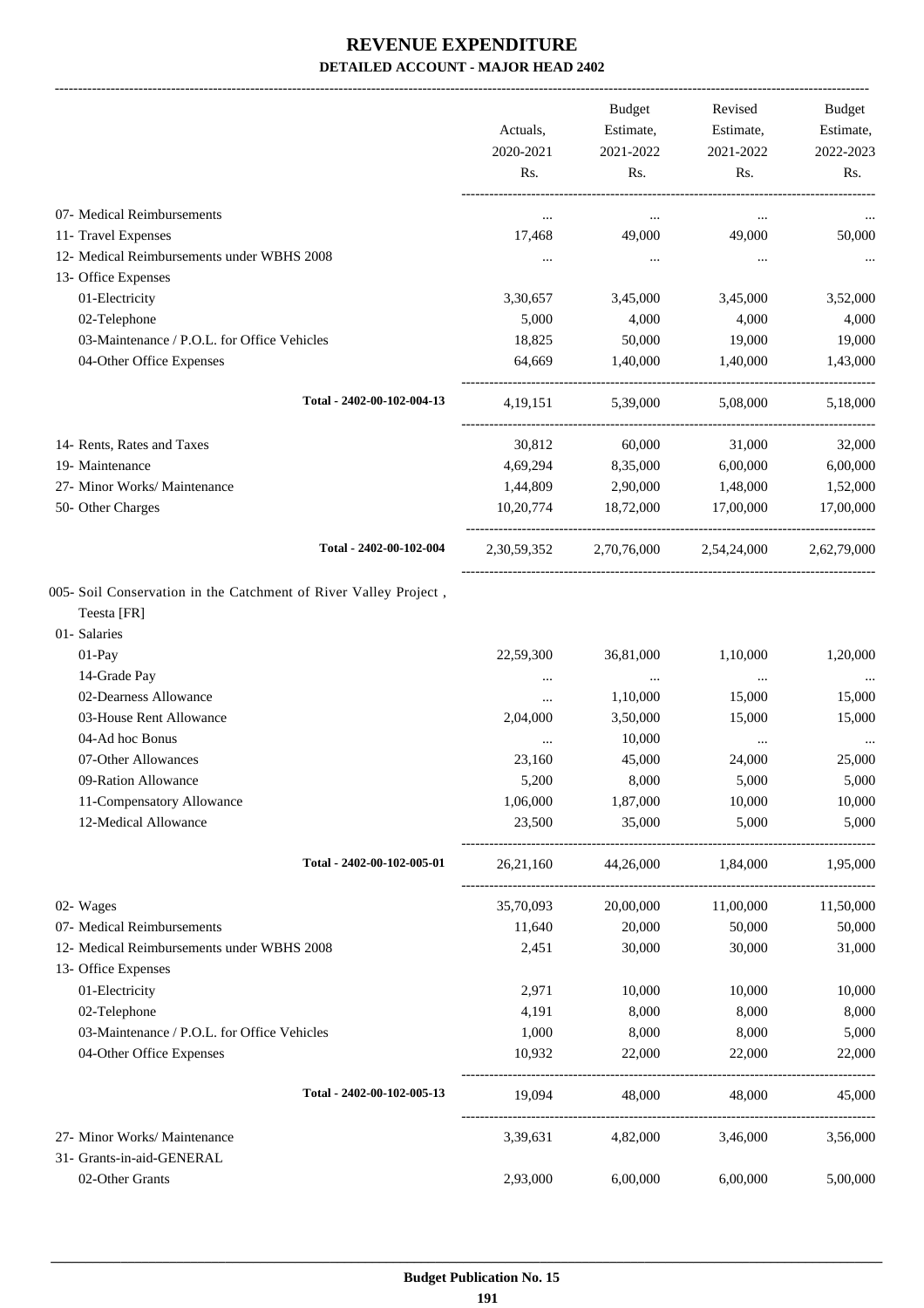# REVENUE EXPENDITURE

**DETAILED ACCOUNT - MAJOR HEAD 2402**

| | Actuals, 2020-2021 Rs. | Budget Estimate, 2021-2022 Rs. | Revised Estimate, 2021-2022 Rs. | Budget Estimate, 2022-2023 Rs. |
|---|---|---|---|---|
| 07- Medical Reimbursements | ... | ... | ... | ... |
| 11- Travel Expenses | 17,468 | 49,000 | 49,000 | 50,000 |
| 12- Medical Reimbursements under WBHS 2008 | ... | ... | ... | ... |
| 13- Office Expenses | | | | |
| 01-Electricity | 3,30,657 | 3,45,000 | 3,45,000 | 3,52,000 |
| 02-Telephone | 5,000 | 4,000 | 4,000 | 4,000 |
| 03-Maintenance / P.O.L. for Office Vehicles | 18,825 | 50,000 | 19,000 | 19,000 |
| 04-Other Office Expenses | 64,669 | 1,40,000 | 1,40,000 | 1,43,000 |
| Total - 2402-00-102-004-13 | 4,19,151 | 5,39,000 | 5,08,000 | 5,18,000 |
| 14- Rents, Rates and Taxes | 30,812 | 60,000 | 31,000 | 32,000 |
| 19- Maintenance | 4,69,294 | 8,35,000 | 6,00,000 | 6,00,000 |
| 27- Minor Works/ Maintenance | 1,44,809 | 2,90,000 | 1,48,000 | 1,52,000 |
| 50- Other Charges | 10,20,774 | 18,72,000 | 17,00,000 | 17,00,000 |
| Total - 2402-00-102-004 | 2,30,59,352 | 2,70,76,000 | 2,54,24,000 | 2,62,79,000 |
| 005- Soil Conservation in the Catchment of River Valley Project , Teesta [FR] | | | | |
| 01- Salaries | | | | |
| 01-Pay | 22,59,300 | 36,81,000 | 1,10,000 | 1,20,000 |
| 14-Grade Pay | ... | ... | ... | ... |
| 02-Dearness Allowance | ... | 1,10,000 | 15,000 | 15,000 |
| 03-House Rent Allowance | 2,04,000 | 3,50,000 | 15,000 | 15,000 |
| 04-Ad hoc Bonus | ... | 10,000 | ... | ... |
| 07-Other Allowances | 23,160 | 45,000 | 24,000 | 25,000 |
| 09-Ration Allowance | 5,200 | 8,000 | 5,000 | 5,000 |
| 11-Compensatory Allowance | 1,06,000 | 1,87,000 | 10,000 | 10,000 |
| 12-Medical Allowance | 23,500 | 35,000 | 5,000 | 5,000 |
| Total - 2402-00-102-005-01 | 26,21,160 | 44,26,000 | 1,84,000 | 1,95,000 |
| 02- Wages | 35,70,093 | 20,00,000 | 11,00,000 | 11,50,000 |
| 07- Medical Reimbursements | 11,640 | 20,000 | 50,000 | 50,000 |
| 12- Medical Reimbursements under WBHS 2008 | 2,451 | 30,000 | 30,000 | 31,000 |
| 13- Office Expenses | | | | |
| 01-Electricity | 2,971 | 10,000 | 10,000 | 10,000 |
| 02-Telephone | 4,191 | 8,000 | 8,000 | 8,000 |
| 03-Maintenance / P.O.L. for Office Vehicles | 1,000 | 8,000 | 8,000 | 5,000 |
| 04-Other Office Expenses | 10,932 | 22,000 | 22,000 | 22,000 |
| Total - 2402-00-102-005-13 | 19,094 | 48,000 | 48,000 | 45,000 |
| 27- Minor Works/ Maintenance | 3,39,631 | 4,82,000 | 3,46,000 | 3,56,000 |
| 31- Grants-in-aid-GENERAL | | | | |
| 02-Other Grants | 2,93,000 | 6,00,000 | 6,00,000 | 5,00,000 |

Budget Publication No. 15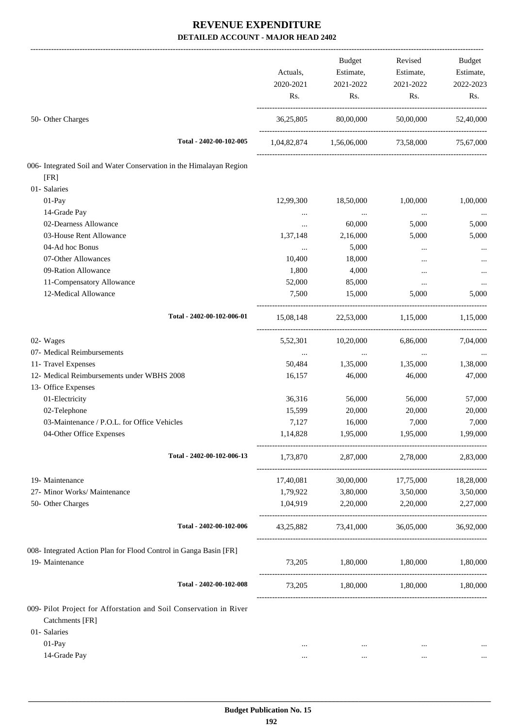# REVENUE EXPENDITURE

**DETAILED ACCOUNT - MAJOR HEAD 2402**

| | Actuals, 2020-2021 Rs. | Budget Estimate, 2021-2022 Rs. | Revised Estimate, 2021-2022 Rs. | Budget Estimate, 2022-2023 Rs. |
|---|---|---|---|---|
| 50- Other Charges | 36,25,805 | 80,00,000 | 50,00,000 | 52,40,000 |
| **Total - 2402-00-102-005** | 1,04,82,874 | 1,56,06,000 | 73,58,000 | 75,67,000 |
| 006- Integrated Soil and Water Conservation in the Himalayan Region [FR] | | | | |
| 01- Salaries | | | | |
| 01-Pay | 12,99,300 | 18,50,000 | 1,00,000 | 1,00,000 |
| 14-Grade Pay | ... | ... | ... | ... |
| 02-Dearness Allowance | ... | 60,000 | 5,000 | 5,000 |
| 03-House Rent Allowance | 1,37,148 | 2,16,000 | 5,000 | 5,000 |
| 04-Ad hoc Bonus | ... | 5,000 | ... | ... |
| 07-Other Allowances | 10,400 | 18,000 | ... | ... |
| 09-Ration Allowance | 1,800 | 4,000 | ... | ... |
| 11-Compensatory Allowance | 52,000 | 85,000 | ... | ... |
| 12-Medical Allowance | 7,500 | 15,000 | 5,000 | 5,000 |
| **Total - 2402-00-102-006-01** | 15,08,148 | 22,53,000 | 1,15,000 | 1,15,000 |
| 02- Wages | 5,52,301 | 10,20,000 | 6,86,000 | 7,04,000 |
| 07- Medical Reimbursements | ... | ... | ... | ... |
| 11- Travel Expenses | 50,484 | 1,35,000 | 1,35,000 | 1,38,000 |
| 12- Medical Reimbursements under WBHS 2008 | 16,157 | 46,000 | 46,000 | 47,000 |
| 13- Office Expenses | | | | |
| 01-Electricity | 36,316 | 56,000 | 56,000 | 57,000 |
| 02-Telephone | 15,599 | 20,000 | 20,000 | 20,000 |
| 03-Maintenance / P.O.L. for Office Vehicles | 7,127 | 16,000 | 7,000 | 7,000 |
| 04-Other Office Expenses | 1,14,828 | 1,95,000 | 1,95,000 | 1,99,000 |
| **Total - 2402-00-102-006-13** | 1,73,870 | 2,87,000 | 2,78,000 | 2,83,000 |
| 19- Maintenance | 17,40,081 | 30,00,000 | 17,75,000 | 18,28,000 |
| 27- Minor Works/ Maintenance | 1,79,922 | 3,80,000 | 3,50,000 | 3,50,000 |
| 50- Other Charges | 1,04,919 | 2,20,000 | 2,20,000 | 2,27,000 |
| **Total - 2402-00-102-006** | 43,25,882 | 73,41,000 | 36,05,000 | 36,92,000 |
| 008- Integrated Action Plan for Flood Control in Ganga Basin [FR] | | | | |
| 19- Maintenance | 73,205 | 1,80,000 | 1,80,000 | 1,80,000 |
| **Total - 2402-00-102-008** | 73,205 | 1,80,000 | 1,80,000 | 1,80,000 |
| 009- Pilot Project for Afforstation and Soil Conservation in River Catchments [FR] | | | | |
| 01- Salaries | | | | |
| 01-Pay | ... | ... | ... | ... |
| 14-Grade Pay | ... | ... | ... | ... |

**Budget Publication No. 15**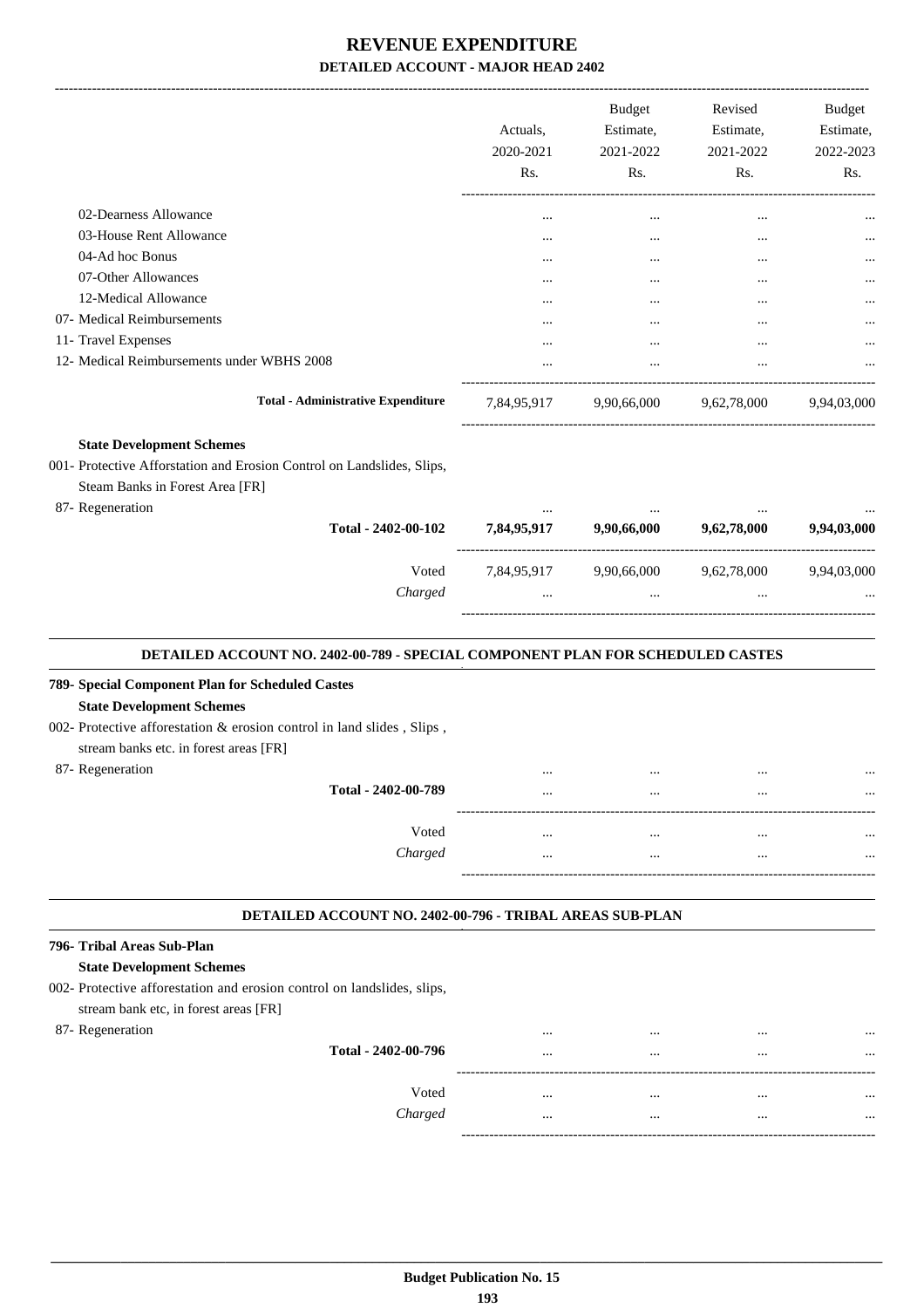# REVENUE EXPENDITURE

## DETAILED ACCOUNT - MAJOR HEAD 2402

| | Actuals, 2020-2021 Rs. | Budget Estimate, 2021-2022 Rs. | Revised Estimate, 2021-2022 Rs. | Budget Estimate, 2022-2023 Rs. |
|---|---|---|---|---|
| 02-Dearness Allowance | ... | ... | ... | ... |
| 03-House Rent Allowance | ... | ... | ... | ... |
| 04-Ad hoc Bonus | ... | ... | ... | ... |
| 07-Other Allowances | ... | ... | ... | ... |
| 12-Medical Allowance | ... | ... | ... | ... |
| 07- Medical Reimbursements | ... | ... | ... | ... |
| 11- Travel Expenses | ... | ... | ... | ... |
| 12- Medical Reimbursements under WBHS 2008 | ... | ... | ... | ... |
| **Total - Administrative Expenditure** | 7,84,95,917 | 9,90,66,000 | 9,62,78,000 | 9,94,03,000 |
| **State Development Schemes** | | | | |
| 001- Protective Afforstation and Erosion Control on Landslides, Slips, Steam Banks in Forest Area [FR] | | | | |
| 87- Regeneration | ... | ... | ... | ... |
| **Total - 2402-00-102** | **7,84,95,917** | **9,90,66,000** | **9,62,78,000** | **9,94,03,000** |
| Voted | 7,84,95,917 | 9,90,66,000 | 9,62,78,000 | 9,94,03,000 |
| *Charged* | ... | ... | ... | ... |

### DETAILED ACCOUNT NO. 2402-00-789 - SPECIAL COMPONENT PLAN FOR SCHEDULED CASTES

| | Actuals, 2020-2021 Rs. | Budget Estimate, 2021-2022 Rs. | Revised Estimate, 2021-2022 Rs. | Budget Estimate, 2022-2023 Rs. |
|---|---|---|---|---|
| **789- Special Component Plan for Scheduled Castes** | | | | |
| **State Development Schemes** | | | | |
| 002- Protective afforestation & erosion control in land slides , Slips , stream banks etc. in forest areas [FR] | | | | |
| 87- Regeneration | ... | ... | ... | ... |
| **Total - 2402-00-789** | ... | ... | ... | ... |
| Voted | ... | ... | ... | ... |
| *Charged* | ... | ... | ... | ... |

### DETAILED ACCOUNT NO. 2402-00-796 - TRIBAL AREAS SUB-PLAN

| | Actuals, 2020-2021 Rs. | Budget Estimate, 2021-2022 Rs. | Revised Estimate, 2021-2022 Rs. | Budget Estimate, 2022-2023 Rs. |
|---|---|---|---|---|
| **796- Tribal Areas Sub-Plan** | | | | |
| **State Development Schemes** | | | | |
| 002- Protective afforestation and erosion control on landslides, slips, stream bank etc, in forest areas [FR] | | | | |
| 87- Regeneration | ... | ... | ... | ... |
| **Total - 2402-00-796** | ... | ... | ... | ... |
| Voted | ... | ... | ... | ... |
| *Charged* | ... | ... | ... | ... |

**Budget Publication No. 15**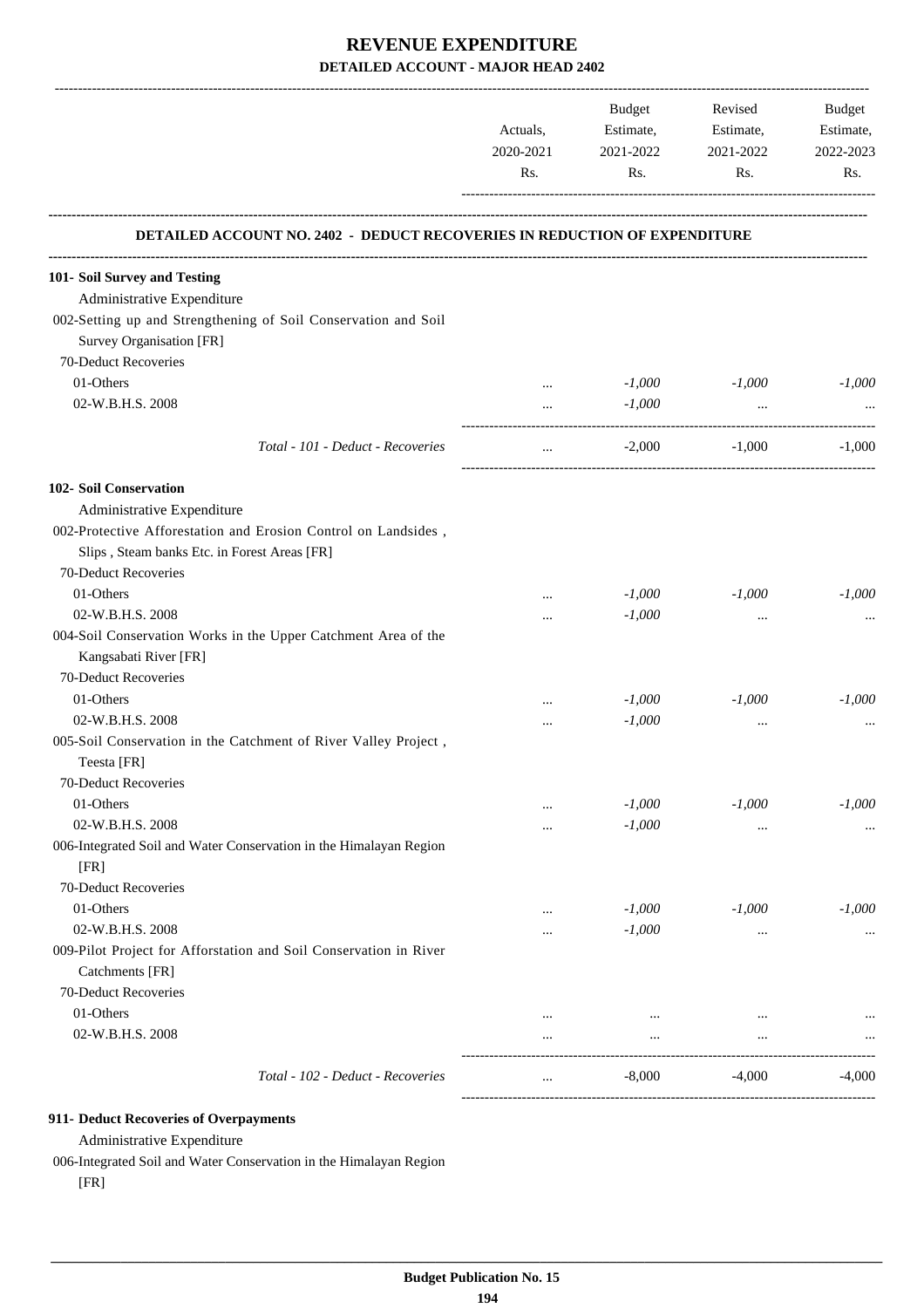# REVENUE EXPENDITURE

## DETAILED ACCOUNT - MAJOR HEAD 2402

| | Actuals, 2020-2021 Rs. | Budget Estimate, 2021-2022 Rs. | Revised Estimate, 2021-2022 Rs. | Budget Estimate, 2022-2023 Rs. |
|---|---|---|---|---|
| **DETAILED ACCOUNT NO. 2402 - DEDUCT RECOVERIES IN REDUCTION OF EXPENDITURE** | | | | |
| **101- Soil Survey and Testing** | | | | |
| Administrative Expenditure | | | | |
| 002-Setting up and Strengthening of Soil Conservation and Soil Survey Organisation [FR] | | | | |
| 70-Deduct Recoveries | | | | |
| 01-Others | ... | *-1,000* | *-1,000* | *-1,000* |
| 02-W.B.H.S. 2008 | ... | *-1,000* | ... | ... |
| *Total - 101 - Deduct - Recoveries* | ... | -2,000 | -1,000 | -1,000 |
| **102- Soil Conservation** | | | | |
| Administrative Expenditure | | | | |
| 002-Protective Afforestation and Erosion Control on Landsides , Slips , Steam banks Etc. in Forest Areas [FR] | | | | |
| 70-Deduct Recoveries | | | | |
| 01-Others | ... | *-1,000* | *-1,000* | *-1,000* |
| 02-W.B.H.S. 2008 | ... | *-1,000* | ... | ... |
| 004-Soil Conservation Works in the Upper Catchment Area of the Kangsabati River [FR] | | | | |
| 70-Deduct Recoveries | | | | |
| 01-Others | ... | *-1,000* | *-1,000* | *-1,000* |
| 02-W.B.H.S. 2008 | ... | *-1,000* | ... | ... |
| 005-Soil Conservation in the Catchment of River Valley Project , Teesta [FR] | | | | |
| 70-Deduct Recoveries | | | | |
| 01-Others | ... | *-1,000* | *-1,000* | *-1,000* |
| 02-W.B.H.S. 2008 | ... | *-1,000* | ... | ... |
| 006-Integrated Soil and Water Conservation in the Himalayan Region [FR] | | | | |
| 70-Deduct Recoveries | | | | |
| 01-Others | ... | *-1,000* | *-1,000* | *-1,000* |
| 02-W.B.H.S. 2008 | ... | *-1,000* | ... | ... |
| 009-Pilot Project for Afforstation and Soil Conservation in River Catchments [FR] | | | | |
| 70-Deduct Recoveries | | | | |
| 01-Others | ... | ... | ... | ... |
| 02-W.B.H.S. 2008 | ... | ... | ... | ... |
| *Total - 102 - Deduct - Recoveries* | ... | -8,000 | -4,000 | -4,000 |
| **911- Deduct Recoveries of Overpayments** | | | | |
| Administrative Expenditure | | | | |
| 006-Integrated Soil and Water Conservation in the Himalayan Region [FR] | | | | |

**Budget Publication No. 15**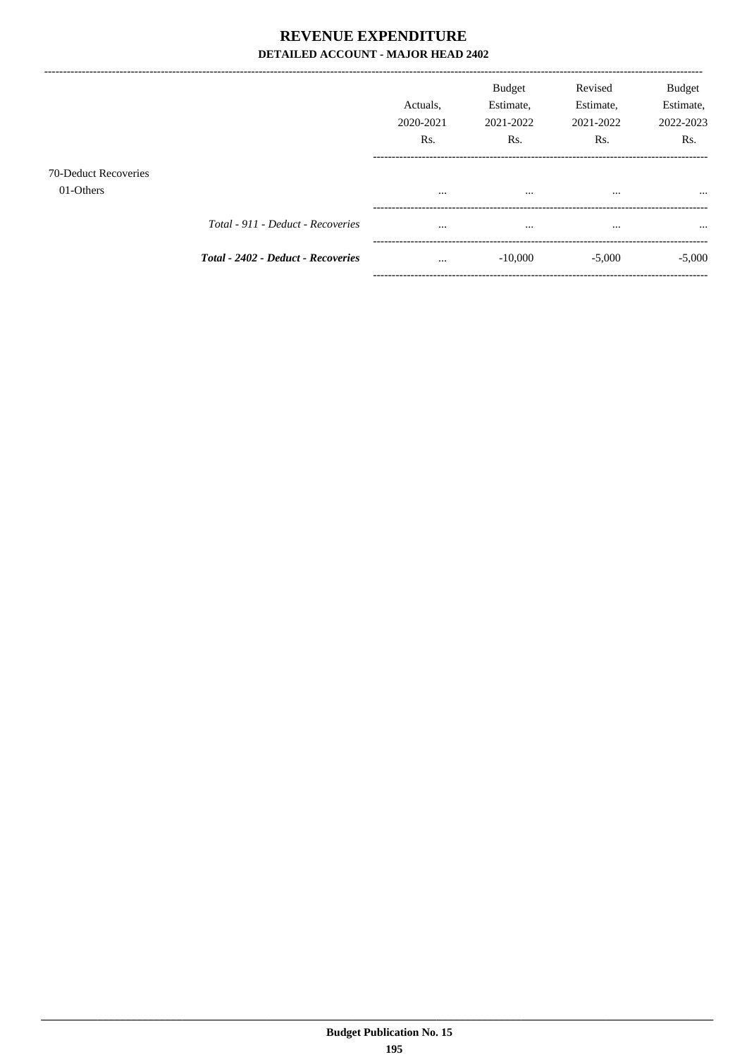# REVENUE EXPENDITURE

## DETAILED ACCOUNT - MAJOR HEAD 2402

| | Actuals, 2020-2021 Rs. | Budget Estimate, 2021-2022 Rs. | Revised Estimate, 2021-2022 Rs. | Budget Estimate, 2022-2023 Rs. |
|---|---|---|---|---|
| 70-Deduct Recoveries | | | | |
| 01-Others | ... | ... | ... | ... |
| *Total - 911 - Deduct - Recoveries* | ... | ... | ... | ... |
| ***Total - 2402 - Deduct - Recoveries*** | ... | -10,000 | -5,000 | -5,000 |

Budget Publication No. 15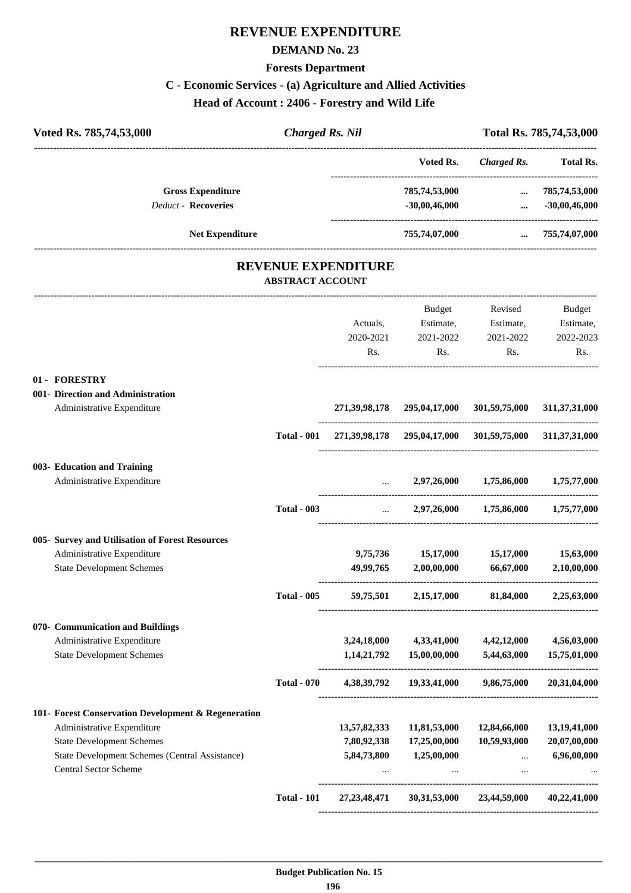# REVENUE EXPENDITURE

## DEMAND No. 23

### Forests Department

### C - Economic Services - (a) Agriculture and Allied Activities

### Head of Account : 2406 - Forestry and Wild Life

| Voted Rs. 785,74,53,000 | *Charged Rs. Nil* | Total Rs. 785,74,53,000 |
|---|---|---|

| | Voted Rs. | *Charged Rs.* | Total Rs. |
|---|---|---|---|
| **Gross Expenditure** | 785,74,53,000 | ... | 785,74,53,000 |
| *Deduct* - **Recoveries** | -30,00,46,000 | ... | -30,00,46,000 |
| **Net Expenditure** | 755,74,07,000 | ... | 755,74,07,000 |

# REVENUE EXPENDITURE

## ABSTRACT ACCOUNT

| | | Actuals, 2020-2021 Rs. | Budget Estimate, 2021-2022 Rs. | Revised Estimate, 2021-2022 Rs. | Budget Estimate, 2022-2023 Rs. |
|---|---|---|---|---|---|
| **01 - FORESTRY** | | | | | |
| **001- Direction and Administration** | | | | | |
| Administrative Expenditure | | 271,39,98,178 | 295,04,17,000 | 301,59,75,000 | 311,37,31,000 |
| | **Total - 001** | 271,39,98,178 | 295,04,17,000 | 301,59,75,000 | 311,37,31,000 |
| **003- Education and Training** | | | | | |
| Administrative Expenditure | | ... | 2,97,26,000 | 1,75,86,000 | 1,75,77,000 |
| | **Total - 003** | ... | 2,97,26,000 | 1,75,86,000 | 1,75,77,000 |
| **005- Survey and Utilisation of Forest Resources** | | | | | |
| Administrative Expenditure | | 9,75,736 | 15,17,000 | 15,17,000 | 15,63,000 |
| State Development Schemes | | 49,99,765 | 2,00,00,000 | 66,67,000 | 2,10,00,000 |
| | **Total - 005** | 59,75,501 | 2,15,17,000 | 81,84,000 | 2,25,63,000 |
| **070- Communication and Buildings** | | | | | |
| Administrative Expenditure | | 3,24,18,000 | 4,33,41,000 | 4,42,12,000 | 4,56,03,000 |
| State Development Schemes | | 1,14,21,792 | 15,00,00,000 | 5,44,63,000 | 15,75,01,000 |
| | **Total - 070** | 4,38,39,792 | 19,33,41,000 | 9,86,75,000 | 20,31,04,000 |
| **101- Forest Conservation Development & Regeneration** | | | | | |
| Administrative Expenditure | | 13,57,82,333 | 11,81,53,000 | 12,84,66,000 | 13,19,41,000 |
| State Development Schemes | | 7,80,92,338 | 17,25,00,000 | 10,59,93,000 | 20,07,00,000 |
| State Development Schemes (Central Assistance) | | 5,84,73,800 | 1,25,00,000 | ... | 6,96,00,000 |
| Central Sector Scheme | | ... | ... | ... | ... |
| | **Total - 101** | 27,23,48,471 | 30,31,53,000 | 23,44,59,000 | 40,22,41,000 |

**Budget Publication No. 15**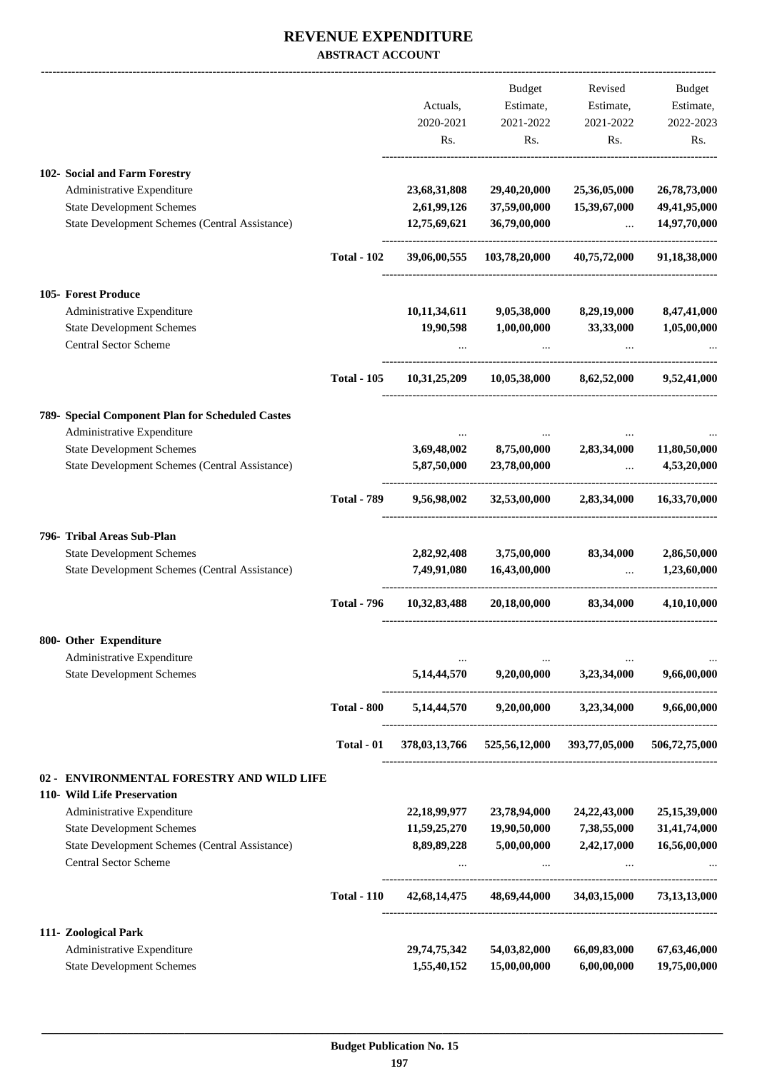# REVENUE EXPENDITURE

**ABSTRACT ACCOUNT**

| | | Actuals, 2020-2021 Rs. | Budget Estimate, 2021-2022 Rs. | Revised Estimate, 2021-2022 Rs. | Budget Estimate, 2022-2023 Rs. |
|---|---|---|---|---|---|
| **102- Social and Farm Forestry** | | | | | |
| Administrative Expenditure | | 23,68,31,808 | 29,40,20,000 | 25,36,05,000 | 26,78,73,000 |
| State Development Schemes | | 2,61,99,126 | 37,59,00,000 | 15,39,67,000 | 49,41,95,000 |
| State Development Schemes (Central Assistance) | | 12,75,69,621 | 36,79,00,000 | ... | 14,97,70,000 |
| | **Total - 102** | 39,06,00,555 | 103,78,20,000 | 40,75,72,000 | 91,18,38,000 |
| **105- Forest Produce** | | | | | |
| Administrative Expenditure | | 10,11,34,611 | 9,05,38,000 | 8,29,19,000 | 8,47,41,000 |
| State Development Schemes | | 19,90,598 | 1,00,00,000 | 33,33,000 | 1,05,00,000 |
| Central Sector Scheme | | ... | ... | ... | ... |
| | **Total - 105** | 10,31,25,209 | 10,05,38,000 | 8,62,52,000 | 9,52,41,000 |
| **789- Special Component Plan for Scheduled Castes** | | | | | |
| Administrative Expenditure | | ... | ... | ... | ... |
| State Development Schemes | | 3,69,48,002 | 8,75,00,000 | 2,83,34,000 | 11,80,50,000 |
| State Development Schemes (Central Assistance) | | 5,87,50,000 | 23,78,00,000 | ... | 4,53,20,000 |
| | **Total - 789** | 9,56,98,002 | 32,53,00,000 | 2,83,34,000 | 16,33,70,000 |
| **796- Tribal Areas Sub-Plan** | | | | | |
| State Development Schemes | | 2,82,92,408 | 3,75,00,000 | 83,34,000 | 2,86,50,000 |
| State Development Schemes (Central Assistance) | | 7,49,91,080 | 16,43,00,000 | ... | 1,23,60,000 |
| | **Total - 796** | 10,32,83,488 | 20,18,00,000 | 83,34,000 | 4,10,10,000 |
| **800- Other Expenditure** | | | | | |
| Administrative Expenditure | | ... | ... | ... | ... |
| State Development Schemes | | 5,14,44,570 | 9,20,00,000 | 3,23,34,000 | 9,66,00,000 |
| | **Total - 800** | 5,14,44,570 | 9,20,00,000 | 3,23,34,000 | 9,66,00,000 |
| | **Total - 01** | 378,03,13,766 | 525,56,12,000 | 393,77,05,000 | 506,72,75,000 |
| **02 - ENVIRONMENTAL FORESTRY AND WILD LIFE** | | | | | |
| **110- Wild Life Preservation** | | | | | |
| Administrative Expenditure | | 22,18,99,977 | 23,78,94,000 | 24,22,43,000 | 25,15,39,000 |
| State Development Schemes | | 11,59,25,270 | 19,90,50,000 | 7,38,55,000 | 31,41,74,000 |
| State Development Schemes (Central Assistance) | | 8,89,89,228 | 5,00,00,000 | 2,42,17,000 | 16,56,00,000 |
| Central Sector Scheme | | ... | ... | ... | ... |
| | **Total - 110** | 42,68,14,475 | 48,69,44,000 | 34,03,15,000 | 73,13,13,000 |
| **111- Zoological Park** | | | | | |
| Administrative Expenditure | | 29,74,75,342 | 54,03,82,000 | 66,09,83,000 | 67,63,46,000 |
| State Development Schemes | | 1,55,40,152 | 15,00,00,000 | 6,00,00,000 | 19,75,00,000 |

**Budget Publication No. 15**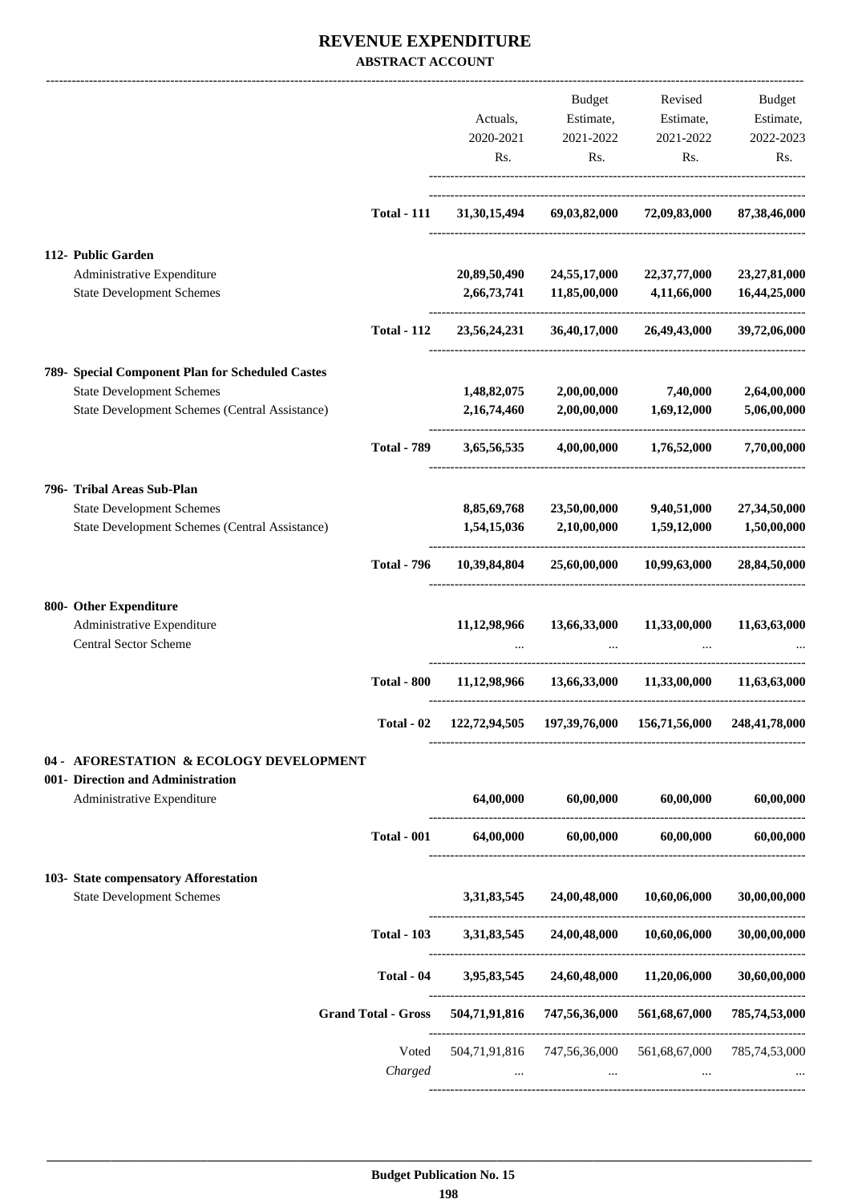# REVENUE EXPENDITURE

**ABSTRACT ACCOUNT**

| | | Actuals, 2020-2021 Rs. | Budget Estimate, 2021-2022 Rs. | Revised Estimate, 2021-2022 Rs. | Budget Estimate, 2022-2023 Rs. |
|---|---|---|---|---|---|
| | **Total - 111** | **31,30,15,494** | **69,03,82,000** | **72,09,83,000** | **87,38,46,000** |
| **112- Public Garden** | | | | | |
| Administrative Expenditure | | **20,89,50,490** | **24,55,17,000** | **22,37,77,000** | **23,27,81,000** |
| State Development Schemes | | **2,66,73,741** | **11,85,00,000** | **4,11,66,000** | **16,44,25,000** |
| | **Total - 112** | **23,56,24,231** | **36,40,17,000** | **26,49,43,000** | **39,72,06,000** |
| **789- Special Component Plan for Scheduled Castes** | | | | | |
| State Development Schemes | | **1,48,82,075** | **2,00,00,000** | **7,40,000** | **2,64,00,000** |
| State Development Schemes (Central Assistance) | | **2,16,74,460** | **2,00,00,000** | **1,69,12,000** | **5,06,00,000** |
| | **Total - 789** | **3,65,56,535** | **4,00,00,000** | **1,76,52,000** | **7,70,00,000** |
| **796- Tribal Areas Sub-Plan** | | | | | |
| State Development Schemes | | **8,85,69,768** | **23,50,00,000** | **9,40,51,000** | **27,34,50,000** |
| State Development Schemes (Central Assistance) | | **1,54,15,036** | **2,10,00,000** | **1,59,12,000** | **1,50,00,000** |
| | **Total - 796** | **10,39,84,804** | **25,60,00,000** | **10,99,63,000** | **28,84,50,000** |
| **800- Other Expenditure** | | | | | |
| Administrative Expenditure | | **11,12,98,966** | **13,66,33,000** | **11,33,00,000** | **11,63,63,000** |
| Central Sector Scheme | | ... | ... | ... | ... |
| | **Total - 800** | **11,12,98,966** | **13,66,33,000** | **11,33,00,000** | **11,63,63,000** |
| | **Total - 02** | **122,72,94,505** | **197,39,76,000** | **156,71,56,000** | **248,41,78,000** |
| **04 - AFORESTATION & ECOLOGY DEVELOPMENT** | | | | | |
| **001- Direction and Administration** | | | | | |
| Administrative Expenditure | | **64,00,000** | **60,00,000** | **60,00,000** | **60,00,000** |
| | **Total - 001** | **64,00,000** | **60,00,000** | **60,00,000** | **60,00,000** |
| **103- State compensatory Afforestation** | | | | | |
| State Development Schemes | | **3,31,83,545** | **24,00,48,000** | **10,60,06,000** | **30,00,00,000** |
| | **Total - 103** | **3,31,83,545** | **24,00,48,000** | **10,60,06,000** | **30,00,00,000** |
| | **Total - 04** | **3,95,83,545** | **24,60,48,000** | **11,20,06,000** | **30,60,00,000** |
| | **Grand Total - Gross** | **504,71,91,816** | **747,56,36,000** | **561,68,67,000** | **785,74,53,000** |
| | Voted | 504,71,91,816 | 747,56,36,000 | 561,68,67,000 | 785,74,53,000 |
| | *Charged* | ... | ... | ... | ... |

**Budget Publication No. 15**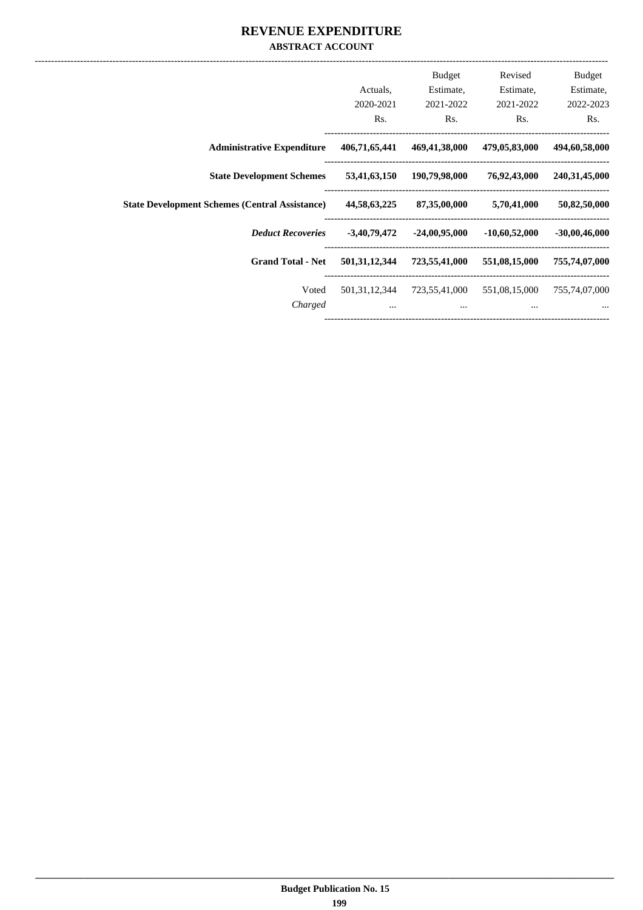# REVENUE EXPENDITURE

## ABSTRACT ACCOUNT

| | Actuals, 2020-2021 Rs. | Budget Estimate, 2021-2022 Rs. | Revised Estimate, 2021-2022 Rs. | Budget Estimate, 2022-2023 Rs. |
|---|---|---|---|---|
| **Administrative Expenditure** | **406,71,65,441** | **469,41,38,000** | **479,05,83,000** | **494,60,58,000** |
| **State Development Schemes** | **53,41,63,150** | **190,79,98,000** | **76,92,43,000** | **240,31,45,000** |
| **State Development Schemes (Central Assistance)** | **44,58,63,225** | **87,35,00,000** | **5,70,41,000** | **50,82,50,000** |
| ***Deduct Recoveries*** | **-3,40,79,472** | **-24,00,95,000** | **-10,60,52,000** | **-30,00,46,000** |
| **Grand Total - Net** | **501,31,12,344** | **723,55,41,000** | **551,08,15,000** | **755,74,07,000** |
| Voted | 501,31,12,344 | 723,55,41,000 | 551,08,15,000 | 755,74,07,000 |
| *Charged* | ... | ... | ... | ... |

Budget Publication No. 15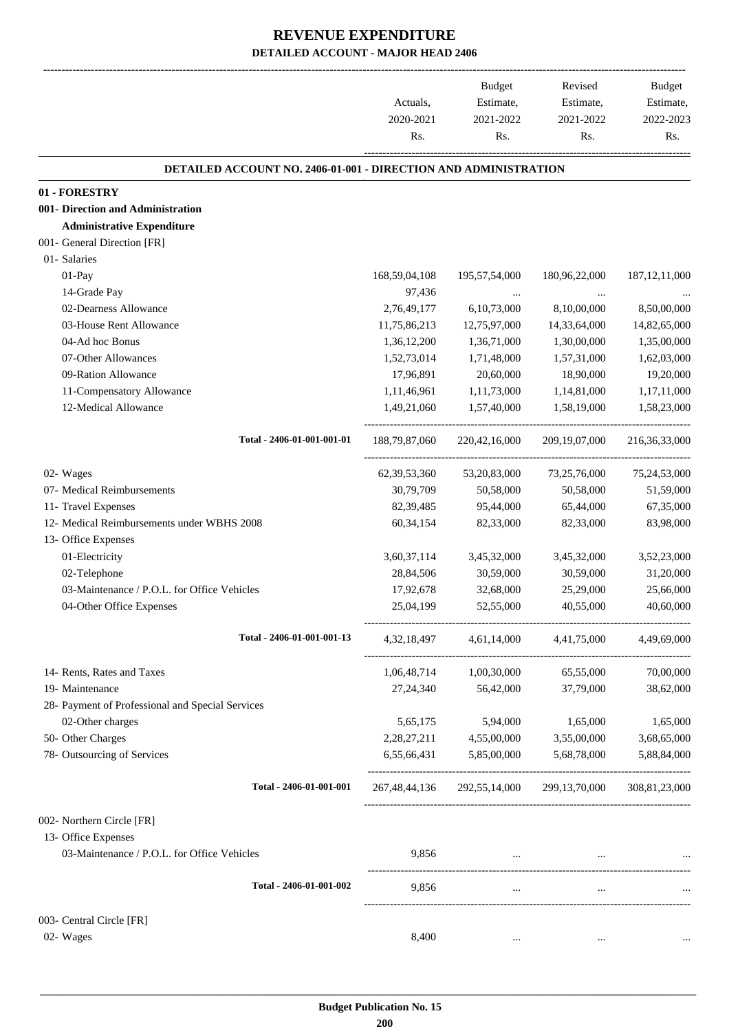# REVENUE EXPENDITURE

## DETAILED ACCOUNT - MAJOR HEAD 2406

| | Actuals, 2020-2021 Rs. | Budget Estimate, 2021-2022 Rs. | Revised Estimate, 2021-2022 Rs. | Budget Estimate, 2022-2023 Rs. |
|---|---|---|---|---|
| **DETAILED ACCOUNT NO. 2406-01-001 - DIRECTION AND ADMINISTRATION** | | | | |
| **01 - FORESTRY** | | | | |
| **001- Direction and Administration** | | | | |
| **Administrative Expenditure** | | | | |
| 001- General Direction [FR] | | | | |
| 01- Salaries | | | | |
| 01-Pay | 168,59,04,108 | 195,57,54,000 | 180,96,22,000 | 187,12,11,000 |
| 14-Grade Pay | 97,436 | ... | ... | ... |
| 02-Dearness Allowance | 2,76,49,177 | 6,10,73,000 | 8,10,00,000 | 8,50,00,000 |
| 03-House Rent Allowance | 11,75,86,213 | 12,75,97,000 | 14,33,64,000 | 14,82,65,000 |
| 04-Ad hoc Bonus | 1,36,12,200 | 1,36,71,000 | 1,30,00,000 | 1,35,00,000 |
| 07-Other Allowances | 1,52,73,014 | 1,71,48,000 | 1,57,31,000 | 1,62,03,000 |
| 09-Ration Allowance | 17,96,891 | 20,60,000 | 18,90,000 | 19,20,000 |
| 11-Compensatory Allowance | 1,11,46,961 | 1,11,73,000 | 1,14,81,000 | 1,17,11,000 |
| 12-Medical Allowance | 1,49,21,060 | 1,57,40,000 | 1,58,19,000 | 1,58,23,000 |
| Total - 2406-01-001-001-01 | 188,79,87,060 | 220,42,16,000 | 209,19,07,000 | 216,36,33,000 |
| 02- Wages | 62,39,53,360 | 53,20,83,000 | 73,25,76,000 | 75,24,53,000 |
| 07- Medical Reimbursements | 30,79,709 | 50,58,000 | 50,58,000 | 51,59,000 |
| 11- Travel Expenses | 82,39,485 | 95,44,000 | 65,44,000 | 67,35,000 |
| 12- Medical Reimbursements under WBHS 2008 | 60,34,154 | 82,33,000 | 82,33,000 | 83,98,000 |
| 13- Office Expenses | | | | |
| 01-Electricity | 3,60,37,114 | 3,45,32,000 | 3,45,32,000 | 3,52,23,000 |
| 02-Telephone | 28,84,506 | 30,59,000 | 30,59,000 | 31,20,000 |
| 03-Maintenance / P.O.L. for Office Vehicles | 17,92,678 | 32,68,000 | 25,29,000 | 25,66,000 |
| 04-Other Office Expenses | 25,04,199 | 52,55,000 | 40,55,000 | 40,60,000 |
| Total - 2406-01-001-001-13 | 4,32,18,497 | 4,61,14,000 | 4,41,75,000 | 4,49,69,000 |
| 14- Rents, Rates and Taxes | 1,06,48,714 | 1,00,30,000 | 65,55,000 | 70,00,000 |
| 19- Maintenance | 27,24,340 | 56,42,000 | 37,79,000 | 38,62,000 |
| 28- Payment of Professional and Special Services | | | | |
| 02-Other charges | 5,65,175 | 5,94,000 | 1,65,000 | 1,65,000 |
| 50- Other Charges | 2,28,27,211 | 4,55,00,000 | 3,55,00,000 | 3,68,65,000 |
| 78- Outsourcing of Services | 6,55,66,431 | 5,85,00,000 | 5,68,78,000 | 5,88,84,000 |
| Total - 2406-01-001-001 | 267,48,44,136 | 292,55,14,000 | 299,13,70,000 | 308,81,23,000 |
| 002- Northern Circle [FR] | | | | |
| 13- Office Expenses | | | | |
| 03-Maintenance / P.O.L. for Office Vehicles | 9,856 | ... | ... | ... |
| Total - 2406-01-001-002 | 9,856 | ... | ... | ... |
| 003- Central Circle [FR] | | | | |
| 02- Wages | 8,400 | ... | ... | ... |

Budget Publication No. 15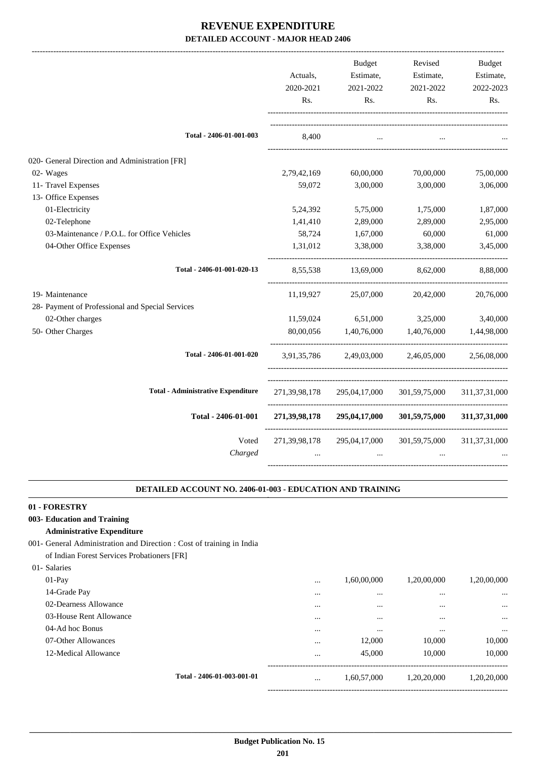# REVENUE EXPENDITURE

## DETAILED ACCOUNT - MAJOR HEAD 2406

| | Actuals, 2020-2021 Rs. | Budget Estimate, 2021-2022 Rs. | Revised Estimate, 2021-2022 Rs. | Budget Estimate, 2022-2023 Rs. |
|---|---|---|---|---|
| **Total - 2406-01-001-003** | 8,400 | ... | ... | ... |
| 020- General Direction and Administration [FR] | | | | |
| 02- Wages | 2,79,42,169 | 60,00,000 | 70,00,000 | 75,00,000 |
| 11- Travel Expenses | 59,072 | 3,00,000 | 3,00,000 | 3,06,000 |
| 13- Office Expenses | | | | |
| 01-Electricity | 5,24,392 | 5,75,000 | 1,75,000 | 1,87,000 |
| 02-Telephone | 1,41,410 | 2,89,000 | 2,89,000 | 2,95,000 |
| 03-Maintenance / P.O.L. for Office Vehicles | 58,724 | 1,67,000 | 60,000 | 61,000 |
| 04-Other Office Expenses | 1,31,012 | 3,38,000 | 3,38,000 | 3,45,000 |
| **Total - 2406-01-001-020-13** | 8,55,538 | 13,69,000 | 8,62,000 | 8,88,000 |
| 19- Maintenance | 11,19,927 | 25,07,000 | 20,42,000 | 20,76,000 |
| 28- Payment of Professional and Special Services | | | | |
| 02-Other charges | 11,59,024 | 6,51,000 | 3,25,000 | 3,40,000 |
| 50- Other Charges | 80,00,056 | 1,40,76,000 | 1,40,76,000 | 1,44,98,000 |
| **Total - 2406-01-001-020** | 3,91,35,786 | 2,49,03,000 | 2,46,05,000 | 2,56,08,000 |
| **Total - Administrative Expenditure** | 271,39,98,178 | 295,04,17,000 | 301,59,75,000 | 311,37,31,000 |
| **Total - 2406-01-001** | **271,39,98,178** | **295,04,17,000** | **301,59,75,000** | **311,37,31,000** |
| Voted | 271,39,98,178 | 295,04,17,000 | 301,59,75,000 | 311,37,31,000 |
| *Charged* | ... | ... | ... | ... |

### DETAILED ACCOUNT NO. 2406-01-003 - EDUCATION AND TRAINING

**01 - FORESTRY**

**003- Education and Training**

**Administrative Expenditure**

| | Actuals, 2020-2021 Rs. | Budget Estimate, 2021-2022 Rs. | Revised Estimate, 2021-2022 Rs. | Budget Estimate, 2022-2023 Rs. |
|---|---|---|---|---|
| 001- General Administration and Direction : Cost of training in India of Indian Forest Services Probationers [FR] | | | | |
| 01- Salaries | | | | |
| 01-Pay | ... | 1,60,00,000 | 1,20,00,000 | 1,20,00,000 |
| 14-Grade Pay | ... | ... | ... | ... |
| 02-Dearness Allowance | ... | ... | ... | ... |
| 03-House Rent Allowance | ... | ... | ... | ... |
| 04-Ad hoc Bonus | ... | ... | ... | ... |
| 07-Other Allowances | ... | 12,000 | 10,000 | 10,000 |
| 12-Medical Allowance | ... | 45,000 | 10,000 | 10,000 |
| **Total - 2406-01-003-001-01** | ... | 1,60,57,000 | 1,20,20,000 | 1,20,20,000 |

Budget Publication No. 15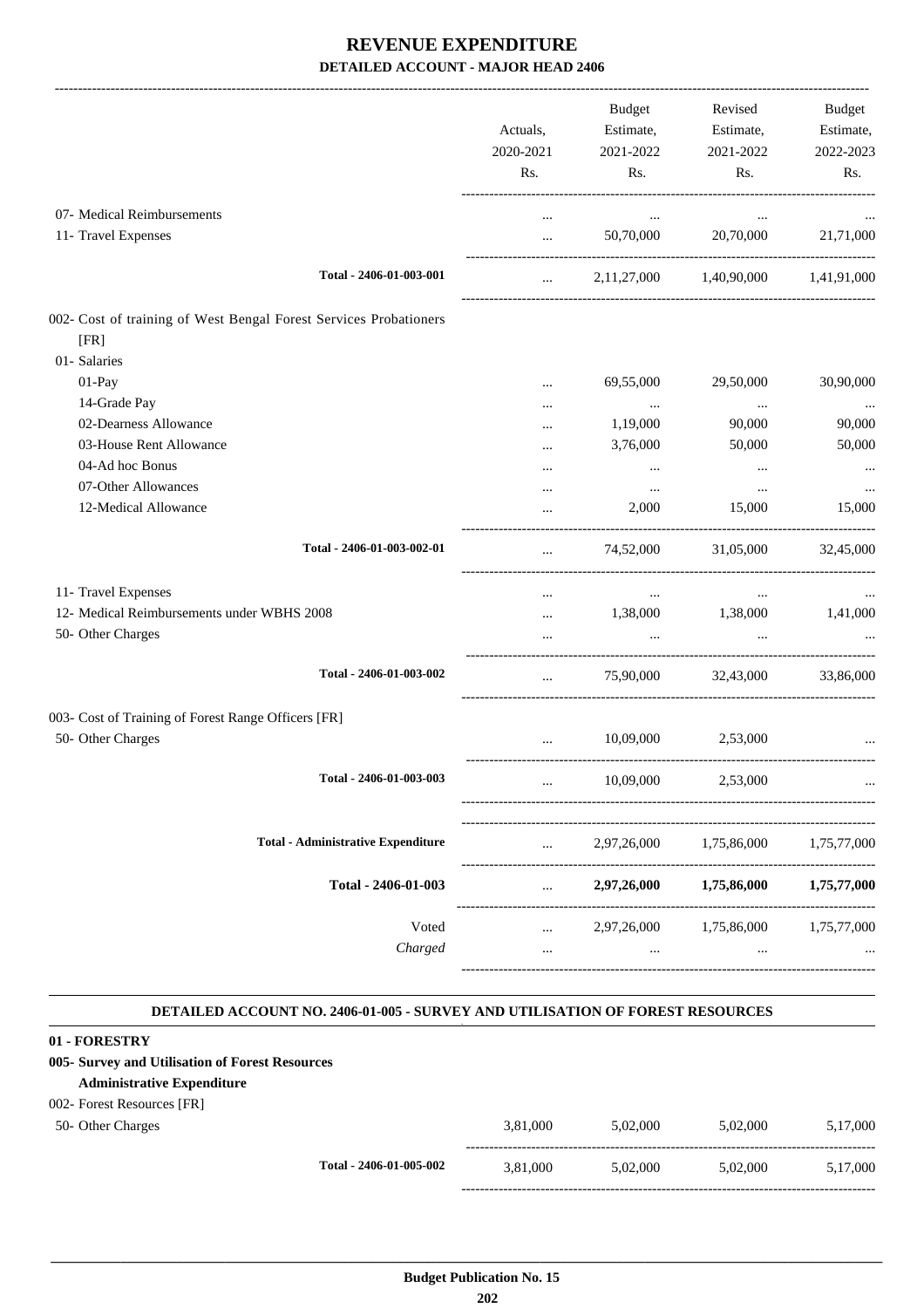# REVENUE EXPENDITURE

**DETAILED ACCOUNT - MAJOR HEAD 2406**

| | Actuals, 2020-2021 Rs. | Budget Estimate, 2021-2022 Rs. | Revised Estimate, 2021-2022 Rs. | Budget Estimate, 2022-2023 Rs. |
|---|---|---|---|---|
| 07- Medical Reimbursements | ... | ... | ... | ... |
| 11- Travel Expenses | ... | 50,70,000 | 20,70,000 | 21,71,000 |
| Total - 2406-01-003-001 | ... | 2,11,27,000 | 1,40,90,000 | 1,41,91,000 |
| 002- Cost of training of West Bengal Forest Services Probationers [FR] | | | | |
| 01- Salaries | | | | |
| 01-Pay | ... | 69,55,000 | 29,50,000 | 30,90,000 |
| 14-Grade Pay | ... | ... | ... | ... |
| 02-Dearness Allowance | ... | 1,19,000 | 90,000 | 90,000 |
| 03-House Rent Allowance | ... | 3,76,000 | 50,000 | 50,000 |
| 04-Ad hoc Bonus | ... | ... | ... | ... |
| 07-Other Allowances | ... | ... | ... | ... |
| 12-Medical Allowance | ... | 2,000 | 15,000 | 15,000 |
| Total - 2406-01-003-002-01 | ... | 74,52,000 | 31,05,000 | 32,45,000 |
| 11- Travel Expenses | ... | ... | ... | ... |
| 12- Medical Reimbursements under WBHS 2008 | ... | 1,38,000 | 1,38,000 | 1,41,000 |
| 50- Other Charges | ... | ... | ... | ... |
| Total - 2406-01-003-002 | ... | 75,90,000 | 32,43,000 | 33,86,000 |
| 003- Cost of Training of Forest Range Officers [FR] | | | | |
| 50- Other Charges | ... | 10,09,000 | 2,53,000 | ... |
| Total - 2406-01-003-003 | ... | 10,09,000 | 2,53,000 | ... |
| Total - Administrative Expenditure | ... | 2,97,26,000 | 1,75,86,000 | 1,75,77,000 |
| **Total - 2406-01-003** | ... | **2,97,26,000** | **1,75,86,000** | **1,75,77,000** |
| Voted | ... | 2,97,26,000 | 1,75,86,000 | 1,75,77,000 |
| *Charged* | ... | ... | ... | ... |

**DETAILED ACCOUNT NO. 2406-01-005 - SURVEY AND UTILISATION OF FOREST RESOURCES**

**01 - FORESTRY**

**005- Survey and Utilisation of Forest Resources**

**Administrative Expenditure**

| | Actuals, 2020-2021 Rs. | Budget Estimate, 2021-2022 Rs. | Revised Estimate, 2021-2022 Rs. | Budget Estimate, 2022-2023 Rs. |
|---|---|---|---|---|
| 002- Forest Resources [FR] | | | | |
| 50- Other Charges | 3,81,000 | 5,02,000 | 5,02,000 | 5,17,000 |
| Total - 2406-01-005-002 | 3,81,000 | 5,02,000 | 5,02,000 | 5,17,000 |

**Budget Publication No. 15**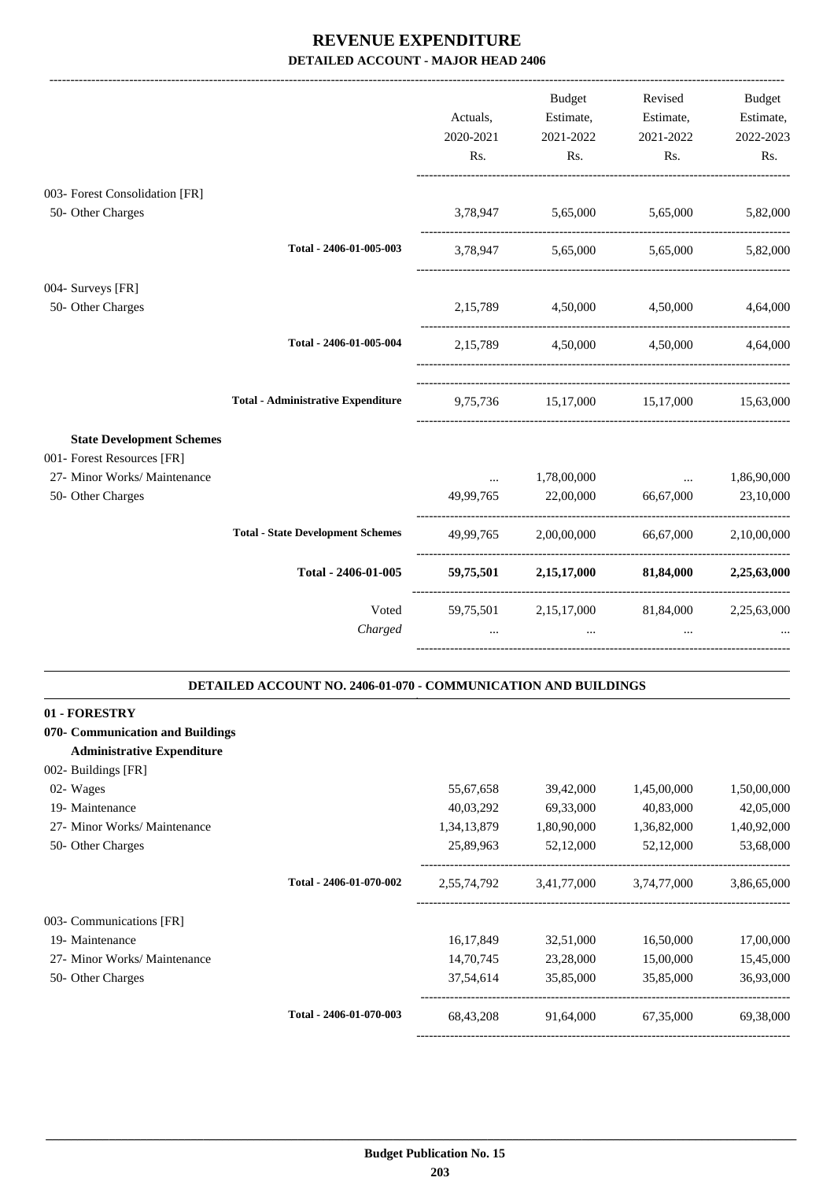# REVENUE EXPENDITURE

## DETAILED ACCOUNT - MAJOR HEAD 2406

| | Actuals, 2020-2021 Rs. | Budget Estimate, 2021-2022 Rs. | Revised Estimate, 2021-2022 Rs. | Budget Estimate, 2022-2023 Rs. |
|---|---|---|---|---|
| 003- Forest Consolidation [FR] | | | | |
| 50- Other Charges | 3,78,947 | 5,65,000 | 5,65,000 | 5,82,000 |
| Total - 2406-01-005-003 | 3,78,947 | 5,65,000 | 5,65,000 | 5,82,000 |
| 004- Surveys [FR] | | | | |
| 50- Other Charges | 2,15,789 | 4,50,000 | 4,50,000 | 4,64,000 |
| Total - 2406-01-005-004 | 2,15,789 | 4,50,000 | 4,50,000 | 4,64,000 |
| **Total - Administrative Expenditure** | 9,75,736 | 15,17,000 | 15,17,000 | 15,63,000 |
| **State Development Schemes** | | | | |
| 001- Forest Resources [FR] | | | | |
| 27- Minor Works/ Maintenance | ... | 1,78,00,000 | ... | 1,86,90,000 |
| 50- Other Charges | 49,99,765 | 22,00,000 | 66,67,000 | 23,10,000 |
| **Total - State Development Schemes** | 49,99,765 | 2,00,00,000 | 66,67,000 | 2,10,00,000 |
| **Total - 2406-01-005** | **59,75,501** | **2,15,17,000** | **81,84,000** | **2,25,63,000** |
| Voted | 59,75,501 | 2,15,17,000 | 81,84,000 | 2,25,63,000 |
| *Charged* | ... | ... | ... | ... |

### DETAILED ACCOUNT NO. 2406-01-070 - COMMUNICATION AND BUILDINGS

| | Actuals, 2020-2021 Rs. | Budget Estimate, 2021-2022 Rs. | Revised Estimate, 2021-2022 Rs. | Budget Estimate, 2022-2023 Rs. |
|---|---|---|---|---|
| **01 - FORESTRY** | | | | |
| **070- Communication and Buildings** | | | | |
| **Administrative Expenditure** | | | | |
| 002- Buildings [FR] | | | | |
| 02- Wages | 55,67,658 | 39,42,000 | 1,45,00,000 | 1,50,00,000 |
| 19- Maintenance | 40,03,292 | 69,33,000 | 40,83,000 | 42,05,000 |
| 27- Minor Works/ Maintenance | 1,34,13,879 | 1,80,90,000 | 1,36,82,000 | 1,40,92,000 |
| 50- Other Charges | 25,89,963 | 52,12,000 | 52,12,000 | 53,68,000 |
| Total - 2406-01-070-002 | 2,55,74,792 | 3,41,77,000 | 3,74,77,000 | 3,86,65,000 |
| 003- Communications [FR] | | | | |
| 19- Maintenance | 16,17,849 | 32,51,000 | 16,50,000 | 17,00,000 |
| 27- Minor Works/ Maintenance | 14,70,745 | 23,28,000 | 15,00,000 | 15,45,000 |
| 50- Other Charges | 37,54,614 | 35,85,000 | 35,85,000 | 36,93,000 |
| Total - 2406-01-070-003 | 68,43,208 | 91,64,000 | 67,35,000 | 69,38,000 |

Budget Publication No. 15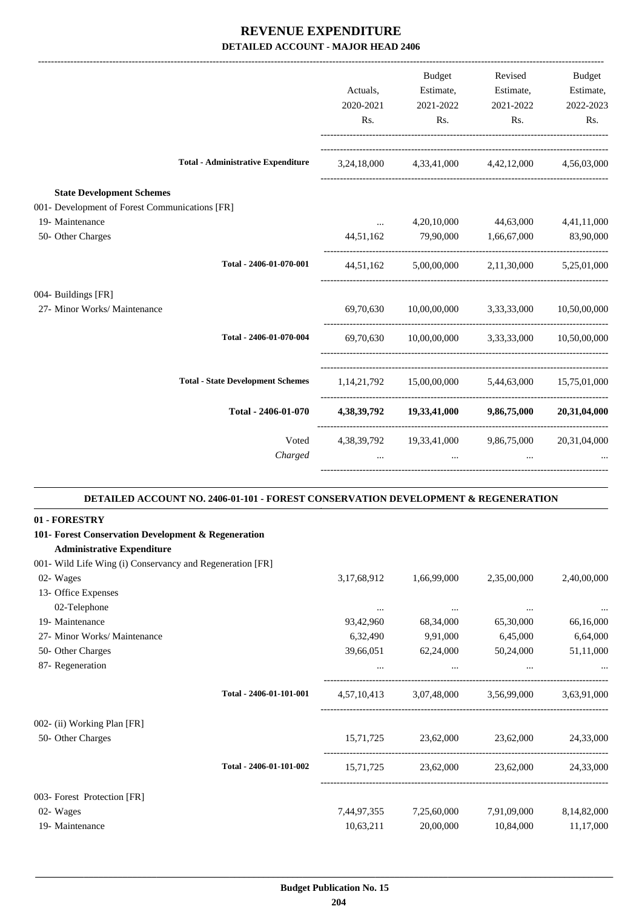# REVENUE EXPENDITURE

## DETAILED ACCOUNT - MAJOR HEAD 2406

| | Actuals, 2020-2021 Rs. | Budget Estimate, 2021-2022 Rs. | Revised Estimate, 2021-2022 Rs. | Budget Estimate, 2022-2023 Rs. |
|---|---|---|---|---|
| **Total - Administrative Expenditure** | 3,24,18,000 | 4,33,41,000 | 4,42,12,000 | 4,56,03,000 |
| **State Development Schemes** | | | | |
| 001- Development of Forest Communications [FR] | | | | |
| 19- Maintenance | ... | 4,20,10,000 | 44,63,000 | 4,41,11,000 |
| 50- Other Charges | 44,51,162 | 79,90,000 | 1,66,67,000 | 83,90,000 |
| **Total - 2406-01-070-001** | 44,51,162 | 5,00,00,000 | 2,11,30,000 | 5,25,01,000 |
| 004- Buildings [FR] | | | | |
| 27- Minor Works/ Maintenance | 69,70,630 | 10,00,00,000 | 3,33,33,000 | 10,50,00,000 |
| **Total - 2406-01-070-004** | 69,70,630 | 10,00,00,000 | 3,33,33,000 | 10,50,00,000 |
| **Total - State Development Schemes** | 1,14,21,792 | 15,00,00,000 | 5,44,63,000 | 15,75,01,000 |
| **Total - 2406-01-070** | **4,38,39,792** | **19,33,41,000** | **9,86,75,000** | **20,31,04,000** |
| Voted | 4,38,39,792 | 19,33,41,000 | 9,86,75,000 | 20,31,04,000 |
| *Charged* | ... | ... | ... | ... |

### DETAILED ACCOUNT NO. 2406-01-101 - FOREST CONSERVATION DEVELOPMENT & REGENERATION

| | Actuals, 2020-2021 Rs. | Budget Estimate, 2021-2022 Rs. | Revised Estimate, 2021-2022 Rs. | Budget Estimate, 2022-2023 Rs. |
|---|---|---|---|---|
| **01 - FORESTRY** | | | | |
| **101- Forest Conservation Development & Regeneration** | | | | |
| **Administrative Expenditure** | | | | |
| 001- Wild Life Wing (i) Conservancy and Regeneration [FR] | | | | |
| 02- Wages | 3,17,68,912 | 1,66,99,000 | 2,35,00,000 | 2,40,00,000 |
| 13- Office Expenses | | | | |
| 02-Telephone | ... | ... | ... | ... |
| 19- Maintenance | 93,42,960 | 68,34,000 | 65,30,000 | 66,16,000 |
| 27- Minor Works/ Maintenance | 6,32,490 | 9,91,000 | 6,45,000 | 6,64,000 |
| 50- Other Charges | 39,66,051 | 62,24,000 | 50,24,000 | 51,11,000 |
| 87- Regeneration | ... | ... | ... | ... |
| **Total - 2406-01-101-001** | 4,57,10,413 | 3,07,48,000 | 3,56,99,000 | 3,63,91,000 |
| 002- (ii) Working Plan [FR] | | | | |
| 50- Other Charges | 15,71,725 | 23,62,000 | 23,62,000 | 24,33,000 |
| **Total - 2406-01-101-002** | 15,71,725 | 23,62,000 | 23,62,000 | 24,33,000 |
| 003- Forest Protection [FR] | | | | |
| 02- Wages | 7,44,97,355 | 7,25,60,000 | 7,91,09,000 | 8,14,82,000 |
| 19- Maintenance | 10,63,211 | 20,00,000 | 10,84,000 | 11,17,000 |

**Budget Publication No. 15**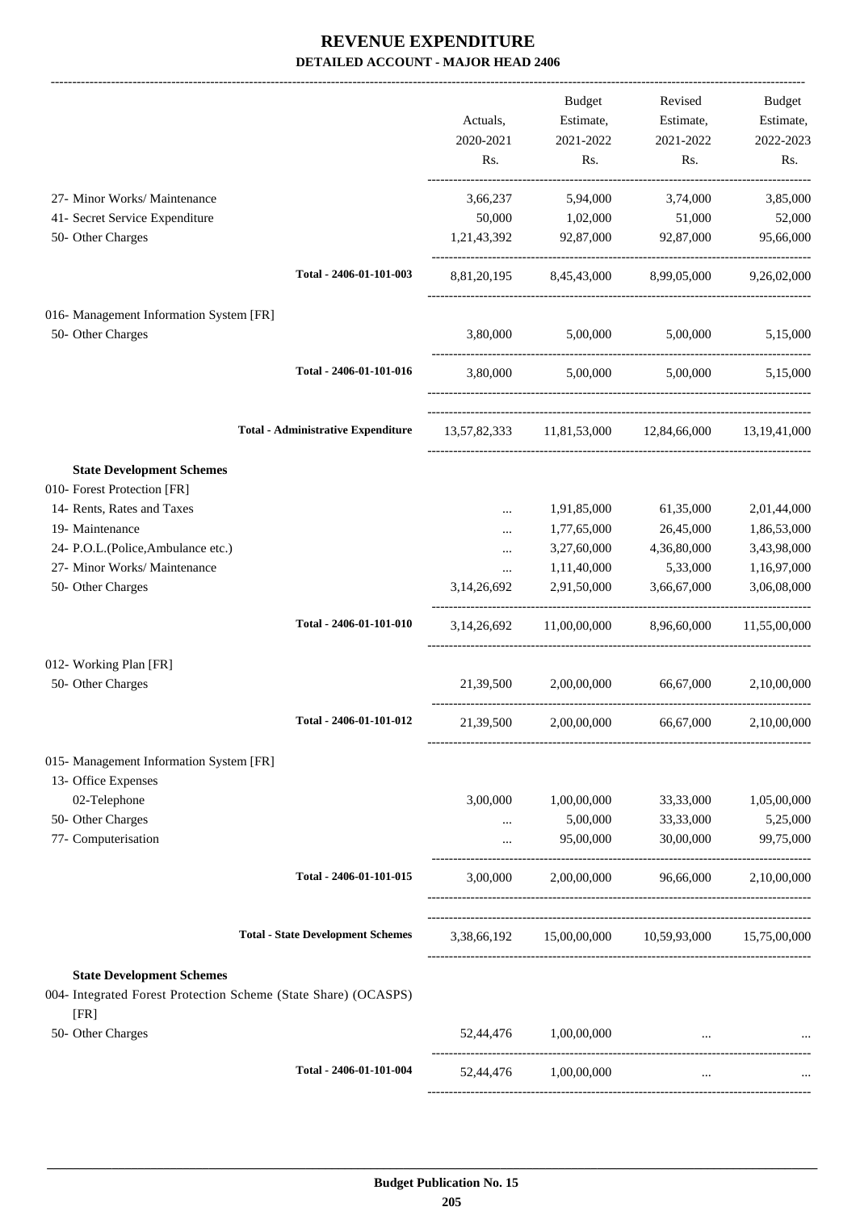# REVENUE EXPENDITURE
## DETAILED ACCOUNT - MAJOR HEAD 2406

| | Actuals, 2020-2021 Rs. | Budget Estimate, 2021-2022 Rs. | Revised Estimate, 2021-2022 Rs. | Budget Estimate, 2022-2023 Rs. |
|---|---|---|---|---|
| 27- Minor Works/ Maintenance | 3,66,237 | 5,94,000 | 3,74,000 | 3,85,000 |
| 41- Secret Service Expenditure | 50,000 | 1,02,000 | 51,000 | 52,000 |
| 50- Other Charges | 1,21,43,392 | 92,87,000 | 92,87,000 | 95,66,000 |
| **Total - 2406-01-101-003** | 8,81,20,195 | 8,45,43,000 | 8,99,05,000 | 9,26,02,000 |
| 016- Management Information System [FR] | | | | |
| 50- Other Charges | 3,80,000 | 5,00,000 | 5,00,000 | 5,15,000 |
| **Total - 2406-01-101-016** | 3,80,000 | 5,00,000 | 5,00,000 | 5,15,000 |
| **Total - Administrative Expenditure** | 13,57,82,333 | 11,81,53,000 | 12,84,66,000 | 13,19,41,000 |
| **State Development Schemes** | | | | |
| 010- Forest Protection [FR] | | | | |
| 14- Rents, Rates and Taxes | ... | 1,91,85,000 | 61,35,000 | 2,01,44,000 |
| 19- Maintenance | ... | 1,77,65,000 | 26,45,000 | 1,86,53,000 |
| 24- P.O.L.(Police,Ambulance etc.) | ... | 3,27,60,000 | 4,36,80,000 | 3,43,98,000 |
| 27- Minor Works/ Maintenance | ... | 1,11,40,000 | 5,33,000 | 1,16,97,000 |
| 50- Other Charges | 3,14,26,692 | 2,91,50,000 | 3,66,67,000 | 3,06,08,000 |
| **Total - 2406-01-101-010** | 3,14,26,692 | 11,00,00,000 | 8,96,60,000 | 11,55,00,000 |
| 012- Working Plan [FR] | | | | |
| 50- Other Charges | 21,39,500 | 2,00,00,000 | 66,67,000 | 2,10,00,000 |
| **Total - 2406-01-101-012** | 21,39,500 | 2,00,00,000 | 66,67,000 | 2,10,00,000 |
| 015- Management Information System [FR] | | | | |
| 13- Office Expenses | | | | |
| 02-Telephone | 3,00,000 | 1,00,00,000 | 33,33,000 | 1,05,00,000 |
| 50- Other Charges | ... | 5,00,000 | 33,33,000 | 5,25,000 |
| 77- Computerisation | ... | 95,00,000 | 30,00,000 | 99,75,000 |
| **Total - 2406-01-101-015** | 3,00,000 | 2,00,00,000 | 96,66,000 | 2,10,00,000 |
| **Total - State Development Schemes** | 3,38,66,192 | 15,00,00,000 | 10,59,93,000 | 15,75,00,000 |
| **State Development Schemes** | | | | |
| 004- Integrated Forest Protection Scheme (State Share) (OCASPS) [FR] | | | | |
| 50- Other Charges | 52,44,476 | 1,00,00,000 | ... | ... |
| **Total - 2406-01-101-004** | 52,44,476 | 1,00,00,000 | ... | ... |

**Budget Publication No. 15**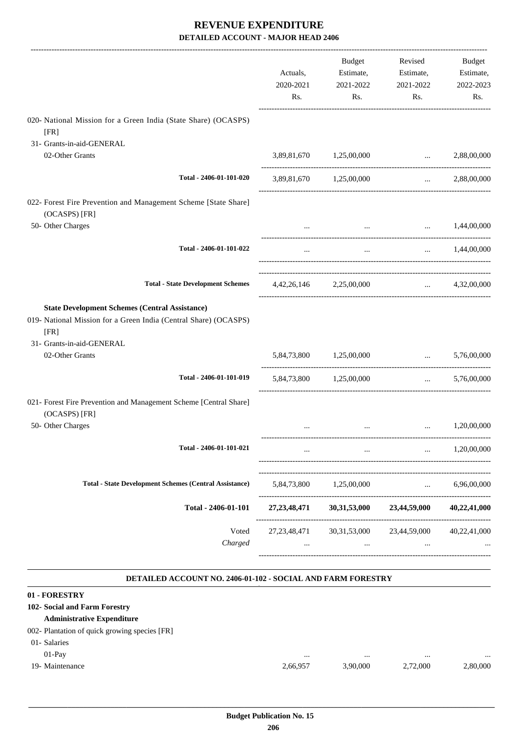# REVENUE EXPENDITURE

## DETAILED ACCOUNT - MAJOR HEAD 2406

| | Actuals, 2020-2021 Rs. | Budget Estimate, 2021-2022 Rs. | Revised Estimate, 2021-2022 Rs. | Budget Estimate, 2022-2023 Rs. |
|---|---|---|---|---|
| 020- National Mission for a Green India (State Share) (OCASPS) [FR] | | | | |
| 31- Grants-in-aid-GENERAL | | | | |
| 02-Other Grants | 3,89,81,670 | 1,25,00,000 | ... | 2,88,00,000 |
| Total - 2406-01-101-020 | 3,89,81,670 | 1,25,00,000 | ... | 2,88,00,000 |
| 022- Forest Fire Prevention and Management Scheme [State Share] (OCASPS) [FR] | | | | |
| 50- Other Charges | ... | ... | ... | 1,44,00,000 |
| Total - 2406-01-101-022 | ... | ... | ... | 1,44,00,000 |
| Total - State Development Schemes | 4,42,26,146 | 2,25,00,000 | ... | 4,32,00,000 |
| **State Development Schemes (Central Assistance)** | | | | |
| 019- National Mission for a Green India (Central Share) (OCASPS) [FR] | | | | |
| 31- Grants-in-aid-GENERAL | | | | |
| 02-Other Grants | 5,84,73,800 | 1,25,00,000 | ... | 5,76,00,000 |
| Total - 2406-01-101-019 | 5,84,73,800 | 1,25,00,000 | ... | 5,76,00,000 |
| 021- Forest Fire Prevention and Management Scheme [Central Share] (OCASPS) [FR] | | | | |
| 50- Other Charges | ... | ... | ... | 1,20,00,000 |
| Total - 2406-01-101-021 | ... | ... | ... | 1,20,00,000 |
| Total - State Development Schemes (Central Assistance) | 5,84,73,800 | 1,25,00,000 | ... | 6,96,00,000 |
| **Total - 2406-01-101** | **27,23,48,471** | **30,31,53,000** | **23,44,59,000** | **40,22,41,000** |
| Voted | 27,23,48,471 | 30,31,53,000 | 23,44,59,000 | 40,22,41,000 |
| *Charged* | ... | ... | ... | ... |

### DETAILED ACCOUNT NO. 2406-01-102 - SOCIAL AND FARM FORESTRY

| | Actuals, 2020-2021 Rs. | Budget Estimate, 2021-2022 Rs. | Revised Estimate, 2021-2022 Rs. | Budget Estimate, 2022-2023 Rs. |
|---|---|---|---|---|
| **01 - FORESTRY** | | | | |
| **102- Social and Farm Forestry** | | | | |
| **Administrative Expenditure** | | | | |
| 002- Plantation of quick growing species [FR] | | | | |
| 01- Salaries | | | | |
| 01-Pay | ... | ... | ... | ... |
| 19- Maintenance | 2,66,957 | 3,90,000 | 2,72,000 | 2,80,000 |

Budget Publication No. 15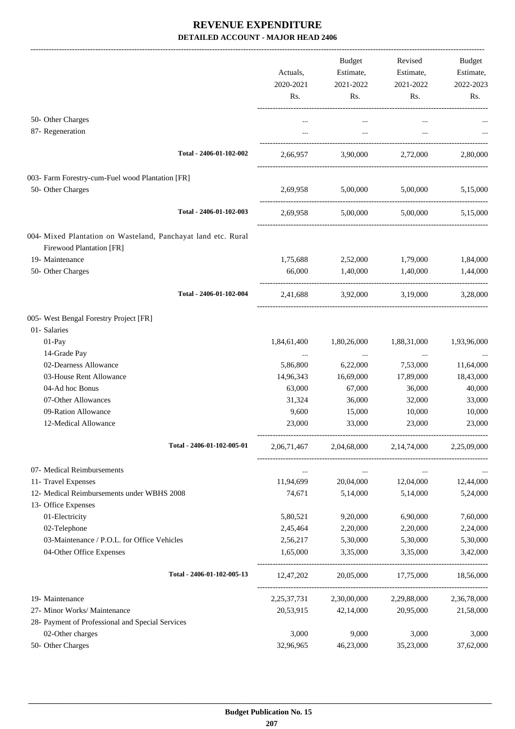# REVENUE EXPENDITURE

## DETAILED ACCOUNT - MAJOR HEAD 2406

| | Actuals, 2020-2021 Rs. | Budget Estimate, 2021-2022 Rs. | Revised Estimate, 2021-2022 Rs. | Budget Estimate, 2022-2023 Rs. |
|---|---|---|---|---|
| 50- Other Charges | ... | ... | ... | ... |
| 87- Regeneration | ... | ... | ... | ... |
| Total - 2406-01-102-002 | 2,66,957 | 3,90,000 | 2,72,000 | 2,80,000 |
| 003- Farm Forestry-cum-Fuel wood Plantation [FR] | | | | |
| 50- Other Charges | 2,69,958 | 5,00,000 | 5,00,000 | 5,15,000 |
| Total - 2406-01-102-003 | 2,69,958 | 5,00,000 | 5,00,000 | 5,15,000 |
| 004- Mixed Plantation on Wasteland, Panchayat land etc. Rural Firewood Plantation [FR] | | | | |
| 19- Maintenance | 1,75,688 | 2,52,000 | 1,79,000 | 1,84,000 |
| 50- Other Charges | 66,000 | 1,40,000 | 1,40,000 | 1,44,000 |
| Total - 2406-01-102-004 | 2,41,688 | 3,92,000 | 3,19,000 | 3,28,000 |
| 005- West Bengal Forestry Project [FR] | | | | |
| 01- Salaries | | | | |
| 01-Pay | 1,84,61,400 | 1,80,26,000 | 1,88,31,000 | 1,93,96,000 |
| 14-Grade Pay | ... | ... | ... | ... |
| 02-Dearness Allowance | 5,86,800 | 6,22,000 | 7,53,000 | 11,64,000 |
| 03-House Rent Allowance | 14,96,343 | 16,69,000 | 17,89,000 | 18,43,000 |
| 04-Ad hoc Bonus | 63,000 | 67,000 | 36,000 | 40,000 |
| 07-Other Allowances | 31,324 | 36,000 | 32,000 | 33,000 |
| 09-Ration Allowance | 9,600 | 15,000 | 10,000 | 10,000 |
| 12-Medical Allowance | 23,000 | 33,000 | 23,000 | 23,000 |
| Total - 2406-01-102-005-01 | 2,06,71,467 | 2,04,68,000 | 2,14,74,000 | 2,25,09,000 |
| 07- Medical Reimbursements | ... | ... | ... | ... |
| 11- Travel Expenses | 11,94,699 | 20,04,000 | 12,04,000 | 12,44,000 |
| 12- Medical Reimbursements under WBHS 2008 | 74,671 | 5,14,000 | 5,14,000 | 5,24,000 |
| 13- Office Expenses | | | | |
| 01-Electricity | 5,80,521 | 9,20,000 | 6,90,000 | 7,60,000 |
| 02-Telephone | 2,45,464 | 2,20,000 | 2,20,000 | 2,24,000 |
| 03-Maintenance / P.O.L. for Office Vehicles | 2,56,217 | 5,30,000 | 5,30,000 | 5,30,000 |
| 04-Other Office Expenses | 1,65,000 | 3,35,000 | 3,35,000 | 3,42,000 |
| Total - 2406-01-102-005-13 | 12,47,202 | 20,05,000 | 17,75,000 | 18,56,000 |
| 19- Maintenance | 2,25,37,731 | 2,30,00,000 | 2,29,88,000 | 2,36,78,000 |
| 27- Minor Works/ Maintenance | 20,53,915 | 42,14,000 | 20,95,000 | 21,58,000 |
| 28- Payment of Professional and Special Services | | | | |
| 02-Other charges | 3,000 | 9,000 | 3,000 | 3,000 |
| 50- Other Charges | 32,96,965 | 46,23,000 | 35,23,000 | 37,62,000 |

**Budget Publication No. 15**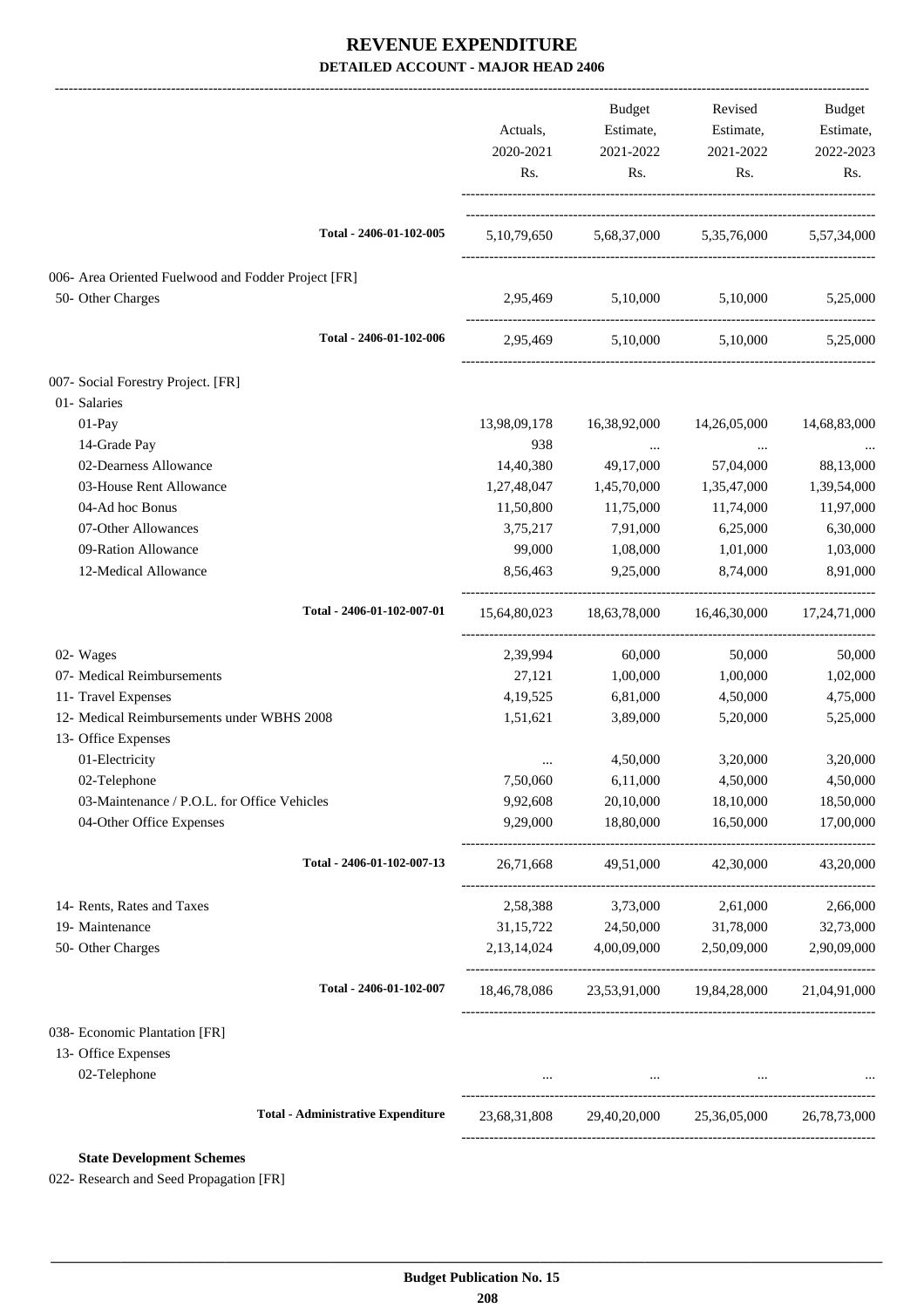# REVENUE EXPENDITURE

## DETAILED ACCOUNT - MAJOR HEAD 2406

| | Actuals, 2020-2021 Rs. | Budget Estimate, 2021-2022 Rs. | Revised Estimate, 2021-2022 Rs. | Budget Estimate, 2022-2023 Rs. |
|---|---|---|---|---|
| **Total - 2406-01-102-005** | 5,10,79,650 | 5,68,37,000 | 5,35,76,000 | 5,57,34,000 |
| 006- Area Oriented Fuelwood and Fodder Project [FR] | | | | |
| 50- Other Charges | 2,95,469 | 5,10,000 | 5,10,000 | 5,25,000 |
| **Total - 2406-01-102-006** | 2,95,469 | 5,10,000 | 5,10,000 | 5,25,000 |
| 007- Social Forestry Project. [FR] | | | | |
| 01- Salaries | | | | |
| 01-Pay | 13,98,09,178 | 16,38,92,000 | 14,26,05,000 | 14,68,83,000 |
| 14-Grade Pay | 938 | ... | ... | ... |
| 02-Dearness Allowance | 14,40,380 | 49,17,000 | 57,04,000 | 88,13,000 |
| 03-House Rent Allowance | 1,27,48,047 | 1,45,70,000 | 1,35,47,000 | 1,39,54,000 |
| 04-Ad hoc Bonus | 11,50,800 | 11,75,000 | 11,74,000 | 11,97,000 |
| 07-Other Allowances | 3,75,217 | 7,91,000 | 6,25,000 | 6,30,000 |
| 09-Ration Allowance | 99,000 | 1,08,000 | 1,01,000 | 1,03,000 |
| 12-Medical Allowance | 8,56,463 | 9,25,000 | 8,74,000 | 8,91,000 |
| **Total - 2406-01-102-007-01** | 15,64,80,023 | 18,63,78,000 | 16,46,30,000 | 17,24,71,000 |
| 02- Wages | 2,39,994 | 60,000 | 50,000 | 50,000 |
| 07- Medical Reimbursements | 27,121 | 1,00,000 | 1,00,000 | 1,02,000 |
| 11- Travel Expenses | 4,19,525 | 6,81,000 | 4,50,000 | 4,75,000 |
| 12- Medical Reimbursements under WBHS 2008 | 1,51,621 | 3,89,000 | 5,20,000 | 5,25,000 |
| 13- Office Expenses | | | | |
| 01-Electricity | ... | 4,50,000 | 3,20,000 | 3,20,000 |
| 02-Telephone | 7,50,060 | 6,11,000 | 4,50,000 | 4,50,000 |
| 03-Maintenance / P.O.L. for Office Vehicles | 9,92,608 | 20,10,000 | 18,10,000 | 18,50,000 |
| 04-Other Office Expenses | 9,29,000 | 18,80,000 | 16,50,000 | 17,00,000 |
| **Total - 2406-01-102-007-13** | 26,71,668 | 49,51,000 | 42,30,000 | 43,20,000 |
| 14- Rents, Rates and Taxes | 2,58,388 | 3,73,000 | 2,61,000 | 2,66,000 |
| 19- Maintenance | 31,15,722 | 24,50,000 | 31,78,000 | 32,73,000 |
| 50- Other Charges | 2,13,14,024 | 4,00,09,000 | 2,50,09,000 | 2,90,09,000 |
| **Total - 2406-01-102-007** | 18,46,78,086 | 23,53,91,000 | 19,84,28,000 | 21,04,91,000 |
| 038- Economic Plantation [FR] | | | | |
| 13- Office Expenses | | | | |
| 02-Telephone | ... | ... | ... | ... |
| **Total - Administrative Expenditure** | 23,68,31,808 | 29,40,20,000 | 25,36,05,000 | 26,78,73,000 |

**State Development Schemes**

022- Research and Seed Propagation [FR]

Budget Publication No. 15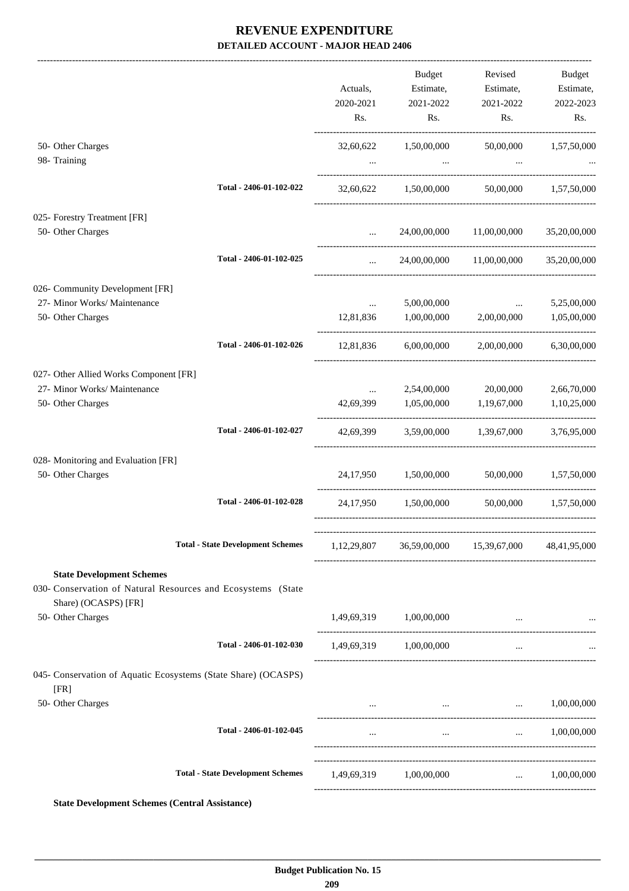# REVENUE EXPENDITURE

**DETAILED ACCOUNT - MAJOR HEAD 2406**

| | Actuals, 2020-2021 Rs. | Budget Estimate, 2021-2022 Rs. | Revised Estimate, 2021-2022 Rs. | Budget Estimate, 2022-2023 Rs. |
|---|---|---|---|---|
| 50- Other Charges | 32,60,622 | 1,50,00,000 | 50,00,000 | 1,57,50,000 |
| 98- Training | ... | ... | ... | ... |
| **Total - 2406-01-102-022** | 32,60,622 | 1,50,00,000 | 50,00,000 | 1,57,50,000 |
| 025- Forestry Treatment [FR] | | | | |
| 50- Other Charges | ... | 24,00,00,000 | 11,00,00,000 | 35,20,00,000 |
| **Total - 2406-01-102-025** | ... | 24,00,00,000 | 11,00,00,000 | 35,20,00,000 |
| 026- Community Development [FR] | | | | |
| 27- Minor Works/ Maintenance | ... | 5,00,00,000 | ... | 5,25,00,000 |
| 50- Other Charges | 12,81,836 | 1,00,00,000 | 2,00,00,000 | 1,05,00,000 |
| **Total - 2406-01-102-026** | 12,81,836 | 6,00,00,000 | 2,00,00,000 | 6,30,00,000 |
| 027- Other Allied Works Component [FR] | | | | |
| 27- Minor Works/ Maintenance | ... | 2,54,00,000 | 20,00,000 | 2,66,70,000 |
| 50- Other Charges | 42,69,399 | 1,05,00,000 | 1,19,67,000 | 1,10,25,000 |
| **Total - 2406-01-102-027** | 42,69,399 | 3,59,00,000 | 1,39,67,000 | 3,76,95,000 |
| 028- Monitoring and Evaluation [FR] | | | | |
| 50- Other Charges | 24,17,950 | 1,50,00,000 | 50,00,000 | 1,57,50,000 |
| **Total - 2406-01-102-028** | 24,17,950 | 1,50,00,000 | 50,00,000 | 1,57,50,000 |
| **Total - State Development Schemes** | 1,12,29,807 | 36,59,00,000 | 15,39,67,000 | 48,41,95,000 |
| **State Development Schemes** | | | | |
| 030- Conservation of Natural Resources and Ecosystems (State Share) (OCASPS) [FR] | | | | |
| 50- Other Charges | 1,49,69,319 | 1,00,00,000 | ... | ... |
| **Total - 2406-01-102-030** | 1,49,69,319 | 1,00,00,000 | ... | ... |
| 045- Conservation of Aquatic Ecosystems (State Share) (OCASPS) [FR] | | | | |
| 50- Other Charges | ... | ... | ... | 1,00,00,000 |
| **Total - 2406-01-102-045** | ... | ... | ... | 1,00,00,000 |
| **Total - State Development Schemes** | 1,49,69,319 | 1,00,00,000 | ... | 1,00,00,000 |

**State Development Schemes (Central Assistance)**

Budget Publication No. 15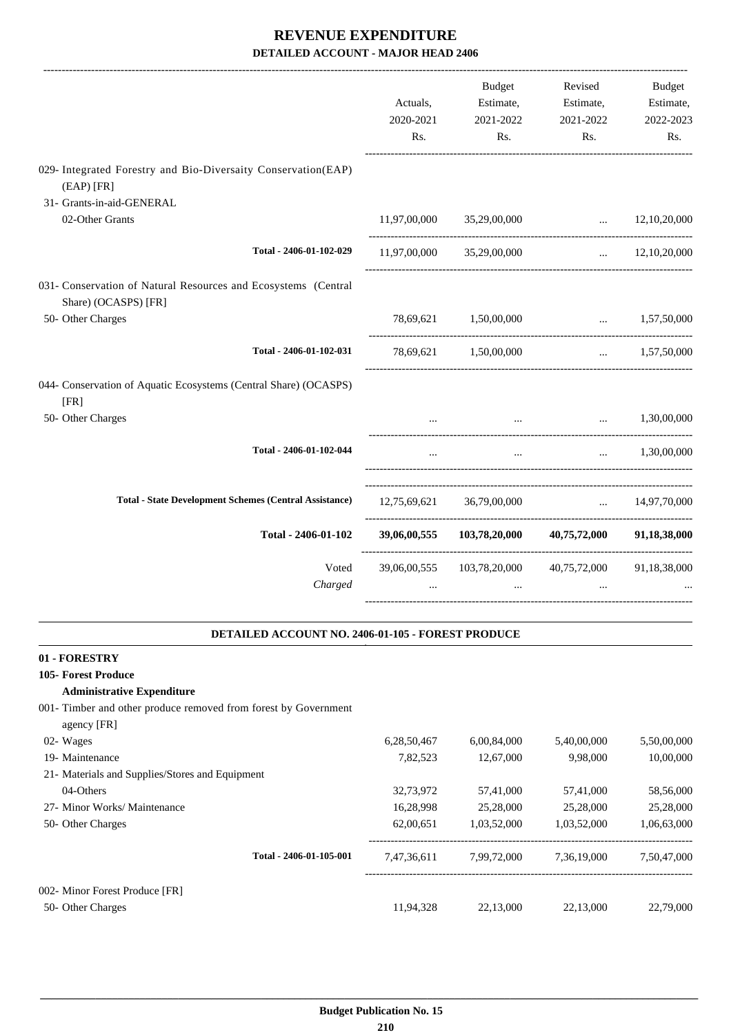# REVENUE EXPENDITURE

## DETAILED ACCOUNT - MAJOR HEAD 2406

| | Actuals, 2020-2021 Rs. | Budget Estimate, 2021-2022 Rs. | Revised Estimate, 2021-2022 Rs. | Budget Estimate, 2022-2023 Rs. |
|---|---|---|---|---|
| 029- Integrated Forestry and Bio-Diversaity Conservation(EAP) (EAP) [FR] | | | | |
| 31- Grants-in-aid-GENERAL | | | | |
| 02-Other Grants | 11,97,00,000 | 35,29,00,000 | ... | 12,10,20,000 |
| Total - 2406-01-102-029 | 11,97,00,000 | 35,29,00,000 | ... | 12,10,20,000 |
| 031- Conservation of Natural Resources and Ecosystems (Central Share) (OCASPS) [FR] | | | | |
| 50- Other Charges | 78,69,621 | 1,50,00,000 | ... | 1,57,50,000 |
| Total - 2406-01-102-031 | 78,69,621 | 1,50,00,000 | ... | 1,57,50,000 |
| 044- Conservation of Aquatic Ecosystems (Central Share) (OCASPS) [FR] | | | | |
| 50- Other Charges | ... | ... | ... | 1,30,00,000 |
| Total - 2406-01-102-044 | ... | ... | ... | 1,30,00,000 |
| **Total - State Development Schemes (Central Assistance)** | 12,75,69,621 | 36,79,00,000 | ... | 14,97,70,000 |
| **Total - 2406-01-102** | **39,06,00,555** | **103,78,20,000** | **40,75,72,000** | **91,18,38,000** |
| Voted | 39,06,00,555 | 103,78,20,000 | 40,75,72,000 | 91,18,38,000 |
| *Charged* | ... | ... | ... | ... |

### DETAILED ACCOUNT NO. 2406-01-105 - FOREST PRODUCE

**01 - FORESTRY**

**105- Forest Produce**

**Administrative Expenditure**

| | Actuals, 2020-2021 Rs. | Budget Estimate, 2021-2022 Rs. | Revised Estimate, 2021-2022 Rs. | Budget Estimate, 2022-2023 Rs. |
|---|---|---|---|---|
| 001- Timber and other produce removed from forest by Government agency [FR] | | | | |
| 02- Wages | 6,28,50,467 | 6,00,84,000 | 5,40,00,000 | 5,50,00,000 |
| 19- Maintenance | 7,82,523 | 12,67,000 | 9,98,000 | 10,00,000 |
| 21- Materials and Supplies/Stores and Equipment | | | | |
| 04-Others | 32,73,972 | 57,41,000 | 57,41,000 | 58,56,000 |
| 27- Minor Works/ Maintenance | 16,28,998 | 25,28,000 | 25,28,000 | 25,28,000 |
| 50- Other Charges | 62,00,651 | 1,03,52,000 | 1,03,52,000 | 1,06,63,000 |
| Total - 2406-01-105-001 | 7,47,36,611 | 7,99,72,000 | 7,36,19,000 | 7,50,47,000 |
| 002- Minor Forest Produce [FR] | | | | |
| 50- Other Charges | 11,94,328 | 22,13,000 | 22,13,000 | 22,79,000 |

**Budget Publication No. 15**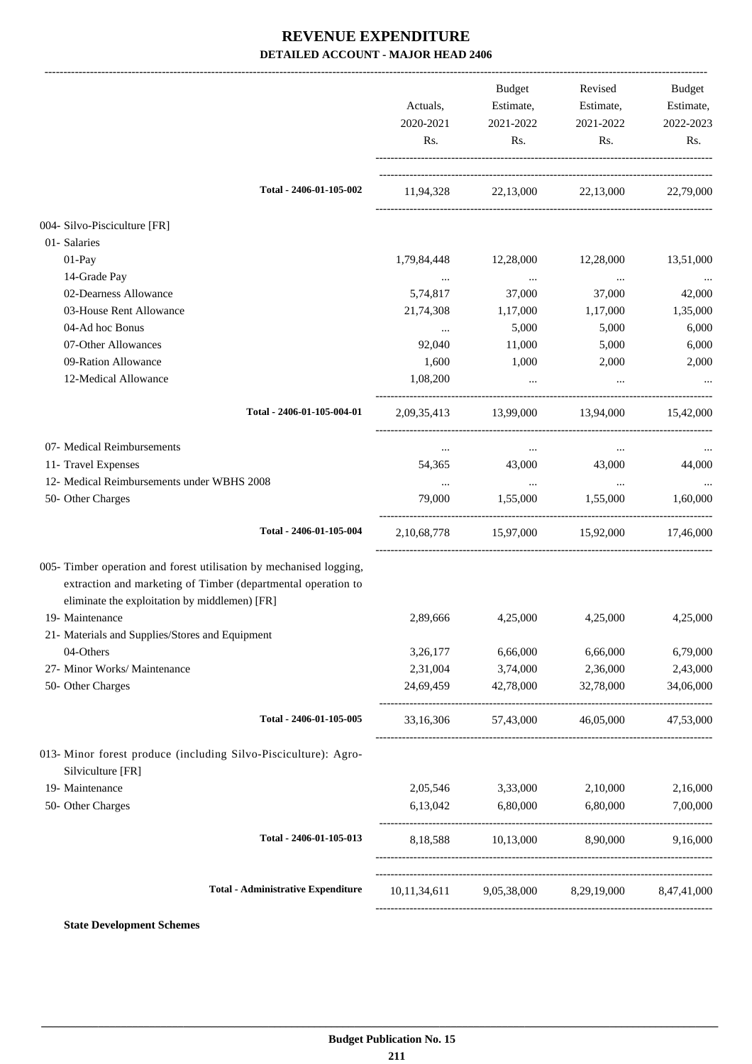# REVENUE EXPENDITURE

**DETAILED ACCOUNT - MAJOR HEAD 2406**

| | Actuals, 2020-2021 Rs. | Budget Estimate, 2021-2022 Rs. | Revised Estimate, 2021-2022 Rs. | Budget Estimate, 2022-2023 Rs. |
|---|---|---|---|---|
| **Total - 2406-01-105-002** | 11,94,328 | 22,13,000 | 22,13,000 | 22,79,000 |
| 004- Silvo-Pisciculture [FR] | | | | |
| 01- Salaries | | | | |
| 01-Pay | 1,79,84,448 | 12,28,000 | 12,28,000 | 13,51,000 |
| 14-Grade Pay | ... | ... | ... | ... |
| 02-Dearness Allowance | 5,74,817 | 37,000 | 37,000 | 42,000 |
| 03-House Rent Allowance | 21,74,308 | 1,17,000 | 1,17,000 | 1,35,000 |
| 04-Ad hoc Bonus | ... | 5,000 | 5,000 | 6,000 |
| 07-Other Allowances | 92,040 | 11,000 | 5,000 | 6,000 |
| 09-Ration Allowance | 1,600 | 1,000 | 2,000 | 2,000 |
| 12-Medical Allowance | 1,08,200 | ... | ... | ... |
| **Total - 2406-01-105-004-01** | 2,09,35,413 | 13,99,000 | 13,94,000 | 15,42,000 |
| 07- Medical Reimbursements | ... | ... | ... | ... |
| 11- Travel Expenses | 54,365 | 43,000 | 43,000 | 44,000 |
| 12- Medical Reimbursements under WBHS 2008 | ... | ... | ... | ... |
| 50- Other Charges | 79,000 | 1,55,000 | 1,55,000 | 1,60,000 |
| **Total - 2406-01-105-004** | 2,10,68,778 | 15,97,000 | 15,92,000 | 17,46,000 |
| 005- Timber operation and forest utilisation by mechanised logging, extraction and marketing of Timber (departmental operation to eliminate the exploitation by middlemen) [FR] | | | | |
| 19- Maintenance | 2,89,666 | 4,25,000 | 4,25,000 | 4,25,000 |
| 21- Materials and Supplies/Stores and Equipment | | | | |
| 04-Others | 3,26,177 | 6,66,000 | 6,66,000 | 6,79,000 |
| 27- Minor Works/ Maintenance | 2,31,004 | 3,74,000 | 2,36,000 | 2,43,000 |
| 50- Other Charges | 24,69,459 | 42,78,000 | 32,78,000 | 34,06,000 |
| **Total - 2406-01-105-005** | 33,16,306 | 57,43,000 | 46,05,000 | 47,53,000 |
| 013- Minor forest produce (including Silvo-Pisciculture): Agro-Silviculture [FR] | | | | |
| 19- Maintenance | 2,05,546 | 3,33,000 | 2,10,000 | 2,16,000 |
| 50- Other Charges | 6,13,042 | 6,80,000 | 6,80,000 | 7,00,000 |
| **Total - 2406-01-105-013** | 8,18,588 | 10,13,000 | 8,90,000 | 9,16,000 |
| **Total - Administrative Expenditure** | 10,11,34,611 | 9,05,38,000 | 8,29,19,000 | 8,47,41,000 |

**State Development Schemes**

**Budget Publication No. 15**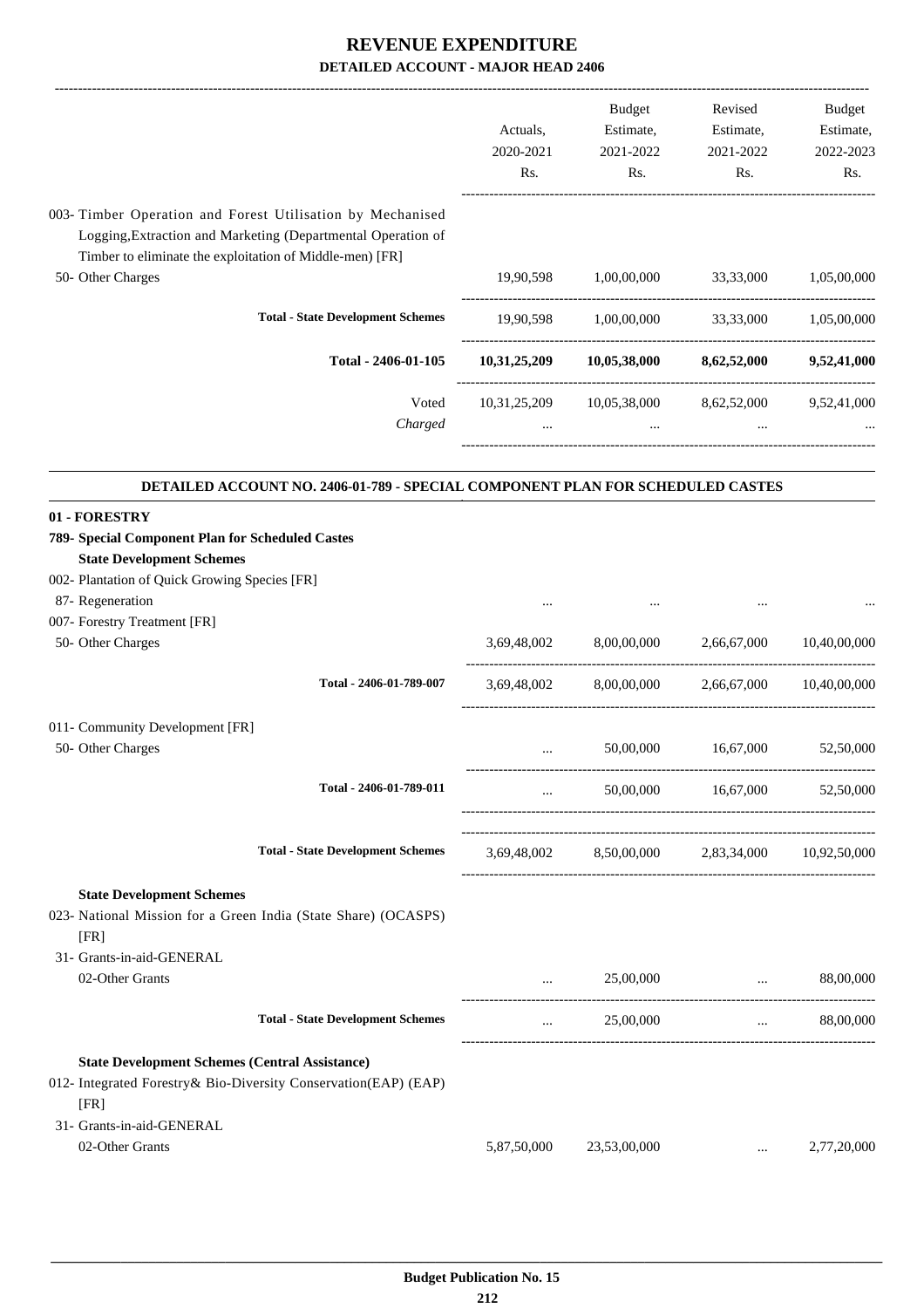# REVENUE EXPENDITURE

## DETAILED ACCOUNT - MAJOR HEAD 2406

| | Actuals, 2020-2021 Rs. | Budget Estimate, 2021-2022 Rs. | Revised Estimate, 2021-2022 Rs. | Budget Estimate, 2022-2023 Rs. |
|---|---|---|---|---|
| 003- Timber Operation and Forest Utilisation by Mechanised Logging,Extraction and Marketing (Departmental Operation of Timber to eliminate the exploitation of Middle-men) [FR] | | | | |
| 50- Other Charges | 19,90,598 | 1,00,00,000 | 33,33,000 | 1,05,00,000 |
| **Total - State Development Schemes** | 19,90,598 | 1,00,00,000 | 33,33,000 | 1,05,00,000 |
| **Total - 2406-01-105** | **10,31,25,209** | **10,05,38,000** | **8,62,52,000** | **9,52,41,000** |
| Voted | 10,31,25,209 | 10,05,38,000 | 8,62,52,000 | 9,52,41,000 |
| *Charged* | ... | ... | ... | ... |

### DETAILED ACCOUNT NO. 2406-01-789 - SPECIAL COMPONENT PLAN FOR SCHEDULED CASTES

| | Actuals, 2020-2021 Rs. | Budget Estimate, 2021-2022 Rs. | Revised Estimate, 2021-2022 Rs. | Budget Estimate, 2022-2023 Rs. |
|---|---|---|---|---|
| **01 - FORESTRY** | | | | |
| **789- Special Component Plan for Scheduled Castes** | | | | |
| **State Development Schemes** | | | | |
| 002- Plantation of Quick Growing Species [FR] | | | | |
| 87- Regeneration | ... | ... | ... | ... |
| 007- Forestry Treatment [FR] | | | | |
| 50- Other Charges | 3,69,48,002 | 8,00,00,000 | 2,66,67,000 | 10,40,00,000 |
| **Total - 2406-01-789-007** | 3,69,48,002 | 8,00,00,000 | 2,66,67,000 | 10,40,00,000 |
| 011- Community Development [FR] | | | | |
| 50- Other Charges | ... | 50,00,000 | 16,67,000 | 52,50,000 |
| **Total - 2406-01-789-011** | ... | 50,00,000 | 16,67,000 | 52,50,000 |
| **Total - State Development Schemes** | 3,69,48,002 | 8,50,00,000 | 2,83,34,000 | 10,92,50,000 |
| **State Development Schemes** | | | | |
| 023- National Mission for a Green India (State Share) (OCASPS) [FR] | | | | |
| 31- Grants-in-aid-GENERAL | | | | |
| 02-Other Grants | ... | 25,00,000 | ... | 88,00,000 |
| **Total - State Development Schemes** | ... | 25,00,000 | ... | 88,00,000 |
| **State Development Schemes (Central Assistance)** | | | | |
| 012- Integrated Forestry& Bio-Diversity Conservation(EAP) (EAP) [FR] | | | | |
| 31- Grants-in-aid-GENERAL | | | | |
| 02-Other Grants | 5,87,50,000 | 23,53,00,000 | ... | 2,77,20,000 |

Budget Publication No. 15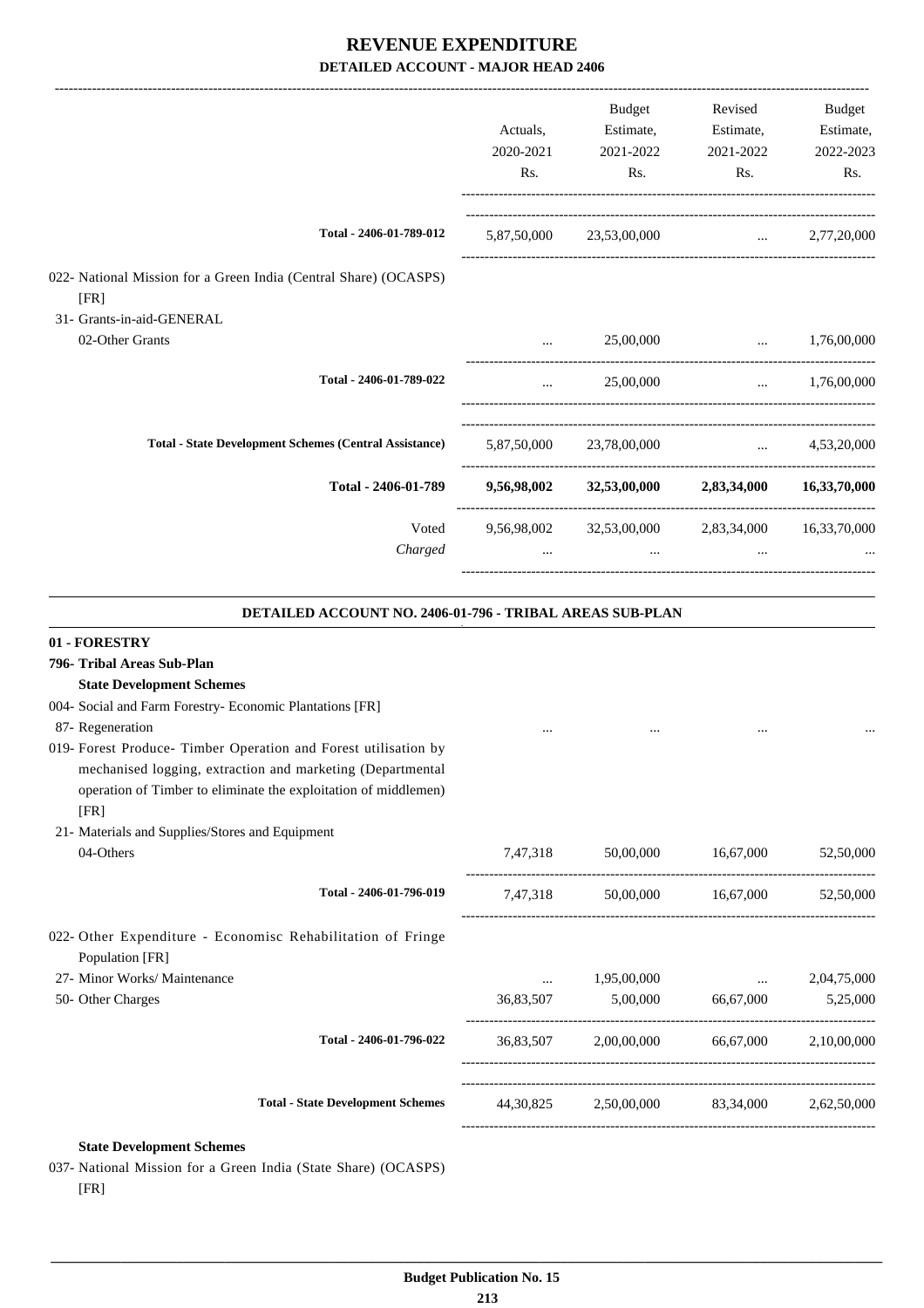# REVENUE EXPENDITURE

## DETAILED ACCOUNT - MAJOR HEAD 2406

| | Actuals, 2020-2021 Rs. | Budget Estimate, 2021-2022 Rs. | Revised Estimate, 2021-2022 Rs. | Budget Estimate, 2022-2023 Rs. |
|---|---|---|---|---|
| Total - 2406-01-789-012 | 5,87,50,000 | 23,53,00,000 | ... | 2,77,20,000 |
| 022- National Mission for a Green India (Central Share) (OCASPS) [FR] | | | | |
| 31- Grants-in-aid-GENERAL | | | | |
| 02-Other Grants | ... | 25,00,000 | ... | 1,76,00,000 |
| Total - 2406-01-789-022 | ... | 25,00,000 | ... | 1,76,00,000 |
| Total - State Development Schemes (Central Assistance) | 5,87,50,000 | 23,78,00,000 | ... | 4,53,20,000 |
| **Total - 2406-01-789** | **9,56,98,002** | **32,53,00,000** | **2,83,34,000** | **16,33,70,000** |
| Voted | 9,56,98,002 | 32,53,00,000 | 2,83,34,000 | 16,33,70,000 |
| *Charged* | ... | ... | ... | ... |

### DETAILED ACCOUNT NO. 2406-01-796 - TRIBAL AREAS SUB-PLAN

| | Actuals, 2020-2021 Rs. | Budget Estimate, 2021-2022 Rs. | Revised Estimate, 2021-2022 Rs. | Budget Estimate, 2022-2023 Rs. |
|---|---|---|---|---|
| **01 - FORESTRY** | | | | |
| **796- Tribal Areas Sub-Plan** | | | | |
| **State Development Schemes** | | | | |
| 004- Social and Farm Forestry- Economic Plantations [FR] | | | | |
| 87- Regeneration | ... | ... | ... | ... |
| 019- Forest Produce- Timber Operation and Forest utilisation by mechanised logging, extraction and marketing (Departmental operation of Timber to eliminate the exploitation of middlemen) [FR] | | | | |
| 21- Materials and Supplies/Stores and Equipment | | | | |
| 04-Others | 7,47,318 | 50,00,000 | 16,67,000 | 52,50,000 |
| Total - 2406-01-796-019 | 7,47,318 | 50,00,000 | 16,67,000 | 52,50,000 |
| 022- Other Expenditure - Economisc Rehabilitation of Fringe Population [FR] | | | | |
| 27- Minor Works/ Maintenance | ... | 1,95,00,000 | ... | 2,04,75,000 |
| 50- Other Charges | 36,83,507 | 5,00,000 | 66,67,000 | 5,25,000 |
| Total - 2406-01-796-022 | 36,83,507 | 2,00,00,000 | 66,67,000 | 2,10,00,000 |
| Total - State Development Schemes | 44,30,825 | 2,50,00,000 | 83,34,000 | 2,62,50,000 |
| **State Development Schemes** | | | | |
| 037- National Mission for a Green India (State Share) (OCASPS) [FR] | | | | |

Budget Publication No. 15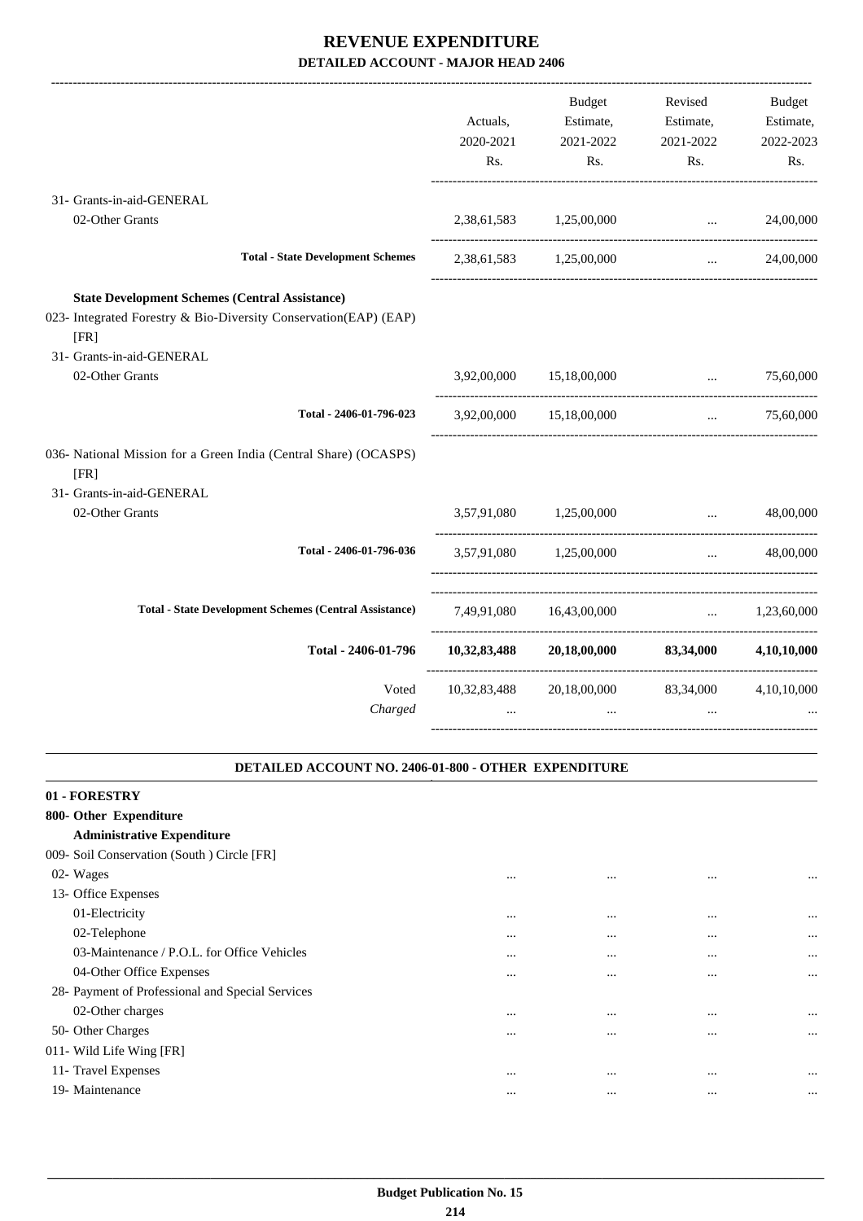# REVENUE EXPENDITURE
## DETAILED ACCOUNT - MAJOR HEAD 2406

| | Actuals, 2020-2021 Rs. | Budget Estimate, 2021-2022 Rs. | Revised Estimate, 2021-2022 Rs. | Budget Estimate, 2022-2023 Rs. |
|---|---|---|---|---|
| 31- Grants-in-aid-GENERAL | | | | |
| 02-Other Grants | 2,38,61,583 | 1,25,00,000 | ... | 24,00,000 |
| **Total - State Development Schemes** | 2,38,61,583 | 1,25,00,000 | ... | 24,00,000 |
| **State Development Schemes (Central Assistance)** | | | | |
| 023- Integrated Forestry & Bio-Diversity Conservation(EAP) (EAP) [FR] | | | | |
| 31- Grants-in-aid-GENERAL | | | | |
| 02-Other Grants | 3,92,00,000 | 15,18,00,000 | ... | 75,60,000 |
| **Total - 2406-01-796-023** | 3,92,00,000 | 15,18,00,000 | ... | 75,60,000 |
| 036- National Mission for a Green India (Central Share) (OCASPS) [FR] | | | | |
| 31- Grants-in-aid-GENERAL | | | | |
| 02-Other Grants | 3,57,91,080 | 1,25,00,000 | ... | 48,00,000 |
| **Total - 2406-01-796-036** | 3,57,91,080 | 1,25,00,000 | ... | 48,00,000 |
| **Total - State Development Schemes (Central Assistance)** | 7,49,91,080 | 16,43,00,000 | ... | 1,23,60,000 |
| **Total - 2406-01-796** | **10,32,83,488** | **20,18,00,000** | **83,34,000** | **4,10,10,000** |
| Voted | 10,32,83,488 | 20,18,00,000 | 83,34,000 | 4,10,10,000 |
| *Charged* | ... | ... | ... | ... |

### DETAILED ACCOUNT NO. 2406-01-800 - OTHER EXPENDITURE

| | | | | |
|---|---|---|---|---|
| **01 - FORESTRY** | | | | |
| **800- Other Expenditure** | | | | |
| **Administrative Expenditure** | | | | |
| 009- Soil Conservation (South ) Circle [FR] | | | | |
| 02- Wages | ... | ... | ... | ... |
| 13- Office Expenses | | | | |
| 01-Electricity | ... | ... | ... | ... |
| 02-Telephone | ... | ... | ... | ... |
| 03-Maintenance / P.O.L. for Office Vehicles | ... | ... | ... | ... |
| 04-Other Office Expenses | ... | ... | ... | ... |
| 28- Payment of Professional and Special Services | | | | |
| 02-Other charges | ... | ... | ... | ... |
| 50- Other Charges | ... | ... | ... | ... |
| 011- Wild Life Wing [FR] | | | | |
| 11- Travel Expenses | ... | ... | ... | ... |
| 19- Maintenance | ... | ... | ... | ... |

Budget Publication No. 15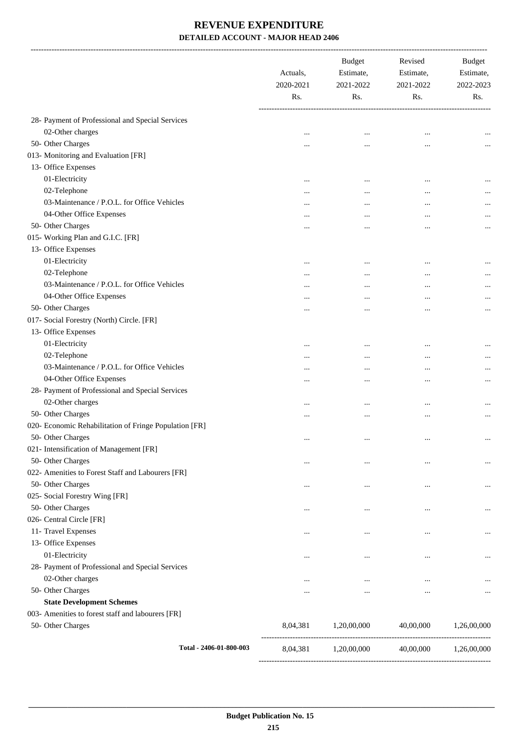# REVENUE EXPENDITURE

### DETAILED ACCOUNT - MAJOR HEAD 2406

| | Actuals, 2020-2021 Rs. | Budget Estimate, 2021-2022 Rs. | Revised Estimate, 2021-2022 Rs. | Budget Estimate, 2022-2023 Rs. |
|---|---|---|---|---|
| 28- Payment of Professional and Special Services | | | | |
| 02-Other charges | ... | ... | ... | ... |
| 50- Other Charges | ... | ... | ... | ... |
| 013- Monitoring and Evaluation [FR] | | | | |
| 13- Office Expenses | | | | |
| 01-Electricity | ... | ... | ... | ... |
| 02-Telephone | ... | ... | ... | ... |
| 03-Maintenance / P.O.L. for Office Vehicles | ... | ... | ... | ... |
| 04-Other Office Expenses | ... | ... | ... | ... |
| 50- Other Charges | ... | ... | ... | ... |
| 015- Working Plan and G.I.C. [FR] | | | | |
| 13- Office Expenses | | | | |
| 01-Electricity | ... | ... | ... | ... |
| 02-Telephone | ... | ... | ... | ... |
| 03-Maintenance / P.O.L. for Office Vehicles | ... | ... | ... | ... |
| 04-Other Office Expenses | ... | ... | ... | ... |
| 50- Other Charges | ... | ... | ... | ... |
| 017- Social Forestry (North) Circle. [FR] | | | | |
| 13- Office Expenses | | | | |
| 01-Electricity | ... | ... | ... | ... |
| 02-Telephone | ... | ... | ... | ... |
| 03-Maintenance / P.O.L. for Office Vehicles | ... | ... | ... | ... |
| 04-Other Office Expenses | ... | ... | ... | ... |
| 28- Payment of Professional and Special Services | | | | |
| 02-Other charges | ... | ... | ... | ... |
| 50- Other Charges | ... | ... | ... | ... |
| 020- Economic Rehabilitation of Fringe Population [FR] | | | | |
| 50- Other Charges | ... | ... | ... | ... |
| 021- Intensification of Management [FR] | | | | |
| 50- Other Charges | ... | ... | ... | ... |
| 022- Amenities to Forest Staff and Labourers [FR] | | | | |
| 50- Other Charges | ... | ... | ... | ... |
| 025- Social Forestry Wing [FR] | | | | |
| 50- Other Charges | ... | ... | ... | ... |
| 026- Central Circle [FR] | | | | |
| 11- Travel Expenses | ... | ... | ... | ... |
| 13- Office Expenses | | | | |
| 01-Electricity | ... | ... | ... | ... |
| 28- Payment of Professional and Special Services | | | | |
| 02-Other charges | ... | ... | ... | ... |
| 50- Other Charges | ... | ... | ... | ... |
| **State Development Schemes** | | | | |
| 003- Amenities to forest staff and labourers [FR] | | | | |
| 50- Other Charges | 8,04,381 | 1,20,00,000 | 40,00,000 | 1,26,00,000 |
| **Total - 2406-01-800-003** | 8,04,381 | 1,20,00,000 | 40,00,000 | 1,26,00,000 |

Budget Publication No. 15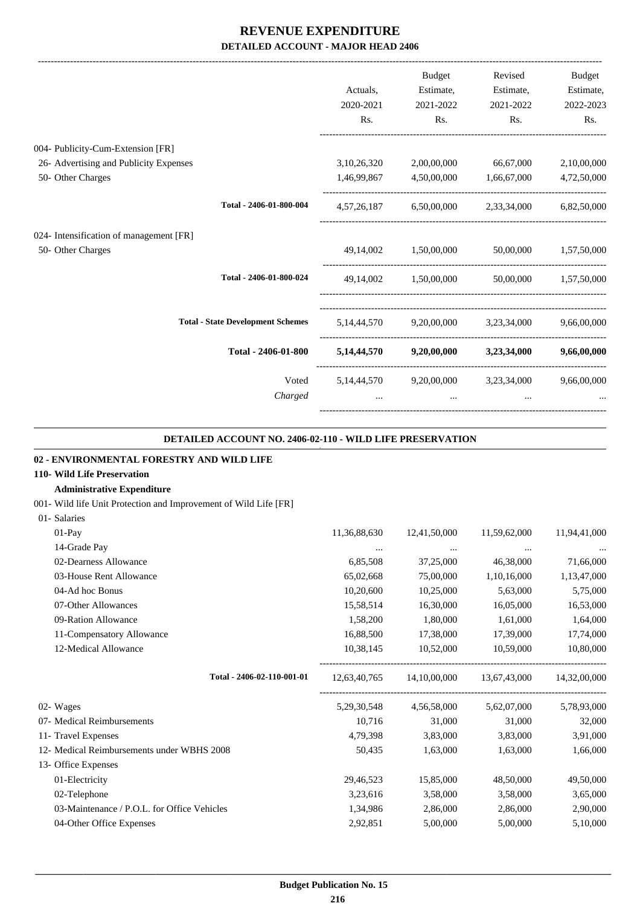# REVENUE EXPENDITURE

## DETAILED ACCOUNT - MAJOR HEAD 2406

| | Actuals, 2020-2021 Rs. | Budget Estimate, 2021-2022 Rs. | Revised Estimate, 2021-2022 Rs. | Budget Estimate, 2022-2023 Rs. |
|---|---|---|---|---|
| 004- Publicity-Cum-Extension [FR] | | | | |
| 26- Advertising and Publicity Expenses | 3,10,26,320 | 2,00,00,000 | 66,67,000 | 2,10,00,000 |
| 50- Other Charges | 1,46,99,867 | 4,50,00,000 | 1,66,67,000 | 4,72,50,000 |
| Total - 2406-01-800-004 | 4,57,26,187 | 6,50,00,000 | 2,33,34,000 | 6,82,50,000 |
| 024- Intensification of management [FR] | | | | |
| 50- Other Charges | 49,14,002 | 1,50,00,000 | 50,00,000 | 1,57,50,000 |
| Total - 2406-01-800-024 | 49,14,002 | 1,50,00,000 | 50,00,000 | 1,57,50,000 |
| Total - State Development Schemes | 5,14,44,570 | 9,20,00,000 | 3,23,34,000 | 9,66,00,000 |
| **Total - 2406-01-800** | **5,14,44,570** | **9,20,00,000** | **3,23,34,000** | **9,66,00,000** |
| Voted | 5,14,44,570 | 9,20,00,000 | 3,23,34,000 | 9,66,00,000 |
| *Charged* | ... | ... | ... | ... |

### DETAILED ACCOUNT NO. 2406-02-110 - WILD LIFE PRESERVATION

**02 - ENVIRONMENTAL FORESTRY AND WILD LIFE**

**110- Wild Life Preservation**

**Administrative Expenditure**

| | Actuals, 2020-2021 Rs. | Budget Estimate, 2021-2022 Rs. | Revised Estimate, 2021-2022 Rs. | Budget Estimate, 2022-2023 Rs. |
|---|---|---|---|---|
| 001- Wild life Unit Protection and Improvement of Wild Life [FR] | | | | |
| 01- Salaries | | | | |
| 01-Pay | 11,36,88,630 | 12,41,50,000 | 11,59,62,000 | 11,94,41,000 |
| 14-Grade Pay | ... | ... | ... | ... |
| 02-Dearness Allowance | 6,85,508 | 37,25,000 | 46,38,000 | 71,66,000 |
| 03-House Rent Allowance | 65,02,668 | 75,00,000 | 1,10,16,000 | 1,13,47,000 |
| 04-Ad hoc Bonus | 10,20,600 | 10,25,000 | 5,63,000 | 5,75,000 |
| 07-Other Allowances | 15,58,514 | 16,30,000 | 16,05,000 | 16,53,000 |
| 09-Ration Allowance | 1,58,200 | 1,80,000 | 1,61,000 | 1,64,000 |
| 11-Compensatory Allowance | 16,88,500 | 17,38,000 | 17,39,000 | 17,74,000 |
| 12-Medical Allowance | 10,38,145 | 10,52,000 | 10,59,000 | 10,80,000 |
| Total - 2406-02-110-001-01 | 12,63,40,765 | 14,10,00,000 | 13,67,43,000 | 14,32,00,000 |
| 02- Wages | 5,29,30,548 | 4,56,58,000 | 5,62,07,000 | 5,78,93,000 |
| 07- Medical Reimbursements | 10,716 | 31,000 | 31,000 | 32,000 |
| 11- Travel Expenses | 4,79,398 | 3,83,000 | 3,83,000 | 3,91,000 |
| 12- Medical Reimbursements under WBHS 2008 | 50,435 | 1,63,000 | 1,63,000 | 1,66,000 |
| 13- Office Expenses | | | | |
| 01-Electricity | 29,46,523 | 15,85,000 | 48,50,000 | 49,50,000 |
| 02-Telephone | 3,23,616 | 3,58,000 | 3,58,000 | 3,65,000 |
| 03-Maintenance / P.O.L. for Office Vehicles | 1,34,986 | 2,86,000 | 2,86,000 | 2,90,000 |
| 04-Other Office Expenses | 2,92,851 | 5,00,000 | 5,00,000 | 5,10,000 |

**Budget Publication No. 15**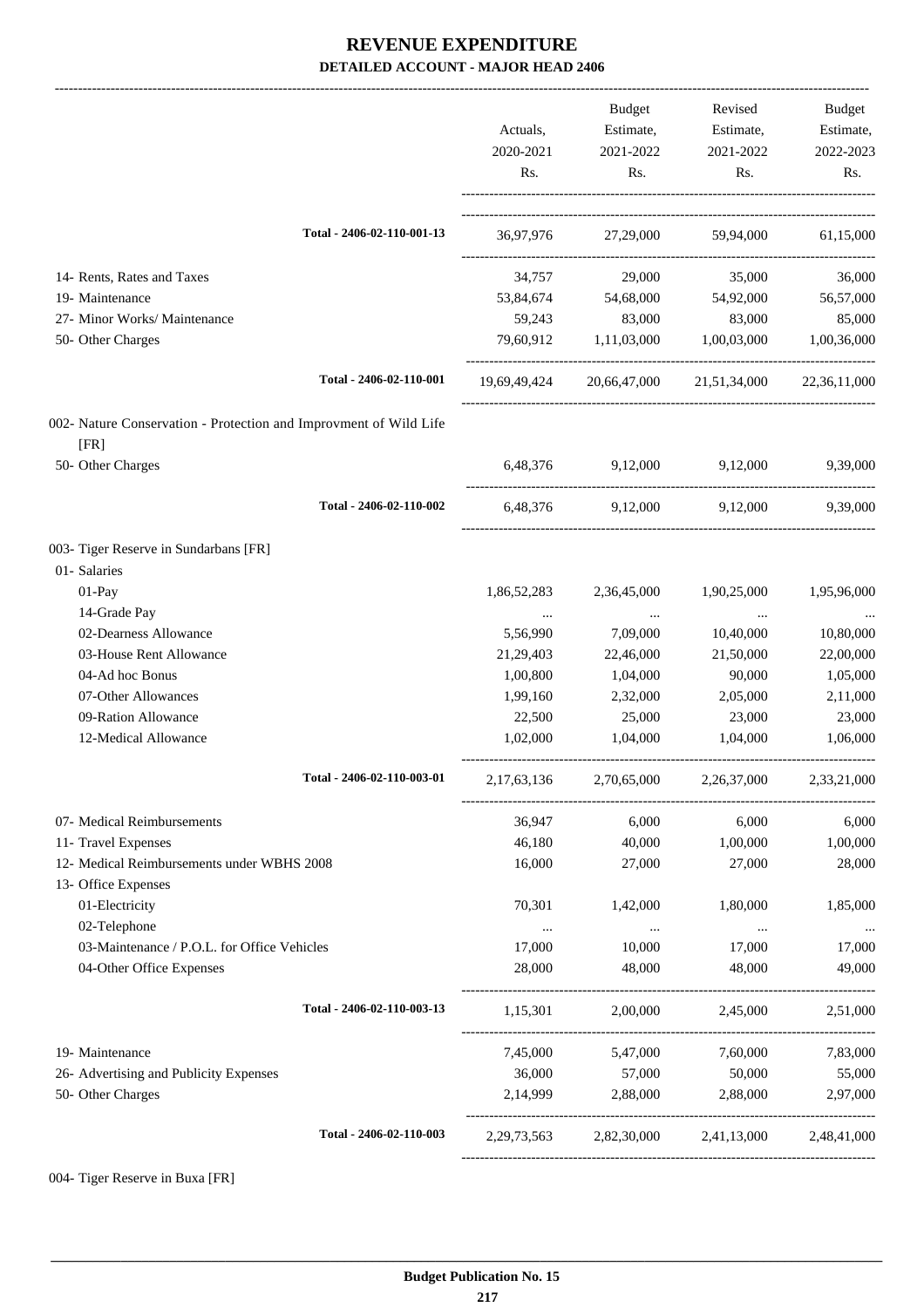# REVENUE EXPENDITURE

**DETAILED ACCOUNT - MAJOR HEAD 2406**

| | Actuals, 2020-2021 Rs. | Budget Estimate, 2021-2022 Rs. | Revised Estimate, 2021-2022 Rs. | Budget Estimate, 2022-2023 Rs. |
|---|---|---|---|---|
| **Total - 2406-02-110-001-13** | 36,97,976 | 27,29,000 | 59,94,000 | 61,15,000 |
| 14- Rents, Rates and Taxes | 34,757 | 29,000 | 35,000 | 36,000 |
| 19- Maintenance | 53,84,674 | 54,68,000 | 54,92,000 | 56,57,000 |
| 27- Minor Works/ Maintenance | 59,243 | 83,000 | 83,000 | 85,000 |
| 50- Other Charges | 79,60,912 | 1,11,03,000 | 1,00,03,000 | 1,00,36,000 |
| **Total - 2406-02-110-001** | 19,69,49,424 | 20,66,47,000 | 21,51,34,000 | 22,36,11,000 |
| 002- Nature Conservation - Protection and Improvment of Wild Life [FR] | | | | |
| 50- Other Charges | 6,48,376 | 9,12,000 | 9,12,000 | 9,39,000 |
| **Total - 2406-02-110-002** | 6,48,376 | 9,12,000 | 9,12,000 | 9,39,000 |
| 003- Tiger Reserve in Sundarbans [FR] | | | | |
| 01- Salaries | | | | |
| 01-Pay | 1,86,52,283 | 2,36,45,000 | 1,90,25,000 | 1,95,96,000 |
| 14-Grade Pay | ... | ... | ... | ... |
| 02-Dearness Allowance | 5,56,990 | 7,09,000 | 10,40,000 | 10,80,000 |
| 03-House Rent Allowance | 21,29,403 | 22,46,000 | 21,50,000 | 22,00,000 |
| 04-Ad hoc Bonus | 1,00,800 | 1,04,000 | 90,000 | 1,05,000 |
| 07-Other Allowances | 1,99,160 | 2,32,000 | 2,05,000 | 2,11,000 |
| 09-Ration Allowance | 22,500 | 25,000 | 23,000 | 23,000 |
| 12-Medical Allowance | 1,02,000 | 1,04,000 | 1,04,000 | 1,06,000 |
| **Total - 2406-02-110-003-01** | 2,17,63,136 | 2,70,65,000 | 2,26,37,000 | 2,33,21,000 |
| 07- Medical Reimbursements | 36,947 | 6,000 | 6,000 | 6,000 |
| 11- Travel Expenses | 46,180 | 40,000 | 1,00,000 | 1,00,000 |
| 12- Medical Reimbursements under WBHS 2008 | 16,000 | 27,000 | 27,000 | 28,000 |
| 13- Office Expenses | | | | |
| 01-Electricity | 70,301 | 1,42,000 | 1,80,000 | 1,85,000 |
| 02-Telephone | ... | ... | ... | ... |
| 03-Maintenance / P.O.L. for Office Vehicles | 17,000 | 10,000 | 17,000 | 17,000 |
| 04-Other Office Expenses | 28,000 | 48,000 | 48,000 | 49,000 |
| **Total - 2406-02-110-003-13** | 1,15,301 | 2,00,000 | 2,45,000 | 2,51,000 |
| 19- Maintenance | 7,45,000 | 5,47,000 | 7,60,000 | 7,83,000 |
| 26- Advertising and Publicity Expenses | 36,000 | 57,000 | 50,000 | 55,000 |
| 50- Other Charges | 2,14,999 | 2,88,000 | 2,88,000 | 2,97,000 |
| **Total - 2406-02-110-003** | 2,29,73,563 | 2,82,30,000 | 2,41,13,000 | 2,48,41,000 |

004- Tiger Reserve in Buxa [FR]

**Budget Publication No. 15**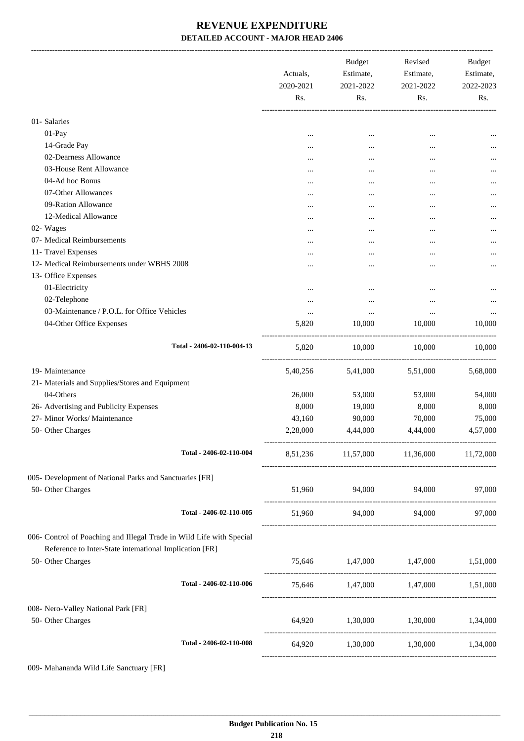# REVENUE EXPENDITURE

**DETAILED ACCOUNT - MAJOR HEAD 2406**

| | Actuals, 2020-2021 Rs. | Budget Estimate, 2021-2022 Rs. | Revised Estimate, 2021-2022 Rs. | Budget Estimate, 2022-2023 Rs. |
|---|---|---|---|---|
| 01- Salaries | | | | |
| 01-Pay | ... | ... | ... | ... |
| 14-Grade Pay | ... | ... | ... | ... |
| 02-Dearness Allowance | ... | ... | ... | ... |
| 03-House Rent Allowance | ... | ... | ... | ... |
| 04-Ad hoc Bonus | ... | ... | ... | ... |
| 07-Other Allowances | ... | ... | ... | ... |
| 09-Ration Allowance | ... | ... | ... | ... |
| 12-Medical Allowance | ... | ... | ... | ... |
| 02- Wages | ... | ... | ... | ... |
| 07- Medical Reimbursements | ... | ... | ... | ... |
| 11- Travel Expenses | ... | ... | ... | ... |
| 12- Medical Reimbursements under WBHS 2008 | ... | ... | ... | ... |
| 13- Office Expenses | | | | |
| 01-Electricity | ... | ... | ... | ... |
| 02-Telephone | ... | ... | ... | ... |
| 03-Maintenance / P.O.L. for Office Vehicles | ... | ... | ... | ... |
| 04-Other Office Expenses | 5,820 | 10,000 | 10,000 | 10,000 |
| **Total - 2406-02-110-004-13** | 5,820 | 10,000 | 10,000 | 10,000 |
| 19- Maintenance | 5,40,256 | 5,41,000 | 5,51,000 | 5,68,000 |
| 21- Materials and Supplies/Stores and Equipment | | | | |
| 04-Others | 26,000 | 53,000 | 53,000 | 54,000 |
| 26- Advertising and Publicity Expenses | 8,000 | 19,000 | 8,000 | 8,000 |
| 27- Minor Works/ Maintenance | 43,160 | 90,000 | 70,000 | 75,000 |
| 50- Other Charges | 2,28,000 | 4,44,000 | 4,44,000 | 4,57,000 |
| **Total - 2406-02-110-004** | 8,51,236 | 11,57,000 | 11,36,000 | 11,72,000 |
| 005- Development of National Parks and Sanctuaries [FR] | | | | |
| 50- Other Charges | 51,960 | 94,000 | 94,000 | 97,000 |
| **Total - 2406-02-110-005** | 51,960 | 94,000 | 94,000 | 97,000 |
| 006- Control of Poaching and Illegal Trade in Wild Life with Special Reference to Inter-State intemational Implication [FR] | | | | |
| 50- Other Charges | 75,646 | 1,47,000 | 1,47,000 | 1,51,000 |
| **Total - 2406-02-110-006** | 75,646 | 1,47,000 | 1,47,000 | 1,51,000 |
| 008- Nero-Valley National Park [FR] | | | | |
| 50- Other Charges | 64,920 | 1,30,000 | 1,30,000 | 1,34,000 |
| **Total - 2406-02-110-008** | 64,920 | 1,30,000 | 1,30,000 | 1,34,000 |

009- Mahananda Wild Life Sanctuary [FR]

**Budget Publication No. 15**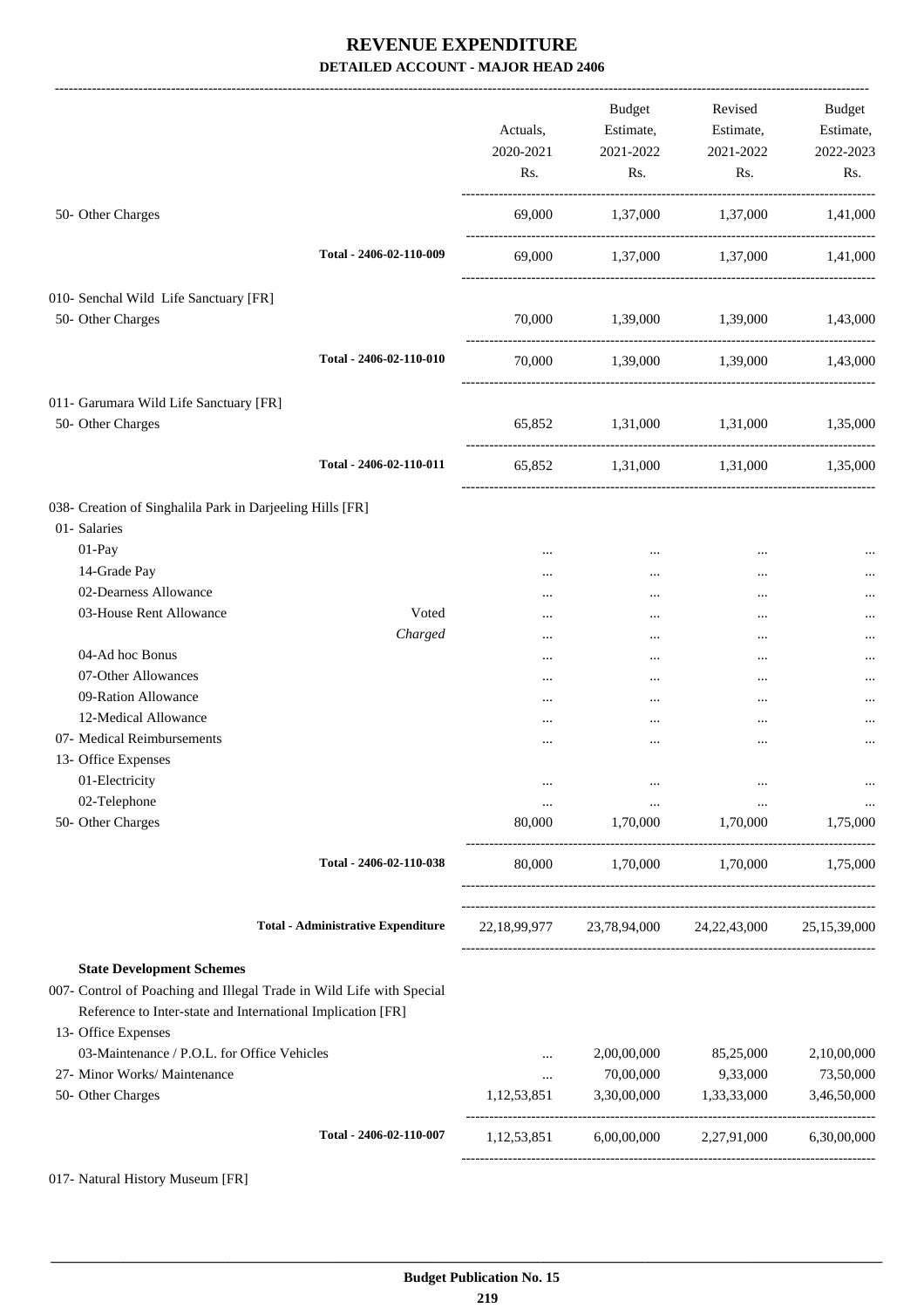# REVENUE EXPENDITURE

**DETAILED ACCOUNT - MAJOR HEAD 2406**

| | | Actuals, 2020-2021 Rs. | Budget Estimate, 2021-2022 Rs. | Revised Estimate, 2021-2022 Rs. | Budget Estimate, 2022-2023 Rs. |
|---|---|---|---|---|---|
| 50- Other Charges | | 69,000 | 1,37,000 | 1,37,000 | 1,41,000 |
| | Total - 2406-02-110-009 | 69,000 | 1,37,000 | 1,37,000 | 1,41,000 |
| 010- Senchal Wild Life Sanctuary [FR] | | | | | |
| 50- Other Charges | | 70,000 | 1,39,000 | 1,39,000 | 1,43,000 |
| | Total - 2406-02-110-010 | 70,000 | 1,39,000 | 1,39,000 | 1,43,000 |
| 011- Garumara Wild Life Sanctuary [FR] | | | | | |
| 50- Other Charges | | 65,852 | 1,31,000 | 1,31,000 | 1,35,000 |
| | Total - 2406-02-110-011 | 65,852 | 1,31,000 | 1,31,000 | 1,35,000 |
| 038- Creation of Singhalila Park in Darjeeling Hills [FR] | | | | | |
| 01- Salaries | | | | | |
| 01-Pay | | ... | ... | ... | ... |
| 14-Grade Pay | | ... | ... | ... | ... |
| 02-Dearness Allowance | | ... | ... | ... | ... |
| 03-House Rent Allowance | Voted | ... | ... | ... | ... |
| | *Charged* | ... | ... | ... | ... |
| 04-Ad hoc Bonus | | ... | ... | ... | ... |
| 07-Other Allowances | | ... | ... | ... | ... |
| 09-Ration Allowance | | ... | ... | ... | ... |
| 12-Medical Allowance | | ... | ... | ... | ... |
| 07- Medical Reimbursements | | ... | ... | ... | ... |
| 13- Office Expenses | | | | | |
| 01-Electricity | | ... | ... | ... | ... |
| 02-Telephone | | ... | ... | ... | ... |
| 50- Other Charges | | 80,000 | 1,70,000 | 1,70,000 | 1,75,000 |
| | Total - 2406-02-110-038 | 80,000 | 1,70,000 | 1,70,000 | 1,75,000 |
| | **Total - Administrative Expenditure** | 22,18,99,977 | 23,78,94,000 | 24,22,43,000 | 25,15,39,000 |
| **State Development Schemes** | | | | | |
| 007- Control of Poaching and Illegal Trade in Wild Life with Special Reference to Inter-state and International Implication [FR] | | | | | |
| 13- Office Expenses | | | | | |
| 03-Maintenance / P.O.L. for Office Vehicles | | ... | 2,00,00,000 | 85,25,000 | 2,10,00,000 |
| 27- Minor Works/ Maintenance | | ... | 70,00,000 | 9,33,000 | 73,50,000 |
| 50- Other Charges | | 1,12,53,851 | 3,30,00,000 | 1,33,33,000 | 3,46,50,000 |
| | Total - 2406-02-110-007 | 1,12,53,851 | 6,00,00,000 | 2,27,91,000 | 6,30,00,000 |

017- Natural History Museum [FR]

**Budget Publication No. 15**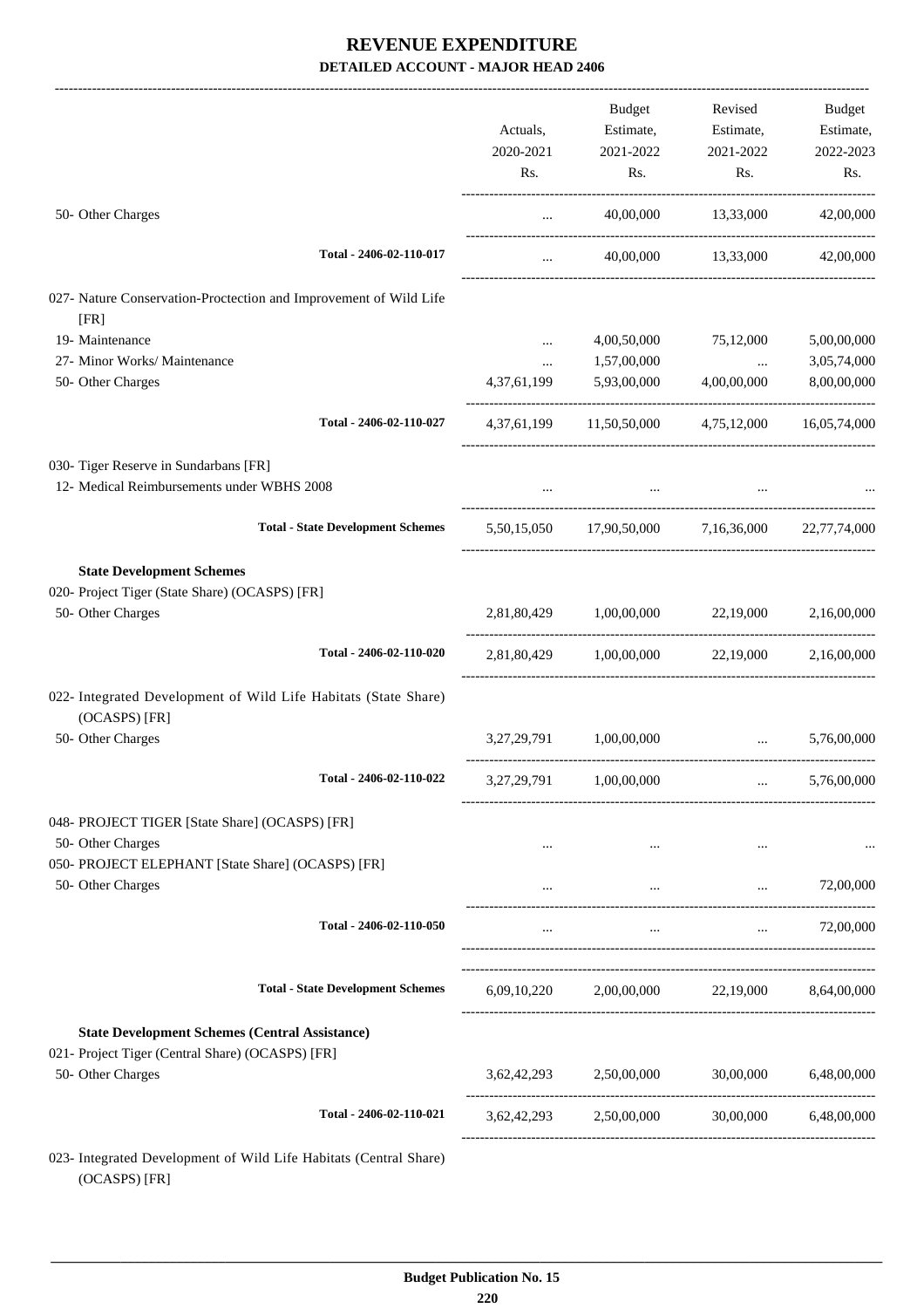# REVENUE EXPENDITURE

**DETAILED ACCOUNT - MAJOR HEAD 2406**

| | Actuals, 2020-2021 Rs. | Budget Estimate, 2021-2022 Rs. | Revised Estimate, 2021-2022 Rs. | Budget Estimate, 2022-2023 Rs. |
|---|---|---|---|---|
| 50- Other Charges | ... | 40,00,000 | 13,33,000 | 42,00,000 |
| Total - 2406-02-110-017 | ... | 40,00,000 | 13,33,000 | 42,00,000 |
| 027- Nature Conservation-Proctection and Improvement of Wild Life [FR] | | | | |
| 19- Maintenance | ... | 4,00,50,000 | 75,12,000 | 5,00,00,000 |
| 27- Minor Works/ Maintenance | ... | 1,57,00,000 | ... | 3,05,74,000 |
| 50- Other Charges | 4,37,61,199 | 5,93,00,000 | 4,00,00,000 | 8,00,00,000 |
| Total - 2406-02-110-027 | 4,37,61,199 | 11,50,50,000 | 4,75,12,000 | 16,05,74,000 |
| 030- Tiger Reserve in Sundarbans [FR] | | | | |
| 12- Medical Reimbursements under WBHS 2008 | ... | ... | ... | ... |
| Total - State Development Schemes | 5,50,15,050 | 17,90,50,000 | 7,16,36,000 | 22,77,74,000 |
| **State Development Schemes** | | | | |
| 020- Project Tiger (State Share) (OCASPS) [FR] | | | | |
| 50- Other Charges | 2,81,80,429 | 1,00,00,000 | 22,19,000 | 2,16,00,000 |
| Total - 2406-02-110-020 | 2,81,80,429 | 1,00,00,000 | 22,19,000 | 2,16,00,000 |
| 022- Integrated Development of Wild Life Habitats (State Share) (OCASPS) [FR] | | | | |
| 50- Other Charges | 3,27,29,791 | 1,00,00,000 | ... | 5,76,00,000 |
| Total - 2406-02-110-022 | 3,27,29,791 | 1,00,00,000 | ... | 5,76,00,000 |
| 048- PROJECT TIGER [State Share] (OCASPS) [FR] | | | | |
| 50- Other Charges | ... | ... | ... | ... |
| 050- PROJECT ELEPHANT [State Share] (OCASPS) [FR] | | | | |
| 50- Other Charges | ... | ... | ... | 72,00,000 |
| Total - 2406-02-110-050 | ... | ... | ... | 72,00,000 |
| Total - State Development Schemes | 6,09,10,220 | 2,00,00,000 | 22,19,000 | 8,64,00,000 |
| **State Development Schemes (Central Assistance)** | | | | |
| 021- Project Tiger (Central Share) (OCASPS) [FR] | | | | |
| 50- Other Charges | 3,62,42,293 | 2,50,00,000 | 30,00,000 | 6,48,00,000 |
| Total - 2406-02-110-021 | 3,62,42,293 | 2,50,00,000 | 30,00,000 | 6,48,00,000 |
| 023- Integrated Development of Wild Life Habitats (Central Share) (OCASPS) [FR] | | | | |

Budget Publication No. 15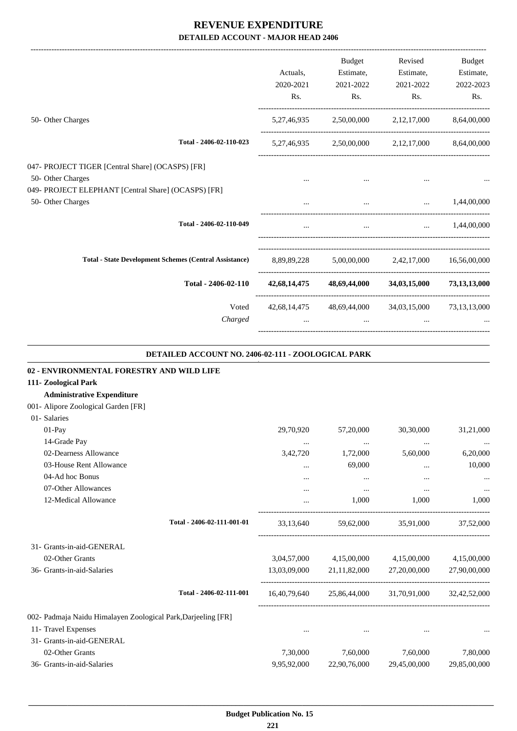# REVENUE EXPENDITURE

## DETAILED ACCOUNT - MAJOR HEAD 2406

| | Actuals, 2020-2021 Rs. | Budget Estimate, 2021-2022 Rs. | Revised Estimate, 2021-2022 Rs. | Budget Estimate, 2022-2023 Rs. |
|---|---|---|---|---|
| 50- Other Charges | 5,27,46,935 | 2,50,00,000 | 2,12,17,000 | 8,64,00,000 |
| Total - 2406-02-110-023 | 5,27,46,935 | 2,50,00,000 | 2,12,17,000 | 8,64,00,000 |
| 047- PROJECT TIGER [Central Share] (OCASPS) [FR] | | | | |
| 50- Other Charges | ... | ... | ... | ... |
| 049- PROJECT ELEPHANT [Central Share] (OCASPS) [FR] | | | | |
| 50- Other Charges | ... | ... | ... | 1,44,00,000 |
| Total - 2406-02-110-049 | ... | ... | ... | 1,44,00,000 |
| Total - State Development Schemes (Central Assistance) | 8,89,89,228 | 5,00,00,000 | 2,42,17,000 | 16,56,00,000 |
| **Total - 2406-02-110** | **42,68,14,475** | **48,69,44,000** | **34,03,15,000** | **73,13,13,000** |
| Voted | 42,68,14,475 | 48,69,44,000 | 34,03,15,000 | 73,13,13,000 |
| *Charged* | ... | ... | ... | ... |

### DETAILED ACCOUNT NO. 2406-02-111 - ZOOLOGICAL PARK

**02 - ENVIRONMENTAL FORESTRY AND WILD LIFE**

**111- Zoological Park**

**Administrative Expenditure**

| | Actuals, 2020-2021 Rs. | Budget Estimate, 2021-2022 Rs. | Revised Estimate, 2021-2022 Rs. | Budget Estimate, 2022-2023 Rs. |
|---|---|---|---|---|
| 001- Alipore Zoological Garden [FR] | | | | |
| 01- Salaries | | | | |
| 01-Pay | 29,70,920 | 57,20,000 | 30,30,000 | 31,21,000 |
| 14-Grade Pay | ... | ... | ... | ... |
| 02-Dearness Allowance | 3,42,720 | 1,72,000 | 5,60,000 | 6,20,000 |
| 03-House Rent Allowance | ... | 69,000 | ... | 10,000 |
| 04-Ad hoc Bonus | ... | ... | ... | ... |
| 07-Other Allowances | ... | ... | ... | ... |
| 12-Medical Allowance | ... | 1,000 | 1,000 | 1,000 |
| Total - 2406-02-111-001-01 | 33,13,640 | 59,62,000 | 35,91,000 | 37,52,000 |
| 31- Grants-in-aid-GENERAL | | | | |
| 02-Other Grants | 3,04,57,000 | 4,15,00,000 | 4,15,00,000 | 4,15,00,000 |
| 36- Grants-in-aid-Salaries | 13,03,09,000 | 21,11,82,000 | 27,20,00,000 | 27,90,00,000 |
| Total - 2406-02-111-001 | 16,40,79,640 | 25,86,44,000 | 31,70,91,000 | 32,42,52,000 |
| 002- Padmaja Naidu Himalayen Zoological Park,Darjeeling [FR] | | | | |
| 11- Travel Expenses | ... | ... | ... | ... |
| 31- Grants-in-aid-GENERAL | | | | |
| 02-Other Grants | 7,30,000 | 7,60,000 | 7,60,000 | 7,80,000 |
| 36- Grants-in-aid-Salaries | 9,95,92,000 | 22,90,76,000 | 29,45,00,000 | 29,85,00,000 |

Budget Publication No. 15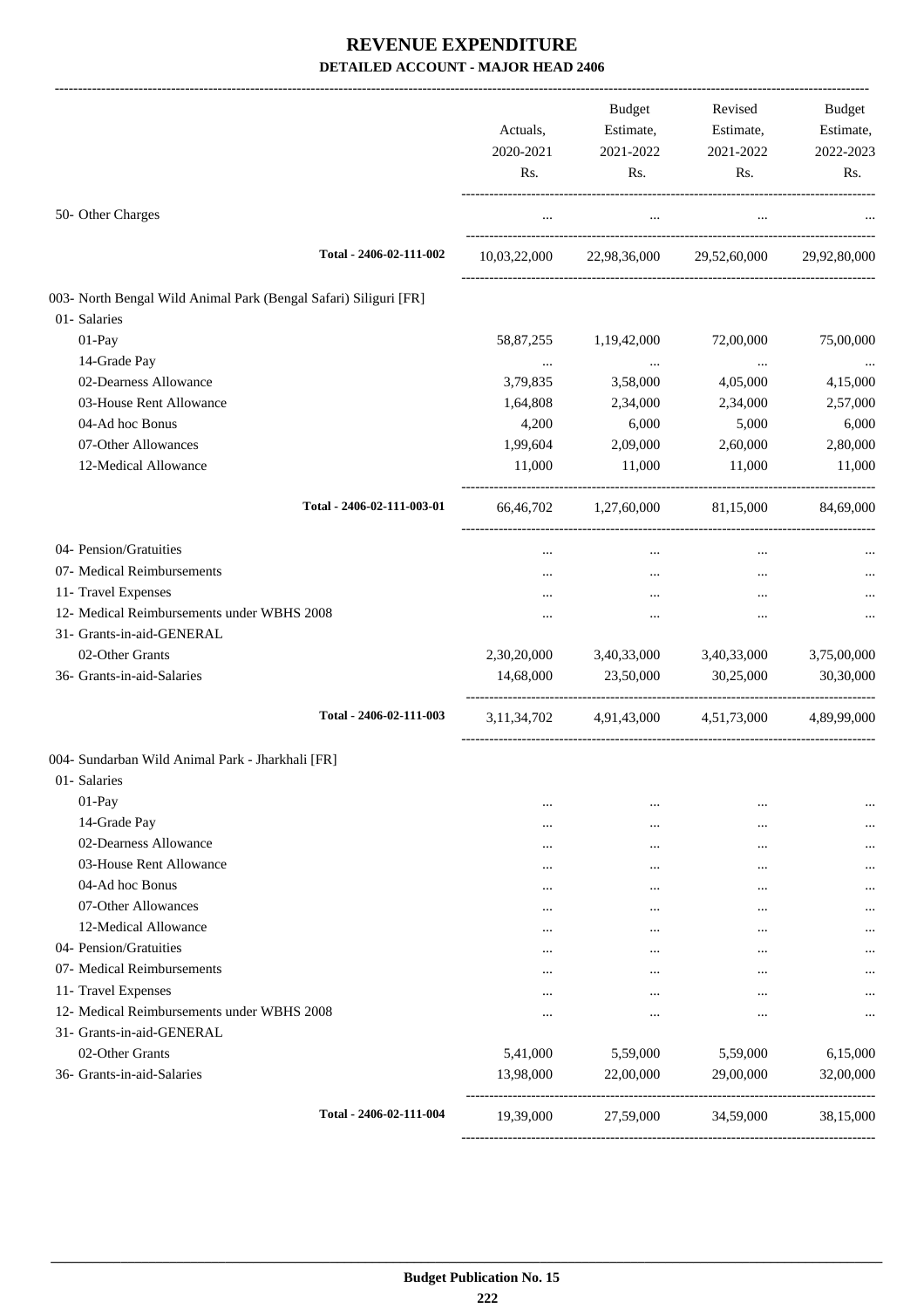# REVENUE EXPENDITURE
## DETAILED ACCOUNT - MAJOR HEAD 2406

| | Actuals, 2020-2021 Rs. | Budget Estimate, 2021-2022 Rs. | Revised Estimate, 2021-2022 Rs. | Budget Estimate, 2022-2023 Rs. |
|---|---|---|---|---|
| 50- Other Charges | ... | ... | ... | ... |
| **Total - 2406-02-111-002** | 10,03,22,000 | 22,98,36,000 | 29,52,60,000 | 29,92,80,000 |
| 003- North Bengal Wild Animal Park (Bengal Safari) Siliguri [FR] | | | | |
| 01- Salaries | | | | |
| 01-Pay | 58,87,255 | 1,19,42,000 | 72,00,000 | 75,00,000 |
| 14-Grade Pay | ... | ... | ... | ... |
| 02-Dearness Allowance | 3,79,835 | 3,58,000 | 4,05,000 | 4,15,000 |
| 03-House Rent Allowance | 1,64,808 | 2,34,000 | 2,34,000 | 2,57,000 |
| 04-Ad hoc Bonus | 4,200 | 6,000 | 5,000 | 6,000 |
| 07-Other Allowances | 1,99,604 | 2,09,000 | 2,60,000 | 2,80,000 |
| 12-Medical Allowance | 11,000 | 11,000 | 11,000 | 11,000 |
| **Total - 2406-02-111-003-01** | 66,46,702 | 1,27,60,000 | 81,15,000 | 84,69,000 |
| 04- Pension/Gratuities | ... | ... | ... | ... |
| 07- Medical Reimbursements | ... | ... | ... | ... |
| 11- Travel Expenses | ... | ... | ... | ... |
| 12- Medical Reimbursements under WBHS 2008 | ... | ... | ... | ... |
| 31- Grants-in-aid-GENERAL | | | | |
| 02-Other Grants | 2,30,20,000 | 3,40,33,000 | 3,40,33,000 | 3,75,00,000 |
| 36- Grants-in-aid-Salaries | 14,68,000 | 23,50,000 | 30,25,000 | 30,30,000 |
| **Total - 2406-02-111-003** | 3,11,34,702 | 4,91,43,000 | 4,51,73,000 | 4,89,99,000 |
| 004- Sundarban Wild Animal Park - Jharkhali [FR] | | | | |
| 01- Salaries | | | | |
| 01-Pay | ... | ... | ... | ... |
| 14-Grade Pay | ... | ... | ... | ... |
| 02-Dearness Allowance | ... | ... | ... | ... |
| 03-House Rent Allowance | ... | ... | ... | ... |
| 04-Ad hoc Bonus | ... | ... | ... | ... |
| 07-Other Allowances | ... | ... | ... | ... |
| 12-Medical Allowance | ... | ... | ... | ... |
| 04- Pension/Gratuities | ... | ... | ... | ... |
| 07- Medical Reimbursements | ... | ... | ... | ... |
| 11- Travel Expenses | ... | ... | ... | ... |
| 12- Medical Reimbursements under WBHS 2008 | ... | ... | ... | ... |
| 31- Grants-in-aid-GENERAL | | | | |
| 02-Other Grants | 5,41,000 | 5,59,000 | 5,59,000 | 6,15,000 |
| 36- Grants-in-aid-Salaries | 13,98,000 | 22,00,000 | 29,00,000 | 32,00,000 |
| **Total - 2406-02-111-004** | 19,39,000 | 27,59,000 | 34,59,000 | 38,15,000 |

**Budget Publication No. 15**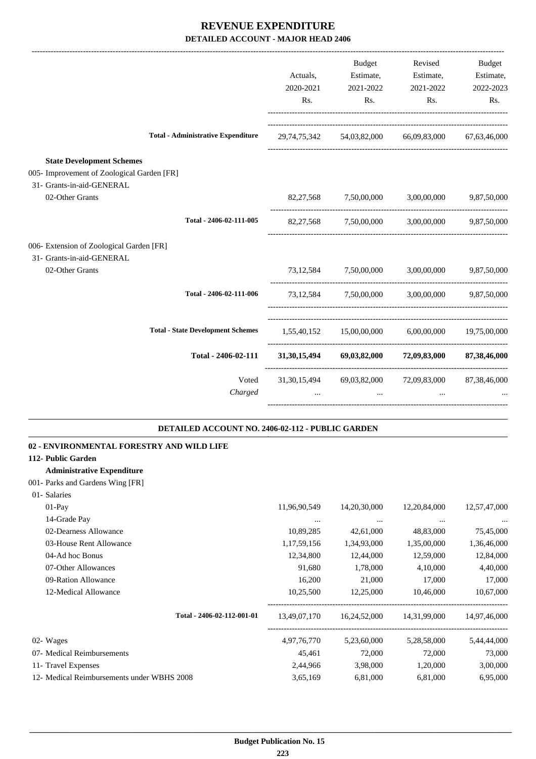# REVENUE EXPENDITURE

## DETAILED ACCOUNT - MAJOR HEAD 2406

| | Actuals, 2020-2021 Rs. | Budget Estimate, 2021-2022 Rs. | Revised Estimate, 2021-2022 Rs. | Budget Estimate, 2022-2023 Rs. |
|---|---|---|---|---|
| **Total - Administrative Expenditure** | 29,74,75,342 | 54,03,82,000 | 66,09,83,000 | 67,63,46,000 |
| **State Development Schemes** | | | | |
| 005- Improvement of Zoological Garden [FR] | | | | |
| 31- Grants-in-aid-GENERAL | | | | |
| 02-Other Grants | 82,27,568 | 7,50,00,000 | 3,00,00,000 | 9,87,50,000 |
| **Total - 2406-02-111-005** | 82,27,568 | 7,50,00,000 | 3,00,00,000 | 9,87,50,000 |
| 006- Extension of Zoological Garden [FR] | | | | |
| 31- Grants-in-aid-GENERAL | | | | |
| 02-Other Grants | 73,12,584 | 7,50,00,000 | 3,00,00,000 | 9,87,50,000 |
| **Total - 2406-02-111-006** | 73,12,584 | 7,50,00,000 | 3,00,00,000 | 9,87,50,000 |
| **Total - State Development Schemes** | 1,55,40,152 | 15,00,00,000 | 6,00,00,000 | 19,75,00,000 |
| **Total - 2406-02-111** | **31,30,15,494** | **69,03,82,000** | **72,09,83,000** | **87,38,46,000** |
| Voted | 31,30,15,494 | 69,03,82,000 | 72,09,83,000 | 87,38,46,000 |
| *Charged* | ... | ... | ... | ... |

### DETAILED ACCOUNT NO. 2406-02-112 - PUBLIC GARDEN

**02 - ENVIRONMENTAL FORESTRY AND WILD LIFE**

**112- Public Garden**

**Administrative Expenditure**

| | Actuals, 2020-2021 Rs. | Budget Estimate, 2021-2022 Rs. | Revised Estimate, 2021-2022 Rs. | Budget Estimate, 2022-2023 Rs. |
|---|---|---|---|---|
| 001- Parks and Gardens Wing [FR] | | | | |
| 01- Salaries | | | | |
| 01-Pay | 11,96,90,549 | 14,20,30,000 | 12,20,84,000 | 12,57,47,000 |
| 14-Grade Pay | ... | ... | ... | ... |
| 02-Dearness Allowance | 10,89,285 | 42,61,000 | 48,83,000 | 75,45,000 |
| 03-House Rent Allowance | 1,17,59,156 | 1,34,93,000 | 1,35,00,000 | 1,36,46,000 |
| 04-Ad hoc Bonus | 12,34,800 | 12,44,000 | 12,59,000 | 12,84,000 |
| 07-Other Allowances | 91,680 | 1,78,000 | 4,10,000 | 4,40,000 |
| 09-Ration Allowance | 16,200 | 21,000 | 17,000 | 17,000 |
| 12-Medical Allowance | 10,25,500 | 12,25,000 | 10,46,000 | 10,67,000 |
| **Total - 2406-02-112-001-01** | 13,49,07,170 | 16,24,52,000 | 14,31,99,000 | 14,97,46,000 |
| 02- Wages | 4,97,76,770 | 5,23,60,000 | 5,28,58,000 | 5,44,44,000 |
| 07- Medical Reimbursements | 45,461 | 72,000 | 72,000 | 73,000 |
| 11- Travel Expenses | 2,44,966 | 3,98,000 | 1,20,000 | 3,00,000 |
| 12- Medical Reimbursements under WBHS 2008 | 3,65,169 | 6,81,000 | 6,81,000 | 6,95,000 |

**Budget Publication No. 15**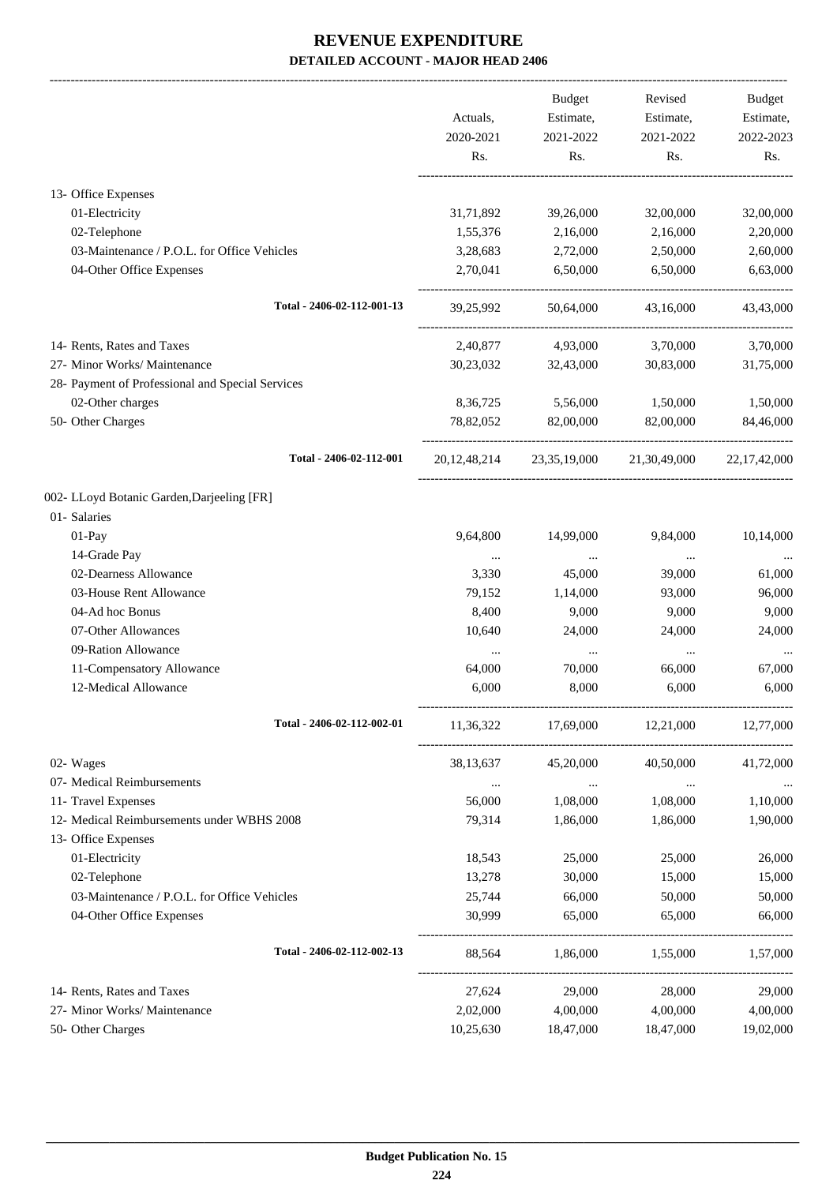# REVENUE EXPENDITURE

## DETAILED ACCOUNT - MAJOR HEAD 2406

| | Actuals, 2020-2021 Rs. | Budget Estimate, 2021-2022 Rs. | Revised Estimate, 2021-2022 Rs. | Budget Estimate, 2022-2023 Rs. |
|---|---|---|---|---|
| 13- Office Expenses | | | | |
| 01-Electricity | 31,71,892 | 39,26,000 | 32,00,000 | 32,00,000 |
| 02-Telephone | 1,55,376 | 2,16,000 | 2,16,000 | 2,20,000 |
| 03-Maintenance / P.O.L. for Office Vehicles | 3,28,683 | 2,72,000 | 2,50,000 | 2,60,000 |
| 04-Other Office Expenses | 2,70,041 | 6,50,000 | 6,50,000 | 6,63,000 |
| **Total - 2406-02-112-001-13** | 39,25,992 | 50,64,000 | 43,16,000 | 43,43,000 |
| 14- Rents, Rates and Taxes | 2,40,877 | 4,93,000 | 3,70,000 | 3,70,000 |
| 27- Minor Works/ Maintenance | 30,23,032 | 32,43,000 | 30,83,000 | 31,75,000 |
| 28- Payment of Professional and Special Services | | | | |
| 02-Other charges | 8,36,725 | 5,56,000 | 1,50,000 | 1,50,000 |
| 50- Other Charges | 78,82,052 | 82,00,000 | 82,00,000 | 84,46,000 |
| **Total - 2406-02-112-001** | 20,12,48,214 | 23,35,19,000 | 21,30,49,000 | 22,17,42,000 |
| 002- LLoyd Botanic Garden,Darjeeling [FR] | | | | |
| 01- Salaries | | | | |
| 01-Pay | 9,64,800 | 14,99,000 | 9,84,000 | 10,14,000 |
| 14-Grade Pay | ... | ... | ... | ... |
| 02-Dearness Allowance | 3,330 | 45,000 | 39,000 | 61,000 |
| 03-House Rent Allowance | 79,152 | 1,14,000 | 93,000 | 96,000 |
| 04-Ad hoc Bonus | 8,400 | 9,000 | 9,000 | 9,000 |
| 07-Other Allowances | 10,640 | 24,000 | 24,000 | 24,000 |
| 09-Ration Allowance | ... | ... | ... | ... |
| 11-Compensatory Allowance | 64,000 | 70,000 | 66,000 | 67,000 |
| 12-Medical Allowance | 6,000 | 8,000 | 6,000 | 6,000 |
| **Total - 2406-02-112-002-01** | 11,36,322 | 17,69,000 | 12,21,000 | 12,77,000 |
| 02- Wages | 38,13,637 | 45,20,000 | 40,50,000 | 41,72,000 |
| 07- Medical Reimbursements | ... | ... | ... | ... |
| 11- Travel Expenses | 56,000 | 1,08,000 | 1,08,000 | 1,10,000 |
| 12- Medical Reimbursements under WBHS 2008 | 79,314 | 1,86,000 | 1,86,000 | 1,90,000 |
| 13- Office Expenses | | | | |
| 01-Electricity | 18,543 | 25,000 | 25,000 | 26,000 |
| 02-Telephone | 13,278 | 30,000 | 15,000 | 15,000 |
| 03-Maintenance / P.O.L. for Office Vehicles | 25,744 | 66,000 | 50,000 | 50,000 |
| 04-Other Office Expenses | 30,999 | 65,000 | 65,000 | 66,000 |
| **Total - 2406-02-112-002-13** | 88,564 | 1,86,000 | 1,55,000 | 1,57,000 |
| 14- Rents, Rates and Taxes | 27,624 | 29,000 | 28,000 | 29,000 |
| 27- Minor Works/ Maintenance | 2,02,000 | 4,00,000 | 4,00,000 | 4,00,000 |
| 50- Other Charges | 10,25,630 | 18,47,000 | 18,47,000 | 19,02,000 |

**Budget Publication No. 15**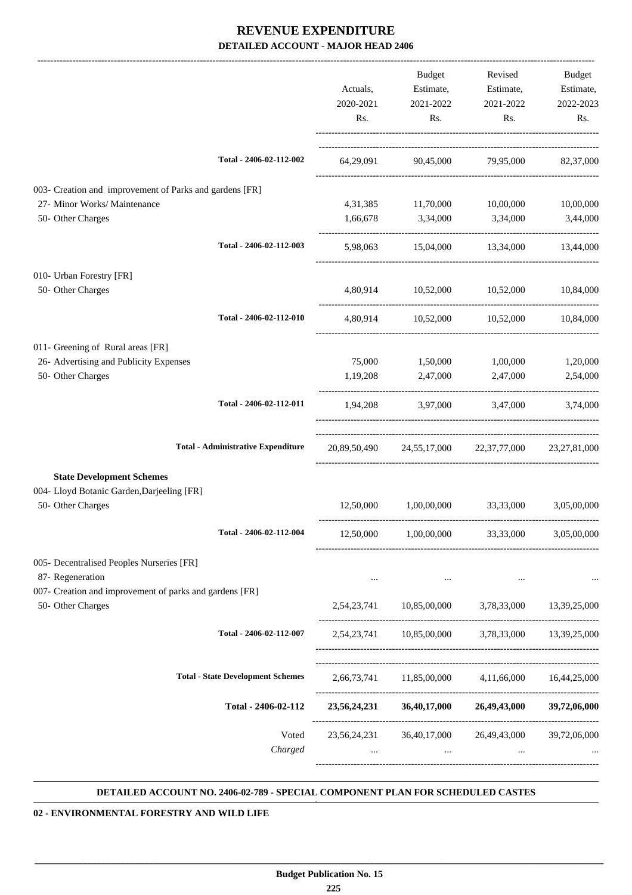# REVENUE EXPENDITURE

## DETAILED ACCOUNT - MAJOR HEAD 2406

| | Actuals, 2020-2021 Rs. | Budget Estimate, 2021-2022 Rs. | Revised Estimate, 2021-2022 Rs. | Budget Estimate, 2022-2023 Rs. |
|---|---|---|---|---|
| Total - 2406-02-112-002 | 64,29,091 | 90,45,000 | 79,95,000 | 82,37,000 |
| 003- Creation and improvement of Parks and gardens [FR] | | | | |
| 27- Minor Works/ Maintenance | 4,31,385 | 11,70,000 | 10,00,000 | 10,00,000 |
| 50- Other Charges | 1,66,678 | 3,34,000 | 3,34,000 | 3,44,000 |
| Total - 2406-02-112-003 | 5,98,063 | 15,04,000 | 13,34,000 | 13,44,000 |
| 010- Urban Forestry [FR] | | | | |
| 50- Other Charges | 4,80,914 | 10,52,000 | 10,52,000 | 10,84,000 |
| Total - 2406-02-112-010 | 4,80,914 | 10,52,000 | 10,52,000 | 10,84,000 |
| 011- Greening of Rural areas [FR] | | | | |
| 26- Advertising and Publicity Expenses | 75,000 | 1,50,000 | 1,00,000 | 1,20,000 |
| 50- Other Charges | 1,19,208 | 2,47,000 | 2,47,000 | 2,54,000 |
| Total - 2406-02-112-011 | 1,94,208 | 3,97,000 | 3,47,000 | 3,74,000 |
| Total - Administrative Expenditure | 20,89,50,490 | 24,55,17,000 | 22,37,77,000 | 23,27,81,000 |
| **State Development Schemes** | | | | |
| 004- Lloyd Botanic Garden,Darjeeling [FR] | | | | |
| 50- Other Charges | 12,50,000 | 1,00,00,000 | 33,33,000 | 3,05,00,000 |
| Total - 2406-02-112-004 | 12,50,000 | 1,00,00,000 | 33,33,000 | 3,05,00,000 |
| 005- Decentralised Peoples Nurseries [FR] | | | | |
| 87- Regeneration | ... | ... | ... | ... |
| 007- Creation and improvement of parks and gardens [FR] | | | | |
| 50- Other Charges | 2,54,23,741 | 10,85,00,000 | 3,78,33,000 | 13,39,25,000 |
| Total - 2406-02-112-007 | 2,54,23,741 | 10,85,00,000 | 3,78,33,000 | 13,39,25,000 |
| Total - State Development Schemes | 2,66,73,741 | 11,85,00,000 | 4,11,66,000 | 16,44,25,000 |
| **Total - 2406-02-112** | **23,56,24,231** | **36,40,17,000** | **26,49,43,000** | **39,72,06,000** |
| Voted | 23,56,24,231 | 36,40,17,000 | 26,49,43,000 | 39,72,06,000 |
| *Charged* | ... | ... | ... | ... |

**DETAILED ACCOUNT NO. 2406-02-789 - SPECIAL COMPONENT PLAN FOR SCHEDULED CASTES**

**02 - ENVIRONMENTAL FORESTRY AND WILD LIFE**

**Budget Publication No. 15**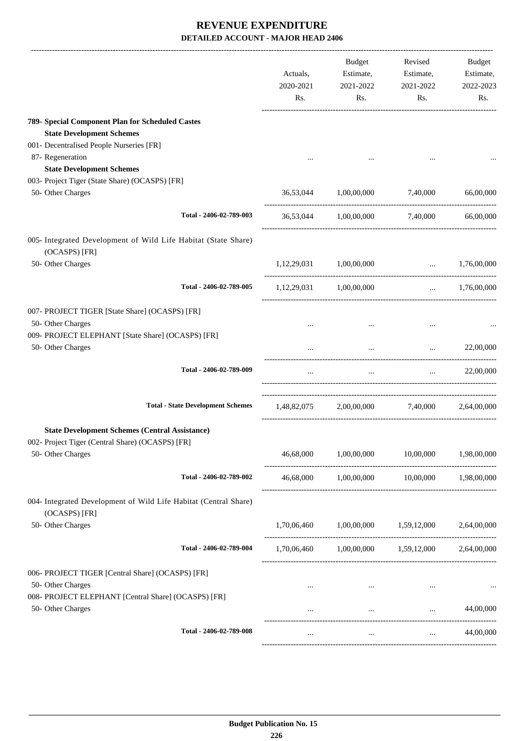# REVENUE EXPENDITURE

## DETAILED ACCOUNT - MAJOR HEAD 2406

| | Actuals, 2020-2021 Rs. | Budget Estimate, 2021-2022 Rs. | Revised Estimate, 2021-2022 Rs. | Budget Estimate, 2022-2023 Rs. |
|---|---|---|---|---|
| **789- Special Component Plan for Scheduled Castes** | | | | |
| **State Development Schemes** | | | | |
| 001- Decentralised People Nurseries [FR] | | | | |
| 87- Regeneration | ... | ... | ... | ... |
| **State Development Schemes** | | | | |
| 003- Project Tiger (State Share) (OCASPS) [FR] | | | | |
| 50- Other Charges | 36,53,044 | 1,00,00,000 | 7,40,000 | 66,00,000 |
| Total - 2406-02-789-003 | 36,53,044 | 1,00,00,000 | 7,40,000 | 66,00,000 |
| 005- Integrated Development of Wild Life Habitat (State Share) (OCASPS) [FR] | | | | |
| 50- Other Charges | 1,12,29,031 | 1,00,00,000 | ... | 1,76,00,000 |
| Total - 2406-02-789-005 | 1,12,29,031 | 1,00,00,000 | ... | 1,76,00,000 |
| 007- PROJECT TIGER [State Share] (OCASPS) [FR] | | | | |
| 50- Other Charges | ... | ... | ... | ... |
| 009- PROJECT ELEPHANT [State Share] (OCASPS) [FR] | | | | |
| 50- Other Charges | ... | ... | ... | 22,00,000 |
| Total - 2406-02-789-009 | ... | ... | ... | 22,00,000 |
| Total - State Development Schemes | 1,48,82,075 | 2,00,00,000 | 7,40,000 | 2,64,00,000 |
| **State Development Schemes (Central Assistance)** | | | | |
| 002- Project Tiger (Central Share) (OCASPS) [FR] | | | | |
| 50- Other Charges | 46,68,000 | 1,00,00,000 | 10,00,000 | 1,98,00,000 |
| Total - 2406-02-789-002 | 46,68,000 | 1,00,00,000 | 10,00,000 | 1,98,00,000 |
| 004- Integrated Development of Wild Life Habitat (Central Share) (OCASPS) [FR] | | | | |
| 50- Other Charges | 1,70,06,460 | 1,00,00,000 | 1,59,12,000 | 2,64,00,000 |
| Total - 2406-02-789-004 | 1,70,06,460 | 1,00,00,000 | 1,59,12,000 | 2,64,00,000 |
| 006- PROJECT TIGER [Central Share] (OCASPS) [FR] | | | | |
| 50- Other Charges | ... | ... | ... | ... |
| 008- PROJECT ELEPHANT [Central Share] (OCASPS) [FR] | | | | |
| 50- Other Charges | ... | ... | ... | 44,00,000 |
| Total - 2406-02-789-008 | ... | ... | ... | 44,00,000 |

**Budget Publication No. 15**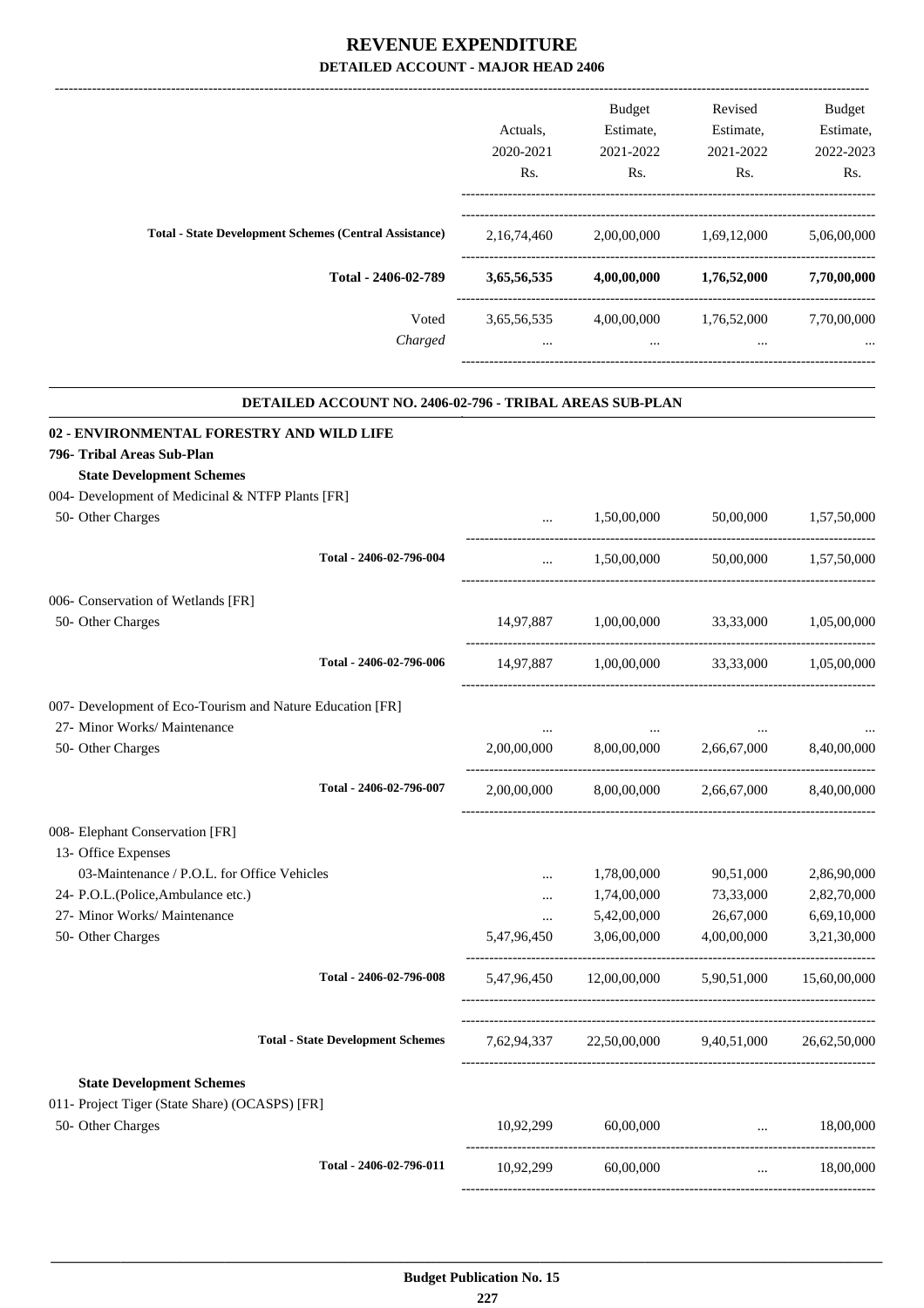# REVENUE EXPENDITURE

## DETAILED ACCOUNT - MAJOR HEAD 2406

| | Actuals, 2020-2021 Rs. | Budget Estimate, 2021-2022 Rs. | Revised Estimate, 2021-2022 Rs. | Budget Estimate, 2022-2023 Rs. |
|---|---|---|---|---|
| **Total - State Development Schemes (Central Assistance)** | 2,16,74,460 | 2,00,00,000 | 1,69,12,000 | 5,06,00,000 |
| **Total - 2406-02-789** | **3,65,56,535** | **4,00,00,000** | **1,76,52,000** | **7,70,00,000** |
| Voted | 3,65,56,535 | 4,00,00,000 | 1,76,52,000 | 7,70,00,000 |
| *Charged* | ... | ... | ... | ... |

### DETAILED ACCOUNT NO. 2406-02-796 - TRIBAL AREAS SUB-PLAN

| | Actuals, 2020-2021 Rs. | Budget Estimate, 2021-2022 Rs. | Revised Estimate, 2021-2022 Rs. | Budget Estimate, 2022-2023 Rs. |
|---|---|---|---|---|
| **02 - ENVIRONMENTAL FORESTRY AND WILD LIFE** | | | | |
| **796- Tribal Areas Sub-Plan** | | | | |
| **State Development Schemes** | | | | |
| 004- Development of Medicinal & NTFP Plants [FR] | | | | |
| 50- Other Charges | ... | 1,50,00,000 | 50,00,000 | 1,57,50,000 |
| Total - 2406-02-796-004 | ... | 1,50,00,000 | 50,00,000 | 1,57,50,000 |
| 006- Conservation of Wetlands [FR] | | | | |
| 50- Other Charges | 14,97,887 | 1,00,00,000 | 33,33,000 | 1,05,00,000 |
| Total - 2406-02-796-006 | 14,97,887 | 1,00,00,000 | 33,33,000 | 1,05,00,000 |
| 007- Development of Eco-Tourism and Nature Education [FR] | | | | |
| 27- Minor Works/ Maintenance | ... | ... | ... | ... |
| 50- Other Charges | 2,00,00,000 | 8,00,00,000 | 2,66,67,000 | 8,40,00,000 |
| Total - 2406-02-796-007 | 2,00,00,000 | 8,00,00,000 | 2,66,67,000 | 8,40,00,000 |
| 008- Elephant Conservation [FR] | | | | |
| 13- Office Expenses | | | | |
| 03-Maintenance / P.O.L. for Office Vehicles | ... | 1,78,00,000 | 90,51,000 | 2,86,90,000 |
| 24- P.O.L.(Police,Ambulance etc.) | ... | 1,74,00,000 | 73,33,000 | 2,82,70,000 |
| 27- Minor Works/ Maintenance | ... | 5,42,00,000 | 26,67,000 | 6,69,10,000 |
| 50- Other Charges | 5,47,96,450 | 3,06,00,000 | 4,00,00,000 | 3,21,30,000 |
| Total - 2406-02-796-008 | 5,47,96,450 | 12,00,00,000 | 5,90,51,000 | 15,60,00,000 |
| **Total - State Development Schemes** | 7,62,94,337 | 22,50,00,000 | 9,40,51,000 | 26,62,50,000 |
| **State Development Schemes** | | | | |
| 011- Project Tiger (State Share) (OCASPS) [FR] | | | | |
| 50- Other Charges | 10,92,299 | 60,00,000 | ... | 18,00,000 |
| Total - 2406-02-796-011 | 10,92,299 | 60,00,000 | ... | 18,00,000 |

**Budget Publication No. 15**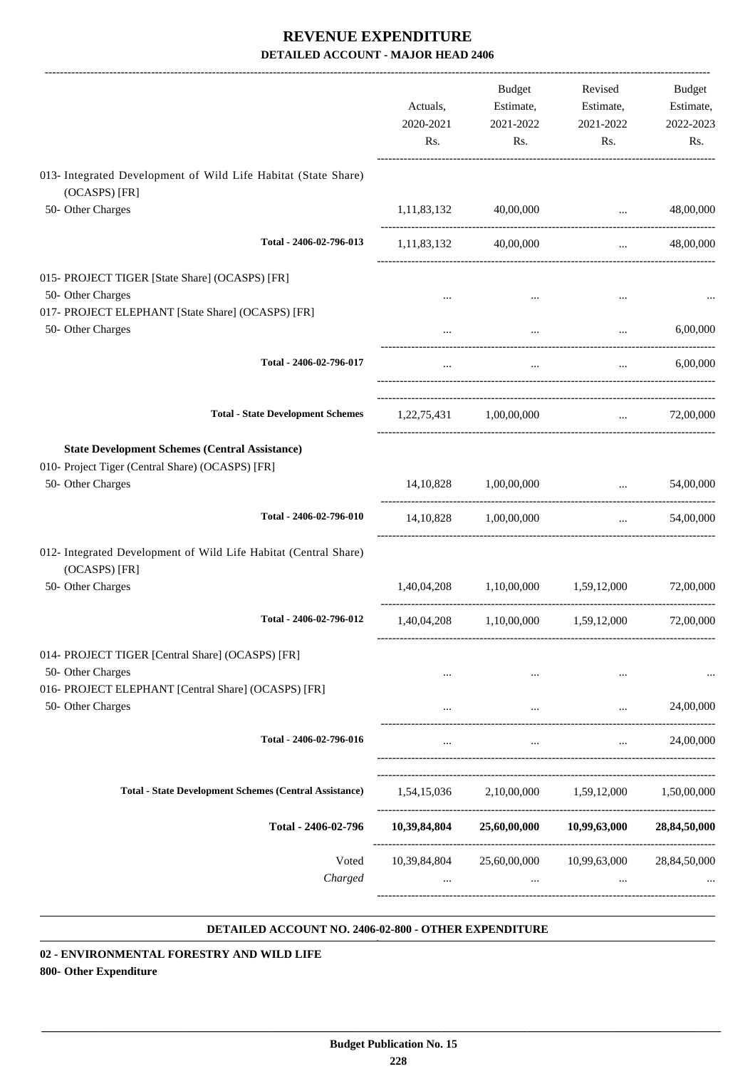# REVENUE EXPENDITURE
## DETAILED ACCOUNT - MAJOR HEAD 2406

| | Actuals, 2020-2021 Rs. | Budget Estimate, 2021-2022 Rs. | Revised Estimate, 2021-2022 Rs. | Budget Estimate, 2022-2023 Rs. |
|---|---|---|---|---|
| 013- Integrated Development of Wild Life Habitat (State Share) (OCASPS) [FR] | | | | |
| 50- Other Charges | 1,11,83,132 | 40,00,000 | ... | 48,00,000 |
| Total - 2406-02-796-013 | 1,11,83,132 | 40,00,000 | ... | 48,00,000 |
| 015- PROJECT TIGER [State Share] (OCASPS) [FR] | | | | |
| 50- Other Charges | ... | ... | ... | ... |
| 017- PROJECT ELEPHANT [State Share] (OCASPS) [FR] | | | | |
| 50- Other Charges | ... | ... | ... | 6,00,000 |
| Total - 2406-02-796-017 | ... | ... | ... | 6,00,000 |
| Total - State Development Schemes | 1,22,75,431 | 1,00,00,000 | ... | 72,00,000 |
| **State Development Schemes (Central Assistance)** | | | | |
| 010- Project Tiger (Central Share) (OCASPS) [FR] | | | | |
| 50- Other Charges | 14,10,828 | 1,00,00,000 | ... | 54,00,000 |
| Total - 2406-02-796-010 | 14,10,828 | 1,00,00,000 | ... | 54,00,000 |
| 012- Integrated Development of Wild Life Habitat (Central Share) (OCASPS) [FR] | | | | |
| 50- Other Charges | 1,40,04,208 | 1,10,00,000 | 1,59,12,000 | 72,00,000 |
| Total - 2406-02-796-012 | 1,40,04,208 | 1,10,00,000 | 1,59,12,000 | 72,00,000 |
| 014- PROJECT TIGER [Central Share] (OCASPS) [FR] | | | | |
| 50- Other Charges | ... | ... | ... | ... |
| 016- PROJECT ELEPHANT [Central Share] (OCASPS) [FR] | | | | |
| 50- Other Charges | ... | ... | ... | 24,00,000 |
| Total - 2406-02-796-016 | ... | ... | ... | 24,00,000 |
| Total - State Development Schemes (Central Assistance) | 1,54,15,036 | 2,10,00,000 | 1,59,12,000 | 1,50,00,000 |
| **Total - 2406-02-796** | **10,39,84,804** | **25,60,00,000** | **10,99,63,000** | **28,84,50,000** |
| Voted | 10,39,84,804 | 25,60,00,000 | 10,99,63,000 | 28,84,50,000 |
| *Charged* | ... | ... | ... | ... |

**DETAILED ACCOUNT NO. 2406-02-800 - OTHER EXPENDITURE**

**02 - ENVIRONMENTAL FORESTRY AND WILD LIFE**

**800- Other Expenditure**

Budget Publication No. 15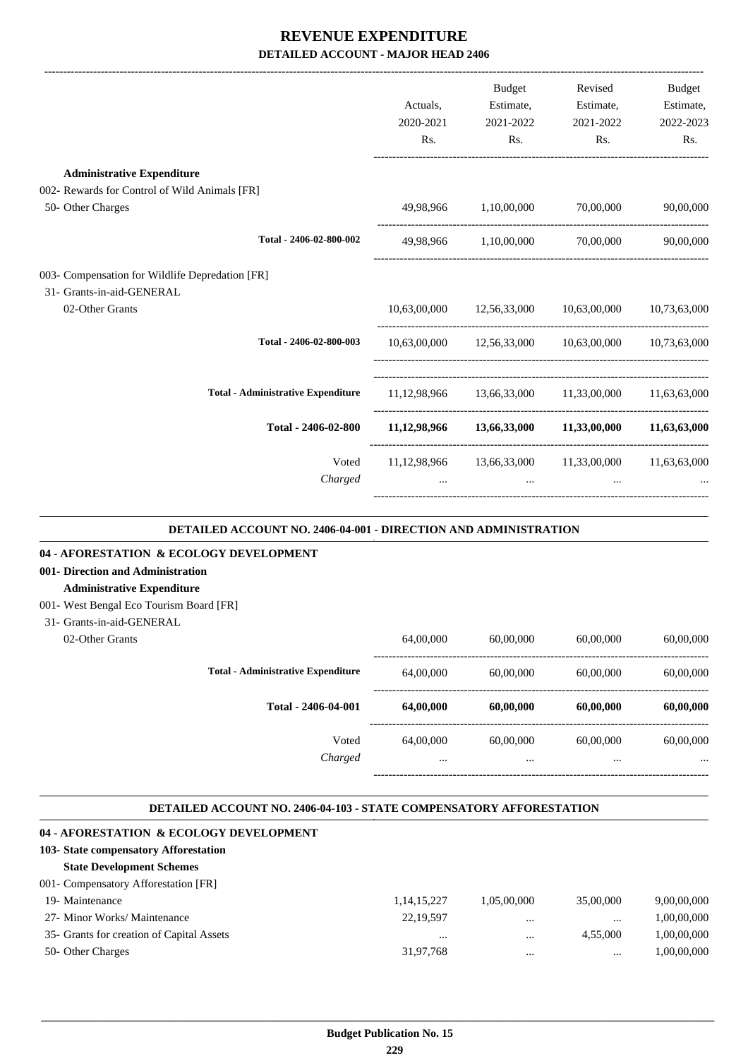# REVENUE EXPENDITURE

## DETAILED ACCOUNT - MAJOR HEAD 2406

| | Actuals, 2020-2021 Rs. | Budget Estimate, 2021-2022 Rs. | Revised Estimate, 2021-2022 Rs. | Budget Estimate, 2022-2023 Rs. |
|---|---|---|---|---|
| **Administrative Expenditure** | | | | |
| 002- Rewards for Control of Wild Animals [FR] | | | | |
| 50- Other Charges | 49,98,966 | 1,10,00,000 | 70,00,000 | 90,00,000 |
| Total - 2406-02-800-002 | 49,98,966 | 1,10,00,000 | 70,00,000 | 90,00,000 |
| 003- Compensation for Wildlife Depredation [FR] | | | | |
| 31- Grants-in-aid-GENERAL | | | | |
| 02-Other Grants | 10,63,00,000 | 12,56,33,000 | 10,63,00,000 | 10,73,63,000 |
| Total - 2406-02-800-003 | 10,63,00,000 | 12,56,33,000 | 10,63,00,000 | 10,73,63,000 |
| Total - Administrative Expenditure | 11,12,98,966 | 13,66,33,000 | 11,33,00,000 | 11,63,63,000 |
| **Total - 2406-02-800** | **11,12,98,966** | **13,66,33,000** | **11,33,00,000** | **11,63,63,000** |
| Voted | 11,12,98,966 | 13,66,33,000 | 11,33,00,000 | 11,63,63,000 |
| *Charged* | ... | ... | ... | ... |

### DETAILED ACCOUNT NO. 2406-04-001 - DIRECTION AND ADMINISTRATION

| | Actuals, 2020-2021 Rs. | Budget Estimate, 2021-2022 Rs. | Revised Estimate, 2021-2022 Rs. | Budget Estimate, 2022-2023 Rs. |
|---|---|---|---|---|
| **04 - AFORESTATION & ECOLOGY DEVELOPMENT** | | | | |
| **001- Direction and Administration** | | | | |
| **Administrative Expenditure** | | | | |
| 001- West Bengal Eco Tourism Board [FR] | | | | |
| 31- Grants-in-aid-GENERAL | | | | |
| 02-Other Grants | 64,00,000 | 60,00,000 | 60,00,000 | 60,00,000 |
| Total - Administrative Expenditure | 64,00,000 | 60,00,000 | 60,00,000 | 60,00,000 |
| **Total - 2406-04-001** | **64,00,000** | **60,00,000** | **60,00,000** | **60,00,000** |
| Voted | 64,00,000 | 60,00,000 | 60,00,000 | 60,00,000 |
| *Charged* | ... | ... | ... | ... |

### DETAILED ACCOUNT NO. 2406-04-103 - STATE COMPENSATORY AFFORESTATION

| | Actuals, 2020-2021 Rs. | Budget Estimate, 2021-2022 Rs. | Revised Estimate, 2021-2022 Rs. | Budget Estimate, 2022-2023 Rs. |
|---|---|---|---|---|
| **04 - AFORESTATION & ECOLOGY DEVELOPMENT** | | | | |
| **103- State compensatory Afforestation** | | | | |
| **State Development Schemes** | | | | |
| 001- Compensatory Afforestation [FR] | | | | |
| 19- Maintenance | 1,14,15,227 | 1,05,00,000 | 35,00,000 | 9,00,00,000 |
| 27- Minor Works/ Maintenance | 22,19,597 | ... | ... | 1,00,00,000 |
| 35- Grants for creation of Capital Assets | ... | ... | 4,55,000 | 1,00,00,000 |
| 50- Other Charges | 31,97,768 | ... | ... | 1,00,00,000 |

Budget Publication No. 15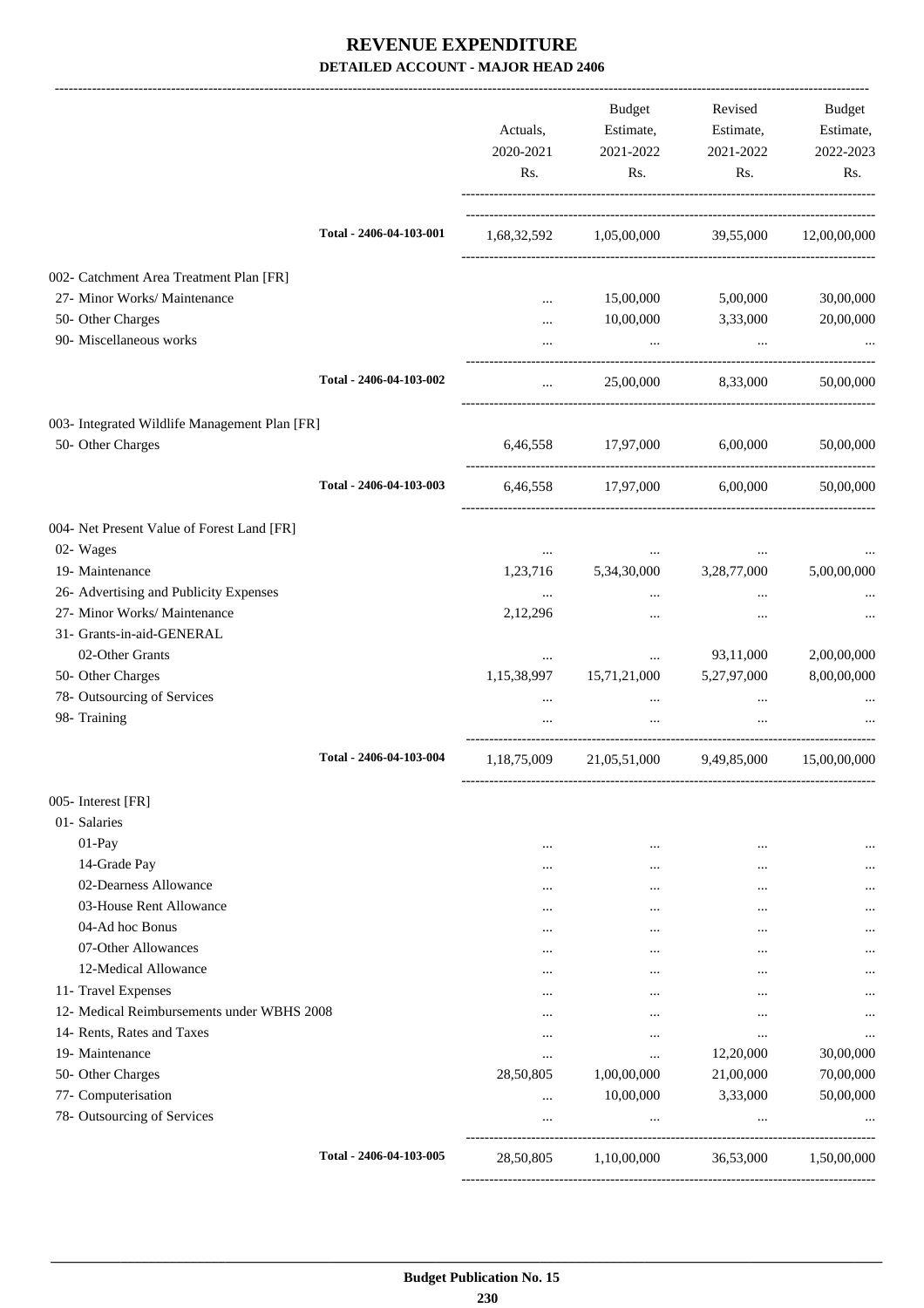# REVENUE EXPENDITURE

## DETAILED ACCOUNT - MAJOR HEAD 2406

| | Actuals, 2020-2021 Rs. | Budget Estimate, 2021-2022 Rs. | Revised Estimate, 2021-2022 Rs. | Budget Estimate, 2022-2023 Rs. |
|---|---|---|---|---|
| Total - 2406-04-103-001 | 1,68,32,592 | 1,05,00,000 | 39,55,000 | 12,00,00,000 |
| 002- Catchment Area Treatment Plan [FR] | | | | |
| 27- Minor Works/ Maintenance | ... | 15,00,000 | 5,00,000 | 30,00,000 |
| 50- Other Charges | ... | 10,00,000 | 3,33,000 | 20,00,000 |
| 90- Miscellaneous works | ... | ... | ... | ... |
| Total - 2406-04-103-002 | ... | 25,00,000 | 8,33,000 | 50,00,000 |
| 003- Integrated Wildlife Management Plan [FR] | | | | |
| 50- Other Charges | 6,46,558 | 17,97,000 | 6,00,000 | 50,00,000 |
| Total - 2406-04-103-003 | 6,46,558 | 17,97,000 | 6,00,000 | 50,00,000 |
| 004- Net Present Value of Forest Land [FR] | | | | |
| 02- Wages | ... | ... | ... | ... |
| 19- Maintenance | 1,23,716 | 5,34,30,000 | 3,28,77,000 | 5,00,00,000 |
| 26- Advertising and Publicity Expenses | ... | ... | ... | ... |
| 27- Minor Works/ Maintenance | 2,12,296 | ... | ... | ... |
| 31- Grants-in-aid-GENERAL | | | | |
| 02-Other Grants | ... | ... | 93,11,000 | 2,00,00,000 |
| 50- Other Charges | 1,15,38,997 | 15,71,21,000 | 5,27,97,000 | 8,00,00,000 |
| 78- Outsourcing of Services | ... | ... | ... | ... |
| 98- Training | ... | ... | ... | ... |
| Total - 2406-04-103-004 | 1,18,75,009 | 21,05,51,000 | 9,49,85,000 | 15,00,00,000 |
| 005- Interest [FR] | | | | |
| 01- Salaries | | | | |
| 01-Pay | ... | ... | ... | ... |
| 14-Grade Pay | ... | ... | ... | ... |
| 02-Dearness Allowance | ... | ... | ... | ... |
| 03-House Rent Allowance | ... | ... | ... | ... |
| 04-Ad hoc Bonus | ... | ... | ... | ... |
| 07-Other Allowances | ... | ... | ... | ... |
| 12-Medical Allowance | ... | ... | ... | ... |
| 11- Travel Expenses | ... | ... | ... | ... |
| 12- Medical Reimbursements under WBHS 2008 | ... | ... | ... | ... |
| 14- Rents, Rates and Taxes | ... | ... | ... | ... |
| 19- Maintenance | ... | ... | 12,20,000 | 30,00,000 |
| 50- Other Charges | 28,50,805 | 1,00,00,000 | 21,00,000 | 70,00,000 |
| 77- Computerisation | ... | 10,00,000 | 3,33,000 | 50,00,000 |
| 78- Outsourcing of Services | ... | ... | ... | ... |
| Total - 2406-04-103-005 | 28,50,805 | 1,10,00,000 | 36,53,000 | 1,50,00,000 |

**Budget Publication No. 15**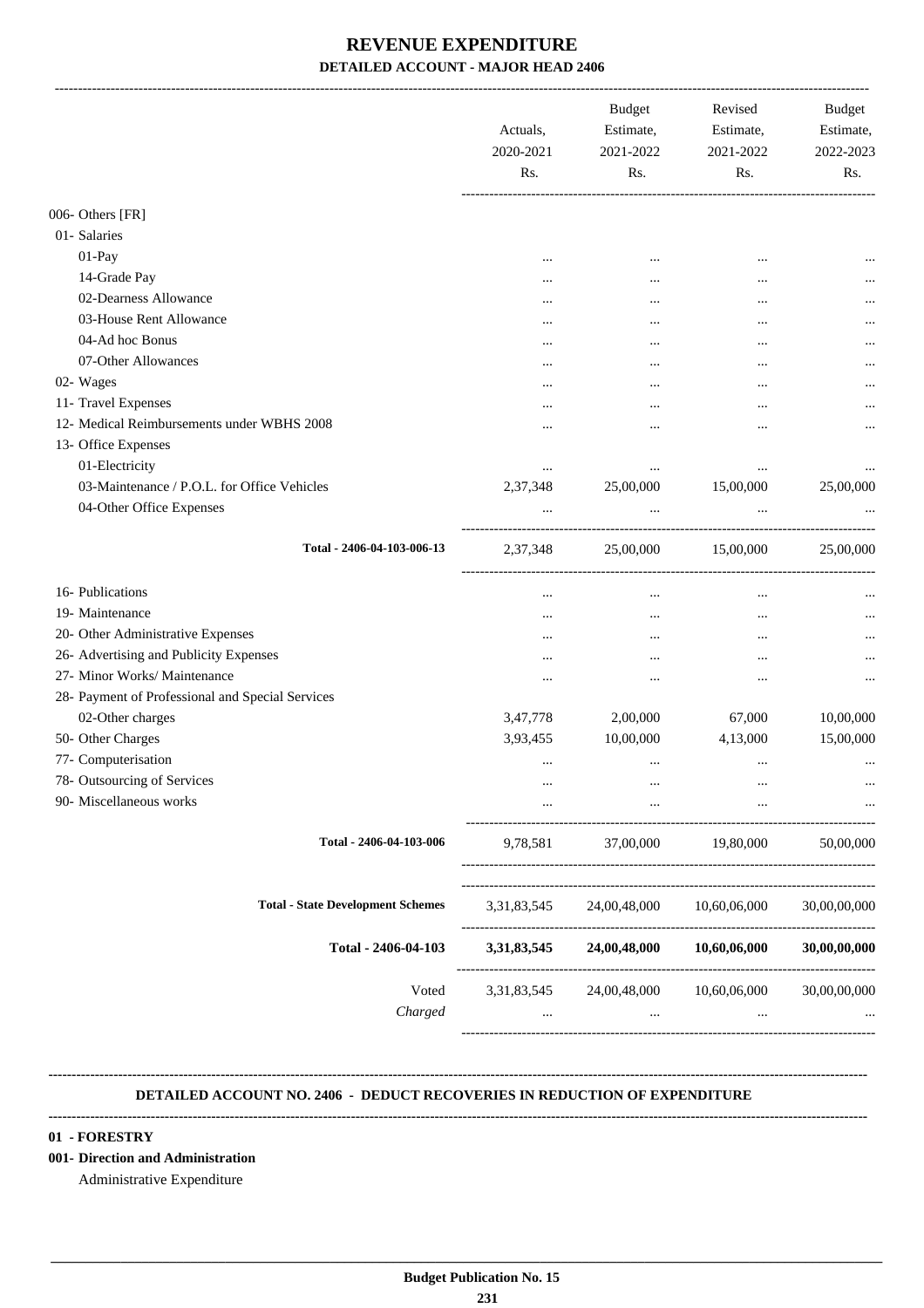# REVENUE EXPENDITURE

## DETAILED ACCOUNT - MAJOR HEAD 2406

| | Actuals, 2020-2021 Rs. | Budget Estimate, 2021-2022 Rs. | Revised Estimate, 2021-2022 Rs. | Budget Estimate, 2022-2023 Rs. |
|---|---|---|---|---|
| 006- Others [FR] | | | | |
| 01- Salaries | | | | |
| 01-Pay | ... | ... | ... | ... |
| 14-Grade Pay | ... | ... | ... | ... |
| 02-Dearness Allowance | ... | ... | ... | ... |
| 03-House Rent Allowance | ... | ... | ... | ... |
| 04-Ad hoc Bonus | ... | ... | ... | ... |
| 07-Other Allowances | ... | ... | ... | ... |
| 02- Wages | ... | ... | ... | ... |
| 11- Travel Expenses | ... | ... | ... | ... |
| 12- Medical Reimbursements under WBHS 2008 | ... | ... | ... | ... |
| 13- Office Expenses | | | | |
| 01-Electricity | ... | ... | ... | ... |
| 03-Maintenance / P.O.L. for Office Vehicles | 2,37,348 | 25,00,000 | 15,00,000 | 25,00,000 |
| 04-Other Office Expenses | ... | ... | ... | ... |
| **Total - 2406-04-103-006-13** | 2,37,348 | 25,00,000 | 15,00,000 | 25,00,000 |
| 16- Publications | ... | ... | ... | ... |
| 19- Maintenance | ... | ... | ... | ... |
| 20- Other Administrative Expenses | ... | ... | ... | ... |
| 26- Advertising and Publicity Expenses | ... | ... | ... | ... |
| 27- Minor Works/ Maintenance | ... | ... | ... | ... |
| 28- Payment of Professional and Special Services | | | | |
| 02-Other charges | 3,47,778 | 2,00,000 | 67,000 | 10,00,000 |
| 50- Other Charges | 3,93,455 | 10,00,000 | 4,13,000 | 15,00,000 |
| 77- Computerisation | ... | ... | ... | ... |
| 78- Outsourcing of Services | ... | ... | ... | ... |
| 90- Miscellaneous works | ... | ... | ... | ... |
| **Total - 2406-04-103-006** | 9,78,581 | 37,00,000 | 19,80,000 | 50,00,000 |
| **Total - State Development Schemes** | 3,31,83,545 | 24,00,48,000 | 10,60,06,000 | 30,00,00,000 |
| **Total - 2406-04-103** | **3,31,83,545** | **24,00,48,000** | **10,60,06,000** | **30,00,00,000** |
| Voted | 3,31,83,545 | 24,00,48,000 | 10,60,06,000 | 30,00,00,000 |
| *Charged* | ... | ... | ... | ... |

**DETAILED ACCOUNT NO. 2406 - DEDUCT RECOVERIES IN REDUCTION OF EXPENDITURE**

**01 - FORESTRY**

**001- Direction and Administration**

Administrative Expenditure

**Budget Publication No. 15**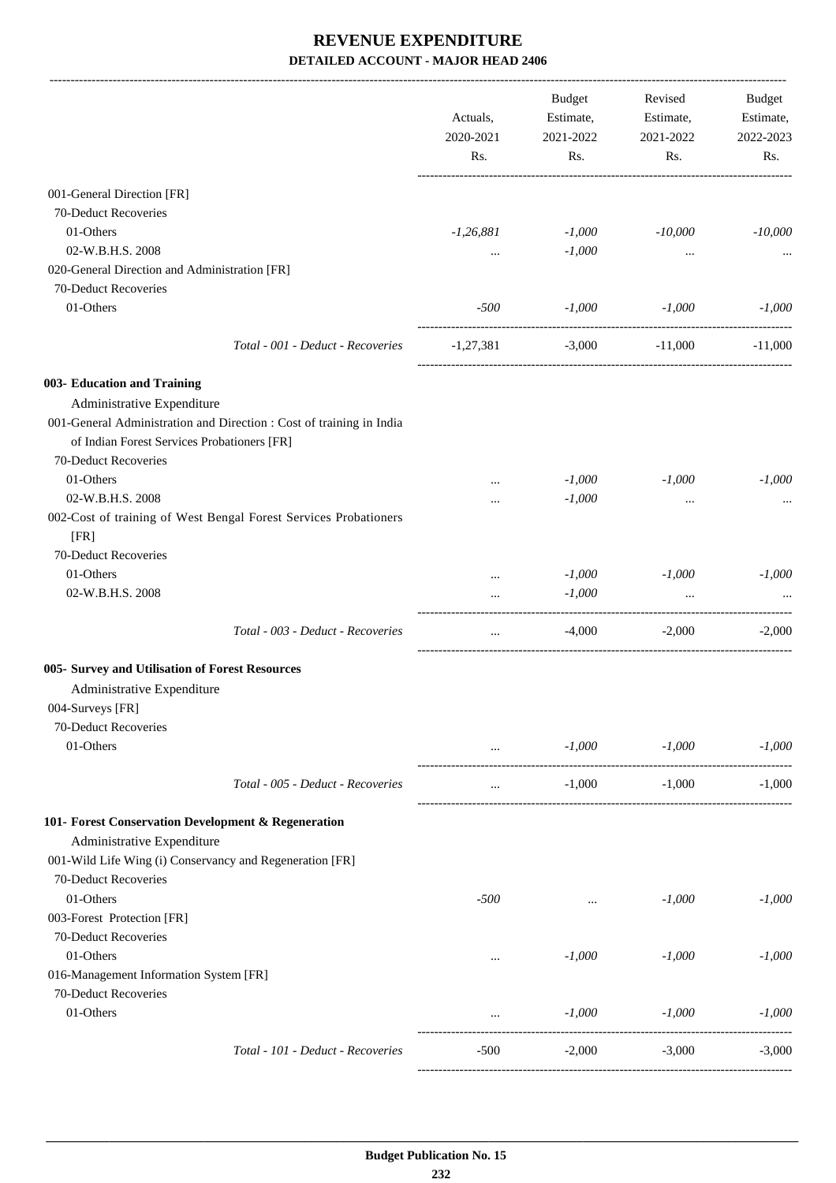# REVENUE EXPENDITURE

## DETAILED ACCOUNT - MAJOR HEAD 2406

| | Actuals, 2020-2021 Rs. | Budget Estimate, 2021-2022 Rs. | Revised Estimate, 2021-2022 Rs. | Budget Estimate, 2022-2023 Rs. |
|---|---|---|---|---|
| 001-General Direction [FR] | | | | |
| 70-Deduct Recoveries | | | | |
| 01-Others | *-1,26,881* | *-1,000* | *-10,000* | *-10,000* |
| 02-W.B.H.S. 2008 | ... | *-1,000* | ... | ... |
| 020-General Direction and Administration [FR] | | | | |
| 70-Deduct Recoveries | | | | |
| 01-Others | *-500* | *-1,000* | *-1,000* | *-1,000* |
| *Total - 001 - Deduct - Recoveries* | -1,27,381 | -3,000 | -11,000 | -11,000 |
| **003- Education and Training** | | | | |
| Administrative Expenditure | | | | |
| 001-General Administration and Direction : Cost of training in India of Indian Forest Services Probationers [FR] | | | | |
| 70-Deduct Recoveries | | | | |
| 01-Others | ... | *-1,000* | *-1,000* | *-1,000* |
| 02-W.B.H.S. 2008 | ... | *-1,000* | ... | ... |
| 002-Cost of training of West Bengal Forest Services Probationers [FR] | | | | |
| 70-Deduct Recoveries | | | | |
| 01-Others | ... | *-1,000* | *-1,000* | *-1,000* |
| 02-W.B.H.S. 2008 | ... | *-1,000* | ... | ... |
| *Total - 003 - Deduct - Recoveries* | ... | -4,000 | -2,000 | -2,000 |
| **005- Survey and Utilisation of Forest Resources** | | | | |
| Administrative Expenditure | | | | |
| 004-Surveys [FR] | | | | |
| 70-Deduct Recoveries | | | | |
| 01-Others | ... | *-1,000* | *-1,000* | *-1,000* |
| *Total - 005 - Deduct - Recoveries* | ... | -1,000 | -1,000 | -1,000 |
| **101- Forest Conservation Development & Regeneration** | | | | |
| Administrative Expenditure | | | | |
| 001-Wild Life Wing (i) Conservancy and Regeneration [FR] | | | | |
| 70-Deduct Recoveries | | | | |
| 01-Others | *-500* | ... | *-1,000* | *-1,000* |
| 003-Forest Protection [FR] | | | | |
| 70-Deduct Recoveries | | | | |
| 01-Others | ... | *-1,000* | *-1,000* | *-1,000* |
| 016-Management Information System [FR] | | | | |
| 70-Deduct Recoveries | | | | |
| 01-Others | ... | *-1,000* | *-1,000* | *-1,000* |
| *Total - 101 - Deduct - Recoveries* | -500 | -2,000 | -3,000 | -3,000 |

**Budget Publication No. 15**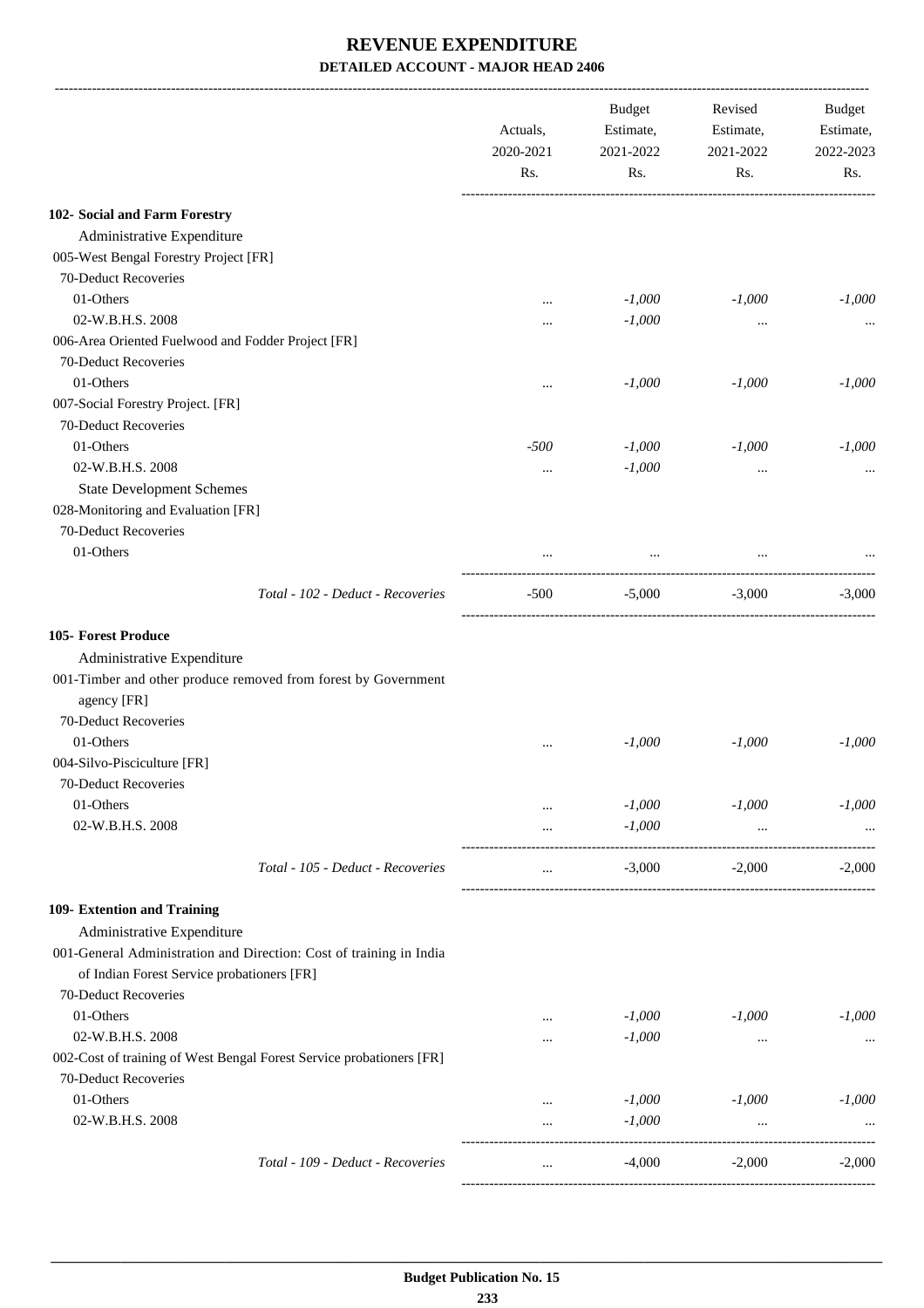# REVENUE EXPENDITURE

## DETAILED ACCOUNT - MAJOR HEAD 2406

| | Actuals, 2020-2021 Rs. | Budget Estimate, 2021-2022 Rs. | Revised Estimate, 2021-2022 Rs. | Budget Estimate, 2022-2023 Rs. |
|---|---|---|---|---|
| **102- Social and Farm Forestry** | | | | |
| Administrative Expenditure | | | | |
| 005-West Bengal Forestry Project [FR] | | | | |
| 70-Deduct Recoveries | | | | |
| 01-Others | ... | *-1,000* | *-1,000* | *-1,000* |
| 02-W.B.H.S. 2008 | ... | *-1,000* | ... | ... |
| 006-Area Oriented Fuelwood and Fodder Project [FR] | | | | |
| 70-Deduct Recoveries | | | | |
| 01-Others | ... | *-1,000* | *-1,000* | *-1,000* |
| 007-Social Forestry Project. [FR] | | | | |
| 70-Deduct Recoveries | | | | |
| 01-Others | *-500* | *-1,000* | *-1,000* | *-1,000* |
| 02-W.B.H.S. 2008 | ... | *-1,000* | ... | ... |
| State Development Schemes | | | | |
| 028-Monitoring and Evaluation [FR] | | | | |
| 70-Deduct Recoveries | | | | |
| 01-Others | ... | ... | ... | ... |
| *Total - 102 - Deduct - Recoveries* | -500 | -5,000 | -3,000 | -3,000 |
| **105- Forest Produce** | | | | |
| Administrative Expenditure | | | | |
| 001-Timber and other produce removed from forest by Government agency [FR] | | | | |
| 70-Deduct Recoveries | | | | |
| 01-Others | ... | *-1,000* | *-1,000* | *-1,000* |
| 004-Silvo-Pisciculture [FR] | | | | |
| 70-Deduct Recoveries | | | | |
| 01-Others | ... | *-1,000* | *-1,000* | *-1,000* |
| 02-W.B.H.S. 2008 | ... | *-1,000* | ... | ... |
| *Total - 105 - Deduct - Recoveries* | ... | -3,000 | -2,000 | -2,000 |
| **109- Extention and Training** | | | | |
| Administrative Expenditure | | | | |
| 001-General Administration and Direction: Cost of training in India of Indian Forest Service probationers [FR] | | | | |
| 70-Deduct Recoveries | | | | |
| 01-Others | ... | *-1,000* | *-1,000* | *-1,000* |
| 02-W.B.H.S. 2008 | ... | *-1,000* | ... | ... |
| 002-Cost of training of West Bengal Forest Service probationers [FR] | | | | |
| 70-Deduct Recoveries | | | | |
| 01-Others | ... | *-1,000* | *-1,000* | *-1,000* |
| 02-W.B.H.S. 2008 | ... | *-1,000* | ... | ... |
| *Total - 109 - Deduct - Recoveries* | ... | -4,000 | -2,000 | -2,000 |

**Budget Publication No. 15**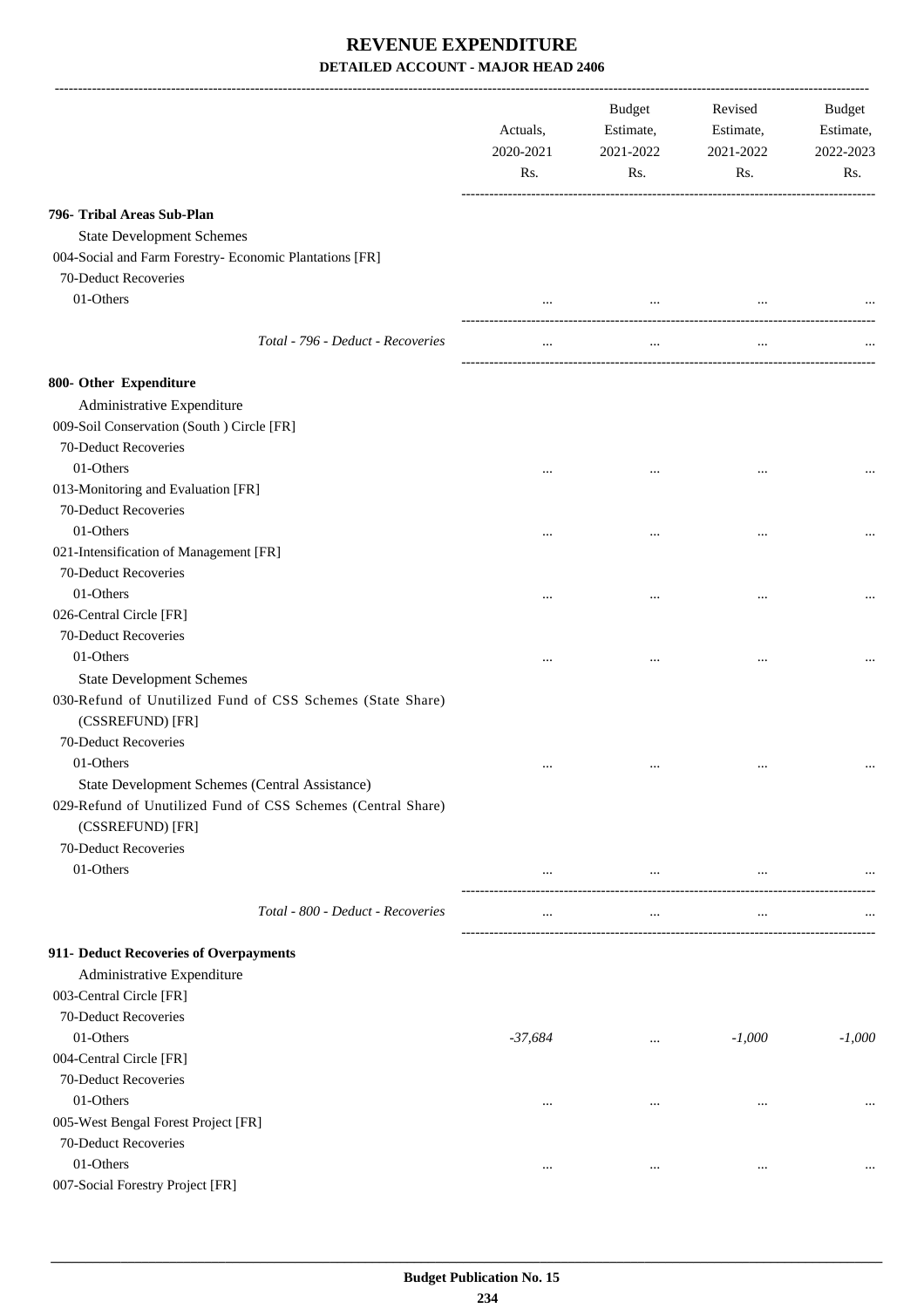# REVENUE EXPENDITURE

## DETAILED ACCOUNT - MAJOR HEAD 2406

| | Actuals, 2020-2021 Rs. | Budget Estimate, 2021-2022 Rs. | Revised Estimate, 2021-2022 Rs. | Budget Estimate, 2022-2023 Rs. |
|---|---|---|---|---|
| **796- Tribal Areas Sub-Plan** | | | | |
| State Development Schemes | | | | |
| 004-Social and Farm Forestry- Economic Plantations [FR] | | | | |
| 70-Deduct Recoveries | | | | |
| 01-Others | ... | ... | ... | ... |
| *Total - 796 - Deduct - Recoveries* | ... | ... | ... | ... |
| **800- Other Expenditure** | | | | |
| Administrative Expenditure | | | | |
| 009-Soil Conservation (South ) Circle [FR] | | | | |
| 70-Deduct Recoveries | | | | |
| 01-Others | ... | ... | ... | ... |
| 013-Monitoring and Evaluation [FR] | | | | |
| 70-Deduct Recoveries | | | | |
| 01-Others | ... | ... | ... | ... |
| 021-Intensification of Management [FR] | | | | |
| 70-Deduct Recoveries | | | | |
| 01-Others | ... | ... | ... | ... |
| 026-Central Circle [FR] | | | | |
| 70-Deduct Recoveries | | | | |
| 01-Others | ... | ... | ... | ... |
| State Development Schemes | | | | |
| 030-Refund of Unutilized Fund of CSS Schemes (State Share) (CSSREFUND) [FR] | | | | |
| 70-Deduct Recoveries | | | | |
| 01-Others | ... | ... | ... | ... |
| State Development Schemes (Central Assistance) | | | | |
| 029-Refund of Unutilized Fund of CSS Schemes (Central Share) (CSSREFUND) [FR] | | | | |
| 70-Deduct Recoveries | | | | |
| 01-Others | ... | ... | ... | ... |
| *Total - 800 - Deduct - Recoveries* | ... | ... | ... | ... |
| **911- Deduct Recoveries of Overpayments** | | | | |
| Administrative Expenditure | | | | |
| 003-Central Circle [FR] | | | | |
| 70-Deduct Recoveries | | | | |
| 01-Others | *-37,684* | ... | *-1,000* | *-1,000* |
| 004-Central Circle [FR] | | | | |
| 70-Deduct Recoveries | | | | |
| 01-Others | ... | ... | ... | ... |
| 005-West Bengal Forest Project [FR] | | | | |
| 70-Deduct Recoveries | | | | |
| 01-Others | ... | ... | ... | ... |
| 007-Social Forestry Project [FR] | | | | |

**Budget Publication No. 15**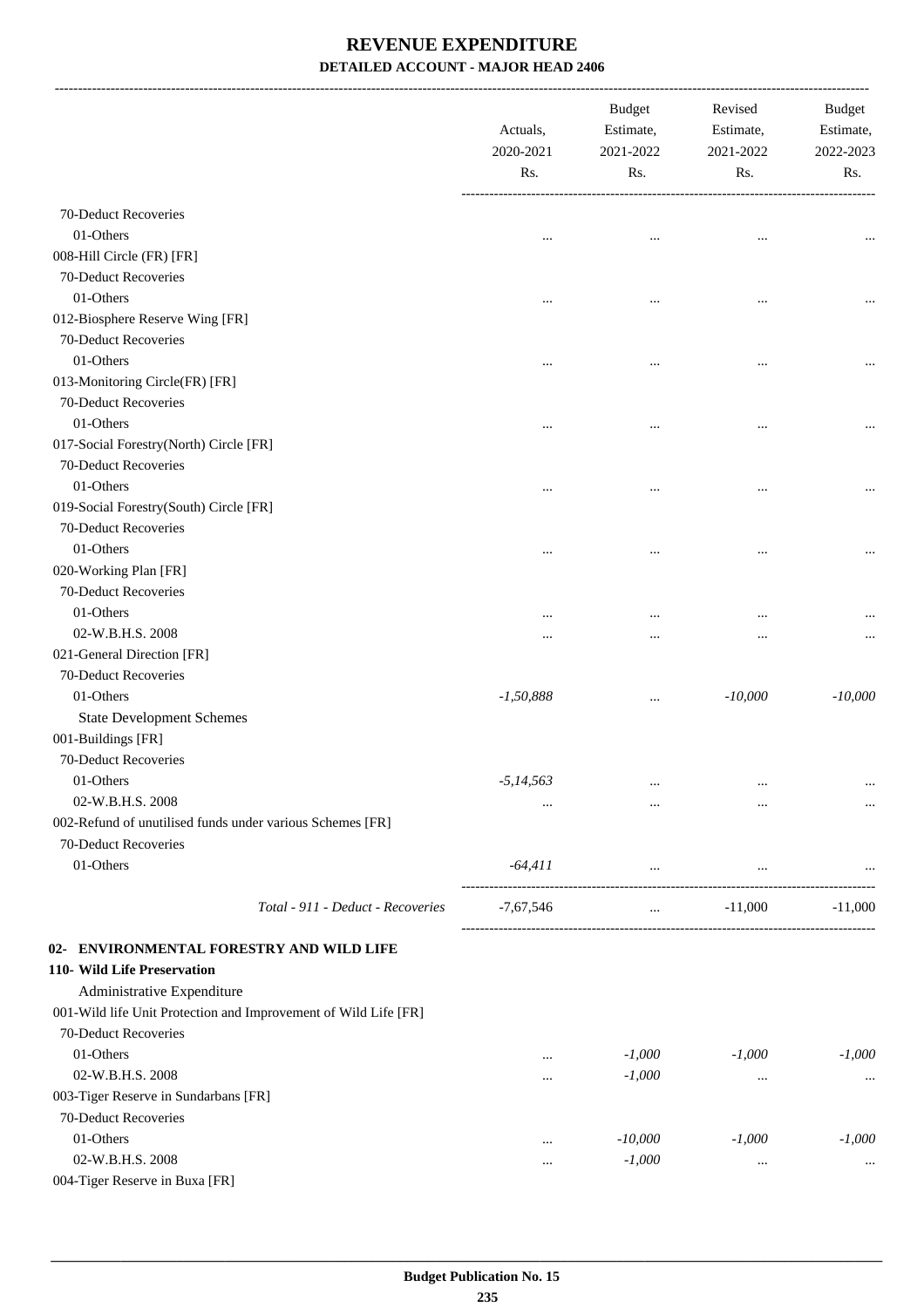# REVENUE EXPENDITURE

## DETAILED ACCOUNT - MAJOR HEAD 2406

| | Actuals, 2020-2021 Rs. | Budget Estimate, 2021-2022 Rs. | Revised Estimate, 2021-2022 Rs. | Budget Estimate, 2022-2023 Rs. |
|---|---|---|---|---|
| 70-Deduct Recoveries | | | | |
| 01-Others | ... | ... | ... | ... |
| 008-Hill Circle (FR) [FR] | | | | |
| 70-Deduct Recoveries | | | | |
| 01-Others | ... | ... | ... | ... |
| 012-Biosphere Reserve Wing [FR] | | | | |
| 70-Deduct Recoveries | | | | |
| 01-Others | ... | ... | ... | ... |
| 013-Monitoring Circle(FR) [FR] | | | | |
| 70-Deduct Recoveries | | | | |
| 01-Others | ... | ... | ... | ... |
| 017-Social Forestry(North) Circle [FR] | | | | |
| 70-Deduct Recoveries | | | | |
| 01-Others | ... | ... | ... | ... |
| 019-Social Forestry(South) Circle [FR] | | | | |
| 70-Deduct Recoveries | | | | |
| 01-Others | ... | ... | ... | ... |
| 020-Working Plan [FR] | | | | |
| 70-Deduct Recoveries | | | | |
| 01-Others | ... | ... | ... | ... |
| 02-W.B.H.S. 2008 | ... | ... | ... | ... |
| 021-General Direction [FR] | | | | |
| 70-Deduct Recoveries | | | | |
| 01-Others | *-1,50,888* | ... | *-10,000* | *-10,000* |
| State Development Schemes | | | | |
| 001-Buildings [FR] | | | | |
| 70-Deduct Recoveries | | | | |
| 01-Others | *-5,14,563* | ... | ... | ... |
| 02-W.B.H.S. 2008 | ... | ... | ... | ... |
| 002-Refund of unutilised funds under various Schemes [FR] | | | | |
| 70-Deduct Recoveries | | | | |
| 01-Others | *-64,411* | ... | ... | ... |
| *Total - 911 - Deduct - Recoveries* | -7,67,546 | ... | -11,000 | -11,000 |

**02- ENVIRONMENTAL FORESTRY AND WILD LIFE**

**110- Wild Life Preservation**

| | Actuals, 2020-2021 Rs. | Budget Estimate, 2021-2022 Rs. | Revised Estimate, 2021-2022 Rs. | Budget Estimate, 2022-2023 Rs. |
|---|---|---|---|---|
| Administrative Expenditure | | | | |
| 001-Wild life Unit Protection and Improvement of Wild Life [FR] | | | | |
| 70-Deduct Recoveries | | | | |
| 01-Others | ... | *-1,000* | *-1,000* | *-1,000* |
| 02-W.B.H.S. 2008 | ... | *-1,000* | ... | ... |
| 003-Tiger Reserve in Sundarbans [FR] | | | | |
| 70-Deduct Recoveries | | | | |
| 01-Others | ... | *-10,000* | *-1,000* | *-1,000* |
| 02-W.B.H.S. 2008 | ... | *-1,000* | ... | ... |
| 004-Tiger Reserve in Buxa [FR] | | | | |

Budget Publication No. 15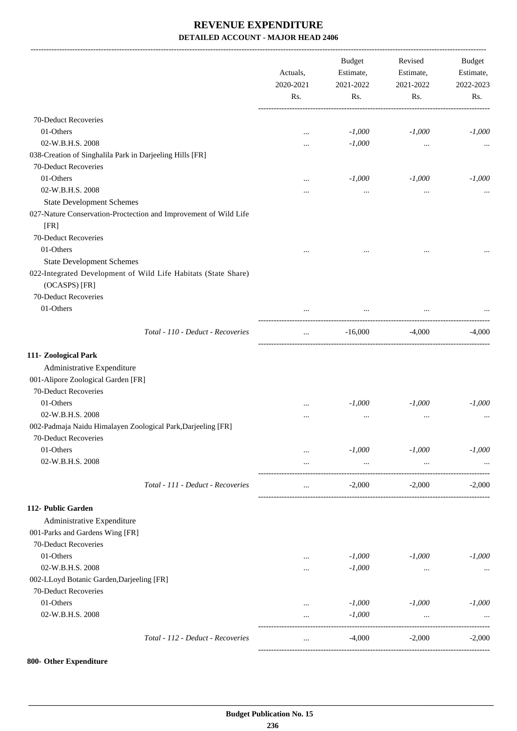# REVENUE EXPENDITURE

## DETAILED ACCOUNT - MAJOR HEAD 2406

| | Actuals, 2020-2021 Rs. | Budget Estimate, 2021-2022 Rs. | Revised Estimate, 2021-2022 Rs. | Budget Estimate, 2022-2023 Rs. |
|---|---|---|---|---|
| 70-Deduct Recoveries | | | | |
| 01-Others | ... | -1,000 | -1,000 | -1,000 |
| 02-W.B.H.S. 2008 | ... | -1,000 | ... | ... |
| 038-Creation of Singhalila Park in Darjeeling Hills [FR] | | | | |
| 70-Deduct Recoveries | | | | |
| 01-Others | ... | -1,000 | -1,000 | -1,000 |
| 02-W.B.H.S. 2008 | ... | ... | ... | ... |
| State Development Schemes | | | | |
| 027-Nature Conservation-Proctection and Improvement of Wild Life [FR] | | | | |
| 70-Deduct Recoveries | | | | |
| 01-Others | ... | ... | ... | ... |
| State Development Schemes | | | | |
| 022-Integrated Development of Wild Life Habitats (State Share) (OCASPS) [FR] | | | | |
| 70-Deduct Recoveries | | | | |
| 01-Others | ... | ... | ... | ... |
| *Total - 110 - Deduct - Recoveries* | ... | -16,000 | -4,000 | -4,000 |
| **111- Zoological Park** | | | | |
| Administrative Expenditure | | | | |
| 001-Alipore Zoological Garden [FR] | | | | |
| 70-Deduct Recoveries | | | | |
| 01-Others | ... | -1,000 | -1,000 | -1,000 |
| 02-W.B.H.S. 2008 | ... | ... | ... | ... |
| 002-Padmaja Naidu Himalayen Zoological Park,Darjeeling [FR] | | | | |
| 70-Deduct Recoveries | | | | |
| 01-Others | ... | -1,000 | -1,000 | -1,000 |
| 02-W.B.H.S. 2008 | ... | ... | ... | ... |
| *Total - 111 - Deduct - Recoveries* | ... | -2,000 | -2,000 | -2,000 |
| **112- Public Garden** | | | | |
| Administrative Expenditure | | | | |
| 001-Parks and Gardens Wing [FR] | | | | |
| 70-Deduct Recoveries | | | | |
| 01-Others | ... | -1,000 | -1,000 | -1,000 |
| 02-W.B.H.S. 2008 | ... | -1,000 | ... | ... |
| 002-LLoyd Botanic Garden,Darjeeling [FR] | | | | |
| 70-Deduct Recoveries | | | | |
| 01-Others | ... | -1,000 | -1,000 | -1,000 |
| 02-W.B.H.S. 2008 | ... | -1,000 | ... | ... |
| *Total - 112 - Deduct - Recoveries* | ... | -4,000 | -2,000 | -2,000 |

**800- Other Expenditure**

**Budget Publication No. 15**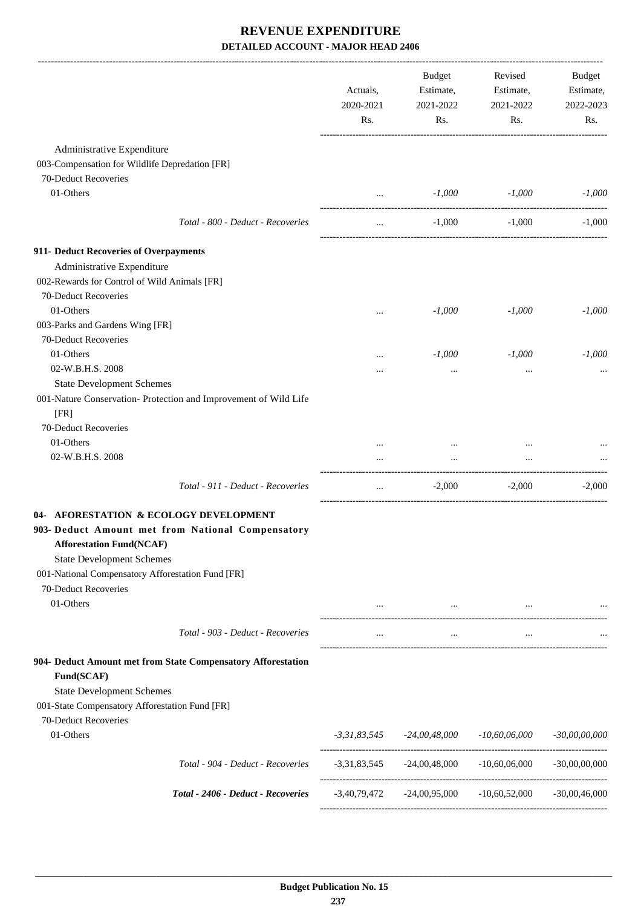# REVENUE EXPENDITURE

**DETAILED ACCOUNT - MAJOR HEAD 2406**

| | Actuals, 2020-2021 Rs. | Budget Estimate, 2021-2022 Rs. | Revised Estimate, 2021-2022 Rs. | Budget Estimate, 2022-2023 Rs. |
|---|---|---|---|---|
| Administrative Expenditure | | | | |
| 003-Compensation for Wildlife Depredation [FR] | | | | |
| 70-Deduct Recoveries | | | | |
| 01-Others | ... | *-1,000* | *-1,000* | *-1,000* |
| *Total - 800 - Deduct - Recoveries* | ... | -1,000 | -1,000 | -1,000 |
| **911- Deduct Recoveries of Overpayments** | | | | |
| Administrative Expenditure | | | | |
| 002-Rewards for Control of Wild Animals [FR] | | | | |
| 70-Deduct Recoveries | | | | |
| 01-Others | ... | *-1,000* | *-1,000* | *-1,000* |
| 003-Parks and Gardens Wing [FR] | | | | |
| 70-Deduct Recoveries | | | | |
| 01-Others | ... | *-1,000* | *-1,000* | *-1,000* |
| 02-W.B.H.S. 2008 | ... | ... | ... | ... |
| State Development Schemes | | | | |
| 001-Nature Conservation- Protection and Improvement of Wild Life [FR] | | | | |
| 70-Deduct Recoveries | | | | |
| 01-Others | ... | ... | ... | ... |
| 02-W.B.H.S. 2008 | ... | ... | ... | ... |
| *Total - 911 - Deduct - Recoveries* | ... | -2,000 | -2,000 | -2,000 |
| **04- AFORESTATION & ECOLOGY DEVELOPMENT** | | | | |
| **903- Deduct Amount met from National Compensatory Afforestation Fund(NCAF)** | | | | |
| State Development Schemes | | | | |
| 001-National Compensatory Afforestation Fund [FR] | | | | |
| 70-Deduct Recoveries | | | | |
| 01-Others | ... | ... | ... | ... |
| *Total - 903 - Deduct - Recoveries* | ... | ... | ... | ... |
| **904- Deduct Amount met from State Compensatory Afforestation Fund(SCAF)** | | | | |
| State Development Schemes | | | | |
| 001-State Compensatory Afforestation Fund [FR] | | | | |
| 70-Deduct Recoveries | | | | |
| 01-Others | *-3,31,83,545* | *-24,00,48,000* | *-10,60,06,000* | *-30,00,00,000* |
| *Total - 904 - Deduct - Recoveries* | -3,31,83,545 | -24,00,48,000 | -10,60,06,000 | -30,00,00,000 |
| ***Total - 2406 - Deduct - Recoveries*** | -3,40,79,472 | -24,00,95,000 | -10,60,52,000 | -30,00,46,000 |

**Budget Publication No. 15**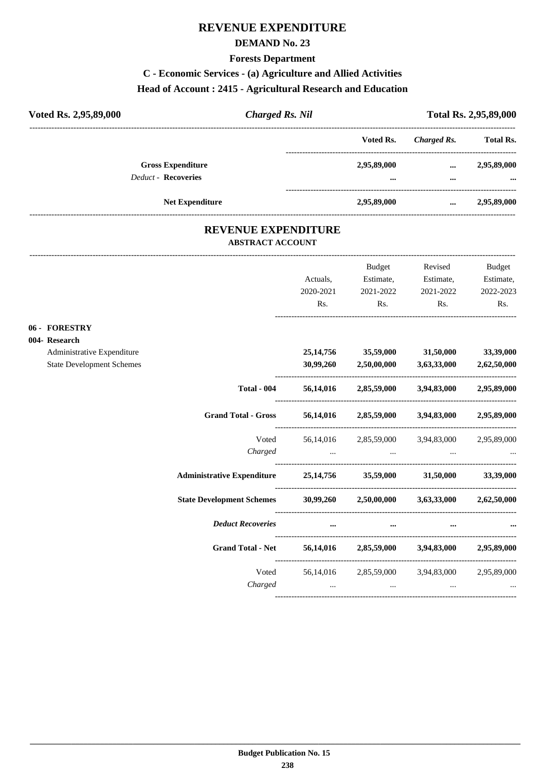# REVENUE EXPENDITURE

## DEMAND No. 23

### Forests Department

### C - Economic Services - (a) Agriculture and Allied Activities

### Head of Account : 2415 - Agricultural Research and Education

| Voted Rs. 2,95,89,000 | *Charged Rs. Nil* | Total Rs. 2,95,89,000 |
|---|---|---|

| | Voted Rs. | *Charged Rs.* | Total Rs. |
|---|---|---|---|
| **Gross Expenditure** | **2,95,89,000** | **...** | **2,95,89,000** |
| *Deduct* - **Recoveries** | **...** | **...** | **...** |
| **Net Expenditure** | **2,95,89,000** | **...** | **2,95,89,000** |

## REVENUE EXPENDITURE

### ABSTRACT ACCOUNT

| | Actuals, 2020-2021 Rs. | Budget Estimate, 2021-2022 Rs. | Revised Estimate, 2021-2022 Rs. | Budget Estimate, 2022-2023 Rs. |
|---|---|---|---|---|
| **06 - FORESTRY** | | | | |
| **004- Research** | | | | |
| Administrative Expenditure | **25,14,756** | **35,59,000** | **31,50,000** | **33,39,000** |
| State Development Schemes | **30,99,260** | **2,50,00,000** | **3,63,33,000** | **2,62,50,000** |
| **Total - 004** | **56,14,016** | **2,85,59,000** | **3,94,83,000** | **2,95,89,000** |
| **Grand Total - Gross** | **56,14,016** | **2,85,59,000** | **3,94,83,000** | **2,95,89,000** |
| Voted | 56,14,016 | 2,85,59,000 | 3,94,83,000 | 2,95,89,000 |
| *Charged* | ... | ... | ... | ... |
| **Administrative Expenditure** | **25,14,756** | **35,59,000** | **31,50,000** | **33,39,000** |
| **State Development Schemes** | **30,99,260** | **2,50,00,000** | **3,63,33,000** | **2,62,50,000** |
| ***Deduct Recoveries*** | **...** | **...** | **...** | **...** |
| **Grand Total - Net** | **56,14,016** | **2,85,59,000** | **3,94,83,000** | **2,95,89,000** |
| Voted | 56,14,016 | 2,85,59,000 | 3,94,83,000 | 2,95,89,000 |
| *Charged* | ... | ... | ... | ... |

**Budget Publication No. 15**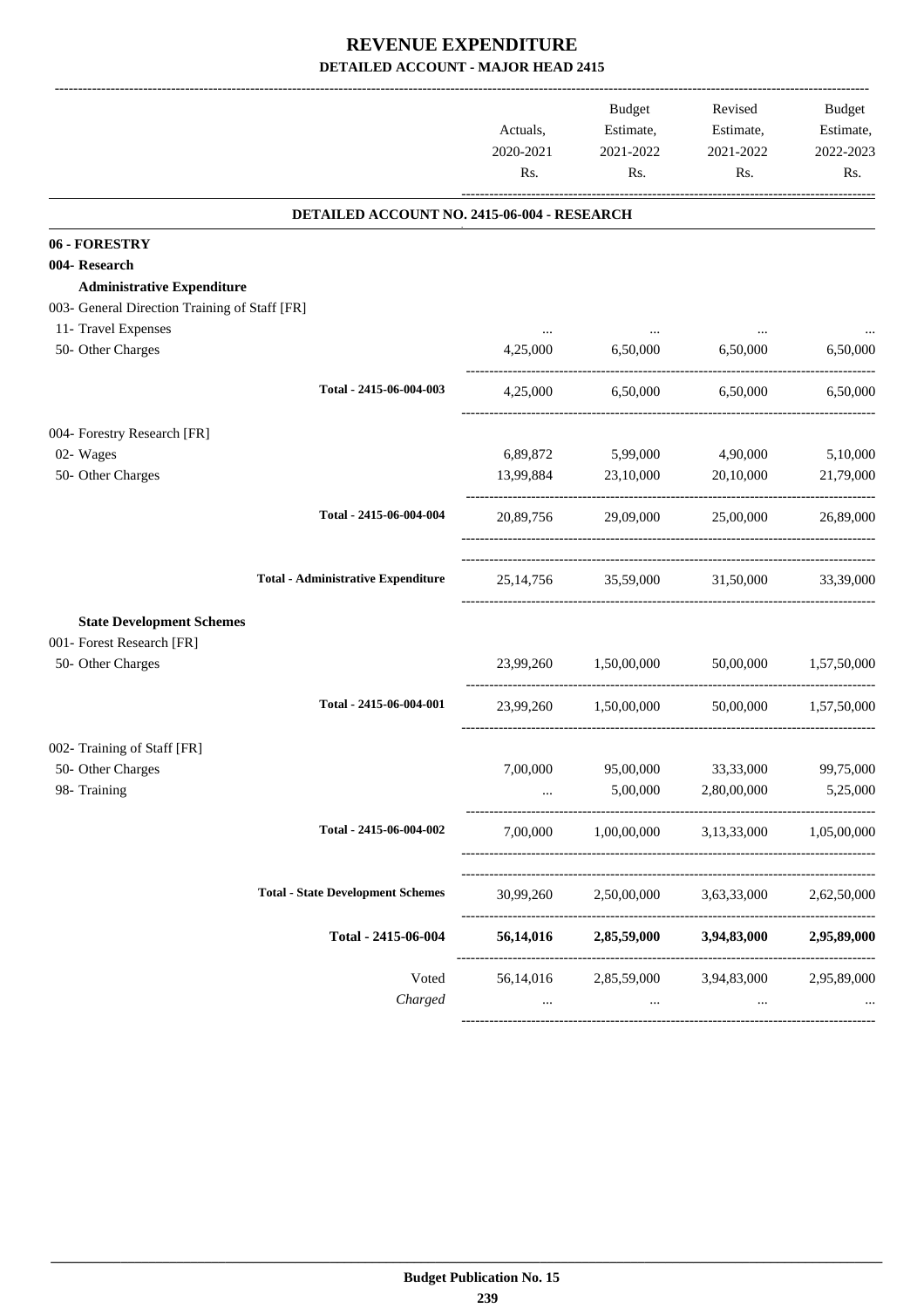# REVENUE EXPENDITURE

## DETAILED ACCOUNT - MAJOR HEAD 2415

| | Actuals, 2020-2021 Rs. | Budget Estimate, 2021-2022 Rs. | Revised Estimate, 2021-2022 Rs. | Budget Estimate, 2022-2023 Rs. |
|---|---|---|---|---|
| **DETAILED ACCOUNT NO. 2415-06-004 - RESEARCH** | | | | |
| **06 - FORESTRY** | | | | |
| **004- Research** | | | | |
| **Administrative Expenditure** | | | | |
| 003- General Direction Training of Staff [FR] | | | | |
| 11- Travel Expenses | ... | ... | ... | ... |
| 50- Other Charges | 4,25,000 | 6,50,000 | 6,50,000 | 6,50,000 |
| Total - 2415-06-004-003 | 4,25,000 | 6,50,000 | 6,50,000 | 6,50,000 |
| 004- Forestry Research [FR] | | | | |
| 02- Wages | 6,89,872 | 5,99,000 | 4,90,000 | 5,10,000 |
| 50- Other Charges | 13,99,884 | 23,10,000 | 20,10,000 | 21,79,000 |
| Total - 2415-06-004-004 | 20,89,756 | 29,09,000 | 25,00,000 | 26,89,000 |
| Total - Administrative Expenditure | 25,14,756 | 35,59,000 | 31,50,000 | 33,39,000 |
| **State Development Schemes** | | | | |
| 001- Forest Research [FR] | | | | |
| 50- Other Charges | 23,99,260 | 1,50,00,000 | 50,00,000 | 1,57,50,000 |
| Total - 2415-06-004-001 | 23,99,260 | 1,50,00,000 | 50,00,000 | 1,57,50,000 |
| 002- Training of Staff [FR] | | | | |
| 50- Other Charges | 7,00,000 | 95,00,000 | 33,33,000 | 99,75,000 |
| 98- Training | ... | 5,00,000 | 2,80,00,000 | 5,25,000 |
| Total - 2415-06-004-002 | 7,00,000 | 1,00,00,000 | 3,13,33,000 | 1,05,00,000 |
| Total - State Development Schemes | 30,99,260 | 2,50,00,000 | 3,63,33,000 | 2,62,50,000 |
| **Total - 2415-06-004** | **56,14,016** | **2,85,59,000** | **3,94,83,000** | **2,95,89,000** |
| Voted | 56,14,016 | 2,85,59,000 | 3,94,83,000 | 2,95,89,000 |
| *Charged* | ... | ... | ... | ... |

**Budget Publication No. 15**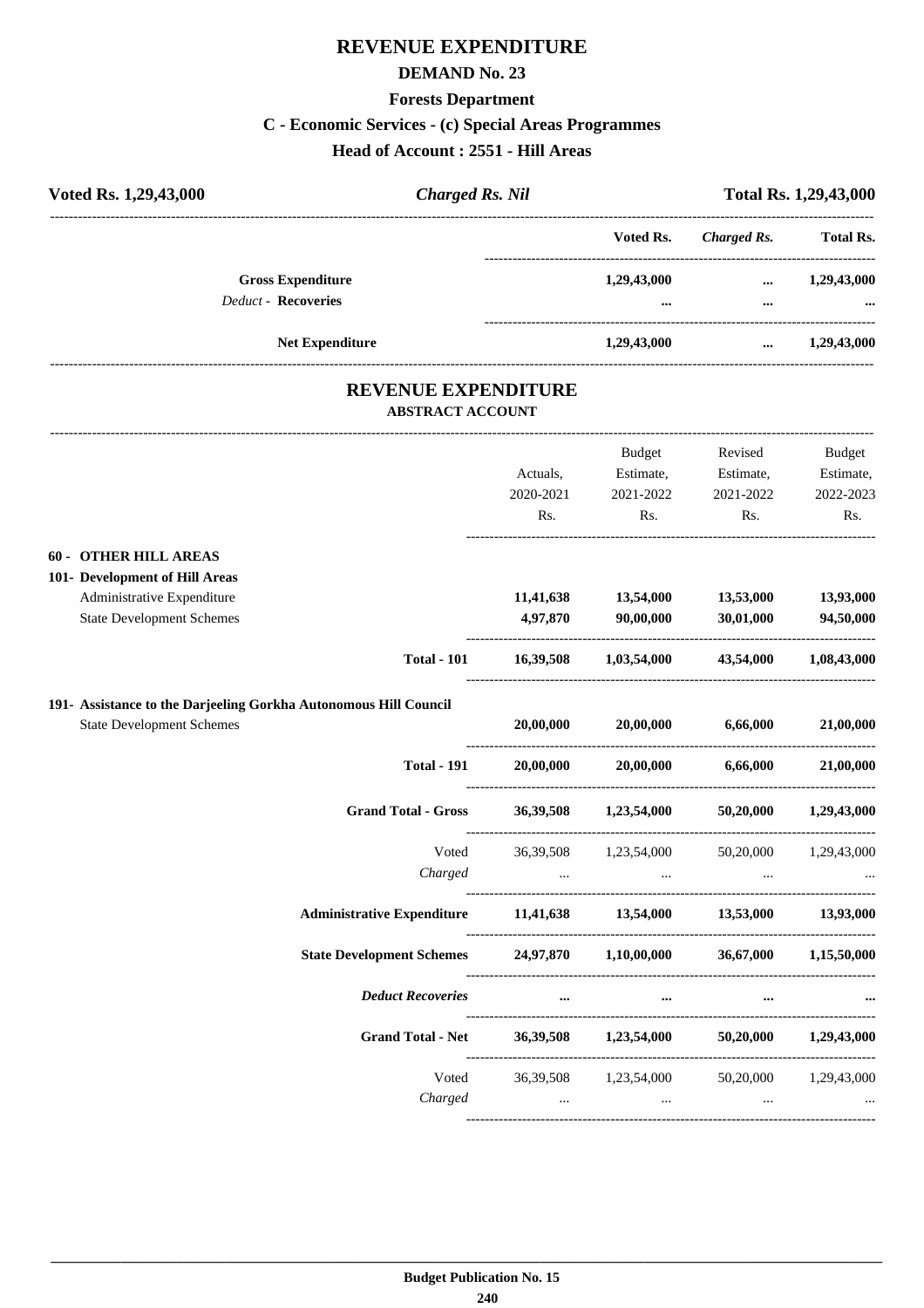# REVENUE EXPENDITURE

## DEMAND No. 23

### Forests Department

### C - Economic Services - (c) Special Areas Programmes

### Head of Account : 2551 - Hill Areas

| Voted Rs. 1,29,43,000 | Charged Rs. Nil | Total Rs. 1,29,43,000 |
|---|---|---|

| | Voted Rs. | Charged Rs. | Total Rs. |
|---|---|---|---|
| **Gross Expenditure** | 1,29,43,000 | ... | 1,29,43,000 |
| *Deduct* - **Recoveries** | ... | ... | ... |
| **Net Expenditure** | 1,29,43,000 | ... | 1,29,43,000 |

## REVENUE EXPENDITURE

### ABSTRACT ACCOUNT

| | Actuals, 2020-2021 Rs. | Budget Estimate, 2021-2022 Rs. | Revised Estimate, 2021-2022 Rs. | Budget Estimate, 2022-2023 Rs. |
|---|---|---|---|---|
| **60 - OTHER HILL AREAS** | | | | |
| **101- Development of Hill Areas** | | | | |
| Administrative Expenditure | 11,41,638 | 13,54,000 | 13,53,000 | 13,93,000 |
| State Development Schemes | 4,97,870 | 90,00,000 | 30,01,000 | 94,50,000 |
| **Total - 101** | 16,39,508 | 1,03,54,000 | 43,54,000 | 1,08,43,000 |
| **191- Assistance to the Darjeeling Gorkha Autonomous Hill Council** | | | | |
| State Development Schemes | 20,00,000 | 20,00,000 | 6,66,000 | 21,00,000 |
| **Total - 191** | 20,00,000 | 20,00,000 | 6,66,000 | 21,00,000 |
| **Grand Total - Gross** | 36,39,508 | 1,23,54,000 | 50,20,000 | 1,29,43,000 |
| Voted | 36,39,508 | 1,23,54,000 | 50,20,000 | 1,29,43,000 |
| *Charged* | ... | ... | ... | ... |
| **Administrative Expenditure** | 11,41,638 | 13,54,000 | 13,53,000 | 13,93,000 |
| **State Development Schemes** | 24,97,870 | 1,10,00,000 | 36,67,000 | 1,15,50,000 |
| ***Deduct Recoveries*** | ... | ... | ... | ... |
| **Grand Total - Net** | 36,39,508 | 1,23,54,000 | 50,20,000 | 1,29,43,000 |
| Voted | 36,39,508 | 1,23,54,000 | 50,20,000 | 1,29,43,000 |
| *Charged* | ... | ... | ... | ... |

**Budget Publication No. 15**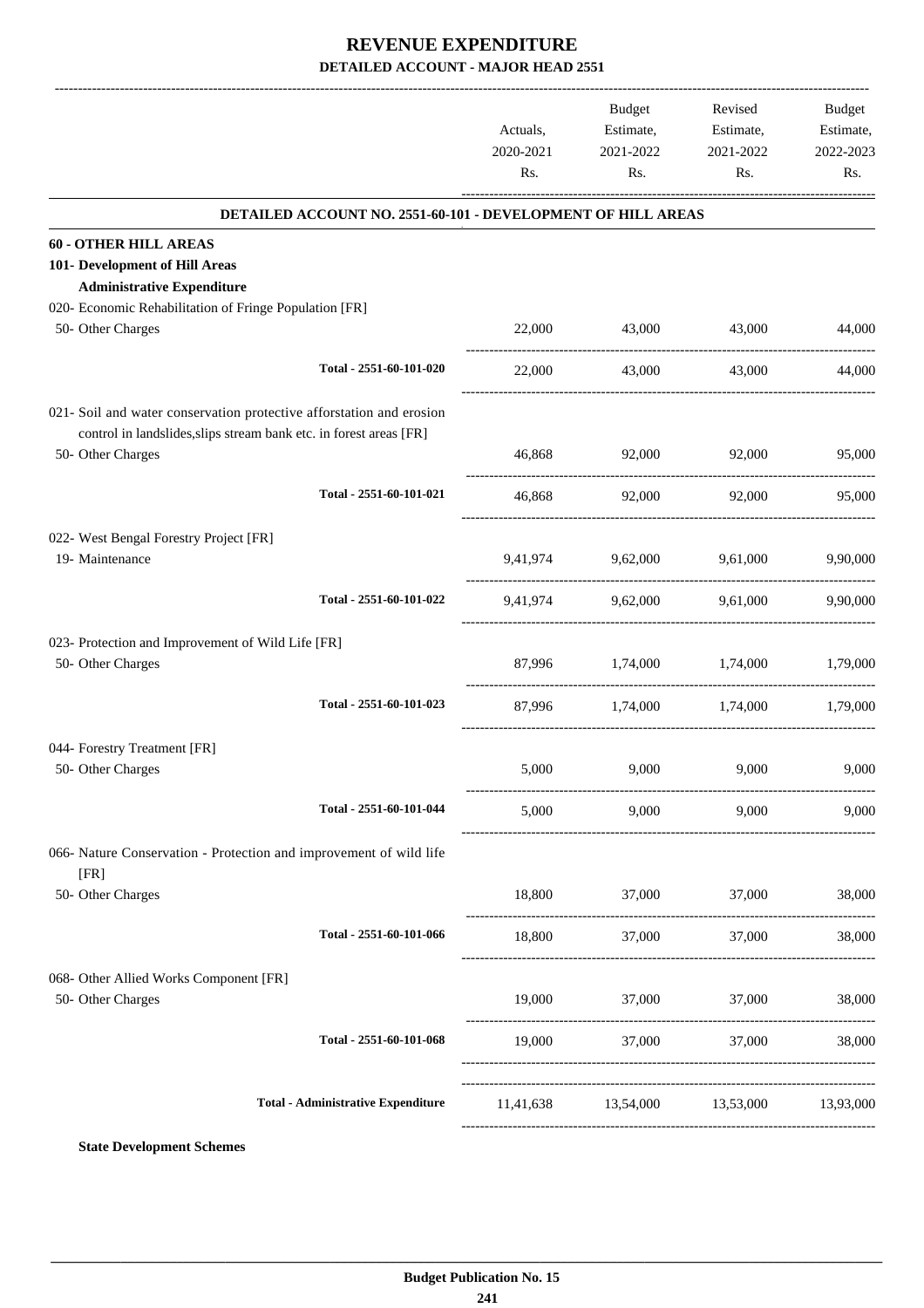# REVENUE EXPENDITURE

## DETAILED ACCOUNT - MAJOR HEAD 2551

| | Actuals, 2020-2021 Rs. | Budget Estimate, 2021-2022 Rs. | Revised Estimate, 2021-2022 Rs. | Budget Estimate, 2022-2023 Rs. |
|---|---|---|---|---|
| **DETAILED ACCOUNT NO. 2551-60-101 - DEVELOPMENT OF HILL AREAS** | | | | |
| **60 - OTHER HILL AREAS** | | | | |
| **101- Development of Hill Areas** | | | | |
| **Administrative Expenditure** | | | | |
| 020- Economic Rehabilitation of Fringe Population [FR] | | | | |
| 50- Other Charges | 22,000 | 43,000 | 43,000 | 44,000 |
| Total - 2551-60-101-020 | 22,000 | 43,000 | 43,000 | 44,000 |
| 021- Soil and water conservation protective afforstation and erosion control in landslides,slips stream bank etc. in forest areas [FR] | | | | |
| 50- Other Charges | 46,868 | 92,000 | 92,000 | 95,000 |
| Total - 2551-60-101-021 | 46,868 | 92,000 | 92,000 | 95,000 |
| 022- West Bengal Forestry Project [FR] | | | | |
| 19- Maintenance | 9,41,974 | 9,62,000 | 9,61,000 | 9,90,000 |
| Total - 2551-60-101-022 | 9,41,974 | 9,62,000 | 9,61,000 | 9,90,000 |
| 023- Protection and Improvement of Wild Life [FR] | | | | |
| 50- Other Charges | 87,996 | 1,74,000 | 1,74,000 | 1,79,000 |
| Total - 2551-60-101-023 | 87,996 | 1,74,000 | 1,74,000 | 1,79,000 |
| 044- Forestry Treatment [FR] | | | | |
| 50- Other Charges | 5,000 | 9,000 | 9,000 | 9,000 |
| Total - 2551-60-101-044 | 5,000 | 9,000 | 9,000 | 9,000 |
| 066- Nature Conservation - Protection and improvement of wild life [FR] | | | | |
| 50- Other Charges | 18,800 | 37,000 | 37,000 | 38,000 |
| Total - 2551-60-101-066 | 18,800 | 37,000 | 37,000 | 38,000 |
| 068- Other Allied Works Component [FR] | | | | |
| 50- Other Charges | 19,000 | 37,000 | 37,000 | 38,000 |
| Total - 2551-60-101-068 | 19,000 | 37,000 | 37,000 | 38,000 |
| **Total - Administrative Expenditure** | 11,41,638 | 13,54,000 | 13,53,000 | 13,93,000 |

**State Development Schemes**

Budget Publication No. 15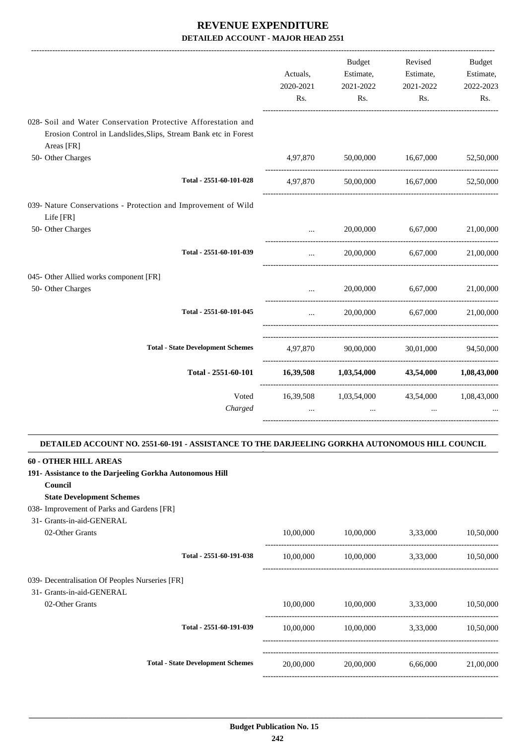# REVENUE EXPENDITURE

**DETAILED ACCOUNT - MAJOR HEAD 2551**

| | Actuals, 2020-2021 Rs. | Budget Estimate, 2021-2022 Rs. | Revised Estimate, 2021-2022 Rs. | Budget Estimate, 2022-2023 Rs. |
|---|---|---|---|---|
| 028- Soil and Water Conservation Protective Afforestation and Erosion Control in Landslides,Slips, Stream Bank etc in Forest Areas [FR] | | | | |
| 50- Other Charges | 4,97,870 | 50,00,000 | 16,67,000 | 52,50,000 |
| **Total - 2551-60-101-028** | 4,97,870 | 50,00,000 | 16,67,000 | 52,50,000 |
| 039- Nature Conservations - Protection and Improvement of Wild Life [FR] | | | | |
| 50- Other Charges | ... | 20,00,000 | 6,67,000 | 21,00,000 |
| **Total - 2551-60-101-039** | ... | 20,00,000 | 6,67,000 | 21,00,000 |
| 045- Other Allied works component [FR] | | | | |
| 50- Other Charges | ... | 20,00,000 | 6,67,000 | 21,00,000 |
| **Total - 2551-60-101-045** | ... | 20,00,000 | 6,67,000 | 21,00,000 |
| **Total - State Development Schemes** | 4,97,870 | 90,00,000 | 30,01,000 | 94,50,000 |
| **Total - 2551-60-101** | **16,39,508** | **1,03,54,000** | **43,54,000** | **1,08,43,000** |
| Voted | 16,39,508 | 1,03,54,000 | 43,54,000 | 1,08,43,000 |
| *Charged* | ... | ... | ... | ... |

**DETAILED ACCOUNT NO. 2551-60-191 - ASSISTANCE TO THE DARJEELING GORKHA AUTONOMOUS HILL COUNCIL**

| | Actuals, 2020-2021 Rs. | Budget Estimate, 2021-2022 Rs. | Revised Estimate, 2021-2022 Rs. | Budget Estimate, 2022-2023 Rs. |
|---|---|---|---|---|
| **60 - OTHER HILL AREAS** | | | | |
| **191- Assistance to the Darjeeling Gorkha Autonomous Hill Council** | | | | |
| **State Development Schemes** | | | | |
| 038- Improvement of Parks and Gardens [FR] | | | | |
| 31- Grants-in-aid-GENERAL | | | | |
| 02-Other Grants | 10,00,000 | 10,00,000 | 3,33,000 | 10,50,000 |
| **Total - 2551-60-191-038** | 10,00,000 | 10,00,000 | 3,33,000 | 10,50,000 |
| 039- Decentralisation Of Peoples Nurseries [FR] | | | | |
| 31- Grants-in-aid-GENERAL | | | | |
| 02-Other Grants | 10,00,000 | 10,00,000 | 3,33,000 | 10,50,000 |
| **Total - 2551-60-191-039** | 10,00,000 | 10,00,000 | 3,33,000 | 10,50,000 |
| **Total - State Development Schemes** | 20,00,000 | 20,00,000 | 6,66,000 | 21,00,000 |

**Budget Publication No. 15**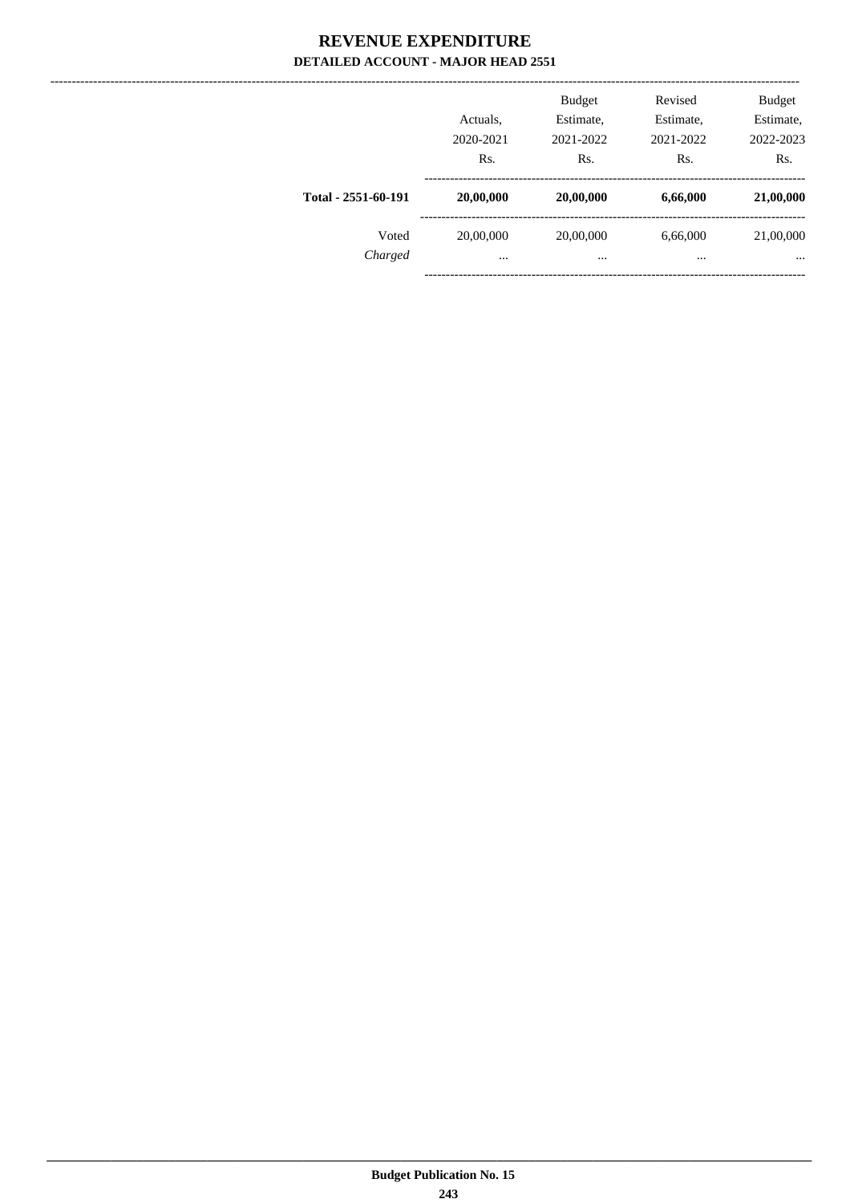# REVENUE EXPENDITURE

## DETAILED ACCOUNT - MAJOR HEAD 2551

| | Actuals, 2020-2021 Rs. | Budget Estimate, 2021-2022 Rs. | Revised Estimate, 2021-2022 Rs. | Budget Estimate, 2022-2023 Rs. |
|---|---|---|---|---|
| **Total - 2551-60-191** | **20,00,000** | **20,00,000** | **6,66,000** | **21,00,000** |
| Voted | 20,00,000 | 20,00,000 | 6,66,000 | 21,00,000 |
| *Charged* | ... | ... | ... | ... |

**Budget Publication No. 15**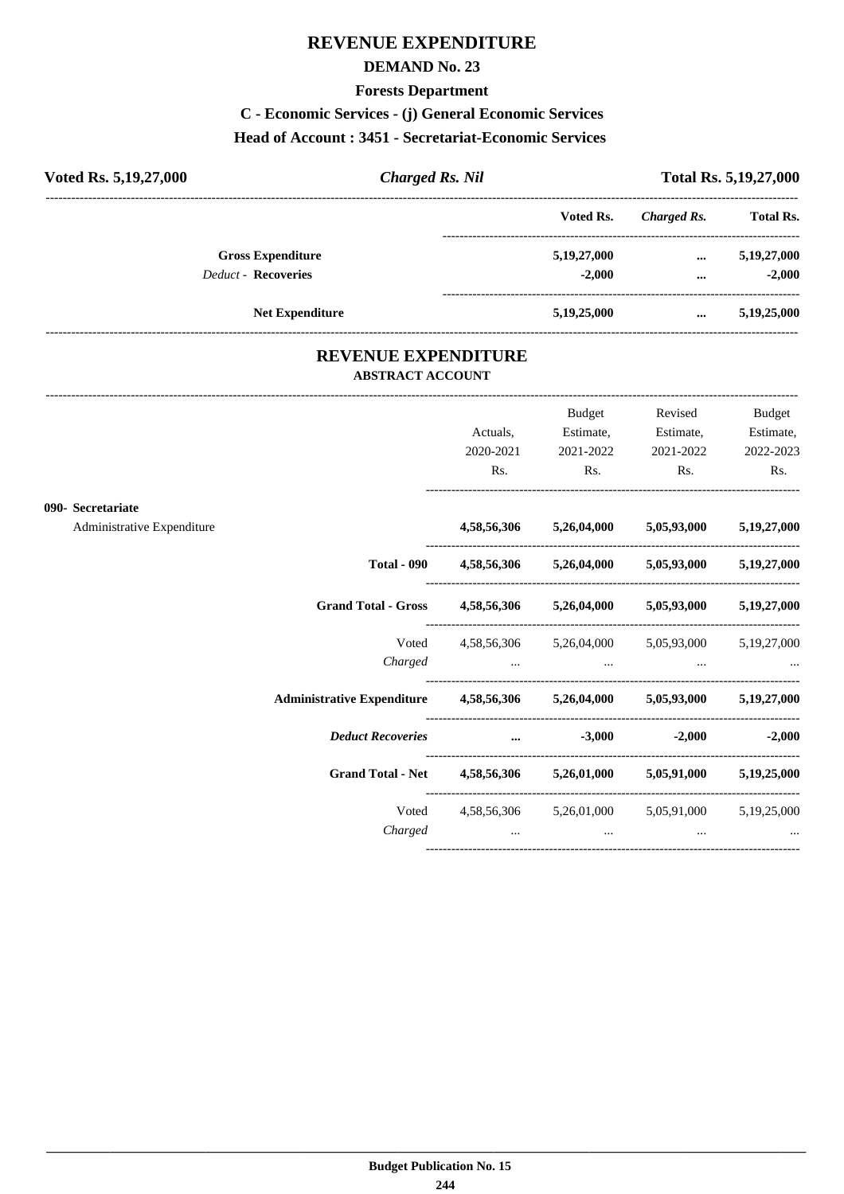# REVENUE EXPENDITURE

## DEMAND No. 23

### Forests Department

### C - Economic Services - (j) General Economic Services

### Head of Account : 3451 - Secretariat-Economic Services

**Voted Rs. 5,19,27,000** | ***Charged Rs. Nil*** | **Total Rs. 5,19,27,000**

| | Voted Rs. | *Charged Rs.* | Total Rs. |
|---|---|---|---|
| **Gross Expenditure** | **5,19,27,000** | **...** | **5,19,27,000** |
| *Deduct -* **Recoveries** | **-2,000** | **...** | **-2,000** |
| **Net Expenditure** | **5,19,25,000** | **...** | **5,19,25,000** |

## REVENUE EXPENDITURE

### ABSTRACT ACCOUNT

| | Actuals, 2020-2021 Rs. | Budget Estimate, 2021-2022 Rs. | Revised Estimate, 2021-2022 Rs. | Budget Estimate, 2022-2023 Rs. |
|---|---|---|---|---|
| **090- Secretariat** | | | | |
| Administrative Expenditure | **4,58,56,306** | **5,26,04,000** | **5,05,93,000** | **5,19,27,000** |
| **Total - 090** | **4,58,56,306** | **5,26,04,000** | **5,05,93,000** | **5,19,27,000** |
| **Grand Total - Gross** | **4,58,56,306** | **5,26,04,000** | **5,05,93,000** | **5,19,27,000** |
| Voted | 4,58,56,306 | 5,26,04,000 | 5,05,93,000 | 5,19,27,000 |
| *Charged* | ... | ... | ... | ... |
| **Administrative Expenditure** | **4,58,56,306** | **5,26,04,000** | **5,05,93,000** | **5,19,27,000** |
| ***Deduct Recoveries*** | **...** | **-3,000** | **-2,000** | **-2,000** |
| **Grand Total - Net** | **4,58,56,306** | **5,26,01,000** | **5,05,91,000** | **5,19,25,000** |
| Voted | 4,58,56,306 | 5,26,01,000 | 5,05,91,000 | 5,19,25,000 |
| *Charged* | ... | ... | ... | ... |

**Budget Publication No. 15**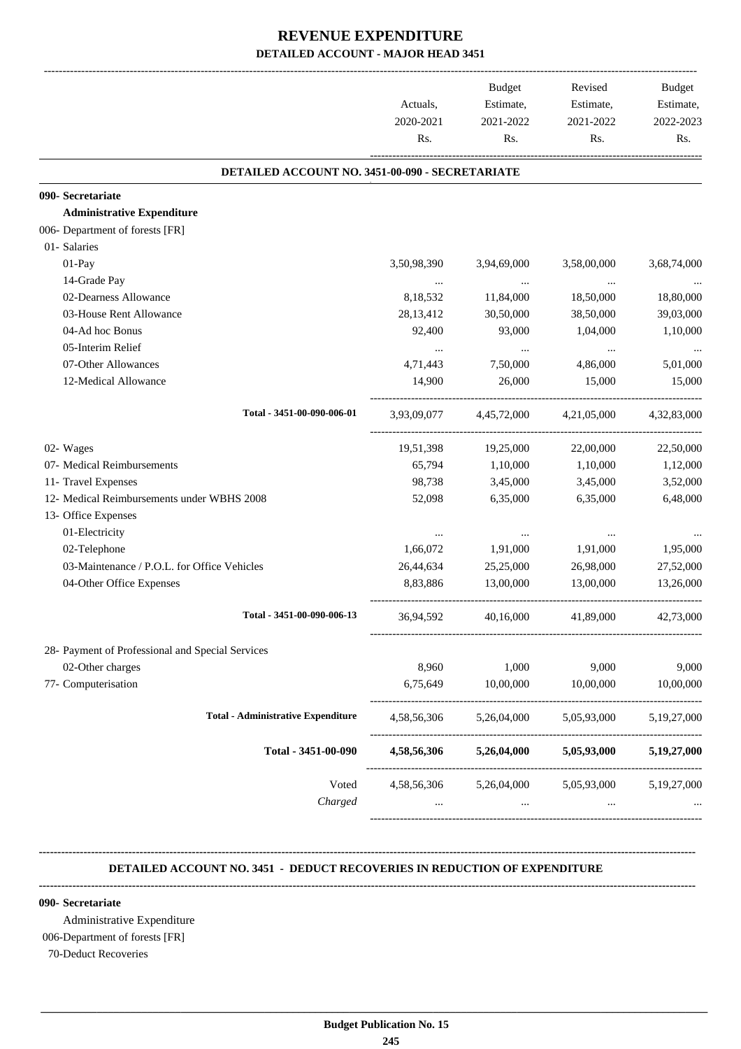# REVENUE EXPENDITURE

## DETAILED ACCOUNT - MAJOR HEAD 3451

| | Actuals, 2020-2021 Rs. | Budget Estimate, 2021-2022 Rs. | Revised Estimate, 2021-2022 Rs. | Budget Estimate, 2022-2023 Rs. |
|---|---|---|---|---|
| **DETAILED ACCOUNT NO. 3451-00-090 - SECRETARIATE** | | | | |
| **090- Secretariate** | | | | |
| **Administrative Expenditure** | | | | |
| 006- Department of forests [FR] | | | | |
| 01- Salaries | | | | |
| 01-Pay | 3,50,98,390 | 3,94,69,000 | 3,58,00,000 | 3,68,74,000 |
| 14-Grade Pay | ... | ... | ... | ... |
| 02-Dearness Allowance | 8,18,532 | 11,84,000 | 18,50,000 | 18,80,000 |
| 03-House Rent Allowance | 28,13,412 | 30,50,000 | 38,50,000 | 39,03,000 |
| 04-Ad hoc Bonus | 92,400 | 93,000 | 1,04,000 | 1,10,000 |
| 05-Interim Relief | ... | ... | ... | ... |
| 07-Other Allowances | 4,71,443 | 7,50,000 | 4,86,000 | 5,01,000 |
| 12-Medical Allowance | 14,900 | 26,000 | 15,000 | 15,000 |
| Total - 3451-00-090-006-01 | 3,93,09,077 | 4,45,72,000 | 4,21,05,000 | 4,32,83,000 |
| 02- Wages | 19,51,398 | 19,25,000 | 22,00,000 | 22,50,000 |
| 07- Medical Reimbursements | 65,794 | 1,10,000 | 1,10,000 | 1,12,000 |
| 11- Travel Expenses | 98,738 | 3,45,000 | 3,45,000 | 3,52,000 |
| 12- Medical Reimbursements under WBHS 2008 | 52,098 | 6,35,000 | 6,35,000 | 6,48,000 |
| 13- Office Expenses | | | | |
| 01-Electricity | ... | ... | ... | ... |
| 02-Telephone | 1,66,072 | 1,91,000 | 1,91,000 | 1,95,000 |
| 03-Maintenance / P.O.L. for Office Vehicles | 26,44,634 | 25,25,000 | 26,98,000 | 27,52,000 |
| 04-Other Office Expenses | 8,83,886 | 13,00,000 | 13,00,000 | 13,26,000 |
| Total - 3451-00-090-006-13 | 36,94,592 | 40,16,000 | 41,89,000 | 42,73,000 |
| 28- Payment of Professional and Special Services | | | | |
| 02-Other charges | 8,960 | 1,000 | 9,000 | 9,000 |
| 77- Computerisation | 6,75,649 | 10,00,000 | 10,00,000 | 10,00,000 |
| **Total - Administrative Expenditure** | 4,58,56,306 | 5,26,04,000 | 5,05,93,000 | 5,19,27,000 |
| **Total - 3451-00-090** | **4,58,56,306** | **5,26,04,000** | **5,05,93,000** | **5,19,27,000** |
| Voted | 4,58,56,306 | 5,26,04,000 | 5,05,93,000 | 5,19,27,000 |
| *Charged* | ... | ... | ... | ... |

**DETAILED ACCOUNT NO. 3451 - DEDUCT RECOVERIES IN REDUCTION OF EXPENDITURE**

**090- Secretariate**

Administrative Expenditure

006-Department of forests [FR]

70-Deduct Recoveries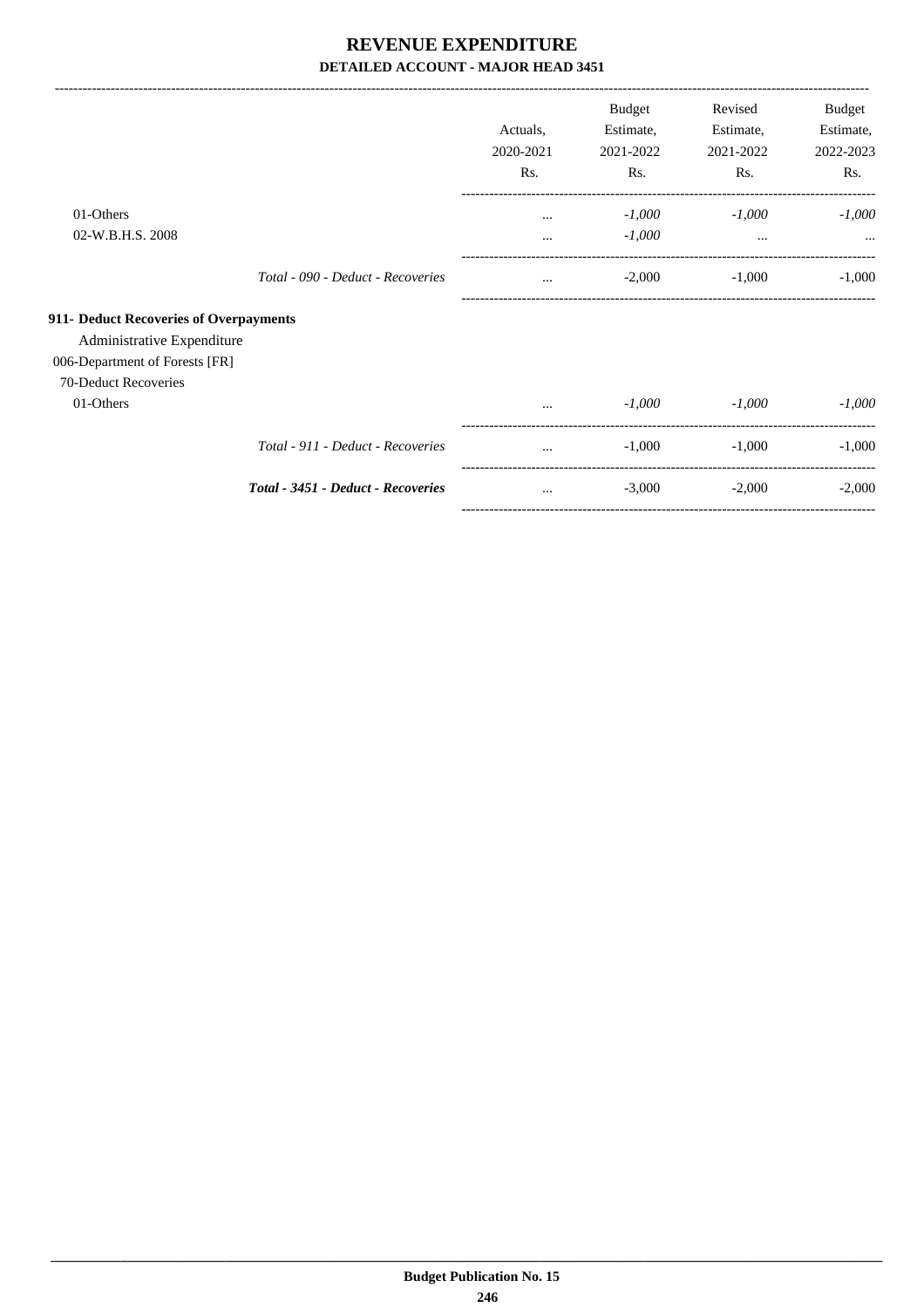# REVENUE EXPENDITURE

## DETAILED ACCOUNT - MAJOR HEAD 3451

| | Actuals, 2020-2021 Rs. | Budget Estimate, 2021-2022 Rs. | Revised Estimate, 2021-2022 Rs. | Budget Estimate, 2022-2023 Rs. |
|---|---|---|---|---|
| 01-Others | ... | *-1,000* | *-1,000* | *-1,000* |
| 02-W.B.H.S. 2008 | ... | *-1,000* | ... | ... |
| *Total - 090 - Deduct - Recoveries* | ... | -2,000 | -1,000 | -1,000 |
| **911- Deduct Recoveries of Overpayments** | | | | |
| Administrative Expenditure | | | | |
| 006-Department of Forests [FR] | | | | |
| 70-Deduct Recoveries | | | | |
| 01-Others | ... | *-1,000* | *-1,000* | *-1,000* |
| *Total - 911 - Deduct - Recoveries* | ... | -1,000 | -1,000 | -1,000 |
| ***Total - 3451 - Deduct - Recoveries*** | ... | -3,000 | -2,000 | -2,000 |

**Budget Publication No. 15**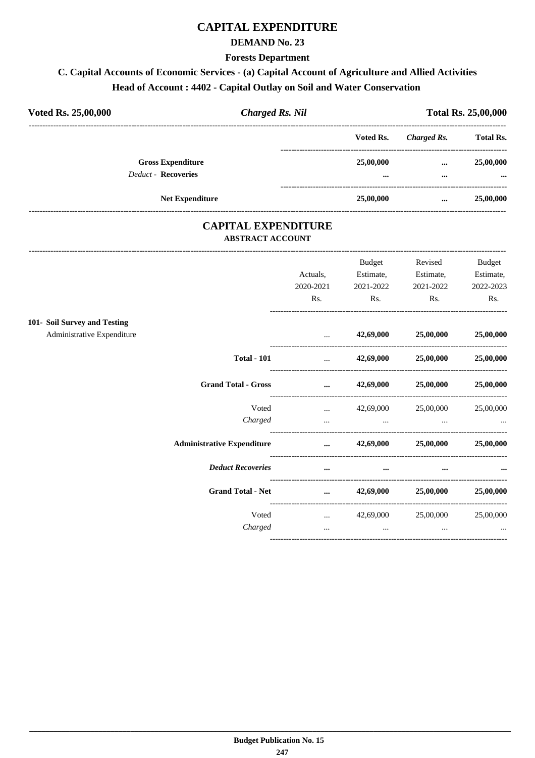# CAPITAL EXPENDITURE

## DEMAND No. 23

### Forests Department

### C. Capital Accounts of Economic Services - (a) Capital Account of Agriculture and Allied Activities

### Head of Account : 4402 - Capital Outlay on Soil and Water Conservation

| **Voted Rs. 25,00,000** | ***Charged Rs. Nil*** | **Total Rs. 25,00,000** |
|---|---|---|

| | Voted Rs. | *Charged Rs.* | Total Rs. |
|---|---|---|---|
| **Gross Expenditure** | **25,00,000** | **...** | **25,00,000** |
| *Deduct* - **Recoveries** | **...** | **...** | **...** |
| **Net Expenditure** | **25,00,000** | **...** | **25,00,000** |

## CAPITAL EXPENDITURE

### ABSTRACT ACCOUNT

| | Actuals, 2020-2021 Rs. | Budget Estimate, 2021-2022 Rs. | Revised Estimate, 2021-2022 Rs. | Budget Estimate, 2022-2023 Rs. |
|---|---|---|---|---|
| **101- Soil Survey and Testing** | | | | |
| Administrative Expenditure | ... | **42,69,000** | **25,00,000** | **25,00,000** |
| **Total - 101** | ... | **42,69,000** | **25,00,000** | **25,00,000** |
| **Grand Total - Gross** | **...** | **42,69,000** | **25,00,000** | **25,00,000** |
| Voted | ... | 42,69,000 | 25,00,000 | 25,00,000 |
| *Charged* | ... | ... | ... | ... |
| **Administrative Expenditure** | **...** | **42,69,000** | **25,00,000** | **25,00,000** |
| ***Deduct Recoveries*** | **...** | **...** | **...** | **...** |
| **Grand Total - Net** | **...** | **42,69,000** | **25,00,000** | **25,00,000** |
| Voted | ... | 42,69,000 | 25,00,000 | 25,00,000 |
| *Charged* | ... | ... | ... | ... |

**Budget Publication No. 15**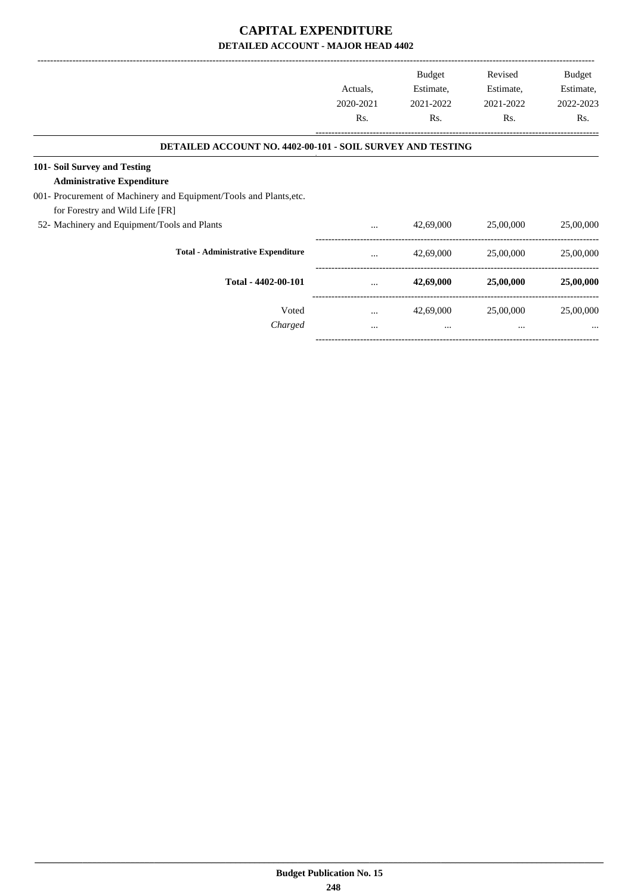# CAPITAL EXPENDITURE

## DETAILED ACCOUNT - MAJOR HEAD 4402

| | Actuals, 2020-2021 Rs. | Budget Estimate, 2021-2022 Rs. | Revised Estimate, 2021-2022 Rs. | Budget Estimate, 2022-2023 Rs. |
|---|---|---|---|---|
| **DETAILED ACCOUNT NO. 4402-00-101 - SOIL SURVEY AND TESTING** | | | | |
| **101- Soil Survey and Testing** | | | | |
| **Administrative Expenditure** | | | | |
| 001- Procurement of Machinery and Equipment/Tools and Plants,etc. for Forestry and Wild Life [FR] | | | | |
| 52- Machinery and Equipment/Tools and Plants | ... | 42,69,000 | 25,00,000 | 25,00,000 |
| **Total - Administrative Expenditure** | ... | 42,69,000 | 25,00,000 | 25,00,000 |
| **Total - 4402-00-101** | ... | **42,69,000** | **25,00,000** | **25,00,000** |
| Voted | ... | 42,69,000 | 25,00,000 | 25,00,000 |
| *Charged* | ... | ... | ... | ... |

**Budget Publication No. 15**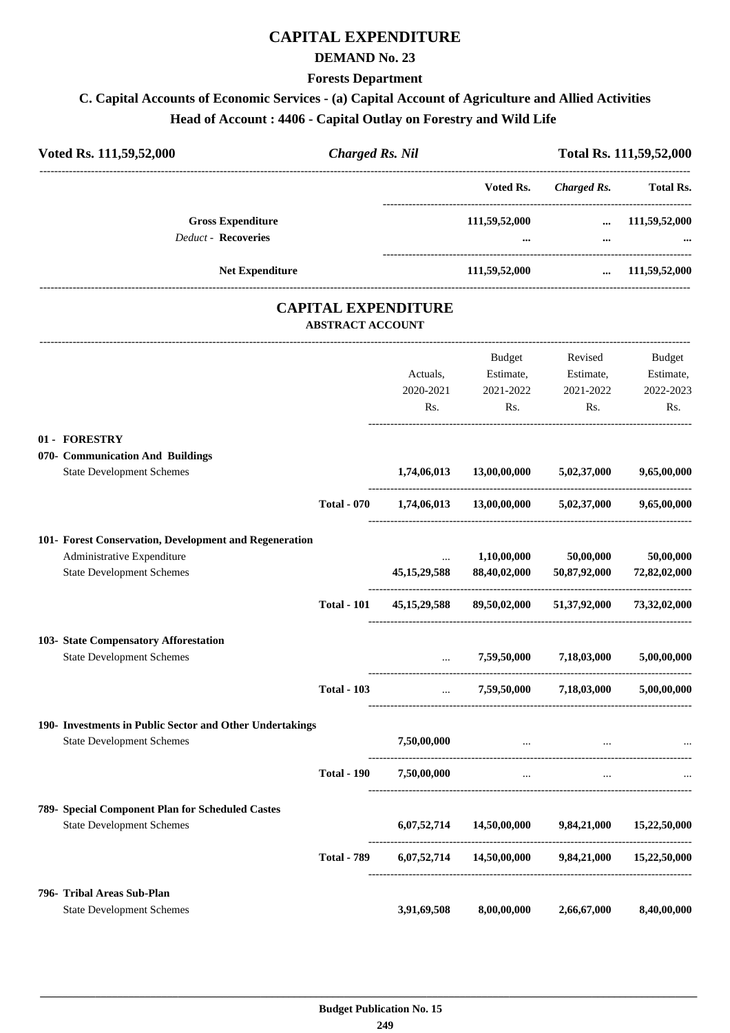# CAPITAL EXPENDITURE

## DEMAND No. 23

### Forests Department

### C. Capital Accounts of Economic Services - (a) Capital Account of Agriculture and Allied Activities

### Head of Account : 4406 - Capital Outlay on Forestry and Wild Life

**Voted Rs. 111,59,52,000** | ***Charged Rs. Nil*** | **Total Rs. 111,59,52,000**

| | Voted Rs. | *Charged Rs.* | Total Rs. |
|---|---|---|---|
| **Gross Expenditure** | **111,59,52,000** | **...** | **111,59,52,000** |
| *Deduct* - **Recoveries** | **...** | **...** | **...** |
| **Net Expenditure** | **111,59,52,000** | **...** | **111,59,52,000** |

## CAPITAL EXPENDITURE

### ABSTRACT ACCOUNT

| | | Actuals, 2020-2021 Rs. | Budget Estimate, 2021-2022 Rs. | Revised Estimate, 2021-2022 Rs. | Budget Estimate, 2022-2023 Rs. |
|---|---|---|---|---|---|
| **01 - FORESTRY** | | | | | |
| **070- Communication And Buildings** | | | | | |
| State Development Schemes | | **1,74,06,013** | **13,00,00,000** | **5,02,37,000** | **9,65,00,000** |
| | **Total - 070** | **1,74,06,013** | **13,00,00,000** | **5,02,37,000** | **9,65,00,000** |
| **101- Forest Conservation, Development and Regeneration** | | | | | |
| Administrative Expenditure | | ... | **1,10,00,000** | **50,00,000** | **50,00,000** |
| State Development Schemes | | **45,15,29,588** | **88,40,02,000** | **50,87,92,000** | **72,82,02,000** |
| | **Total - 101** | **45,15,29,588** | **89,50,02,000** | **51,37,92,000** | **73,32,02,000** |
| **103- State Compensatory Afforestation** | | | | | |
| State Development Schemes | | ... | **7,59,50,000** | **7,18,03,000** | **5,00,00,000** |
| | **Total - 103** | ... | **7,59,50,000** | **7,18,03,000** | **5,00,00,000** |
| **190- Investments in Public Sector and Other Undertakings** | | | | | |
| State Development Schemes | | **7,50,00,000** | ... | ... | ... |
| | **Total - 190** | **7,50,00,000** | ... | ... | ... |
| **789- Special Component Plan for Scheduled Castes** | | | | | |
| State Development Schemes | | **6,07,52,714** | **14,50,00,000** | **9,84,21,000** | **15,22,50,000** |
| | **Total - 789** | **6,07,52,714** | **14,50,00,000** | **9,84,21,000** | **15,22,50,000** |
| **796- Tribal Areas Sub-Plan** | | | | | |
| State Development Schemes | | **3,91,69,508** | **8,00,00,000** | **2,66,67,000** | **8,40,00,000** |

**Budget Publication No. 15**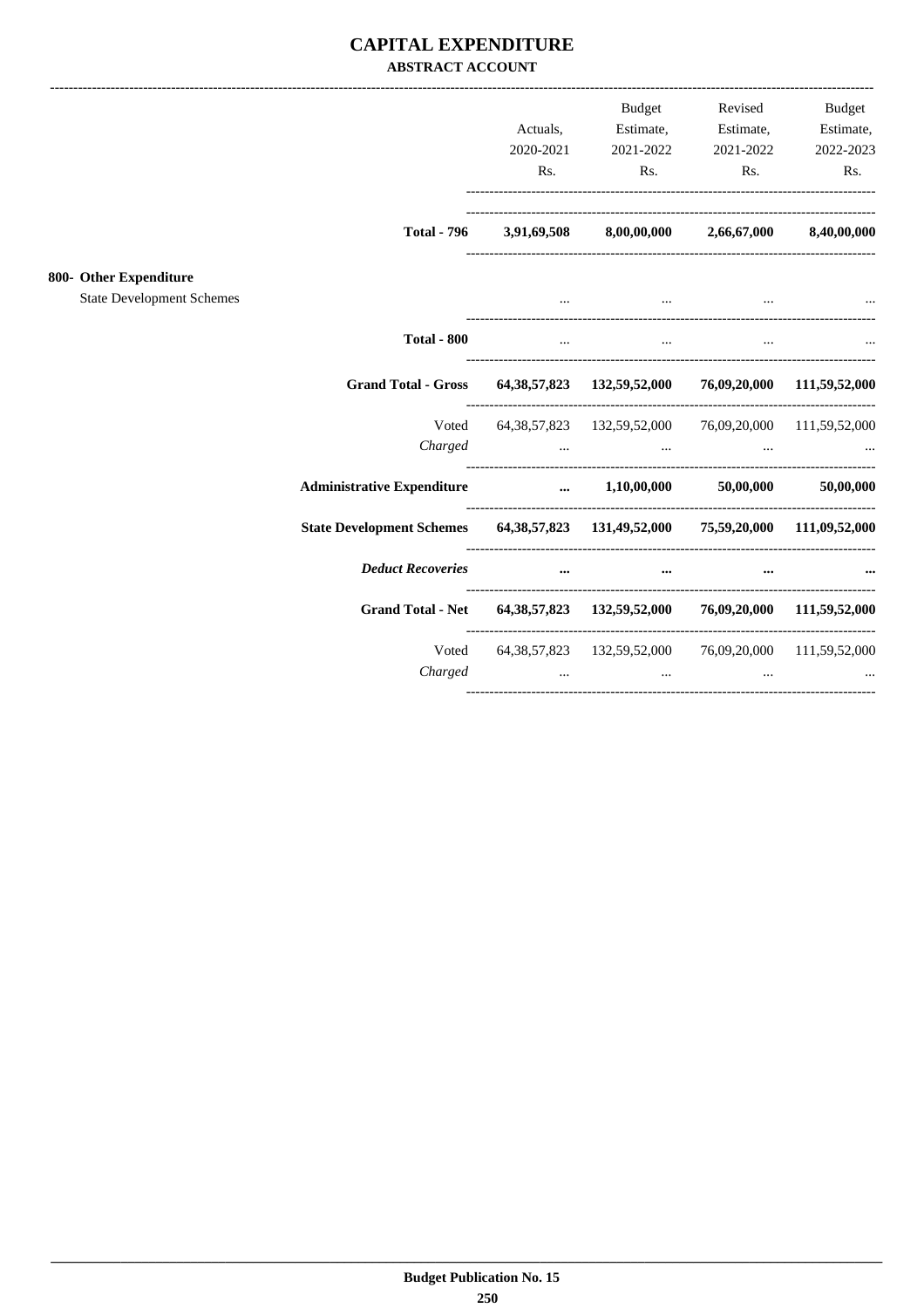# CAPITAL EXPENDITURE
## ABSTRACT ACCOUNT

| | Actuals, 2020-2021 Rs. | Budget Estimate, 2021-2022 Rs. | Revised Estimate, 2021-2022 Rs. | Budget Estimate, 2022-2023 Rs. |
|---|---|---|---|---|
| **Total - 796** | **3,91,69,508** | **8,00,00,000** | **2,66,67,000** | **8,40,00,000** |
| **800- Other Expenditure** | | | | |
| State Development Schemes | ... | ... | ... | ... |
| **Total - 800** | ... | ... | ... | ... |
| **Grand Total - Gross** | **64,38,57,823** | **132,59,52,000** | **76,09,20,000** | **111,59,52,000** |
| Voted | 64,38,57,823 | 132,59,52,000 | 76,09,20,000 | 111,59,52,000 |
| *Charged* | ... | ... | ... | ... |
| **Administrative Expenditure** | **...** | **1,10,00,000** | **50,00,000** | **50,00,000** |
| **State Development Schemes** | **64,38,57,823** | **131,49,52,000** | **75,59,20,000** | **111,09,52,000** |
| ***Deduct Recoveries*** | **...** | **...** | **...** | **...** |
| **Grand Total - Net** | **64,38,57,823** | **132,59,52,000** | **76,09,20,000** | **111,59,52,000** |
| Voted | 64,38,57,823 | 132,59,52,000 | 76,09,20,000 | 111,59,52,000 |
| *Charged* | ... | ... | ... | ... |

**Budget Publication No. 15**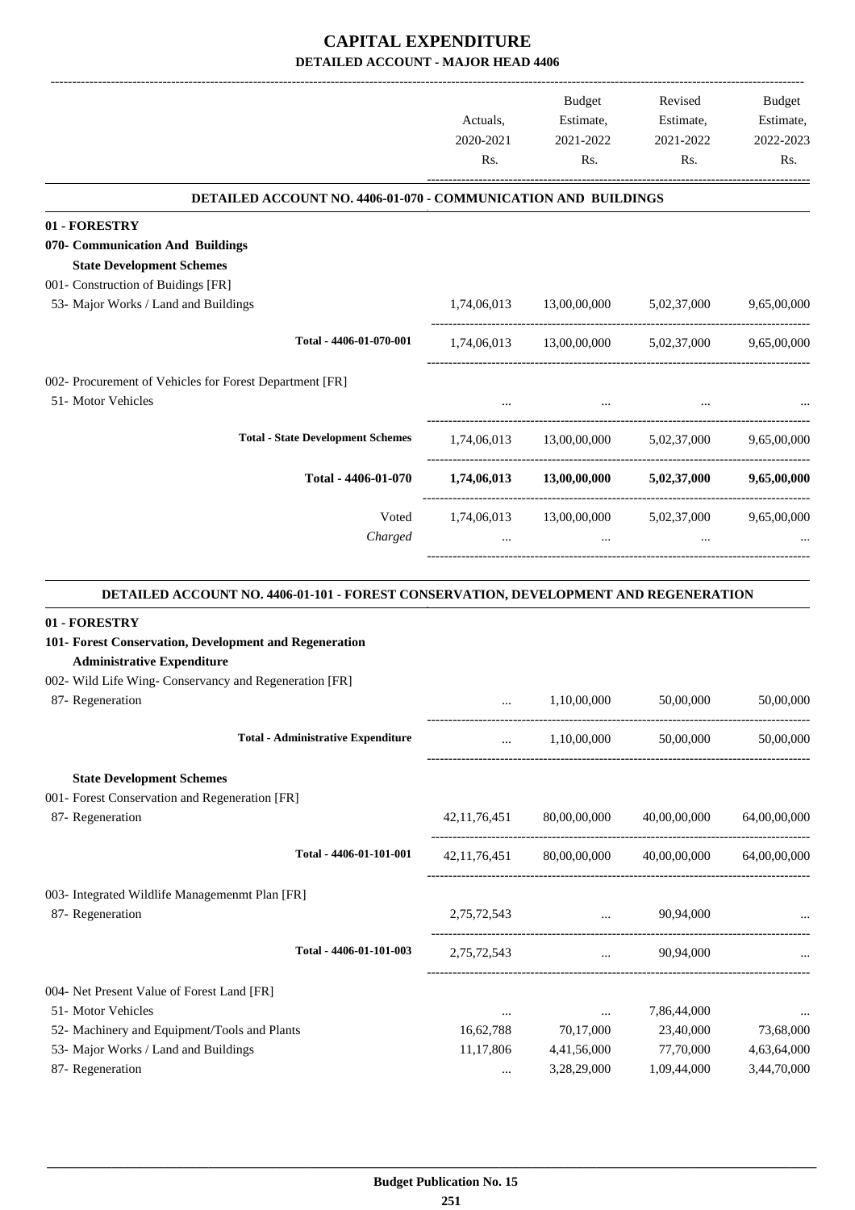# CAPITAL EXPENDITURE
## DETAILED ACCOUNT - MAJOR HEAD 4406

| | Actuals, 2020-2021 Rs. | Budget Estimate, 2021-2022 Rs. | Revised Estimate, 2021-2022 Rs. | Budget Estimate, 2022-2023 Rs. |
|---|---|---|---|---|
| **DETAILED ACCOUNT NO. 4406-01-070 - COMMUNICATION AND BUILDINGS** | | | | |
| **01 - FORESTRY** | | | | |
| **070- Communication And Buildings** | | | | |
| **State Development Schemes** | | | | |
| 001- Construction of Buidings [FR] | | | | |
| 53- Major Works / Land and Buildings | 1,74,06,013 | 13,00,00,000 | 5,02,37,000 | 9,65,00,000 |
| Total - 4406-01-070-001 | 1,74,06,013 | 13,00,00,000 | 5,02,37,000 | 9,65,00,000 |
| 002- Procurement of Vehicles for Forest Department [FR] | | | | |
| 51- Motor Vehicles | ... | ... | ... | ... |
| Total - State Development Schemes | 1,74,06,013 | 13,00,00,000 | 5,02,37,000 | 9,65,00,000 |
| **Total - 4406-01-070** | **1,74,06,013** | **13,00,00,000** | **5,02,37,000** | **9,65,00,000** |
| Voted | 1,74,06,013 | 13,00,00,000 | 5,02,37,000 | 9,65,00,000 |
| *Charged* | ... | ... | ... | ... |

| | Actuals, 2020-2021 Rs. | Budget Estimate, 2021-2022 Rs. | Revised Estimate, 2021-2022 Rs. | Budget Estimate, 2022-2023 Rs. |
|---|---|---|---|---|
| **DETAILED ACCOUNT NO. 4406-01-101 - FOREST CONSERVATION, DEVELOPMENT AND REGENERATION** | | | | |
| **01 - FORESTRY** | | | | |
| **101- Forest Conservation, Development and Regeneration** | | | | |
| **Administrative Expenditure** | | | | |
| 002- Wild Life Wing- Conservancy and Regeneration [FR] | | | | |
| 87- Regeneration | ... | 1,10,00,000 | 50,00,000 | 50,00,000 |
| Total - Administrative Expenditure | ... | 1,10,00,000 | 50,00,000 | 50,00,000 |
| **State Development Schemes** | | | | |
| 001- Forest Conservation and Regeneration [FR] | | | | |
| 87- Regeneration | 42,11,76,451 | 80,00,00,000 | 40,00,00,000 | 64,00,00,000 |
| Total - 4406-01-101-001 | 42,11,76,451 | 80,00,00,000 | 40,00,00,000 | 64,00,00,000 |
| 003- Integrated Wildlife Managemenmt Plan [FR] | | | | |
| 87- Regeneration | 2,75,72,543 | ... | 90,94,000 | ... |
| Total - 4406-01-101-003 | 2,75,72,543 | ... | 90,94,000 | ... |
| 004- Net Present Value of Forest Land [FR] | | | | |
| 51- Motor Vehicles | ... | ... | 7,86,44,000 | ... |
| 52- Machinery and Equipment/Tools and Plants | 16,62,788 | 70,17,000 | 23,40,000 | 73,68,000 |
| 53- Major Works / Land and Buildings | 11,17,806 | 4,41,56,000 | 77,70,000 | 4,63,64,000 |
| 87- Regeneration | ... | 3,28,29,000 | 1,09,44,000 | 3,44,70,000 |

Budget Publication No. 15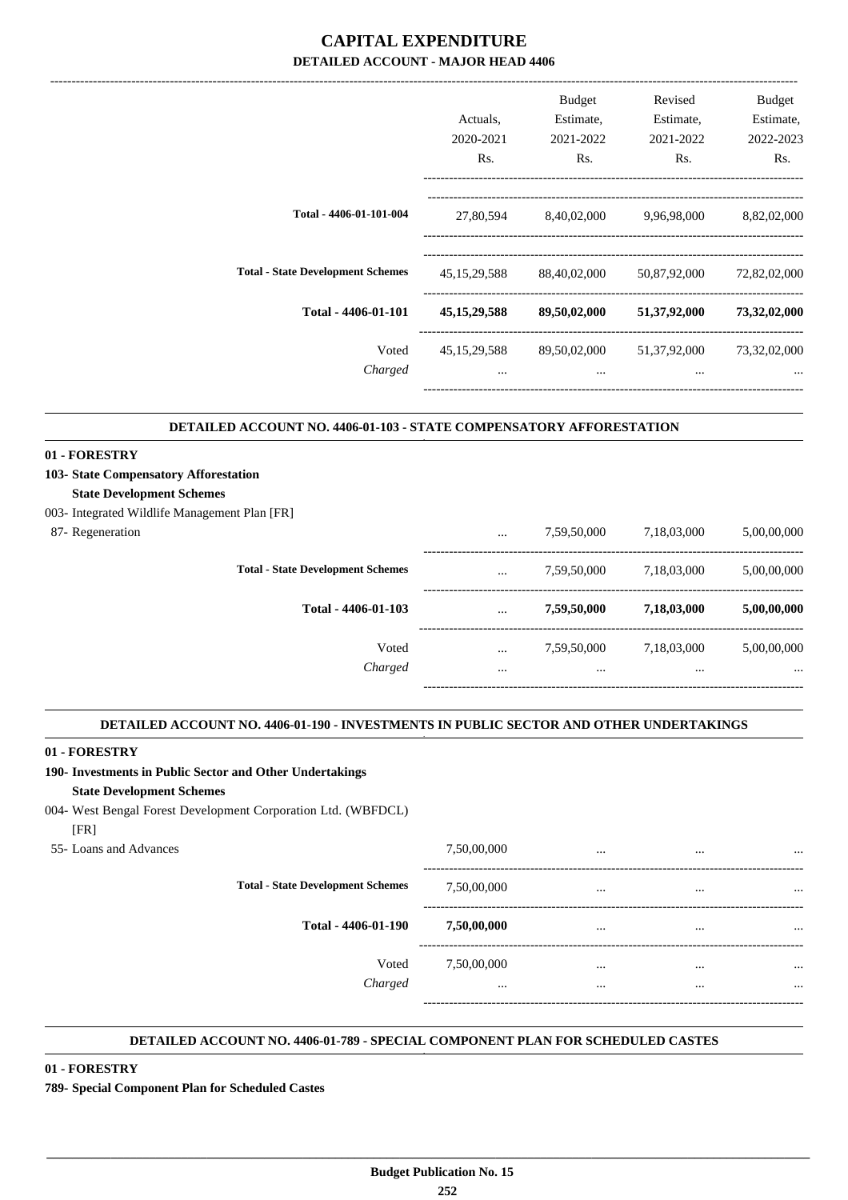# CAPITAL EXPENDITURE
## DETAILED ACCOUNT - MAJOR HEAD 4406

| | Actuals, 2020-2021 Rs. | Budget Estimate, 2021-2022 Rs. | Revised Estimate, 2021-2022 Rs. | Budget Estimate, 2022-2023 Rs. |
|---|---|---|---|---|
| Total - 4406-01-101-004 | 27,80,594 | 8,40,02,000 | 9,96,98,000 | 8,82,02,000 |
| Total - State Development Schemes | 45,15,29,588 | 88,40,02,000 | 50,87,92,000 | 72,82,02,000 |
| **Total - 4406-01-101** | **45,15,29,588** | **89,50,02,000** | **51,37,92,000** | **73,32,02,000** |
| Voted | 45,15,29,588 | 89,50,02,000 | 51,37,92,000 | 73,32,02,000 |
| *Charged* | ... | ... | ... | ... |

### DETAILED ACCOUNT NO. 4406-01-103 - STATE COMPENSATORY AFFORESTATION

**01 - FORESTRY**

**103- State Compensatory Afforestation**

**State Development Schemes**

003- Integrated Wildlife Management Plan [FR]

| | Actuals, 2020-2021 Rs. | Budget Estimate, 2021-2022 Rs. | Revised Estimate, 2021-2022 Rs. | Budget Estimate, 2022-2023 Rs. |
|---|---|---|---|---|
| 87- Regeneration | ... | 7,59,50,000 | 7,18,03,000 | 5,00,00,000 |
| Total - State Development Schemes | ... | 7,59,50,000 | 7,18,03,000 | 5,00,00,000 |
| **Total - 4406-01-103** | ... | **7,59,50,000** | **7,18,03,000** | **5,00,00,000** |
| Voted | ... | 7,59,50,000 | 7,18,03,000 | 5,00,00,000 |
| *Charged* | ... | ... | ... | ... |

### DETAILED ACCOUNT NO. 4406-01-190 - INVESTMENTS IN PUBLIC SECTOR AND OTHER UNDERTAKINGS

**01 - FORESTRY**

**190- Investments in Public Sector and Other Undertakings**

**State Development Schemes**

004- West Bengal Forest Development Corporation Ltd. (WBFDCL) [FR]

| | Actuals, 2020-2021 Rs. | Budget Estimate, 2021-2022 Rs. | Revised Estimate, 2021-2022 Rs. | Budget Estimate, 2022-2023 Rs. |
|---|---|---|---|---|
| 55- Loans and Advances | 7,50,00,000 | ... | ... | ... |
| Total - State Development Schemes | 7,50,00,000 | ... | ... | ... |
| **Total - 4406-01-190** | **7,50,00,000** | ... | ... | ... |
| Voted | 7,50,00,000 | ... | ... | ... |
| *Charged* | ... | ... | ... | ... |

### DETAILED ACCOUNT NO. 4406-01-789 - SPECIAL COMPONENT PLAN FOR SCHEDULED CASTES

**01 - FORESTRY**

**789- Special Component Plan for Scheduled Castes**

Budget Publication No. 15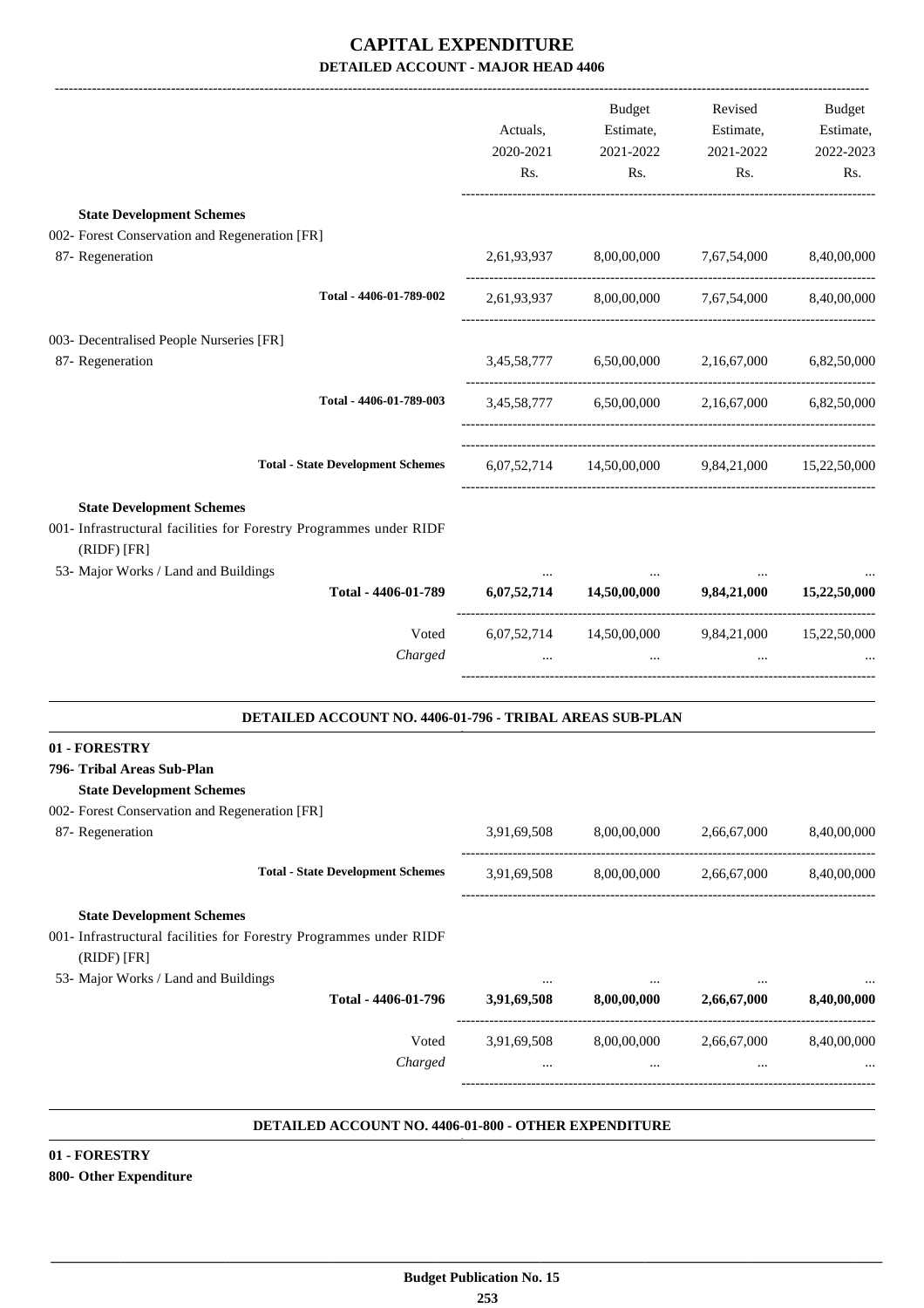# CAPITAL EXPENDITURE

## DETAILED ACCOUNT - MAJOR HEAD 4406

| | Actuals, 2020-2021 Rs. | Budget Estimate, 2021-2022 Rs. | Revised Estimate, 2021-2022 Rs. | Budget Estimate, 2022-2023 Rs. |
|---|---|---|---|---|
| **State Development Schemes** | | | | |
| 002- Forest Conservation and Regeneration [FR] | | | | |
| 87- Regeneration | 2,61,93,937 | 8,00,00,000 | 7,67,54,000 | 8,40,00,000 |
| Total - 4406-01-789-002 | 2,61,93,937 | 8,00,00,000 | 7,67,54,000 | 8,40,00,000 |
| 003- Decentralised People Nurseries [FR] | | | | |
| 87- Regeneration | 3,45,58,777 | 6,50,00,000 | 2,16,67,000 | 6,82,50,000 |
| Total - 4406-01-789-003 | 3,45,58,777 | 6,50,00,000 | 2,16,67,000 | 6,82,50,000 |
| Total - State Development Schemes | 6,07,52,714 | 14,50,00,000 | 9,84,21,000 | 15,22,50,000 |
| **State Development Schemes** | | | | |
| 001- Infrastructural facilities for Forestry Programmes under RIDF (RIDF) [FR] | | | | |
| 53- Major Works / Land and Buildings | ... | ... | ... | ... |
| **Total - 4406-01-789** | **6,07,52,714** | **14,50,00,000** | **9,84,21,000** | **15,22,50,000** |
| Voted | 6,07,52,714 | 14,50,00,000 | 9,84,21,000 | 15,22,50,000 |
| *Charged* | ... | ... | ... | ... |

### DETAILED ACCOUNT NO. 4406-01-796 - TRIBAL AREAS SUB-PLAN

**01 - FORESTRY**

**796- Tribal Areas Sub-Plan**

| | Actuals, 2020-2021 Rs. | Budget Estimate, 2021-2022 Rs. | Revised Estimate, 2021-2022 Rs. | Budget Estimate, 2022-2023 Rs. |
|---|---|---|---|---|
| **State Development Schemes** | | | | |
| 002- Forest Conservation and Regeneration [FR] | | | | |
| 87- Regeneration | 3,91,69,508 | 8,00,00,000 | 2,66,67,000 | 8,40,00,000 |
| Total - State Development Schemes | 3,91,69,508 | 8,00,00,000 | 2,66,67,000 | 8,40,00,000 |
| **State Development Schemes** | | | | |
| 001- Infrastructural facilities for Forestry Programmes under RIDF (RIDF) [FR] | | | | |
| 53- Major Works / Land and Buildings | ... | ... | ... | ... |
| **Total - 4406-01-796** | **3,91,69,508** | **8,00,00,000** | **2,66,67,000** | **8,40,00,000** |
| Voted | 3,91,69,508 | 8,00,00,000 | 2,66,67,000 | 8,40,00,000 |
| *Charged* | ... | ... | ... | ... |

### DETAILED ACCOUNT NO. 4406-01-800 - OTHER EXPENDITURE

**01 - FORESTRY**

**800- Other Expenditure**

Budget Publication No. 15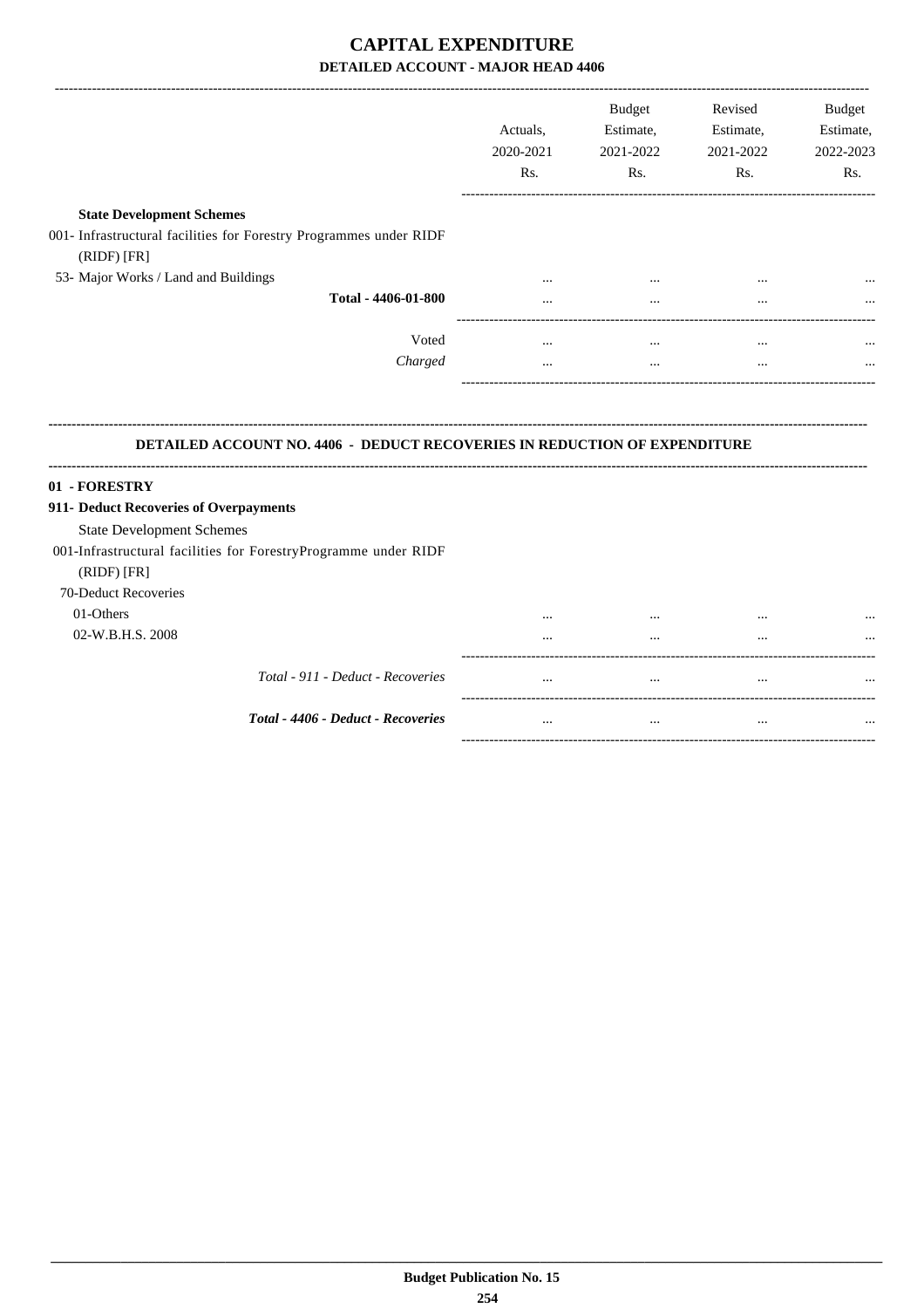# CAPITAL EXPENDITURE

## DETAILED ACCOUNT - MAJOR HEAD 4406

| | Actuals, 2020-2021 Rs. | Budget Estimate, 2021-2022 Rs. | Revised Estimate, 2021-2022 Rs. | Budget Estimate, 2022-2023 Rs. |
|---|---|---|---|---|
| **State Development Schemes** | | | | |
| 001- Infrastructural facilities for Forestry Programmes under RIDF (RIDF) [FR] | | | | |
| 53- Major Works / Land and Buildings | ... | ... | ... | ... |
| **Total - 4406-01-800** | ... | ... | ... | ... |
| Voted | ... | ... | ... | ... |
| *Charged* | ... | ... | ... | ... |

### DETAILED ACCOUNT NO. 4406 - DEDUCT RECOVERIES IN REDUCTION OF EXPENDITURE

| | Actuals, 2020-2021 Rs. | Budget Estimate, 2021-2022 Rs. | Revised Estimate, 2021-2022 Rs. | Budget Estimate, 2022-2023 Rs. |
|---|---|---|---|---|
| **01 - FORESTRY** | | | | |
| **911- Deduct Recoveries of Overpayments** | | | | |
| State Development Schemes | | | | |
| 001-Infrastructural facilities for ForestryProgramme under RIDF (RIDF) [FR] | | | | |
| 70-Deduct Recoveries | | | | |
| 01-Others | ... | ... | ... | ... |
| 02-W.B.H.S. 2008 | ... | ... | ... | ... |
| *Total - 911 - Deduct - Recoveries* | ... | ... | ... | ... |
| ***Total - 4406 - Deduct - Recoveries*** | ... | ... | ... | ... |

**Budget Publication No. 15**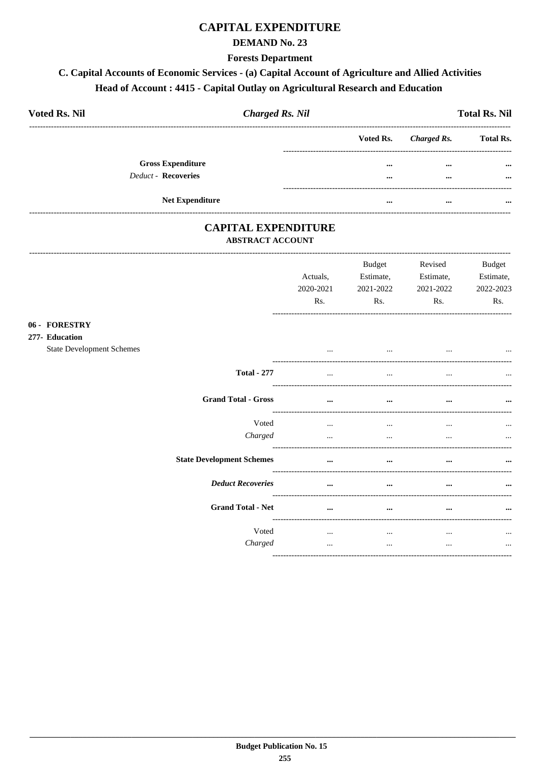# CAPITAL EXPENDITURE

## DEMAND No. 23

### Forests Department

### C. Capital Accounts of Economic Services - (a) Capital Account of Agriculture and Allied Activities

### Head of Account : 4415 - Capital Outlay on Agricultural Research and Education

| **Voted Rs. Nil** | ***Charged Rs. Nil*** | **Total Rs. Nil** |
|---|---|---|

| | Voted Rs. | *Charged Rs.* | Total Rs. |
|---|---|---|---|
| **Gross Expenditure** | ... | ... | ... |
| *Deduct* - **Recoveries** | ... | ... | ... |
| **Net Expenditure** | ... | ... | ... |

# CAPITAL EXPENDITURE

## ABSTRACT ACCOUNT

| | Actuals, 2020-2021 Rs. | Budget Estimate, 2021-2022 Rs. | Revised Estimate, 2021-2022 Rs. | Budget Estimate, 2022-2023 Rs. |
|---|---|---|---|---|
| **06 - FORESTRY** | | | | |
| **277- Education** | | | | |
| State Development Schemes | ... | ... | ... | ... |
| **Total - 277** | ... | ... | ... | ... |
| **Grand Total - Gross** | ... | ... | ... | ... |
| Voted | ... | ... | ... | ... |
| *Charged* | ... | ... | ... | ... |
| **State Development Schemes** | ... | ... | ... | ... |
| ***Deduct Recoveries*** | ... | ... | ... | ... |
| **Grand Total - Net** | ... | ... | ... | ... |
| Voted | ... | ... | ... | ... |
| *Charged* | ... | ... | ... | ... |

**Budget Publication No. 15**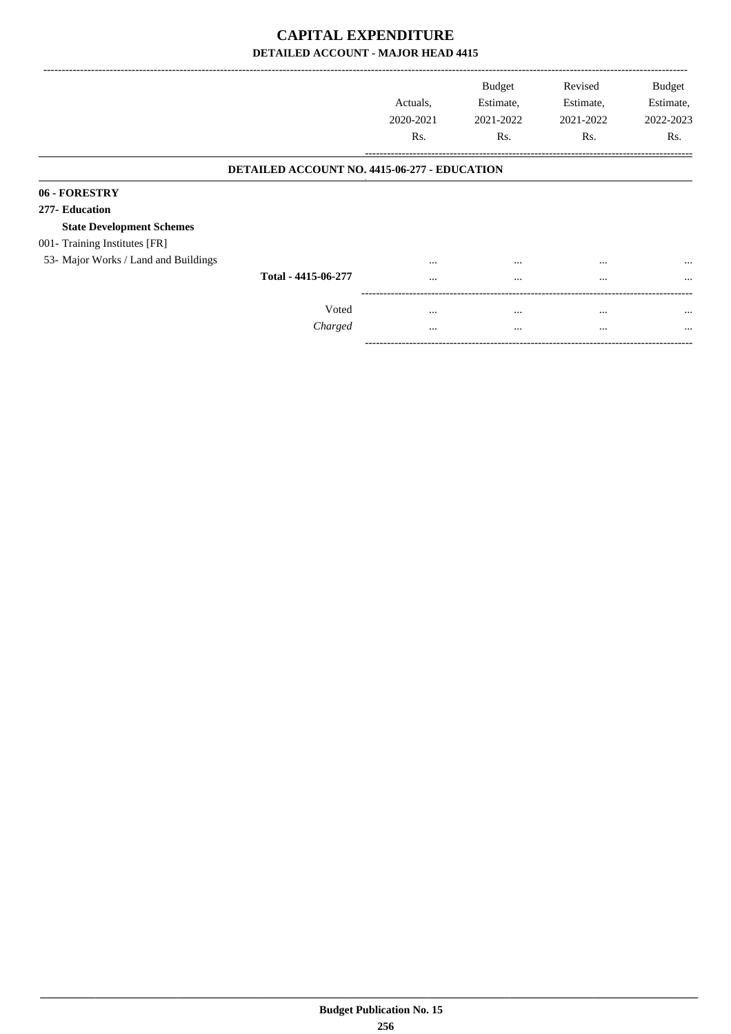# CAPITAL EXPENDITURE

## DETAILED ACCOUNT - MAJOR HEAD 4415

| | Actuals, 2020-2021 Rs. | Budget Estimate, 2021-2022 Rs. | Revised Estimate, 2021-2022 Rs. | Budget Estimate, 2022-2023 Rs. |
|---|---|---|---|---|
| **DETAILED ACCOUNT NO. 4415-06-277 - EDUCATION** | | | | |
| **06 - FORESTRY** | | | | |
| **277- Education** | | | | |
| **State Development Schemes** | | | | |
| 001- Training Institutes [FR] | | | | |
| 53- Major Works / Land and Buildings | ... | ... | ... | ... |
| **Total - 4415-06-277** | ... | ... | ... | ... |
| Voted | ... | ... | ... | ... |
| *Charged* | ... | ... | ... | ... |

**Budget Publication No. 15**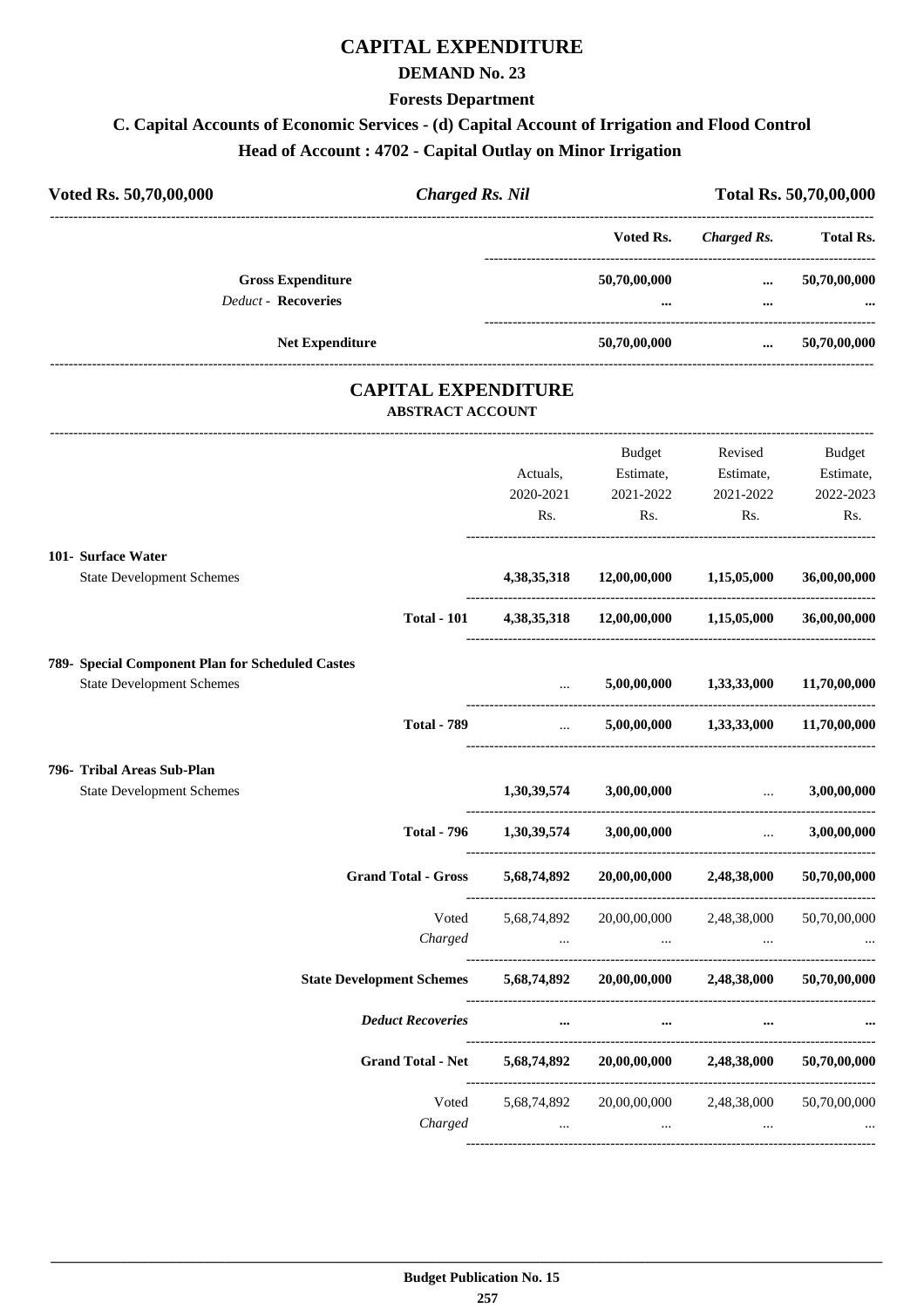# CAPITAL EXPENDITURE

## DEMAND No. 23

### Forests Department

### C. Capital Accounts of Economic Services - (d) Capital Account of Irrigation and Flood Control

### Head of Account : 4702 - Capital Outlay on Minor Irrigation

| **Voted Rs. 50,70,00,000** | ***Charged Rs. Nil*** | **Total Rs. 50,70,00,000** |
|---|---|---|

| | Voted Rs. | *Charged Rs.* | Total Rs. |
|---|---|---|---|
| **Gross Expenditure** | **50,70,00,000** | **...** | **50,70,00,000** |
| *Deduct -* **Recoveries** | **...** | **...** | **...** |
| **Net Expenditure** | **50,70,00,000** | **...** | **50,70,00,000** |

## CAPITAL EXPENDITURE

### ABSTRACT ACCOUNT

| | | Actuals, 2020-2021 Rs. | Budget Estimate, 2021-2022 Rs. | Revised Estimate, 2021-2022 Rs. | Budget Estimate, 2022-2023 Rs. |
|---|---|---|---|---|---|
| **101- Surface Water** | | | | | |
| State Development Schemes | | **4,38,35,318** | **12,00,00,000** | **1,15,05,000** | **36,00,00,000** |
| | **Total - 101** | **4,38,35,318** | **12,00,00,000** | **1,15,05,000** | **36,00,00,000** |
| **789- Special Component Plan for Scheduled Castes** | | | | | |
| State Development Schemes | | ... | **5,00,00,000** | **1,33,33,000** | **11,70,00,000** |
| | **Total - 789** | ... | **5,00,00,000** | **1,33,33,000** | **11,70,00,000** |
| **796- Tribal Areas Sub-Plan** | | | | | |
| State Development Schemes | | **1,30,39,574** | **3,00,00,000** | ... | **3,00,00,000** |
| | **Total - 796** | **1,30,39,574** | **3,00,00,000** | ... | **3,00,00,000** |
| | **Grand Total - Gross** | **5,68,74,892** | **20,00,00,000** | **2,48,38,000** | **50,70,00,000** |
| | Voted | 5,68,74,892 | 20,00,00,000 | 2,48,38,000 | 50,70,00,000 |
| | *Charged* | ... | ... | ... | ... |
| | **State Development Schemes** | **5,68,74,892** | **20,00,00,000** | **2,48,38,000** | **50,70,00,000** |
| | ***Deduct Recoveries*** | **...** | **...** | **...** | **...** |
| | **Grand Total - Net** | **5,68,74,892** | **20,00,00,000** | **2,48,38,000** | **50,70,00,000** |
| | Voted | 5,68,74,892 | 20,00,00,000 | 2,48,38,000 | 50,70,00,000 |
| | *Charged* | ... | ... | ... | ... |

**Budget Publication No. 15**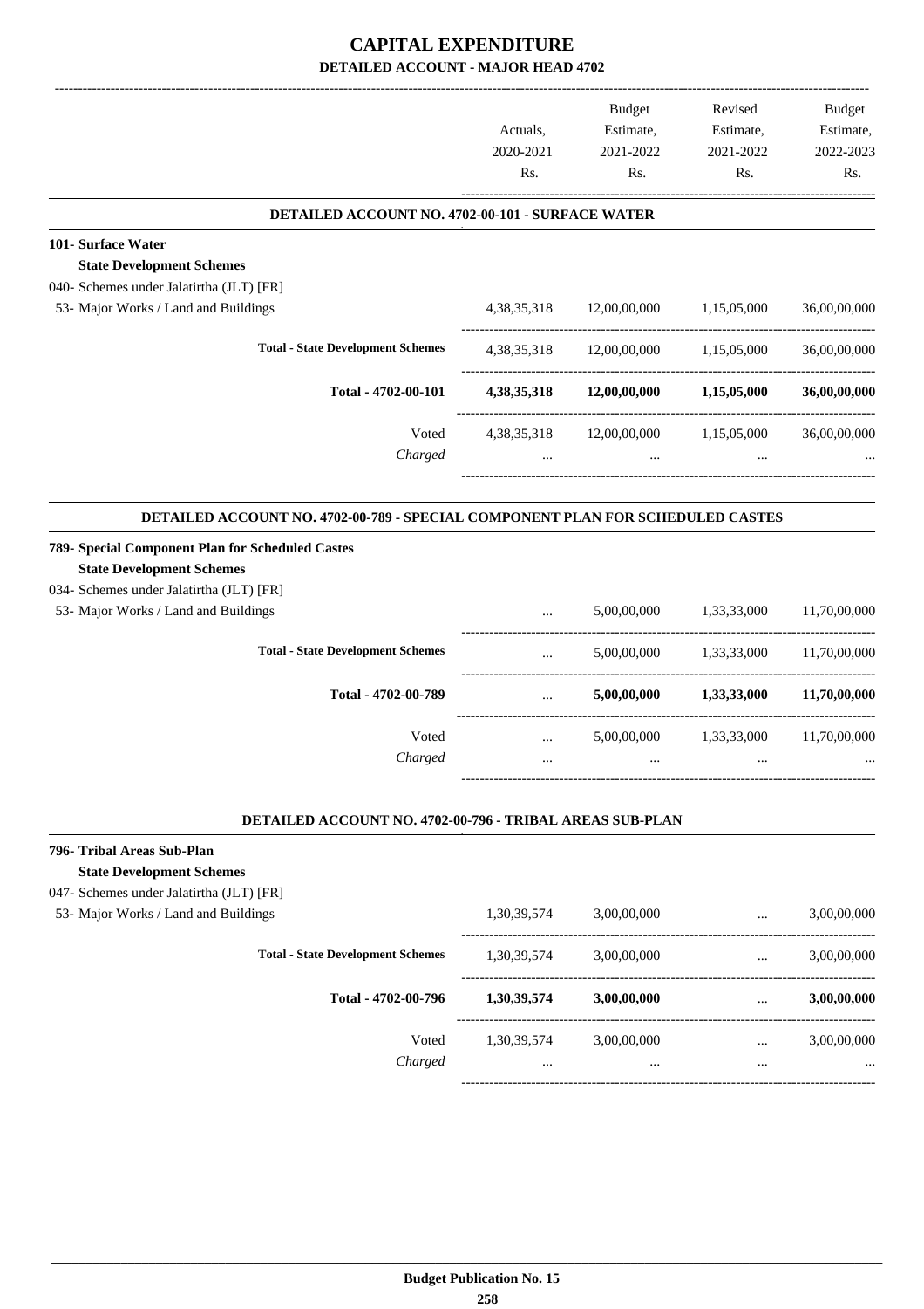# CAPITAL EXPENDITURE

## DETAILED ACCOUNT - MAJOR HEAD 4702

| | Actuals, 2020-2021 Rs. | Budget Estimate, 2021-2022 Rs. | Revised Estimate, 2021-2022 Rs. | Budget Estimate, 2022-2023 Rs. |
|---|---|---|---|---|

### DETAILED ACCOUNT NO. 4702-00-101 - SURFACE WATER

| | Actuals, 2020-2021 Rs. | Budget Estimate, 2021-2022 Rs. | Revised Estimate, 2021-2022 Rs. | Budget Estimate, 2022-2023 Rs. |
|---|---|---|---|---|
| **101- Surface Water** | | | | |
| **State Development Schemes** | | | | |
| 040- Schemes under Jalatirtha (JLT) [FR] | | | | |
| 53- Major Works / Land and Buildings | 4,38,35,318 | 12,00,00,000 | 1,15,05,000 | 36,00,00,000 |
| **Total - State Development Schemes** | 4,38,35,318 | 12,00,00,000 | 1,15,05,000 | 36,00,00,000 |
| **Total - 4702-00-101** | **4,38,35,318** | **12,00,00,000** | **1,15,05,000** | **36,00,00,000** |
| Voted | 4,38,35,318 | 12,00,00,000 | 1,15,05,000 | 36,00,00,000 |
| *Charged* | ... | ... | ... | ... |

### DETAILED ACCOUNT NO. 4702-00-789 - SPECIAL COMPONENT PLAN FOR SCHEDULED CASTES

| | Actuals, 2020-2021 Rs. | Budget Estimate, 2021-2022 Rs. | Revised Estimate, 2021-2022 Rs. | Budget Estimate, 2022-2023 Rs. |
|---|---|---|---|---|
| **789- Special Component Plan for Scheduled Castes** | | | | |
| **State Development Schemes** | | | | |
| 034- Schemes under Jalatirtha (JLT) [FR] | | | | |
| 53- Major Works / Land and Buildings | ... | 5,00,00,000 | 1,33,33,000 | 11,70,00,000 |
| **Total - State Development Schemes** | ... | 5,00,00,000 | 1,33,33,000 | 11,70,00,000 |
| **Total - 4702-00-789** | ... | **5,00,00,000** | **1,33,33,000** | **11,70,00,000** |
| Voted | ... | 5,00,00,000 | 1,33,33,000 | 11,70,00,000 |
| *Charged* | ... | ... | ... | ... |

### DETAILED ACCOUNT NO. 4702-00-796 - TRIBAL AREAS SUB-PLAN

| | Actuals, 2020-2021 Rs. | Budget Estimate, 2021-2022 Rs. | Revised Estimate, 2021-2022 Rs. | Budget Estimate, 2022-2023 Rs. |
|---|---|---|---|---|
| **796- Tribal Areas Sub-Plan** | | | | |
| **State Development Schemes** | | | | |
| 047- Schemes under Jalatirtha (JLT) [FR] | | | | |
| 53- Major Works / Land and Buildings | 1,30,39,574 | 3,00,00,000 | ... | 3,00,00,000 |
| **Total - State Development Schemes** | 1,30,39,574 | 3,00,00,000 | ... | 3,00,00,000 |
| **Total - 4702-00-796** | **1,30,39,574** | **3,00,00,000** | ... | **3,00,00,000** |
| Voted | 1,30,39,574 | 3,00,00,000 | ... | 3,00,00,000 |
| *Charged* | ... | ... | ... | ... |

**Budget Publication No. 15**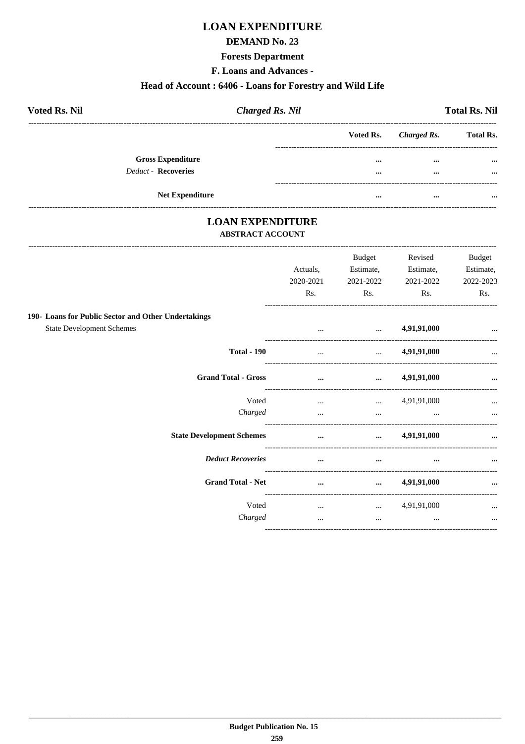# LOAN EXPENDITURE

## DEMAND No. 23

### Forests Department

### F. Loans and Advances -

### Head of Account : 6406 - Loans for Forestry and Wild Life

**Voted Rs. Nil** | ***Charged Rs. Nil*** | **Total Rs. Nil**

| | Voted Rs. | *Charged Rs.* | Total Rs. |
|---|---|---|---|
| **Gross Expenditure** | ... | ... | ... |
| *Deduct* - **Recoveries** | ... | ... | ... |
| **Net Expenditure** | ... | ... | ... |

# LOAN EXPENDITURE

## ABSTRACT ACCOUNT

| | Actuals, 2020-2021 Rs. | Budget Estimate, 2021-2022 Rs. | Revised Estimate, 2021-2022 Rs. | Budget Estimate, 2022-2023 Rs. |
|---|---|---|---|---|
| **190- Loans for Public Sector and Other Undertakings** | | | | |
| State Development Schemes | ... | ... | **4,91,91,000** | ... |
| **Total - 190** | ... | ... | **4,91,91,000** | ... |
| **Grand Total - Gross** | **...** | **...** | **4,91,91,000** | **...** |
| Voted | ... | ... | 4,91,91,000 | ... |
| *Charged* | ... | ... | ... | ... |
| **State Development Schemes** | **...** | **...** | **4,91,91,000** | **...** |
| ***Deduct Recoveries*** | **...** | **...** | **...** | **...** |
| **Grand Total - Net** | **...** | **...** | **4,91,91,000** | **...** |
| Voted | ... | ... | 4,91,91,000 | ... |
| *Charged* | ... | ... | ... | ... |

**Budget Publication No. 15**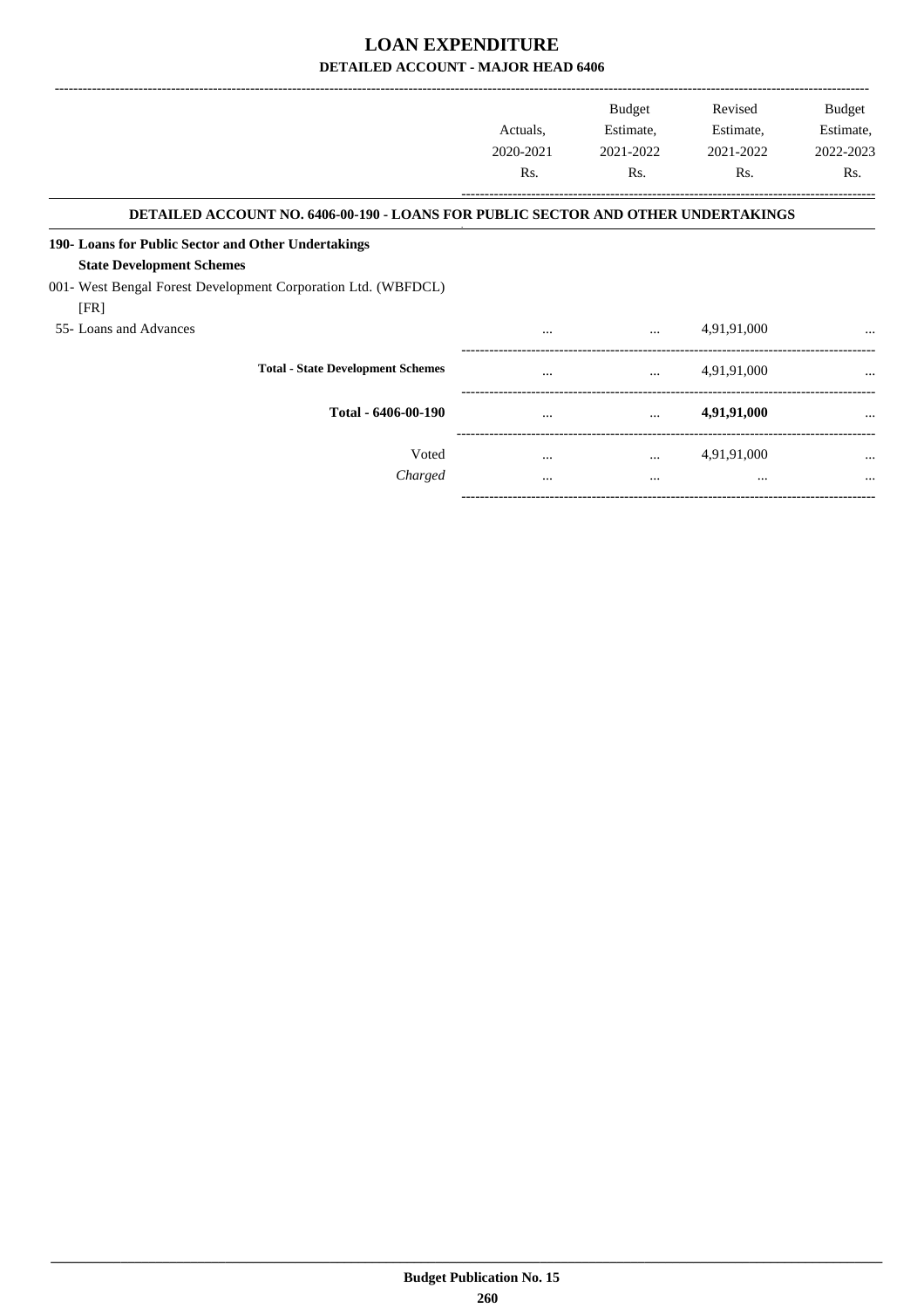# LOAN EXPENDITURE

## DETAILED ACCOUNT - MAJOR HEAD 6406

| | Actuals, 2020-2021 Rs. | Budget Estimate, 2021-2022 Rs. | Revised Estimate, 2021-2022 Rs. | Budget Estimate, 2022-2023 Rs. |
|---|---|---|---|---|
| **DETAILED ACCOUNT NO. 6406-00-190 - LOANS FOR PUBLIC SECTOR AND OTHER UNDERTAKINGS** | | | | |
| **190- Loans for Public Sector and Other Undertakings** | | | | |
| **State Development Schemes** | | | | |
| 001- West Bengal Forest Development Corporation Ltd. (WBFDCL) [FR] | | | | |
| 55- Loans and Advances | ... | ... | 4,91,91,000 | ... |
| **Total - State Development Schemes** | ... | ... | 4,91,91,000 | ... |
| **Total - 6406-00-190** | ... | ... | **4,91,91,000** | ... |
| Voted | ... | ... | 4,91,91,000 | ... |
| *Charged* | ... | ... | ... | ... |

**Budget Publication No. 15**